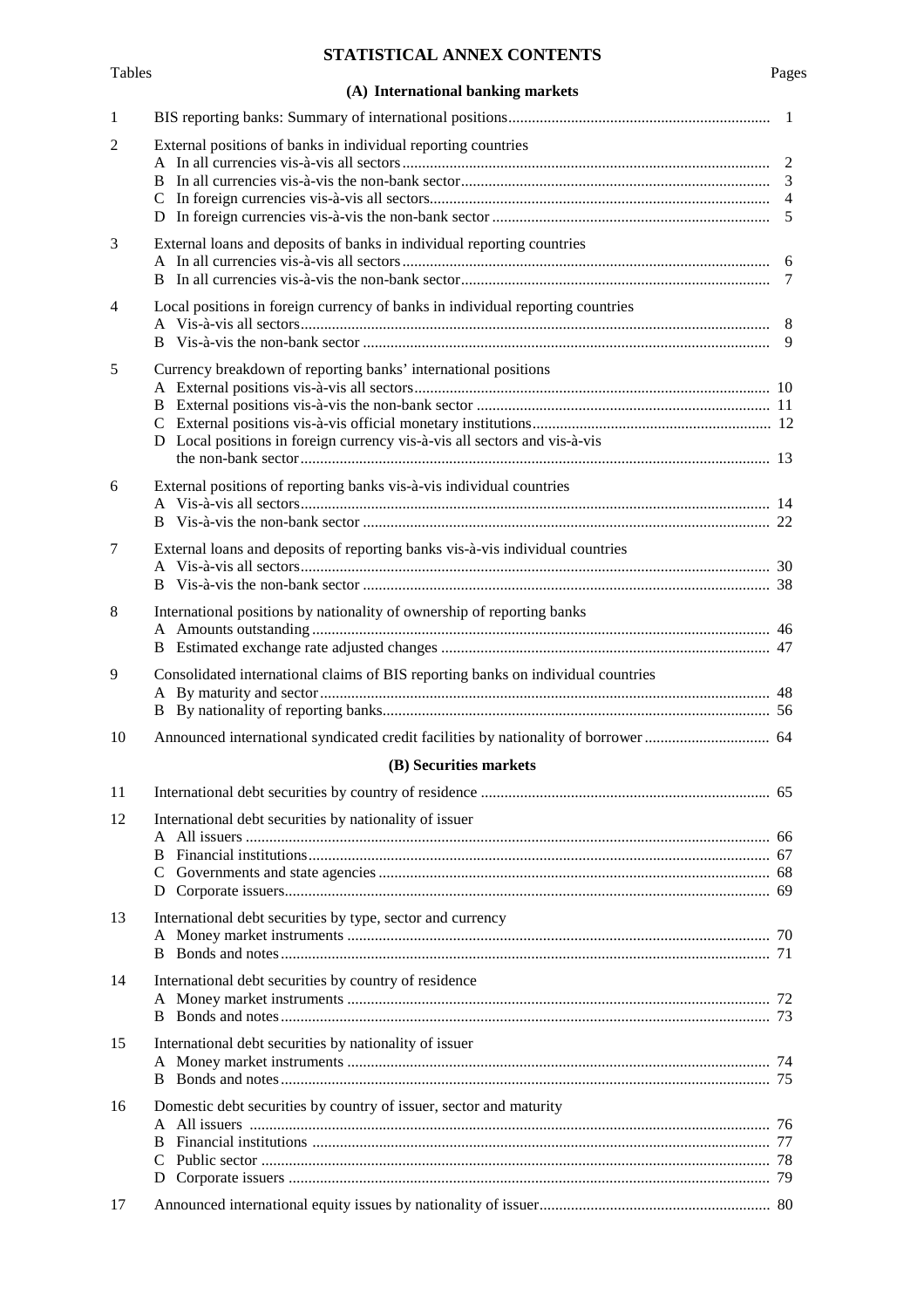# STATISTICAL ANNEX CONTENTS

| Tables | | Pages |
|---|---|---|
| | **(A) International banking markets** | |
| 1 | BIS reporting banks: Summary of international positions | 1 |
| 2 | External positions of banks in individual reporting countries | |
| | A In all currencies vis-à-vis all sectors | 2 |
| | B In all currencies vis-à-vis the non-bank sector | 3 |
| | C In foreign currencies vis-à-vis all sectors | 4 |
| | D In foreign currencies vis-à-vis the non-bank sector | 5 |
| 3 | External loans and deposits of banks in individual reporting countries | |
| | A In all currencies vis-à-vis all sectors | 6 |
| | B In all currencies vis-à-vis the non-bank sector | 7 |
| 4 | Local positions in foreign currency of banks in individual reporting countries | |
| | A Vis-à-vis all sectors | 8 |
| | B Vis-à-vis the non-bank sector | 9 |
| 5 | Currency breakdown of reporting banks' international positions | |
| | A External positions vis-à-vis all sectors | 10 |
| | B External positions vis-à-vis the non-bank sector | 11 |
| | C External positions vis-à-vis official monetary institutions | 12 |
| | D Local positions in foreign currency vis-à-vis all sectors and vis-à-vis the non-bank sector | 13 |
| 6 | External positions of reporting banks vis-à-vis individual countries | |
| | A Vis-à-vis all sectors | 14 |
| | B Vis-à-vis the non-bank sector | 22 |
| 7 | External loans and deposits of reporting banks vis-à-vis individual countries | |
| | A Vis-à-vis all sectors | 30 |
| | B Vis-à-vis the non-bank sector | 38 |
| 8 | International positions by nationality of ownership of reporting banks | |
| | A Amounts outstanding | 46 |
| | B Estimated exchange rate adjusted changes | 47 |
| 9 | Consolidated international claims of BIS reporting banks on individual countries | |
| | A By maturity and sector | 48 |
| | B By nationality of reporting banks | 56 |
| 10 | Announced international syndicated credit facilities by nationality of borrower | 64 |
| | **(B) Securities markets** | |
| 11 | International debt securities by country of residence | 65 |
| 12 | International debt securities by nationality of issuer | |
| | A All issuers | 66 |
| | B Financial institutions | 67 |
| | C Governments and state agencies | 68 |
| | D Corporate issuers | 69 |
| 13 | International debt securities by type, sector and currency | |
| | A Money market instruments | 70 |
| | B Bonds and notes | 71 |
| 14 | International debt securities by country of residence | |
| | A Money market instruments | 72 |
| | B Bonds and notes | 73 |
| 15 | International debt securities by nationality of issuer | |
| | A Money market instruments | 74 |
| | B Bonds and notes | 75 |
| 16 | Domestic debt securities by country of issuer, sector and maturity | |
| | A All issuers | 76 |
| | B Financial institutions | 77 |
| | C Public sector | 78 |
| | D Corporate issuers | 79 |
| 17 | Announced international equity issues by nationality of issuer | 80 |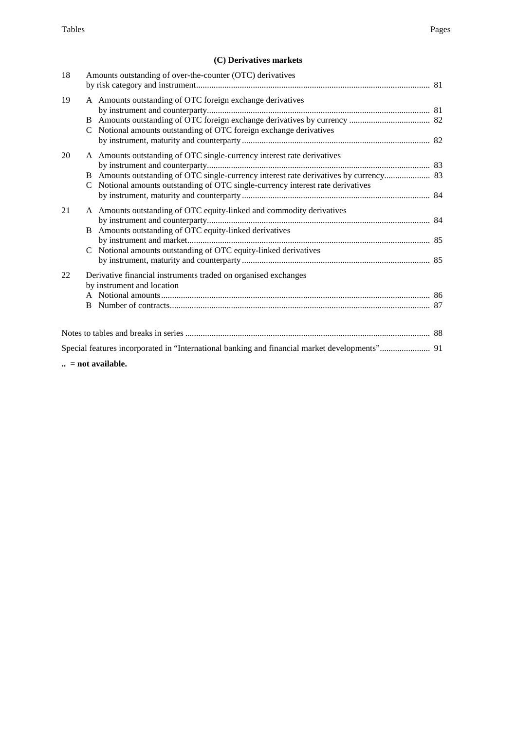| Tables | | Pages |
|---|---|---|

### (C) Derivatives markets

| | | Pages |
|---|---|---|
| 18 | Amounts outstanding of over-the-counter (OTC) derivatives by risk category and instrument | 81 |
| 19 | A Amounts outstanding of OTC foreign exchange derivatives by instrument and counterparty | 81 |
| | B Amounts outstanding of OTC foreign exchange derivatives by currency | 82 |
| | C Notional amounts outstanding of OTC foreign exchange derivatives by instrument, maturity and counterparty | 82 |
| 20 | A Amounts outstanding of OTC single-currency interest rate derivatives by instrument and counterparty | 83 |
| | B Amounts outstanding of OTC single-currency interest rate derivatives by currency | 83 |
| | C Notional amounts outstanding of OTC single-currency interest rate derivatives by instrument, maturity and counterparty | 84 |
| 21 | A Amounts outstanding of OTC equity-linked and commodity derivatives by instrument and counterparty | 84 |
| | B Amounts outstanding of OTC equity-linked derivatives by instrument and market | 85 |
| | C Notional amounts outstanding of OTC equity-linked derivatives by instrument, maturity and counterparty | 85 |
| 22 | Derivative financial instruments traded on organised exchanges by instrument and location | |
| | A Notional amounts | 86 |
| | B Number of contracts | 87 |

Notes to tables and breaks in series ........ 88

Special features incorporated in "International banking and financial market developments" ........ 91

**.. = not available.**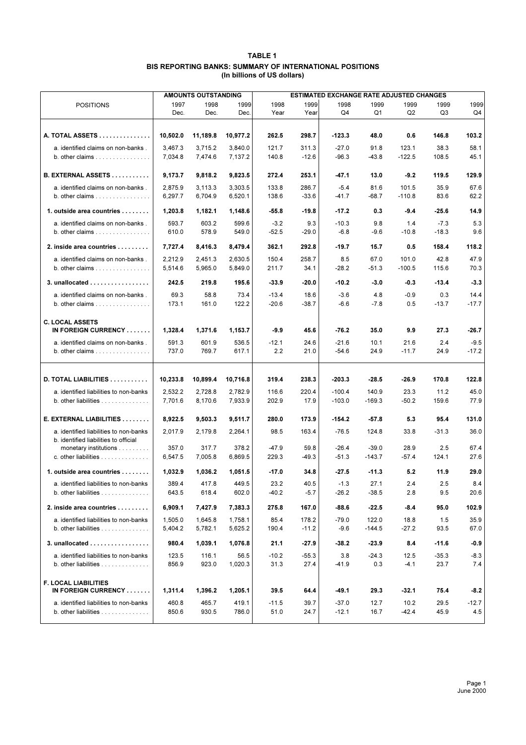**TABLE 1**
**BIS REPORTING BANKS: SUMMARY OF INTERNATIONAL POSITIONS**
**(In billions of US dollars)**

| POSITIONS | AMOUNTS OUTSTANDING | | | ESTIMATED EXCHANGE RATE ADJUSTED CHANGES | | | | | | |
|---|---|---|---|---|---|---|---|---|---|---|
| | 1997 Dec. | 1998 Dec. | 1999 Dec. | 1998 Year | 1999 Year | 1998 Q4 | 1999 Q1 | 1999 Q2 | 1999 Q3 | 1999 Q4 |
| **A. TOTAL ASSETS** | **10,502.0** | **11,189.8** | **10,977.2** | **262.5** | **298.7** | **-123.3** | **48.0** | **0.6** | **146.8** | **103.2** |
| a. identified claims on non-banks | 3,467.3 | 3,715.2 | 3,840.0 | 121.7 | 311.3 | -27.0 | 91.8 | 123.1 | 38.3 | 58.1 |
| b. other claims | 7,034.8 | 7,474.6 | 7,137.2 | 140.8 | -12.6 | -96.3 | -43.8 | -122.5 | 108.5 | 45.1 |
| **B. EXTERNAL ASSETS** | **9,173.7** | **9,818.2** | **9,823.5** | **272.4** | **253.1** | **-47.1** | **13.0** | **-9.2** | **119.5** | **129.9** |
| a. identified claims on non-banks | 2,875.9 | 3,113.3 | 3,303.5 | 133.8 | 286.7 | -5.4 | 81.6 | 101.5 | 35.9 | 67.6 |
| b. other claims | 6,297.7 | 6,704.9 | 6,520.1 | 138.6 | -33.6 | -41.7 | -68.7 | -110.8 | 83.6 | 62.2 |
| **1. outside area countries** | **1,203.8** | **1,182.1** | **1,148.6** | **-55.8** | **-19.8** | **-17.2** | **0.3** | **-9.4** | **-25.6** | **14.9** |
| a. identified claims on non-banks | 593.7 | 603.2 | 599.6 | -3.2 | 9.3 | -10.3 | 9.8 | 1.4 | -7.3 | 5.3 |
| b. other claims | 610.0 | 578.9 | 549.0 | -52.5 | -29.0 | -6.8 | -9.6 | -10.8 | -18.3 | 9.6 |
| **2. inside area countries** | **7,727.4** | **8,416.3** | **8,479.4** | **362.1** | **292.8** | **-19.7** | **15.7** | **0.5** | **158.4** | **118.2** |
| a. identified claims on non-banks | 2,212.9 | 2,451.3 | 2,630.5 | 150.4 | 258.7 | 8.5 | 67.0 | 101.0 | 42.8 | 47.9 |
| b. other claims | 5,514.6 | 5,965.0 | 5,849.0 | 211.7 | 34.1 | -28.2 | -51.3 | -100.5 | 115.6 | 70.3 |
| **3. unallocated** | **242.5** | **219.8** | **195.6** | **-33.9** | **-20.0** | **-10.2** | **-3.0** | **-0.3** | **-13.4** | **-3.3** |
| a. identified claims on non-banks | 69.3 | 58.8 | 73.4 | -13.4 | 18.6 | -3.6 | 4.8 | -0.9 | 0.3 | 14.4 |
| b. other claims | 173.1 | 161.0 | 122.2 | -20.6 | -38.7 | -6.6 | -7.8 | 0.5 | -13.7 | -17.7 |
| **C. LOCAL ASSETS IN FOREIGN CURRENCY** | **1,328.4** | **1,371.6** | **1,153.7** | **-9.9** | **45.6** | **-76.2** | **35.0** | **9.9** | **27.3** | **-26.7** |
| a. identified claims on non-banks | 591.3 | 601.9 | 536.5 | -12.1 | 24.6 | -21.6 | 10.1 | 21.6 | 2.4 | -9.5 |
| b. other claims | 737.0 | 769.7 | 617.1 | 2.2 | 21.0 | -54.6 | 24.9 | -11.7 | 24.9 | -17.2 |
| **D. TOTAL LIABILITIES** | **10,233.8** | **10,899.4** | **10,716.8** | **319.4** | **238.3** | **-203.3** | **-28.5** | **-26.9** | **170.8** | **122.8** |
| a. identified liabilities to non-banks | 2,532.2 | 2,728.8 | 2,782.9 | 116.6 | 220.4 | -100.4 | 140.9 | 23.3 | 11.2 | 45.0 |
| b. other liabilities | 7,701.6 | 8,170.6 | 7,933.9 | 202.9 | 17.9 | -103.0 | -169.3 | -50.2 | 159.6 | 77.9 |
| **E. EXTERNAL LIABILITIES** | **8,922.5** | **9,503.3** | **9,511.7** | **280.0** | **173.9** | **-154.2** | **-57.8** | **5.3** | **95.4** | **131.0** |
| a. identified liabilities to non-banks | 2,017.9 | 2,179.8 | 2,264.1 | 98.5 | 163.4 | -76.5 | 124.8 | 33.8 | -31.3 | 36.0 |
| b. identified liabilities to official monetary institutions | 357.0 | 317.7 | 378.2 | -47.9 | 59.8 | -26.4 | -39.0 | 28.9 | 2.5 | 67.4 |
| c. other liabilities | 6,547.5 | 7,005.8 | 6,869.5 | 229.3 | -49.3 | -51.3 | -143.7 | -57.4 | 124.1 | 27.6 |
| **1. outside area countries** | **1,032.9** | **1,036.2** | **1,051.5** | **-17.0** | **34.8** | **-27.5** | **-11.3** | **5.2** | **11.9** | **29.0** |
| a. identified liabilities to non-banks | 389.4 | 417.8 | 449.5 | 23.2 | 40.5 | -1.3 | 27.1 | 2.4 | 2.5 | 8.4 |
| b. other liabilities | 643.5 | 618.4 | 602.0 | -40.2 | -5.7 | -26.2 | -38.5 | 2.8 | 9.5 | 20.6 |
| **2. inside area countries** | **6,909.1** | **7,427.9** | **7,383.3** | **275.8** | **167.0** | **-88.6** | **-22.5** | **-8.4** | **95.0** | **102.9** |
| a. identified liabilities to non-banks | 1,505.0 | 1,645.8 | 1,758.1 | 85.4 | 178.2 | -79.0 | 122.0 | 18.8 | 1.5 | 35.9 |
| b. other liabilities | 5,404.2 | 5,782.1 | 5,625.2 | 190.4 | -11.2 | -9.6 | -144.5 | -27.2 | 93.5 | 67.0 |
| **3. unallocated** | **980.4** | **1,039.1** | **1,076.8** | **21.1** | **-27.9** | **-38.2** | **-23.9** | **8.4** | **-11.6** | **-0.9** |
| a. identified liabilities to non-banks | 123.5 | 116.1 | 56.5 | -10.2 | -55.3 | 3.8 | -24.3 | 12.5 | -35.3 | -8.3 |
| b. other liabilities | 856.9 | 923.0 | 1,020.3 | 31.3 | 27.4 | -41.9 | 0.3 | -4.1 | 23.7 | 7.4 |
| **F. LOCAL LIABILITIES IN FOREIGN CURRENCY** | **1,311.4** | **1,396.2** | **1,205.1** | **39.5** | **64.4** | **-49.1** | **29.3** | **-32.1** | **75.4** | **-8.2** |
| a. identified liabilities to non-banks | 460.8 | 465.7 | 419.1 | -11.5 | 39.7 | -37.0 | 12.7 | 10.2 | 29.5 | -12.7 |
| b. other liabilities | 850.6 | 930.5 | 786.0 | 51.0 | 24.7 | -12.1 | 16.7 | -42.4 | 45.9 | 4.5 |

June 2000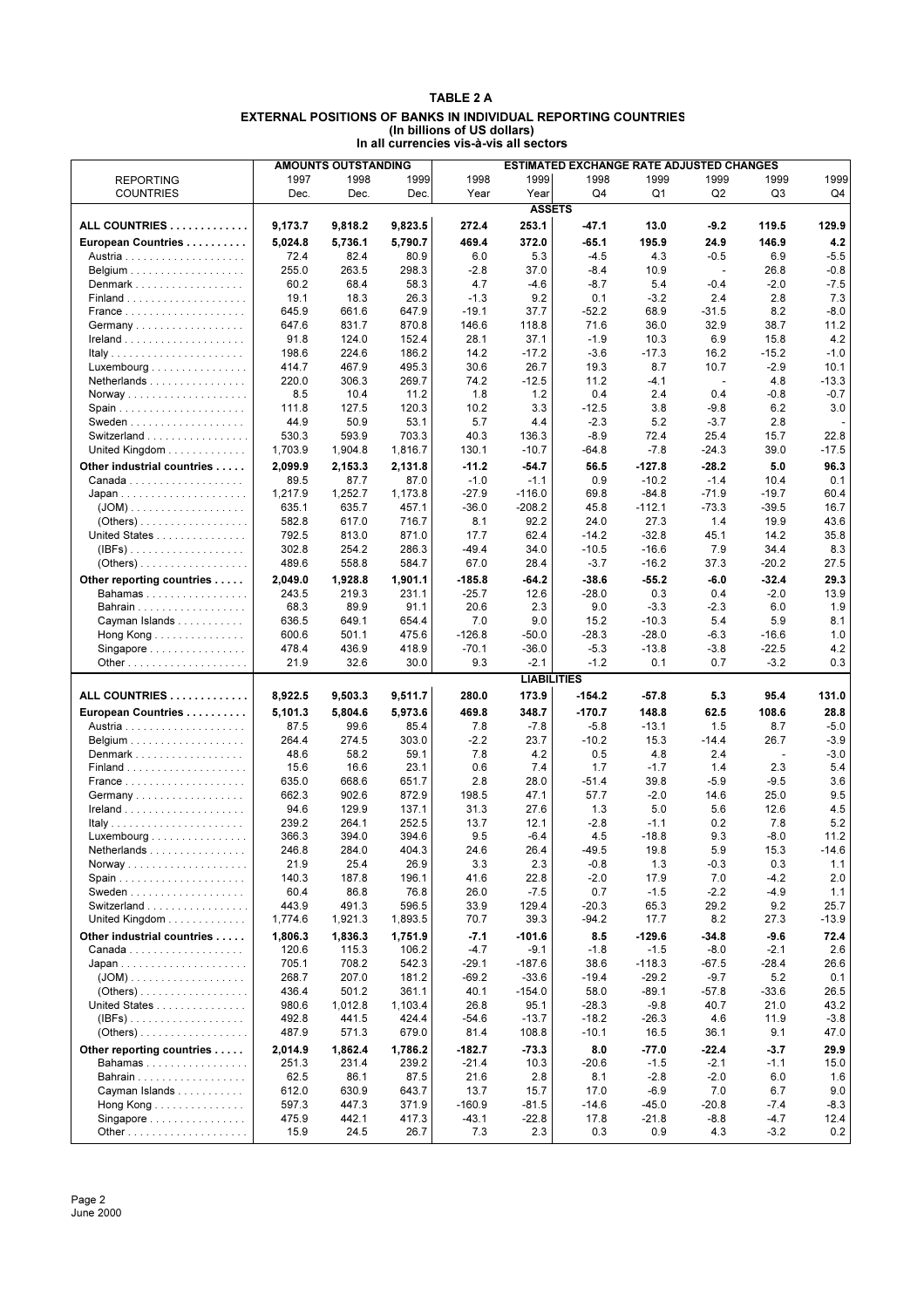# TABLE 2 A

## EXTERNAL POSITIONS OF BANKS IN INDIVIDUAL REPORTING COUNTRIES
(In billions of US dollars)
In all currencies vis-à-vis all sectors

| REPORTING COUNTRIES | AMOUNTS OUTSTANDING | | | ESTIMATED EXCHANGE RATE ADJUSTED CHANGES | | | | | | |
|---|---|---|---|---|---|---|---|---|---|---|
| | 1997 Dec. | 1998 Dec. | 1999 Dec. | 1998 Year | 1999 Year | 1998 Q4 | 1999 Q1 | 1999 Q2 | 1999 Q3 | 1999 Q4 |
| **ASSETS** | | | | | | | | | | |
| **ALL COUNTRIES** | **9,173.7** | **9,818.2** | **9,823.5** | **272.4** | **253.1** | **-47.1** | **13.0** | **-9.2** | **119.5** | **129.9** |
| **European Countries** | **5,024.8** | **5,736.1** | **5,790.7** | **469.4** | **372.0** | **-65.1** | **195.9** | **24.9** | **146.9** | **4.2** |
| Austria | 72.4 | 82.4 | 80.9 | 6.0 | 5.3 | -4.5 | 4.3 | -0.5 | 6.9 | -5.5 |
| Belgium | 255.0 | 263.5 | 298.3 | -2.8 | 37.0 | -8.4 | 10.9 | - | 26.8 | -0.8 |
| Denmark | 60.2 | 68.4 | 58.3 | 4.7 | -4.6 | -8.7 | 5.4 | -0.4 | -2.0 | -7.5 |
| Finland | 19.1 | 18.3 | 26.3 | -1.3 | 9.2 | 0.1 | -3.2 | 2.4 | 2.8 | 7.3 |
| France | 645.9 | 661.6 | 647.9 | -19.1 | 37.7 | -52.2 | 68.9 | -31.5 | 8.2 | -8.0 |
| Germany | 647.6 | 831.7 | 870.8 | 146.6 | 118.8 | 71.6 | 36.0 | 32.9 | 38.7 | 11.2 |
| Ireland | 91.8 | 124.0 | 152.4 | 28.1 | 37.1 | -1.9 | 10.3 | 6.9 | 15.8 | 4.2 |
| Italy | 198.6 | 224.6 | 186.2 | 14.2 | -17.2 | -3.6 | -17.3 | 16.2 | -15.2 | -1.0 |
| Luxembourg | 414.7 | 467.9 | 495.3 | 30.6 | 26.7 | 19.3 | 8.7 | 10.7 | -2.9 | 10.1 |
| Netherlands | 220.0 | 306.3 | 269.7 | 74.2 | -12.5 | 11.2 | -4.1 | - | 4.8 | -13.3 |
| Norway | 8.5 | 10.4 | 11.2 | 1.8 | 1.2 | 0.4 | 2.4 | 0.4 | -0.8 | -0.7 |
| Spain | 111.8 | 127.5 | 120.3 | 10.2 | 3.3 | -12.5 | 3.8 | -9.8 | 6.2 | 3.0 |
| Sweden | 44.9 | 50.9 | 53.1 | 5.7 | 4.4 | -2.3 | 5.2 | -3.7 | 2.8 | - |
| Switzerland | 530.3 | 593.9 | 703.3 | 40.3 | 136.3 | -8.9 | 72.4 | 25.4 | 15.7 | 22.8 |
| United Kingdom | 1,703.9 | 1,904.8 | 1,816.7 | 130.1 | -10.7 | -64.8 | -7.8 | -24.3 | 39.0 | -17.5 |
| **Other industrial countries** | **2,099.9** | **2,153.3** | **2,131.8** | **-11.2** | **-54.7** | **56.5** | **-127.8** | **-28.2** | **5.0** | **96.3** |
| Canada | 89.5 | 87.7 | 87.0 | -1.0 | -1.1 | 0.9 | -10.2 | -1.4 | 10.4 | 0.1 |
| Japan | 1,217.9 | 1,252.7 | 1,173.8 | -27.9 | -116.0 | 69.8 | -84.8 | -71.9 | -19.7 | 60.4 |
| (JOM) | 635.1 | 635.7 | 457.1 | -36.0 | -208.2 | 45.8 | -112.1 | -73.3 | -39.5 | 16.7 |
| (Others) | 582.8 | 617.0 | 716.7 | 8.1 | 92.2 | 24.0 | 27.3 | 1.4 | 19.9 | 43.6 |
| United States | 792.5 | 813.0 | 871.0 | 17.7 | 62.4 | -14.2 | -32.8 | 45.1 | 14.2 | 35.8 |
| (IBFs) | 302.8 | 254.2 | 286.3 | -49.4 | 34.0 | -10.5 | -16.6 | 7.9 | 34.4 | 8.3 |
| (Others) | 489.6 | 558.8 | 584.7 | 67.0 | 28.4 | -3.7 | -16.2 | 37.3 | -20.2 | 27.5 |
| **Other reporting countries** | **2,049.0** | **1,928.8** | **1,901.1** | **-185.8** | **-64.2** | **-38.6** | **-55.2** | **-6.0** | **-32.4** | **29.3** |
| Bahamas | 243.5 | 219.3 | 231.1 | -25.7 | 12.6 | -28.0 | 0.3 | 0.4 | -2.0 | 13.9 |
| Bahrain | 68.3 | 89.9 | 91.1 | 20.6 | 2.3 | 9.0 | -3.3 | -2.3 | 6.0 | 1.9 |
| Cayman Islands | 636.5 | 649.1 | 654.4 | 7.0 | 9.0 | 15.2 | -10.3 | 5.4 | 5.9 | 8.1 |
| Hong Kong | 600.6 | 501.1 | 475.6 | -126.8 | -50.0 | -28.3 | -28.0 | -6.3 | -16.6 | 1.0 |
| Singapore | 478.4 | 436.9 | 418.9 | -70.1 | -36.0 | -5.3 | -13.8 | -3.8 | -22.5 | 4.2 |
| Other | 21.9 | 32.6 | 30.0 | 9.3 | -2.1 | -1.2 | 0.1 | 0.7 | -3.2 | 0.3 |
| **LIABILITIES** | | | | | | | | | | |
| **ALL COUNTRIES** | **8,922.5** | **9,503.3** | **9,511.7** | **280.0** | **173.9** | **-154.2** | **-57.8** | **5.3** | **95.4** | **131.0** |
| **European Countries** | **5,101.3** | **5,804.6** | **5,973.6** | **469.8** | **348.7** | **-170.7** | **148.8** | **62.5** | **108.6** | **28.8** |
| Austria | 87.5 | 99.6 | 85.4 | 7.8 | -7.8 | -5.8 | -13.1 | 1.5 | 8.7 | -5.0 |
| Belgium | 264.4 | 274.5 | 303.0 | -2.2 | 23.7 | -10.2 | 15.3 | -14.4 | 26.7 | -3.9 |
| Denmark | 48.6 | 58.2 | 59.1 | 7.8 | 4.2 | 0.5 | 4.8 | 2.4 | - | -3.0 |
| Finland | 15.6 | 16.6 | 23.1 | 0.6 | 7.4 | 1.7 | -1.7 | 1.4 | 2.3 | 5.4 |
| France | 635.0 | 668.6 | 651.7 | 2.8 | 28.0 | -51.4 | 39.8 | -5.9 | -9.5 | 3.6 |
| Germany | 662.3 | 902.6 | 872.9 | 198.5 | 47.1 | 57.7 | -2.0 | 14.6 | 25.0 | 9.5 |
| Ireland | 94.6 | 129.9 | 137.1 | 31.3 | 27.6 | 1.3 | 5.0 | 5.6 | 12.6 | 4.5 |
| Italy | 239.2 | 264.1 | 252.5 | 13.7 | 12.1 | -2.8 | -1.1 | 0.2 | 7.8 | 5.2 |
| Luxembourg | 366.3 | 394.0 | 394.6 | 9.5 | -6.4 | 4.5 | -18.8 | 9.3 | -8.0 | 11.2 |
| Netherlands | 246.8 | 284.0 | 404.3 | 24.6 | 26.4 | -49.5 | 19.8 | 5.9 | 15.3 | -14.6 |
| Norway | 21.9 | 25.4 | 26.9 | 3.3 | 2.3 | -0.8 | 1.3 | -0.3 | 0.3 | 1.1 |
| Spain | 140.3 | 187.8 | 196.1 | 41.6 | 22.8 | -2.0 | 17.9 | 7.0 | -4.2 | 2.0 |
| Sweden | 60.4 | 86.8 | 76.8 | 26.0 | -7.5 | 0.7 | -1.5 | -2.2 | -4.9 | 1.1 |
| Switzerland | 443.9 | 491.3 | 596.5 | 33.9 | 129.4 | -20.3 | 65.3 | 29.2 | 9.2 | 25.7 |
| United Kingdom | 1,774.6 | 1,921.3 | 1,893.5 | 70.7 | 39.3 | -94.2 | 17.7 | 8.2 | 27.3 | -13.9 |
| **Other industrial countries** | **1,806.3** | **1,836.3** | **1,751.9** | **-7.1** | **-101.6** | **8.5** | **-129.6** | **-34.8** | **-9.6** | **72.4** |
| Canada | 120.6 | 115.3 | 106.2 | -4.7 | -9.1 | -1.8 | -1.5 | -8.0 | -2.1 | 2.6 |
| Japan | 705.1 | 708.2 | 542.3 | -29.1 | -187.6 | 38.6 | -118.3 | -67.5 | -28.4 | 26.6 |
| (JOM) | 268.7 | 207.0 | 181.2 | -69.2 | -33.6 | -19.4 | -29.2 | -9.7 | 5.2 | 0.1 |
| (Others) | 436.4 | 501.2 | 361.1 | 40.1 | -154.0 | 58.0 | -89.1 | -57.8 | -33.6 | 26.5 |
| United States | 980.6 | 1,012.8 | 1,103.4 | 26.8 | 95.1 | -28.3 | -9.8 | 40.7 | 21.0 | 43.2 |
| (IBFs) | 492.8 | 441.5 | 424.4 | -54.6 | -13.7 | -18.2 | -26.3 | 4.6 | 11.9 | -3.8 |
| (Others) | 487.9 | 571.3 | 679.0 | 81.4 | 108.8 | -10.1 | 16.5 | 36.1 | 9.1 | 47.0 |
| **Other reporting countries** | **2,014.9** | **1,862.4** | **1,786.2** | **-182.7** | **-73.3** | **8.0** | **-77.0** | **-22.4** | **-3.7** | **29.9** |
| Bahamas | 251.3 | 231.4 | 239.2 | -21.4 | 10.3 | -20.6 | -1.5 | -2.1 | -1.1 | 15.0 |
| Bahrain | 62.5 | 86.1 | 87.5 | 21.6 | 2.8 | 8.1 | -2.8 | -2.0 | 6.0 | 1.6 |
| Cayman Islands | 612.0 | 630.9 | 643.7 | 13.7 | 15.7 | 17.0 | -6.9 | 7.0 | 6.7 | 9.0 |
| Hong Kong | 597.3 | 447.3 | 371.9 | -160.9 | -81.5 | -14.6 | -45.0 | -20.8 | -7.4 | -8.3 |
| Singapore | 475.9 | 442.1 | 417.3 | -43.1 | -22.8 | 17.8 | -21.8 | -8.8 | -4.7 | 12.4 |
| Other | 15.9 | 24.5 | 26.7 | 7.3 | 2.3 | 0.3 | 0.9 | 4.3 | -3.2 | 0.2 |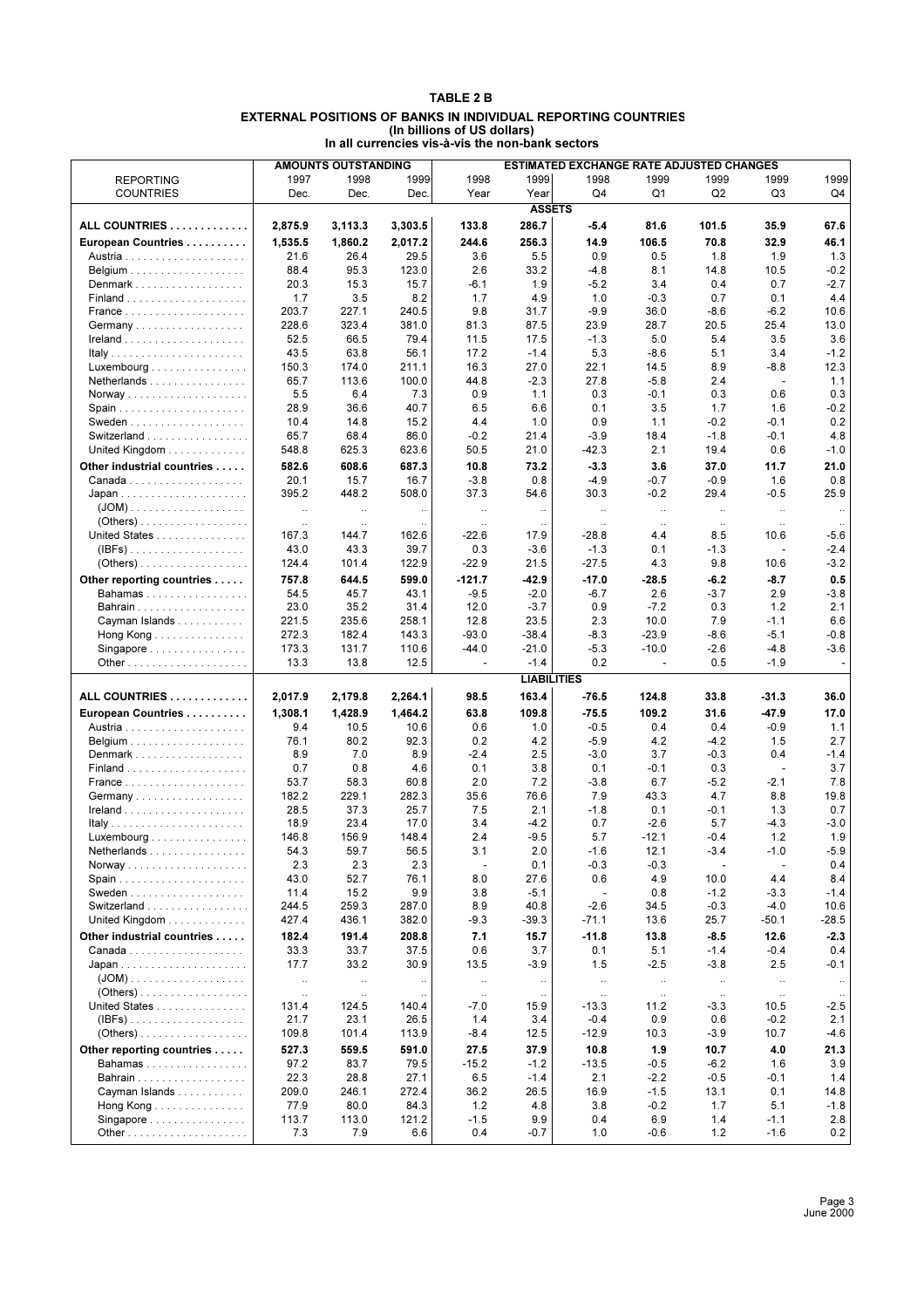# TABLE 2 B

## EXTERNAL POSITIONS OF BANKS IN INDIVIDUAL REPORTING COUNTRIES
### (In billions of US dollars)
### In all currencies vis-à-vis the non-bank sectors

| REPORTING COUNTRIES | AMOUNTS OUTSTANDING | | | ESTIMATED EXCHANGE RATE ADJUSTED CHANGES | | | | | | |
|---|---|---|---|---|---|---|---|---|---|---|
| | 1997 Dec. | 1998 Dec. | 1999 Dec. | 1998 Year | 1999 Year | 1998 Q4 | 1999 Q1 | 1999 Q2 | 1999 Q3 | 1999 Q4 |
| **ASSETS** | | | | | | | | | | |
| **ALL COUNTRIES** | **2,875.9** | **3,113.3** | **3,303.5** | **133.8** | **286.7** | **-5.4** | **81.6** | **101.5** | **35.9** | **67.6** |
| **European Countries** | **1,535.5** | **1,860.2** | **2,017.2** | **244.6** | **256.3** | **14.9** | **106.5** | **70.8** | **32.9** | **46.1** |
| Austria | 21.6 | 26.4 | 29.5 | 3.6 | 5.5 | 0.9 | 0.5 | 1.8 | 1.9 | 1.3 |
| Belgium | 88.4 | 95.3 | 123.0 | 2.6 | 33.2 | -4.8 | 8.1 | 14.8 | 10.5 | -0.2 |
| Denmark | 20.3 | 15.3 | 15.7 | -6.1 | 1.9 | -5.2 | 3.4 | 0.4 | 0.7 | -2.7 |
| Finland | 1.7 | 3.5 | 8.2 | 1.7 | 4.9 | 1.0 | -0.3 | 0.7 | 0.1 | 4.4 |
| France | 203.7 | 227.1 | 240.5 | 9.8 | 31.7 | -9.9 | 36.0 | -8.6 | -6.2 | 10.6 |
| Germany | 228.6 | 323.4 | 381.0 | 81.3 | 87.5 | 23.9 | 28.7 | 20.5 | 25.4 | 13.0 |
| Ireland | 52.5 | 66.5 | 79.4 | 11.5 | 17.5 | -1.3 | 5.0 | 5.4 | 3.5 | 3.6 |
| Italy | 43.5 | 63.8 | 56.1 | 17.2 | -1.4 | 5.3 | -8.6 | 5.1 | 3.4 | -1.2 |
| Luxembourg | 150.3 | 174.0 | 211.1 | 16.3 | 27.0 | 22.1 | 14.5 | 8.9 | -8.8 | 12.3 |
| Netherlands | 65.7 | 113.6 | 100.0 | 44.8 | -2.3 | 27.8 | -5.8 | 2.4 | - | 1.1 |
| Norway | 5.5 | 6.4 | 7.3 | 0.9 | 1.1 | 0.3 | -0.1 | 0.3 | 0.6 | 0.3 |
| Spain | 28.9 | 36.6 | 40.7 | 6.5 | 6.6 | 0.1 | 3.5 | 1.7 | 1.6 | -0.2 |
| Sweden | 10.4 | 14.8 | 15.2 | 4.4 | 1.0 | 0.9 | 1.1 | -0.2 | -0.1 | 0.2 |
| Switzerland | 65.7 | 68.4 | 86.0 | -0.2 | 21.4 | -3.9 | 18.4 | -1.8 | -0.1 | 4.8 |
| United Kingdom | 548.8 | 625.3 | 623.6 | 50.5 | 21.0 | -42.3 | 2.1 | 19.4 | 0.6 | -1.0 |
| **Other industrial countries** | **582.6** | **608.6** | **687.3** | **10.8** | **73.2** | **-3.3** | **3.6** | **37.0** | **11.7** | **21.0** |
| Canada | 20.1 | 15.7 | 16.7 | -3.8 | 0.8 | -4.9 | -0.7 | -0.9 | 1.6 | 0.8 |
| Japan | 395.2 | 448.2 | 508.0 | 37.3 | 54.6 | 30.3 | -0.2 | 29.4 | -0.5 | 25.9 |
| (JOM) | .. | .. | .. | .. | .. | .. | .. | .. | .. | .. |
| (Others) | .. | .. | .. | .. | .. | .. | .. | .. | .. | .. |
| United States | 167.3 | 144.7 | 162.6 | -22.6 | 17.9 | -28.8 | 4.4 | 8.5 | 10.6 | -5.6 |
| (IBFs) | 43.0 | 43.3 | 39.7 | 0.3 | -3.6 | -1.3 | 0.1 | -1.3 | - | -2.4 |
| (Others) | 124.4 | 101.4 | 122.9 | -22.9 | 21.5 | -27.5 | 4.3 | 9.8 | 10.6 | -3.2 |
| **Other reporting countries** | **757.8** | **644.5** | **599.0** | **-121.7** | **-42.9** | **-17.0** | **-28.5** | **-6.2** | **-8.7** | **0.5** |
| Bahamas | 54.5 | 45.7 | 43.1 | -9.5 | -2.0 | -6.7 | 2.6 | -3.7 | 2.9 | -3.8 |
| Bahrain | 23.0 | 35.2 | 31.4 | 12.0 | -3.7 | 0.9 | -7.2 | 0.3 | 1.2 | 2.1 |
| Cayman Islands | 221.5 | 235.6 | 258.1 | 12.8 | 23.5 | 2.3 | 10.0 | 7.9 | -1.1 | 6.6 |
| Hong Kong | 272.3 | 182.4 | 143.3 | -93.0 | -38.4 | -8.3 | -23.9 | -8.6 | -5.1 | -0.8 |
| Singapore | 173.3 | 131.7 | 110.6 | -44.0 | -21.0 | -5.3 | -10.0 | -2.6 | -4.8 | -3.6 |
| Other | 13.3 | 13.8 | 12.5 | - | -1.4 | 0.2 | - | 0.5 | -1.9 | - |
| **LIABILITIES** | | | | | | | | | | |
| **ALL COUNTRIES** | **2,017.9** | **2,179.8** | **2,264.1** | **98.5** | **163.4** | **-76.5** | **124.8** | **33.8** | **-31.3** | **36.0** |
| **European Countries** | **1,308.1** | **1,428.9** | **1,464.2** | **63.8** | **109.8** | **-75.5** | **109.2** | **31.6** | **-47.9** | **17.0** |
| Austria | 9.4 | 10.5 | 10.6 | 0.6 | 1.0 | -0.5 | 0.4 | 0.4 | -0.9 | 1.1 |
| Belgium | 76.1 | 80.2 | 92.3 | 0.2 | 4.2 | -5.9 | 4.2 | -4.2 | 1.5 | 2.7 |
| Denmark | 8.9 | 7.0 | 8.9 | -2.4 | 2.5 | -3.0 | 3.7 | -0.3 | 0.4 | -1.4 |
| Finland | 0.7 | 0.8 | 4.6 | 0.1 | 3.8 | 0.1 | -0.1 | 0.3 | - | 3.7 |
| France | 53.7 | 58.3 | 60.8 | 2.0 | 7.2 | -3.8 | 6.7 | -5.2 | -2.1 | 7.8 |
| Germany | 182.2 | 229.1 | 282.3 | 35.6 | 76.6 | 7.9 | 43.3 | 4.7 | 8.8 | 19.8 |
| Ireland | 28.5 | 37.3 | 25.7 | 7.5 | 2.1 | -1.8 | 0.1 | -0.1 | 1.3 | 0.7 |
| Italy | 18.9 | 23.4 | 17.0 | 3.4 | -4.2 | 0.7 | -2.6 | 5.7 | -4.3 | -3.0 |
| Luxembourg | 146.8 | 156.9 | 148.4 | 2.4 | -9.5 | 5.7 | -12.1 | -0.4 | 1.2 | 1.9 |
| Netherlands | 54.3 | 59.7 | 56.5 | 3.1 | 2.0 | -1.6 | 12.1 | -3.4 | -1.0 | -5.9 |
| Norway | 2.3 | 2.3 | 2.3 | - | 0.1 | -0.3 | -0.3 | - | - | 0.4 |
| Spain | 43.0 | 52.7 | 76.1 | 8.0 | 27.6 | 0.6 | 4.9 | 10.0 | 4.4 | 8.4 |
| Sweden | 11.4 | 15.2 | 9.9 | 3.8 | -5.1 | - | 0.8 | -1.2 | -3.3 | -1.4 |
| Switzerland | 244.5 | 259.3 | 287.0 | 8.9 | 40.8 | -2.6 | 34.5 | -0.3 | -4.0 | 10.6 |
| United Kingdom | 427.4 | 436.1 | 382.0 | -9.3 | -39.3 | -71.1 | 13.6 | 25.7 | -50.1 | -28.5 |
| **Other industrial countries** | **182.4** | **191.4** | **208.8** | **7.1** | **15.7** | **-11.8** | **13.8** | **-8.5** | **12.6** | **-2.3** |
| Canada | 33.3 | 33.7 | 37.5 | 0.6 | 3.7 | 0.1 | 5.1 | -1.4 | -0.4 | 0.4 |
| Japan | 17.7 | 33.2 | 30.9 | 13.5 | -3.9 | 1.5 | -2.5 | -3.8 | 2.5 | -0.1 |
| (JOM) | .. | .. | .. | .. | .. | .. | .. | .. | .. | .. |
| (Others) | .. | .. | .. | .. | .. | .. | .. | .. | .. | .. |
| United States | 131.4 | 124.5 | 140.4 | -7.0 | 15.9 | -13.3 | 11.2 | -3.3 | 10.5 | -2.5 |
| (IBFs) | 21.7 | 23.1 | 26.5 | 1.4 | 3.4 | -0.4 | 0.9 | 0.6 | -0.2 | 2.1 |
| (Others) | 109.8 | 101.4 | 113.9 | -8.4 | 12.5 | -12.9 | 10.3 | -3.9 | 10.7 | -4.6 |
| **Other reporting countries** | **527.3** | **559.5** | **591.0** | **27.5** | **37.9** | **10.8** | **1.9** | **10.7** | **4.0** | **21.3** |
| Bahamas | 97.2 | 83.7 | 79.5 | -15.2 | -1.2 | -13.5 | -0.5 | -6.2 | 1.6 | 3.9 |
| Bahrain | 22.3 | 28.8 | 27.1 | 6.5 | -1.4 | 2.1 | -2.2 | -0.5 | -0.1 | 1.4 |
| Cayman Islands | 209.0 | 246.1 | 272.4 | 36.2 | 26.5 | 16.9 | -1.5 | 13.1 | 0.1 | 14.8 |
| Hong Kong | 77.9 | 80.0 | 84.3 | 1.2 | 4.8 | 3.8 | -0.2 | 1.7 | 5.1 | -1.8 |
| Singapore | 113.7 | 113.0 | 121.2 | -1.5 | 9.9 | 0.4 | 6.9 | 1.4 | -1.1 | 2.8 |
| Other | 7.3 | 7.9 | 6.6 | 0.4 | -0.7 | 1.0 | -0.6 | 1.2 | -1.6 | 0.2 |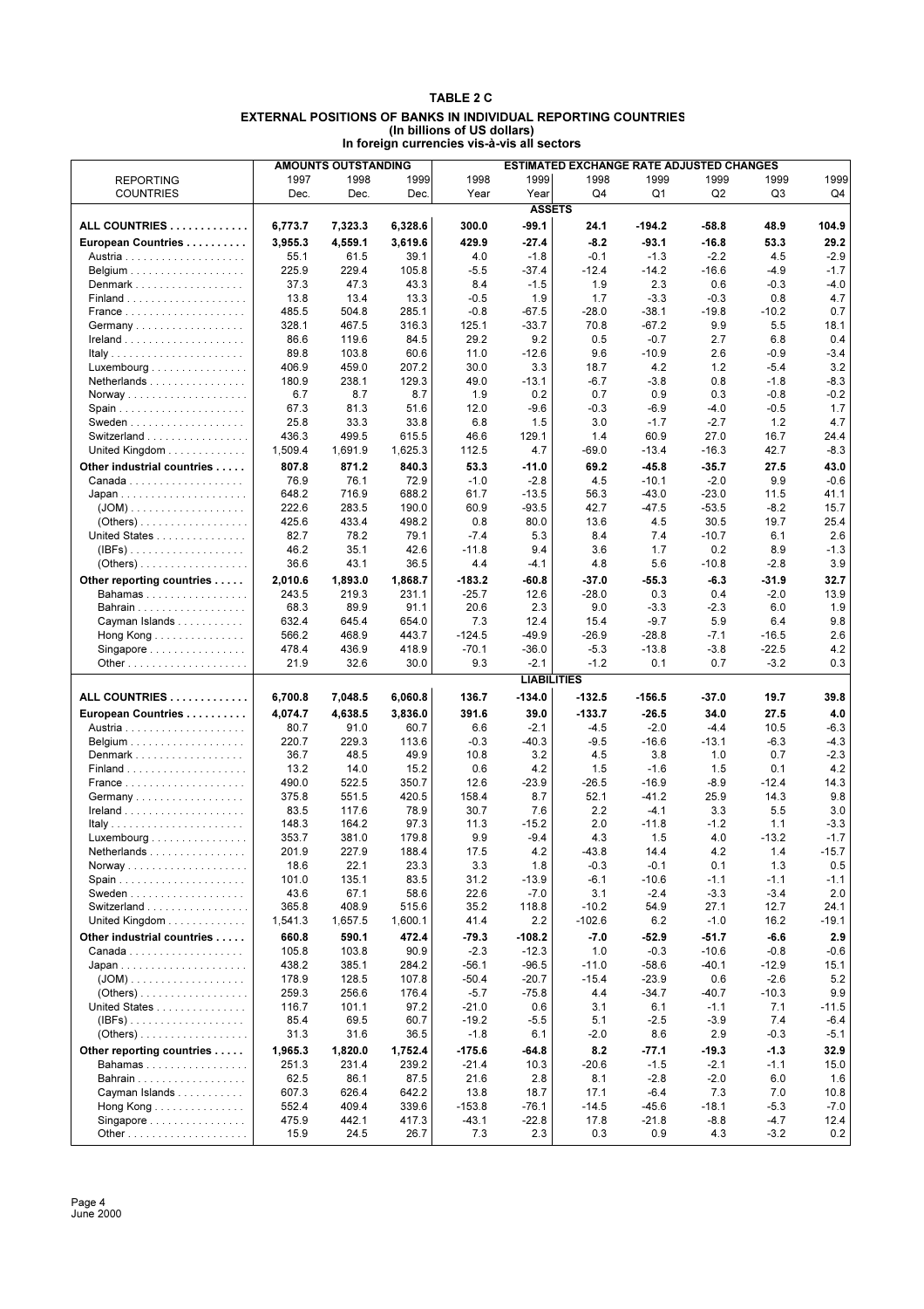# TABLE 2 C

## EXTERNAL POSITIONS OF BANKS IN INDIVIDUAL REPORTING COUNTRIES
### (In billions of US dollars)
### In foreign currencies vis-à-vis all sectors

| REPORTING COUNTRIES | AMOUNTS OUTSTANDING | | | ESTIMATED EXCHANGE RATE ADJUSTED CHANGES | | | | | | |
|---|---|---|---|---|---|---|---|---|---|---|
| | 1997 Dec. | 1998 Dec. | 1999 Dec. | 1998 Year | 1999 Year | 1998 Q4 | 1999 Q1 | 1999 Q2 | 1999 Q3 | 1999 Q4 |
| **ASSETS** | | | | | | | | | | |
| **ALL COUNTRIES** | **6,773.7** | **7,323.3** | **6,328.6** | **300.0** | **-99.1** | **24.1** | **-194.2** | **-58.8** | **48.9** | **104.9** |
| **European Countries** | **3,955.3** | **4,559.1** | **3,619.6** | **429.9** | **-27.4** | **-8.2** | **-93.1** | **-16.8** | **53.3** | **29.2** |
| Austria | 55.1 | 61.5 | 39.1 | 4.0 | -1.8 | -0.1 | -1.3 | -2.2 | 4.5 | -2.9 |
| Belgium | 225.9 | 229.4 | 105.8 | -5.5 | -37.4 | -12.4 | -14.2 | -16.6 | -4.9 | -1.7 |
| Denmark | 37.3 | 47.3 | 43.3 | 8.4 | -1.5 | 1.9 | 2.3 | 0.6 | -0.3 | -4.0 |
| Finland | 13.8 | 13.4 | 13.3 | -0.5 | 1.9 | 1.7 | -3.3 | -0.3 | 0.8 | 4.7 |
| France | 485.5 | 504.8 | 285.1 | -0.8 | -67.5 | -28.0 | -38.1 | -19.8 | -10.2 | 0.7 |
| Germany | 328.1 | 467.5 | 316.3 | 125.1 | -33.7 | 70.8 | -67.2 | 9.9 | 5.5 | 18.1 |
| Ireland | 86.6 | 119.6 | 84.5 | 29.2 | 9.2 | 0.5 | -0.7 | 2.7 | 6.8 | 0.4 |
| Italy | 89.8 | 103.8 | 60.6 | 11.0 | -12.6 | 9.6 | -10.9 | 2.6 | -0.9 | -3.4 |
| Luxembourg | 406.9 | 459.0 | 207.2 | 30.0 | 3.3 | 18.7 | 4.2 | 1.2 | -5.4 | 3.2 |
| Netherlands | 180.9 | 238.1 | 129.3 | 49.0 | -13.1 | -6.7 | -3.8 | 0.8 | -1.8 | -8.3 |
| Norway | 6.7 | 8.7 | 8.7 | 1.9 | 0.2 | 0.7 | 0.9 | 0.3 | -0.8 | -0.2 |
| Spain | 67.3 | 81.3 | 51.6 | 12.0 | -9.6 | -0.3 | -6.9 | -4.0 | -0.5 | 1.7 |
| Sweden | 25.8 | 33.3 | 33.8 | 6.8 | 1.5 | 3.0 | -1.7 | -2.7 | 1.2 | 4.7 |
| Switzerland | 436.3 | 499.5 | 615.5 | 46.6 | 129.1 | 1.4 | 60.9 | 27.0 | 16.7 | 24.4 |
| United Kingdom | 1,509.4 | 1,691.9 | 1,625.3 | 112.5 | 4.7 | -69.0 | -13.4 | -16.3 | 42.7 | -8.3 |
| **Other industrial countries** | **807.8** | **871.2** | **840.3** | **53.3** | **-11.0** | **69.2** | **-45.8** | **-35.7** | **27.5** | **43.0** |
| Canada | 76.9 | 76.1 | 72.9 | -1.0 | -2.8 | 4.5 | -10.1 | -2.0 | 9.9 | -0.6 |
| Japan | 648.2 | 716.9 | 688.2 | 61.7 | -13.5 | 56.3 | -43.0 | -23.0 | 11.5 | 41.1 |
| (JOM) | 222.6 | 283.5 | 190.0 | 60.9 | -93.5 | 42.7 | -47.5 | -53.5 | -8.2 | 15.7 |
| (Others) | 425.6 | 433.4 | 498.2 | 0.8 | 80.0 | 13.6 | 4.5 | 30.5 | 19.7 | 25.4 |
| United States | 82.7 | 78.2 | 79.1 | -7.4 | 5.3 | 8.4 | 7.4 | -10.7 | 6.1 | 2.6 |
| (IBFs) | 46.2 | 35.1 | 42.6 | -11.8 | 9.4 | 3.6 | 1.7 | 0.2 | 8.9 | -1.3 |
| (Others) | 36.6 | 43.1 | 36.5 | 4.4 | -4.1 | 4.8 | 5.6 | -10.8 | -2.8 | 3.9 |
| **Other reporting countries** | **2,010.6** | **1,893.0** | **1,868.7** | **-183.2** | **-60.8** | **-37.0** | **-55.3** | **-6.3** | **-31.9** | **32.7** |
| Bahamas | 243.5 | 219.3 | 231.1 | -25.7 | 12.6 | -28.0 | 0.3 | 0.4 | -2.0 | 13.9 |
| Bahrain | 68.3 | 89.9 | 91.1 | 20.6 | 2.3 | 9.0 | -3.3 | -2.3 | 6.0 | 1.9 |
| Cayman Islands | 632.4 | 645.4 | 654.0 | 7.3 | 12.4 | 15.4 | -9.7 | 5.9 | 6.4 | 9.8 |
| Hong Kong | 566.2 | 468.9 | 443.7 | -124.5 | -49.9 | -26.9 | -28.8 | -7.1 | -16.5 | 2.6 |
| Singapore | 478.4 | 436.9 | 418.9 | -70.1 | -36.0 | -5.3 | -13.8 | -3.8 | -22.5 | 4.2 |
| Other | 21.9 | 32.6 | 30.0 | 9.3 | -2.1 | -1.2 | 0.1 | 0.7 | -3.2 | 0.3 |
| **LIABILITIES** | | | | | | | | | | |
| **ALL COUNTRIES** | **6,700.8** | **7,048.5** | **6,060.8** | **136.7** | **-134.0** | **-132.5** | **-156.5** | **-37.0** | **19.7** | **39.8** |
| **European Countries** | **4,074.7** | **4,638.5** | **3,836.0** | **391.6** | **39.0** | **-133.7** | **-26.5** | **34.0** | **27.5** | **4.0** |
| Austria | 80.7 | 91.0 | 60.7 | 6.6 | -2.1 | -4.5 | -2.0 | -4.4 | 10.5 | -6.3 |
| Belgium | 220.7 | 229.3 | 113.6 | -0.3 | -40.3 | -9.5 | -16.6 | -13.1 | -6.3 | -4.3 |
| Denmark | 36.7 | 48.5 | 49.9 | 10.8 | 3.2 | 4.5 | 3.8 | 1.0 | 0.7 | -2.3 |
| Finland | 13.2 | 14.0 | 15.2 | 0.6 | 4.2 | 1.5 | -1.6 | 1.5 | 0.1 | 4.2 |
| France | 490.0 | 522.5 | 350.7 | 12.6 | -23.9 | -26.5 | -16.9 | -8.9 | -12.4 | 14.3 |
| Germany | 375.8 | 551.5 | 420.5 | 158.4 | 8.7 | 52.1 | -41.2 | 25.9 | 14.3 | 9.8 |
| Ireland | 83.5 | 117.6 | 78.9 | 30.7 | 7.6 | 2.2 | -4.1 | 3.3 | 5.5 | 3.0 |
| Italy | 148.3 | 164.2 | 97.3 | 11.3 | -15.2 | 2.0 | -11.8 | -1.2 | 1.1 | -3.3 |
| Luxembourg | 353.7 | 381.0 | 179.8 | 9.9 | -9.4 | 4.3 | 1.5 | 4.0 | -13.2 | -1.7 |
| Netherlands | 201.9 | 227.9 | 188.4 | 17.5 | 4.2 | -43.8 | 14.4 | 4.2 | 1.4 | -15.7 |
| Norway | 18.6 | 22.1 | 23.3 | 3.3 | 1.8 | -0.3 | -0.1 | 0.1 | 1.3 | 0.5 |
| Spain | 101.0 | 135.1 | 83.5 | 31.2 | -13.9 | -6.1 | -10.6 | -1.1 | -1.1 | -1.1 |
| Sweden | 43.6 | 67.1 | 58.6 | 22.6 | -7.0 | 3.1 | -2.4 | -3.3 | -3.4 | 2.0 |
| Switzerland | 365.8 | 408.9 | 515.6 | 35.2 | 118.8 | -10.2 | 54.9 | 27.1 | 12.7 | 24.1 |
| United Kingdom | 1,541.3 | 1,657.5 | 1,600.1 | 41.4 | 2.2 | -102.6 | 6.2 | -1.0 | 16.2 | -19.1 |
| **Other industrial countries** | **660.8** | **590.1** | **472.4** | **-79.3** | **-108.2** | **-7.0** | **-52.9** | **-51.7** | **-6.6** | **2.9** |
| Canada | 105.8 | 103.8 | 90.9 | -2.3 | -12.3 | 1.0 | -0.3 | -10.6 | -0.8 | -0.6 |
| Japan | 438.2 | 385.1 | 284.2 | -56.1 | -96.5 | -11.0 | -58.6 | -40.1 | -12.9 | 15.1 |
| (JOM) | 178.9 | 128.5 | 107.8 | -50.4 | -20.7 | -15.4 | -23.9 | 0.6 | -2.6 | 5.2 |
| (Others) | 259.3 | 256.6 | 176.4 | -5.7 | -75.8 | 4.4 | -34.7 | -40.7 | -10.3 | 9.9 |
| United States | 116.7 | 101.1 | 97.2 | -21.0 | 0.6 | 3.1 | 6.1 | -1.1 | 7.1 | -11.5 |
| (IBFs) | 85.4 | 69.5 | 60.7 | -19.2 | -5.5 | 5.1 | -2.5 | -3.9 | 7.4 | -6.4 |
| (Others) | 31.3 | 31.6 | 36.5 | -1.8 | 6.1 | -2.0 | 8.6 | 2.9 | -0.3 | -5.1 |
| **Other reporting countries** | **1,965.3** | **1,820.0** | **1,752.4** | **-175.6** | **-64.8** | **8.2** | **-77.1** | **-19.3** | **-1.3** | **32.9** |
| Bahamas | 251.3 | 231.4 | 239.2 | -21.4 | 10.3 | -20.6 | -1.5 | -2.1 | -1.1 | 15.0 |
| Bahrain | 62.5 | 86.1 | 87.5 | 21.6 | 2.8 | 8.1 | -2.8 | -2.0 | 6.0 | 1.6 |
| Cayman Islands | 607.3 | 626.4 | 642.2 | 13.8 | 18.7 | 17.1 | -6.4 | 7.3 | 7.0 | 10.8 |
| Hong Kong | 552.4 | 409.4 | 339.6 | -153.8 | -76.1 | -14.5 | -45.6 | -18.1 | -5.3 | -7.0 |
| Singapore | 475.9 | 442.1 | 417.3 | -43.1 | -22.8 | 17.8 | -21.8 | -8.8 | -4.7 | 12.4 |
| Other | 15.9 | 24.5 | 26.7 | 7.3 | 2.3 | 0.3 | 0.9 | 4.3 | -3.2 | 0.2 |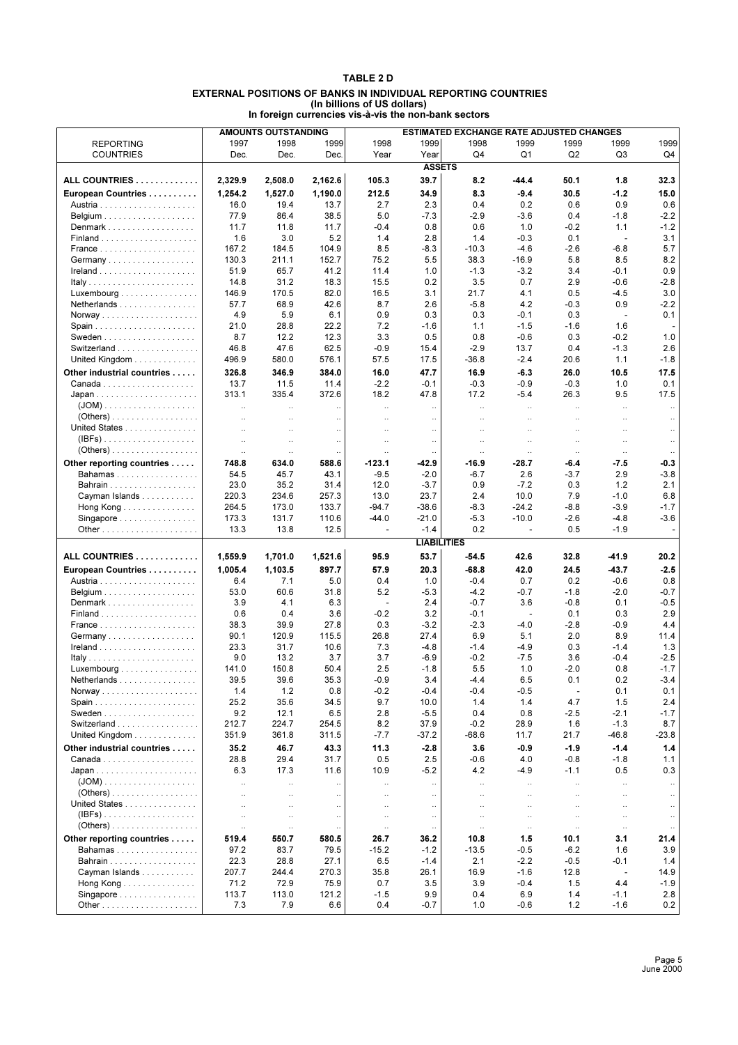# TABLE 2 D

## EXTERNAL POSITIONS OF BANKS IN INDIVIDUAL REPORTING COUNTRIES
### (In billions of US dollars)
### In foreign currencies vis-à-vis the non-bank sectors

| REPORTING COUNTRIES | AMOUNTS OUTSTANDING | | | ESTIMATED EXCHANGE RATE ADJUSTED CHANGES | | | | | | |
|---|---|---|---|---|---|---|---|---|---|---|
| | 1997 | 1998 | 1999 | 1998 | 1999 | 1998 | 1999 | 1999 | 1999 | 1999 |
| | Dec. | Dec. | Dec. | Year | Year | Q4 | Q1 | Q2 | Q3 | Q4 |
| **ASSETS** | | | | | | | | | | |
| **ALL COUNTRIES** | **2,329.9** | **2,508.0** | **2,162.6** | **105.3** | **39.7** | **8.2** | **-44.4** | **50.1** | **1.8** | **32.3** |
| **European Countries** | **1,254.2** | **1,527.0** | **1,190.0** | **212.5** | **34.9** | **8.3** | **-9.4** | **30.5** | **-1.2** | **15.0** |
| Austria | 16.0 | 19.4 | 13.7 | 2.7 | 2.3 | 0.4 | 0.2 | 0.6 | 0.9 | 0.6 |
| Belgium | 77.9 | 86.4 | 38.5 | 5.0 | -7.3 | -2.9 | -3.6 | 0.4 | -1.8 | -2.2 |
| Denmark | 11.7 | 11.8 | 11.7 | -0.4 | 0.8 | 0.6 | 1.0 | -0.2 | 1.1 | -1.2 |
| Finland | 1.6 | 3.0 | 5.2 | 1.4 | 2.8 | 1.4 | -0.3 | 0.1 | - | 3.1 |
| France | 167.2 | 184.5 | 104.9 | 8.5 | -8.3 | -10.3 | -4.6 | -2.6 | -6.8 | 5.7 |
| Germany | 130.3 | 211.1 | 152.7 | 75.2 | 5.5 | 38.3 | -16.9 | 5.8 | 8.5 | 8.2 |
| Ireland | 51.9 | 65.7 | 41.2 | 11.4 | 1.0 | -1.3 | -3.2 | 3.4 | -0.1 | 0.9 |
| Italy | 14.8 | 31.2 | 18.3 | 15.5 | 0.2 | 3.5 | 0.7 | 2.9 | -0.6 | -2.8 |
| Luxembourg | 146.9 | 170.5 | 82.0 | 16.5 | 3.1 | 21.7 | 4.1 | 0.5 | -4.5 | 3.0 |
| Netherlands | 57.7 | 68.9 | 42.6 | 8.7 | 2.6 | -5.8 | 4.2 | -0.3 | 0.9 | -2.2 |
| Norway | 4.9 | 5.9 | 6.1 | 0.9 | 0.3 | 0.3 | -0.1 | 0.3 | - | 0.1 |
| Spain | 21.0 | 28.8 | 22.2 | 7.2 | -1.6 | 1.1 | -1.5 | -1.6 | 1.6 | - |
| Sweden | 8.7 | 12.2 | 12.3 | 3.3 | 0.5 | 0.8 | -0.6 | 0.3 | -0.2 | 1.0 |
| Switzerland | 46.8 | 47.6 | 62.5 | -0.9 | 15.4 | -2.9 | 13.7 | 0.4 | -1.3 | 2.6 |
| United Kingdom | 496.9 | 580.0 | 576.1 | 57.5 | 17.5 | -36.8 | -2.4 | 20.6 | 1.1 | -1.8 |
| **Other industrial countries** | **326.8** | **346.9** | **384.0** | **16.0** | **47.7** | **16.9** | **-6.3** | **26.0** | **10.5** | **17.5** |
| Canada | 13.7 | 11.5 | 11.4 | -2.2 | -0.1 | -0.3 | -0.9 | -0.3 | 1.0 | 0.1 |
| Japan | 313.1 | 335.4 | 372.6 | 18.2 | 47.8 | 17.2 | -5.4 | 26.3 | 9.5 | 17.5 |
| (JOM) | .. | .. | .. | .. | .. | .. | .. | .. | .. | .. |
| (Others) | .. | .. | .. | .. | .. | .. | .. | .. | .. | .. |
| United States | .. | .. | .. | .. | .. | .. | .. | .. | .. | .. |
| (IBFs) | .. | .. | .. | .. | .. | .. | .. | .. | .. | .. |
| (Others) | .. | .. | .. | .. | .. | .. | .. | .. | .. | .. |
| **Other reporting countries** | **748.8** | **634.0** | **588.6** | **-123.1** | **-42.9** | **-16.9** | **-28.7** | **-6.4** | **-7.5** | **-0.3** |
| Bahamas | 54.5 | 45.7 | 43.1 | -9.5 | -2.0 | -6.7 | 2.6 | -3.7 | 2.9 | -3.8 |
| Bahrain | 23.0 | 35.2 | 31.4 | 12.0 | -3.7 | 0.9 | -7.2 | 0.3 | 1.2 | 2.1 |
| Cayman Islands | 220.3 | 234.6 | 257.3 | 13.0 | 23.7 | 2.4 | 10.0 | 7.9 | -1.0 | 6.8 |
| Hong Kong | 264.5 | 173.0 | 133.7 | -94.7 | -38.6 | -8.3 | -24.2 | -8.8 | -3.9 | -1.7 |
| Singapore | 173.3 | 131.7 | 110.6 | -44.0 | -21.0 | -5.3 | -10.0 | -2.6 | -4.8 | -3.6 |
| Other | 13.3 | 13.8 | 12.5 | - | -1.4 | 0.2 | - | 0.5 | -1.9 | - |
| **LIABILITIES** | | | | | | | | | | |
| **ALL COUNTRIES** | **1,559.9** | **1,701.0** | **1,521.6** | **95.9** | **53.7** | **-54.5** | **42.6** | **32.8** | **-41.9** | **20.2** |
| **European Countries** | **1,005.4** | **1,103.5** | **897.7** | **57.9** | **20.3** | **-68.8** | **42.0** | **24.5** | **-43.7** | **-2.5** |
| Austria | 6.4 | 7.1 | 5.0 | 0.4 | 1.0 | -0.4 | 0.7 | 0.2 | -0.6 | 0.8 |
| Belgium | 53.0 | 60.6 | 31.8 | 5.2 | -5.3 | -4.2 | -0.7 | -1.8 | -2.0 | -0.7 |
| Denmark | 3.9 | 4.1 | 6.3 | - | 2.4 | -0.7 | 3.6 | -0.8 | 0.1 | -0.5 |
| Finland | 0.6 | 0.4 | 3.6 | -0.2 | 3.2 | -0.1 | - | 0.1 | 0.3 | 2.9 |
| France | 38.3 | 39.9 | 27.8 | 0.3 | -3.2 | -2.3 | -4.0 | -2.8 | -0.9 | 4.4 |
| Germany | 90.1 | 120.9 | 115.5 | 26.8 | 27.4 | 6.9 | 5.1 | 2.0 | 8.9 | 11.4 |
| Ireland | 23.3 | 31.7 | 10.6 | 7.3 | -4.8 | -1.4 | -4.9 | 0.3 | -1.4 | 1.3 |
| Italy | 9.0 | 13.2 | 3.7 | 3.7 | -6.9 | -0.2 | -7.5 | 3.6 | -0.4 | -2.5 |
| Luxembourg | 141.0 | 150.8 | 50.4 | 2.5 | -1.8 | 5.5 | 1.0 | -2.0 | 0.8 | -1.7 |
| Netherlands | 39.5 | 39.6 | 35.3 | -0.9 | 3.4 | -4.4 | 6.5 | 0.1 | 0.2 | -3.4 |
| Norway | 1.4 | 1.2 | 0.8 | -0.2 | -0.4 | -0.4 | -0.5 | - | 0.1 | 0.1 |
| Spain | 25.2 | 35.6 | 34.5 | 9.7 | 10.0 | 1.4 | 1.4 | 4.7 | 1.5 | 2.4 |
| Sweden | 9.2 | 12.1 | 6.5 | 2.8 | -5.5 | 0.4 | 0.8 | -2.5 | -2.1 | -1.7 |
| Switzerland | 212.7 | 224.7 | 254.5 | 8.2 | 37.9 | -0.2 | 28.9 | 1.6 | -1.3 | 8.7 |
| United Kingdom | 351.9 | 361.8 | 311.5 | -7.7 | -37.2 | -68.6 | 11.7 | 21.7 | -46.8 | -23.8 |
| **Other industrial countries** | **35.2** | **46.7** | **43.3** | **11.3** | **-2.8** | **3.6** | **-0.9** | **-1.9** | **-1.4** | **1.4** |
| Canada | 28.8 | 29.4 | 31.7 | 0.5 | 2.5 | -0.6 | 4.0 | -0.8 | -1.8 | 1.1 |
| Japan | 6.3 | 17.3 | 11.6 | 10.9 | -5.2 | 4.2 | -4.9 | -1.1 | 0.5 | 0.3 |
| (JOM) | .. | .. | .. | .. | .. | .. | .. | .. | .. | .. |
| (Others) | .. | .. | .. | .. | .. | .. | .. | .. | .. | .. |
| United States | .. | .. | .. | .. | .. | .. | .. | .. | .. | .. |
| (IBFs) | .. | .. | .. | .. | .. | .. | .. | .. | .. | .. |
| (Others) | .. | .. | .. | .. | .. | .. | .. | .. | .. | .. |
| **Other reporting countries** | **519.4** | **550.7** | **580.5** | **26.7** | **36.2** | **10.8** | **1.5** | **10.1** | **3.1** | **21.4** |
| Bahamas | 97.2 | 83.7 | 79.5 | -15.2 | -1.2 | -13.5 | -0.5 | -6.2 | 1.6 | 3.9 |
| Bahrain | 22.3 | 28.8 | 27.1 | 6.5 | -1.4 | 2.1 | -2.2 | -0.5 | -0.1 | 1.4 |
| Cayman Islands | 207.7 | 244.4 | 270.3 | 35.8 | 26.1 | 16.9 | -1.6 | 12.8 | - | 14.9 |
| Hong Kong | 71.2 | 72.9 | 75.9 | 0.7 | 3.5 | 3.9 | -0.4 | 1.5 | 4.4 | -1.9 |
| Singapore | 113.7 | 113.0 | 121.2 | -1.5 | 9.9 | 0.4 | 6.9 | 1.4 | -1.1 | 2.8 |
| Other | 7.3 | 7.9 | 6.6 | 0.4 | -0.7 | 1.0 | -0.6 | 1.2 | -1.6 | 0.2 |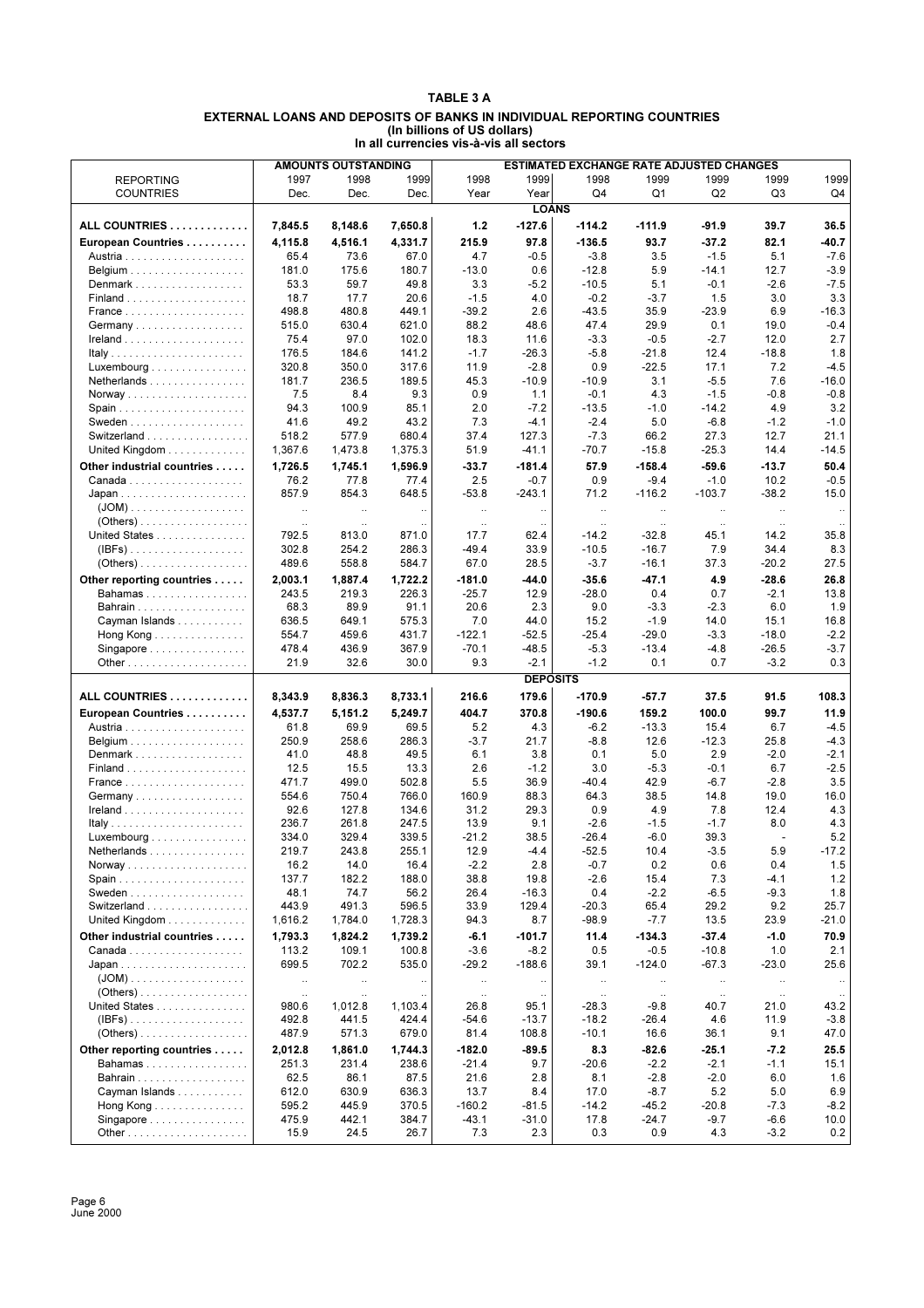# TABLE 3 A

## EXTERNAL LOANS AND DEPOSITS OF BANKS IN INDIVIDUAL REPORTING COUNTRIES
**(In billions of US dollars)**
**In all currencies vis-à-vis all sectors**

| REPORTING COUNTRIES | AMOUNTS OUTSTANDING 1997 Dec. | 1998 Dec. | 1999 Dec. | ESTIMATED EXCHANGE RATE ADJUSTED CHANGES 1998 Year | 1999 Year | 1998 Q4 | 1999 Q1 | 1999 Q2 | 1999 Q3 | 1999 Q4 |
|---|---|---|---|---|---|---|---|---|---|---|
| **LOANS** | | | | | | | | | | |
| **ALL COUNTRIES** | **7,845.5** | **8,148.6** | **7,650.8** | **1.2** | **-127.6** | **-114.2** | **-111.9** | **-91.9** | **39.7** | **36.5** |
| **European Countries** | **4,115.8** | **4,516.1** | **4,331.7** | **215.9** | **97.8** | **-136.5** | **93.7** | **-37.2** | **82.1** | **-40.7** |
| Austria | 65.4 | 73.6 | 67.0 | 4.7 | -0.5 | -3.8 | 3.5 | -1.5 | 5.1 | -7.6 |
| Belgium | 181.0 | 175.6 | 180.7 | -13.0 | 0.6 | -12.8 | 5.9 | -14.1 | 12.7 | -3.9 |
| Denmark | 53.3 | 59.7 | 49.8 | 3.3 | -5.2 | -10.5 | 5.1 | -0.1 | -2.6 | -7.5 |
| Finland | 18.7 | 17.7 | 20.6 | -1.5 | 4.0 | -0.2 | -3.7 | 1.5 | 3.0 | 3.3 |
| France | 498.8 | 480.8 | 449.1 | -39.2 | 2.6 | -43.5 | 35.9 | -23.9 | 6.9 | -16.3 |
| Germany | 515.0 | 630.4 | 621.0 | 88.2 | 48.6 | 47.4 | 29.9 | 0.1 | 19.0 | -0.4 |
| Ireland | 75.4 | 97.0 | 102.0 | 18.3 | 11.6 | -3.3 | -0.5 | -2.7 | 12.0 | 2.7 |
| Italy | 176.5 | 184.6 | 141.2 | -1.7 | -26.3 | -5.8 | -21.8 | 12.4 | -18.8 | 1.8 |
| Luxembourg | 320.8 | 350.0 | 317.6 | 11.9 | -2.8 | 0.9 | -22.5 | 17.1 | 7.2 | -4.5 |
| Netherlands | 181.7 | 236.5 | 189.5 | 45.3 | -10.9 | -10.9 | 3.1 | -5.5 | 7.6 | -16.0 |
| Norway | 7.5 | 8.4 | 9.3 | 0.9 | 1.1 | -0.1 | 4.3 | -1.5 | -0.8 | -0.8 |
| Spain | 94.3 | 100.9 | 85.1 | 2.0 | -7.2 | -13.5 | -1.0 | -14.2 | 4.9 | 3.2 |
| Sweden | 41.6 | 49.2 | 43.2 | 7.3 | -4.1 | -2.4 | 5.0 | -6.8 | -1.2 | -1.0 |
| Switzerland | 518.2 | 577.9 | 680.4 | 37.4 | 127.3 | -7.3 | 66.2 | 27.3 | 12.7 | 21.1 |
| United Kingdom | 1,367.6 | 1,473.8 | 1,375.3 | 51.9 | -41.1 | -70.7 | -15.8 | -25.3 | 14.4 | -14.5 |
| **Other industrial countries** | **1,726.5** | **1,745.1** | **1,596.9** | **-33.7** | **-181.4** | **57.9** | **-158.4** | **-59.6** | **-13.7** | **50.4** |
| Canada | 76.2 | 77.8 | 77.4 | 2.5 | -0.7 | 0.9 | -9.4 | -1.0 | 10.2 | -0.5 |
| Japan | 857.9 | 854.3 | 648.5 | -53.8 | -243.1 | 71.2 | -116.2 | -103.7 | -38.2 | 15.0 |
| (JOM) | .. | .. | .. | .. | .. | .. | .. | .. | .. | .. |
| (Others) | .. | .. | .. | .. | .. | .. | .. | .. | .. | .. |
| United States | 792.5 | 813.0 | 871.0 | 17.7 | 62.4 | -14.2 | -32.8 | 45.1 | 14.2 | 35.8 |
| (IBFs) | 302.8 | 254.2 | 286.3 | -49.4 | 33.9 | -10.5 | -16.7 | 7.9 | 34.4 | 8.3 |
| (Others) | 489.6 | 558.8 | 584.7 | 67.0 | 28.5 | -3.7 | -16.1 | 37.3 | -20.2 | 27.5 |
| **Other reporting countries** | **2,003.1** | **1,887.4** | **1,722.2** | **-181.0** | **-44.0** | **-35.6** | **-47.1** | **4.9** | **-28.6** | **26.8** |
| Bahamas | 243.5 | 219.3 | 226.3 | -25.7 | 12.9 | -28.0 | 0.4 | 0.7 | -2.1 | 13.8 |
| Bahrain | 68.3 | 89.9 | 91.1 | 20.6 | 2.3 | 9.0 | -3.3 | -2.3 | 6.0 | 1.9 |
| Cayman Islands | 636.5 | 649.1 | 575.3 | 7.0 | 44.0 | 15.2 | -1.9 | 14.0 | 15.1 | 16.8 |
| Hong Kong | 554.7 | 459.6 | 431.7 | -122.1 | -52.5 | -25.4 | -29.0 | -3.3 | -18.0 | -2.2 |
| Singapore | 478.4 | 436.9 | 367.9 | -70.1 | -48.5 | -5.3 | -13.4 | -4.8 | -26.5 | -3.7 |
| Other | 21.9 | 32.6 | 30.0 | 9.3 | -2.1 | -1.2 | 0.1 | 0.7 | -3.2 | 0.3 |
| **DEPOSITS** | | | | | | | | | | |
| **ALL COUNTRIES** | **8,343.9** | **8,836.3** | **8,733.1** | **216.6** | **179.6** | **-170.9** | **-57.7** | **37.5** | **91.5** | **108.3** |
| **European Countries** | **4,537.7** | **5,151.2** | **5,249.7** | **404.7** | **370.8** | **-190.6** | **159.2** | **100.0** | **99.7** | **11.9** |
| Austria | 61.8 | 69.9 | 69.5 | 5.2 | 4.3 | -6.2 | -13.3 | 15.4 | 6.7 | -4.5 |
| Belgium | 250.9 | 258.6 | 286.3 | -3.7 | 21.7 | -8.8 | 12.6 | -12.3 | 25.8 | -4.3 |
| Denmark | 41.0 | 48.8 | 49.5 | 6.1 | 3.8 | 0.1 | 5.0 | 2.9 | -2.0 | -2.1 |
| Finland | 12.5 | 15.5 | 13.3 | 2.6 | -1.2 | 3.0 | -5.3 | -0.1 | 6.7 | -2.5 |
| France | 471.7 | 499.0 | 502.8 | 5.5 | 36.9 | -40.4 | 42.9 | -6.7 | -2.8 | 3.5 |
| Germany | 554.6 | 750.4 | 766.0 | 160.9 | 88.3 | 64.3 | 38.5 | 14.8 | 19.0 | 16.0 |
| Ireland | 92.6 | 127.8 | 134.6 | 31.2 | 29.3 | 0.9 | 4.9 | 7.8 | 12.4 | 4.3 |
| Italy | 236.7 | 261.8 | 247.5 | 13.9 | 9.1 | -2.6 | -1.5 | -1.7 | 8.0 | 4.3 |
| Luxembourg | 334.0 | 329.4 | 339.5 | -21.2 | 38.5 | -26.4 | -6.0 | 39.3 | - | 5.2 |
| Netherlands | 219.7 | 243.8 | 255.1 | 12.9 | -4.4 | -52.5 | 10.4 | -3.5 | 5.9 | -17.2 |
| Norway | 16.2 | 14.0 | 16.4 | -2.2 | 2.8 | -0.7 | 0.2 | 0.6 | 0.4 | 1.5 |
| Spain | 137.7 | 182.2 | 188.0 | 38.8 | 19.8 | -2.6 | 15.4 | 7.3 | -4.1 | 1.2 |
| Sweden | 48.1 | 74.7 | 56.2 | 26.4 | -16.3 | 0.4 | -2.2 | -6.5 | -9.3 | 1.8 |
| Switzerland | 443.9 | 491.3 | 596.5 | 33.9 | 129.4 | -20.3 | 65.4 | 29.2 | 9.2 | 25.7 |
| United Kingdom | 1,616.2 | 1,784.0 | 1,728.3 | 94.3 | 8.7 | -98.9 | -7.7 | 13.5 | 23.9 | -21.0 |
| **Other industrial countries** | **1,793.3** | **1,824.2** | **1,739.2** | **-6.1** | **-101.7** | **11.4** | **-134.3** | **-37.4** | **-1.0** | **70.9** |
| Canada | 113.2 | 109.1 | 100.8 | -3.6 | -8.2 | 0.5 | -0.5 | -10.8 | 1.0 | 2.1 |
| Japan | 699.5 | 702.2 | 535.0 | -29.2 | -188.6 | 39.1 | -124.0 | -67.3 | -23.0 | 25.6 |
| (JOM) | .. | .. | .. | .. | .. | .. | .. | .. | .. | .. |
| (Others) | .. | .. | .. | .. | .. | .. | .. | .. | .. | .. |
| United States | 980.6 | 1,012.8 | 1,103.4 | 26.8 | 95.1 | -28.3 | -9.8 | 40.7 | 21.0 | 43.2 |
| (IBFs) | 492.8 | 441.5 | 424.4 | -54.6 | -13.7 | -18.2 | -26.4 | 4.6 | 11.9 | -3.8 |
| (Others) | 487.9 | 571.3 | 679.0 | 81.4 | 108.8 | -10.1 | 16.6 | 36.1 | 9.1 | 47.0 |
| **Other reporting countries** | **2,012.8** | **1,861.0** | **1,744.3** | **-182.0** | **-89.5** | **8.3** | **-82.6** | **-25.1** | **-7.2** | **25.5** |
| Bahamas | 251.3 | 231.4 | 238.6 | -21.4 | 9.7 | -20.6 | -2.2 | -2.1 | -1.1 | 15.1 |
| Bahrain | 62.5 | 86.1 | 87.5 | 21.6 | 2.8 | 8.1 | -2.8 | -2.0 | 6.0 | 1.6 |
| Cayman Islands | 612.0 | 630.9 | 636.3 | 13.7 | 8.4 | 17.0 | -8.7 | 5.2 | 5.0 | 6.9 |
| Hong Kong | 595.2 | 445.9 | 370.5 | -160.2 | -81.5 | -14.2 | -45.2 | -20.8 | -7.3 | -8.2 |
| Singapore | 475.9 | 442.1 | 384.7 | -43.1 | -31.0 | 17.8 | -24.7 | -9.7 | -6.6 | 10.0 |
| Other | 15.9 | 24.5 | 26.7 | 7.3 | 2.3 | 0.3 | 0.9 | 4.3 | -3.2 | 0.2 |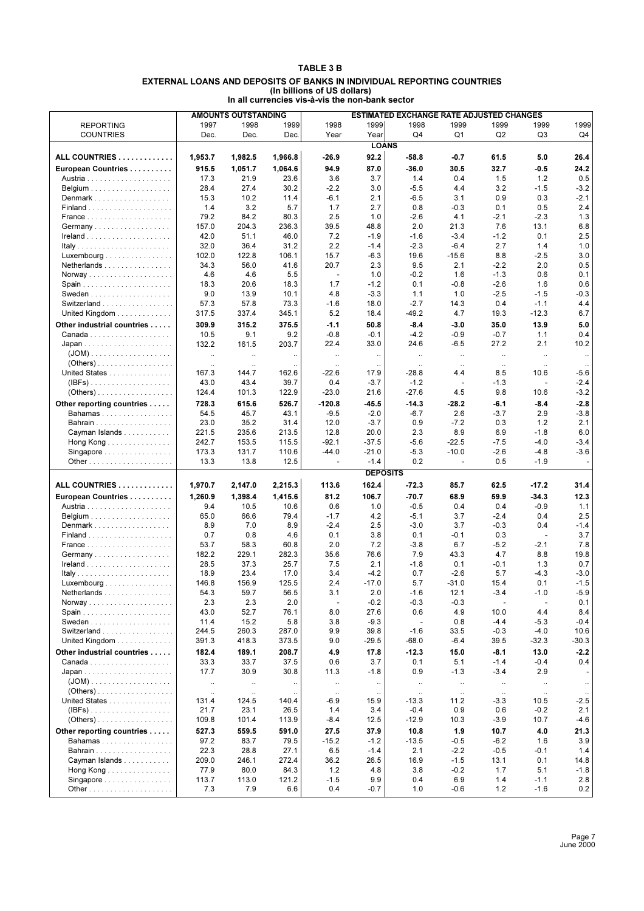# TABLE 3 B

## EXTERNAL LOANS AND DEPOSITS OF BANKS IN INDIVIDUAL REPORTING COUNTRIES
### (In billions of US dollars)
### In all currencies vis-à-vis the non-bank sector

| REPORTING COUNTRIES | AMOUNTS OUTSTANDING | | | ESTIMATED EXCHANGE RATE ADJUSTED CHANGES | | | | | | |
|---|---|---|---|---|---|---|---|---|---|---|
| | 1997 Dec. | 1998 Dec. | 1999 Dec. | 1998 Year | 1999 Year | 1998 Q4 | 1999 Q1 | 1999 Q2 | 1999 Q3 | 1999 Q4 |
| **LOANS** | | | | | | | | | | |
| **ALL COUNTRIES** | **1,953.7** | **1,982.5** | **1,966.8** | **-26.9** | **92.2** | **-58.8** | **-0.7** | **61.5** | **5.0** | **26.4** |
| **European Countries** | **915.5** | **1,051.7** | **1,064.6** | **94.9** | **87.0** | **-36.0** | **30.5** | **32.7** | **-0.5** | **24.2** |
| Austria | 17.3 | 21.9 | 23.6 | 3.6 | 3.7 | 1.4 | 0.4 | 1.5 | 1.2 | 0.5 |
| Belgium | 28.4 | 27.4 | 30.2 | -2.2 | 3.0 | -5.5 | 4.4 | 3.2 | -1.5 | -3.2 |
| Denmark | 15.3 | 10.2 | 11.4 | -6.1 | 2.1 | -6.5 | 3.1 | 0.9 | 0.3 | -2.1 |
| Finland | 1.4 | 3.2 | 5.7 | 1.7 | 2.7 | 0.8 | -0.3 | 0.1 | 0.5 | 2.4 |
| France | 79.2 | 84.2 | 80.3 | 2.5 | 1.0 | -2.6 | 4.1 | -2.1 | -2.3 | 1.3 |
| Germany | 157.0 | 204.3 | 236.3 | 39.5 | 48.8 | 2.0 | 21.3 | 7.6 | 13.1 | 6.8 |
| Ireland | 42.0 | 51.1 | 46.0 | 7.2 | -1.9 | -1.6 | -3.4 | -1.2 | 0.1 | 2.5 |
| Italy | 32.0 | 36.4 | 31.2 | 2.2 | -1.4 | -2.3 | -6.4 | 2.7 | 1.4 | 1.0 |
| Luxembourg | 102.0 | 122.8 | 106.1 | 15.7 | -6.3 | 19.6 | -15.6 | 8.8 | -2.5 | 3.0 |
| Netherlands | 34.3 | 56.0 | 41.6 | 20.7 | 2.3 | 9.5 | 2.1 | -2.2 | 2.0 | 0.5 |
| Norway | 4.6 | 4.6 | 5.5 | - | 1.0 | -0.2 | 1.6 | -1.3 | 0.6 | 0.1 |
| Spain | 18.3 | 20.6 | 18.3 | 1.7 | -1.2 | 0.1 | -0.8 | -2.6 | 1.6 | 0.6 |
| Sweden | 9.0 | 13.9 | 10.1 | 4.8 | -3.3 | 1.1 | 1.0 | -2.5 | -1.5 | -0.3 |
| Switzerland | 57.3 | 57.8 | 73.3 | -1.6 | 18.0 | -2.7 | 14.3 | 0.4 | -1.1 | 4.4 |
| United Kingdom | 317.5 | 337.4 | 345.1 | 5.2 | 18.4 | -49.2 | 4.7 | 19.3 | -12.3 | 6.7 |
| **Other industrial countries** | **309.9** | **315.2** | **375.5** | **-1.1** | **50.8** | **-8.4** | **-3.0** | **35.0** | **13.9** | **5.0** |
| Canada | 10.5 | 9.1 | 9.2 | -0.8 | -0.1 | -4.2 | -0.9 | -0.7 | 1.1 | 0.4 |
| Japan | 132.2 | 161.5 | 203.7 | 22.4 | 33.0 | 24.6 | -6.5 | 27.2 | 2.1 | 10.2 |
| (JOM) | .. | .. | .. | .. | .. | .. | .. | .. | .. | .. |
| (Others) | .. | .. | .. | .. | .. | .. | .. | .. | .. | .. |
| United States | 167.3 | 144.7 | 162.6 | -22.6 | 17.9 | -28.8 | 4.4 | 8.5 | 10.6 | -5.6 |
| (IBFs) | 43.0 | 43.4 | 39.7 | 0.4 | -3.7 | -1.2 | - | -1.3 | - | -2.4 |
| (Others) | 124.4 | 101.3 | 122.9 | -23.0 | 21.6 | -27.6 | 4.5 | 9.8 | 10.6 | -3.2 |
| **Other reporting countries** | **728.3** | **615.6** | **526.7** | **-120.8** | **-45.5** | **-14.3** | **-28.2** | **-6.1** | **-8.4** | **-2.8** |
| Bahamas | 54.5 | 45.7 | 43.1 | -9.5 | -2.0 | -6.7 | 2.6 | -3.7 | 2.9 | -3.8 |
| Bahrain | 23.0 | 35.2 | 31.4 | 12.0 | -3.7 | 0.9 | -7.2 | 0.3 | 1.2 | 2.1 |
| Cayman Islands | 221.5 | 235.6 | 213.5 | 12.8 | 20.0 | 2.3 | 8.9 | 6.9 | -1.8 | 6.0 |
| Hong Kong | 242.7 | 153.5 | 115.5 | -92.1 | -37.5 | -5.6 | -22.5 | -7.5 | -4.0 | -3.4 |
| Singapore | 173.3 | 131.7 | 110.6 | -44.0 | -21.0 | -5.3 | -10.0 | -2.6 | -4.8 | -3.6 |
| Other | 13.3 | 13.8 | 12.5 | - | -1.4 | 0.2 | - | 0.5 | -1.9 | - |
| **DEPOSITS** | | | | | | | | | | |
| **ALL COUNTRIES** | **1,970.7** | **2,147.0** | **2,215.3** | **113.6** | **162.4** | **-72.3** | **85.7** | **62.5** | **-17.2** | **31.4** |
| **European Countries** | **1,260.9** | **1,398.4** | **1,415.6** | **81.2** | **106.7** | **-70.7** | **68.9** | **59.9** | **-34.3** | **12.3** |
| Austria | 9.4 | 10.5 | 10.6 | 0.6 | 1.0 | -0.5 | 0.4 | 0.4 | -0.9 | 1.1 |
| Belgium | 65.0 | 66.6 | 79.4 | -1.7 | 4.2 | -5.1 | 3.7 | -2.4 | 0.4 | 2.5 |
| Denmark | 8.9 | 7.0 | 8.9 | -2.4 | 2.5 | -3.0 | 3.7 | -0.3 | 0.4 | -1.4 |
| Finland | 0.7 | 0.8 | 4.6 | 0.1 | 3.8 | 0.1 | -0.1 | 0.3 | - | 3.7 |
| France | 53.7 | 58.3 | 60.8 | 2.0 | 7.2 | -3.8 | 6.7 | -5.2 | -2.1 | 7.8 |
| Germany | 182.2 | 229.1 | 282.3 | 35.6 | 76.6 | 7.9 | 43.3 | 4.7 | 8.8 | 19.8 |
| Ireland | 28.5 | 37.3 | 25.7 | 7.5 | 2.1 | -1.8 | 0.1 | -0.1 | 1.3 | 0.7 |
| Italy | 18.9 | 23.4 | 17.0 | 3.4 | -4.2 | 0.7 | -2.6 | 5.7 | -4.3 | -3.0 |
| Luxembourg | 146.8 | 156.9 | 125.5 | 2.4 | -17.0 | 5.7 | -31.0 | 15.4 | 0.1 | -1.5 |
| Netherlands | 54.3 | 59.7 | 56.5 | 3.1 | 2.0 | -1.6 | 12.1 | -3.4 | -1.0 | -5.9 |
| Norway | 2.3 | 2.3 | 2.0 | - | -0.2 | -0.3 | -0.3 | - | - | 0.1 |
| Spain | 43.0 | 52.7 | 76.1 | 8.0 | 27.6 | 0.6 | 4.9 | 10.0 | 4.4 | 8.4 |
| Sweden | 11.4 | 15.2 | 5.8 | 3.8 | -9.3 | - | 0.8 | -4.4 | -5.3 | -0.4 |
| Switzerland | 244.5 | 260.3 | 287.0 | 9.9 | 39.8 | -1.6 | 33.5 | -0.3 | -4.0 | 10.6 |
| United Kingdom | 391.3 | 418.3 | 373.5 | 9.0 | -29.5 | -68.0 | -6.4 | 39.5 | -32.3 | -30.3 |
| **Other industrial countries** | **182.4** | **189.1** | **208.7** | **4.9** | **17.8** | **-12.3** | **15.0** | **-8.1** | **13.0** | **-2.2** |
| Canada | 33.3 | 33.7 | 37.5 | 0.6 | 3.7 | 0.1 | 5.1 | -1.4 | -0.4 | 0.4 |
| Japan | 17.7 | 30.9 | 30.8 | 11.3 | -1.8 | 0.9 | -1.3 | -3.4 | 2.9 | - |
| (JOM) | .. | .. | .. | .. | .. | .. | .. | .. | .. | .. |
| (Others) | .. | .. | .. | .. | .. | .. | .. | .. | .. | .. |
| United States | 131.4 | 124.5 | 140.4 | -6.9 | 15.9 | -13.3 | 11.2 | -3.3 | 10.5 | -2.5 |
| (IBFs) | 21.7 | 23.1 | 26.5 | 1.4 | 3.4 | -0.4 | 0.9 | 0.6 | -0.2 | 2.1 |
| (Others) | 109.8 | 101.4 | 113.9 | -8.4 | 12.5 | -12.9 | 10.3 | -3.9 | 10.7 | -4.6 |
| **Other reporting countries** | **527.3** | **559.5** | **591.0** | **27.5** | **37.9** | **10.8** | **1.9** | **10.7** | **4.0** | **21.3** |
| Bahamas | 97.2 | 83.7 | 79.5 | -15.2 | -1.2 | -13.5 | -0.5 | -6.2 | 1.6 | 3.9 |
| Bahrain | 22.3 | 28.8 | 27.1 | 6.5 | -1.4 | 2.1 | -2.2 | -0.5 | -0.1 | 1.4 |
| Cayman Islands | 209.0 | 246.1 | 272.4 | 36.2 | 26.5 | 16.9 | -1.5 | 13.1 | 0.1 | 14.8 |
| Hong Kong | 77.9 | 80.0 | 84.3 | 1.2 | 4.8 | 3.8 | -0.2 | 1.7 | 5.1 | -1.8 |
| Singapore | 113.7 | 113.0 | 121.2 | -1.5 | 9.9 | 0.4 | 6.9 | 1.4 | -1.1 | 2.8 |
| Other | 7.3 | 7.9 | 6.6 | 0.4 | -0.7 | 1.0 | -0.6 | 1.2 | -1.6 | 0.2 |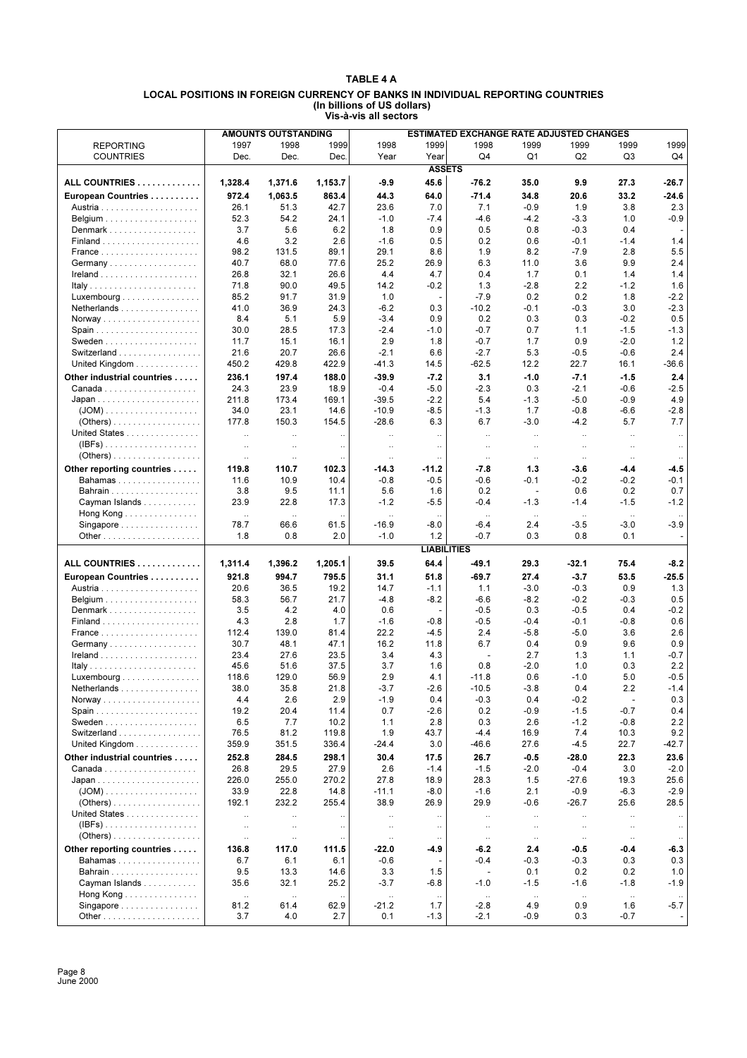# TABLE 4 A

## LOCAL POSITIONS IN FOREIGN CURRENCY OF BANKS IN INDIVIDUAL REPORTING COUNTRIES
(In billions of US dollars)
Vis-à-vis all sectors

| REPORTING COUNTRIES | AMOUNTS OUTSTANDING 1997 Dec. | 1998 Dec. | 1999 Dec. | ESTIMATED EXCHANGE RATE ADJUSTED CHANGES 1998 Year | 1999 Year | 1998 Q4 | 1999 Q1 | 1999 Q2 | 1999 Q3 | 1999 Q4 |
|---|---|---|---|---|---|---|---|---|---|---|
| | | | | | **ASSETS** | | | | | |
| **ALL COUNTRIES** | **1,328.4** | **1,371.6** | **1,153.7** | **-9.9** | **45.6** | **-76.2** | **35.0** | **9.9** | **27.3** | **-26.7** |
| **European Countries** | **972.4** | **1,063.5** | **863.4** | **44.3** | **64.0** | **-71.4** | **34.8** | **20.6** | **33.2** | **-24.6** |
| Austria | 26.1 | 51.3 | 42.7 | 23.6 | 7.0 | 7.1 | -0.9 | 1.9 | 3.8 | 2.3 |
| Belgium | 52.3 | 54.2 | 24.1 | -1.0 | -7.4 | -4.6 | -4.2 | -3.3 | 1.0 | -0.9 |
| Denmark | 3.7 | 5.6 | 6.2 | 1.8 | 0.9 | 0.5 | 0.8 | -0.3 | 0.4 | - |
| Finland | 4.6 | 3.2 | 2.6 | -1.6 | 0.5 | 0.2 | 0.6 | -0.1 | -1.4 | 1.4 |
| France | 98.2 | 131.5 | 89.1 | 29.1 | 8.6 | 1.9 | 8.2 | -7.9 | 2.8 | 5.5 |
| Germany | 40.7 | 68.0 | 77.6 | 25.2 | 26.9 | 6.3 | 11.0 | 3.6 | 9.9 | 2.4 |
| Ireland | 26.8 | 32.1 | 26.6 | 4.4 | 4.7 | 0.4 | 1.7 | 0.1 | 1.4 | 1.4 |
| Italy | 71.8 | 90.0 | 49.5 | 14.2 | -0.2 | 1.3 | -2.8 | 2.2 | -1.2 | 1.6 |
| Luxembourg | 85.2 | 91.7 | 31.9 | 1.0 | - | -7.9 | 0.2 | 0.2 | 1.8 | -2.2 |
| Netherlands | 41.0 | 36.9 | 24.3 | -6.2 | 0.3 | -10.2 | -0.1 | -0.3 | 3.0 | -2.3 |
| Norway | 8.4 | 5.1 | 5.9 | -3.4 | 0.9 | 0.2 | 0.3 | 0.3 | -0.2 | 0.5 |
| Spain | 30.0 | 28.5 | 17.3 | -2.4 | -1.0 | -0.7 | 0.7 | 1.1 | -1.5 | -1.3 |
| Sweden | 11.7 | 15.1 | 16.1 | 2.9 | 1.8 | -0.7 | 1.7 | 0.9 | -2.0 | 1.2 |
| Switzerland | 21.6 | 20.7 | 26.6 | -2.1 | 6.6 | -2.7 | 5.3 | -0.5 | -0.6 | 2.4 |
| United Kingdom | 450.2 | 429.8 | 422.9 | -41.3 | 14.5 | -62.5 | 12.2 | 22.7 | 16.1 | -36.6 |
| **Other industrial countries** | **236.1** | **197.4** | **188.0** | **-39.9** | **-7.2** | **3.1** | **-1.0** | **-7.1** | **-1.5** | **2.4** |
| Canada | 24.3 | 23.9 | 18.9 | -0.4 | -5.0 | -2.3 | 0.3 | -2.1 | -0.6 | -2.5 |
| Japan | 211.8 | 173.4 | 169.1 | -39.5 | -2.2 | 5.4 | -1.3 | -5.0 | -0.9 | 4.9 |
| (JOM) | 34.0 | 23.1 | 14.6 | -10.9 | -8.5 | -1.3 | 1.7 | -0.8 | -6.6 | -2.8 |
| (Others) | 177.8 | 150.3 | 154.5 | -28.6 | 6.3 | 6.7 | -3.0 | -4.2 | 5.7 | 7.7 |
| United States | .. | .. | .. | .. | .. | .. | .. | .. | .. | .. |
| (IBFs) | .. | .. | .. | .. | .. | .. | .. | .. | .. | .. |
| (Others) | .. | .. | .. | .. | .. | .. | .. | .. | .. | .. |
| **Other reporting countries** | **119.8** | **110.7** | **102.3** | **-14.3** | **-11.2** | **-7.8** | **1.3** | **-3.6** | **-4.4** | **-4.5** |
| Bahamas | 11.6 | 10.9 | 10.4 | -0.8 | -0.5 | -0.6 | -0.1 | -0.2 | -0.2 | -0.1 |
| Bahrain | 3.8 | 9.5 | 11.1 | 5.6 | 1.6 | 0.2 | - | 0.6 | 0.2 | 0.7 |
| Cayman Islands | 23.9 | 22.8 | 17.3 | -1.2 | -5.5 | -0.4 | -1.3 | -1.4 | -1.5 | -1.2 |
| Hong Kong | .. | .. | .. | .. | .. | .. | .. | .. | .. | .. |
| Singapore | 78.7 | 66.6 | 61.5 | -16.9 | -8.0 | -6.4 | 2.4 | -3.5 | -3.0 | -3.9 |
| Other | 1.8 | 0.8 | 2.0 | -1.0 | 1.2 | -0.7 | 0.3 | 0.8 | 0.1 | - |
| | | | | | **LIABILITIES** | | | | | |
| **ALL COUNTRIES** | **1,311.4** | **1,396.2** | **1,205.1** | **39.5** | **64.4** | **-49.1** | **29.3** | **-32.1** | **75.4** | **-8.2** |
| **European Countries** | **921.8** | **994.7** | **795.5** | **31.1** | **51.8** | **-69.7** | **27.4** | **-3.7** | **53.5** | **-25.5** |
| Austria | 20.6 | 36.5 | 19.2 | 14.7 | -1.1 | 1.1 | -3.0 | -0.3 | 0.9 | 1.3 |
| Belgium | 58.3 | 56.7 | 21.7 | -4.8 | -8.2 | -6.6 | -8.2 | -0.2 | -0.3 | 0.5 |
| Denmark | 3.5 | 4.2 | 4.0 | 0.6 | - | -0.5 | 0.3 | -0.5 | 0.4 | -0.2 |
| Finland | 4.3 | 2.8 | 1.7 | -1.6 | -0.8 | -0.5 | -0.4 | -0.1 | -0.8 | 0.6 |
| France | 112.4 | 139.0 | 81.4 | 22.2 | -4.5 | 2.4 | -5.8 | -5.0 | 3.6 | 2.6 |
| Germany | 30.7 | 48.1 | 47.1 | 16.2 | 11.8 | 6.7 | 0.4 | 0.9 | 9.6 | 0.9 |
| Ireland | 23.4 | 27.6 | 23.5 | 3.4 | 4.3 | - | 2.7 | 1.3 | 1.1 | -0.7 |
| Italy | 45.6 | 51.6 | 37.5 | 3.7 | 1.6 | 0.8 | -2.0 | 1.0 | 0.3 | 2.2 |
| Luxembourg | 118.6 | 129.0 | 56.9 | 2.9 | 4.1 | -11.8 | 0.6 | -1.0 | 5.0 | -0.5 |
| Netherlands | 38.0 | 35.8 | 21.8 | -3.7 | -2.6 | -10.5 | -3.8 | 0.4 | 2.2 | -1.4 |
| Norway | 4.4 | 2.6 | 2.9 | -1.9 | 0.4 | -0.3 | 0.4 | -0.2 | - | 0.3 |
| Spain | 19.2 | 20.4 | 11.4 | 0.7 | -2.6 | 0.2 | -0.9 | -1.5 | -0.7 | 0.4 |
| Sweden | 6.5 | 7.7 | 10.2 | 1.1 | 2.8 | 0.3 | 2.6 | -1.2 | -0.8 | 2.2 |
| Switzerland | 76.5 | 81.2 | 119.8 | 1.9 | 43.7 | -4.4 | 16.9 | 7.4 | 10.3 | 9.2 |
| United Kingdom | 359.9 | 351.5 | 336.4 | -24.4 | 3.0 | -46.6 | 27.6 | -4.5 | 22.7 | -42.7 |
| **Other industrial countries** | **252.8** | **284.5** | **298.1** | **30.4** | **17.5** | **26.7** | **-0.5** | **-28.0** | **22.3** | **23.6** |
| Canada | 26.8 | 29.5 | 27.9 | 2.6 | -1.4 | -1.5 | -2.0 | -0.4 | 3.0 | -2.0 |
| Japan | 226.0 | 255.0 | 270.2 | 27.8 | 18.9 | 28.3 | 1.5 | -27.6 | 19.3 | 25.6 |
| (JOM) | 33.9 | 22.8 | 14.8 | -11.1 | -8.0 | -1.6 | 2.1 | -0.9 | -6.3 | -2.9 |
| (Others) | 192.1 | 232.2 | 255.4 | 38.9 | 26.9 | 29.9 | -0.6 | -26.7 | 25.6 | 28.5 |
| United States | .. | .. | .. | .. | .. | .. | .. | .. | .. | .. |
| (IBFs) | .. | .. | .. | .. | .. | .. | .. | .. | .. | .. |
| (Others) | .. | .. | .. | .. | .. | .. | .. | .. | .. | .. |
| **Other reporting countries** | **136.8** | **117.0** | **111.5** | **-22.0** | **-4.9** | **-6.2** | **2.4** | **-0.5** | **-0.4** | **-6.3** |
| Bahamas | 6.7 | 6.1 | 6.1 | -0.6 | - | -0.4 | -0.3 | -0.3 | 0.3 | 0.3 |
| Bahrain | 9.5 | 13.3 | 14.6 | 3.3 | 1.5 | - | 0.1 | 0.2 | 0.2 | 1.0 |
| Cayman Islands | 35.6 | 32.1 | 25.2 | -3.7 | -6.8 | -1.0 | -1.5 | -1.6 | -1.8 | -1.9 |
| Hong Kong | .. | .. | .. | .. | .. | .. | .. | .. | .. | .. |
| Singapore | 81.2 | 61.4 | 62.9 | -21.2 | 1.7 | -2.8 | 4.9 | 0.9 | 1.6 | -5.7 |
| Other | 3.7 | 4.0 | 2.7 | 0.1 | -1.3 | -2.1 | -0.9 | 0.3 | -0.7 | - |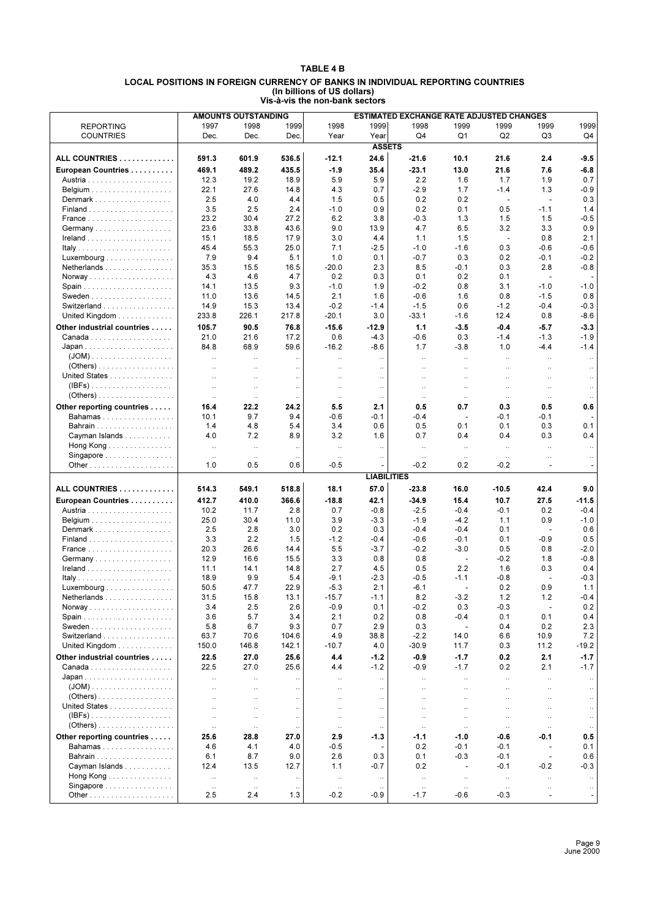# TABLE 4 B

## LOCAL POSITIONS IN FOREIGN CURRENCY OF BANKS IN INDIVIDUAL REPORTING COUNTRIES
### (In billions of US dollars)
### Vis-à-vis the non-bank sectors

| REPORTING COUNTRIES | AMOUNTS OUTSTANDING 1997 Dec. | 1998 Dec. | 1999 Dec. | ESTIMATED EXCHANGE RATE ADJUSTED CHANGES 1998 Year | 1999 Year | 1998 Q4 | 1999 Q1 | 1999 Q2 | 1999 Q3 | 1999 Q4 |
|---|---|---|---|---|---|---|---|---|---|---|
| | | | | | **ASSETS** | | | | | |
| **ALL COUNTRIES** | **591.3** | **601.9** | **536.5** | **-12.1** | **24.6** | **-21.6** | **10.1** | **21.6** | **2.4** | **-9.5** |
| **European Countries** | **469.1** | **489.2** | **435.5** | **-1.9** | **35.4** | **-23.1** | **13.0** | **21.6** | **7.6** | **-6.8** |
| Austria | 12.3 | 19.2 | 18.9 | 5.9 | 5.9 | 2.2 | 1.6 | 1.7 | 1.9 | 0.7 |
| Belgium | 22.1 | 27.6 | 14.8 | 4.3 | 0.7 | -2.9 | 1.7 | -1.4 | 1.3 | -0.9 |
| Denmark | 2.5 | 4.0 | 4.4 | 1.5 | 0.5 | 0.2 | 0.2 | - | - | 0.3 |
| Finland | 3.5 | 2.5 | 2.4 | -1.0 | 0.9 | 0.2 | 0.1 | 0.5 | -1.1 | 1.4 |
| France | 23.2 | 30.4 | 27.2 | 6.2 | 3.8 | -0.3 | 1.3 | 1.5 | 1.5 | -0.5 |
| Germany | 23.6 | 33.8 | 43.6 | 9.0 | 13.9 | 4.7 | 6.5 | 3.2 | 3.3 | 0.9 |
| Ireland | 15.1 | 18.5 | 17.9 | 3.0 | 4.4 | 1.1 | 1.5 | - | 0.8 | 2.1 |
| Italy | 45.4 | 55.3 | 25.0 | 7.1 | -2.5 | -1.0 | -1.6 | 0.3 | -0.6 | -0.6 |
| Luxembourg | 7.9 | 9.4 | 5.1 | 1.0 | 0.1 | -0.7 | 0.3 | 0.2 | -0.1 | -0.2 |
| Netherlands | 35.3 | 15.5 | 16.5 | -20.0 | 2.3 | 8.5 | -0.1 | 0.3 | 2.8 | -0.8 |
| Norway | 4.3 | 4.6 | 4.7 | 0.2 | 0.3 | 0.1 | 0.2 | 0.1 | - | - |
| Spain | 14.1 | 13.5 | 9.3 | -1.0 | 1.9 | -0.2 | 0.8 | 3.1 | -1.0 | -1.0 |
| Sweden | 11.0 | 13.6 | 14.5 | 2.1 | 1.6 | -0.6 | 1.6 | 0.8 | -1.5 | 0.8 |
| Switzerland | 14.9 | 15.3 | 13.4 | -0.2 | -1.4 | -1.5 | 0.6 | -1.2 | -0.4 | -0.3 |
| United Kingdom | 233.8 | 226.1 | 217.8 | -20.1 | 3.0 | -33.1 | -1.6 | 12.4 | 0.8 | -8.6 |
| **Other industrial countries** | **105.7** | **90.5** | **76.8** | **-15.6** | **-12.9** | **1.1** | **-3.5** | **-0.4** | **-5.7** | **-3.3** |
| Canada | 21.0 | 21.6 | 17.2 | 0.6 | -4.3 | -0.6 | 0.3 | -1.4 | -1.3 | -1.9 |
| Japan | 84.8 | 68.9 | 59.6 | -16.2 | -8.6 | 1.7 | -3.8 | 1.0 | -4.4 | -1.4 |
| (JOM) | .. | .. | .. | .. | .. | .. | .. | .. | .. | .. |
| (Others) | .. | .. | .. | .. | .. | .. | .. | .. | .. | .. |
| United States | .. | .. | .. | .. | .. | .. | .. | .. | .. | .. |
| (IBFs) | .. | .. | .. | .. | .. | .. | .. | .. | .. | .. |
| (Others) | .. | .. | .. | .. | .. | .. | .. | .. | .. | .. |
| **Other reporting countries** | **16.4** | **22.2** | **24.2** | **5.5** | **2.1** | **0.5** | **0.7** | **0.3** | **0.5** | **0.6** |
| Bahamas | 10.1 | 9.7 | 9.4 | -0.6 | -0.1 | -0.4 | - | -0.1 | -0.1 | - |
| Bahrain | 1.4 | 4.8 | 5.4 | 3.4 | 0.6 | 0.5 | 0.1 | 0.1 | 0.3 | 0.1 |
| Cayman Islands | 4.0 | 7.2 | 8.9 | 3.2 | 1.6 | 0.7 | 0.4 | 0.4 | 0.3 | 0.4 |
| Hong Kong | .. | .. | .. | .. | .. | .. | .. | .. | .. | .. |
| Singapore | .. | .. | .. | .. | .. | .. | .. | .. | .. | .. |
| Other | 1.0 | 0.5 | 0.6 | -0.5 | - | -0.2 | 0.2 | -0.2 | - | - |
| | | | | | **LIABILITIES** | | | | | |
| **ALL COUNTRIES** | **514.3** | **549.1** | **518.8** | **18.1** | **57.0** | **-23.8** | **16.0** | **-10.5** | **42.4** | **9.0** |
| **European Countries** | **412.7** | **410.0** | **366.6** | **-18.8** | **42.1** | **-34.9** | **15.4** | **10.7** | **27.5** | **-11.5** |
| Austria | 10.2 | 11.7 | 2.8 | 0.7 | -0.8 | -2.5 | -0.4 | -0.1 | 0.2 | -0.4 |
| Belgium | 25.0 | 30.4 | 11.0 | 3.9 | -3.3 | -1.9 | -4.2 | 1.1 | 0.9 | -1.0 |
| Denmark | 2.5 | 2.8 | 3.0 | 0.2 | 0.3 | -0.4 | -0.4 | 0.1 | - | 0.6 |
| Finland | 3.3 | 2.2 | 1.5 | -1.2 | -0.4 | -0.6 | -0.1 | 0.1 | -0.9 | 0.5 |
| France | 20.3 | 26.6 | 14.4 | 5.5 | -3.7 | -0.2 | -3.0 | 0.5 | 0.8 | -2.0 |
| Germany | 12.9 | 16.6 | 15.5 | 3.3 | 0.8 | 0.8 | - | -0.2 | 1.8 | -0.8 |
| Ireland | 11.1 | 14.1 | 14.8 | 2.7 | 4.5 | 0.5 | 2.2 | 1.6 | 0.3 | 0.4 |
| Italy | 18.9 | 9.9 | 5.4 | -9.1 | -2.3 | -0.5 | -1.1 | -0.8 | - | -0.3 |
| Luxembourg | 50.5 | 47.7 | 22.9 | -5.3 | 2.1 | -6.1 | - | 0.2 | 0.9 | 1.1 |
| Netherlands | 31.5 | 15.8 | 13.1 | -15.7 | -1.1 | 8.2 | -3.2 | 1.2 | 1.2 | -0.4 |
| Norway | 3.4 | 2.5 | 2.6 | -0.9 | 0.1 | -0.2 | 0.3 | -0.3 | - | 0.2 |
| Spain | 3.6 | 5.7 | 3.4 | 2.1 | 0.2 | 0.8 | -0.4 | 0.1 | 0.1 | 0.4 |
| Sweden | 5.8 | 6.7 | 9.3 | 0.7 | 2.9 | 0.3 | - | 0.4 | 0.2 | 2.3 |
| Switzerland | 63.7 | 70.6 | 104.6 | 4.9 | 38.8 | -2.2 | 14.0 | 6.6 | 10.9 | 7.2 |
| United Kingdom | 150.0 | 146.8 | 142.1 | -10.7 | 4.0 | -30.9 | 11.7 | 0.3 | 11.2 | -19.2 |
| **Other industrial countries** | **22.5** | **27.0** | **25.6** | **4.4** | **-1.2** | **-0.9** | **-1.7** | **0.2** | **2.1** | **-1.7** |
| Canada | 22.5 | 27.0 | 25.6 | 4.4 | -1.2 | -0.9 | -1.7 | 0.2 | 2.1 | -1.7 |
| Japan | .. | .. | .. | .. | .. | .. | .. | .. | .. | .. |
| (JOM) | .. | .. | .. | .. | .. | .. | .. | .. | .. | .. |
| (Others) | .. | .. | .. | .. | .. | .. | .. | .. | .. | .. |
| United States | .. | .. | .. | .. | .. | .. | .. | .. | .. | .. |
| (IBFs) | .. | .. | .. | .. | .. | .. | .. | .. | .. | .. |
| (Others) | .. | .. | .. | .. | .. | .. | .. | .. | .. | .. |
| **Other reporting countries** | **25.6** | **28.8** | **27.0** | **2.9** | **-1.3** | **-1.1** | **-1.0** | **-0.6** | **-0.1** | **0.5** |
| Bahamas | 4.6 | 4.1 | 4.0 | -0.5 | - | 0.2 | -0.1 | -0.1 | - | 0.1 |
| Bahrain | 6.1 | 8.7 | 9.0 | 2.6 | 0.3 | 0.1 | -0.3 | -0.1 | - | 0.6 |
| Cayman Islands | 12.4 | 13.5 | 12.7 | 1.1 | -0.7 | 0.2 | - | -0.1 | -0.2 | -0.3 |
| Hong Kong | .. | .. | .. | .. | .. | .. | .. | .. | .. | .. |
| Singapore | .. | .. | .. | .. | .. | .. | .. | .. | .. | .. |
| Other | 2.5 | 2.4 | 1.3 | -0.2 | -0.9 | -1.7 | -0.6 | -0.3 | - | - |

June 2000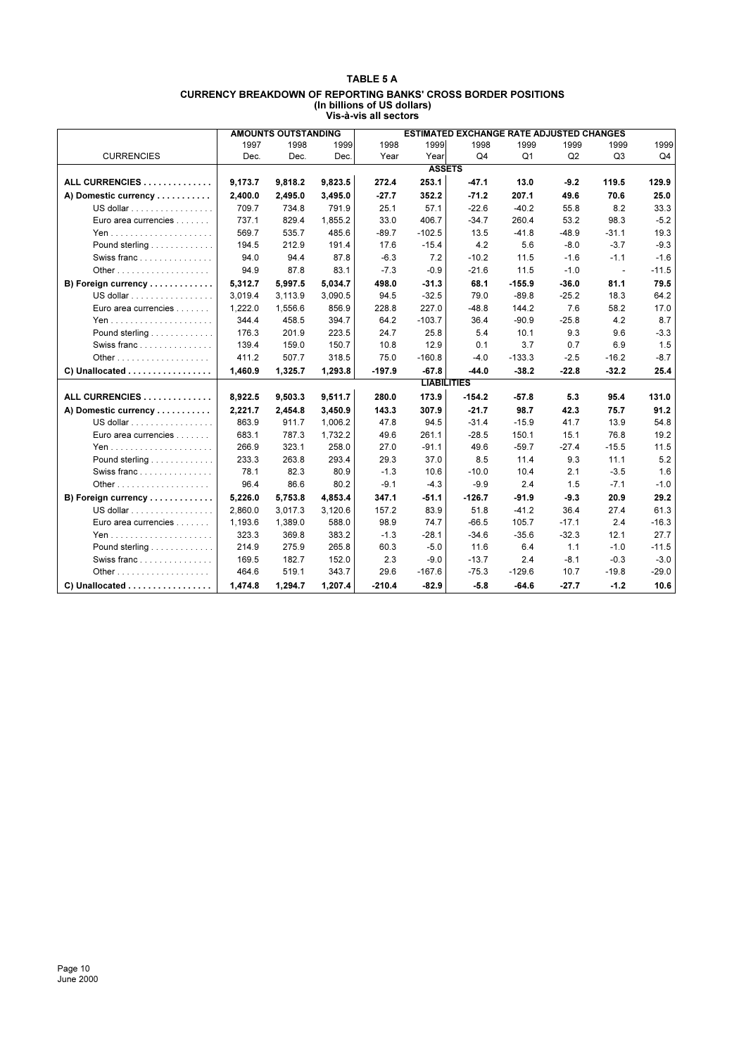**TABLE 5 A**

**CURRENCY BREAKDOWN OF REPORTING BANKS' CROSS BORDER POSITIONS**
**(In billions of US dollars)**
**Vis-à-vis all sectors**

| | AMOUNTS OUTSTANDING | | | ESTIMATED EXCHANGE RATE ADJUSTED CHANGES | | | | | | |
|---|---|---|---|---|---|---|---|---|---|---|
| | 1997 | 1998 | 1999 | 1998 | 1999 | 1998 | 1999 | 1999 | 1999 | 1999 |
| CURRENCIES | Dec. | Dec. | Dec. | Year | Year | Q4 | Q1 | Q2 | Q3 | Q4 |
| | | | | | **ASSETS** | | | | | |
| **ALL CURRENCIES** | **9,173.7** | **9,818.2** | **9,823.5** | **272.4** | **253.1** | **-47.1** | **13.0** | **-9.2** | **119.5** | **129.9** |
| **A) Domestic currency** | **2,400.0** | **2,495.0** | **3,495.0** | **-27.7** | **352.2** | **-71.2** | **207.1** | **49.6** | **70.6** | **25.0** |
| US dollar | 709.7 | 734.8 | 791.9 | 25.1 | 57.1 | -22.6 | -40.2 | 55.8 | 8.2 | 33.3 |
| Euro area currencies | 737.1 | 829.4 | 1,855.2 | 33.0 | 406.7 | -34.7 | 260.4 | 53.2 | 98.3 | -5.2 |
| Yen | 569.7 | 535.7 | 485.6 | -89.7 | -102.5 | 13.5 | -41.8 | -48.9 | -31.1 | 19.3 |
| Pound sterling | 194.5 | 212.9 | 191.4 | 17.6 | -15.4 | 4.2 | 5.6 | -8.0 | -3.7 | -9.3 |
| Swiss franc | 94.0 | 94.4 | 87.8 | -6.3 | 7.2 | -10.2 | 11.5 | -1.6 | -1.1 | -1.6 |
| Other | 94.9 | 87.8 | 83.1 | -7.3 | -0.9 | -21.6 | 11.5 | -1.0 | - | -11.5 |
| **B) Foreign currency** | **5,312.7** | **5,997.5** | **5,034.7** | **498.0** | **-31.3** | **68.1** | **-155.9** | **-36.0** | **81.1** | **79.5** |
| US dollar | 3,019.4 | 3,113.9 | 3,090.5 | 94.5 | -32.5 | 79.0 | -89.8 | -25.2 | 18.3 | 64.2 |
| Euro area currencies | 1,222.0 | 1,556.6 | 856.9 | 228.8 | 227.0 | -48.8 | 144.2 | 7.6 | 58.2 | 17.0 |
| Yen | 344.4 | 458.5 | 394.7 | 64.2 | -103.7 | 36.4 | -90.9 | -25.8 | 4.2 | 8.7 |
| Pound sterling | 176.3 | 201.9 | 223.5 | 24.7 | 25.8 | 5.4 | 10.1 | 9.3 | 9.6 | -3.3 |
| Swiss franc | 139.4 | 159.0 | 150.7 | 10.8 | 12.9 | 0.1 | 3.7 | 0.7 | 6.9 | 1.5 |
| Other | 411.2 | 507.7 | 318.5 | 75.0 | -160.8 | -4.0 | -133.3 | -2.5 | -16.2 | -8.7 |
| **C) Unallocated** | **1,460.9** | **1,325.7** | **1,293.8** | **-197.9** | **-67.8** | **-44.0** | **-38.2** | **-22.8** | **-32.2** | **25.4** |
| | | | | | **LIABILITIES** | | | | | |
| **ALL CURRENCIES** | **8,922.5** | **9,503.3** | **9,511.7** | **280.0** | **173.9** | **-154.2** | **-57.8** | **5.3** | **95.4** | **131.0** |
| **A) Domestic currency** | **2,221.7** | **2,454.8** | **3,450.9** | **143.3** | **307.9** | **-21.7** | **98.7** | **42.3** | **75.7** | **91.2** |
| US dollar | 863.9 | 911.7 | 1,006.2 | 47.8 | 94.5 | -31.4 | -15.9 | 41.7 | 13.9 | 54.8 |
| Euro area currencies | 683.1 | 787.3 | 1,732.2 | 49.6 | 261.1 | -28.5 | 150.1 | 15.1 | 76.8 | 19.2 |
| Yen | 266.9 | 323.1 | 258.0 | 27.0 | -91.1 | 49.6 | -59.7 | -27.4 | -15.5 | 11.5 |
| Pound sterling | 233.3 | 263.8 | 293.4 | 29.3 | 37.0 | 8.5 | 11.4 | 9.3 | 11.1 | 5.2 |
| Swiss franc | 78.1 | 82.3 | 80.9 | -1.3 | 10.6 | -10.0 | 10.4 | 2.1 | -3.5 | 1.6 |
| Other | 96.4 | 86.6 | 80.2 | -9.1 | -4.3 | -9.9 | 2.4 | 1.5 | -7.1 | -1.0 |
| **B) Foreign currency** | **5,226.0** | **5,753.8** | **4,853.4** | **347.1** | **-51.1** | **-126.7** | **-91.9** | **-9.3** | **20.9** | **29.2** |
| US dollar | 2,860.0 | 3,017.3 | 3,120.6 | 157.2 | 83.9 | 51.8 | -41.2 | 36.4 | 27.4 | 61.3 |
| Euro area currencies | 1,193.6 | 1,389.0 | 588.0 | 98.9 | 74.7 | -66.5 | 105.7 | -17.1 | 2.4 | -16.3 |
| Yen | 323.3 | 369.8 | 383.2 | -1.3 | -28.1 | -34.6 | -35.6 | -32.3 | 12.1 | 27.7 |
| Pound sterling | 214.9 | 275.9 | 265.8 | 60.3 | -5.0 | 11.6 | 6.4 | 1.1 | -1.0 | -11.5 |
| Swiss franc | 169.5 | 182.7 | 152.0 | 2.3 | -9.0 | -13.7 | 2.4 | -8.1 | -0.3 | -3.0 |
| Other | 464.6 | 519.1 | 343.7 | 29.6 | -167.6 | -75.3 | -129.6 | 10.7 | -19.8 | -29.0 |
| **C) Unallocated** | **1,474.8** | **1,294.7** | **1,207.4** | **-210.4** | **-82.9** | **-5.8** | **-64.6** | **-27.7** | **-1.2** | **10.6** |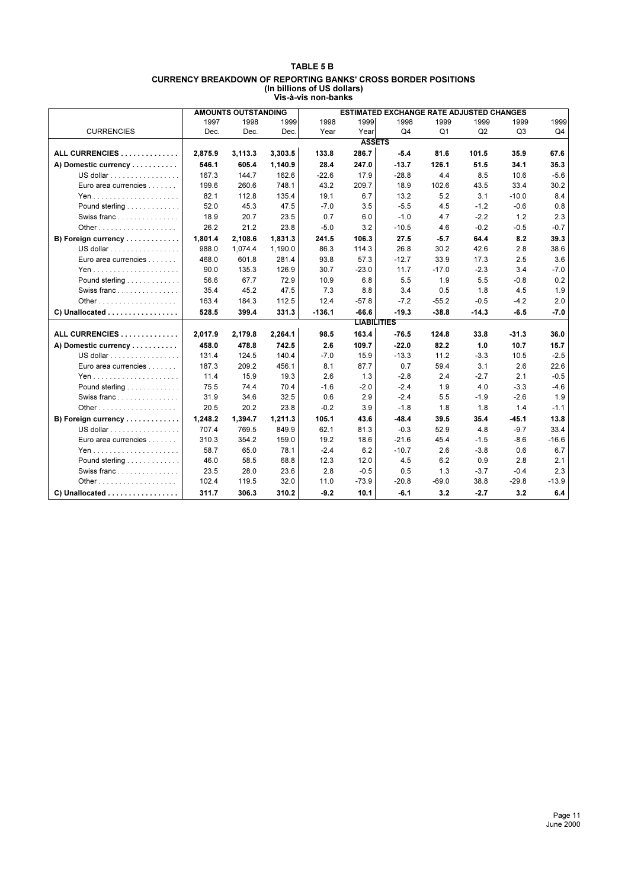**TABLE 5 B**

**CURRENCY BREAKDOWN OF REPORTING BANKS' CROSS BORDER POSITIONS**
**(In billions of US dollars)**
**Vis-à-vis non-banks**

| CURRENCIES | AMOUNTS OUTSTANDING | | | ESTIMATED EXCHANGE RATE ADJUSTED CHANGES | | | | | | |
|---|---|---|---|---|---|---|---|---|---|---|
| | 1997 Dec. | 1998 Dec. | 1999 Dec. | 1998 Year | 1999 Year | 1998 Q4 | 1999 Q1 | 1999 Q2 | 1999 Q3 | 1999 Q4 |
| | | | | | **ASSETS** | | | | | |
| **ALL CURRENCIES** | **2,875.9** | **3,113.3** | **3,303.5** | **133.8** | **286.7** | **-5.4** | **81.6** | **101.5** | **35.9** | **67.6** |
| **A) Domestic currency** | **546.1** | **605.4** | **1,140.9** | **28.4** | **247.0** | **-13.7** | **126.1** | **51.5** | **34.1** | **35.3** |
| US dollar | 167.3 | 144.7 | 162.6 | -22.6 | 17.9 | -28.8 | 4.4 | 8.5 | 10.6 | -5.6 |
| Euro area currencies | 199.6 | 260.6 | 748.1 | 43.2 | 209.7 | 18.9 | 102.6 | 43.5 | 33.4 | 30.2 |
| Yen | 82.1 | 112.8 | 135.4 | 19.1 | 6.7 | 13.2 | 5.2 | 3.1 | -10.0 | 8.4 |
| Pound sterling | 52.0 | 45.3 | 47.5 | -7.0 | 3.5 | -5.5 | 4.5 | -1.2 | -0.6 | 0.8 |
| Swiss franc | 18.9 | 20.7 | 23.5 | 0.7 | 6.0 | -1.0 | 4.7 | -2.2 | 1.2 | 2.3 |
| Other | 26.2 | 21.2 | 23.8 | -5.0 | 3.2 | -10.5 | 4.6 | -0.2 | -0.5 | -0.7 |
| **B) Foreign currency** | **1,801.4** | **2,108.6** | **1,831.3** | **241.5** | **106.3** | **27.5** | **-5.7** | **64.4** | **8.2** | **39.3** |
| US dollar | 988.0 | 1,074.4 | 1,190.0 | 86.3 | 114.3 | 26.8 | 30.2 | 42.6 | 2.8 | 38.6 |
| Euro area currencies | 468.0 | 601.8 | 281.4 | 93.8 | 57.3 | -12.7 | 33.9 | 17.3 | 2.5 | 3.6 |
| Yen | 90.0 | 135.3 | 126.9 | 30.7 | -23.0 | 11.7 | -17.0 | -2.3 | 3.4 | -7.0 |
| Pound sterling | 56.6 | 67.7 | 72.9 | 10.9 | 6.8 | 5.5 | 1.9 | 5.5 | -0.8 | 0.2 |
| Swiss franc | 35.4 | 45.2 | 47.5 | 7.3 | 8.8 | 3.4 | 0.5 | 1.8 | 4.5 | 1.9 |
| Other | 163.4 | 184.3 | 112.5 | 12.4 | -57.8 | -7.2 | -55.2 | -0.5 | -4.2 | 2.0 |
| **C) Unallocated** | **528.5** | **399.4** | **331.3** | **-136.1** | **-66.6** | **-19.3** | **-38.8** | **-14.3** | **-6.5** | **-7.0** |
| | | | | | **LIABILITIES** | | | | | |
| **ALL CURRENCIES** | **2,017.9** | **2,179.8** | **2,264.1** | **98.5** | **163.4** | **-76.5** | **124.8** | **33.8** | **-31.3** | **36.0** |
| **A) Domestic currency** | **458.0** | **478.8** | **742.5** | **2.6** | **109.7** | **-22.0** | **82.2** | **1.0** | **10.7** | **15.7** |
| US dollar | 131.4 | 124.5 | 140.4 | -7.0 | 15.9 | -13.3 | 11.2 | -3.3 | 10.5 | -2.5 |
| Euro area currencies | 187.3 | 209.2 | 456.1 | 8.1 | 87.7 | 0.7 | 59.4 | 3.1 | 2.6 | 22.6 |
| Yen | 11.4 | 15.9 | 19.3 | 2.6 | 1.3 | -2.8 | 2.4 | -2.7 | 2.1 | -0.5 |
| Pound sterling | 75.5 | 74.4 | 70.4 | -1.6 | -2.0 | -2.4 | 1.9 | 4.0 | -3.3 | -4.6 |
| Swiss franc | 31.9 | 34.6 | 32.5 | 0.6 | 2.9 | -2.4 | 5.5 | -1.9 | -2.6 | 1.9 |
| Other | 20.5 | 20.2 | 23.8 | -0.2 | 3.9 | -1.8 | 1.8 | 1.8 | 1.4 | -1.1 |
| **B) Foreign currency** | **1,248.2** | **1,394.7** | **1,211.3** | **105.1** | **43.6** | **-48.4** | **39.5** | **35.4** | **-45.1** | **13.8** |
| US dollar | 707.4 | 769.5 | 849.9 | 62.1 | 81.3 | -0.3 | 52.9 | 4.8 | -9.7 | 33.4 |
| Euro area currencies | 310.3 | 354.2 | 159.0 | 19.2 | 18.6 | -21.6 | 45.4 | -1.5 | -8.6 | -16.6 |
| Yen | 58.7 | 65.0 | 78.1 | -2.4 | 6.2 | -10.7 | 2.6 | -3.8 | 0.6 | 6.7 |
| Pound sterling | 46.0 | 58.5 | 68.8 | 12.3 | 12.0 | 4.5 | 6.2 | 0.9 | 2.8 | 2.1 |
| Swiss franc | 23.5 | 28.0 | 23.6 | 2.8 | -0.5 | 0.5 | 1.3 | -3.7 | -0.4 | 2.3 |
| Other | 102.4 | 119.5 | 32.0 | 11.0 | -73.9 | -20.8 | -69.0 | 38.8 | -29.8 | -13.9 |
| **C) Unallocated** | **311.7** | **306.3** | **310.2** | **-9.2** | **10.1** | **-6.1** | **3.2** | **-2.7** | **3.2** | **6.4** |

June 2000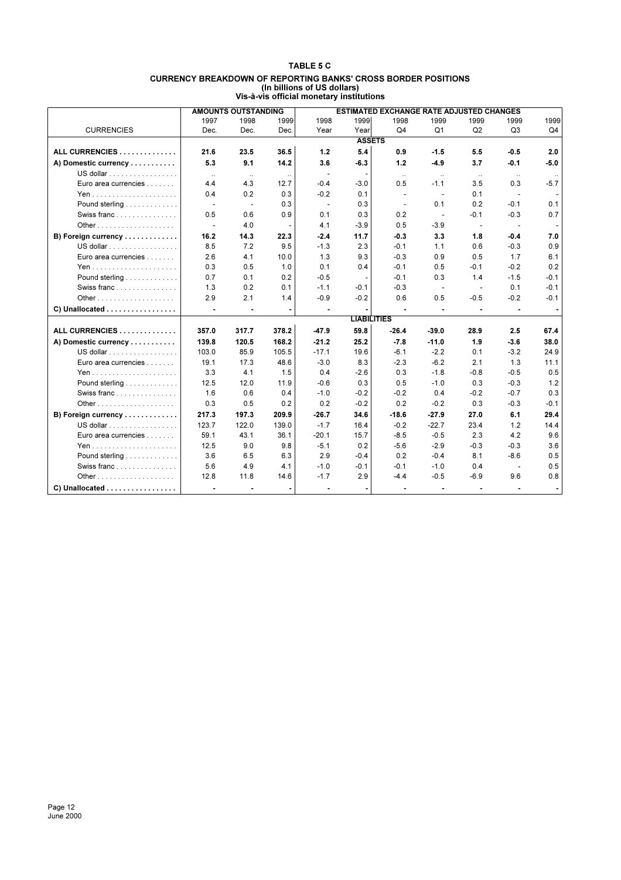# TABLE 5 C

## CURRENCY BREAKDOWN OF REPORTING BANKS' CROSS BORDER POSITIONS

### (In billions of US dollars)

### Vis-à-vis official monetary institutions

| CURRENCIES | AMOUNTS OUTSTANDING | | | ESTIMATED EXCHANGE RATE ADJUSTED CHANGES | | | | | | |
|---|---|---|---|---|---|---|---|---|---|---|
| | 1997 Dec. | 1998 Dec. | 1999 Dec. | 1998 Year | 1999 Year | 1998 Q4 | 1999 Q1 | 1999 Q2 | 1999 Q3 | 1999 Q4 |
| **ASSETS** | | | | | | | | | | |
| **ALL CURRENCIES** | **21.6** | **23.5** | **36.5** | **1.2** | **5.4** | **0.9** | **-1.5** | **5.5** | **-0.5** | **2.0** |
| **A) Domestic currency** | **5.3** | **9.1** | **14.2** | **3.6** | **-6.3** | **1.2** | **-4.9** | **3.7** | **-0.1** | **-5.0** |
| US dollar | .. | .. | .. | - | - | .. | .. | .. | .. | .. |
| Euro area currencies | 4.4 | 4.3 | 12.7 | -0.4 | -3.0 | 0.5 | -1.1 | 3.5 | 0.3 | -5.7 |
| Yen | 0.4 | 0.2 | 0.3 | -0.2 | 0.1 | - | - | 0.1 | - | - |
| Pound sterling | - | - | 0.3 | - | 0.3 | - | 0.1 | 0.2 | -0.1 | 0.1 |
| Swiss franc | 0.5 | 0.6 | 0.9 | 0.1 | 0.3 | 0.2 | - | -0.1 | -0.3 | 0.7 |
| Other | - | 4.0 | - | 4.1 | -3.9 | 0.5 | -3.9 | - | - | - |
| **B) Foreign currency** | **16.2** | **14.3** | **22.3** | **-2.4** | **11.7** | **-0.3** | **3.3** | **1.8** | **-0.4** | **7.0** |
| US dollar | 8.5 | 7.2 | 9.5 | -1.3 | 2.3 | -0.1 | 1.1 | 0.6 | -0.3 | 0.9 |
| Euro area currencies | 2.6 | 4.1 | 10.0 | 1.3 | 9.3 | -0.3 | 0.9 | 0.5 | 1.7 | 6.1 |
| Yen | 0.3 | 0.5 | 1.0 | 0.1 | 0.4 | -0.1 | 0.5 | -0.1 | -0.2 | 0.2 |
| Pound sterling | 0.7 | 0.1 | 0.2 | -0.5 | - | -0.1 | 0.3 | 1.4 | -1.5 | -0.1 |
| Swiss franc | 1.3 | 0.2 | 0.1 | -1.1 | -0.1 | -0.3 | - | - | 0.1 | -0.1 |
| Other | 2.9 | 2.1 | 1.4 | -0.9 | -0.2 | 0.6 | 0.5 | -0.5 | -0.2 | -0.1 |
| **C) Unallocated** | **-** | **-** | **-** | **-** | **-** | **-** | **-** | **-** | **-** | **-** |
| **LIABILITIES** | | | | | | | | | | |
| **ALL CURRENCIES** | **357.0** | **317.7** | **378.2** | **-47.9** | **59.8** | **-26.4** | **-39.0** | **28.9** | **2.5** | **67.4** |
| **A) Domestic currency** | **139.8** | **120.5** | **168.2** | **-21.2** | **25.2** | **-7.8** | **-11.0** | **1.9** | **-3.6** | **38.0** |
| US dollar | 103.0 | 85.9 | 105.5 | -17.1 | 19.6 | -6.1 | -2.2 | 0.1 | -3.2 | 24.9 |
| Euro area currencies | 19.1 | 17.3 | 48.6 | -3.0 | 8.3 | -2.3 | -6.2 | 2.1 | 1.3 | 11.1 |
| Yen | 3.3 | 4.1 | 1.5 | 0.4 | -2.6 | 0.3 | -1.8 | -0.8 | -0.5 | 0.5 |
| Pound sterling | 12.5 | 12.0 | 11.9 | -0.6 | 0.3 | 0.5 | -1.0 | 0.3 | -0.3 | 1.2 |
| Swiss franc | 1.6 | 0.6 | 0.4 | -1.0 | -0.2 | -0.2 | 0.4 | -0.2 | -0.7 | 0.3 |
| Other | 0.3 | 0.5 | 0.2 | 0.2 | -0.2 | 0.2 | -0.2 | 0.3 | -0.3 | -0.1 |
| **B) Foreign currency** | **217.3** | **197.3** | **209.9** | **-26.7** | **34.6** | **-18.6** | **-27.9** | **27.0** | **6.1** | **29.4** |
| US dollar | 123.7 | 122.0 | 139.0 | -1.7 | 16.4 | -0.2 | -22.7 | 23.4 | 1.2 | 14.4 |
| Euro area currencies | 59.1 | 43.1 | 36.1 | -20.1 | 15.7 | -8.5 | -0.5 | 2.3 | 4.2 | 9.6 |
| Yen | 12.5 | 9.0 | 9.8 | -5.1 | 0.2 | -5.6 | -2.9 | -0.3 | -0.3 | 3.6 |
| Pound sterling | 3.6 | 6.5 | 6.3 | 2.9 | -0.4 | 0.2 | -0.4 | 8.1 | -8.6 | 0.5 |
| Swiss franc | 5.6 | 4.9 | 4.1 | -1.0 | -0.1 | -0.1 | -1.0 | 0.4 | - | 0.5 |
| Other | 12.8 | 11.8 | 14.6 | -1.7 | 2.9 | -4.4 | -0.5 | -6.9 | 9.6 | 0.8 |
| **C) Unallocated** | **-** | **-** | **-** | **-** | **-** | **-** | **-** | **-** | **-** | **-** |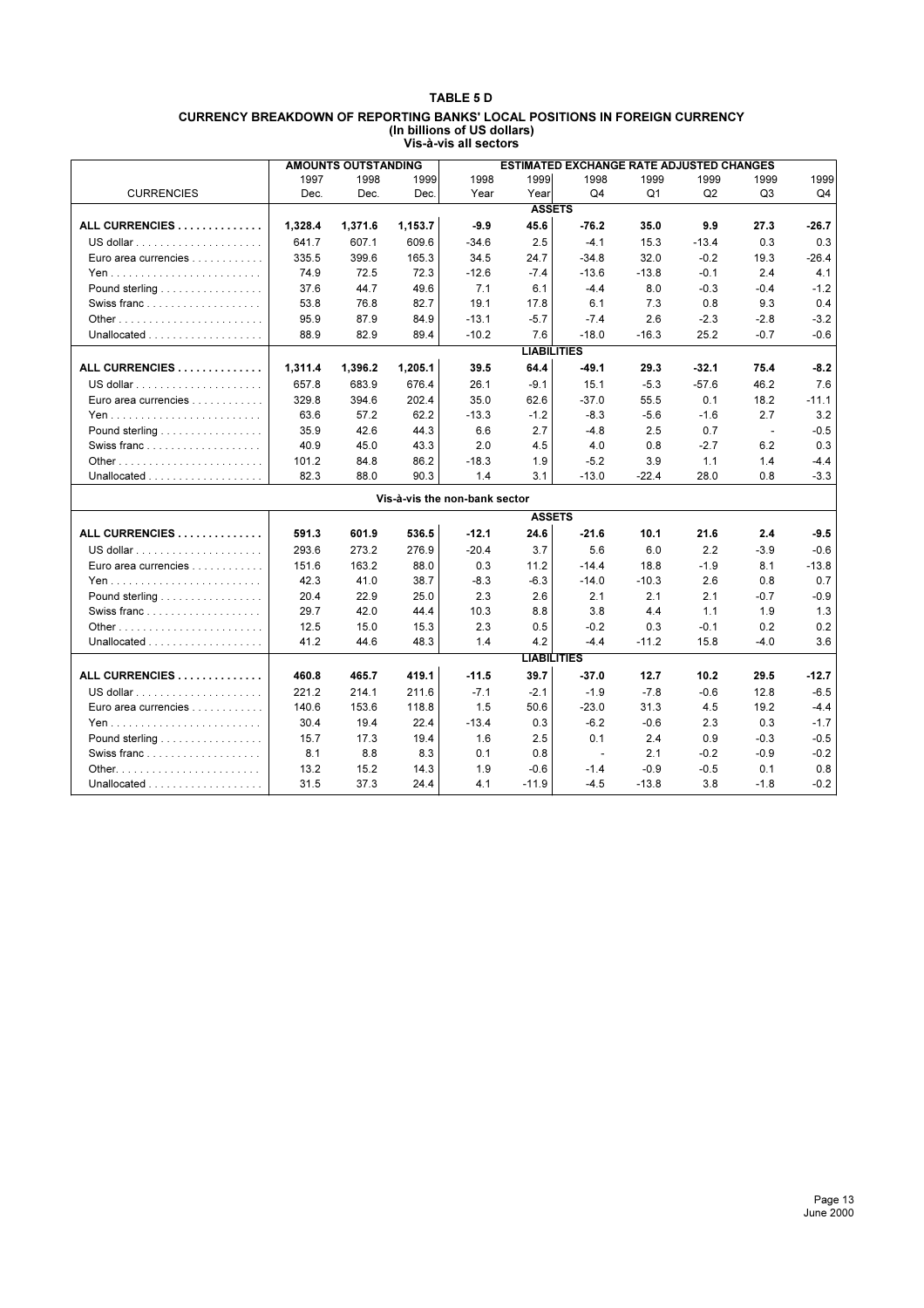# TABLE 5 D

## CURRENCY BREAKDOWN OF REPORTING BANKS' LOCAL POSITIONS IN FOREIGN CURRENCY
(In billions of US dollars)
Vis-à-vis all sectors

| CURRENCIES | AMOUNTS OUTSTANDING | | | ESTIMATED EXCHANGE RATE ADJUSTED CHANGES | | | | | | |
|---|---|---|---|---|---|---|---|---|---|---|
| | 1997 Dec. | 1998 Dec. | 1999 Dec. | 1998 Year | 1999 Year | 1998 Q4 | 1999 Q1 | 1999 Q2 | 1999 Q3 | 1999 Q4 |
| | | | | | **ASSETS** | | | | | |
| **ALL CURRENCIES** | **1,328.4** | **1,371.6** | **1,153.7** | **-9.9** | **45.6** | **-76.2** | **35.0** | **9.9** | **27.3** | **-26.7** |
| US dollar | 641.7 | 607.1 | 609.6 | -34.6 | 2.5 | -4.1 | 15.3 | -13.4 | 0.3 | 0.3 |
| Euro area currencies | 335.5 | 399.6 | 165.3 | 34.5 | 24.7 | -34.8 | 32.0 | -0.2 | 19.3 | -26.4 |
| Yen | 74.9 | 72.5 | 72.3 | -12.6 | -7.4 | -13.6 | -13.8 | -0.1 | 2.4 | 4.1 |
| Pound sterling | 37.6 | 44.7 | 49.6 | 7.1 | 6.1 | -4.4 | 8.0 | -0.3 | -0.4 | -1.2 |
| Swiss franc | 53.8 | 76.8 | 82.7 | 19.1 | 17.8 | 6.1 | 7.3 | 0.8 | 9.3 | 0.4 |
| Other | 95.9 | 87.9 | 84.9 | -13.1 | -5.7 | -7.4 | 2.6 | -2.3 | -2.8 | -3.2 |
| Unallocated | 88.9 | 82.9 | 89.4 | -10.2 | 7.6 | -18.0 | -16.3 | 25.2 | -0.7 | -0.6 |
| | | | | | **LIABILITIES** | | | | | |
| **ALL CURRENCIES** | **1,311.4** | **1,396.2** | **1,205.1** | **39.5** | **64.4** | **-49.1** | **29.3** | **-32.1** | **75.4** | **-8.2** |
| US dollar | 657.8 | 683.9 | 676.4 | 26.1 | -9.1 | 15.1 | -5.3 | -57.6 | 46.2 | 7.6 |
| Euro area currencies | 329.8 | 394.6 | 202.4 | 35.0 | 62.6 | -37.0 | 55.5 | 0.1 | 18.2 | -11.1 |
| Yen | 63.6 | 57.2 | 62.2 | -13.3 | -1.2 | -8.3 | -5.6 | -1.6 | 2.7 | 3.2 |
| Pound sterling | 35.9 | 42.6 | 44.3 | 6.6 | 2.7 | -4.8 | 2.5 | 0.7 | - | -0.5 |
| Swiss franc | 40.9 | 45.0 | 43.3 | 2.0 | 4.5 | 4.0 | 0.8 | -2.7 | 6.2 | 0.3 |
| Other | 101.2 | 84.8 | 86.2 | -18.3 | 1.9 | -5.2 | 3.9 | 1.1 | 1.4 | -4.4 |
| Unallocated | 82.3 | 88.0 | 90.3 | 1.4 | 3.1 | -13.0 | -22.4 | 28.0 | 0.8 | -3.3 |
| | | | | **Vis-à-vis the non-bank sector** | | | | | | |
| | | | | | **ASSETS** | | | | | |
| **ALL CURRENCIES** | **591.3** | **601.9** | **536.5** | **-12.1** | **24.6** | **-21.6** | **10.1** | **21.6** | **2.4** | **-9.5** |
| US dollar | 293.6 | 273.2 | 276.9 | -20.4 | 3.7 | 5.6 | 6.0 | 2.2 | -3.9 | -0.6 |
| Euro area currencies | 151.6 | 163.2 | 88.0 | 0.3 | 11.2 | -14.4 | 18.8 | -1.9 | 8.1 | -13.8 |
| Yen | 42.3 | 41.0 | 38.7 | -8.3 | -6.3 | -14.0 | -10.3 | 2.6 | 0.8 | 0.7 |
| Pound sterling | 20.4 | 22.9 | 25.0 | 2.3 | 2.6 | 2.1 | 2.1 | 2.1 | -0.7 | -0.9 |
| Swiss franc | 29.7 | 42.0 | 44.4 | 10.3 | 8.8 | 3.8 | 4.4 | 1.1 | 1.9 | 1.3 |
| Other | 12.5 | 15.0 | 15.3 | 2.3 | 0.5 | -0.2 | 0.3 | -0.1 | 0.2 | 0.2 |
| Unallocated | 41.2 | 44.6 | 48.3 | 1.4 | 4.2 | -4.4 | -11.2 | 15.8 | -4.0 | 3.6 |
| | | | | | **LIABILITIES** | | | | | |
| **ALL CURRENCIES** | **460.8** | **465.7** | **419.1** | **-11.5** | **39.7** | **-37.0** | **12.7** | **10.2** | **29.5** | **-12.7** |
| US dollar | 221.2 | 214.1 | 211.6 | -7.1 | -2.1 | -1.9 | -7.8 | -0.6 | 12.8 | -6.5 |
| Euro area currencies | 140.6 | 153.6 | 118.8 | 1.5 | 50.6 | -23.0 | 31.3 | 4.5 | 19.2 | -4.4 |
| Yen | 30.4 | 19.4 | 22.4 | -13.4 | 0.3 | -6.2 | -0.6 | 2.3 | 0.3 | -1.7 |
| Pound sterling | 15.7 | 17.3 | 19.4 | 1.6 | 2.5 | 0.1 | 2.4 | 0.9 | -0.3 | -0.5 |
| Swiss franc | 8.1 | 8.8 | 8.3 | 0.1 | 0.8 | - | 2.1 | -0.2 | -0.9 | -0.2 |
| Other | 13.2 | 15.2 | 14.3 | 1.9 | -0.6 | -1.4 | -0.9 | -0.5 | 0.1 | 0.8 |
| Unallocated | 31.5 | 37.3 | 24.4 | 4.1 | -11.9 | -4.5 | -13.8 | 3.8 | -1.8 | -0.2 |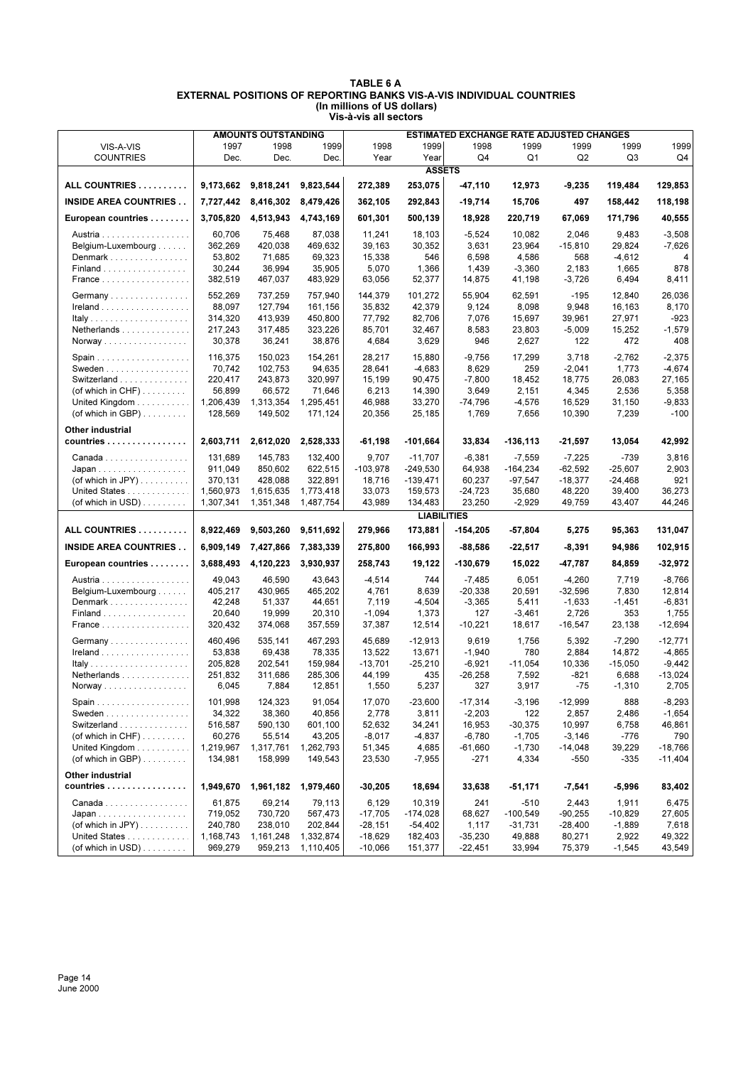# TABLE 6 A
## EXTERNAL POSITIONS OF REPORTING BANKS VIS-A-VIS INDIVIDUAL COUNTRIES
### (In millions of US dollars)
### Vis-à-vis all sectors

| VIS-A-VIS COUNTRIES | AMOUNTS OUTSTANDING 1997 Dec. | 1998 Dec. | 1999 Dec. | ESTIMATED EXCHANGE RATE ADJUSTED CHANGES 1998 Year | 1999 Year | 1998 Q4 | 1999 Q1 | 1999 Q2 | 1999 Q3 | 1999 Q4 |
|---|---|---|---|---|---|---|---|---|---|---|
| **ASSETS** | | | | | | | | | | |
| **ALL COUNTRIES** | **9,173,662** | **9,818,241** | **9,823,544** | **272,389** | **253,075** | **-47,110** | **12,973** | **-9,235** | **119,484** | **129,853** |
| **INSIDE AREA COUNTRIES** | **7,727,442** | **8,416,302** | **8,479,426** | **362,105** | **292,843** | **-19,714** | **15,706** | **497** | **158,442** | **118,198** |
| **European countries** | **3,705,820** | **4,513,943** | **4,743,169** | **601,301** | **500,139** | **18,928** | **220,719** | **67,069** | **171,796** | **40,555** |
| Austria | 60,706 | 75,468 | 87,038 | 11,241 | 18,103 | -5,524 | 10,082 | 2,046 | 9,483 | -3,508 |
| Belgium-Luxembourg | 362,269 | 420,038 | 469,632 | 39,163 | 30,352 | 3,631 | 23,964 | -15,810 | 29,824 | -7,626 |
| Denmark | 53,802 | 71,685 | 69,323 | 15,338 | 546 | 6,598 | 4,586 | 568 | -4,612 | 4 |
| Finland | 30,244 | 36,994 | 35,905 | 5,070 | 1,366 | 1,439 | -3,360 | 2,183 | 1,665 | 878 |
| France | 382,519 | 467,037 | 483,929 | 63,056 | 52,377 | 14,875 | 41,198 | -3,726 | 6,494 | 8,411 |
| Germany | 552,269 | 737,259 | 757,940 | 144,379 | 101,272 | 55,904 | 62,591 | -195 | 12,840 | 26,036 |
| Ireland | 88,097 | 127,794 | 161,156 | 35,832 | 42,379 | 9,124 | 8,098 | 9,948 | 16,163 | 8,170 |
| Italy | 314,320 | 413,939 | 450,800 | 77,792 | 82,706 | 7,076 | 15,697 | 39,961 | 27,971 | -923 |
| Netherlands | 217,243 | 317,485 | 323,226 | 85,701 | 32,467 | 8,583 | 23,803 | -5,009 | 15,252 | -1,579 |
| Norway | 30,378 | 36,241 | 38,876 | 4,684 | 3,629 | 946 | 2,627 | 122 | 472 | 408 |
| Spain | 116,375 | 150,023 | 154,261 | 28,217 | 15,880 | -9,756 | 17,299 | 3,718 | -2,762 | -2,375 |
| Sweden | 70,742 | 102,753 | 94,635 | 28,641 | -4,683 | 8,629 | 259 | -2,041 | 1,773 | -4,674 |
| Switzerland | 220,417 | 243,873 | 320,997 | 15,199 | 90,475 | -7,800 | 18,452 | 18,775 | 26,083 | 27,165 |
| (of which in CHF) | 56,899 | 66,572 | 71,646 | 6,213 | 14,390 | 3,649 | 2,151 | 4,345 | 2,536 | 5,358 |
| United Kingdom | 1,206,439 | 1,313,354 | 1,295,451 | 46,988 | 33,270 | -74,796 | -4,576 | 16,529 | 31,150 | -9,833 |
| (of which in GBP) | 128,569 | 149,502 | 171,124 | 20,356 | 25,185 | 1,769 | 7,656 | 10,390 | 7,239 | -100 |
| **Other industrial countries** | **2,603,711** | **2,612,020** | **2,528,333** | **-61,198** | **-101,664** | **33,834** | **-136,113** | **-21,597** | **13,054** | **42,992** |
| Canada | 131,689 | 145,783 | 132,400 | 9,707 | -11,707 | -6,381 | -7,559 | -7,225 | -739 | 3,816 |
| Japan | 911,049 | 850,602 | 622,515 | -103,978 | -249,530 | 64,938 | -164,234 | -62,592 | -25,607 | 2,903 |
| (of which in JPY) | 370,131 | 428,088 | 322,891 | 18,716 | -139,471 | 60,237 | -97,547 | -18,377 | -24,468 | 921 |
| United States | 1,560,973 | 1,615,635 | 1,773,418 | 33,073 | 159,573 | -24,723 | 35,680 | 48,220 | 39,400 | 36,273 |
| (of which in USD) | 1,307,341 | 1,351,348 | 1,487,754 | 43,989 | 134,483 | 23,250 | -2,929 | 49,759 | 43,407 | 44,246 |
| **LIABILITIES** | | | | | | | | | | |
| **ALL COUNTRIES** | **8,922,469** | **9,503,260** | **9,511,692** | **279,966** | **173,881** | **-154,205** | **-57,804** | **5,275** | **95,363** | **131,047** |
| **INSIDE AREA COUNTRIES** | **6,909,149** | **7,427,866** | **7,383,339** | **275,800** | **166,993** | **-88,586** | **-22,517** | **-8,391** | **94,986** | **102,915** |
| **European countries** | **3,688,493** | **4,120,223** | **3,930,937** | **258,743** | **19,122** | **-130,679** | **15,022** | **-47,787** | **84,859** | **-32,972** |
| Austria | 49,043 | 46,590 | 43,643 | -4,514 | 744 | -7,485 | 6,051 | -4,260 | 7,719 | -8,766 |
| Belgium-Luxembourg | 405,217 | 430,965 | 465,202 | 4,761 | 8,639 | -20,338 | 20,591 | -32,596 | 7,830 | 12,814 |
| Denmark | 42,248 | 51,337 | 44,651 | 7,119 | -4,504 | -3,365 | 5,411 | -1,633 | -1,451 | -6,831 |
| Finland | 20,640 | 19,999 | 20,310 | -1,094 | 1,373 | 127 | -3,461 | 2,726 | 353 | 1,755 |
| France | 320,432 | 374,068 | 357,559 | 37,387 | 12,514 | -10,221 | 18,617 | -16,547 | 23,138 | -12,694 |
| Germany | 460,496 | 535,141 | 467,293 | 45,689 | -12,913 | 9,619 | 1,756 | 5,392 | -7,290 | -12,771 |
| Ireland | 53,838 | 69,438 | 78,335 | 13,522 | 13,671 | -1,940 | 780 | 2,884 | 14,872 | -4,865 |
| Italy | 205,828 | 202,541 | 159,984 | -13,701 | -25,210 | -6,921 | -11,054 | 10,336 | -15,050 | -9,442 |
| Netherlands | 251,832 | 311,686 | 285,306 | 44,199 | 435 | -26,258 | 7,592 | -821 | 6,688 | -13,024 |
| Norway | 6,045 | 7,884 | 12,851 | 1,550 | 5,237 | 327 | 3,917 | -75 | -1,310 | 2,705 |
| Spain | 101,998 | 124,323 | 91,054 | 17,070 | -23,600 | -17,314 | -3,196 | -12,999 | 888 | -8,293 |
| Sweden | 34,322 | 38,360 | 40,856 | 2,778 | 3,811 | -2,203 | 122 | 2,857 | 2,486 | -1,654 |
| Switzerland | 516,587 | 590,130 | 601,100 | 52,632 | 34,241 | 16,953 | -30,375 | 10,997 | 6,758 | 46,861 |
| (of which in CHF) | 60,276 | 55,514 | 43,205 | -8,017 | -4,837 | -6,780 | -1,705 | -3,146 | -776 | 790 |
| United Kingdom | 1,219,967 | 1,317,761 | 1,262,793 | 51,345 | 4,685 | -61,660 | -1,730 | -14,048 | 39,229 | -18,766 |
| (of which in GBP) | 134,981 | 158,999 | 149,543 | 23,530 | -7,955 | -271 | 4,334 | -550 | -335 | -11,404 |
| **Other industrial countries** | **1,949,670** | **1,961,182** | **1,979,460** | **-30,205** | **18,694** | **33,638** | **-51,171** | **-7,541** | **-5,996** | **83,402** |
| Canada | 61,875 | 69,214 | 79,113 | 6,129 | 10,319 | 241 | -510 | 2,443 | 1,911 | 6,475 |
| Japan | 719,052 | 730,720 | 567,473 | -17,705 | -174,028 | 68,627 | -100,549 | -90,255 | -10,829 | 27,605 |
| (of which in JPY) | 240,780 | 238,010 | 202,844 | -28,151 | -54,402 | 1,117 | -31,731 | -28,400 | -1,889 | 7,618 |
| United States | 1,168,743 | 1,161,248 | 1,332,874 | -18,629 | 182,403 | -35,230 | 49,888 | 80,271 | 2,922 | 49,322 |
| (of which in USD) | 969,279 | 959,213 | 1,110,405 | -10,066 | 151,377 | -22,451 | 33,994 | 75,379 | -1,545 | 43,549 |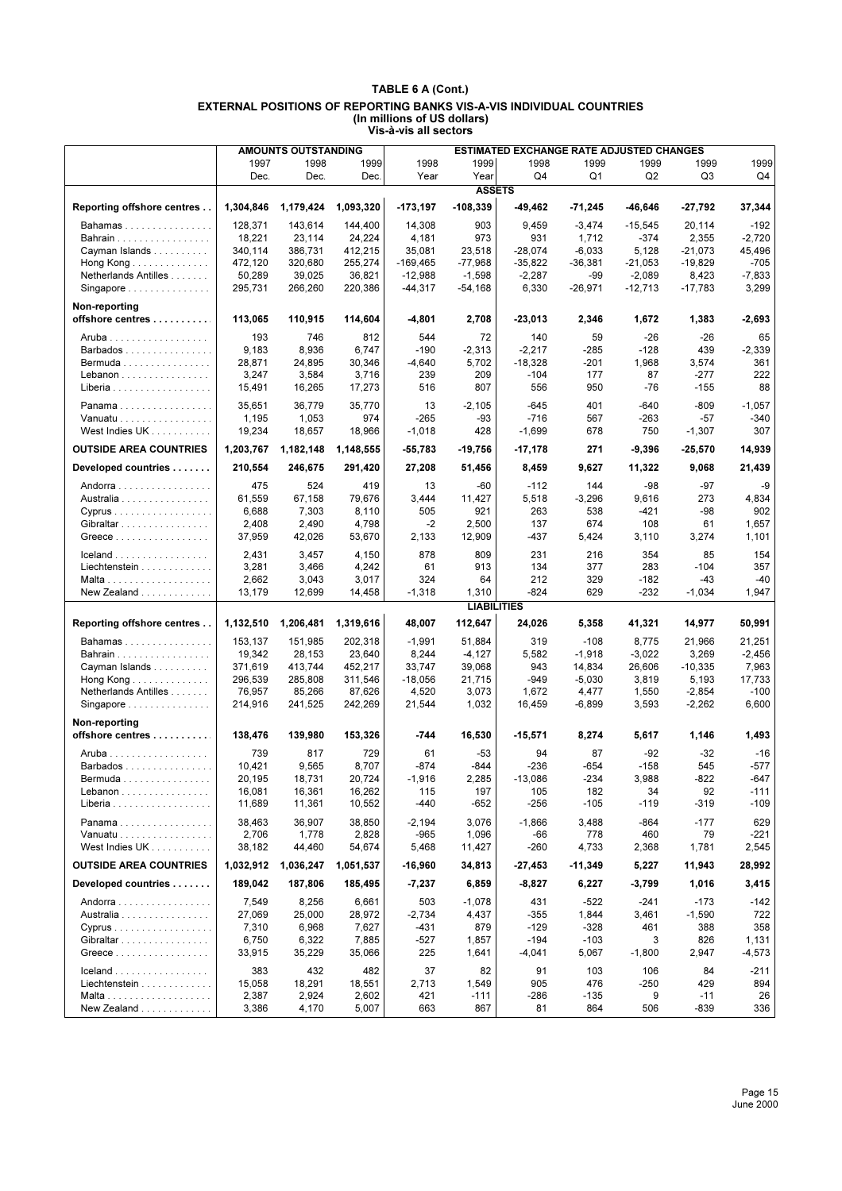# TABLE 6 A (Cont.)

## EXTERNAL POSITIONS OF REPORTING BANKS VIS-A-VIS INDIVIDUAL COUNTRIES

**(In millions of US dollars)**

**Vis-à-vis all sectors**

| | AMOUNTS OUTSTANDING | | | ESTIMATED EXCHANGE RATE ADJUSTED CHANGES | | | | | | |
|---|---|---|---|---|---|---|---|---|---|---|
| | 1997 | 1998 | 1999 | 1998 | 1999 | 1998 | 1999 | 1999 | 1999 | 1999 |
| | Dec. | Dec. | Dec. | Year | Year | Q4 | Q1 | Q2 | Q3 | Q4 |
| | | | | | **ASSETS** | | | | | |
| **Reporting offshore centres** | **1,304,846** | **1,179,424** | **1,093,320** | **-173,197** | **-108,339** | **-49,462** | **-71,245** | **-46,646** | **-27,792** | **37,344** |
| Bahamas | 128,371 | 143,614 | 144,400 | 14,308 | 903 | 9,459 | -3,474 | -15,545 | 20,114 | -192 |
| Bahrain | 18,221 | 23,114 | 24,224 | 4,181 | 973 | 931 | 1,712 | -374 | 2,355 | -2,720 |
| Cayman Islands | 340,114 | 386,731 | 412,215 | 35,081 | 23,518 | -28,074 | -6,033 | 5,128 | -21,073 | 45,496 |
| Hong Kong | 472,120 | 320,680 | 255,274 | -169,465 | -77,968 | -35,822 | -36,381 | -21,053 | -19,829 | -705 |
| Netherlands Antilles | 50,289 | 39,025 | 36,821 | -12,988 | -1,598 | -2,287 | -99 | -2,089 | 8,423 | -7,833 |
| Singapore | 295,731 | 266,260 | 220,386 | -44,317 | -54,168 | 6,330 | -26,971 | -12,713 | -17,783 | 3,299 |
| **Non-reporting offshore centres** | **113,065** | **110,915** | **114,604** | **-4,801** | **2,708** | **-23,013** | **2,346** | **1,672** | **1,383** | **-2,693** |
| Aruba | 193 | 746 | 812 | 544 | 72 | 140 | 59 | -26 | -26 | 65 |
| Barbados | 9,183 | 8,936 | 6,747 | -190 | -2,313 | -2,217 | -285 | -128 | 439 | -2,339 |
| Bermuda | 28,871 | 24,895 | 30,346 | -4,640 | 5,702 | -18,328 | -201 | 1,968 | 3,574 | 361 |
| Lebanon | 3,247 | 3,584 | 3,716 | 239 | 209 | -104 | 177 | 87 | -277 | 222 |
| Liberia | 15,491 | 16,265 | 17,273 | 516 | 807 | 556 | 950 | -76 | -155 | 88 |
| Panama | 35,651 | 36,779 | 35,770 | 13 | -2,105 | -645 | 401 | -640 | -809 | -1,057 |
| Vanuatu | 1,195 | 1,053 | 974 | -265 | -93 | -716 | 567 | -263 | -57 | -340 |
| West Indies UK | 19,234 | 18,657 | 18,966 | -1,018 | 428 | -1,699 | 678 | 750 | -1,307 | 307 |
| **OUTSIDE AREA COUNTRIES** | **1,203,767** | **1,182,148** | **1,148,555** | **-55,783** | **-19,756** | **-17,178** | **271** | **-9,396** | **-25,570** | **14,939** |
| **Developed countries** | **210,554** | **246,675** | **291,420** | **27,208** | **51,456** | **8,459** | **9,627** | **11,322** | **9,068** | **21,439** |
| Andorra | 475 | 524 | 419 | 13 | -60 | -112 | 144 | -98 | -97 | -9 |
| Australia | 61,559 | 67,158 | 79,676 | 3,444 | 11,427 | 5,518 | -3,296 | 9,616 | 273 | 4,834 |
| Cyprus | 6,688 | 7,303 | 8,110 | 505 | 921 | 263 | 538 | -421 | -98 | 902 |
| Gibraltar | 2,408 | 2,490 | 4,798 | -2 | 2,500 | 137 | 674 | 108 | 61 | 1,657 |
| Greece | 37,959 | 42,026 | 53,670 | 2,133 | 12,909 | -437 | 5,424 | 3,110 | 3,274 | 1,101 |
| Iceland | 2,431 | 3,457 | 4,150 | 878 | 809 | 231 | 216 | 354 | 85 | 154 |
| Liechtenstein | 3,281 | 3,466 | 4,242 | 61 | 913 | 134 | 377 | 283 | -104 | 357 |
| Malta | 2,662 | 3,043 | 3,017 | 324 | 64 | 212 | 329 | -182 | -43 | -40 |
| New Zealand | 13,179 | 12,699 | 14,458 | -1,318 | 1,310 | -824 | 629 | -232 | -1,034 | 1,947 |
| | | | | | **LIABILITIES** | | | | | |
| **Reporting offshore centres** | **1,132,510** | **1,206,481** | **1,319,616** | **48,007** | **112,647** | **24,026** | **5,358** | **41,321** | **14,977** | **50,991** |
| Bahamas | 153,137 | 151,985 | 202,318 | -1,991 | 51,884 | 319 | -108 | 8,775 | 21,966 | 21,251 |
| Bahrain | 19,342 | 28,153 | 23,640 | 8,244 | -4,127 | 5,582 | -1,918 | -3,022 | 3,269 | -2,456 |
| Cayman Islands | 371,619 | 413,744 | 452,217 | 33,747 | 39,068 | 943 | 14,834 | 26,606 | -10,335 | 7,963 |
| Hong Kong | 296,539 | 285,808 | 311,546 | -18,056 | 21,715 | -949 | -5,030 | 3,819 | 5,193 | 17,733 |
| Netherlands Antilles | 76,957 | 85,266 | 87,626 | 4,520 | 3,073 | 1,672 | 4,477 | 1,550 | -2,854 | -100 |
| Singapore | 214,916 | 241,525 | 242,269 | 21,544 | 1,032 | 16,459 | -6,899 | 3,593 | -2,262 | 6,600 |
| **Non-reporting offshore centres** | **138,476** | **139,980** | **153,326** | **-744** | **16,530** | **-15,571** | **8,274** | **5,617** | **1,146** | **1,493** |
| Aruba | 739 | 817 | 729 | 61 | -53 | 94 | 87 | -92 | -32 | -16 |
| Barbados | 10,421 | 9,565 | 8,707 | -874 | -844 | -236 | -654 | -158 | 545 | -577 |
| Bermuda | 20,195 | 18,731 | 20,724 | -1,916 | 2,285 | -13,086 | -234 | 3,988 | -822 | -647 |
| Lebanon | 16,081 | 16,361 | 16,262 | 115 | 197 | 105 | 182 | 34 | 92 | -111 |
| Liberia | 11,689 | 11,361 | 10,552 | -440 | -652 | -256 | -105 | -119 | -319 | -109 |
| Panama | 38,463 | 36,907 | 38,850 | -2,194 | 3,076 | -1,866 | 3,488 | -864 | -177 | 629 |
| Vanuatu | 2,706 | 1,778 | 2,828 | -965 | 1,096 | -66 | 778 | 460 | 79 | -221 |
| West Indies UK | 38,182 | 44,460 | 54,674 | 5,468 | 11,427 | -260 | 4,733 | 2,368 | 1,781 | 2,545 |
| **OUTSIDE AREA COUNTRIES** | **1,032,912** | **1,036,247** | **1,051,537** | **-16,960** | **34,813** | **-27,453** | **-11,349** | **5,227** | **11,943** | **28,992** |
| **Developed countries** | **189,042** | **187,806** | **185,495** | **-7,237** | **6,859** | **-8,827** | **6,227** | **-3,799** | **1,016** | **3,415** |
| Andorra | 7,549 | 8,256 | 6,661 | 503 | -1,078 | 431 | -522 | -241 | -173 | -142 |
| Australia | 27,069 | 25,000 | 28,972 | -2,734 | 4,437 | -355 | 1,844 | 3,461 | -1,590 | 722 |
| Cyprus | 7,310 | 6,968 | 7,627 | -431 | 879 | -129 | -328 | 461 | 388 | 358 |
| Gibraltar | 6,750 | 6,322 | 7,885 | -527 | 1,857 | -194 | -103 | 3 | 826 | 1,131 |
| Greece | 33,915 | 35,229 | 35,066 | 225 | 1,641 | -4,041 | 5,067 | -1,800 | 2,947 | -4,573 |
| Iceland | 383 | 432 | 482 | 37 | 82 | 91 | 103 | 106 | 84 | -211 |
| Liechtenstein | 15,058 | 18,291 | 18,551 | 2,713 | 1,549 | 905 | 476 | -250 | 429 | 894 |
| Malta | 2,387 | 2,924 | 2,602 | 421 | -111 | -286 | -135 | 9 | -11 | 26 |
| New Zealand | 3,386 | 4,170 | 5,007 | 663 | 867 | 81 | 864 | 506 | -839 | 336 |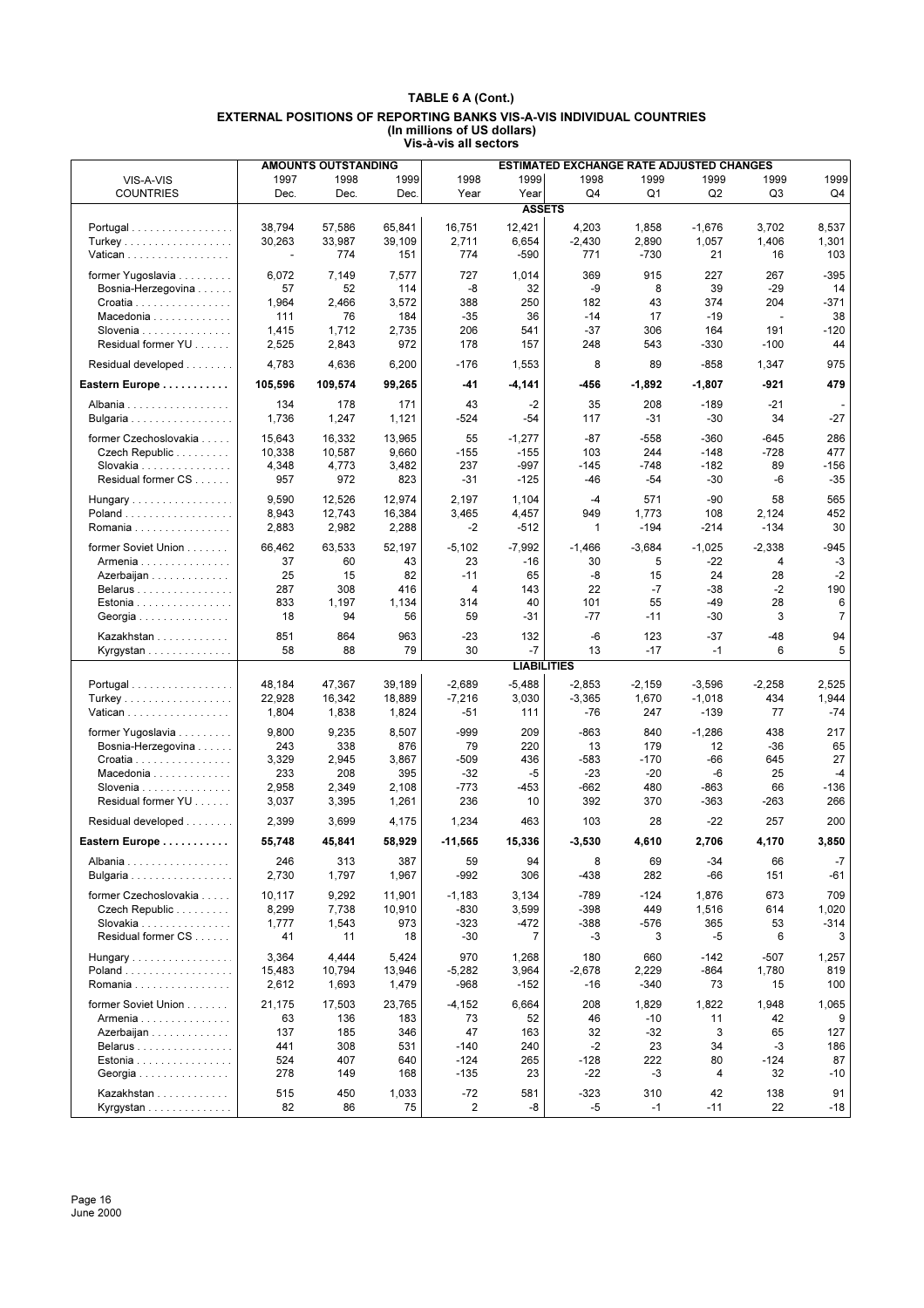# TABLE 6 A (Cont.)

## EXTERNAL POSITIONS OF REPORTING BANKS VIS-A-VIS INDIVIDUAL COUNTRIES
### (In millions of US dollars)
### Vis-à-vis all sectors

| VIS-A-VIS COUNTRIES | AMOUNTS OUTSTANDING 1997 Dec. | 1998 Dec. | 1999 Dec. | ESTIMATED EXCHANGE RATE ADJUSTED CHANGES 1998 Year | 1999 Year | 1998 Q4 | 1999 Q1 | 1999 Q2 | 1999 Q3 | 1999 Q4 |
|---|---|---|---|---|---|---|---|---|---|---|
| | | | | | **ASSETS** | | | | | |
| Portugal | 38,794 | 57,586 | 65,841 | 16,751 | 12,421 | 4,203 | 1,858 | -1,676 | 3,702 | 8,537 |
| Turkey | 30,263 | 33,987 | 39,109 | 2,711 | 6,654 | -2,430 | 2,890 | 1,057 | 1,406 | 1,301 |
| Vatican | - | 774 | 151 | 774 | -590 | 771 | -730 | 21 | 16 | 103 |
| former Yugoslavia | 6,072 | 7,149 | 7,577 | 727 | 1,014 | 369 | 915 | 227 | 267 | -395 |
| Bosnia-Herzegovina | 57 | 52 | 114 | -8 | 32 | -9 | 8 | 39 | -29 | 14 |
| Croatia | 1,964 | 2,466 | 3,572 | 388 | 250 | 182 | 43 | 374 | 204 | -371 |
| Macedonia | 111 | 76 | 184 | -35 | 36 | -14 | 17 | -19 | - | 38 |
| Slovenia | 1,415 | 1,712 | 2,735 | 206 | 541 | -37 | 306 | 164 | 191 | -120 |
| Residual former YU | 2,525 | 2,843 | 972 | 178 | 157 | 248 | 543 | -330 | -100 | 44 |
| Residual developed | 4,783 | 4,636 | 6,200 | -176 | 1,553 | 8 | 89 | -858 | 1,347 | 975 |
| **Eastern Europe** | **105,596** | **109,574** | **99,265** | **-41** | **-4,141** | **-456** | **-1,892** | **-1,807** | **-921** | **479** |
| Albania | 134 | 178 | 171 | 43 | -2 | 35 | 208 | -189 | -21 | - |
| Bulgaria | 1,736 | 1,247 | 1,121 | -524 | -54 | 117 | -31 | -30 | 34 | -27 |
| former Czechoslovakia | 15,643 | 16,332 | 13,965 | 55 | -1,277 | -87 | -558 | -360 | -645 | 286 |
| Czech Republic | 10,338 | 10,587 | 9,660 | -155 | -155 | 103 | 244 | -148 | -728 | 477 |
| Slovakia | 4,348 | 4,773 | 3,482 | 237 | -997 | -145 | -748 | -182 | 89 | -156 |
| Residual former CS | 957 | 972 | 823 | -31 | -125 | -46 | -54 | -30 | -6 | -35 |
| Hungary | 9,590 | 12,526 | 12,974 | 2,197 | 1,104 | -4 | 571 | -90 | 58 | 565 |
| Poland | 8,943 | 12,743 | 16,384 | 3,465 | 4,457 | 949 | 1,773 | 108 | 2,124 | 452 |
| Romania | 2,883 | 2,982 | 2,288 | -2 | -512 | 1 | -194 | -214 | -134 | 30 |
| former Soviet Union | 66,462 | 63,533 | 52,197 | -5,102 | -7,992 | -1,466 | -3,684 | -1,025 | -2,338 | -945 |
| Armenia | 37 | 60 | 43 | 23 | -16 | 30 | 5 | -22 | 4 | -3 |
| Azerbaijan | 25 | 15 | 82 | -11 | 65 | -8 | 15 | 24 | 28 | -2 |
| Belarus | 287 | 308 | 416 | 4 | 143 | 22 | -7 | -38 | -2 | 190 |
| Estonia | 833 | 1,197 | 1,134 | 314 | 40 | 101 | 55 | -49 | 28 | 6 |
| Georgia | 18 | 94 | 56 | 59 | -31 | -77 | -11 | -30 | 3 | 7 |
| Kazakhstan | 851 | 864 | 963 | -23 | 132 | -6 | 123 | -37 | -48 | 94 |
| Kyrgystan | 58 | 88 | 79 | 30 | -7 | 13 | -17 | -1 | 6 | 5 |
| | | | | | **LIABILITIES** | | | | | |
| Portugal | 48,184 | 47,367 | 39,189 | -2,689 | -5,488 | -2,853 | -2,159 | -3,596 | -2,258 | 2,525 |
| Turkey | 22,928 | 16,342 | 18,889 | -7,216 | 3,030 | -3,365 | 1,670 | -1,018 | 434 | 1,944 |
| Vatican | 1,804 | 1,838 | 1,824 | -51 | 111 | -76 | 247 | -139 | 77 | -74 |
| former Yugoslavia | 9,800 | 9,235 | 8,507 | -999 | 209 | -863 | 840 | -1,286 | 438 | 217 |
| Bosnia-Herzegovina | 243 | 338 | 876 | 79 | 220 | 13 | 179 | 12 | -36 | 65 |
| Croatia | 3,329 | 2,945 | 3,867 | -509 | 436 | -583 | -170 | -66 | 645 | 27 |
| Macedonia | 233 | 208 | 395 | -32 | -5 | -23 | -20 | -6 | 25 | -4 |
| Slovenia | 2,958 | 2,349 | 2,108 | -773 | -453 | -662 | 480 | -863 | 66 | -136 |
| Residual former YU | 3,037 | 3,395 | 1,261 | 236 | 10 | 392 | 370 | -363 | -263 | 266 |
| Residual developed | 2,399 | 3,699 | 4,175 | 1,234 | 463 | 103 | 28 | -22 | 257 | 200 |
| **Eastern Europe** | **55,748** | **45,841** | **58,929** | **-11,565** | **15,336** | **-3,530** | **4,610** | **2,706** | **4,170** | **3,850** |
| Albania | 246 | 313 | 387 | 59 | 94 | 8 | 69 | -34 | 66 | -7 |
| Bulgaria | 2,730 | 1,797 | 1,967 | -992 | 306 | -438 | 282 | -66 | 151 | -61 |
| former Czechoslovakia | 10,117 | 9,292 | 11,901 | -1,183 | 3,134 | -789 | -124 | 1,876 | 673 | 709 |
| Czech Republic | 8,299 | 7,738 | 10,910 | -830 | 3,599 | -398 | 449 | 1,516 | 614 | 1,020 |
| Slovakia | 1,777 | 1,543 | 973 | -323 | -472 | -388 | -576 | 365 | 53 | -314 |
| Residual former CS | 41 | 11 | 18 | -30 | 7 | -3 | 3 | -5 | 6 | 3 |
| Hungary | 3,364 | 4,444 | 5,424 | 970 | 1,268 | 180 | 660 | -142 | -507 | 1,257 |
| Poland | 15,483 | 10,794 | 13,946 | -5,282 | 3,964 | -2,678 | 2,229 | -864 | 1,780 | 819 |
| Romania | 2,612 | 1,693 | 1,479 | -968 | -152 | -16 | -340 | 73 | 15 | 100 |
| former Soviet Union | 21,175 | 17,503 | 23,765 | -4,152 | 6,664 | 208 | 1,829 | 1,822 | 1,948 | 1,065 |
| Armenia | 63 | 136 | 183 | 73 | 52 | 46 | -10 | 11 | 42 | 9 |
| Azerbaijan | 137 | 185 | 346 | 47 | 163 | 32 | -32 | 3 | 65 | 127 |
| Belarus | 441 | 308 | 531 | -140 | 240 | -2 | 23 | 34 | -3 | 186 |
| Estonia | 524 | 407 | 640 | -124 | 265 | -128 | 222 | 80 | -124 | 87 |
| Georgia | 278 | 149 | 168 | -135 | 23 | -22 | -3 | 4 | 32 | -10 |
| Kazakhstan | 515 | 450 | 1,033 | -72 | 581 | -323 | 310 | 42 | 138 | 91 |
| Kyrgystan | 82 | 86 | 75 | 2 | -8 | -5 | -1 | -11 | 22 | -18 |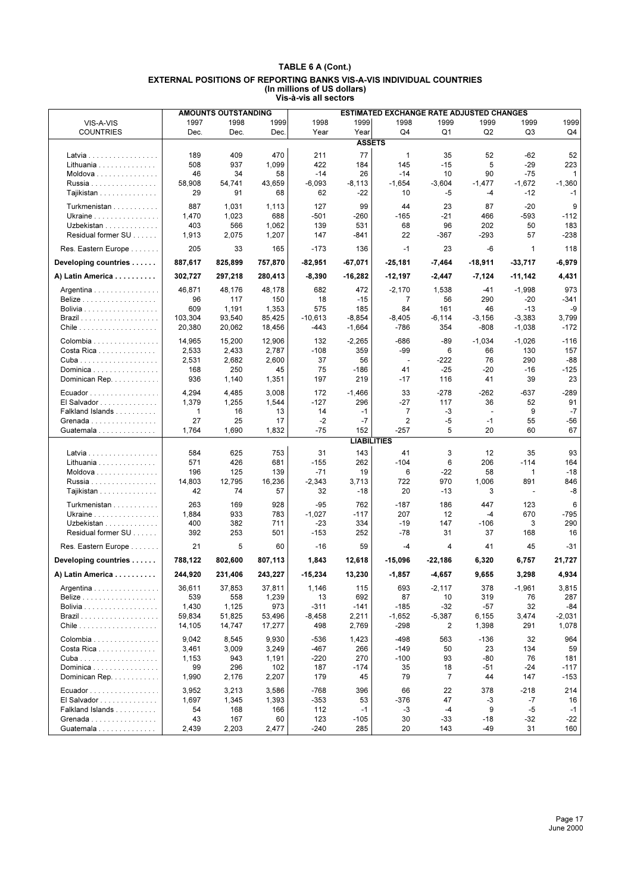# TABLE 6 A (Cont.)

## EXTERNAL POSITIONS OF REPORTING BANKS VIS-A-VIS INDIVIDUAL COUNTRIES
### (In millions of US dollars)
### Vis-à-vis all sectors

| VIS-A-VIS COUNTRIES | AMOUNTS OUTSTANDING 1997 Dec. | 1998 Dec. | 1999 Dec. | ESTIMATED EXCHANGE RATE ADJUSTED CHANGES 1998 Year | 1999 Year | 1998 Q4 | 1999 Q1 | 1999 Q2 | 1999 Q3 | 1999 Q4 |
|---|---|---|---|---|---|---|---|---|---|---|
| **ASSETS** | | | | | | | | | | |
| Latvia | 189 | 409 | 470 | 211 | 77 | 1 | 35 | 52 | -62 | 52 |
| Lithuania | 508 | 937 | 1,099 | 422 | 184 | 145 | -15 | 5 | -29 | 223 |
| Moldova | 46 | 34 | 58 | -14 | 26 | -14 | 10 | 90 | -75 | 1 |
| Russia | 58,908 | 54,741 | 43,659 | -6,093 | -8,113 | -1,654 | -3,604 | -1,477 | -1,672 | -1,360 |
| Tajikistan | 29 | 91 | 68 | 62 | -22 | 10 | -5 | -4 | -12 | -1 |
| Turkmenistan | 887 | 1,031 | 1,113 | 127 | 99 | 44 | 23 | 87 | -20 | 9 |
| Ukraine | 1,470 | 1,023 | 688 | -501 | -260 | -165 | -21 | 466 | -593 | -112 |
| Uzbekistan | 403 | 566 | 1,062 | 139 | 531 | 68 | 96 | 202 | 50 | 183 |
| Residual former SU | 1,913 | 2,075 | 1,207 | 147 | -841 | 22 | -367 | -293 | 57 | -238 |
| Res. Eastern Europe | 205 | 33 | 165 | -173 | 136 | -1 | 23 | -6 | 1 | 118 |
| **Developing countries** | **887,617** | **825,899** | **757,870** | **-82,951** | **-67,071** | **-25,181** | **-7,464** | **-18,911** | **-33,717** | **-6,979** |
| **A) Latin America** | **302,727** | **297,218** | **280,413** | **-8,390** | **-16,282** | **-12,197** | **-2,447** | **-7,124** | **-11,142** | **4,431** |
| Argentina | 46,871 | 48,176 | 48,178 | 682 | 472 | -2,170 | 1,538 | -41 | -1,998 | 973 |
| Belize | 96 | 117 | 150 | 18 | -15 | 7 | 56 | 290 | -20 | -341 |
| Bolivia | 609 | 1,191 | 1,353 | 575 | 185 | 84 | 161 | 46 | -13 | -9 |
| Brazil | 103,304 | 93,540 | 85,425 | -10,613 | -8,854 | -8,405 | -6,114 | -3,156 | -3,383 | 3,799 |
| Chile | 20,380 | 20,062 | 18,456 | -443 | -1,664 | -786 | 354 | -808 | -1,038 | -172 |
| Colombia | 14,965 | 15,200 | 12,906 | 132 | -2,265 | -686 | -89 | -1,034 | -1,026 | -116 |
| Costa Rica | 2,533 | 2,433 | 2,787 | -108 | 359 | -99 | 6 | 66 | 130 | 157 |
| Cuba | 2,531 | 2,682 | 2,600 | 37 | 56 | - | -222 | 76 | 290 | -88 |
| Dominica | 168 | 250 | 45 | 75 | -186 | 41 | -25 | -20 | -16 | -125 |
| Dominican Rep. | 936 | 1,140 | 1,351 | 197 | 219 | -17 | 116 | 41 | 39 | 23 |
| Ecuador | 4,294 | 4,485 | 3,008 | 172 | -1,466 | 33 | -278 | -262 | -637 | -289 |
| El Salvador | 1,379 | 1,255 | 1,544 | -127 | 296 | -27 | 117 | 36 | 52 | 91 |
| Falkland Islands | 1 | 16 | 13 | 14 | -1 | 7 | -3 | - | 9 | -7 |
| Grenada | 27 | 25 | 17 | -2 | -7 | 2 | -5 | -1 | 55 | -56 |
| Guatemala | 1,764 | 1,690 | 1,832 | -75 | 152 | -257 | 5 | 20 | 60 | 67 |
| **LIABILITIES** | | | | | | | | | | |
| Latvia | 584 | 625 | 753 | 31 | 143 | 41 | 3 | 12 | 35 | 93 |
| Lithuania | 571 | 426 | 681 | -155 | 262 | -104 | 6 | 206 | -114 | 164 |
| Moldova | 196 | 125 | 139 | -71 | 19 | 6 | -22 | 58 | 1 | -18 |
| Russia | 14,803 | 12,795 | 16,236 | -2,343 | 3,713 | 722 | 970 | 1,006 | 891 | 846 |
| Tajikistan | 42 | 74 | 57 | 32 | -18 | 20 | -13 | 3 | - | -8 |
| Turkmenistan | 263 | 169 | 928 | -95 | 762 | -187 | 186 | 447 | 123 | 6 |
| Ukraine | 1,884 | 933 | 783 | -1,027 | -117 | 207 | 12 | -4 | 670 | -795 |
| Uzbekistan | 400 | 382 | 711 | -23 | 334 | -19 | 147 | -106 | 3 | 290 |
| Residual former SU | 392 | 253 | 501 | -153 | 252 | -78 | 31 | 37 | 168 | 16 |
| Res. Eastern Europe | 21 | 5 | 60 | -16 | 59 | -4 | 4 | 41 | 45 | -31 |
| **Developing countries** | **788,122** | **802,600** | **807,113** | **1,843** | **12,618** | **-15,096** | **-22,186** | **6,320** | **6,757** | **21,727** |
| **A) Latin America** | **244,920** | **231,406** | **243,227** | **-15,234** | **13,230** | **-1,857** | **-4,657** | **9,655** | **3,298** | **4,934** |
| Argentina | 36,611 | 37,853 | 37,811 | 1,146 | 115 | 693 | -2,117 | 378 | -1,961 | 3,815 |
| Belize | 539 | 558 | 1,239 | 13 | 692 | 87 | 10 | 319 | 76 | 287 |
| Bolivia | 1,430 | 1,125 | 973 | -311 | -141 | -185 | -32 | -57 | 32 | -84 |
| Brazil | 59,834 | 51,825 | 53,496 | -8,458 | 2,211 | -1,652 | -5,387 | 6,155 | 3,474 | -2,031 |
| Chile | 14,105 | 14,747 | 17,277 | 498 | 2,769 | -298 | 2 | 1,398 | 291 | 1,078 |
| Colombia | 9,042 | 8,545 | 9,930 | -536 | 1,423 | -498 | 563 | -136 | 32 | 964 |
| Costa Rica | 3,461 | 3,009 | 3,249 | -467 | 266 | -149 | 50 | 23 | 134 | 59 |
| Cuba | 1,153 | 943 | 1,191 | -220 | 270 | -100 | 93 | -80 | 76 | 181 |
| Dominica | 99 | 296 | 102 | 187 | -174 | 35 | 18 | -51 | -24 | -117 |
| Dominican Rep. | 1,990 | 2,176 | 2,207 | 179 | 45 | 79 | 7 | 44 | 147 | -153 |
| Ecuador | 3,952 | 3,213 | 3,586 | -768 | 396 | 66 | 22 | 378 | -218 | 214 |
| El Salvador | 1,697 | 1,345 | 1,393 | -353 | 53 | -376 | 47 | -3 | -7 | 16 |
| Falkland Islands | 54 | 168 | 166 | 112 | -1 | -3 | -4 | 9 | -5 | -1 |
| Grenada | 43 | 167 | 60 | 123 | -105 | 30 | -33 | -18 | -32 | -22 |
| Guatemala | 2,439 | 2,203 | 2,477 | -240 | 285 | 20 | 143 | -49 | 31 | 160 |

June 2000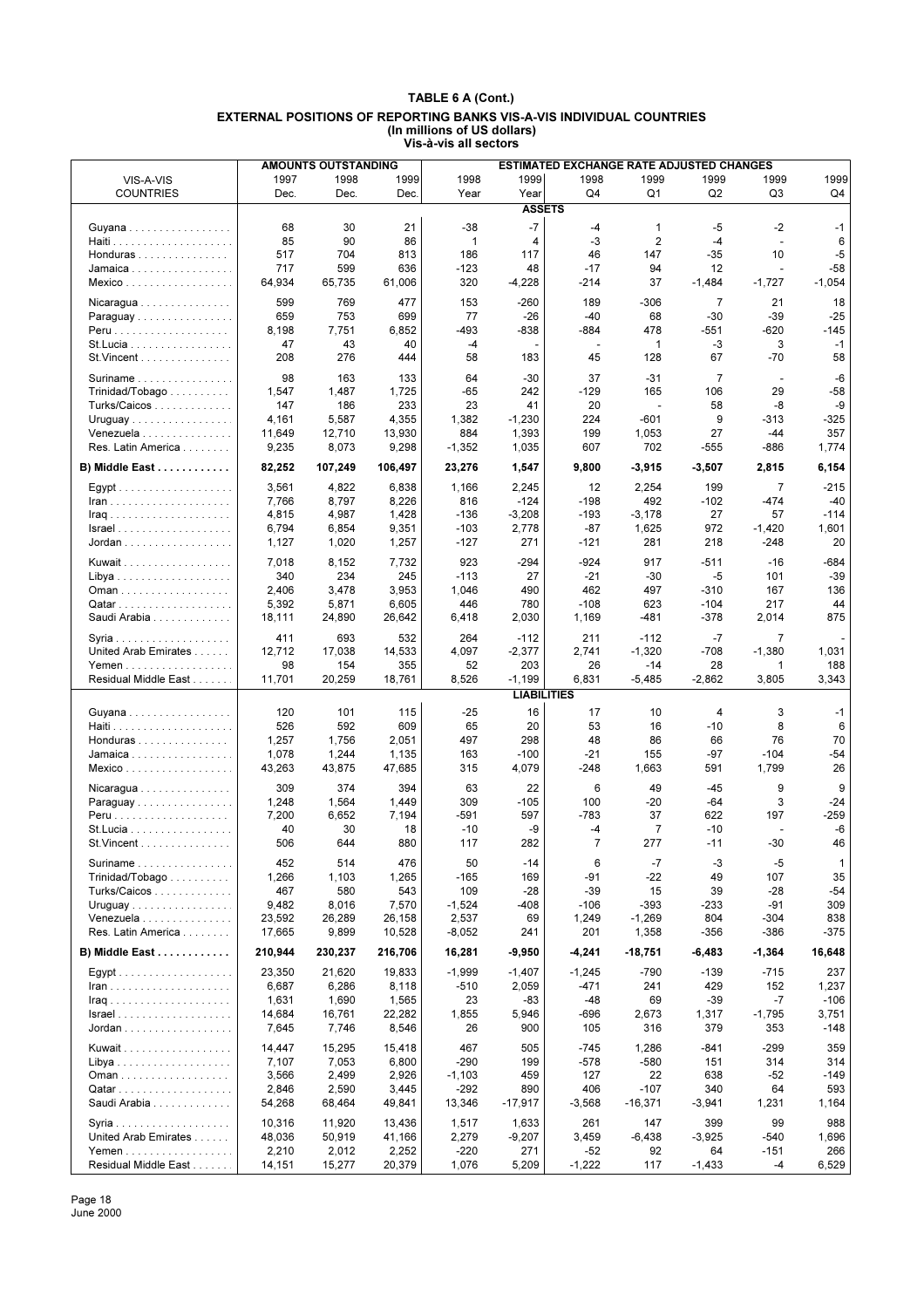**TABLE 6 A (Cont.)**

**EXTERNAL POSITIONS OF REPORTING BANKS VIS-A-VIS INDIVIDUAL COUNTRIES**
**(In millions of US dollars)**
**Vis-à-vis all sectors**

| VIS-A-VIS COUNTRIES | AMOUNTS OUTSTANDING 1997 Dec. | 1998 Dec. | 1999 Dec. | ESTIMATED EXCHANGE RATE ADJUSTED CHANGES 1998 Year | 1999 Year | 1998 Q4 | 1999 Q1 | 1999 Q2 | 1999 Q3 | 1999 Q4 |
|---|---|---|---|---|---|---|---|---|---|---|
| **ASSETS** | | | | | | | | | | |
| Guyana | 68 | 30 | 21 | -38 | -7 | -4 | 1 | -5 | -2 | -1 |
| Haiti | 85 | 90 | 86 | 1 | 4 | -3 | 2 | -4 | - | 6 |
| Honduras | 517 | 704 | 813 | 186 | 117 | 46 | 147 | -35 | 10 | -5 |
| Jamaica | 717 | 599 | 636 | -123 | 48 | -17 | 94 | 12 | - | -58 |
| Mexico | 64,934 | 65,735 | 61,006 | 320 | -4,228 | -214 | 37 | -1,484 | -1,727 | -1,054 |
| Nicaragua | 599 | 769 | 477 | 153 | -260 | 189 | -306 | 7 | 21 | 18 |
| Paraguay | 659 | 753 | 699 | 77 | -26 | -40 | 68 | -30 | -39 | -25 |
| Peru | 8,198 | 7,751 | 6,852 | -493 | -838 | -884 | 478 | -551 | -620 | -145 |
| St.Lucia | 47 | 43 | 40 | -4 | - | - | 1 | -3 | 3 | -1 |
| St.Vincent | 208 | 276 | 444 | 58 | 183 | 45 | 128 | 67 | -70 | 58 |
| Suriname | 98 | 163 | 133 | 64 | -30 | 37 | -31 | 7 | - | -6 |
| Trinidad/Tobago | 1,547 | 1,487 | 1,725 | -65 | 242 | -129 | 165 | 106 | 29 | -58 |
| Turks/Caicos | 147 | 186 | 233 | 23 | 41 | 20 | - | 58 | -8 | -9 |
| Uruguay | 4,161 | 5,587 | 4,355 | 1,382 | -1,230 | 224 | -601 | 9 | -313 | -325 |
| Venezuela | 11,649 | 12,710 | 13,930 | 884 | 1,393 | 199 | 1,053 | 27 | -44 | 357 |
| Res. Latin America | 9,235 | 8,073 | 9,298 | -1,352 | 1,035 | 607 | 702 | -555 | -886 | 1,774 |
| **B) Middle East** | **82,252** | **107,249** | **106,497** | **23,276** | **1,547** | **9,800** | **-3,915** | **-3,507** | **2,815** | **6,154** |
| Egypt | 3,561 | 4,822 | 6,838 | 1,166 | 2,245 | 12 | 2,254 | 199 | 7 | -215 |
| Iran | 7,766 | 8,797 | 8,226 | 816 | -124 | -198 | 492 | -102 | -474 | -40 |
| Iraq | 4,815 | 4,987 | 1,428 | -136 | -3,208 | -193 | -3,178 | 27 | 57 | -114 |
| Israel | 6,794 | 6,854 | 9,351 | -103 | 2,778 | -87 | 1,625 | 972 | -1,420 | 1,601 |
| Jordan | 1,127 | 1,020 | 1,257 | -127 | 271 | -121 | 281 | 218 | -248 | 20 |
| Kuwait | 7,018 | 8,152 | 7,732 | 923 | -294 | -924 | 917 | -511 | -16 | -684 |
| Libya | 340 | 234 | 245 | -113 | 27 | -21 | -30 | -5 | 101 | -39 |
| Oman | 2,406 | 3,478 | 3,953 | 1,046 | 490 | 462 | 497 | -310 | 167 | 136 |
| Qatar | 5,392 | 5,871 | 6,605 | 446 | 780 | -108 | 623 | -104 | 217 | 44 |
| Saudi Arabia | 18,111 | 24,890 | 26,642 | 6,418 | 2,030 | 1,169 | -481 | -378 | 2,014 | 875 |
| Syria | 411 | 693 | 532 | 264 | -112 | 211 | -112 | -7 | 7 | - |
| United Arab Emirates | 12,712 | 17,038 | 14,533 | 4,097 | -2,377 | 2,741 | -1,320 | -708 | -1,380 | 1,031 |
| Yemen | 98 | 154 | 355 | 52 | 203 | 26 | -14 | 28 | 1 | 188 |
| Residual Middle East | 11,701 | 20,259 | 18,761 | 8,526 | -1,199 | 6,831 | -5,485 | -2,862 | 3,805 | 3,343 |
| **LIABILITIES** | | | | | | | | | | |
| Guyana | 120 | 101 | 115 | -25 | 16 | 17 | 10 | 4 | 3 | -1 |
| Haiti | 526 | 592 | 609 | 65 | 20 | 53 | 16 | -10 | 8 | 6 |
| Honduras | 1,257 | 1,756 | 2,051 | 497 | 298 | 48 | 86 | 66 | 76 | 70 |
| Jamaica | 1,078 | 1,244 | 1,135 | 163 | -100 | -21 | 155 | -97 | -104 | -54 |
| Mexico | 43,263 | 43,875 | 47,685 | 315 | 4,079 | -248 | 1,663 | 591 | 1,799 | 26 |
| Nicaragua | 309 | 374 | 394 | 63 | 22 | 6 | 49 | -45 | 9 | 9 |
| Paraguay | 1,248 | 1,564 | 1,449 | 309 | -105 | 100 | -20 | -64 | 3 | -24 |
| Peru | 7,200 | 6,652 | 7,194 | -591 | 597 | -783 | 37 | 622 | 197 | -259 |
| St.Lucia | 40 | 30 | 18 | -10 | -9 | -4 | 7 | -10 | - | -6 |
| St.Vincent | 506 | 644 | 880 | 117 | 282 | 7 | 277 | -11 | -30 | 46 |
| Suriname | 452 | 514 | 476 | 50 | -14 | 6 | -7 | -3 | -5 | 1 |
| Trinidad/Tobago | 1,266 | 1,103 | 1,265 | -165 | 169 | -91 | -22 | 49 | 107 | 35 |
| Turks/Caicos | 467 | 580 | 543 | 109 | -28 | -39 | 15 | 39 | -28 | -54 |
| Uruguay | 9,482 | 8,016 | 7,570 | -1,524 | -408 | -106 | -393 | -233 | -91 | 309 |
| Venezuela | 23,592 | 26,289 | 26,158 | 2,537 | 69 | 1,249 | -1,269 | 804 | -304 | 838 |
| Res. Latin America | 17,665 | 9,899 | 10,528 | -8,052 | 241 | 201 | 1,358 | -356 | -386 | -375 |
| **B) Middle East** | **210,944** | **230,237** | **216,706** | **16,281** | **-9,950** | **-4,241** | **-18,751** | **-6,483** | **-1,364** | **16,648** |
| Egypt | 23,350 | 21,620 | 19,833 | -1,999 | -1,407 | -1,245 | -790 | -139 | -715 | 237 |
| Iran | 6,687 | 6,286 | 8,118 | -510 | 2,059 | -471 | 241 | 429 | 152 | 1,237 |
| Iraq | 1,631 | 1,690 | 1,565 | 23 | -83 | -48 | 69 | -39 | -7 | -106 |
| Israel | 14,684 | 16,761 | 22,282 | 1,855 | 5,946 | -696 | 2,673 | 1,317 | -1,795 | 3,751 |
| Jordan | 7,645 | 7,746 | 8,546 | 26 | 900 | 105 | 316 | 379 | 353 | -148 |
| Kuwait | 14,447 | 15,295 | 15,418 | 467 | 505 | -745 | 1,286 | -841 | -299 | 359 |
| Libya | 7,107 | 7,053 | 6,800 | -290 | 199 | -578 | -580 | 151 | 314 | 314 |
| Oman | 3,566 | 2,499 | 2,926 | -1,103 | 459 | 127 | 22 | 638 | -52 | -149 |
| Qatar | 2,846 | 2,590 | 3,445 | -292 | 890 | 406 | -107 | 340 | 64 | 593 |
| Saudi Arabia | 54,268 | 68,464 | 49,841 | 13,346 | -17,917 | -3,568 | -16,371 | -3,941 | 1,231 | 1,164 |
| Syria | 10,316 | 11,920 | 13,436 | 1,517 | 1,633 | 261 | 147 | 399 | 99 | 988 |
| United Arab Emirates | 48,036 | 50,919 | 41,166 | 2,279 | -9,207 | 3,459 | -6,438 | -3,925 | -540 | 1,696 |
| Yemen | 2,210 | 2,012 | 2,252 | -220 | 271 | -52 | 92 | 64 | -151 | 266 |
| Residual Middle East | 14,151 | 15,277 | 20,379 | 1,076 | 5,209 | -1,222 | 117 | -1,433 | -4 | 6,529 |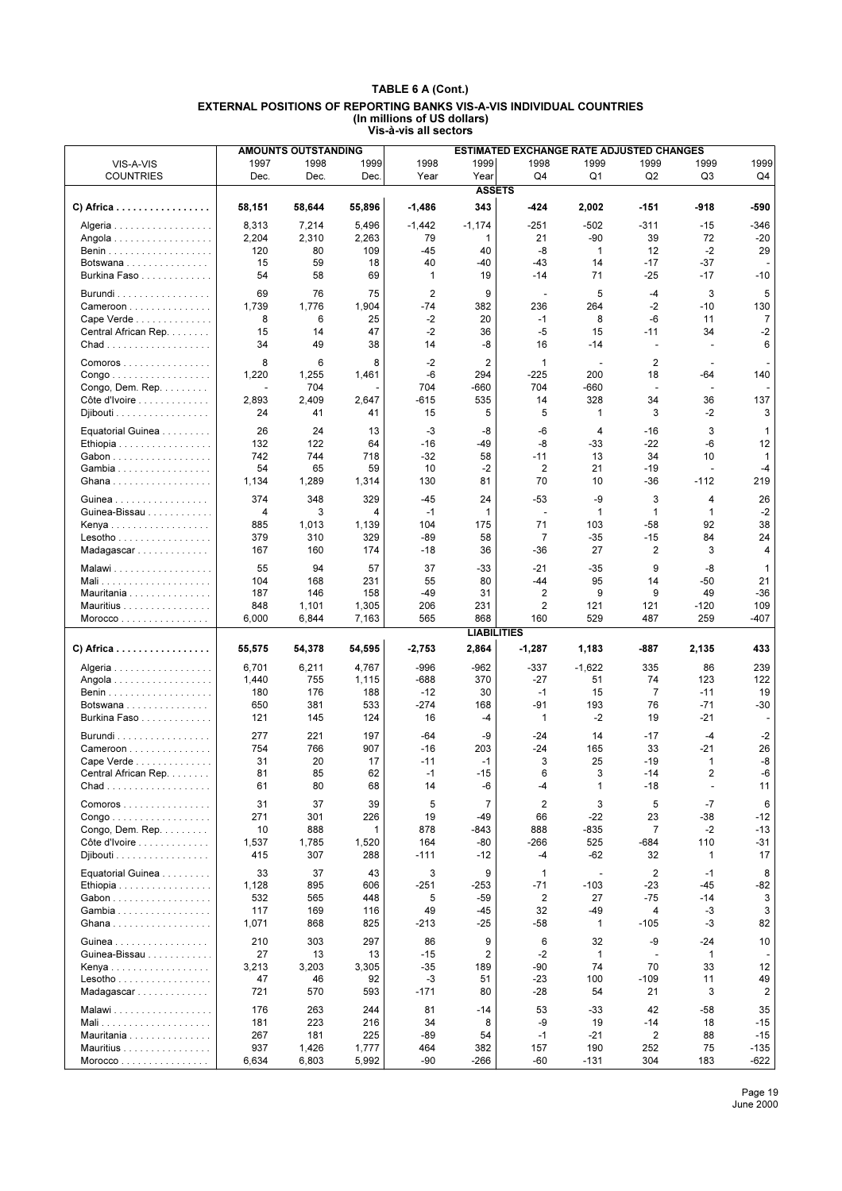# TABLE 6 A (Cont.)

## EXTERNAL POSITIONS OF REPORTING BANKS VIS-A-VIS INDIVIDUAL COUNTRIES

### (In millions of US dollars)

### Vis-à-vis all sectors

| VIS-A-VIS COUNTRIES | AMOUNTS OUTSTANDING | | | ESTIMATED EXCHANGE RATE ADJUSTED CHANGES | | | | | | |
|---|---|---|---|---|---|---|---|---|---|---|
| | 1997 Dec. | 1998 Dec. | 1999 Dec. | 1998 Year | 1999 Year | 1998 Q4 | 1999 Q1 | 1999 Q2 | 1999 Q3 | 1999 Q4 |
| | | | | **ASSETS** | | | | | | |
| **C) Africa** | **58,151** | **58,644** | **55,896** | **-1,486** | **343** | **-424** | **2,002** | **-151** | **-918** | **-590** |
| Algeria | 8,313 | 7,214 | 5,496 | -1,442 | -1,174 | -251 | -502 | -311 | -15 | -346 |
| Angola | 2,204 | 2,310 | 2,263 | 79 | 1 | 21 | -90 | 39 | 72 | -20 |
| Benin | 120 | 80 | 109 | -45 | 40 | -8 | 1 | 12 | -2 | 29 |
| Botswana | 15 | 59 | 18 | 40 | -40 | -43 | 14 | -17 | -37 | - |
| Burkina Faso | 54 | 58 | 69 | 1 | 19 | -14 | 71 | -25 | -17 | -10 |
| Burundi | 69 | 76 | 75 | 2 | 9 | - | 5 | -4 | 3 | 5 |
| Cameroon | 1,739 | 1,776 | 1,904 | -74 | 382 | 236 | 264 | -2 | -10 | 130 |
| Cape Verde | 8 | 6 | 25 | -2 | 20 | -1 | 8 | -6 | 11 | 7 |
| Central African Rep. | 15 | 14 | 47 | -2 | 36 | -5 | 15 | -11 | 34 | -2 |
| Chad | 34 | 49 | 38 | 14 | -8 | 16 | -14 | - | - | 6 |
| Comoros | 8 | 6 | 8 | -2 | 2 | 1 | - | 2 | - | - |
| Congo | 1,220 | 1,255 | 1,461 | -6 | 294 | -225 | 200 | 18 | -64 | 140 |
| Congo, Dem. Rep. | - | 704 | - | 704 | -660 | 704 | -660 | - | - | - |
| Côte d'Ivoire | 2,893 | 2,409 | 2,647 | -615 | 535 | 14 | 328 | 34 | 36 | 137 |
| Djibouti | 24 | 41 | 41 | 15 | 5 | 5 | 1 | 3 | -2 | 3 |
| Equatorial Guinea | 26 | 24 | 13 | -3 | -8 | -6 | 4 | -16 | 3 | 1 |
| Ethiopia | 132 | 122 | 64 | -16 | -49 | -8 | -33 | -22 | -6 | 12 |
| Gabon | 742 | 744 | 718 | -32 | 58 | -11 | 13 | 34 | 10 | 1 |
| Gambia | 54 | 65 | 59 | 10 | -2 | 2 | 21 | -19 | - | -4 |
| Ghana | 1,134 | 1,289 | 1,314 | 130 | 81 | 70 | 10 | -36 | -112 | 219 |
| Guinea | 374 | 348 | 329 | -45 | 24 | -53 | -9 | 3 | 4 | 26 |
| Guinea-Bissau | 4 | 3 | 4 | -1 | 1 | - | 1 | 1 | 1 | -2 |
| Kenya | 885 | 1,013 | 1,139 | 104 | 175 | 71 | 103 | -58 | 92 | 38 |
| Lesotho | 379 | 310 | 329 | -89 | 58 | 7 | -35 | -15 | 84 | 24 |
| Madagascar | 167 | 160 | 174 | -18 | 36 | -36 | 27 | 2 | 3 | 4 |
| Malawi | 55 | 94 | 57 | 37 | -33 | -21 | -35 | 9 | -8 | 1 |
| Mali | 104 | 168 | 231 | 55 | 80 | -44 | 95 | 14 | -50 | 21 |
| Mauritania | 187 | 146 | 158 | -49 | 31 | 2 | 9 | 9 | 49 | -36 |
| Mauritius | 848 | 1,101 | 1,305 | 206 | 231 | 2 | 121 | 121 | -120 | 109 |
| Morocco | 6,000 | 6,844 | 7,163 | 565 | 868 | 160 | 529 | 487 | 259 | -407 |
| | | | | **LIABILITIES** | | | | | | |
| **C) Africa** | **55,575** | **54,378** | **54,595** | **-2,753** | **2,864** | **-1,287** | **1,183** | **-887** | **2,135** | **433** |
| Algeria | 6,701 | 6,211 | 4,767 | -996 | -962 | -337 | -1,622 | 335 | 86 | 239 |
| Angola | 1,440 | 755 | 1,115 | -688 | 370 | -27 | 51 | 74 | 123 | 122 |
| Benin | 180 | 176 | 188 | -12 | 30 | -1 | 15 | 7 | -11 | 19 |
| Botswana | 650 | 381 | 533 | -274 | 168 | -91 | 193 | 76 | -71 | -30 |
| Burkina Faso | 121 | 145 | 124 | 16 | -4 | 1 | -2 | 19 | -21 | - |
| Burundi | 277 | 221 | 197 | -64 | -9 | -24 | 14 | -17 | -4 | -2 |
| Cameroon | 754 | 766 | 907 | -16 | 203 | -24 | 165 | 33 | -21 | 26 |
| Cape Verde | 31 | 20 | 17 | -11 | -1 | 3 | 25 | -19 | 1 | -8 |
| Central African Rep. | 81 | 85 | 62 | -1 | -15 | 6 | 3 | -14 | 2 | -6 |
| Chad | 61 | 80 | 68 | 14 | -6 | -4 | 1 | -18 | - | 11 |
| Comoros | 31 | 37 | 39 | 5 | 7 | 2 | 3 | 5 | -7 | 6 |
| Congo | 271 | 301 | 226 | 19 | -49 | 66 | -22 | 23 | -38 | -12 |
| Congo, Dem. Rep. | 10 | 888 | 1 | 878 | -843 | 888 | -835 | 7 | -2 | -13 |
| Côte d'Ivoire | 1,537 | 1,785 | 1,520 | 164 | -80 | -266 | 525 | -684 | 110 | -31 |
| Djibouti | 415 | 307 | 288 | -111 | -12 | -4 | -62 | 32 | 1 | 17 |
| Equatorial Guinea | 33 | 37 | 43 | 3 | 9 | 1 | - | 2 | -1 | 8 |
| Ethiopia | 1,128 | 895 | 606 | -251 | -253 | -71 | -103 | -23 | -45 | -82 |
| Gabon | 532 | 565 | 448 | 5 | -59 | 2 | 27 | -75 | -14 | 3 |
| Gambia | 117 | 169 | 116 | 49 | -45 | 32 | -49 | 4 | -3 | 3 |
| Ghana | 1,071 | 868 | 825 | -213 | -25 | -58 | 1 | -105 | -3 | 82 |
| Guinea | 210 | 303 | 297 | 86 | 9 | 6 | 32 | -9 | -24 | 10 |
| Guinea-Bissau | 27 | 13 | 13 | -15 | 2 | -2 | 1 | - | 1 | - |
| Kenya | 3,213 | 3,203 | 3,305 | -35 | 189 | -90 | 74 | 70 | 33 | 12 |
| Lesotho | 47 | 46 | 92 | -3 | 51 | -23 | 100 | -109 | 11 | 49 |
| Madagascar | 721 | 570 | 593 | -171 | 80 | -28 | 54 | 21 | 3 | 2 |
| Malawi | 176 | 263 | 244 | 81 | -14 | 53 | -33 | 42 | -58 | 35 |
| Mali | 181 | 223 | 216 | 34 | 8 | -9 | 19 | -14 | 18 | -15 |
| Mauritania | 267 | 181 | 225 | -89 | 54 | -1 | -21 | 2 | 88 | -15 |
| Mauritius | 937 | 1,426 | 1,777 | 464 | 382 | 157 | 190 | 252 | 75 | -135 |
| Morocco | 6,634 | 6,803 | 5,992 | -90 | -266 | -60 | -131 | 304 | 183 | -622 |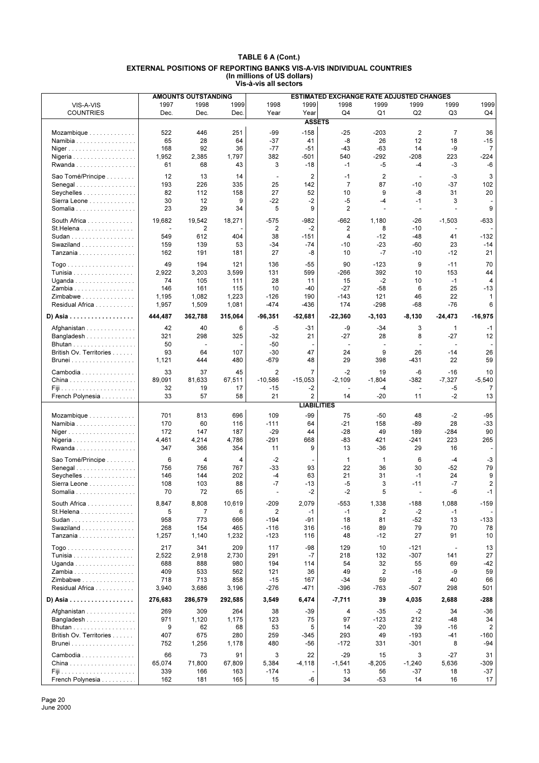# TABLE 6 A (Cont.)

## EXTERNAL POSITIONS OF REPORTING BANKS VIS-A-VIS INDIVIDUAL COUNTRIES
### (In millions of US dollars)
### Vis-à-vis all sectors

| VIS-A-VIS COUNTRIES | AMOUNTS OUTSTANDING 1997 Dec. | 1998 Dec. | 1999 Dec. | ESTIMATED EXCHANGE RATE ADJUSTED CHANGES 1998 Year | 1999 Year | 1998 Q4 | 1999 Q1 | 1999 Q2 | 1999 Q3 | 1999 Q4 |
|---|---|---|---|---|---|---|---|---|---|---|
| **ASSETS** | | | | | | | | | | |
| Mozambique | 522 | 446 | 251 | -99 | -158 | -25 | -203 | 2 | 7 | 36 |
| Namibia | 65 | 28 | 64 | -37 | 41 | -8 | 26 | 12 | 18 | -15 |
| Niger | 168 | 92 | 36 | -77 | -51 | -43 | -63 | 14 | -9 | 7 |
| Nigeria | 1,952 | 2,385 | 1,797 | 382 | -501 | 540 | -292 | -208 | 223 | -224 |
| Rwanda | 61 | 68 | 43 | 3 | -18 | -1 | -5 | -4 | -3 | -6 |
| Sao Tomé/Principe | 12 | 13 | 14 | - | 2 | -1 | 2 | - | -3 | 3 |
| Senegal | 193 | 226 | 335 | 25 | 142 | 7 | 87 | -10 | -37 | 102 |
| Seychelles | 82 | 112 | 158 | 27 | 52 | 10 | 9 | -8 | 31 | 20 |
| Sierra Leone | 30 | 12 | 9 | -22 | -2 | -5 | -4 | -1 | 3 | - |
| Somalia | 23 | 29 | 34 | 5 | 9 | 2 | - | - | - | 9 |
| South Africa | 19,682 | 19,542 | 18,271 | -575 | -982 | -662 | 1,180 | -26 | -1,503 | -633 |
| St.Helena | - | 2 | - | 2 | -2 | 2 | 8 | -10 | - | - |
| Sudan | 549 | 612 | 404 | 38 | -151 | 4 | -12 | -48 | 41 | -132 |
| Swaziland | 159 | 139 | 53 | -34 | -74 | -10 | -23 | -60 | 23 | -14 |
| Tanzania | 162 | 191 | 181 | 27 | -8 | 10 | -7 | -10 | -12 | 21 |
| Togo | 49 | 194 | 121 | 136 | -55 | 90 | -123 | 9 | -11 | 70 |
| Tunisia | 2,922 | 3,203 | 3,599 | 131 | 599 | -266 | 392 | 10 | 153 | 44 |
| Uganda | 74 | 105 | 111 | 28 | 11 | 15 | -2 | 10 | -1 | 4 |
| Zambia | 146 | 161 | 115 | 10 | -40 | -27 | -58 | 6 | 25 | -13 |
| Zimbabwe | 1,195 | 1,082 | 1,223 | -126 | 190 | -143 | 121 | 46 | 22 | 1 |
| Residual Africa | 1,957 | 1,509 | 1,081 | -474 | -436 | 174 | -298 | -68 | -76 | 6 |
| **D) Asia** | **444,487** | **362,788** | **315,064** | **-96,351** | **-52,681** | **-22,360** | **-3,103** | **-8,130** | **-24,473** | **-16,975** |
| Afghanistan | 42 | 40 | 6 | -5 | -31 | -9 | -34 | 3 | 1 | -1 |
| Bangladesh | 321 | 298 | 325 | -32 | 21 | -27 | 28 | 8 | -27 | 12 |
| Bhutan | 50 | - | - | -50 | - | - | - | - | - | - |
| British Ov. Territories | 93 | 64 | 107 | -30 | 47 | 24 | 9 | 26 | -14 | 26 |
| Brunei | 1,121 | 444 | 480 | -679 | 48 | 29 | 398 | -431 | 22 | 59 |
| Cambodia | 33 | 37 | 45 | 2 | 7 | -2 | 19 | -6 | -16 | 10 |
| China | 89,091 | 81,633 | 67,511 | -10,586 | -15,053 | -2,109 | -1,804 | -382 | -7,327 | -5,540 |
| Fiji | 32 | 19 | 17 | -15 | -2 | - | -4 | - | -5 | 7 |
| French Polynesia | 33 | 57 | 58 | 21 | 2 | 14 | -20 | 11 | -2 | 13 |
| **LIABILITIES** | | | | | | | | | | |
| Mozambique | 701 | 813 | 696 | 109 | -99 | 75 | -50 | 48 | -2 | -95 |
| Namibia | 170 | 60 | 116 | -111 | 64 | -21 | 158 | -89 | 28 | -33 |
| Niger | 172 | 147 | 187 | -29 | 44 | -28 | 49 | 189 | -284 | 90 |
| Nigeria | 4,461 | 4,214 | 4,786 | -291 | 668 | -83 | 421 | -241 | 223 | 265 |
| Rwanda | 347 | 366 | 354 | 11 | 9 | 13 | -36 | 29 | 16 | - |
| Sao Tomé/Principe | 6 | 4 | 4 | -2 | - | 1 | 1 | 6 | -4 | -3 |
| Senegal | 756 | 756 | 767 | -33 | 93 | 22 | 36 | 30 | -52 | 79 |
| Seychelles | 146 | 144 | 202 | -4 | 63 | 21 | 31 | -1 | 24 | 9 |
| Sierra Leone | 108 | 103 | 88 | -7 | -13 | -5 | 3 | -11 | -7 | 2 |
| Somalia | 70 | 72 | 65 | - | -2 | -2 | 5 | - | -6 | -1 |
| South Africa | 8,847 | 8,808 | 10,619 | -209 | 2,079 | -553 | 1,338 | -188 | 1,088 | -159 |
| St.Helena | 5 | 7 | 6 | 2 | -1 | -1 | 2 | -2 | -1 | - |
| Sudan | 958 | 773 | 666 | -194 | -91 | 18 | 81 | -52 | 13 | -133 |
| Swaziland | 268 | 154 | 465 | -116 | 316 | -16 | 89 | 79 | 70 | 78 |
| Tanzania | 1,257 | 1,140 | 1,232 | -123 | 116 | 48 | -12 | 27 | 91 | 10 |
| Togo | 217 | 341 | 209 | 117 | -98 | 129 | 10 | -121 | - | 13 |
| Tunisia | 2,522 | 2,918 | 2,730 | 291 | -7 | 218 | 132 | -307 | 141 | 27 |
| Uganda | 688 | 888 | 980 | 194 | 114 | 54 | 32 | 55 | 69 | -42 |
| Zambia | 409 | 533 | 562 | 121 | 36 | 49 | 2 | -16 | -9 | 59 |
| Zimbabwe | 718 | 713 | 858 | -15 | 167 | -34 | 59 | 2 | 40 | 66 |
| Residual Africa | 3,940 | 3,686 | 3,196 | -276 | -471 | -396 | -763 | -507 | 298 | 501 |
| **D) Asia** | **276,683** | **286,579** | **292,585** | **3,549** | **6,474** | **-7,711** | **39** | **4,035** | **2,688** | **-288** |
| Afghanistan | 269 | 309 | 264 | 38 | -39 | 4 | -35 | -2 | 34 | -36 |
| Bangladesh | 971 | 1,120 | 1,175 | 123 | 75 | 97 | -123 | 212 | -48 | 34 |
| Bhutan | 9 | 62 | 68 | 53 | 5 | 14 | -20 | 39 | -16 | 2 |
| British Ov. Territories | 407 | 675 | 280 | 259 | -345 | 293 | 49 | -193 | -41 | -160 |
| Brunei | 752 | 1,256 | 1,178 | 480 | -56 | -172 | 331 | -301 | 8 | -94 |
| Cambodia | 66 | 73 | 91 | 3 | 22 | -29 | 15 | 3 | -27 | 31 |
| China | 65,074 | 71,800 | 67,809 | 5,384 | -4,118 | -1,541 | -8,205 | -1,240 | 5,636 | -309 |
| Fiji | 339 | 166 | 163 | -174 | - | 13 | 56 | -37 | 18 | -37 |
| French Polynesia | 162 | 181 | 165 | 15 | -6 | 34 | -53 | 14 | 16 | 17 |

June 2000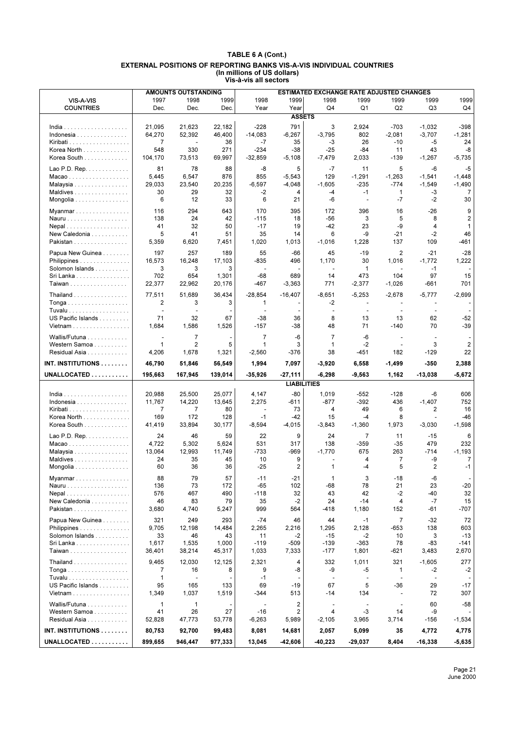**TABLE 6 A (Cont.)**

**EXTERNAL POSITIONS OF REPORTING BANKS VIS-A-VIS INDIVIDUAL COUNTRIES**
**(In millions of US dollars)**
**Vis-à-vis all sectors**

| VIS-A-VIS COUNTRIES | AMOUNTS OUTSTANDING 1997 Dec. | 1998 Dec. | 1999 Dec. | ESTIMATED EXCHANGE RATE ADJUSTED CHANGES 1998 Year | 1999 Year | 1998 Q4 | 1999 Q1 | 1999 Q2 | 1999 Q3 | 1999 Q4 |
|---|---|---|---|---|---|---|---|---|---|---|
| **ASSETS** | | | | | | | | | | |
| India | 21,095 | 21,623 | 22,182 | -228 | 791 | 3 | 2,924 | -703 | -1,032 | -398 |
| Indonesia | 64,270 | 52,392 | 46,400 | -14,083 | -6,267 | -3,795 | 802 | -2,081 | -3,707 | -1,281 |
| Kiribati | 7 | - | 36 | -7 | 35 | -3 | 26 | -10 | -5 | 24 |
| Korea North | 548 | 330 | 271 | -234 | -38 | -25 | -84 | 11 | 43 | -8 |
| Korea South | 104,170 | 73,513 | 69,997 | -32,859 | -5,108 | -7,479 | 2,033 | -139 | -1,267 | -5,735 |
| Lao P.D. Rep. | 81 | 78 | 88 | -8 | 5 | -7 | 11 | 5 | -6 | -5 |
| Macao | 5,445 | 6,547 | 876 | 855 | -5,543 | 129 | -1,291 | -1,263 | -1,541 | -1,448 |
| Malaysia | 29,033 | 23,540 | 20,235 | -6,597 | -4,048 | -1,605 | -235 | -774 | -1,549 | -1,490 |
| Maldives | 30 | 29 | 32 | -2 | 4 | -4 | -1 | 1 | -3 | 7 |
| Mongolia | 6 | 12 | 33 | 6 | 21 | -6 | - | -7 | -2 | 30 |
| Myanmar | 116 | 294 | 643 | 170 | 395 | 172 | 396 | 16 | -26 | 9 |
| Nauru | 138 | 24 | 42 | -115 | 18 | -56 | 3 | 5 | 8 | 2 |
| Nepal | 41 | 32 | 50 | -17 | 19 | -42 | 23 | -9 | 4 | 1 |
| New Caledonia | 5 | 41 | 51 | 35 | 14 | 6 | -9 | -21 | -2 | 46 |
| Pakistan | 5,359 | 6,620 | 7,451 | 1,020 | 1,013 | -1,016 | 1,228 | 137 | 109 | -461 |
| Papua New Guinea | 197 | 257 | 189 | 55 | -66 | 45 | -19 | 2 | -21 | -28 |
| Philippines | 16,573 | 16,248 | 17,103 | -835 | 496 | 1,170 | 30 | 1,016 | -1,772 | 1,222 |
| Solomon Islands | 3 | 3 | 3 | - | - | - | 1 | - | -1 | - |
| Sri Lanka | 702 | 654 | 1,301 | -68 | 689 | 14 | 473 | 104 | 97 | 15 |
| Taiwan | 22,377 | 22,962 | 20,176 | -467 | -3,363 | 771 | -2,377 | -1,026 | -661 | 701 |
| Thailand | 77,511 | 51,689 | 36,434 | -28,854 | -16,407 | -8,651 | -5,253 | -2,678 | -5,777 | -2,699 |
| Tonga | 2 | 3 | 3 | 1 | - | -2 | - | - | - | - |
| Tuvalu | - | - | - | - | - | - | - | - | - | - |
| US Pacific Islands | 71 | 32 | 67 | -38 | 36 | 8 | 13 | 13 | 62 | -52 |
| Vietnam | 1,684 | 1,586 | 1,526 | -157 | -38 | 48 | 71 | -140 | 70 | -39 |
| Wallis/Futuna | - | 7 | - | 7 | -6 | 7 | -6 | - | - | - |
| Western Samoa | 1 | 2 | 5 | 1 | 3 | 1 | -2 | - | 3 | 2 |
| Residual Asia | 4,206 | 1,678 | 1,321 | -2,560 | -376 | 38 | -451 | 182 | -129 | 22 |
| **INT. INSTITUTIONS** | **46,790** | **51,846** | **56,549** | **1,994** | **7,097** | **-3,920** | **6,558** | **-1,499** | **-350** | **2,388** |
| **UNALLOCATED** | **195,663** | **167,945** | **139,014** | **-35,926** | **-27,111** | **-6,298** | **-9,563** | **1,162** | **-13,038** | **-5,672** |
| **LIABILITIES** | | | | | | | | | | |
| India | 20,988 | 25,500 | 25,077 | 4,147 | -80 | 1,019 | -552 | -128 | -6 | 606 |
| Indonesia | 11,767 | 14,220 | 13,645 | 2,275 | -611 | -877 | -392 | 436 | -1,407 | 752 |
| Kiribati | 7 | 7 | 80 | - | 73 | 4 | 49 | 6 | 2 | 16 |
| Korea North | 169 | 172 | 128 | -1 | -42 | 15 | -4 | 8 | - | -46 |
| Korea South | 41,419 | 33,894 | 30,177 | -8,594 | -4,015 | -3,843 | -1,360 | 1,973 | -3,030 | -1,598 |
| Lao P.D. Rep. | 24 | 46 | 59 | 22 | 9 | 24 | 7 | 11 | -15 | 6 |
| Macao | 4,722 | 5,302 | 5,624 | 531 | 317 | 138 | -359 | -35 | 479 | 232 |
| Malaysia | 13,064 | 12,993 | 11,749 | -733 | -969 | -1,770 | 675 | 263 | -714 | -1,193 |
| Maldives | 24 | 35 | 45 | 10 | 9 | - | 4 | 7 | -9 | 7 |
| Mongolia | 60 | 36 | 36 | -25 | 2 | 1 | -4 | 5 | 2 | -1 |
| Myanmar | 88 | 79 | 57 | -11 | -21 | 1 | 3 | -18 | -6 | - |
| Nauru | 136 | 73 | 172 | -65 | 102 | -68 | 78 | 21 | 23 | -20 |
| Nepal | 576 | 467 | 490 | -118 | 32 | 43 | 42 | -2 | -40 | 32 |
| New Caledonia | 46 | 83 | 79 | 35 | -2 | 24 | -14 | 4 | -7 | 15 |
| Pakistan | 3,680 | 4,740 | 5,247 | 999 | 564 | -418 | 1,180 | 152 | -61 | -707 |
| Papua New Guinea | 321 | 249 | 293 | -74 | 46 | 44 | -1 | 7 | -32 | 72 |
| Philippines | 9,705 | 12,198 | 14,484 | 2,265 | 2,216 | 1,295 | 2,128 | -653 | 138 | 603 |
| Solomon Islands | 33 | 46 | 43 | 11 | -2 | -15 | -2 | 10 | 3 | -13 |
| Sri Lanka | 1,617 | 1,535 | 1,000 | -119 | -509 | -139 | -363 | 78 | -83 | -141 |
| Taiwan | 36,401 | 38,214 | 45,317 | 1,033 | 7,333 | -177 | 1,801 | -621 | 3,483 | 2,670 |
| Thailand | 9,465 | 12,030 | 12,125 | 2,321 | 4 | 332 | 1,011 | 321 | -1,605 | 277 |
| Tonga | 7 | 16 | 8 | 9 | -8 | -9 | -5 | 1 | -2 | -2 |
| Tuvalu | 1 | - | - | -1 | - | - | - | - | - | - |
| US Pacific Islands | 95 | 165 | 133 | 69 | -19 | 67 | 5 | -36 | 29 | -17 |
| Vietnam | 1,349 | 1,037 | 1,519 | -344 | 513 | -14 | 134 | - | 72 | 307 |
| Wallis/Futuna | 1 | 1 | - | - | 2 | - | - | - | 60 | -58 |
| Western Samoa | 41 | 26 | 27 | -16 | 2 | 4 | -3 | 14 | -9 | - |
| Residual Asia | 52,828 | 47,773 | 53,778 | -6,263 | 5,989 | -2,105 | 3,965 | 3,714 | -156 | -1,534 |
| **INT. INSTITUTIONS** | **80,753** | **92,700** | **99,483** | **8,081** | **14,681** | **2,057** | **5,099** | **35** | **4,772** | **4,775** |
| **UNALLOCATED** | **899,655** | **946,447** | **977,333** | **13,045** | **-42,606** | **-40,223** | **-29,037** | **8,404** | **-16,338** | **-5,635** |

June 2000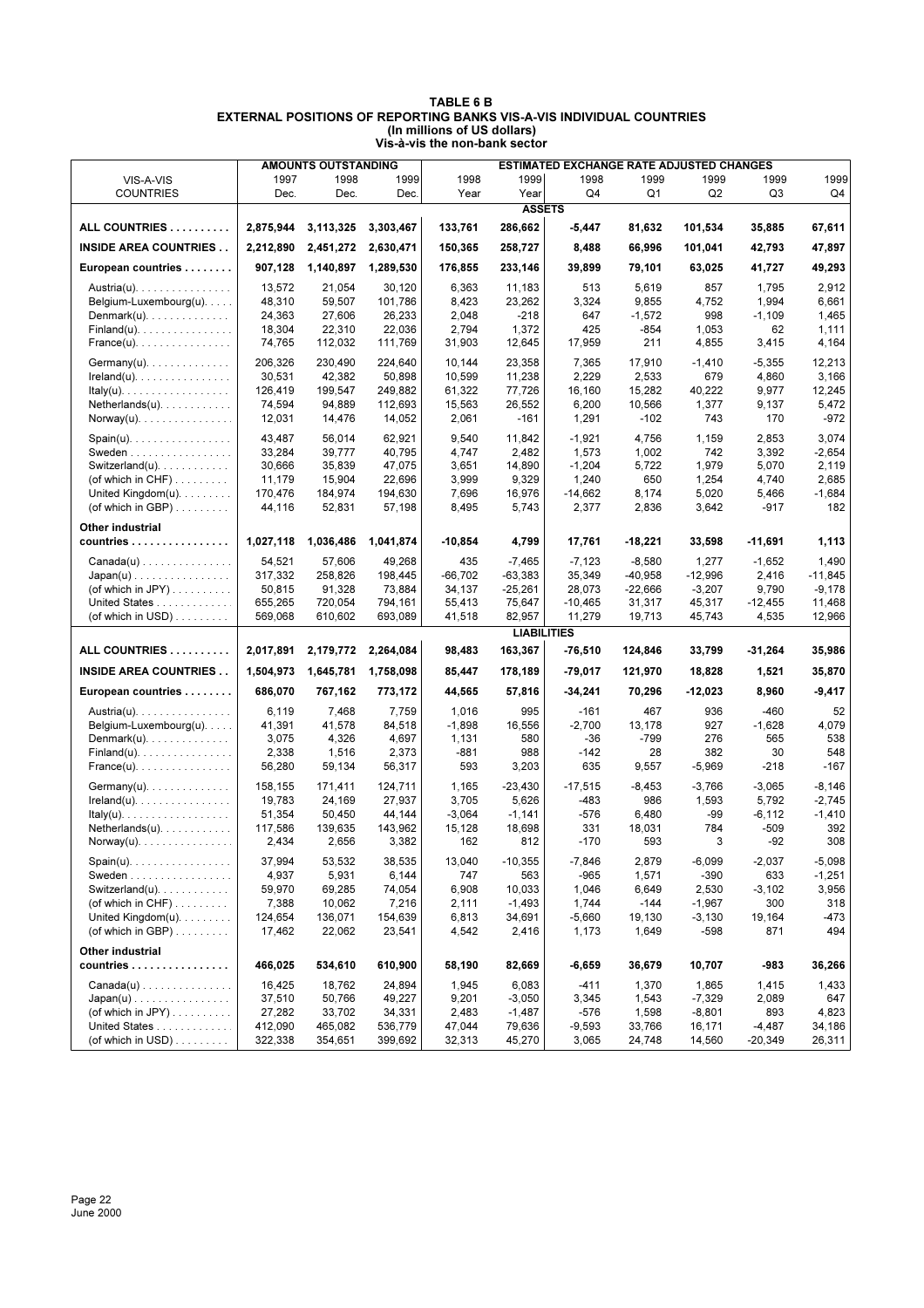**TABLE 6 B**
**EXTERNAL POSITIONS OF REPORTING BANKS VIS-A-VIS INDIVIDUAL COUNTRIES**
**(In millions of US dollars)**
**Vis-à-vis the non-bank sector**

| VIS-A-VIS COUNTRIES | AMOUNTS OUTSTANDING | | | ESTIMATED EXCHANGE RATE ADJUSTED CHANGES | | | | | | |
|---|---|---|---|---|---|---|---|---|---|---|
| | 1997 Dec. | 1998 Dec. | 1999 Dec. | 1998 Year | 1999 Year | 1998 Q4 | 1999 Q1 | 1999 Q2 | 1999 Q3 | 1999 Q4 |
| **ASSETS** | | | | | | | | | | |
| **ALL COUNTRIES** | **2,875,944** | **3,113,325** | **3,303,467** | **133,761** | **286,662** | **-5,447** | **81,632** | **101,534** | **35,885** | **67,611** |
| **INSIDE AREA COUNTRIES** | **2,212,890** | **2,451,272** | **2,630,471** | **150,365** | **258,727** | **8,488** | **66,996** | **101,041** | **42,793** | **47,897** |
| **European countries** | **907,128** | **1,140,897** | **1,289,530** | **176,855** | **233,146** | **39,899** | **79,101** | **63,025** | **41,727** | **49,293** |
| Austria(u) | 13,572 | 21,054 | 30,120 | 6,363 | 11,183 | 513 | 5,619 | 857 | 1,795 | 2,912 |
| Belgium-Luxembourg(u) | 48,310 | 59,507 | 101,786 | 8,423 | 23,262 | 3,324 | 9,855 | 4,752 | 1,994 | 6,661 |
| Denmark(u) | 24,363 | 27,606 | 26,233 | 2,048 | -218 | 647 | -1,572 | 998 | -1,109 | 1,465 |
| Finland(u) | 18,304 | 22,310 | 22,036 | 2,794 | 1,372 | 425 | -854 | 1,053 | 62 | 1,111 |
| France(u) | 74,765 | 112,032 | 111,769 | 31,903 | 12,645 | 17,959 | 211 | 4,855 | 3,415 | 4,164 |
| Germany(u) | 206,326 | 230,490 | 224,640 | 10,144 | 23,358 | 7,365 | 17,910 | -1,410 | -5,355 | 12,213 |
| Ireland(u) | 30,531 | 42,382 | 50,898 | 10,599 | 11,238 | 2,229 | 2,533 | 679 | 4,860 | 3,166 |
| Italy(u) | 126,419 | 199,547 | 249,882 | 61,322 | 77,726 | 16,160 | 15,282 | 40,222 | 9,977 | 12,245 |
| Netherlands(u) | 74,594 | 94,889 | 112,693 | 15,563 | 26,552 | 6,200 | 10,566 | 1,377 | 9,137 | 5,472 |
| Norway(u) | 12,031 | 14,476 | 14,052 | 2,061 | -161 | 1,291 | -102 | 743 | 170 | -972 |
| Spain(u) | 43,487 | 56,014 | 62,921 | 9,540 | 11,842 | -1,921 | 4,756 | 1,159 | 2,853 | 3,074 |
| Sweden | 33,284 | 39,777 | 40,795 | 4,747 | 2,482 | 1,573 | 1,002 | 742 | 3,392 | -2,654 |
| Switzerland(u) | 30,666 | 35,839 | 47,075 | 3,651 | 14,890 | -1,204 | 5,722 | 1,979 | 5,070 | 2,119 |
| (of which in CHF) | 11,179 | 15,904 | 22,696 | 3,999 | 9,329 | 1,240 | 650 | 1,254 | 4,740 | 2,685 |
| United Kingdom(u) | 170,476 | 184,974 | 194,630 | 7,696 | 16,976 | -14,662 | 8,174 | 5,020 | 5,466 | -1,684 |
| (of which in GBP) | 44,116 | 52,831 | 57,198 | 8,495 | 5,743 | 2,377 | 2,836 | 3,642 | -917 | 182 |
| **Other industrial countries** | **1,027,118** | **1,036,486** | **1,041,874** | **-10,854** | **4,799** | **17,761** | **-18,221** | **33,598** | **-11,691** | **1,113** |
| Canada(u) | 54,521 | 57,606 | 49,268 | 435 | -7,465 | -7,123 | -8,580 | 1,277 | -1,652 | 1,490 |
| Japan(u) | 317,332 | 258,826 | 198,445 | -66,702 | -63,383 | 35,349 | -40,958 | -12,996 | 2,416 | -11,845 |
| (of which in JPY) | 50,815 | 91,328 | 73,884 | 34,137 | -25,261 | 28,073 | -22,666 | -3,207 | 9,790 | -9,178 |
| United States | 655,265 | 720,054 | 794,161 | 55,413 | 75,647 | -10,465 | 31,317 | 45,317 | -12,455 | 11,468 |
| (of which in USD) | 569,068 | 610,602 | 693,089 | 41,518 | 82,957 | 11,279 | 19,713 | 45,743 | 4,535 | 12,966 |
| **LIABILITIES** | | | | | | | | | | |
| **ALL COUNTRIES** | **2,017,891** | **2,179,772** | **2,264,084** | **98,483** | **163,367** | **-76,510** | **124,846** | **33,799** | **-31,264** | **35,986** |
| **INSIDE AREA COUNTRIES** | **1,504,973** | **1,645,781** | **1,758,098** | **85,447** | **178,189** | **-79,017** | **121,970** | **18,828** | **1,521** | **35,870** |
| **European countries** | **686,070** | **767,162** | **773,172** | **44,565** | **57,816** | **-34,241** | **70,296** | **-12,023** | **8,960** | **-9,417** |
| Austria(u) | 6,119 | 7,468 | 7,759 | 1,016 | 995 | -161 | 467 | 936 | -460 | 52 |
| Belgium-Luxembourg(u) | 41,391 | 41,578 | 84,518 | -1,898 | 16,556 | -2,700 | 13,178 | 927 | -1,628 | 4,079 |
| Denmark(u) | 3,075 | 4,326 | 4,697 | 1,131 | 580 | -36 | -799 | 276 | 565 | 538 |
| Finland(u) | 2,338 | 1,516 | 2,373 | -881 | 988 | -142 | 28 | 382 | 30 | 548 |
| France(u) | 56,280 | 59,134 | 56,317 | 593 | 3,203 | 635 | 9,557 | -5,969 | -218 | -167 |
| Germany(u) | 158,155 | 171,411 | 124,711 | 1,165 | -23,430 | -17,515 | -8,453 | -3,766 | -3,065 | -8,146 |
| Ireland(u) | 19,783 | 24,169 | 27,937 | 3,705 | 5,626 | -483 | 986 | 1,593 | 5,792 | -2,745 |
| Italy(u) | 51,354 | 50,450 | 44,144 | -3,064 | -1,141 | -576 | 6,480 | -99 | -6,112 | -1,410 |
| Netherlands(u) | 117,586 | 139,635 | 143,962 | 15,128 | 18,698 | 331 | 18,031 | 784 | -509 | 392 |
| Norway(u) | 2,434 | 2,656 | 3,382 | 162 | 812 | -170 | 593 | 3 | -92 | 308 |
| Spain(u) | 37,994 | 53,532 | 38,535 | 13,040 | -10,355 | -7,846 | 2,879 | -6,099 | -2,037 | -5,098 |
| Sweden | 4,937 | 5,931 | 6,144 | 747 | 563 | -965 | 1,571 | -390 | 633 | -1,251 |
| Switzerland(u) | 59,970 | 69,285 | 74,054 | 6,908 | 10,033 | 1,046 | 6,649 | 2,530 | -3,102 | 3,956 |
| (of which in CHF) | 7,388 | 10,062 | 7,216 | 2,111 | -1,493 | 1,744 | -144 | -1,967 | 300 | 318 |
| United Kingdom(u) | 124,654 | 136,071 | 154,639 | 6,813 | 34,691 | -5,660 | 19,130 | -3,130 | 19,164 | -473 |
| (of which in GBP) | 17,462 | 22,062 | 23,541 | 4,542 | 2,416 | 1,173 | 1,649 | -598 | 871 | 494 |
| **Other industrial countries** | **466,025** | **534,610** | **610,900** | **58,190** | **82,669** | **-6,659** | **36,679** | **10,707** | **-983** | **36,266** |
| Canada(u) | 16,425 | 18,762 | 24,894 | 1,945 | 6,083 | -411 | 1,370 | 1,865 | 1,415 | 1,433 |
| Japan(u) | 37,510 | 50,766 | 49,227 | 9,201 | -3,050 | 3,345 | 1,543 | -7,329 | 2,089 | 647 |
| (of which in JPY) | 27,282 | 33,702 | 34,331 | 2,483 | -1,487 | -576 | 1,598 | -8,801 | 893 | 4,823 |
| United States | 412,090 | 465,082 | 536,779 | 47,044 | 79,636 | -9,593 | 33,766 | 16,171 | -4,487 | 34,186 |
| (of which in USD) | 322,338 | 354,651 | 399,692 | 32,313 | 45,270 | 3,065 | 24,748 | 14,560 | -20,349 | 26,311 |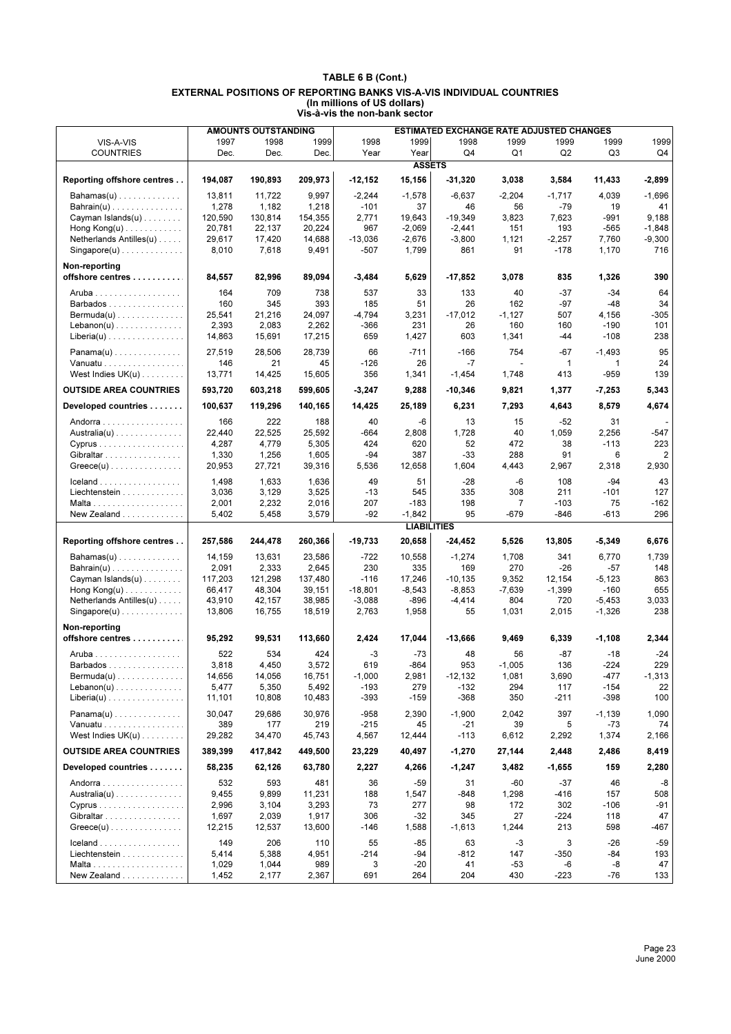# TABLE 6 B (Cont.)

## EXTERNAL POSITIONS OF REPORTING BANKS VIS-A-VIS INDIVIDUAL COUNTRIES
(In millions of US dollars)
Vis-à-vis the non-bank sector

| VIS-A-VIS COUNTRIES | AMOUNTS OUTSTANDING | | | ESTIMATED EXCHANGE RATE ADJUSTED CHANGES | | | | | | |
|---|---|---|---|---|---|---|---|---|---|---|
| | 1997 Dec. | 1998 Dec. | 1999 Dec. | 1998 Year | 1999 Year | 1998 Q4 | 1999 Q1 | 1999 Q2 | 1999 Q3 | 1999 Q4 |
| **ASSETS** | | | | | | | | | | |
| **Reporting offshore centres** | **194,087** | **190,893** | **209,973** | **-12,152** | **15,156** | **-31,320** | **3,038** | **3,584** | **11,433** | **-2,899** |
| Bahamas(u) | 13,811 | 11,722 | 9,997 | -2,244 | -1,578 | -6,637 | -2,204 | -1,717 | 4,039 | -1,696 |
| Bahrain(u) | 1,278 | 1,182 | 1,218 | -101 | 37 | 46 | 56 | -79 | 19 | 41 |
| Cayman Islands(u) | 120,590 | 130,814 | 154,355 | 2,771 | 19,643 | -19,349 | 3,823 | 7,623 | -991 | 9,188 |
| Hong Kong(u) | 20,781 | 22,137 | 20,224 | 967 | -2,069 | -2,441 | 151 | 193 | -565 | -1,848 |
| Netherlands Antilles(u) | 29,617 | 17,420 | 14,688 | -13,036 | -2,676 | -3,800 | 1,121 | -2,257 | 7,760 | -9,300 |
| Singapore(u) | 8,010 | 7,618 | 9,491 | -507 | 1,799 | 861 | 91 | -178 | 1,170 | 716 |
| **Non-reporting offshore centres** | **84,557** | **82,996** | **89,094** | **-3,484** | **5,629** | **-17,852** | **3,078** | **835** | **1,326** | **390** |
| Aruba | 164 | 709 | 738 | 537 | 33 | 133 | 40 | -37 | -34 | 64 |
| Barbados | 160 | 345 | 393 | 185 | 51 | 26 | 162 | -97 | -48 | 34 |
| Bermuda(u) | 25,541 | 21,216 | 24,097 | -4,794 | 3,231 | -17,012 | -1,127 | 507 | 4,156 | -305 |
| Lebanon(u) | 2,393 | 2,083 | 2,262 | -366 | 231 | 26 | 160 | 160 | -190 | 101 |
| Liberia(u) | 14,863 | 15,691 | 17,215 | 659 | 1,427 | 603 | 1,341 | -44 | -108 | 238 |
| Panama(u) | 27,519 | 28,506 | 28,739 | 66 | -711 | -166 | 754 | -67 | -1,493 | 95 |
| Vanuatu | 146 | 21 | 45 | -126 | 26 | -7 | - | 1 | 1 | 24 |
| West Indies UK(u) | 13,771 | 14,425 | 15,605 | 356 | 1,341 | -1,454 | 1,748 | 413 | -959 | 139 |
| **OUTSIDE AREA COUNTRIES** | **593,720** | **603,218** | **599,605** | **-3,247** | **9,288** | **-10,346** | **9,821** | **1,377** | **-7,253** | **5,343** |
| **Developed countries** | **100,637** | **119,296** | **140,165** | **14,425** | **25,189** | **6,231** | **7,293** | **4,643** | **8,579** | **4,674** |
| Andorra | 166 | 222 | 188 | 40 | -6 | 13 | 15 | -52 | 31 | - |
| Australia(u) | 22,440 | 22,525 | 25,592 | -664 | 2,808 | 1,728 | 40 | 1,059 | 2,256 | -547 |
| Cyprus | 4,287 | 4,779 | 5,305 | 424 | 620 | 52 | 472 | 38 | -113 | 223 |
| Gibraltar | 1,330 | 1,256 | 1,605 | -94 | 387 | -33 | 288 | 91 | 6 | 2 |
| Greece(u) | 20,953 | 27,721 | 39,316 | 5,536 | 12,658 | 1,604 | 4,443 | 2,967 | 2,318 | 2,930 |
| Iceland | 1,498 | 1,633 | 1,636 | 49 | 51 | -28 | -6 | 108 | -94 | 43 |
| Liechtenstein | 3,036 | 3,129 | 3,525 | -13 | 545 | 335 | 308 | 211 | -101 | 127 |
| Malta | 2,001 | 2,232 | 2,016 | 207 | -183 | 198 | 7 | -103 | 75 | -162 |
| New Zealand | 5,402 | 5,458 | 3,579 | -92 | -1,842 | 95 | -679 | -846 | -613 | 296 |
| **LIABILITIES** | | | | | | | | | | |
| **Reporting offshore centres** | **257,586** | **244,478** | **260,366** | **-19,733** | **20,658** | **-24,452** | **5,526** | **13,805** | **-5,349** | **6,676** |
| Bahamas(u) | 14,159 | 13,631 | 23,586 | -722 | 10,558 | -1,274 | 1,708 | 341 | 6,770 | 1,739 |
| Bahrain(u) | 2,091 | 2,333 | 2,645 | 230 | 335 | 169 | 270 | -26 | -57 | 148 |
| Cayman Islands(u) | 117,203 | 121,298 | 137,480 | -116 | 17,246 | -10,135 | 9,352 | 12,154 | -5,123 | 863 |
| Hong Kong(u) | 66,417 | 48,304 | 39,151 | -18,801 | -8,543 | -8,853 | -7,639 | -1,399 | -160 | 655 |
| Netherlands Antilles(u) | 43,910 | 42,157 | 38,985 | -3,088 | -896 | -4,414 | 804 | 720 | -5,453 | 3,033 |
| Singapore(u) | 13,806 | 16,755 | 18,519 | 2,763 | 1,958 | 55 | 1,031 | 2,015 | -1,326 | 238 |
| **Non-reporting offshore centres** | **95,292** | **99,531** | **113,660** | **2,424** | **17,044** | **-13,666** | **9,469** | **6,339** | **-1,108** | **2,344** |
| Aruba | 522 | 534 | 424 | -3 | -73 | 48 | 56 | -87 | -18 | -24 |
| Barbados | 3,818 | 4,450 | 3,572 | 619 | -864 | 953 | -1,005 | 136 | -224 | 229 |
| Bermuda(u) | 14,656 | 14,056 | 16,751 | -1,000 | 2,981 | -12,132 | 1,081 | 3,690 | -477 | -1,313 |
| Lebanon(u) | 5,477 | 5,350 | 5,492 | -193 | 279 | -132 | 294 | 117 | -154 | 22 |
| Liberia(u) | 11,101 | 10,808 | 10,483 | -393 | -159 | -368 | 350 | -211 | -398 | 100 |
| Panama(u) | 30,047 | 29,686 | 30,976 | -958 | 2,390 | -1,900 | 2,042 | 397 | -1,139 | 1,090 |
| Vanuatu | 389 | 177 | 219 | -215 | 45 | -21 | 39 | 5 | -73 | 74 |
| West Indies UK(u) | 29,282 | 34,470 | 45,743 | 4,567 | 12,444 | -113 | 6,612 | 2,292 | 1,374 | 2,166 |
| **OUTSIDE AREA COUNTRIES** | **389,399** | **417,842** | **449,500** | **23,229** | **40,497** | **-1,270** | **27,144** | **2,448** | **2,486** | **8,419** |
| **Developed countries** | **58,235** | **62,126** | **63,780** | **2,227** | **4,266** | **-1,247** | **3,482** | **-1,655** | **159** | **2,280** |
| Andorra | 532 | 593 | 481 | 36 | -59 | 31 | -60 | -37 | 46 | -8 |
| Australia(u) | 9,455 | 9,899 | 11,231 | 188 | 1,547 | -848 | 1,298 | -416 | 157 | 508 |
| Cyprus | 2,996 | 3,104 | 3,293 | 73 | 277 | 98 | 172 | 302 | -106 | -91 |
| Gibraltar | 1,697 | 2,039 | 1,917 | 306 | -32 | 345 | 27 | -224 | 118 | 47 |
| Greece(u) | 12,215 | 12,537 | 13,600 | -146 | 1,588 | -1,613 | 1,244 | 213 | 598 | -467 |
| Iceland | 149 | 206 | 110 | 55 | -85 | 63 | -3 | 3 | -26 | -59 |
| Liechtenstein | 5,414 | 5,388 | 4,951 | -214 | -94 | -812 | 147 | -350 | -84 | 193 |
| Malta | 1,029 | 1,044 | 989 | 3 | -20 | 41 | -53 | -6 | -8 | 47 |
| New Zealand | 1,452 | 2,177 | 2,367 | 691 | 264 | 204 | 430 | -223 | -76 | 133 |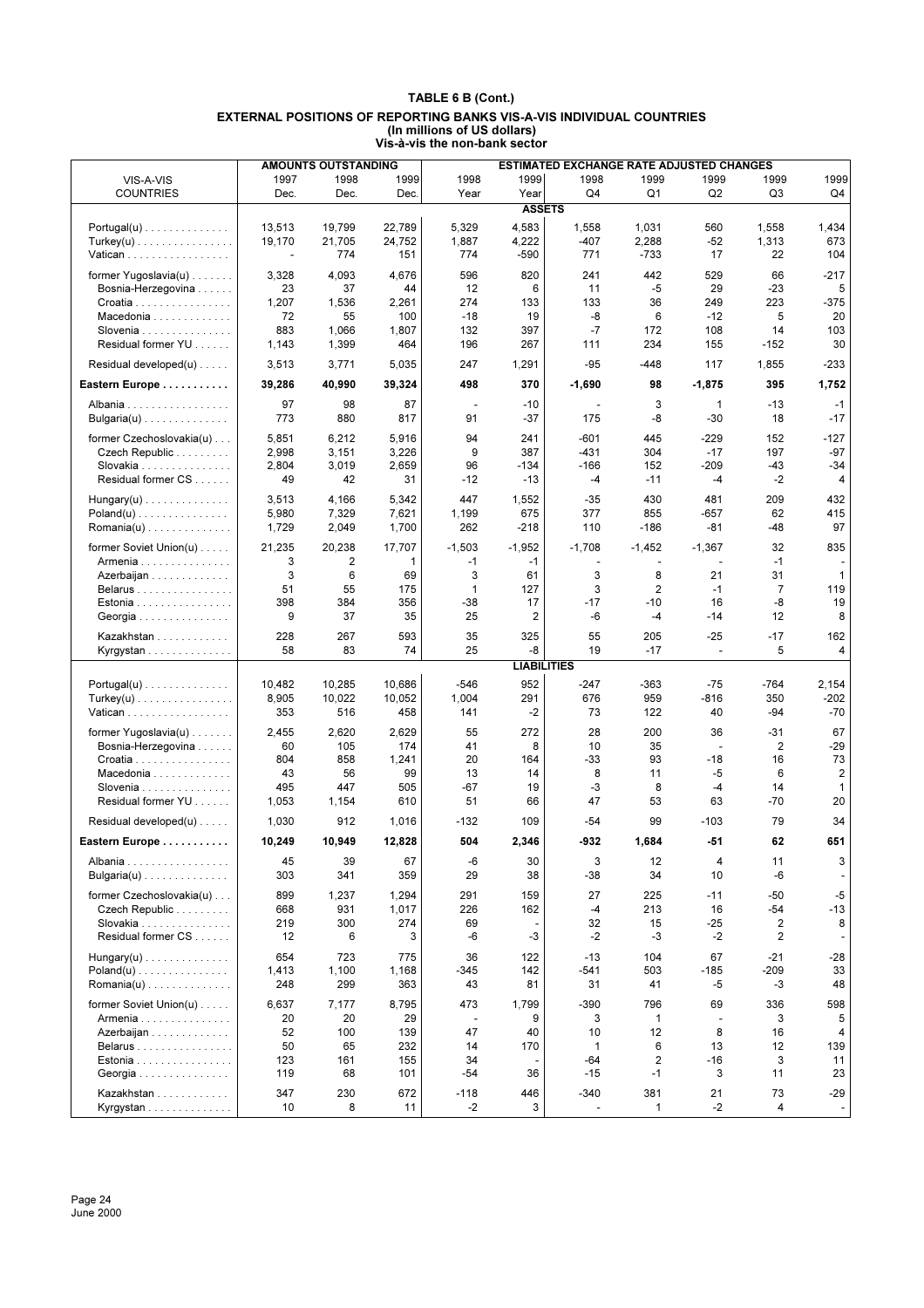# TABLE 6 B (Cont.)

## EXTERNAL POSITIONS OF REPORTING BANKS VIS-A-VIS INDIVIDUAL COUNTRIES
### (In millions of US dollars)
### Vis-à-vis the non-bank sector

| VIS-A-VIS COUNTRIES | AMOUNTS OUTSTANDING 1997 Dec. | 1998 Dec. | 1999 Dec. | ESTIMATED EXCHANGE RATE ADJUSTED CHANGES 1998 Year | 1999 Year | 1998 Q4 | 1999 Q1 | 1999 Q2 | 1999 Q3 | 1999 Q4 |
|---|---|---|---|---|---|---|---|---|---|---|
| | | | | | **ASSETS** | | | | | |
| Portugal(u) | 13,513 | 19,799 | 22,789 | 5,329 | 4,583 | 1,558 | 1,031 | 560 | 1,558 | 1,434 |
| Turkey(u) | 19,170 | 21,705 | 24,752 | 1,887 | 4,222 | -407 | 2,288 | -52 | 1,313 | 673 |
| Vatican | - | 774 | 151 | 774 | -590 | 771 | -733 | 17 | 22 | 104 |
| former Yugoslavia(u) | 3,328 | 4,093 | 4,676 | 596 | 820 | 241 | 442 | 529 | 66 | -217 |
| Bosnia-Herzegovina | 23 | 37 | 44 | 12 | 6 | 11 | -5 | 29 | -23 | 5 |
| Croatia | 1,207 | 1,536 | 2,261 | 274 | 133 | 133 | 36 | 249 | 223 | -375 |
| Macedonia | 72 | 55 | 100 | -18 | 19 | -8 | 6 | -12 | 5 | 20 |
| Slovenia | 883 | 1,066 | 1,807 | 132 | 397 | -7 | 172 | 108 | 14 | 103 |
| Residual former YU | 1,143 | 1,399 | 464 | 196 | 267 | 111 | 234 | 155 | -152 | 30 |
| Residual developed(u) | 3,513 | 3,771 | 5,035 | 247 | 1,291 | -95 | -448 | 117 | 1,855 | -233 |
| **Eastern Europe** | **39,286** | **40,990** | **39,324** | **498** | **370** | **-1,690** | **98** | **-1,875** | **395** | **1,752** |
| Albania | 97 | 98 | 87 | - | -10 | - | 3 | 1 | -13 | -1 |
| Bulgaria(u) | 773 | 880 | 817 | 91 | -37 | 175 | -8 | -30 | 18 | -17 |
| former Czechoslovakia(u) | 5,851 | 6,212 | 5,916 | 94 | 241 | -601 | 445 | -229 | 152 | -127 |
| Czech Republic | 2,998 | 3,151 | 3,226 | 9 | 387 | -431 | 304 | -17 | 197 | -97 |
| Slovakia | 2,804 | 3,019 | 2,659 | 96 | -134 | -166 | 152 | -209 | -43 | -34 |
| Residual former CS | 49 | 42 | 31 | -12 | -13 | -4 | -11 | -4 | -2 | 4 |
| Hungary(u) | 3,513 | 4,166 | 5,342 | 447 | 1,552 | -35 | 430 | 481 | 209 | 432 |
| Poland(u) | 5,980 | 7,329 | 7,621 | 1,199 | 675 | 377 | 855 | -657 | 62 | 415 |
| Romania(u) | 1,729 | 2,049 | 1,700 | 262 | -218 | 110 | -186 | -81 | -48 | 97 |
| former Soviet Union(u) | 21,235 | 20,238 | 17,707 | -1,503 | -1,952 | -1,708 | -1,452 | -1,367 | 32 | 835 |
| Armenia | 3 | 2 | 1 | -1 | -1 | - | - | - | -1 | - |
| Azerbaijan | 3 | 6 | 69 | 3 | 61 | 3 | 8 | 21 | 31 | 1 |
| Belarus | 51 | 55 | 175 | 1 | 127 | 3 | 2 | -1 | 7 | 119 |
| Estonia | 398 | 384 | 356 | -38 | 17 | -17 | -10 | 16 | -8 | 19 |
| Georgia | 9 | 37 | 35 | 25 | 2 | -6 | -4 | -14 | 12 | 8 |
| Kazakhstan | 228 | 267 | 593 | 35 | 325 | 55 | 205 | -25 | -17 | 162 |
| Kyrgystan | 58 | 83 | 74 | 25 | -8 | 19 | -17 | - | 5 | 4 |
| | | | | | **LIABILITIES** | | | | | |
| Portugal(u) | 10,482 | 10,285 | 10,686 | -546 | 952 | -247 | -363 | -75 | -764 | 2,154 |
| Turkey(u) | 8,905 | 10,022 | 10,052 | 1,004 | 291 | 676 | 959 | -816 | 350 | -202 |
| Vatican | 353 | 516 | 458 | 141 | -2 | 73 | 122 | 40 | -94 | -70 |
| former Yugoslavia(u) | 2,455 | 2,620 | 2,629 | 55 | 272 | 28 | 200 | 36 | -31 | 67 |
| Bosnia-Herzegovina | 60 | 105 | 174 | 41 | 8 | 10 | 35 | - | 2 | -29 |
| Croatia | 804 | 858 | 1,241 | 20 | 164 | -33 | 93 | -18 | 16 | 73 |
| Macedonia | 43 | 56 | 99 | 13 | 14 | 8 | 11 | -5 | 6 | 2 |
| Slovenia | 495 | 447 | 505 | -67 | 19 | -3 | 8 | -4 | 14 | 1 |
| Residual former YU | 1,053 | 1,154 | 610 | 51 | 66 | 47 | 53 | 63 | -70 | 20 |
| Residual developed(u) | 1,030 | 912 | 1,016 | -132 | 109 | -54 | 99 | -103 | 79 | 34 |
| **Eastern Europe** | **10,249** | **10,949** | **12,828** | **504** | **2,346** | **-932** | **1,684** | **-51** | **62** | **651** |
| Albania | 45 | 39 | 67 | -6 | 30 | 3 | 12 | 4 | 11 | 3 |
| Bulgaria(u) | 303 | 341 | 359 | 29 | 38 | -38 | 34 | 10 | -6 | - |
| former Czechoslovakia(u) | 899 | 1,237 | 1,294 | 291 | 159 | 27 | 225 | -11 | -50 | -5 |
| Czech Republic | 668 | 931 | 1,017 | 226 | 162 | -4 | 213 | 16 | -54 | -13 |
| Slovakia | 219 | 300 | 274 | 69 | - | 32 | 15 | -25 | 2 | 8 |
| Residual former CS | 12 | 6 | 3 | -6 | -3 | -2 | -3 | -2 | 2 | - |
| Hungary(u) | 654 | 723 | 775 | 36 | 122 | -13 | 104 | 67 | -21 | -28 |
| Poland(u) | 1,413 | 1,100 | 1,168 | -345 | 142 | -541 | 503 | -185 | -209 | 33 |
| Romania(u) | 248 | 299 | 363 | 43 | 81 | 31 | 41 | -5 | -3 | 48 |
| former Soviet Union(u) | 6,637 | 7,177 | 8,795 | 473 | 1,799 | -390 | 796 | 69 | 336 | 598 |
| Armenia | 20 | 20 | 29 | - | 9 | 3 | 1 | - | 3 | 5 |
| Azerbaijan | 52 | 100 | 139 | 47 | 40 | 10 | 12 | 8 | 16 | 4 |
| Belarus | 50 | 65 | 232 | 14 | 170 | 1 | 6 | 13 | 12 | 139 |
| Estonia | 123 | 161 | 155 | 34 | - | -64 | 2 | -16 | 3 | 11 |
| Georgia | 119 | 68 | 101 | -54 | 36 | -15 | -1 | 3 | 11 | 23 |
| Kazakhstan | 347 | 230 | 672 | -118 | 446 | -340 | 381 | 21 | 73 | -29 |
| Kyrgystan | 10 | 8 | 11 | -2 | 3 | - | 1 | -2 | 4 | - |

June 2000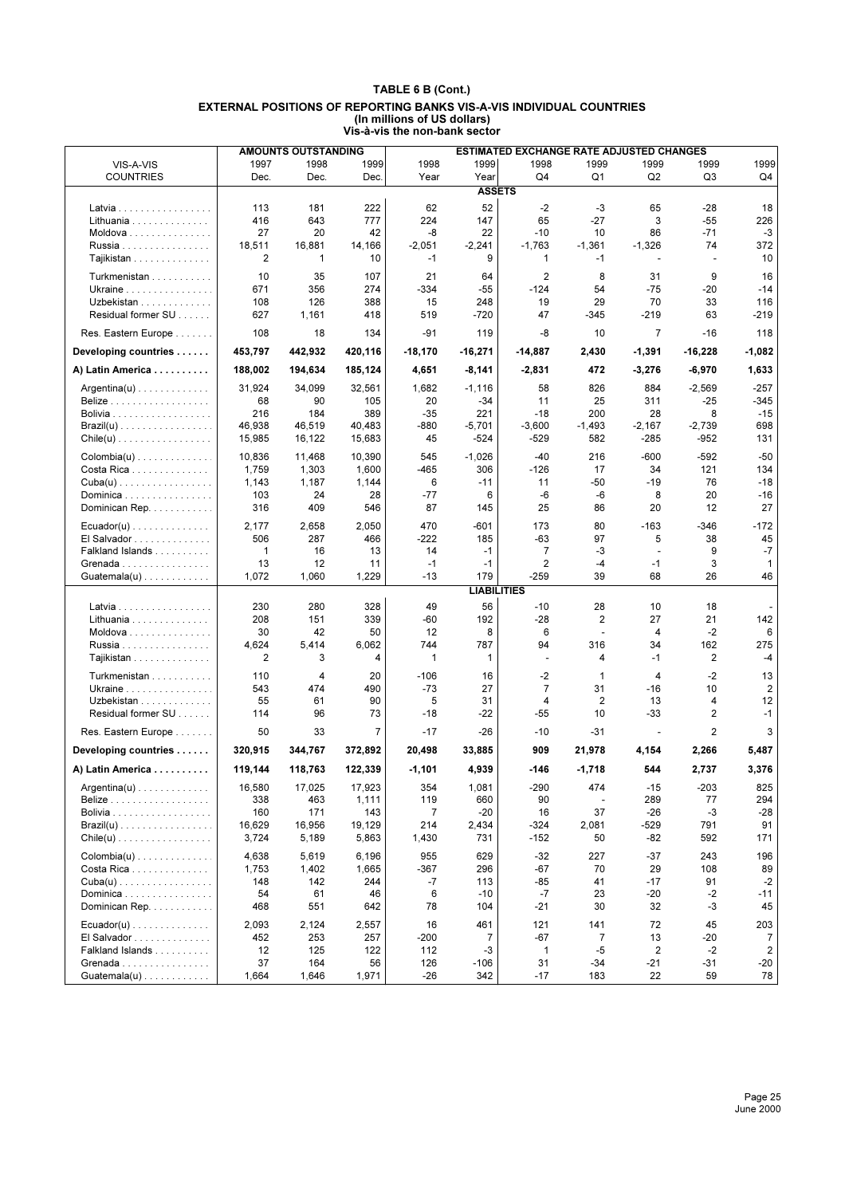# TABLE 6 B (Cont.)

## EXTERNAL POSITIONS OF REPORTING BANKS VIS-A-VIS INDIVIDUAL COUNTRIES
### (In millions of US dollars)
### Vis-à-vis the non-bank sector

| VIS-A-VIS COUNTRIES | AMOUNTS OUTSTANDING 1997 Dec. | 1998 Dec. | 1999 Dec. | ESTIMATED EXCHANGE RATE ADJUSTED CHANGES 1998 Year | 1999 Year | 1998 Q4 | 1999 Q1 | 1999 Q2 | 1999 Q3 | 1999 Q4 |
|---|---|---|---|---|---|---|---|---|---|---|
| **ASSETS** | | | | | | | | | | |
| Latvia | 113 | 181 | 222 | 62 | 52 | -2 | -3 | 65 | -28 | 18 |
| Lithuania | 416 | 643 | 777 | 224 | 147 | 65 | -27 | 3 | -55 | 226 |
| Moldova | 27 | 20 | 42 | -8 | 22 | -10 | 10 | 86 | -71 | -3 |
| Russia | 18,511 | 16,881 | 14,166 | -2,051 | -2,241 | -1,763 | -1,361 | -1,326 | 74 | 372 |
| Tajikistan | 2 | 1 | 10 | -1 | 9 | 1 | -1 | - | - | 10 |
| Turkmenistan | 10 | 35 | 107 | 21 | 64 | 2 | 8 | 31 | 9 | 16 |
| Ukraine | 671 | 356 | 274 | -334 | -55 | -124 | 54 | -75 | -20 | -14 |
| Uzbekistan | 108 | 126 | 388 | 15 | 248 | 19 | 29 | 70 | 33 | 116 |
| Residual former SU | 627 | 1,161 | 418 | 519 | -720 | 47 | -345 | -219 | 63 | -219 |
| Res. Eastern Europe | 108 | 18 | 134 | -91 | 119 | -8 | 10 | 7 | -16 | 118 |
| **Developing countries** | **453,797** | **442,932** | **420,116** | **-18,170** | **-16,271** | **-14,887** | **2,430** | **-1,391** | **-16,228** | **-1,082** |
| **A) Latin America** | **188,002** | **194,634** | **185,124** | **4,651** | **-8,141** | **-2,831** | **472** | **-3,276** | **-6,970** | **1,633** |
| Argentina(u) | 31,924 | 34,099 | 32,561 | 1,682 | -1,116 | 58 | 826 | 884 | -2,569 | -257 |
| Belize | 68 | 90 | 105 | 20 | -34 | 11 | 25 | 311 | -25 | -345 |
| Bolivia | 216 | 184 | 389 | -35 | 221 | -18 | 200 | 28 | 8 | -15 |
| Brazil(u) | 46,938 | 46,519 | 40,483 | -880 | -5,701 | -3,600 | -1,493 | -2,167 | -2,739 | 698 |
| Chile(u) | 15,985 | 16,122 | 15,683 | 45 | -524 | -529 | 582 | -285 | -952 | 131 |
| Colombia(u) | 10,836 | 11,468 | 10,390 | 545 | -1,026 | -40 | 216 | -600 | -592 | -50 |
| Costa Rica | 1,759 | 1,303 | 1,600 | -465 | 306 | -126 | 17 | 34 | 121 | 134 |
| Cuba(u) | 1,143 | 1,187 | 1,144 | 6 | -11 | 11 | -50 | -19 | 76 | -18 |
| Dominica | 103 | 24 | 28 | -77 | 6 | -6 | -6 | 8 | 20 | -16 |
| Dominican Rep. | 316 | 409 | 546 | 87 | 145 | 25 | 86 | 20 | 12 | 27 |
| Ecuador(u) | 2,177 | 2,658 | 2,050 | 470 | -601 | 173 | 80 | -163 | -346 | -172 |
| El Salvador | 506 | 287 | 466 | -222 | 185 | -63 | 97 | 5 | 38 | 45 |
| Falkland Islands | 1 | 16 | 13 | 14 | -1 | 7 | -3 | - | 9 | -7 |
| Grenada | 13 | 12 | 11 | -1 | -1 | 2 | -4 | -1 | 3 | 1 |
| Guatemala(u) | 1,072 | 1,060 | 1,229 | -13 | 179 | -259 | 39 | 68 | 26 | 46 |
| **LIABILITIES** | | | | | | | | | | |
| Latvia | 230 | 280 | 328 | 49 | 56 | -10 | 28 | 10 | 18 | - |
| Lithuania | 208 | 151 | 339 | -60 | 192 | -28 | 2 | 27 | 21 | 142 |
| Moldova | 30 | 42 | 50 | 12 | 8 | 6 | - | 4 | -2 | 6 |
| Russia | 4,624 | 5,414 | 6,062 | 744 | 787 | 94 | 316 | 34 | 162 | 275 |
| Tajikistan | 2 | 3 | 4 | 1 | 1 | - | 4 | -1 | 2 | -4 |
| Turkmenistan | 110 | 4 | 20 | -106 | 16 | -2 | 1 | 4 | -2 | 13 |
| Ukraine | 543 | 474 | 490 | -73 | 27 | 7 | 31 | -16 | 10 | 2 |
| Uzbekistan | 55 | 61 | 90 | 5 | 31 | 4 | 2 | 13 | 4 | 12 |
| Residual former SU | 114 | 96 | 73 | -18 | -22 | -55 | 10 | -33 | 2 | -1 |
| Res. Eastern Europe | 50 | 33 | 7 | -17 | -26 | -10 | -31 | - | 2 | 3 |
| **Developing countries** | **320,915** | **344,767** | **372,892** | **20,498** | **33,885** | **909** | **21,978** | **4,154** | **2,266** | **5,487** |
| **A) Latin America** | **119,144** | **118,763** | **122,339** | **-1,101** | **4,939** | **-146** | **-1,718** | **544** | **2,737** | **3,376** |
| Argentina(u) | 16,580 | 17,025 | 17,923 | 354 | 1,081 | -290 | 474 | -15 | -203 | 825 |
| Belize | 338 | 463 | 1,111 | 119 | 660 | 90 | - | 289 | 77 | 294 |
| Bolivia | 160 | 171 | 143 | 7 | -20 | 16 | 37 | -26 | -3 | -28 |
| Brazil(u) | 16,629 | 16,956 | 19,129 | 214 | 2,434 | -324 | 2,081 | -529 | 791 | 91 |
| Chile(u) | 3,724 | 5,189 | 5,863 | 1,430 | 731 | -152 | 50 | -82 | 592 | 171 |
| Colombia(u) | 4,638 | 5,619 | 6,196 | 955 | 629 | -32 | 227 | -37 | 243 | 196 |
| Costa Rica | 1,753 | 1,402 | 1,665 | -367 | 296 | -67 | 70 | 29 | 108 | 89 |
| Cuba(u) | 148 | 142 | 244 | -7 | 113 | -85 | 41 | -17 | 91 | -2 |
| Dominica | 54 | 61 | 46 | 6 | -10 | -7 | 23 | -20 | -2 | -11 |
| Dominican Rep. | 468 | 551 | 642 | 78 | 104 | -21 | 30 | 32 | -3 | 45 |
| Ecuador(u) | 2,093 | 2,124 | 2,557 | 16 | 461 | 121 | 141 | 72 | 45 | 203 |
| El Salvador | 452 | 253 | 257 | -200 | 7 | -67 | 7 | 13 | -20 | 7 |
| Falkland Islands | 12 | 125 | 122 | 112 | -3 | 1 | -5 | 2 | -2 | 2 |
| Grenada | 37 | 164 | 56 | 126 | -106 | 31 | -34 | -21 | -31 | -20 |
| Guatemala(u) | 1,664 | 1,646 | 1,971 | -26 | 342 | -17 | 183 | 22 | 59 | 78 |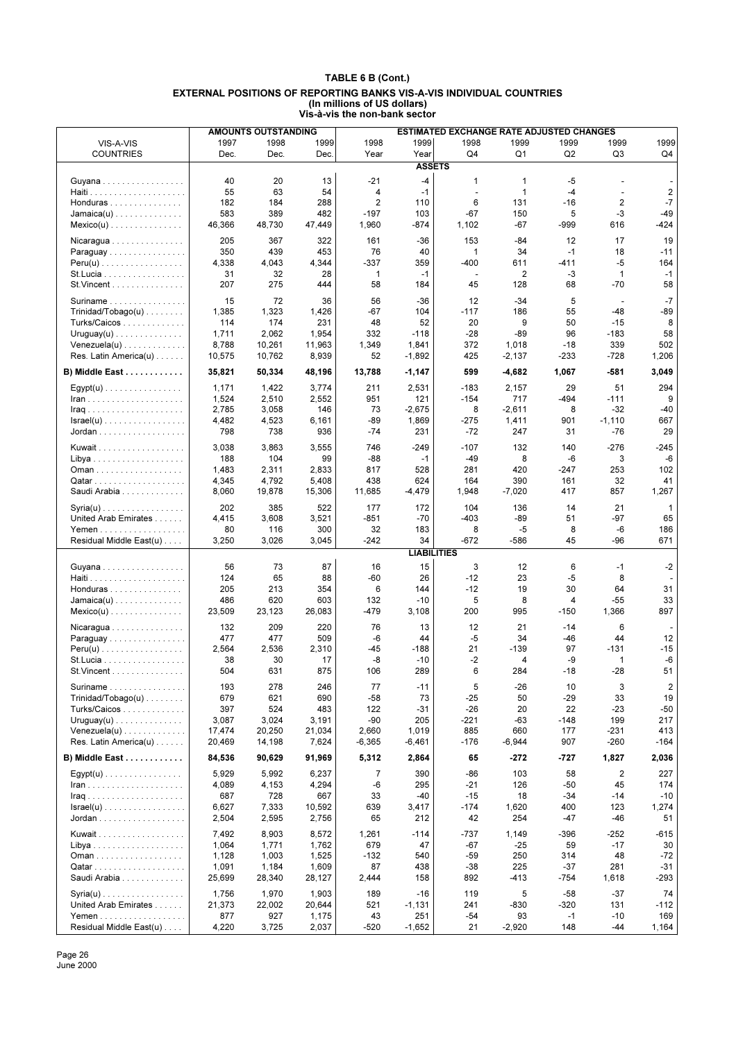# TABLE 6 B (Cont.)

## EXTERNAL POSITIONS OF REPORTING BANKS VIS-A-VIS INDIVIDUAL COUNTRIES
### (In millions of US dollars)
### Vis-à-vis the non-bank sector

| VIS-A-VIS COUNTRIES | AMOUNTS OUTSTANDING 1997 Dec. | 1998 Dec. | 1999 Dec. | ESTIMATED EXCHANGE RATE ADJUSTED CHANGES 1998 Year | 1999 Year | 1998 Q4 | 1999 Q1 | 1999 Q2 | 1999 Q3 | 1999 Q4 |
|---|---|---|---|---|---|---|---|---|---|---|
| **ASSETS** | | | | | | | | | | |
| Guyana | 40 | 20 | 13 | -21 | -4 | 1 | 1 | -5 | - | - |
| Haiti | 55 | 63 | 54 | 4 | -1 | - | 1 | -4 | - | 2 |
| Honduras | 182 | 184 | 288 | 2 | 110 | 6 | 131 | -16 | 2 | -7 |
| Jamaica(u) | 583 | 389 | 482 | -197 | 103 | -67 | 150 | 5 | -3 | -49 |
| Mexico(u) | 46,366 | 48,730 | 47,449 | 1,960 | -874 | 1,102 | -67 | -999 | 616 | -424 |
| Nicaragua | 205 | 367 | 322 | 161 | -36 | 153 | -84 | 12 | 17 | 19 |
| Paraguay | 350 | 439 | 453 | 76 | 40 | 1 | 34 | -1 | 18 | -11 |
| Peru(u) | 4,338 | 4,043 | 4,344 | -337 | 359 | -400 | 611 | -411 | -5 | 164 |
| St.Lucia | 31 | 32 | 28 | 1 | -1 | - | 2 | -3 | 1 | -1 |
| St.Vincent | 207 | 275 | 444 | 58 | 184 | 45 | 128 | 68 | -70 | 58 |
| Suriname | 15 | 72 | 36 | 56 | -36 | 12 | -34 | 5 | - | -7 |
| Trinidad/Tobago(u) | 1,385 | 1,323 | 1,426 | -67 | 104 | -117 | 186 | 55 | -48 | -89 |
| Turks/Caicos | 114 | 174 | 231 | 48 | 52 | 20 | 9 | 50 | -15 | 8 |
| Uruguay(u) | 1,711 | 2,062 | 1,954 | 332 | -118 | -28 | -89 | 96 | -183 | 58 |
| Venezuela(u) | 8,788 | 10,261 | 11,963 | 1,349 | 1,841 | 372 | 1,018 | -18 | 339 | 502 |
| Res. Latin America(u) | 10,575 | 10,762 | 8,939 | 52 | -1,892 | 425 | -2,137 | -233 | -728 | 1,206 |
| **B) Middle East** | **35,821** | **50,334** | **48,196** | **13,788** | **-1,147** | **599** | **-4,682** | **1,067** | **-581** | **3,049** |
| Egypt(u) | 1,171 | 1,422 | 3,774 | 211 | 2,531 | -183 | 2,157 | 29 | 51 | 294 |
| Iran | 1,524 | 2,510 | 2,552 | 951 | 121 | -154 | 717 | -494 | -111 | 9 |
| Iraq | 2,785 | 3,058 | 146 | 73 | -2,675 | 8 | -2,611 | 8 | -32 | -40 |
| Israel(u) | 4,482 | 4,523 | 6,161 | -89 | 1,869 | -275 | 1,411 | 901 | -1,110 | 667 |
| Jordan | 798 | 738 | 936 | -74 | 231 | -72 | 247 | 31 | -76 | 29 |
| Kuwait | 3,038 | 3,863 | 3,555 | 746 | -249 | -107 | 132 | 140 | -276 | -245 |
| Libya | 188 | 104 | 99 | -88 | -1 | -49 | 8 | -6 | 3 | -6 |
| Oman | 1,483 | 2,311 | 2,833 | 817 | 528 | 281 | 420 | -247 | 253 | 102 |
| Qatar | 4,345 | 4,792 | 5,408 | 438 | 624 | 164 | 390 | 161 | 32 | 41 |
| Saudi Arabia | 8,060 | 19,878 | 15,306 | 11,685 | -4,479 | 1,948 | -7,020 | 417 | 857 | 1,267 |
| Syria(u) | 202 | 385 | 522 | 177 | 172 | 104 | 136 | 14 | 21 | 1 |
| United Arab Emirates | 4,415 | 3,608 | 3,521 | -851 | -70 | -403 | -89 | 51 | -97 | 65 |
| Yemen | 80 | 116 | 300 | 32 | 183 | 8 | -5 | 8 | -6 | 186 |
| Residual Middle East(u) | 3,250 | 3,026 | 3,045 | -242 | 34 | -672 | -586 | 45 | -96 | 671 |
| **LIABILITIES** | | | | | | | | | | |
| Guyana | 56 | 73 | 87 | 16 | 15 | 3 | 12 | 6 | -1 | -2 |
| Haiti | 124 | 65 | 88 | -60 | 26 | -12 | 23 | -5 | 8 | - |
| Honduras | 205 | 213 | 354 | 6 | 144 | -12 | 19 | 30 | 64 | 31 |
| Jamaica(u) | 486 | 620 | 603 | 132 | -10 | 5 | 8 | 4 | -55 | 33 |
| Mexico(u) | 23,509 | 23,123 | 26,083 | -479 | 3,108 | 200 | 995 | -150 | 1,366 | 897 |
| Nicaragua | 132 | 209 | 220 | 76 | 13 | 12 | 21 | -14 | 6 | - |
| Paraguay | 477 | 477 | 509 | -6 | 44 | -5 | 34 | -46 | 44 | 12 |
| Peru(u) | 2,564 | 2,536 | 2,310 | -45 | -188 | 21 | -139 | 97 | -131 | -15 |
| St.Lucia | 38 | 30 | 17 | -8 | -10 | -2 | 4 | -9 | 1 | -6 |
| St.Vincent | 504 | 631 | 875 | 106 | 289 | 6 | 284 | -18 | -28 | 51 |
| Suriname | 193 | 278 | 246 | 77 | -11 | 5 | -26 | 10 | 3 | 2 |
| Trinidad/Tobago(u) | 679 | 621 | 690 | -58 | 73 | -25 | 50 | -29 | 33 | 19 |
| Turks/Caicos | 397 | 524 | 483 | 122 | -31 | -26 | 20 | 22 | -23 | -50 |
| Uruguay(u) | 3,087 | 3,024 | 3,191 | -90 | 205 | -221 | -63 | -148 | 199 | 217 |
| Venezuela(u) | 17,474 | 20,250 | 21,034 | 2,660 | 1,019 | 885 | 660 | 177 | -231 | 413 |
| Res. Latin America(u) | 20,469 | 14,198 | 7,624 | -6,365 | -6,461 | -176 | -6,944 | 907 | -260 | -164 |
| **B) Middle East** | **84,536** | **90,629** | **91,969** | **5,312** | **2,864** | **65** | **-272** | **-727** | **1,827** | **2,036** |
| Egypt(u) | 5,929 | 5,992 | 6,237 | 7 | 390 | -86 | 103 | 58 | 2 | 227 |
| Iran | 4,089 | 4,153 | 4,294 | -6 | 295 | -21 | 126 | -50 | 45 | 174 |
| Iraq | 687 | 728 | 667 | 33 | -40 | -15 | 18 | -34 | -14 | -10 |
| Israel(u) | 6,627 | 7,333 | 10,592 | 639 | 3,417 | -174 | 1,620 | 400 | 123 | 1,274 |
| Jordan | 2,504 | 2,595 | 2,756 | 65 | 212 | 42 | 254 | -47 | -46 | 51 |
| Kuwait | 7,492 | 8,903 | 8,572 | 1,261 | -114 | -737 | 1,149 | -396 | -252 | -615 |
| Libya | 1,064 | 1,771 | 1,762 | 679 | 47 | -67 | -25 | 59 | -17 | 30 |
| Oman | 1,128 | 1,003 | 1,525 | -132 | 540 | -59 | 250 | 314 | 48 | -72 |
| Qatar | 1,091 | 1,184 | 1,609 | 87 | 438 | -38 | 225 | -37 | 281 | -31 |
| Saudi Arabia | 25,699 | 28,340 | 28,127 | 2,444 | 158 | 892 | -413 | -754 | 1,618 | -293 |
| Syria(u) | 1,756 | 1,970 | 1,903 | 189 | -16 | 119 | 5 | -58 | -37 | 74 |
| United Arab Emirates | 21,373 | 22,002 | 20,644 | 521 | -1,131 | 241 | -830 | -320 | 131 | -112 |
| Yemen | 877 | 927 | 1,175 | 43 | 251 | -54 | 93 | -1 | -10 | 169 |
| Residual Middle East(u) | 4,220 | 3,725 | 2,037 | -520 | -1,652 | 21 | -2,920 | 148 | -44 | 1,164 |

June 2000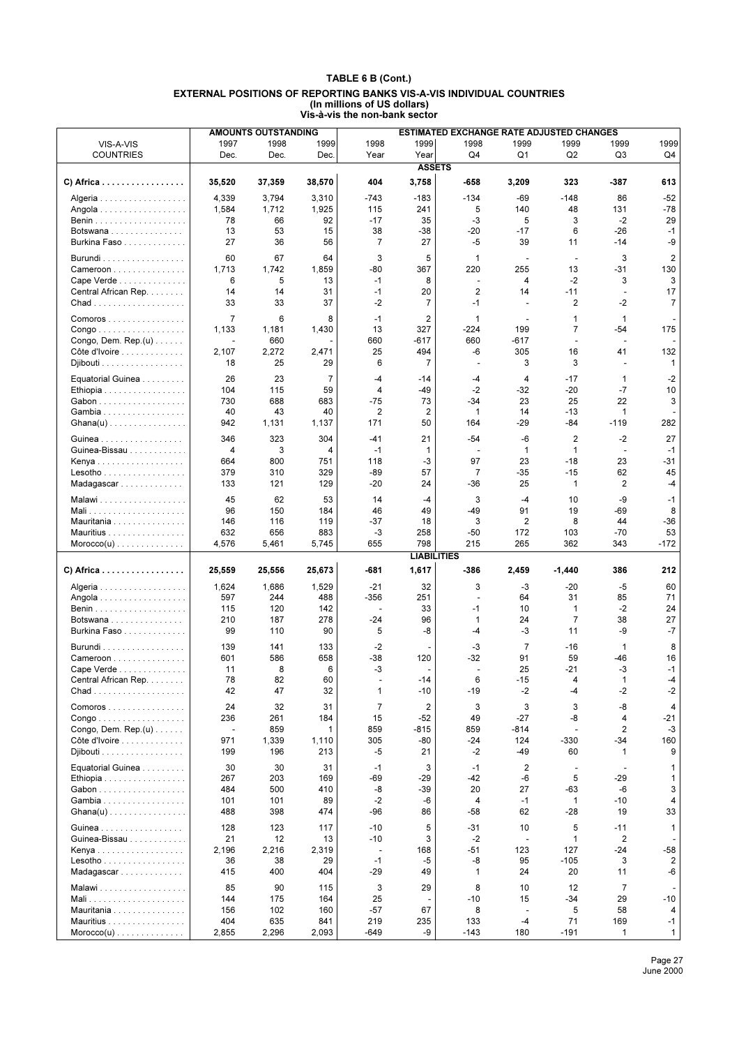# TABLE 6 B (Cont.)

## EXTERNAL POSITIONS OF REPORTING BANKS VIS-A-VIS INDIVIDUAL COUNTRIES
### (In millions of US dollars)
### Vis-à-vis the non-bank sector

| VIS-A-VIS COUNTRIES | AMOUNTS OUTSTANDING 1997 Dec. | 1998 Dec. | 1999 Dec. | ESTIMATED EXCHANGE RATE ADJUSTED CHANGES 1998 Year | 1999 Year | 1998 Q4 | 1999 Q1 | 1999 Q2 | 1999 Q3 | 1999 Q4 |
|---|---|---|---|---|---|---|---|---|---|---|
| | | | | **ASSETS** | | | | | | |
| **C) Africa** | **35,520** | **37,359** | **38,570** | **404** | **3,758** | **-658** | **3,209** | **323** | **-387** | **613** |
| Algeria | 4,339 | 3,794 | 3,310 | -743 | -183 | -134 | -69 | -148 | 86 | -52 |
| Angola | 1,584 | 1,712 | 1,925 | 115 | 241 | 5 | 140 | 48 | 131 | -78 |
| Benin | 78 | 66 | 92 | -17 | 35 | -3 | 5 | 3 | -2 | 29 |
| Botswana | 13 | 53 | 15 | 38 | -38 | -20 | -17 | 6 | -26 | -1 |
| Burkina Faso | 27 | 36 | 56 | 7 | 27 | -5 | 39 | 11 | -14 | -9 |
| Burundi | 60 | 67 | 64 | 3 | 5 | 1 | - | - | 3 | 2 |
| Cameroon | 1,713 | 1,742 | 1,859 | -80 | 367 | 220 | 255 | 13 | -31 | 130 |
| Cape Verde | 6 | 5 | 13 | -1 | 8 | - | 4 | -2 | 3 | 3 |
| Central African Rep. | 14 | 14 | 31 | -1 | 20 | 2 | 14 | -11 | - | 17 |
| Chad | 33 | 33 | 37 | -2 | 7 | -1 | - | 2 | -2 | 7 |
| Comoros | 7 | 6 | 8 | -1 | 2 | 1 | - | 1 | 1 | - |
| Congo | 1,133 | 1,181 | 1,430 | 13 | 327 | -224 | 199 | 7 | -54 | 175 |
| Congo, Dem. Rep.(u) | - | 660 | - | 660 | -617 | 660 | -617 | - | - | - |
| Côte d'Ivoire | 2,107 | 2,272 | 2,471 | 25 | 494 | -6 | 305 | 16 | 41 | 132 |
| Djibouti | 18 | 25 | 29 | 6 | 7 | - | 3 | 3 | - | 1 |
| Equatorial Guinea | 26 | 23 | 7 | -4 | -14 | -4 | 4 | -17 | 1 | -2 |
| Ethiopia | 104 | 115 | 59 | 4 | -49 | -2 | -32 | -20 | -7 | 10 |
| Gabon | 730 | 688 | 683 | -75 | 73 | -34 | 23 | 25 | 22 | 3 |
| Gambia | 40 | 43 | 40 | 2 | 2 | 1 | 14 | -13 | 1 | - |
| Ghana(u) | 942 | 1,131 | 1,137 | 171 | 50 | 164 | -29 | -84 | -119 | 282 |
| Guinea | 346 | 323 | 304 | -41 | 21 | -54 | -6 | 2 | -2 | 27 |
| Guinea-Bissau | 4 | 3 | 4 | -1 | 1 | - | 1 | 1 | - | -1 |
| Kenya | 664 | 800 | 751 | 118 | -3 | 97 | 23 | -18 | 23 | -31 |
| Lesotho | 379 | 310 | 329 | -89 | 57 | 7 | -35 | -15 | 62 | 45 |
| Madagascar | 133 | 121 | 129 | -20 | 24 | -36 | 25 | 1 | 2 | -4 |
| Malawi | 45 | 62 | 53 | 14 | -4 | 3 | -4 | 10 | -9 | -1 |
| Mali | 96 | 150 | 184 | 46 | 49 | -49 | 91 | 19 | -69 | 8 |
| Mauritania | 146 | 116 | 119 | -37 | 18 | 3 | 2 | 8 | 44 | -36 |
| Mauritius | 632 | 656 | 883 | -3 | 258 | -50 | 172 | 103 | -70 | 53 |
| Morocco(u) | 4,576 | 5,461 | 5,745 | 655 | 798 | 215 | 265 | 362 | 343 | -172 |
| | | | | **LIABILITIES** | | | | | | |
| **C) Africa** | **25,559** | **25,556** | **25,673** | **-681** | **1,617** | **-386** | **2,459** | **-1,440** | **386** | **212** |
| Algeria | 1,624 | 1,686 | 1,529 | -21 | 32 | 3 | -3 | -20 | -5 | 60 |
| Angola | 597 | 244 | 488 | -356 | 251 | - | 64 | 31 | 85 | 71 |
| Benin | 115 | 120 | 142 | - | 33 | -1 | 10 | 1 | -2 | 24 |
| Botswana | 210 | 187 | 278 | -24 | 96 | 1 | 24 | 7 | 38 | 27 |
| Burkina Faso | 99 | 110 | 90 | 5 | -8 | -4 | -3 | 11 | -9 | -7 |
| Burundi | 139 | 141 | 133 | -2 | - | -3 | 7 | -16 | 1 | 8 |
| Cameroon | 601 | 586 | 658 | -38 | 120 | -32 | 91 | 59 | -46 | 16 |
| Cape Verde | 11 | 8 | 6 | -3 | - | - | 25 | -21 | -3 | -1 |
| Central African Rep. | 78 | 82 | 60 | - | -14 | 6 | -15 | 4 | 1 | -4 |
| Chad | 42 | 47 | 32 | 1 | -10 | -19 | -2 | -4 | -2 | -2 |
| Comoros | 24 | 32 | 31 | 7 | 2 | 3 | 3 | 3 | -8 | 4 |
| Congo | 236 | 261 | 184 | 15 | -52 | 49 | -27 | -8 | 4 | -21 |
| Congo, Dem. Rep.(u) | - | 859 | 1 | 859 | -815 | 859 | -814 | - | 2 | -3 |
| Côte d'Ivoire | 971 | 1,339 | 1,110 | 305 | -80 | -24 | 124 | -330 | -34 | 160 |
| Djibouti | 199 | 196 | 213 | -5 | 21 | -2 | -49 | 60 | 1 | 9 |
| Equatorial Guinea | 30 | 30 | 31 | -1 | 3 | -1 | 2 | - | - | 1 |
| Ethiopia | 267 | 203 | 169 | -69 | -29 | -42 | -6 | 5 | -29 | 1 |
| Gabon | 484 | 500 | 410 | -8 | -39 | 20 | 27 | -63 | -6 | 3 |
| Gambia | 101 | 101 | 89 | -2 | -6 | 4 | -1 | 1 | -10 | 4 |
| Ghana(u) | 488 | 398 | 474 | -96 | 86 | -58 | 62 | -28 | 19 | 33 |
| Guinea | 128 | 123 | 117 | -10 | 5 | -31 | 10 | 5 | -11 | 1 |
| Guinea-Bissau | 21 | 12 | 13 | -10 | 3 | -2 | - | 1 | 2 | - |
| Kenya | 2,196 | 2,216 | 2,319 | - | 168 | -51 | 123 | 127 | -24 | -58 |
| Lesotho | 36 | 38 | 29 | -1 | -5 | -8 | 95 | -105 | 3 | 2 |
| Madagascar | 415 | 400 | 404 | -29 | 49 | 1 | 24 | 20 | 11 | -6 |
| Malawi | 85 | 90 | 115 | 3 | 29 | 8 | 10 | 12 | 7 | - |
| Mali | 144 | 175 | 164 | 25 | - | -10 | 15 | -34 | 29 | -10 |
| Mauritania | 156 | 102 | 160 | -57 | 67 | 8 | - | 5 | 58 | 4 |
| Mauritius | 404 | 635 | 841 | 219 | 235 | 133 | -4 | 71 | 169 | -1 |
| Morocco(u) | 2,855 | 2,296 | 2,093 | -649 | -9 | -143 | 180 | -191 | 1 | 1 |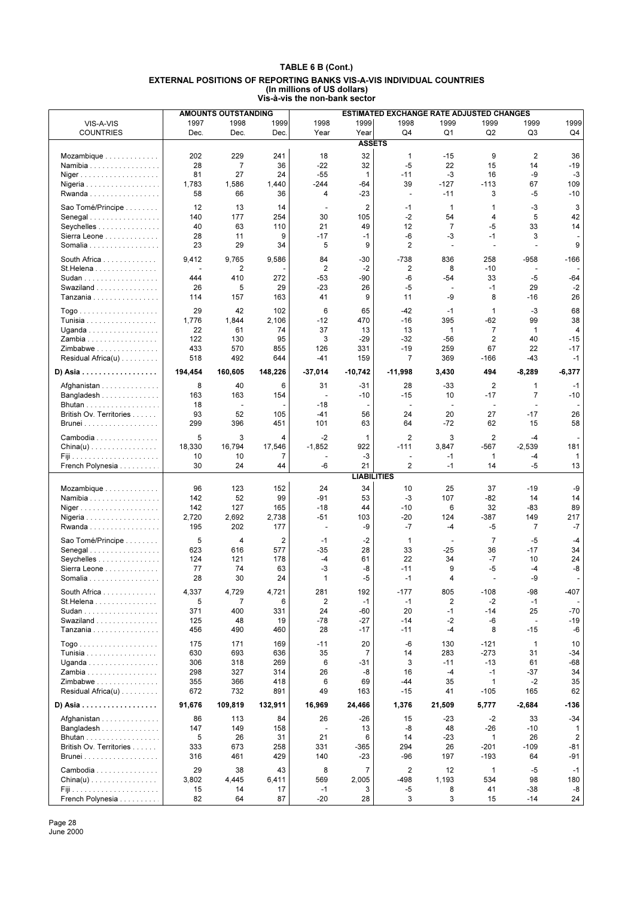# TABLE 6 B (Cont.)

## EXTERNAL POSITIONS OF REPORTING BANKS VIS-A-VIS INDIVIDUAL COUNTRIES

**(In millions of US dollars)**

**Vis-à-vis the non-bank sector**

| VIS-A-VIS COUNTRIES | AMOUNTS OUTSTANDING 1997 Dec. | 1998 Dec. | 1999 Dec. | ESTIMATED EXCHANGE RATE ADJUSTED CHANGES 1998 Year | 1999 Year | 1998 Q4 | 1999 Q1 | 1999 Q2 | 1999 Q3 | 1999 Q4 |
|---|---|---|---|---|---|---|---|---|---|---|
| **ASSETS** | | | | | | | | | | |
| Mozambique | 202 | 229 | 241 | 18 | 32 | 1 | -15 | 9 | 2 | 36 |
| Namibia | 28 | 7 | 36 | -22 | 32 | -5 | 22 | 15 | 14 | -19 |
| Niger | 81 | 27 | 24 | -55 | 1 | -11 | -3 | 16 | -9 | -3 |
| Nigeria | 1,783 | 1,586 | 1,440 | -244 | -64 | 39 | -127 | -113 | 67 | 109 |
| Rwanda | 58 | 66 | 36 | 4 | -23 | - | -11 | 3 | -5 | -10 |
| Sao Tomé/Principe | 12 | 13 | 14 | - | 2 | -1 | 1 | 1 | -3 | 3 |
| Senegal | 140 | 177 | 254 | 30 | 105 | -2 | 54 | 4 | 5 | 42 |
| Seychelles | 40 | 63 | 110 | 21 | 49 | 12 | 7 | -5 | 33 | 14 |
| Sierra Leone | 28 | 11 | 9 | -17 | -1 | -6 | -3 | -1 | 3 | - |
| Somalia | 23 | 29 | 34 | 5 | 9 | 2 | - | - | - | 9 |
| South Africa | 9,412 | 9,765 | 9,586 | 84 | -30 | -738 | 836 | 258 | -958 | -166 |
| St.Helena | - | 2 | - | 2 | -2 | 2 | 8 | -10 | - | - |
| Sudan | 444 | 410 | 272 | -53 | -90 | -6 | -54 | 33 | -5 | -64 |
| Swaziland | 26 | 5 | 29 | -23 | 26 | -5 | - | -1 | 29 | -2 |
| Tanzania | 114 | 157 | 163 | 41 | 9 | 11 | -9 | 8 | -16 | 26 |
| Togo | 29 | 42 | 102 | 6 | 65 | -42 | -1 | 1 | -3 | 68 |
| Tunisia | 1,776 | 1,844 | 2,106 | -12 | 470 | -16 | 395 | -62 | 99 | 38 |
| Uganda | 22 | 61 | 74 | 37 | 13 | 13 | 1 | 7 | 1 | 4 |
| Zambia | 122 | 130 | 95 | 3 | -29 | -32 | -56 | 2 | 40 | -15 |
| Zimbabwe | 433 | 570 | 855 | 126 | 331 | -19 | 259 | 67 | 22 | -17 |
| Residual Africa(u) | 518 | 492 | 644 | -41 | 159 | 7 | 369 | -166 | -43 | -1 |
| **D) Asia** | **194,454** | **160,605** | **148,226** | **-37,014** | **-10,742** | **-11,998** | **3,430** | **494** | **-8,289** | **-6,377** |
| Afghanistan | 8 | 40 | 6 | 31 | -31 | 28 | -33 | 2 | 1 | -1 |
| Bangladesh | 163 | 163 | 154 | - | -10 | -15 | 10 | -17 | 7 | -10 |
| Bhutan | 18 | - | - | -18 | - | - | - | - | - | - |
| British Ov. Territories | 93 | 52 | 105 | -41 | 56 | 24 | 20 | 27 | -17 | 26 |
| Brunei | 299 | 396 | 451 | 101 | 63 | 64 | -72 | 62 | 15 | 58 |
| Cambodia | 5 | 3 | 4 | -2 | 1 | 2 | 3 | 2 | -4 | - |
| China(u) | 18,330 | 16,794 | 17,546 | -1,852 | 922 | -111 | 3,847 | -567 | -2,539 | 181 |
| Fiji | 10 | 10 | 7 | - | -3 | - | -1 | 1 | -4 | 1 |
| French Polynesia | 30 | 24 | 44 | -6 | 21 | 2 | -1 | 14 | -5 | 13 |
| **LIABILITIES** | | | | | | | | | | |
| Mozambique | 96 | 123 | 152 | 24 | 34 | 10 | 25 | 37 | -19 | -9 |
| Namibia | 142 | 52 | 99 | -91 | 53 | -3 | 107 | -82 | 14 | 14 |
| Niger | 142 | 127 | 165 | -18 | 44 | -10 | 6 | 32 | -83 | 89 |
| Nigeria | 2,720 | 2,692 | 2,738 | -51 | 103 | -20 | 124 | -387 | 149 | 217 |
| Rwanda | 195 | 202 | 177 | - | -9 | -7 | -4 | -5 | 7 | -7 |
| Sao Tomé/Principe | 5 | 4 | 2 | -1 | -2 | 1 | - | 7 | -5 | -4 |
| Senegal | 623 | 616 | 577 | -35 | 28 | 33 | -25 | 36 | -17 | 34 |
| Seychelles | 124 | 121 | 178 | -4 | 61 | 22 | 34 | -7 | 10 | 24 |
| Sierra Leone | 77 | 74 | 63 | -3 | -8 | -11 | 9 | -5 | -4 | -8 |
| Somalia | 28 | 30 | 24 | 1 | -5 | -1 | 4 | - | -9 | - |
| South Africa | 4,337 | 4,729 | 4,721 | 281 | 192 | -177 | 805 | -108 | -98 | -407 |
| St.Helena | 5 | 7 | 6 | 2 | -1 | -1 | 2 | -2 | -1 | - |
| Sudan | 371 | 400 | 331 | 24 | -60 | 20 | -1 | -14 | 25 | -70 |
| Swaziland | 125 | 48 | 19 | -78 | -27 | -14 | -2 | -6 | - | -19 |
| Tanzania | 456 | 490 | 460 | 28 | -17 | -11 | -4 | 8 | -15 | -6 |
| Togo | 175 | 171 | 169 | -11 | 20 | -6 | 130 | -121 | 1 | 10 |
| Tunisia | 630 | 693 | 636 | 35 | 7 | 14 | 283 | -273 | 31 | -34 |
| Uganda | 306 | 318 | 269 | 6 | -31 | 3 | -11 | -13 | 61 | -68 |
| Zambia | 298 | 327 | 314 | 26 | -8 | 16 | -4 | -1 | -37 | 34 |
| Zimbabwe | 355 | 366 | 418 | 6 | 69 | -44 | 35 | 1 | -2 | 35 |
| Residual Africa(u) | 672 | 732 | 891 | 49 | 163 | -15 | 41 | -105 | 165 | 62 |
| **D) Asia** | **91,676** | **109,819** | **132,911** | **16,969** | **24,466** | **1,376** | **21,509** | **5,777** | **-2,684** | **-136** |
| Afghanistan | 86 | 113 | 84 | 26 | -26 | 15 | -23 | -2 | 33 | -34 |
| Bangladesh | 147 | 149 | 158 | - | 13 | -8 | 48 | -26 | -10 | 1 |
| Bhutan | 5 | 26 | 31 | 21 | 6 | 14 | -23 | 1 | 26 | 2 |
| British Ov. Territories | 333 | 673 | 258 | 331 | -365 | 294 | 26 | -201 | -109 | -81 |
| Brunei | 316 | 461 | 429 | 140 | -23 | -96 | 197 | -193 | 64 | -91 |
| Cambodia | 29 | 38 | 43 | 8 | 7 | 2 | 12 | 1 | -5 | -1 |
| China(u) | 3,802 | 4,445 | 6,411 | 569 | 2,005 | -498 | 1,193 | 534 | 98 | 180 |
| Fiji | 15 | 14 | 17 | -1 | 3 | -5 | 8 | 41 | -38 | -8 |
| French Polynesia | 82 | 64 | 87 | -20 | 28 | 3 | 3 | 15 | -14 | 24 |

June 2000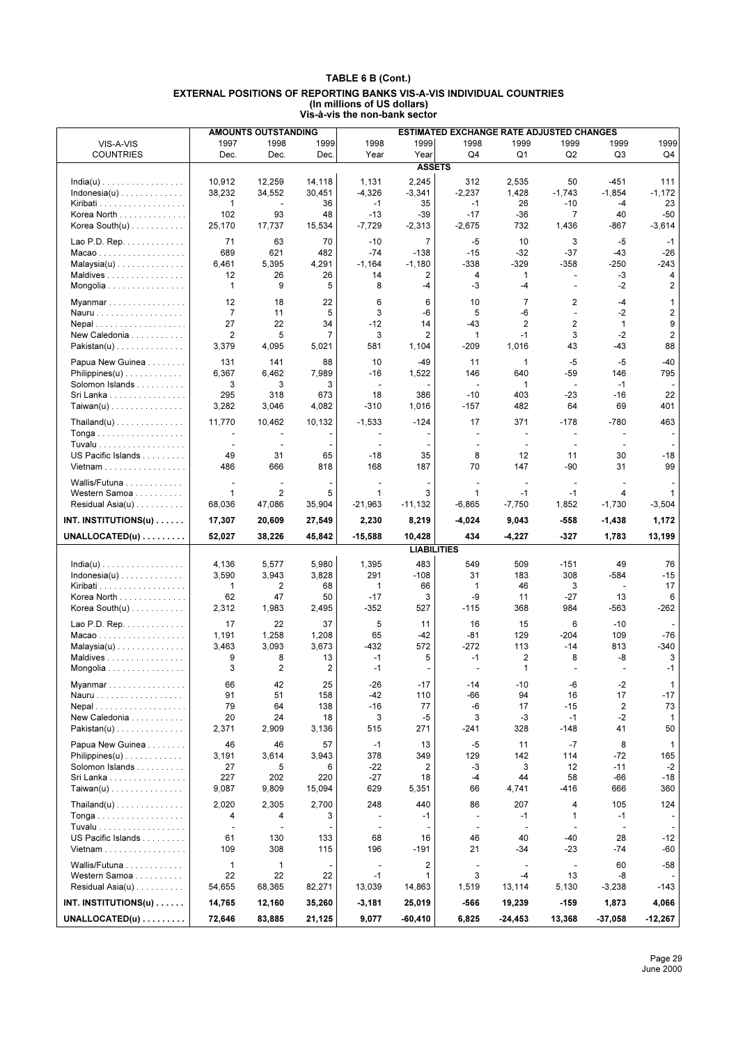**TABLE 6 B (Cont.)**

**EXTERNAL POSITIONS OF REPORTING BANKS VIS-A-VIS INDIVIDUAL COUNTRIES**
**(In millions of US dollars)**
**Vis-à-vis the non-bank sector**

| VIS-A-VIS COUNTRIES | AMOUNTS OUTSTANDING 1997 Dec. | 1998 Dec. | 1999 Dec. | ESTIMATED EXCHANGE RATE ADJUSTED CHANGES 1998 Year | 1999 Year | 1998 Q4 | 1999 Q1 | 1999 Q2 | 1999 Q3 | 1999 Q4 |
|---|---|---|---|---|---|---|---|---|---|---|
| | | | | | **ASSETS** | | | | | |
| India(u) | 10,912 | 12,259 | 14,118 | 1,131 | 2,245 | 312 | 2,535 | 50 | -451 | 111 |
| Indonesia(u) | 38,232 | 34,552 | 30,451 | -4,326 | -3,341 | -2,237 | 1,428 | -1,743 | -1,854 | -1,172 |
| Kiribati | 1 | - | 36 | -1 | 35 | -1 | 26 | -10 | -4 | 23 |
| Korea North | 102 | 93 | 48 | -13 | -39 | -17 | -36 | 7 | 40 | -50 |
| Korea South(u) | 25,170 | 17,737 | 15,534 | -7,729 | -2,313 | -2,675 | 732 | 1,436 | -867 | -3,614 |
| Lao P.D. Rep. | 71 | 63 | 70 | -10 | 7 | -5 | 10 | 3 | -5 | -1 |
| Macao | 689 | 621 | 482 | -74 | -138 | -15 | -32 | -37 | -43 | -26 |
| Malaysia(u) | 6,461 | 5,395 | 4,291 | -1,164 | -1,180 | -338 | -329 | -358 | -250 | -243 |
| Maldives | 12 | 26 | 26 | 14 | 2 | 4 | 1 | - | -3 | 4 |
| Mongolia | 1 | 9 | 5 | 8 | -4 | -3 | -4 | - | -2 | 2 |
| Myanmar | 12 | 18 | 22 | 6 | 6 | 10 | 7 | 2 | -4 | 1 |
| Nauru | 7 | 11 | 5 | 3 | -6 | 5 | -6 | - | -2 | 2 |
| Nepal | 27 | 22 | 34 | -12 | 14 | -43 | 2 | 2 | 1 | 9 |
| New Caledonia | 2 | 5 | 7 | 3 | 2 | 1 | -1 | 3 | -2 | 2 |
| Pakistan(u) | 3,379 | 4,095 | 5,021 | 581 | 1,104 | -209 | 1,016 | 43 | -43 | 88 |
| Papua New Guinea | 131 | 141 | 88 | 10 | -49 | 11 | 1 | -5 | -5 | -40 |
| Philippines(u) | 6,367 | 6,462 | 7,989 | -16 | 1,522 | 146 | 640 | -59 | 146 | 795 |
| Solomon Islands | 3 | 3 | 3 | - | - | - | 1 | - | -1 | - |
| Sri Lanka | 295 | 318 | 673 | 18 | 386 | -10 | 403 | -23 | -16 | 22 |
| Taiwan(u) | 3,282 | 3,046 | 4,082 | -310 | 1,016 | -157 | 482 | 64 | 69 | 401 |
| Thailand(u) | 11,770 | 10,462 | 10,132 | -1,533 | -124 | 17 | 371 | -178 | -780 | 463 |
| Tonga | - | - | - | - | - | - | - | - | - | - |
| Tuvalu | - | - | - | - | - | - | - | - | - | - |
| US Pacific Islands | 49 | 31 | 65 | -18 | 35 | 8 | 12 | 11 | 30 | -18 |
| Vietnam | 486 | 666 | 818 | 168 | 187 | 70 | 147 | -90 | 31 | 99 |
| Wallis/Futuna | - | - | - | - | - | - | - | - | - | - |
| Western Samoa | 1 | 2 | 5 | 1 | 3 | 1 | -1 | -1 | 4 | 1 |
| Residual Asia(u) | 68,036 | 47,086 | 35,904 | -21,963 | -11,132 | -6,865 | -7,750 | 1,852 | -1,730 | -3,504 |
| **INT. INSTITUTIONS(u)** | **17,307** | **20,609** | **27,549** | **2,230** | **8,219** | **-4,024** | **9,043** | **-558** | **-1,438** | **1,172** |
| **UNALLOCATED(u)** | **52,027** | **38,226** | **45,842** | **-15,588** | **10,428** | **434** | **-4,227** | **-327** | **1,783** | **13,199** |
| | | | | | **LIABILITIES** | | | | | |
| India(u) | 4,136 | 5,577 | 5,980 | 1,395 | 483 | 549 | 509 | -151 | 49 | 76 |
| Indonesia(u) | 3,590 | 3,943 | 3,828 | 291 | -108 | 31 | 183 | 308 | -584 | -15 |
| Kiribati | 1 | 2 | 68 | 1 | 66 | 1 | 46 | 3 | - | 17 |
| Korea North | 62 | 47 | 50 | -17 | 3 | -9 | 11 | -27 | 13 | 6 |
| Korea South(u) | 2,312 | 1,983 | 2,495 | -352 | 527 | -115 | 368 | 984 | -563 | -262 |
| Lao P.D. Rep. | 17 | 22 | 37 | 5 | 11 | 16 | 15 | 6 | -10 | - |
| Macao | 1,191 | 1,258 | 1,208 | 65 | -42 | -81 | 129 | -204 | 109 | -76 |
| Malaysia(u) | 3,463 | 3,093 | 3,673 | -432 | 572 | -272 | 113 | -14 | 813 | -340 |
| Maldives | 9 | 8 | 13 | -1 | 5 | -1 | 2 | 8 | -8 | 3 |
| Mongolia | 3 | 2 | 2 | -1 | - | - | 1 | - | - | -1 |
| Myanmar | 66 | 42 | 25 | -26 | -17 | -14 | -10 | -6 | -2 | 1 |
| Nauru | 91 | 51 | 158 | -42 | 110 | -66 | 94 | 16 | 17 | -17 |
| Nepal | 79 | 64 | 138 | -16 | 77 | -6 | 17 | -15 | 2 | 73 |
| New Caledonia | 20 | 24 | 18 | 3 | -5 | 3 | -3 | -1 | -2 | 1 |
| Pakistan(u) | 2,371 | 2,909 | 3,136 | 515 | 271 | -241 | 328 | -148 | 41 | 50 |
| Papua New Guinea | 46 | 46 | 57 | -1 | 13 | -5 | 11 | -7 | 8 | 1 |
| Philippines(u) | 3,191 | 3,614 | 3,943 | 378 | 349 | 129 | 142 | 114 | -72 | 165 |
| Solomon Islands | 27 | 5 | 6 | -22 | 2 | -3 | 3 | 12 | -11 | -2 |
| Sri Lanka | 227 | 202 | 220 | -27 | 18 | -4 | 44 | 58 | -66 | -18 |
| Taiwan(u) | 9,087 | 9,809 | 15,094 | 629 | 5,351 | 66 | 4,741 | -416 | 666 | 360 |
| Thailand(u) | 2,020 | 2,305 | 2,700 | 248 | 440 | 86 | 207 | 4 | 105 | 124 |
| Tonga | 4 | 4 | 3 | - | -1 | - | -1 | 1 | -1 | - |
| Tuvalu | - | - | - | - | - | - | - | - | - | - |
| US Pacific Islands | 61 | 130 | 133 | 68 | 16 | 46 | 40 | -40 | 28 | -12 |
| Vietnam | 109 | 308 | 115 | 196 | -191 | 21 | -34 | -23 | -74 | -60 |
| Wallis/Futuna | 1 | 1 | - | - | 2 | - | - | - | 60 | -58 |
| Western Samoa | 22 | 22 | 22 | -1 | 1 | 3 | -4 | 13 | -8 | - |
| Residual Asia(u) | 54,655 | 68,365 | 82,271 | 13,039 | 14,863 | 1,519 | 13,114 | 5,130 | -3,238 | -143 |
| **INT. INSTITUTIONS(u)** | **14,765** | **12,160** | **35,260** | **-3,181** | **25,019** | **-566** | **19,239** | **-159** | **1,873** | **4,066** |
| **UNALLOCATED(u)** | **72,646** | **83,885** | **21,125** | **9,077** | **-60,410** | **6,825** | **-24,453** | **13,368** | **-37,058** | **-12,267** |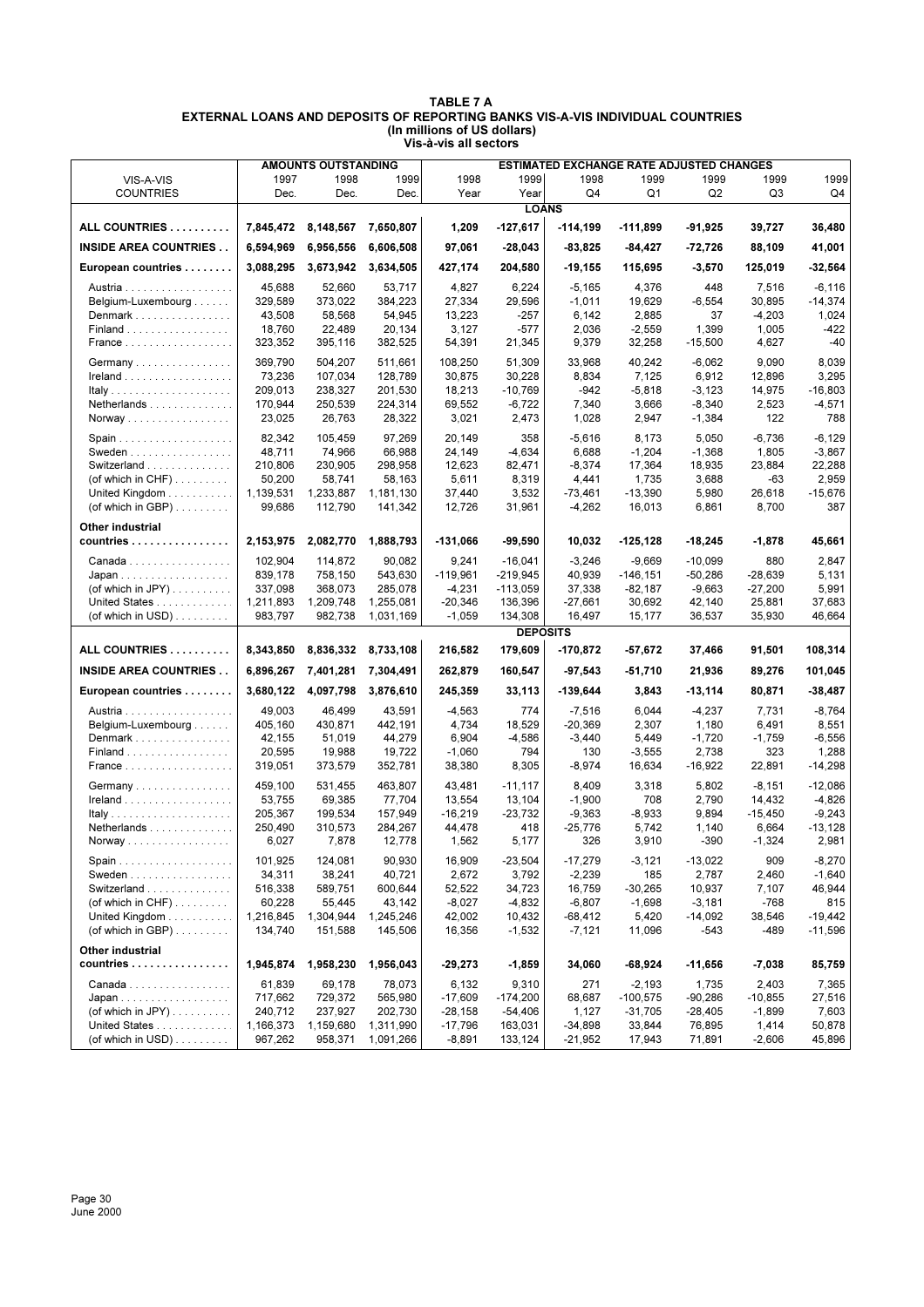**TABLE 7 A**
**EXTERNAL LOANS AND DEPOSITS OF REPORTING BANKS VIS-A-VIS INDIVIDUAL COUNTRIES**
**(In millions of US dollars)**
**Vis-à-vis all sectors**

| VIS-A-VIS COUNTRIES | AMOUNTS OUTSTANDING 1997 Dec. | 1998 Dec. | 1999 Dec. | ESTIMATED EXCHANGE RATE ADJUSTED CHANGES 1998 Year | 1999 Year | 1998 Q4 | 1999 Q1 | 1999 Q2 | 1999 Q3 | 1999 Q4 |
|---|---|---|---|---|---|---|---|---|---|---|
| **LOANS** | | | | | | | | | | |
| **ALL COUNTRIES** | **7,845,472** | **8,148,567** | **7,650,807** | **1,209** | **-127,617** | **-114,199** | **-111,899** | **-91,925** | **39,727** | **36,480** |
| **INSIDE AREA COUNTRIES** | **6,594,969** | **6,956,556** | **6,606,508** | **97,061** | **-28,043** | **-83,825** | **-84,427** | **-72,726** | **88,109** | **41,001** |
| **European countries** | **3,088,295** | **3,673,942** | **3,634,505** | **427,174** | **204,580** | **-19,155** | **115,695** | **-3,570** | **125,019** | **-32,564** |
| Austria | 45,688 | 52,660 | 53,717 | 4,827 | 6,224 | -5,165 | 4,376 | 448 | 7,516 | -6,116 |
| Belgium-Luxembourg | 329,589 | 373,022 | 384,223 | 27,334 | 29,596 | -1,011 | 19,629 | -6,554 | 30,895 | -14,374 |
| Denmark | 43,508 | 58,568 | 54,945 | 13,223 | -257 | 6,142 | 2,885 | 37 | -4,203 | 1,024 |
| Finland | 18,760 | 22,489 | 20,134 | 3,127 | -577 | 2,036 | -2,559 | 1,399 | 1,005 | -422 |
| France | 323,352 | 395,116 | 382,525 | 54,391 | 21,345 | 9,379 | 32,258 | -15,500 | 4,627 | -40 |
| Germany | 369,790 | 504,207 | 511,661 | 108,250 | 51,309 | 33,968 | 40,242 | -6,062 | 9,090 | 8,039 |
| Ireland | 73,236 | 107,034 | 128,789 | 30,875 | 30,228 | 8,834 | 7,125 | 6,912 | 12,896 | 3,295 |
| Italy | 209,013 | 238,327 | 201,530 | 18,213 | -10,769 | -942 | -5,818 | -3,123 | 14,975 | -16,803 |
| Netherlands | 170,944 | 250,539 | 224,314 | 69,552 | -6,722 | 7,340 | 3,666 | -8,340 | 2,523 | -4,571 |
| Norway | 23,025 | 26,763 | 28,322 | 3,021 | 2,473 | 1,028 | 2,947 | -1,384 | 122 | 788 |
| Spain | 82,342 | 105,459 | 97,269 | 20,149 | 358 | -5,616 | 8,173 | 5,050 | -6,736 | -6,129 |
| Sweden | 48,711 | 74,966 | 66,988 | 24,149 | -4,634 | 6,688 | -1,204 | -1,368 | 1,805 | -3,867 |
| Switzerland | 210,806 | 230,905 | 298,958 | 12,623 | 82,471 | -8,374 | 17,364 | 18,935 | 23,884 | 22,288 |
| (of which in CHF) | 50,200 | 58,741 | 58,163 | 5,611 | 8,319 | 4,441 | 1,735 | 3,688 | -63 | 2,959 |
| United Kingdom | 1,139,531 | 1,233,887 | 1,181,130 | 37,440 | 3,532 | -73,461 | -13,390 | 5,980 | 26,618 | -15,676 |
| (of which in GBP) | 99,686 | 112,790 | 141,342 | 12,726 | 31,961 | -4,262 | 16,013 | 6,861 | 8,700 | 387 |
| **Other industrial countries** | **2,153,975** | **2,082,770** | **1,888,793** | **-131,066** | **-99,590** | **10,032** | **-125,128** | **-18,245** | **-1,878** | **45,661** |
| Canada | 102,904 | 114,872 | 90,082 | 9,241 | -16,041 | -3,246 | -9,669 | -10,099 | 880 | 2,847 |
| Japan | 839,178 | 758,150 | 543,630 | -119,961 | -219,945 | 40,939 | -146,151 | -50,286 | -28,639 | 5,131 |
| (of which in JPY) | 337,098 | 368,073 | 285,078 | -4,231 | -113,059 | 37,338 | -82,187 | -9,663 | -27,200 | 5,991 |
| United States | 1,211,893 | 1,209,748 | 1,255,081 | -20,346 | 136,396 | -27,661 | 30,692 | 42,140 | 25,881 | 37,683 |
| (of which in USD) | 983,797 | 982,738 | 1,031,169 | -1,059 | 134,308 | 16,497 | 15,177 | 36,537 | 35,930 | 46,664 |
| **DEPOSITS** | | | | | | | | | | |
| **ALL COUNTRIES** | **8,343,850** | **8,836,332** | **8,733,108** | **216,582** | **179,609** | **-170,872** | **-57,672** | **37,466** | **91,501** | **108,314** |
| **INSIDE AREA COUNTRIES** | **6,896,267** | **7,401,281** | **7,304,491** | **262,879** | **160,547** | **-97,543** | **-51,710** | **21,936** | **89,276** | **101,045** |
| **European countries** | **3,680,122** | **4,097,798** | **3,876,610** | **245,359** | **33,113** | **-139,644** | **3,843** | **-13,114** | **80,871** | **-38,487** |
| Austria | 49,003 | 46,499 | 43,591 | -4,563 | 774 | -7,516 | 6,044 | -4,237 | 7,731 | -8,764 |
| Belgium-Luxembourg | 405,160 | 430,871 | 442,191 | 4,734 | 18,529 | -20,369 | 2,307 | 1,180 | 6,491 | 8,551 |
| Denmark | 42,155 | 51,019 | 44,279 | 6,904 | -4,586 | -3,440 | 5,449 | -1,720 | -1,759 | -6,556 |
| Finland | 20,595 | 19,988 | 19,722 | -1,060 | 794 | 130 | -3,555 | 2,738 | 323 | 1,288 |
| France | 319,051 | 373,579 | 352,781 | 38,380 | 8,305 | -8,974 | 16,634 | -16,922 | 22,891 | -14,298 |
| Germany | 459,100 | 531,455 | 463,807 | 43,481 | -11,117 | 8,409 | 3,318 | 5,802 | -8,151 | -12,086 |
| Ireland | 53,755 | 69,385 | 77,704 | 13,554 | 13,104 | -1,900 | 708 | 2,790 | 14,432 | -4,826 |
| Italy | 205,367 | 199,534 | 157,949 | -16,219 | -23,732 | -9,363 | -8,933 | 9,894 | -15,450 | -9,243 |
| Netherlands | 250,490 | 310,573 | 284,267 | 44,478 | 418 | -25,776 | 5,742 | 1,140 | 6,664 | -13,128 |
| Norway | 6,027 | 7,878 | 12,778 | 1,562 | 5,177 | 326 | 3,910 | -390 | -1,324 | 2,981 |
| Spain | 101,925 | 124,081 | 90,930 | 16,909 | -23,504 | -17,279 | -3,121 | -13,022 | 909 | -8,270 |
| Sweden | 34,311 | 38,241 | 40,721 | 2,672 | 3,792 | -2,239 | 185 | 2,787 | 2,460 | -1,640 |
| Switzerland | 516,338 | 589,751 | 600,644 | 52,522 | 34,723 | 16,759 | -30,265 | 10,937 | 7,107 | 46,944 |
| (of which in CHF) | 60,228 | 55,445 | 43,142 | -8,027 | -4,832 | -6,807 | -1,698 | -3,181 | -768 | 815 |
| United Kingdom | 1,216,845 | 1,304,944 | 1,245,246 | 42,002 | 10,432 | -68,412 | 5,420 | -14,092 | 38,546 | -19,442 |
| (of which in GBP) | 134,740 | 151,588 | 145,506 | 16,356 | -1,532 | -7,121 | 11,096 | -543 | -489 | -11,596 |
| **Other industrial countries** | **1,945,874** | **1,958,230** | **1,956,043** | **-29,273** | **-1,859** | **34,060** | **-68,924** | **-11,656** | **-7,038** | **85,759** |
| Canada | 61,839 | 69,178 | 78,073 | 6,132 | 9,310 | 271 | -2,193 | 1,735 | 2,403 | 7,365 |
| Japan | 717,662 | 729,372 | 565,980 | -17,609 | -174,200 | 68,687 | -100,575 | -90,286 | -10,855 | 27,516 |
| (of which in JPY) | 240,712 | 237,927 | 202,730 | -28,158 | -54,406 | 1,127 | -31,705 | -28,405 | -1,899 | 7,603 |
| United States | 1,166,373 | 1,159,680 | 1,311,990 | -17,796 | 163,031 | -34,898 | 33,844 | 76,895 | 1,414 | 50,878 |
| (of which in USD) | 967,262 | 958,371 | 1,091,266 | -8,891 | 133,124 | -21,952 | 17,943 | 71,891 | -2,606 | 45,896 |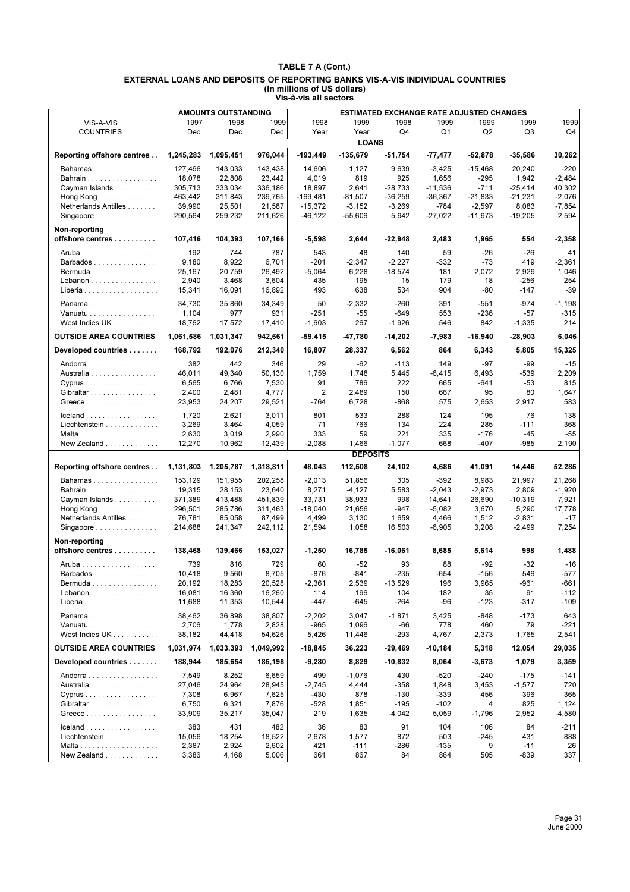# TABLE 7 A (Cont.)

## EXTERNAL LOANS AND DEPOSITS OF REPORTING BANKS VIS-A-VIS INDIVIDUAL COUNTRIES
### (In millions of US dollars)
### Vis-à-vis all sectors

| VIS-A-VIS COUNTRIES | AMOUNTS OUTSTANDING | | | ESTIMATED EXCHANGE RATE ADJUSTED CHANGES | | | | | | |
|---|---|---|---|---|---|---|---|---|---|---|
| | 1997 Dec. | 1998 Dec. | 1999 Dec. | 1998 Year | 1999 Year | 1998 Q4 | 1999 Q1 | 1999 Q2 | 1999 Q3 | 1999 Q4 |
| **LOANS** | | | | | | | | | | |
| **Reporting offshore centres** | **1,245,283** | **1,095,451** | **976,044** | **-193,449** | **-135,679** | **-51,754** | **-77,477** | **-52,878** | **-35,586** | **30,262** |
| Bahamas | 127,496 | 143,033 | 143,438 | 14,606 | 1,127 | 9,639 | -3,425 | -15,468 | 20,240 | -220 |
| Bahrain | 18,078 | 22,808 | 23,442 | 4,019 | 819 | 925 | 1,656 | -295 | 1,942 | -2,484 |
| Cayman Islands | 305,713 | 333,034 | 336,186 | 18,897 | 2,641 | -28,733 | -11,536 | -711 | -25,414 | 40,302 |
| Hong Kong | 463,442 | 311,843 | 239,765 | -169,481 | -81,507 | -36,259 | -36,367 | -21,833 | -21,231 | -2,076 |
| Netherlands Antilles | 39,990 | 25,501 | 21,587 | -15,372 | -3,152 | -3,269 | -784 | -2,597 | 8,083 | -7,854 |
| Singapore | 290,564 | 259,232 | 211,626 | -46,122 | -55,606 | 5,942 | -27,022 | -11,973 | -19,205 | 2,594 |
| **Non-reporting offshore centres** | **107,416** | **104,393** | **107,166** | **-5,598** | **2,644** | **-22,948** | **2,483** | **1,965** | **554** | **-2,358** |
| Aruba | 192 | 744 | 787 | 543 | 48 | 140 | 59 | -26 | -26 | 41 |
| Barbados | 9,180 | 8,922 | 6,701 | -201 | -2,347 | -2,227 | -332 | -73 | 419 | -2,361 |
| Bermuda | 25,167 | 20,759 | 26,492 | -5,064 | 6,228 | -18,574 | 181 | 2,072 | 2,929 | 1,046 |
| Lebanon | 2,940 | 3,468 | 3,604 | 435 | 195 | 15 | 179 | 18 | -256 | 254 |
| Liberia | 15,341 | 16,091 | 16,892 | 493 | 638 | 534 | 904 | -80 | -147 | -39 |
| Panama | 34,730 | 35,860 | 34,349 | 50 | -2,332 | -260 | 391 | -551 | -974 | -1,198 |
| Vanuatu | 1,104 | 977 | 931 | -251 | -55 | -649 | 553 | -236 | -57 | -315 |
| West Indies UK | 18,762 | 17,572 | 17,410 | -1,603 | 267 | -1,926 | 546 | 842 | -1,335 | 214 |
| **OUTSIDE AREA COUNTRIES** | **1,061,586** | **1,031,347** | **942,661** | **-59,415** | **-47,780** | **-14,202** | **-7,983** | **-16,940** | **-28,903** | **6,046** |
| **Developed countries** | **168,792** | **192,076** | **212,340** | **16,807** | **28,337** | **6,562** | **864** | **6,343** | **5,805** | **15,325** |
| Andorra | 382 | 442 | 346 | 29 | -62 | -113 | 149 | -97 | -99 | -15 |
| Australia | 46,011 | 49,340 | 50,130 | 1,759 | 1,748 | 5,445 | -6,415 | 6,493 | -539 | 2,209 |
| Cyprus | 6,565 | 6,766 | 7,530 | 91 | 786 | 222 | 665 | -641 | -53 | 815 |
| Gibraltar | 2,400 | 2,481 | 4,777 | 2 | 2,489 | 150 | 667 | 95 | 80 | 1,647 |
| Greece | 23,953 | 24,207 | 29,521 | -764 | 6,728 | -868 | 575 | 2,653 | 2,917 | 583 |
| Iceland | 1,720 | 2,621 | 3,011 | 801 | 533 | 288 | 124 | 195 | 76 | 138 |
| Liechtenstein | 3,269 | 3,464 | 4,059 | 71 | 766 | 134 | 224 | 285 | -111 | 368 |
| Malta | 2,630 | 3,019 | 2,990 | 333 | 59 | 221 | 335 | -176 | -45 | -55 |
| New Zealand | 12,270 | 10,962 | 12,439 | -2,088 | 1,466 | -1,077 | 668 | -407 | -985 | 2,190 |
| **DEPOSITS** | | | | | | | | | | |
| **Reporting offshore centres** | **1,131,803** | **1,205,787** | **1,318,811** | **48,043** | **112,508** | **24,102** | **4,686** | **41,091** | **14,446** | **52,285** |
| Bahamas | 153,129 | 151,955 | 202,258 | -2,013 | 51,856 | 305 | -392 | 8,983 | 21,997 | 21,268 |
| Bahrain | 19,315 | 28,153 | 23,640 | 8,271 | -4,127 | 5,583 | -2,043 | -2,973 | 2,809 | -1,920 |
| Cayman Islands | 371,389 | 413,488 | 451,839 | 33,731 | 38,933 | 998 | 14,641 | 26,690 | -10,319 | 7,921 |
| Hong Kong | 296,501 | 285,786 | 311,463 | -18,040 | 21,656 | -947 | -5,082 | 3,670 | 5,290 | 17,778 |
| Netherlands Antilles | 76,781 | 85,058 | 87,499 | 4,499 | 3,130 | 1,659 | 4,466 | 1,512 | -2,831 | -17 |
| Singapore | 214,688 | 241,347 | 242,112 | 21,594 | 1,058 | 16,503 | -6,905 | 3,208 | -2,499 | 7,254 |
| **Non-reporting offshore centres** | **138,468** | **139,466** | **153,027** | **-1,250** | **16,785** | **-16,061** | **8,685** | **5,614** | **998** | **1,488** |
| Aruba | 739 | 816 | 729 | 60 | -52 | 93 | 88 | -92 | -32 | -16 |
| Barbados | 10,418 | 9,560 | 8,705 | -876 | -841 | -235 | -654 | -156 | 546 | -577 |
| Bermuda | 20,192 | 18,283 | 20,528 | -2,361 | 2,539 | -13,529 | 196 | 3,965 | -961 | -661 |
| Lebanon | 16,081 | 16,360 | 16,260 | 114 | 196 | 104 | 182 | 35 | 91 | -112 |
| Liberia | 11,688 | 11,353 | 10,544 | -447 | -645 | -264 | -96 | -123 | -317 | -109 |
| Panama | 38,462 | 36,898 | 38,807 | -2,202 | 3,047 | -1,871 | 3,425 | -848 | -173 | 643 |
| Vanuatu | 2,706 | 1,778 | 2,828 | -965 | 1,096 | -66 | 778 | 460 | 79 | -221 |
| West Indies UK | 38,182 | 44,418 | 54,626 | 5,426 | 11,446 | -293 | 4,767 | 2,373 | 1,765 | 2,541 |
| **OUTSIDE AREA COUNTRIES** | **1,031,974** | **1,033,393** | **1,049,992** | **-18,845** | **36,223** | **-29,469** | **-10,184** | **5,318** | **12,054** | **29,035** |
| **Developed countries** | **188,944** | **185,654** | **185,198** | **-9,280** | **8,829** | **-10,832** | **8,064** | **-3,673** | **1,079** | **3,359** |
| Andorra | 7,549 | 8,252 | 6,659 | 499 | -1,076 | 430 | -520 | -240 | -175 | -141 |
| Australia | 27,046 | 24,964 | 28,945 | -2,745 | 4,444 | -358 | 1,848 | 3,453 | -1,577 | 720 |
| Cyprus | 7,308 | 6,967 | 7,625 | -430 | 878 | -130 | -339 | 456 | 396 | 365 |
| Gibraltar | 6,750 | 6,321 | 7,876 | -528 | 1,851 | -195 | -102 | 4 | 825 | 1,124 |
| Greece | 33,909 | 35,217 | 35,047 | 219 | 1,635 | -4,042 | 5,059 | -1,796 | 2,952 | -4,580 |
| Iceland | 383 | 431 | 482 | 36 | 83 | 91 | 104 | 106 | 84 | -211 |
| Liechtenstein | 15,056 | 18,254 | 18,522 | 2,678 | 1,577 | 872 | 503 | -245 | 431 | 888 |
| Malta | 2,387 | 2,924 | 2,602 | 421 | -111 | -286 | -135 | 9 | -11 | 26 |
| New Zealand | 3,386 | 4,168 | 5,006 | 661 | 867 | 84 | 864 | 505 | -839 | 337 |

June 2000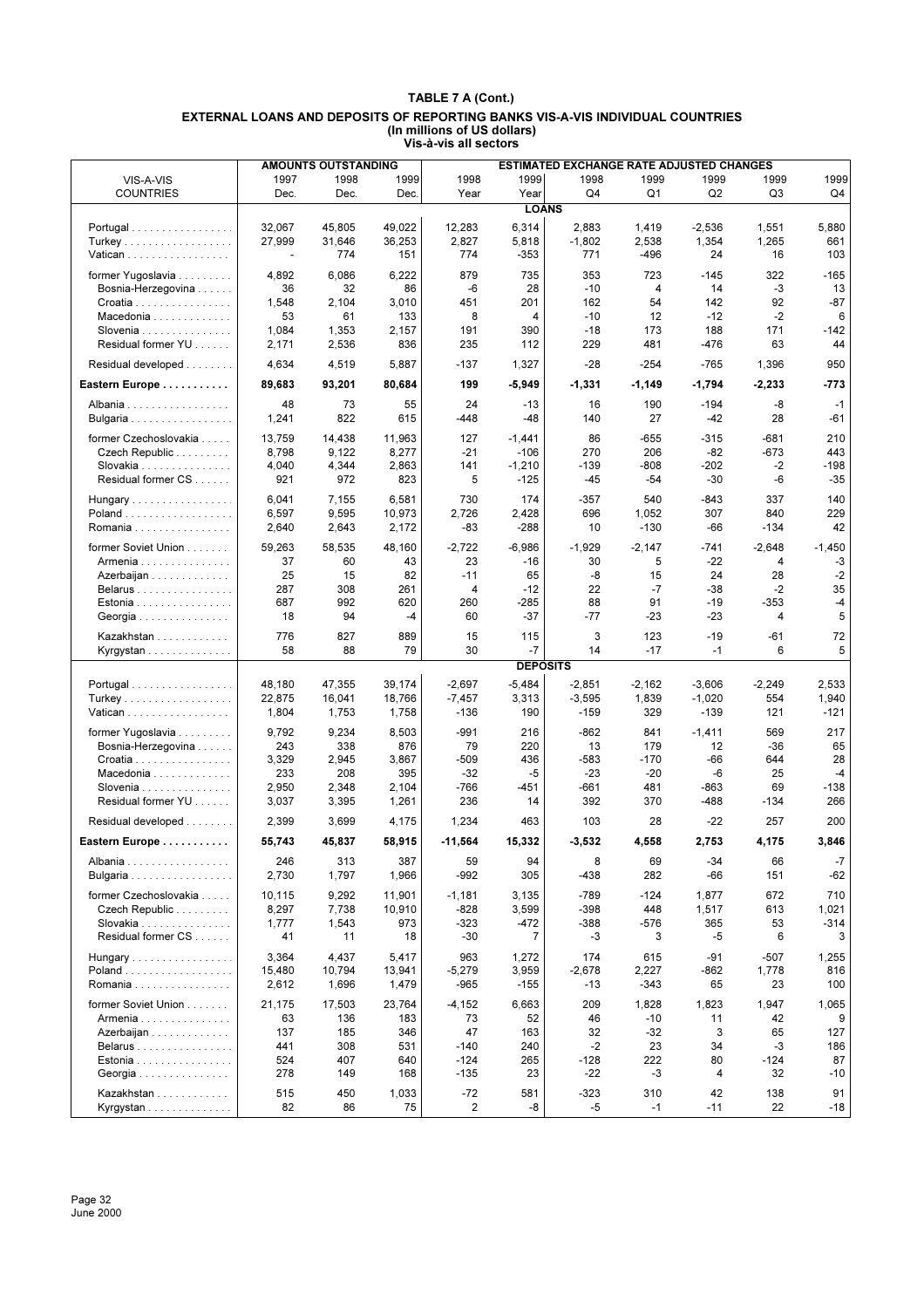# TABLE 7 A (Cont.)

## EXTERNAL LOANS AND DEPOSITS OF REPORTING BANKS VIS-A-VIS INDIVIDUAL COUNTRIES
(In millions of US dollars)
Vis-à-vis all sectors

| VIS-A-VIS COUNTRIES | AMOUNTS OUTSTANDING 1997 Dec. | 1998 Dec. | 1999 Dec. | ESTIMATED EXCHANGE RATE ADJUSTED CHANGES 1998 Year | 1999 Year | 1998 Q4 | 1999 Q1 | 1999 Q2 | 1999 Q3 | 1999 Q4 |
|---|---|---|---|---|---|---|---|---|---|---|
| **LOANS** | | | | | | | | | | |
| Portugal | 32,067 | 45,805 | 49,022 | 12,283 | 6,314 | 2,883 | 1,419 | -2,536 | 1,551 | 5,880 |
| Turkey | 27,999 | 31,646 | 36,253 | 2,827 | 5,818 | -1,802 | 2,538 | 1,354 | 1,265 | 661 |
| Vatican | - | 774 | 151 | 774 | -353 | 771 | -496 | 24 | 16 | 103 |
| former Yugoslavia | 4,892 | 6,086 | 6,222 | 879 | 735 | 353 | 723 | -145 | 322 | -165 |
| Bosnia-Herzegovina | 36 | 32 | 86 | -6 | 28 | -10 | 4 | 14 | -3 | 13 |
| Croatia | 1,548 | 2,104 | 3,010 | 451 | 201 | 162 | 54 | 142 | 92 | -87 |
| Macedonia | 53 | 61 | 133 | 8 | 4 | -10 | 12 | -12 | -2 | 6 |
| Slovenia | 1,084 | 1,353 | 2,157 | 191 | 390 | -18 | 173 | 188 | 171 | -142 |
| Residual former YU | 2,171 | 2,536 | 836 | 235 | 112 | 229 | 481 | -476 | 63 | 44 |
| Residual developed | 4,634 | 4,519 | 5,887 | -137 | 1,327 | -28 | -254 | -765 | 1,396 | 950 |
| **Eastern Europe** | **89,683** | **93,201** | **80,684** | **199** | **-5,949** | **-1,331** | **-1,149** | **-1,794** | **-2,233** | **-773** |
| Albania | 48 | 73 | 55 | 24 | -13 | 16 | 190 | -194 | -8 | -1 |
| Bulgaria | 1,241 | 822 | 615 | -448 | -48 | 140 | 27 | -42 | 28 | -61 |
| former Czechoslovakia | 13,759 | 14,438 | 11,963 | 127 | -1,441 | 86 | -655 | -315 | -681 | 210 |
| Czech Republic | 8,798 | 9,122 | 8,277 | -21 | -106 | 270 | 206 | -82 | -673 | 443 |
| Slovakia | 4,040 | 4,344 | 2,863 | 141 | -1,210 | -139 | -808 | -202 | -2 | -198 |
| Residual former CS | 921 | 972 | 823 | 5 | -125 | -45 | -54 | -30 | -6 | -35 |
| Hungary | 6,041 | 7,155 | 6,581 | 730 | 174 | -357 | 540 | -843 | 337 | 140 |
| Poland | 6,597 | 9,595 | 10,973 | 2,726 | 2,428 | 696 | 1,052 | 307 | 840 | 229 |
| Romania | 2,640 | 2,643 | 2,172 | -83 | -288 | 10 | -130 | -66 | -134 | 42 |
| former Soviet Union | 59,263 | 58,535 | 48,160 | -2,722 | -6,986 | -1,929 | -2,147 | -741 | -2,648 | -1,450 |
| Armenia | 37 | 60 | 43 | 23 | -16 | 30 | 5 | -22 | 4 | -3 |
| Azerbaijan | 25 | 15 | 82 | -11 | 65 | -8 | 15 | 24 | 28 | -2 |
| Belarus | 287 | 308 | 261 | 4 | -12 | 22 | -7 | -38 | -2 | 35 |
| Estonia | 687 | 992 | 620 | 260 | -285 | 88 | 91 | -19 | -353 | -4 |
| Georgia | 18 | 94 | -4 | 60 | -37 | -77 | -23 | -23 | 4 | 5 |
| Kazakhstan | 776 | 827 | 889 | 15 | 115 | 3 | 123 | -19 | -61 | 72 |
| Kyrgystan | 58 | 88 | 79 | 30 | -7 | 14 | -17 | -1 | 6 | 5 |
| **DEPOSITS** | | | | | | | | | | |
| Portugal | 48,180 | 47,355 | 39,174 | -2,697 | -5,484 | -2,851 | -2,162 | -3,606 | -2,249 | 2,533 |
| Turkey | 22,875 | 16,041 | 18,766 | -7,457 | 3,313 | -3,595 | 1,839 | -1,020 | 554 | 1,940 |
| Vatican | 1,804 | 1,753 | 1,758 | -136 | 190 | -159 | 329 | -139 | 121 | -121 |
| former Yugoslavia | 9,792 | 9,234 | 8,503 | -991 | 216 | -862 | 841 | -1,411 | 569 | 217 |
| Bosnia-Herzegovina | 243 | 338 | 876 | 79 | 220 | 13 | 179 | 12 | -36 | 65 |
| Croatia | 3,329 | 2,945 | 3,867 | -509 | 436 | -583 | -170 | -66 | 644 | 28 |
| Macedonia | 233 | 208 | 395 | -32 | -5 | -23 | -20 | -6 | 25 | -4 |
| Slovenia | 2,950 | 2,348 | 2,104 | -766 | -451 | -661 | 481 | -863 | 69 | -138 |
| Residual former YU | 3,037 | 3,395 | 1,261 | 236 | 14 | 392 | 370 | -488 | -134 | 266 |
| Residual developed | 2,399 | 3,699 | 4,175 | 1,234 | 463 | 103 | 28 | -22 | 257 | 200 |
| **Eastern Europe** | **55,743** | **45,837** | **58,915** | **-11,564** | **15,332** | **-3,532** | **4,558** | **2,753** | **4,175** | **3,846** |
| Albania | 246 | 313 | 387 | 59 | 94 | 8 | 69 | -34 | 66 | -7 |
| Bulgaria | 2,730 | 1,797 | 1,966 | -992 | 305 | -438 | 282 | -66 | 151 | -62 |
| former Czechoslovakia | 10,115 | 9,292 | 11,901 | -1,181 | 3,135 | -789 | -124 | 1,877 | 672 | 710 |
| Czech Republic | 8,297 | 7,738 | 10,910 | -828 | 3,599 | -398 | 448 | 1,517 | 613 | 1,021 |
| Slovakia | 1,777 | 1,543 | 973 | -323 | -472 | -388 | -576 | 365 | 53 | -314 |
| Residual former CS | 41 | 11 | 18 | -30 | 7 | -3 | 3 | -5 | 6 | 3 |
| Hungary | 3,364 | 4,437 | 5,417 | 963 | 1,272 | 174 | 615 | -91 | -507 | 1,255 |
| Poland | 15,480 | 10,794 | 13,941 | -5,279 | 3,959 | -2,678 | 2,227 | -862 | 1,778 | 816 |
| Romania | 2,612 | 1,696 | 1,479 | -965 | -155 | -13 | -343 | 65 | 23 | 100 |
| former Soviet Union | 21,175 | 17,503 | 23,764 | -4,152 | 6,663 | 209 | 1,828 | 1,823 | 1,947 | 1,065 |
| Armenia | 63 | 136 | 183 | 73 | 52 | 46 | -10 | 11 | 42 | 9 |
| Azerbaijan | 137 | 185 | 346 | 47 | 163 | 32 | -32 | 3 | 65 | 127 |
| Belarus | 441 | 308 | 531 | -140 | 240 | -2 | 23 | 34 | -3 | 186 |
| Estonia | 524 | 407 | 640 | -124 | 265 | -128 | 222 | 80 | -124 | 87 |
| Georgia | 278 | 149 | 168 | -135 | 23 | -22 | -3 | 4 | 32 | -10 |
| Kazakhstan | 515 | 450 | 1,033 | -72 | 581 | -323 | 310 | 42 | 138 | 91 |
| Kyrgystan | 82 | 86 | 75 | 2 | -8 | -5 | -1 | -11 | 22 | -18 |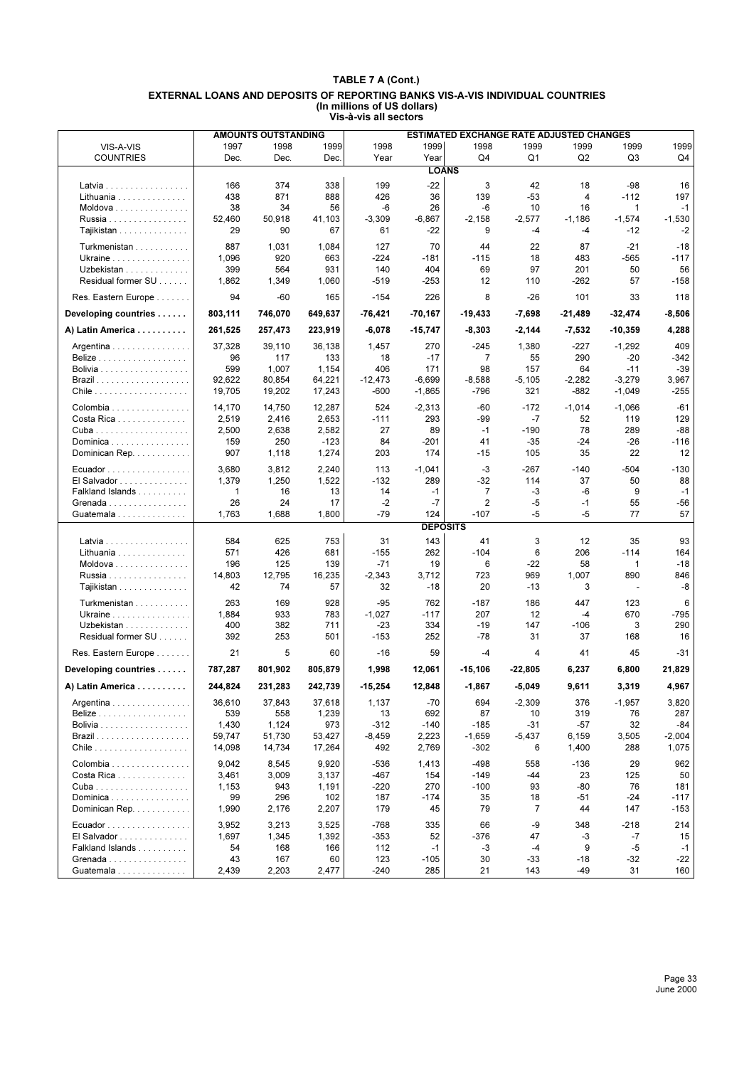# TABLE 7 A (Cont.)

## EXTERNAL LOANS AND DEPOSITS OF REPORTING BANKS VIS-A-VIS INDIVIDUAL COUNTRIES

**(In millions of US dollars)**

**Vis-à-vis all sectors**

| VIS-A-VIS COUNTRIES | AMOUNTS OUTSTANDING 1997 Dec. | 1998 Dec. | 1999 Dec. | ESTIMATED EXCHANGE RATE ADJUSTED CHANGES 1998 Year | 1999 Year | 1998 Q4 | 1999 Q1 | 1999 Q2 | 1999 Q3 | 1999 Q4 |
|---|---|---|---|---|---|---|---|---|---|---|
| **LOANS** | | | | | | | | | | |
| Latvia | 166 | 374 | 338 | 199 | -22 | 3 | 42 | 18 | -98 | 16 |
| Lithuania | 438 | 871 | 888 | 426 | 36 | 139 | -53 | 4 | -112 | 197 |
| Moldova | 38 | 34 | 56 | -6 | 26 | -6 | 10 | 16 | 1 | -1 |
| Russia | 52,460 | 50,918 | 41,103 | -3,309 | -6,867 | -2,158 | -2,577 | -1,186 | -1,574 | -1,530 |
| Tajikistan | 29 | 90 | 67 | 61 | -22 | 9 | -4 | -4 | -12 | -2 |
| Turkmenistan | 887 | 1,031 | 1,084 | 127 | 70 | 44 | 22 | 87 | -21 | -18 |
| Ukraine | 1,096 | 920 | 663 | -224 | -181 | -115 | 18 | 483 | -565 | -117 |
| Uzbekistan | 399 | 564 | 931 | 140 | 404 | 69 | 97 | 201 | 50 | 56 |
| Residual former SU | 1,862 | 1,349 | 1,060 | -519 | -253 | 12 | 110 | -262 | 57 | -158 |
| Res. Eastern Europe | 94 | -60 | 165 | -154 | 226 | 8 | -26 | 101 | 33 | 118 |
| **Developing countries** | **803,111** | **746,070** | **649,637** | **-76,421** | **-70,167** | **-19,433** | **-7,698** | **-21,489** | **-32,474** | **-8,506** |
| **A) Latin America** | **261,525** | **257,473** | **223,919** | **-6,078** | **-15,747** | **-8,303** | **-2,144** | **-7,532** | **-10,359** | **4,288** |
| Argentina | 37,328 | 39,110 | 36,138 | 1,457 | 270 | -245 | 1,380 | -227 | -1,292 | 409 |
| Belize | 96 | 117 | 133 | 18 | -17 | 7 | 55 | 290 | -20 | -342 |
| Bolivia | 599 | 1,007 | 1,154 | 406 | 171 | 98 | 157 | 64 | -11 | -39 |
| Brazil | 92,622 | 80,854 | 64,221 | -12,473 | -6,699 | -8,588 | -5,105 | -2,282 | -3,279 | 3,967 |
| Chile | 19,705 | 19,202 | 17,243 | -600 | -1,865 | -796 | 321 | -882 | -1,049 | -255 |
| Colombia | 14,170 | 14,750 | 12,287 | 524 | -2,313 | -60 | -172 | -1,014 | -1,066 | -61 |
| Costa Rica | 2,519 | 2,416 | 2,653 | -111 | 293 | -99 | -7 | 52 | 119 | 129 |
| Cuba | 2,500 | 2,638 | 2,582 | 27 | 89 | -1 | -190 | 78 | 289 | -88 |
| Dominica | 159 | 250 | -123 | 84 | -201 | 41 | -35 | -24 | -26 | -116 |
| Dominican Rep. | 907 | 1,118 | 1,274 | 203 | 174 | -15 | 105 | 35 | 22 | 12 |
| Ecuador | 3,680 | 3,812 | 2,240 | 113 | -1,041 | -3 | -267 | -140 | -504 | -130 |
| El Salvador | 1,379 | 1,250 | 1,522 | -132 | 289 | -32 | 114 | 37 | 50 | 88 |
| Falkland Islands | 1 | 16 | 13 | 14 | -1 | 7 | -3 | -6 | 9 | -1 |
| Grenada | 26 | 24 | 17 | -2 | -7 | 2 | -5 | -1 | 55 | -56 |
| Guatemala | 1,763 | 1,688 | 1,800 | -79 | 124 | -107 | -5 | -5 | 77 | 57 |
| **DEPOSITS** | | | | | | | | | | |
| Latvia | 584 | 625 | 753 | 31 | 143 | 41 | 3 | 12 | 35 | 93 |
| Lithuania | 571 | 426 | 681 | -155 | 262 | -104 | 6 | 206 | -114 | 164 |
| Moldova | 196 | 125 | 139 | -71 | 19 | 6 | -22 | 58 | 1 | -18 |
| Russia | 14,803 | 12,795 | 16,235 | -2,343 | 3,712 | 723 | 969 | 1,007 | 890 | 846 |
| Tajikistan | 42 | 74 | 57 | 32 | -18 | 20 | -13 | 3 | - | -8 |
| Turkmenistan | 263 | 169 | 928 | -95 | 762 | -187 | 186 | 447 | 123 | 6 |
| Ukraine | 1,884 | 933 | 783 | -1,027 | -117 | 207 | 12 | -4 | 670 | -795 |
| Uzbekistan | 400 | 382 | 711 | -23 | 334 | -19 | 147 | -106 | 3 | 290 |
| Residual former SU | 392 | 253 | 501 | -153 | 252 | -78 | 31 | 37 | 168 | 16 |
| Res. Eastern Europe | 21 | 5 | 60 | -16 | 59 | -4 | 4 | 41 | 45 | -31 |
| **Developing countries** | **787,287** | **801,902** | **805,879** | **1,998** | **12,061** | **-15,106** | **-22,805** | **6,237** | **6,800** | **21,829** |
| **A) Latin America** | **244,824** | **231,283** | **242,739** | **-15,254** | **12,848** | **-1,867** | **-5,049** | **9,611** | **3,319** | **4,967** |
| Argentina | 36,610 | 37,843 | 37,618 | 1,137 | -70 | 694 | -2,309 | 376 | -1,957 | 3,820 |
| Belize | 539 | 558 | 1,239 | 13 | 692 | 87 | 10 | 319 | 76 | 287 |
| Bolivia | 1,430 | 1,124 | 973 | -312 | -140 | -185 | -31 | -57 | 32 | -84 |
| Brazil | 59,747 | 51,730 | 53,427 | -8,459 | 2,223 | -1,659 | -5,437 | 6,159 | 3,505 | -2,004 |
| Chile | 14,098 | 14,734 | 17,264 | 492 | 2,769 | -302 | 6 | 1,400 | 288 | 1,075 |
| Colombia | 9,042 | 8,545 | 9,920 | -536 | 1,413 | -498 | 558 | -136 | 29 | 962 |
| Costa Rica | 3,461 | 3,009 | 3,137 | -467 | 154 | -149 | -44 | 23 | 125 | 50 |
| Cuba | 1,153 | 943 | 1,191 | -220 | 270 | -100 | 93 | -80 | 76 | 181 |
| Dominica | 99 | 296 | 102 | 187 | -174 | 35 | 18 | -51 | -24 | -117 |
| Dominican Rep. | 1,990 | 2,176 | 2,207 | 179 | 45 | 79 | 7 | 44 | 147 | -153 |
| Ecuador | 3,952 | 3,213 | 3,525 | -768 | 335 | 66 | -9 | 348 | -218 | 214 |
| El Salvador | 1,697 | 1,345 | 1,392 | -353 | 52 | -376 | 47 | -3 | -7 | 15 |
| Falkland Islands | 54 | 168 | 166 | 112 | -1 | -3 | -4 | 9 | -5 | -1 |
| Grenada | 43 | 167 | 60 | 123 | -105 | 30 | -33 | -18 | -32 | -22 |
| Guatemala | 2,439 | 2,203 | 2,477 | -240 | 285 | 21 | 143 | -49 | 31 | 160 |

June 2000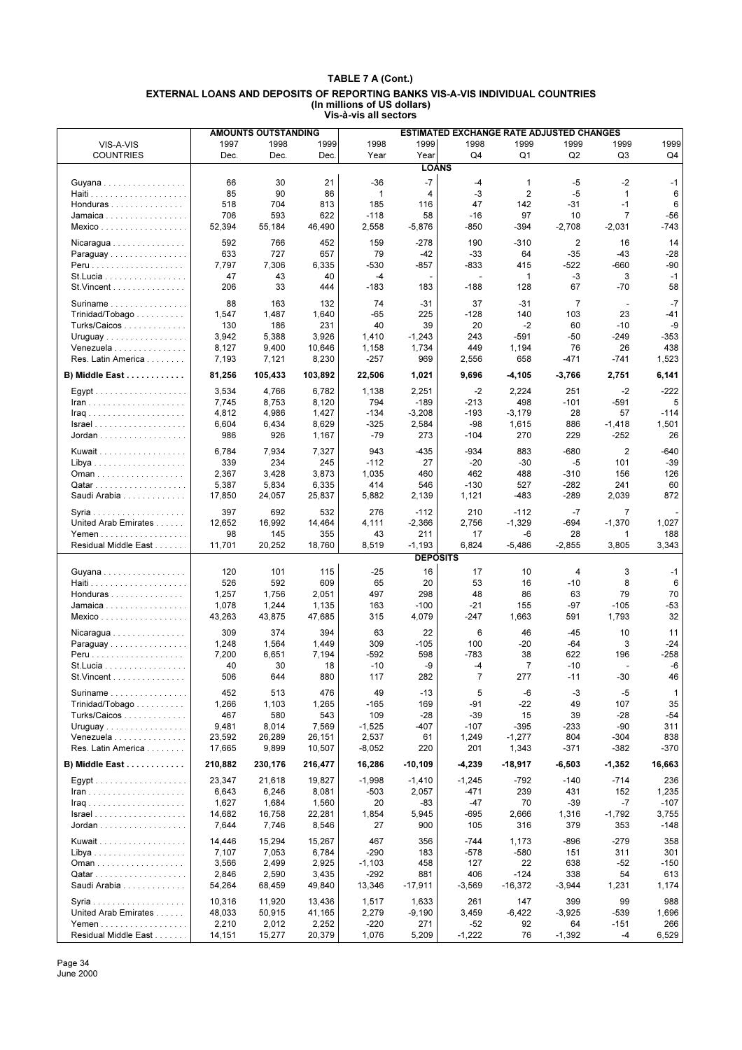## TABLE 7 A (Cont.)

### EXTERNAL LOANS AND DEPOSITS OF REPORTING BANKS VIS-A-VIS INDIVIDUAL COUNTRIES
(In millions of US dollars)
Vis-à-vis all sectors

| VIS-A-VIS COUNTRIES | AMOUNTS OUTSTANDING 1997 Dec. | 1998 Dec. | 1999 Dec. | ESTIMATED EXCHANGE RATE ADJUSTED CHANGES 1998 Year | 1999 Year | 1998 Q4 | 1999 Q1 | 1999 Q2 | 1999 Q3 | 1999 Q4 |
|---|---|---|---|---|---|---|---|---|---|---|
| **LOANS** | | | | | | | | | | |
| Guyana | 66 | 30 | 21 | -36 | -7 | -4 | 1 | -5 | -2 | -1 |
| Haiti | 85 | 90 | 86 | 1 | 4 | -3 | 2 | -5 | 1 | 6 |
| Honduras | 518 | 704 | 813 | 185 | 116 | 47 | 142 | -31 | -1 | 6 |
| Jamaica | 706 | 593 | 622 | -118 | 58 | -16 | 97 | 10 | 7 | -56 |
| Mexico | 52,394 | 55,184 | 46,490 | 2,558 | -5,876 | -850 | -394 | -2,708 | -2,031 | -743 |
| Nicaragua | 592 | 766 | 452 | 159 | -278 | 190 | -310 | 2 | 16 | 14 |
| Paraguay | 633 | 727 | 657 | 79 | -42 | -33 | 64 | -35 | -43 | -28 |
| Peru | 7,797 | 7,306 | 6,335 | -530 | -857 | -833 | 415 | -522 | -660 | -90 |
| St.Lucia | 47 | 43 | 40 | -4 | - | - | 1 | -3 | 3 | -1 |
| St.Vincent | 206 | 33 | 444 | -183 | 183 | -188 | 128 | 67 | -70 | 58 |
| Suriname | 88 | 163 | 132 | 74 | -31 | 37 | -31 | 7 | - | -7 |
| Trinidad/Tobago | 1,547 | 1,487 | 1,640 | -65 | 225 | -128 | 140 | 103 | 23 | -41 |
| Turks/Caicos | 130 | 186 | 231 | 40 | 39 | 20 | -2 | 60 | -10 | -9 |
| Uruguay | 3,942 | 5,388 | 3,926 | 1,410 | -1,243 | 243 | -591 | -50 | -249 | -353 |
| Venezuela | 8,127 | 9,400 | 10,646 | 1,158 | 1,734 | 449 | 1,194 | 76 | 26 | 438 |
| Res. Latin America | 7,193 | 7,121 | 8,230 | -257 | 969 | 2,556 | 658 | -471 | -741 | 1,523 |
| **B) Middle East** | **81,256** | **105,433** | **103,892** | **22,506** | **1,021** | **9,696** | **-4,105** | **-3,766** | **2,751** | **6,141** |
| Egypt | 3,534 | 4,766 | 6,782 | 1,138 | 2,251 | -2 | 2,224 | 251 | -2 | -222 |
| Iran | 7,745 | 8,753 | 8,120 | 794 | -189 | -213 | 498 | -101 | -591 | 5 |
| Iraq | 4,812 | 4,986 | 1,427 | -134 | -3,208 | -193 | -3,179 | 28 | 57 | -114 |
| Israel | 6,604 | 6,434 | 8,629 | -325 | 2,584 | -98 | 1,615 | 886 | -1,418 | 1,501 |
| Jordan | 986 | 926 | 1,167 | -79 | 273 | -104 | 270 | 229 | -252 | 26 |
| Kuwait | 6,784 | 7,934 | 7,327 | 943 | -435 | -934 | 883 | -680 | 2 | -640 |
| Libya | 339 | 234 | 245 | -112 | 27 | -20 | -30 | -5 | 101 | -39 |
| Oman | 2,367 | 3,428 | 3,873 | 1,035 | 460 | 462 | 488 | -310 | 156 | 126 |
| Qatar | 5,387 | 5,834 | 6,335 | 414 | 546 | -130 | 527 | -282 | 241 | 60 |
| Saudi Arabia | 17,850 | 24,057 | 25,837 | 5,882 | 2,139 | 1,121 | -483 | -289 | 2,039 | 872 |
| Syria | 397 | 692 | 532 | 276 | -112 | 210 | -112 | -7 | 7 | - |
| United Arab Emirates | 12,652 | 16,992 | 14,464 | 4,111 | -2,366 | 2,756 | -1,329 | -694 | -1,370 | 1,027 |
| Yemen | 98 | 145 | 355 | 43 | 211 | 17 | -6 | 28 | 1 | 188 |
| Residual Middle East | 11,701 | 20,252 | 18,760 | 8,519 | -1,193 | 6,824 | -5,486 | -2,855 | 3,805 | 3,343 |
| **DEPOSITS** | | | | | | | | | | |
| Guyana | 120 | 101 | 115 | -25 | 16 | 17 | 10 | 4 | 3 | -1 |
| Haiti | 526 | 592 | 609 | 65 | 20 | 53 | 16 | -10 | 8 | 6 |
| Honduras | 1,257 | 1,756 | 2,051 | 497 | 298 | 48 | 86 | 63 | 79 | 70 |
| Jamaica | 1,078 | 1,244 | 1,135 | 163 | -100 | -21 | 155 | -97 | -105 | -53 |
| Mexico | 43,263 | 43,875 | 47,685 | 315 | 4,079 | -247 | 1,663 | 591 | 1,793 | 32 |
| Nicaragua | 309 | 374 | 394 | 63 | 22 | 6 | 46 | -45 | 10 | 11 |
| Paraguay | 1,248 | 1,564 | 1,449 | 309 | -105 | 100 | -20 | -64 | 3 | -24 |
| Peru | 7,200 | 6,651 | 7,194 | -592 | 598 | -783 | 38 | 622 | 196 | -258 |
| St.Lucia | 40 | 30 | 18 | -10 | -9 | -4 | 7 | -10 | - | -6 |
| St.Vincent | 506 | 644 | 880 | 117 | 282 | 7 | 277 | -11 | -30 | 46 |
| Suriname | 452 | 513 | 476 | 49 | -13 | 5 | -6 | -3 | -5 | 1 |
| Trinidad/Tobago | 1,266 | 1,103 | 1,265 | -165 | 169 | -91 | -22 | 49 | 107 | 35 |
| Turks/Caicos | 467 | 580 | 543 | 109 | -28 | -39 | 15 | 39 | -28 | -54 |
| Uruguay | 9,481 | 8,014 | 7,569 | -1,525 | -407 | -107 | -395 | -233 | -90 | 311 |
| Venezuela | 23,592 | 26,289 | 26,151 | 2,537 | 61 | 1,249 | -1,277 | 804 | -304 | 838 |
| Res. Latin America | 17,665 | 9,899 | 10,507 | -8,052 | 220 | 201 | 1,343 | -371 | -382 | -370 |
| **B) Middle East** | **210,882** | **230,176** | **216,477** | **16,286** | **-10,109** | **-4,239** | **-18,917** | **-6,503** | **-1,352** | **16,663** |
| Egypt | 23,347 | 21,618 | 19,827 | -1,998 | -1,410 | -1,245 | -792 | -140 | -714 | 236 |
| Iran | 6,643 | 6,246 | 8,081 | -503 | 2,057 | -471 | 239 | 431 | 152 | 1,235 |
| Iraq | 1,627 | 1,684 | 1,560 | 20 | -83 | -47 | 70 | -39 | -7 | -107 |
| Israel | 14,682 | 16,758 | 22,281 | 1,854 | 5,945 | -695 | 2,666 | 1,316 | -1,792 | 3,755 |
| Jordan | 7,644 | 7,746 | 8,546 | 27 | 900 | 105 | 316 | 379 | 353 | -148 |
| Kuwait | 14,446 | 15,294 | 15,267 | 467 | 356 | -744 | 1,173 | -896 | -279 | 358 |
| Libya | 7,107 | 7,053 | 6,784 | -290 | 183 | -578 | -580 | 151 | 311 | 301 |
| Oman | 3,566 | 2,499 | 2,925 | -1,103 | 458 | 127 | 22 | 638 | -52 | -150 |
| Qatar | 2,846 | 2,590 | 3,435 | -292 | 881 | 406 | -124 | 338 | 54 | 613 |
| Saudi Arabia | 54,264 | 68,459 | 49,840 | 13,346 | -17,911 | -3,569 | -16,372 | -3,944 | 1,231 | 1,174 |
| Syria | 10,316 | 11,920 | 13,436 | 1,517 | 1,633 | 261 | 147 | 399 | 99 | 988 |
| United Arab Emirates | 48,033 | 50,915 | 41,165 | 2,279 | -9,190 | 3,459 | -6,422 | -3,925 | -539 | 1,696 |
| Yemen | 2,210 | 2,012 | 2,252 | -220 | 271 | -52 | 92 | 64 | -151 | 266 |
| Residual Middle East | 14,151 | 15,277 | 20,379 | 1,076 | 5,209 | -1,222 | 76 | -1,392 | -4 | 6,529 |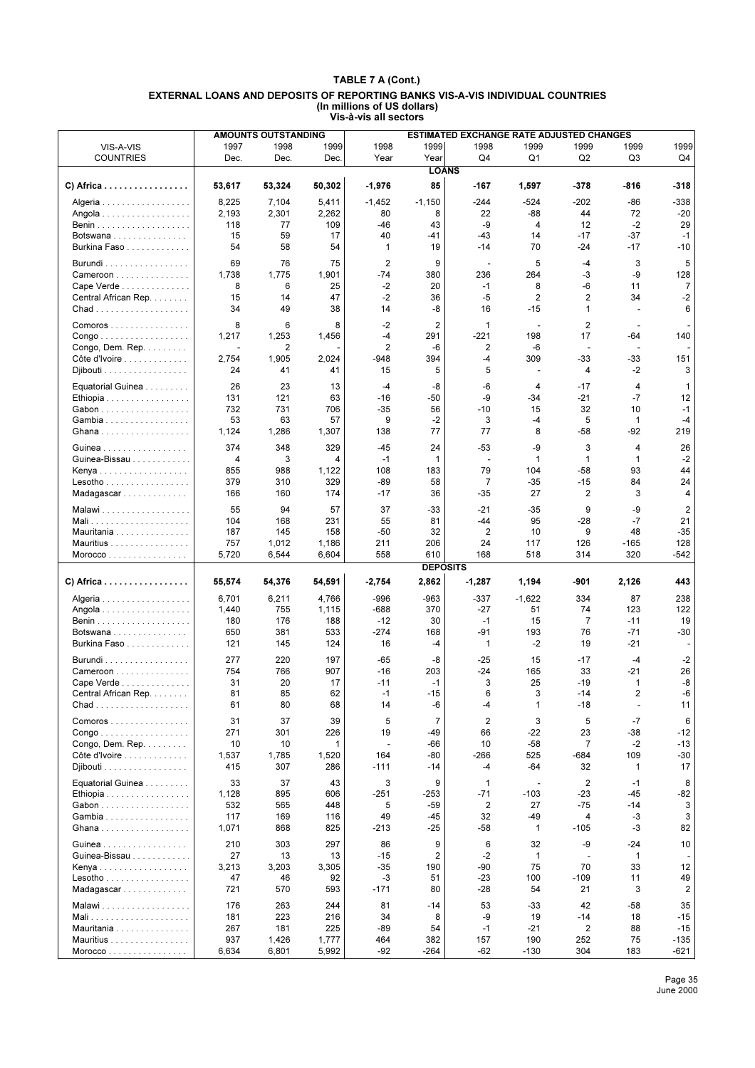## TABLE 7 A (Cont.)

### EXTERNAL LOANS AND DEPOSITS OF REPORTING BANKS VIS-A-VIS INDIVIDUAL COUNTRIES
(In millions of US dollars)
Vis-à-vis all sectors

| VIS-A-VIS COUNTRIES | AMOUNTS OUTSTANDING | | | ESTIMATED EXCHANGE RATE ADJUSTED CHANGES | | | | | | |
|---|---|---|---|---|---|---|---|---|---|---|
| | 1997 Dec. | 1998 Dec. | 1999 Dec. | 1998 Year | 1999 Year | 1998 Q4 | 1999 Q1 | 1999 Q2 | 1999 Q3 | 1999 Q4 |
| | | | | | **LOANS** | | | | | |
| **C) Africa** | **53,617** | **53,324** | **50,302** | **-1,976** | **85** | **-167** | **1,597** | **-378** | **-816** | **-318** |
| Algeria | 8,225 | 7,104 | 5,411 | -1,452 | -1,150 | -244 | -524 | -202 | -86 | -338 |
| Angola | 2,193 | 2,301 | 2,262 | 80 | 8 | 22 | -88 | 44 | 72 | -20 |
| Benin | 118 | 77 | 109 | -46 | 43 | -9 | 4 | 12 | -2 | 29 |
| Botswana | 15 | 59 | 17 | 40 | -41 | -43 | 14 | -17 | -37 | -1 |
| Burkina Faso | 54 | 58 | 54 | 1 | 19 | -14 | 70 | -24 | -17 | -10 |
| Burundi | 69 | 76 | 75 | 2 | 9 | - | 5 | -4 | 3 | 5 |
| Cameroon | 1,738 | 1,775 | 1,901 | -74 | 380 | 236 | 264 | -3 | -9 | 128 |
| Cape Verde | 8 | 6 | 25 | -2 | 20 | -1 | 8 | -6 | 11 | 7 |
| Central African Rep. | 15 | 14 | 47 | -2 | 36 | -5 | 2 | 2 | 34 | -2 |
| Chad | 34 | 49 | 38 | 14 | -8 | 16 | -15 | 1 | - | 6 |
| Comoros | 8 | 6 | 8 | -2 | 2 | 1 | - | 2 | - | - |
| Congo | 1,217 | 1,253 | 1,456 | -4 | 291 | -221 | 198 | 17 | -64 | 140 |
| Congo, Dem. Rep. | - | 2 | - | 2 | -6 | 2 | -6 | - | - | - |
| Côte d'Ivoire | 2,754 | 1,905 | 2,024 | -948 | 394 | -4 | 309 | -33 | -33 | 151 |
| Djibouti | 24 | 41 | 41 | 15 | 5 | 5 | - | 4 | -2 | 3 |
| Equatorial Guinea | 26 | 23 | 13 | -4 | -8 | -6 | 4 | -17 | 4 | 1 |
| Ethiopia | 131 | 121 | 63 | -16 | -50 | -9 | -34 | -21 | -7 | 12 |
| Gabon | 732 | 731 | 706 | -35 | 56 | -10 | 15 | 32 | 10 | -1 |
| Gambia | 53 | 63 | 57 | 9 | -2 | 3 | -4 | 5 | 1 | -4 |
| Ghana | 1,124 | 1,286 | 1,307 | 138 | 77 | 77 | 8 | -58 | -92 | 219 |
| Guinea | 374 | 348 | 329 | -45 | 24 | -53 | -9 | 3 | 4 | 26 |
| Guinea-Bissau | 4 | 3 | 4 | -1 | 1 | - | 1 | 1 | 1 | -2 |
| Kenya | 855 | 988 | 1,122 | 108 | 183 | 79 | 104 | -58 | 93 | 44 |
| Lesotho | 379 | 310 | 329 | -89 | 58 | 7 | -35 | -15 | 84 | 24 |
| Madagascar | 166 | 160 | 174 | -17 | 36 | -35 | 27 | 2 | 3 | 4 |
| Malawi | 55 | 94 | 57 | 37 | -33 | -21 | -35 | 9 | -9 | 2 |
| Mali | 104 | 168 | 231 | 55 | 81 | -44 | 95 | -28 | -7 | 21 |
| Mauritania | 187 | 145 | 158 | -50 | 32 | 2 | 10 | 9 | 48 | -35 |
| Mauritius | 757 | 1,012 | 1,186 | 211 | 206 | 24 | 117 | 126 | -165 | 128 |
| Morocco | 5,720 | 6,544 | 6,604 | 558 | 610 | 168 | 518 | 314 | 320 | -542 |
| | | | | | **DEPOSITS** | | | | | |
| **C) Africa** | **55,574** | **54,376** | **54,591** | **-2,754** | **2,862** | **-1,287** | **1,194** | **-901** | **2,126** | **443** |
| Algeria | 6,701 | 6,211 | 4,766 | -996 | -963 | -337 | -1,622 | 334 | 87 | 238 |
| Angola | 1,440 | 755 | 1,115 | -688 | 370 | -27 | 51 | 74 | 123 | 122 |
| Benin | 180 | 176 | 188 | -12 | 30 | -1 | 15 | 7 | -11 | 19 |
| Botswana | 650 | 381 | 533 | -274 | 168 | -91 | 193 | 76 | -71 | -30 |
| Burkina Faso | 121 | 145 | 124 | 16 | -4 | 1 | -2 | 19 | -21 | - |
| Burundi | 277 | 220 | 197 | -65 | -8 | -25 | 15 | -17 | -4 | -2 |
| Cameroon | 754 | 766 | 907 | -16 | 203 | -24 | 165 | 33 | -21 | 26 |
| Cape Verde | 31 | 20 | 17 | -11 | -1 | 3 | 25 | -19 | 1 | -8 |
| Central African Rep. | 81 | 85 | 62 | -1 | -15 | 6 | 3 | -14 | 2 | -6 |
| Chad | 61 | 80 | 68 | 14 | -6 | -4 | 1 | -18 | - | 11 |
| Comoros | 31 | 37 | 39 | 5 | 7 | 2 | 3 | 5 | -7 | 6 |
| Congo | 271 | 301 | 226 | 19 | -49 | 66 | -22 | 23 | -38 | -12 |
| Congo, Dem. Rep. | 10 | 10 | 1 | - | -66 | 10 | -58 | 7 | -2 | -13 |
| Côte d'Ivoire | 1,537 | 1,785 | 1,520 | 164 | -80 | -266 | 525 | -684 | 109 | -30 |
| Djibouti | 415 | 307 | 286 | -111 | -14 | -4 | -64 | 32 | 1 | 17 |
| Equatorial Guinea | 33 | 37 | 43 | 3 | 9 | 1 | - | 2 | -1 | 8 |
| Ethiopia | 1,128 | 895 | 606 | -251 | -253 | -71 | -103 | -23 | -45 | -82 |
| Gabon | 532 | 565 | 448 | 5 | -59 | 2 | 27 | -75 | -14 | 3 |
| Gambia | 117 | 169 | 116 | 49 | -45 | 32 | -49 | 4 | -3 | 3 |
| Ghana | 1,071 | 868 | 825 | -213 | -25 | -58 | 1 | -105 | -3 | 82 |
| Guinea | 210 | 303 | 297 | 86 | 9 | 6 | 32 | -9 | -24 | 10 |
| Guinea-Bissau | 27 | 13 | 13 | -15 | 2 | -2 | 1 | - | 1 | - |
| Kenya | 3,213 | 3,203 | 3,305 | -35 | 190 | -90 | 75 | 70 | 33 | 12 |
| Lesotho | 47 | 46 | 92 | -3 | 51 | -23 | 100 | -109 | 11 | 49 |
| Madagascar | 721 | 570 | 593 | -171 | 80 | -28 | 54 | 21 | 3 | 2 |
| Malawi | 176 | 263 | 244 | 81 | -14 | 53 | -33 | 42 | -58 | 35 |
| Mali | 181 | 223 | 216 | 34 | 8 | -9 | 19 | -14 | 18 | -15 |
| Mauritania | 267 | 181 | 225 | -89 | 54 | -1 | -21 | 2 | 88 | -15 |
| Mauritius | 937 | 1,426 | 1,777 | 464 | 382 | 157 | 190 | 252 | 75 | -135 |
| Morocco | 6,634 | 6,801 | 5,992 | -92 | -264 | -62 | -130 | 304 | 183 | -621 |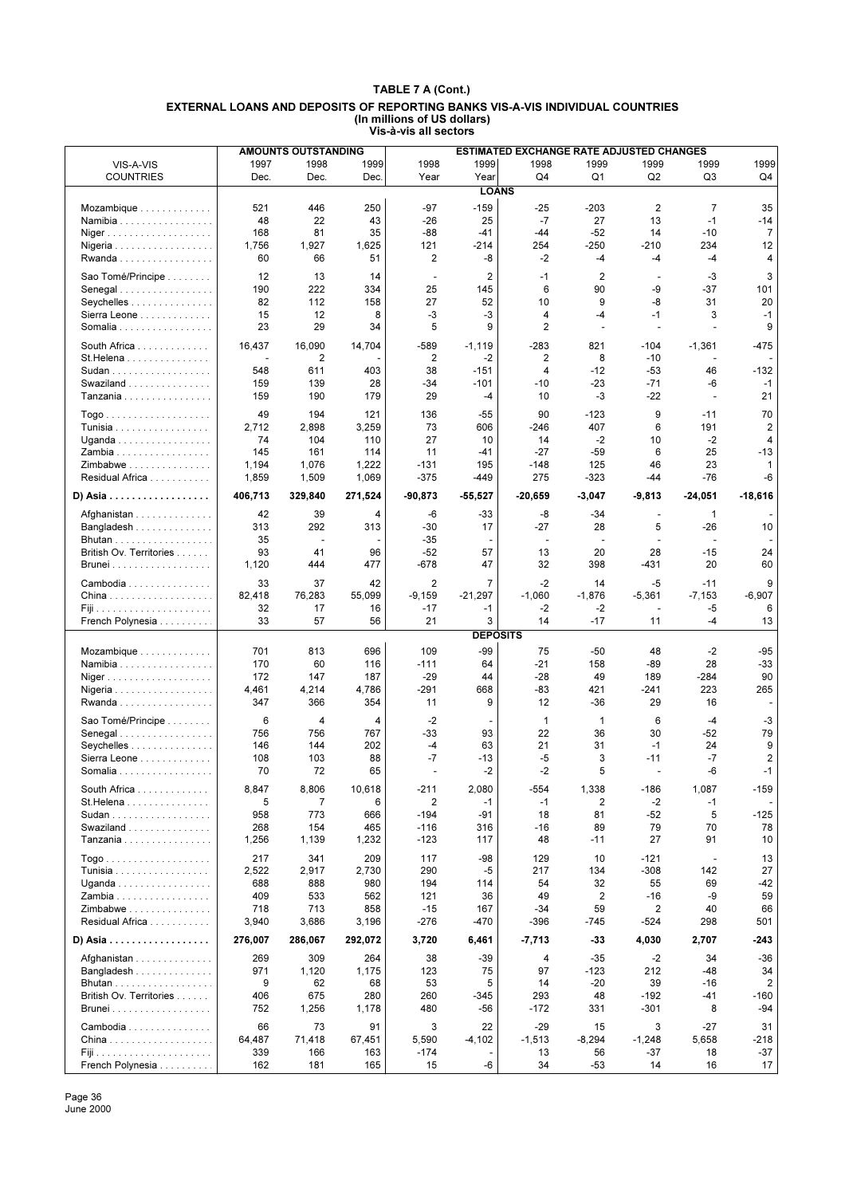# TABLE 7 A (Cont.)

## EXTERNAL LOANS AND DEPOSITS OF REPORTING BANKS VIS-A-VIS INDIVIDUAL COUNTRIES
(In millions of US dollars)
Vis-à-vis all sectors

| VIS-A-VIS COUNTRIES | AMOUNTS OUTSTANDING 1997 Dec. | 1998 Dec. | 1999 Dec. | ESTIMATED EXCHANGE RATE ADJUSTED CHANGES 1998 Year | 1999 Year | 1998 Q4 | 1999 Q1 | 1999 Q2 | 1999 Q3 | 1999 Q4 |
|---|---|---|---|---|---|---|---|---|---|---|
| **LOANS** | | | | | | | | | | |
| Mozambique | 521 | 446 | 250 | -97 | -159 | -25 | -203 | 2 | 7 | 35 |
| Namibia | 48 | 22 | 43 | -26 | 25 | -7 | 27 | 13 | -1 | -14 |
| Niger | 168 | 81 | 35 | -88 | -41 | -44 | -52 | 14 | -10 | 7 |
| Nigeria | 1,756 | 1,927 | 1,625 | 121 | -214 | 254 | -250 | -210 | 234 | 12 |
| Rwanda | 60 | 66 | 51 | 2 | -8 | -2 | -4 | -4 | -4 | 4 |
| Sao Tomé/Principe | 12 | 13 | 14 | - | 2 | -1 | 2 | - | -3 | 3 |
| Senegal | 190 | 222 | 334 | 25 | 145 | 6 | 90 | -9 | -37 | 101 |
| Seychelles | 82 | 112 | 158 | 27 | 52 | 10 | 9 | -8 | 31 | 20 |
| Sierra Leone | 15 | 12 | 8 | -3 | -3 | 4 | -4 | -1 | 3 | -1 |
| Somalia | 23 | 29 | 34 | 5 | 9 | 2 | - | - | - | 9 |
| South Africa | 16,437 | 16,090 | 14,704 | -589 | -1,119 | -283 | 821 | -104 | -1,361 | -475 |
| St.Helena | - | 2 | - | 2 | -2 | 2 | 8 | -10 | - | - |
| Sudan | 548 | 611 | 403 | 38 | -151 | 4 | -12 | -53 | 46 | -132 |
| Swaziland | 159 | 139 | 28 | -34 | -101 | -10 | -23 | -71 | -6 | -1 |
| Tanzania | 159 | 190 | 179 | 29 | -4 | 10 | -3 | -22 | - | 21 |
| Togo | 49 | 194 | 121 | 136 | -55 | 90 | -123 | 9 | -11 | 70 |
| Tunisia | 2,712 | 2,898 | 3,259 | 73 | 606 | -246 | 407 | 6 | 191 | 2 |
| Uganda | 74 | 104 | 110 | 27 | 10 | 14 | -2 | 10 | -2 | 4 |
| Zambia | 145 | 161 | 114 | 11 | -41 | -27 | -59 | 6 | 25 | -13 |
| Zimbabwe | 1,194 | 1,076 | 1,222 | -131 | 195 | -148 | 125 | 46 | 23 | 1 |
| Residual Africa | 1,859 | 1,509 | 1,069 | -375 | -449 | 275 | -323 | -44 | -76 | -6 |
| **D) Asia** | **406,713** | **329,840** | **271,524** | **-90,873** | **-55,527** | **-20,659** | **-3,047** | **-9,813** | **-24,051** | **-18,616** |
| Afghanistan | 42 | 39 | 4 | -6 | -33 | -8 | -34 | - | 1 | - |
| Bangladesh | 313 | 292 | 313 | -30 | 17 | -27 | 28 | 5 | -26 | 10 |
| Bhutan | 35 | - | - | -35 | - | - | - | - | - | - |
| British Ov. Territories | 93 | 41 | 96 | -52 | 57 | 13 | 20 | 28 | -15 | 24 |
| Brunei | 1,120 | 444 | 477 | -678 | 47 | 32 | 398 | -431 | 20 | 60 |
| Cambodia | 33 | 37 | 42 | 2 | 7 | -2 | 14 | -5 | -11 | 9 |
| China | 82,418 | 76,283 | 55,099 | -9,159 | -21,297 | -1,060 | -1,876 | -5,361 | -7,153 | -6,907 |
| Fiji | 32 | 17 | 16 | -17 | -1 | -2 | -2 | - | -5 | 6 |
| French Polynesia | 33 | 57 | 56 | 21 | 3 | 14 | -17 | 11 | -4 | 13 |
| **DEPOSITS** | | | | | | | | | | |
| Mozambique | 701 | 813 | 696 | 109 | -99 | 75 | -50 | 48 | -2 | -95 |
| Namibia | 170 | 60 | 116 | -111 | 64 | -21 | 158 | -89 | 28 | -33 |
| Niger | 172 | 147 | 187 | -29 | 44 | -28 | 49 | 189 | -284 | 90 |
| Nigeria | 4,461 | 4,214 | 4,786 | -291 | 668 | -83 | 421 | -241 | 223 | 265 |
| Rwanda | 347 | 366 | 354 | 11 | 9 | 12 | -36 | 29 | 16 | - |
| Sao Tomé/Principe | 6 | 4 | 4 | -2 | - | 1 | 1 | 6 | -4 | -3 |
| Senegal | 756 | 756 | 767 | -33 | 93 | 22 | 36 | 30 | -52 | 79 |
| Seychelles | 146 | 144 | 202 | -4 | 63 | 21 | 31 | -1 | 24 | 9 |
| Sierra Leone | 108 | 103 | 88 | -7 | -13 | -5 | 3 | -11 | -7 | 2 |
| Somalia | 70 | 72 | 65 | - | -2 | -2 | 5 | - | -6 | -1 |
| South Africa | 8,847 | 8,806 | 10,618 | -211 | 2,080 | -554 | 1,338 | -186 | 1,087 | -159 |
| St.Helena | 5 | 7 | 6 | 2 | -1 | -1 | 2 | -2 | -1 | - |
| Sudan | 958 | 773 | 666 | -194 | -91 | 18 | 81 | -52 | 5 | -125 |
| Swaziland | 268 | 154 | 465 | -116 | 316 | -16 | 89 | 79 | 70 | 78 |
| Tanzania | 1,256 | 1,139 | 1,232 | -123 | 117 | 48 | -11 | 27 | 91 | 10 |
| Togo | 217 | 341 | 209 | 117 | -98 | 129 | 10 | -121 | - | 13 |
| Tunisia | 2,522 | 2,917 | 2,730 | 290 | -5 | 217 | 134 | -308 | 142 | 27 |
| Uganda | 688 | 888 | 980 | 194 | 114 | 54 | 32 | 55 | 69 | -42 |
| Zambia | 409 | 533 | 562 | 121 | 36 | 49 | 2 | -16 | -9 | 59 |
| Zimbabwe | 718 | 713 | 858 | -15 | 167 | -34 | 59 | 2 | 40 | 66 |
| Residual Africa | 3,940 | 3,686 | 3,196 | -276 | -470 | -396 | -745 | -524 | 298 | 501 |
| **D) Asia** | **276,007** | **286,067** | **292,072** | **3,720** | **6,461** | **-7,713** | **-33** | **4,030** | **2,707** | **-243** |
| Afghanistan | 269 | 309 | 264 | 38 | -39 | 4 | -35 | -2 | 34 | -36 |
| Bangladesh | 971 | 1,120 | 1,175 | 123 | 75 | 97 | -123 | 212 | -48 | 34 |
| Bhutan | 9 | 62 | 68 | 53 | 5 | 14 | -20 | 39 | -16 | 2 |
| British Ov. Territories | 406 | 675 | 280 | 260 | -345 | 293 | 48 | -192 | -41 | -160 |
| Brunei | 752 | 1,256 | 1,178 | 480 | -56 | -172 | 331 | -301 | 8 | -94 |
| Cambodia | 66 | 73 | 91 | 3 | 22 | -29 | 15 | 3 | -27 | 31 |
| China | 64,487 | 71,418 | 67,451 | 5,590 | -4,102 | -1,513 | -8,294 | -1,248 | 5,658 | -218 |
| Fiji | 339 | 166 | 163 | -174 | - | 13 | 56 | -37 | 18 | -37 |
| French Polynesia | 162 | 181 | 165 | 15 | -6 | 34 | -53 | 14 | 16 | 17 |

June 2000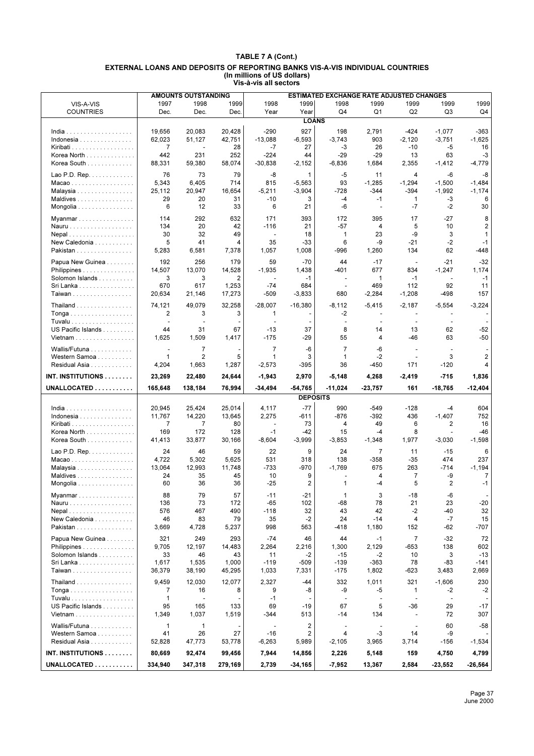# TABLE 7 A (Cont.)

## EXTERNAL LOANS AND DEPOSITS OF REPORTING BANKS VIS-A-VIS INDIVIDUAL COUNTRIES

**(In millions of US dollars)**

**Vis-à-vis all sectors**

| VIS-A-VIS COUNTRIES | AMOUNTS OUTSTANDING 1997 Dec. | 1998 Dec. | 1999 Dec. | ESTIMATED EXCHANGE RATE ADJUSTED CHANGES 1998 Year | 1999 Year | 1998 Q4 | 1999 Q1 | 1999 Q2 | 1999 Q3 | 1999 Q4 |
|---|---|---|---|---|---|---|---|---|---|---|
| **LOANS** | | | | | | | | | | |
| India | 19,656 | 20,083 | 20,428 | -290 | 927 | 198 | 2,791 | -424 | -1,077 | -363 |
| Indonesia | 62,023 | 51,127 | 42,751 | -13,088 | -6,593 | -3,743 | 903 | -2,120 | -3,751 | -1,625 |
| Kiribati | 7 | - | 28 | -7 | 27 | -3 | 26 | -10 | -5 | 16 |
| Korea North | 442 | 231 | 252 | -224 | 44 | -29 | -29 | 13 | 63 | -3 |
| Korea South | 88,331 | 59,380 | 58,074 | -30,838 | -2,152 | -6,836 | 1,684 | 2,355 | -1,412 | -4,779 |
| Lao P.D. Rep. | 76 | 73 | 79 | -8 | 1 | -5 | 11 | 4 | -6 | -8 |
| Macao | 5,343 | 6,405 | 714 | 815 | -5,563 | 93 | -1,285 | -1,294 | -1,500 | -1,484 |
| Malaysia | 25,112 | 20,947 | 16,654 | -5,211 | -3,904 | -728 | -344 | -394 | -1,992 | -1,174 |
| Maldives | 29 | 20 | 31 | -10 | 3 | -4 | -1 | 1 | -3 | 6 |
| Mongolia | 6 | 12 | 33 | 6 | 21 | -6 | - | -7 | -2 | 30 |
| Myanmar | 114 | 292 | 632 | 171 | 393 | 172 | 395 | 17 | -27 | 8 |
| Nauru | 134 | 20 | 42 | -116 | 21 | -57 | 4 | 5 | 10 | 2 |
| Nepal | 30 | 32 | 49 | - | 18 | 1 | 23 | -9 | 3 | 1 |
| New Caledonia | 5 | 41 | 4 | 35 | -33 | 6 | -9 | -21 | -2 | -1 |
| Pakistan | 5,283 | 6,581 | 7,378 | 1,057 | 1,008 | -996 | 1,260 | 134 | 62 | -448 |
| Papua New Guinea | 192 | 256 | 179 | 59 | -70 | 44 | -17 | - | -21 | -32 |
| Philippines | 14,507 | 13,070 | 14,528 | -1,935 | 1,438 | -401 | 677 | 834 | -1,247 | 1,174 |
| Solomon Islands | 3 | 3 | 2 | - | -1 | - | 1 | -1 | - | -1 |
| Sri Lanka | 670 | 617 | 1,253 | -74 | 684 | - | 469 | 112 | 92 | 11 |
| Taiwan | 20,634 | 21,146 | 17,273 | -509 | -3,833 | 680 | -2,284 | -1,208 | -498 | 157 |
| Thailand | 74,121 | 49,079 | 32,258 | -28,007 | -16,380 | -8,112 | -5,415 | -2,187 | -5,554 | -3,224 |
| Tonga | 2 | 3 | 3 | 1 | - | -2 | - | - | - | - |
| Tuvalu | - | - | - | - | - | - | - | - | - | - |
| US Pacific Islands | 44 | 31 | 67 | -13 | 37 | 8 | 14 | 13 | 62 | -52 |
| Vietnam | 1,625 | 1,509 | 1,417 | -175 | -29 | 55 | 4 | -46 | 63 | -50 |
| Wallis/Futuna | - | 7 | - | 7 | -6 | 7 | -6 | - | - | - |
| Western Samoa | 1 | 2 | 5 | 1 | 3 | 1 | -2 | - | 3 | 2 |
| Residual Asia | 4,204 | 1,663 | 1,287 | -2,573 | -395 | 36 | -450 | 171 | -120 | 4 |
| **INT. INSTITUTIONS** | **23,269** | **22,480** | **24,644** | **-1,943** | **2,970** | **-5,148** | **4,268** | **-2,419** | **-715** | **1,836** |
| **UNALLOCATED** | **165,648** | **138,184** | **76,994** | **-34,494** | **-54,765** | **-11,024** | **-23,757** | **161** | **-18,765** | **-12,404** |
| **DEPOSITS** | | | | | | | | | | |
| India | 20,945 | 25,424 | 25,014 | 4,117 | -77 | 990 | -549 | -128 | -4 | 604 |
| Indonesia | 11,767 | 14,220 | 13,645 | 2,275 | -611 | -876 | -392 | 436 | -1,407 | 752 |
| Kiribati | 7 | 7 | 80 | - | 73 | 4 | 49 | 6 | 2 | 16 |
| Korea North | 169 | 172 | 128 | -1 | -42 | 15 | -4 | 8 | - | -46 |
| Korea South | 41,413 | 33,877 | 30,166 | -8,604 | -3,999 | -3,853 | -1,348 | 1,977 | -3,030 | -1,598 |
| Lao P.D. Rep. | 24 | 46 | 59 | 22 | 9 | 24 | 7 | 11 | -15 | 6 |
| Macao | 4,722 | 5,302 | 5,625 | 531 | 318 | 138 | -358 | -35 | 474 | 237 |
| Malaysia | 13,064 | 12,993 | 11,748 | -733 | -970 | -1,769 | 675 | 263 | -714 | -1,194 |
| Maldives | 24 | 35 | 45 | 10 | 9 | - | 4 | 7 | -9 | 7 |
| Mongolia | 60 | 36 | 36 | -25 | 2 | 1 | -4 | 5 | 2 | -1 |
| Myanmar | 88 | 79 | 57 | -11 | -21 | 1 | 3 | -18 | -6 | - |
| Nauru | 136 | 73 | 172 | -65 | 102 | -68 | 78 | 21 | 23 | -20 |
| Nepal | 576 | 467 | 490 | -118 | 32 | 43 | 42 | -2 | -40 | 32 |
| New Caledonia | 46 | 83 | 79 | 35 | -2 | 24 | -14 | 4 | -7 | 15 |
| Pakistan | 3,669 | 4,728 | 5,237 | 998 | 563 | -418 | 1,180 | 152 | -62 | -707 |
| Papua New Guinea | 321 | 249 | 293 | -74 | 46 | 44 | -1 | 7 | -32 | 72 |
| Philippines | 9,705 | 12,197 | 14,483 | 2,264 | 2,216 | 1,300 | 2,129 | -653 | 138 | 602 |
| Solomon Islands | 33 | 46 | 43 | 11 | -2 | -15 | -2 | 10 | 3 | -13 |
| Sri Lanka | 1,617 | 1,535 | 1,000 | -119 | -509 | -139 | -363 | 78 | -83 | -141 |
| Taiwan | 36,379 | 38,190 | 45,295 | 1,033 | 7,331 | -175 | 1,802 | -623 | 3,483 | 2,669 |
| Thailand | 9,459 | 12,030 | 12,077 | 2,327 | -44 | 332 | 1,011 | 321 | -1,606 | 230 |
| Tonga | 7 | 16 | 8 | 9 | -8 | -9 | -5 | 1 | -2 | -2 |
| Tuvalu | 1 | - | - | -1 | - | - | - | - | - | - |
| US Pacific Islands | 95 | 165 | 133 | 69 | -19 | 67 | 5 | -36 | 29 | -17 |
| Vietnam | 1,349 | 1,037 | 1,519 | -344 | 513 | -14 | 134 | - | 72 | 307 |
| Wallis/Futuna | 1 | 1 | - | - | 2 | - | - | - | 60 | -58 |
| Western Samoa | 41 | 26 | 27 | -16 | 2 | 4 | -3 | 14 | -9 | - |
| Residual Asia | 52,828 | 47,773 | 53,778 | -6,263 | 5,989 | -2,105 | 3,965 | 3,714 | -156 | -1,534 |
| **INT. INSTITUTIONS** | **80,669** | **92,474** | **99,456** | **7,944** | **14,856** | **2,226** | **5,148** | **159** | **4,750** | **4,799** |
| **UNALLOCATED** | **334,940** | **347,318** | **279,169** | **2,739** | **-34,165** | **-7,952** | **13,367** | **2,584** | **-23,552** | **-26,564** |

June 2000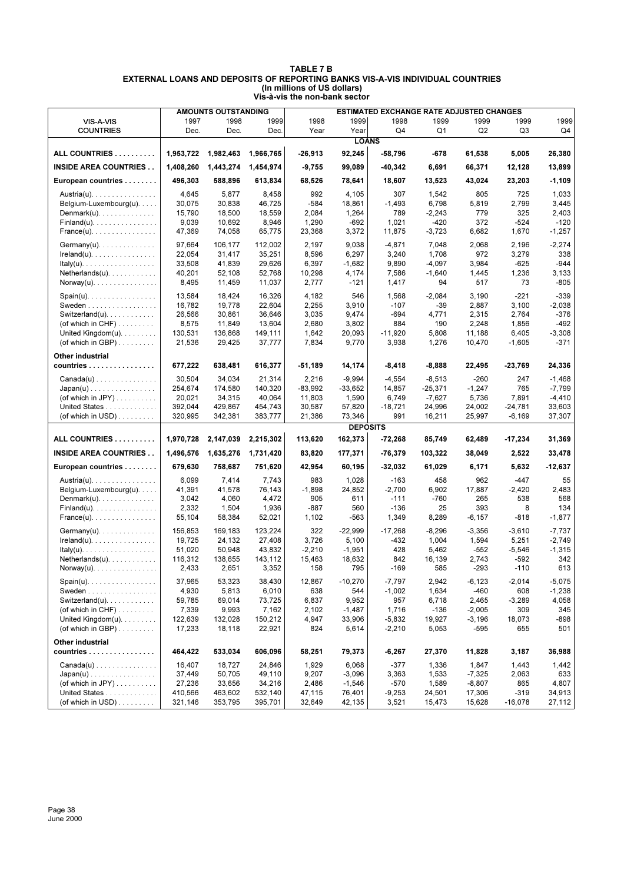**TABLE 7 B**
**EXTERNAL LOANS AND DEPOSITS OF REPORTING BANKS VIS-A-VIS INDIVIDUAL COUNTRIES**
**(In millions of US dollars)**
**Vis-à-vis the non-bank sector**

| VIS-A-VIS COUNTRIES | AMOUNTS OUTSTANDING 1997 Dec. | 1998 Dec. | 1999 Dec. | ESTIMATED EXCHANGE RATE ADJUSTED CHANGES 1998 Year | 1999 Year | 1998 Q4 | 1999 Q1 | 1999 Q2 | 1999 Q3 | 1999 Q4 |
|---|---|---|---|---|---|---|---|---|---|---|
| **LOANS** | | | | | | | | | | |
| **ALL COUNTRIES** | **1,953,722** | **1,982,463** | **1,966,765** | **-26,913** | **92,245** | **-58,796** | **-678** | **61,538** | **5,005** | **26,380** |
| **INSIDE AREA COUNTRIES** | **1,408,260** | **1,443,274** | **1,454,974** | **-9,755** | **99,089** | **-40,342** | **6,691** | **66,371** | **12,128** | **13,899** |
| **European countries** | **496,303** | **588,896** | **613,834** | **68,526** | **78,641** | **18,607** | **13,523** | **43,024** | **23,203** | **-1,109** |
| Austria(u) | 4,645 | 5,877 | 8,458 | 992 | 4,105 | 307 | 1,542 | 805 | 725 | 1,033 |
| Belgium-Luxembourg(u) | 30,075 | 30,838 | 46,725 | -584 | 18,861 | -1,493 | 6,798 | 5,819 | 2,799 | 3,445 |
| Denmark(u) | 15,790 | 18,500 | 18,559 | 2,084 | 1,264 | 789 | -2,243 | 779 | 325 | 2,403 |
| Finland(u) | 9,039 | 10,692 | 8,946 | 1,290 | -692 | 1,021 | -420 | 372 | -524 | -120 |
| France(u) | 47,369 | 74,058 | 65,775 | 23,368 | 3,372 | 11,875 | -3,723 | 6,682 | 1,670 | -1,257 |
| Germany(u) | 97,664 | 106,177 | 112,002 | 2,197 | 9,038 | -4,871 | 7,048 | 2,068 | 2,196 | -2,274 |
| Ireland(u) | 22,054 | 31,417 | 35,251 | 8,596 | 6,297 | 3,240 | 1,708 | 972 | 3,279 | 338 |
| Italy(u) | 33,508 | 41,839 | 29,626 | 6,397 | -1,682 | 9,890 | -4,097 | 3,984 | -625 | -944 |
| Netherlands(u) | 40,201 | 52,108 | 52,768 | 10,298 | 4,174 | 7,586 | -1,640 | 1,445 | 1,236 | 3,133 |
| Norway(u) | 8,495 | 11,459 | 11,037 | 2,777 | -121 | 1,417 | 94 | 517 | 73 | -805 |
| Spain(u) | 13,584 | 18,424 | 16,326 | 4,182 | 546 | 1,568 | -2,084 | 3,190 | -221 | -339 |
| Sweden | 16,782 | 19,778 | 22,604 | 2,255 | 3,910 | -107 | -39 | 2,887 | 3,100 | -2,038 |
| Switzerland(u) | 26,566 | 30,861 | 36,646 | 3,035 | 9,474 | -694 | 4,771 | 2,315 | 2,764 | -376 |
| (of which in CHF) | 8,575 | 11,849 | 13,604 | 2,680 | 3,802 | 884 | 190 | 2,248 | 1,856 | -492 |
| United Kingdom(u) | 130,531 | 136,868 | 149,111 | 1,642 | 20,093 | -11,920 | 5,808 | 11,188 | 6,405 | -3,308 |
| (of which in GBP) | 21,536 | 29,425 | 37,777 | 7,834 | 9,770 | 3,938 | 1,276 | 10,470 | -1,605 | -371 |
| **Other industrial countries** | **677,222** | **638,481** | **616,377** | **-51,189** | **14,174** | **-8,418** | **-8,888** | **22,495** | **-23,769** | **24,336** |
| Canada(u) | 30,504 | 34,034 | 21,314 | 2,216 | -9,994 | -4,554 | -8,513 | -260 | 247 | -1,468 |
| Japan(u) | 254,674 | 174,580 | 140,320 | -83,992 | -33,652 | 14,857 | -25,371 | -1,247 | 765 | -7,799 |
| (of which in JPY) | 20,021 | 34,315 | 40,064 | 11,803 | 1,590 | 6,749 | -7,627 | 5,736 | 7,891 | -4,410 |
| United States | 392,044 | 429,867 | 454,743 | 30,587 | 57,820 | -18,721 | 24,996 | 24,002 | -24,781 | 33,603 |
| (of which in USD) | 320,995 | 342,381 | 383,777 | 21,386 | 73,346 | 991 | 16,211 | 25,997 | -6,169 | 37,307 |
| **DEPOSITS** | | | | | | | | | | |
| **ALL COUNTRIES** | **1,970,728** | **2,147,039** | **2,215,302** | **113,620** | **162,373** | **-72,268** | **85,749** | **62,489** | **-17,234** | **31,369** |
| **INSIDE AREA COUNTRIES** | **1,496,576** | **1,635,276** | **1,731,420** | **83,820** | **177,371** | **-76,379** | **103,322** | **38,049** | **2,522** | **33,478** |
| **European countries** | **679,630** | **758,687** | **751,620** | **42,954** | **60,195** | **-32,032** | **61,029** | **6,171** | **5,632** | **-12,637** |
| Austria(u) | 6,099 | 7,414 | 7,743 | 983 | 1,028 | -163 | 458 | 962 | -447 | 55 |
| Belgium-Luxembourg(u) | 41,391 | 41,578 | 76,143 | -1,898 | 24,852 | -2,700 | 6,902 | 17,887 | -2,420 | 2,483 |
| Denmark(u) | 3,042 | 4,060 | 4,472 | 905 | 611 | -111 | -760 | 265 | 538 | 568 |
| Finland(u) | 2,332 | 1,504 | 1,936 | -887 | 560 | -136 | 25 | 393 | 8 | 134 |
| France(u) | 55,104 | 58,384 | 52,021 | 1,102 | -563 | 1,349 | 8,289 | -6,157 | -818 | -1,877 |
| Germany(u) | 156,853 | 169,183 | 123,224 | 322 | -22,999 | -17,268 | -8,296 | -3,356 | -3,610 | -7,737 |
| Ireland(u) | 19,725 | 24,132 | 27,408 | 3,726 | 5,100 | -432 | 1,004 | 1,594 | 5,251 | -2,749 |
| Italy(u) | 51,020 | 50,948 | 43,832 | -2,210 | -1,951 | 428 | 5,462 | -552 | -5,546 | -1,315 |
| Netherlands(u) | 116,312 | 138,655 | 143,112 | 15,463 | 18,632 | 842 | 16,139 | 2,743 | -592 | 342 |
| Norway(u) | 2,433 | 2,651 | 3,352 | 158 | 795 | -169 | 585 | -293 | -110 | 613 |
| Spain(u) | 37,965 | 53,323 | 38,430 | 12,867 | -10,270 | -7,797 | 2,942 | -6,123 | -2,014 | -5,075 |
| Sweden | 4,930 | 5,813 | 6,010 | 638 | 544 | -1,002 | 1,634 | -460 | 608 | -1,238 |
| Switzerland(u) | 59,785 | 69,014 | 73,725 | 6,837 | 9,952 | 957 | 6,718 | 2,465 | -3,289 | 4,058 |
| (of which in CHF) | 7,339 | 9,993 | 7,162 | 2,102 | -1,487 | 1,716 | -136 | -2,005 | 309 | 345 |
| United Kingdom(u) | 122,639 | 132,028 | 150,212 | 4,947 | 33,906 | -5,832 | 19,927 | -3,196 | 18,073 | -898 |
| (of which in GBP) | 17,233 | 18,118 | 22,921 | 824 | 5,614 | -2,210 | 5,053 | -595 | 655 | 501 |
| **Other industrial countries** | **464,422** | **533,034** | **606,096** | **58,251** | **79,373** | **-6,267** | **27,370** | **11,828** | **3,187** | **36,988** |
| Canada(u) | 16,407 | 18,727 | 24,846 | 1,929 | 6,068 | -377 | 1,336 | 1,847 | 1,443 | 1,442 |
| Japan(u) | 37,449 | 50,705 | 49,110 | 9,207 | -3,096 | 3,363 | 1,533 | -7,325 | 2,063 | 633 |
| (of which in JPY) | 27,236 | 33,656 | 34,216 | 2,486 | -1,546 | -570 | 1,589 | -8,807 | 865 | 4,807 |
| United States | 410,566 | 463,602 | 532,140 | 47,115 | 76,401 | -9,253 | 24,501 | 17,306 | -319 | 34,913 |
| (of which in USD) | 321,146 | 353,795 | 395,701 | 32,649 | 42,135 | 3,521 | 15,473 | 15,628 | -16,078 | 27,112 |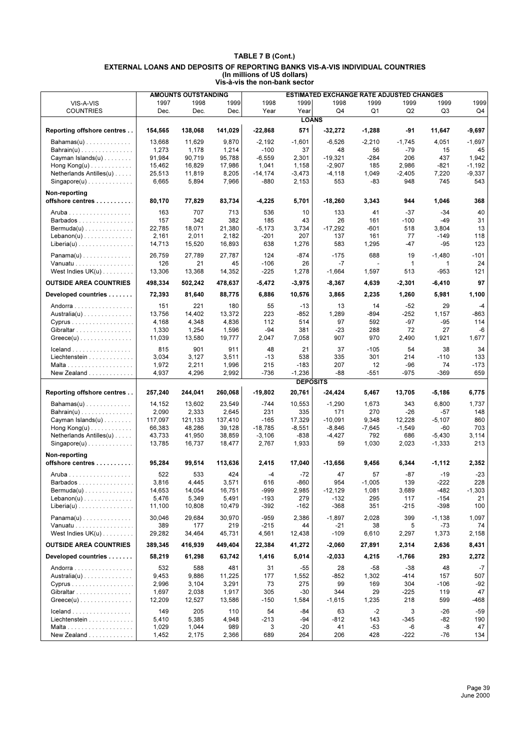# TABLE 7 B (Cont.)

## EXTERNAL LOANS AND DEPOSITS OF REPORTING BANKS VIS-A-VIS INDIVIDUAL COUNTRIES
### (In millions of US dollars)
### Vis-à-vis the non-bank sector

| VIS-A-VIS COUNTRIES | AMOUNTS OUTSTANDING | | | ESTIMATED EXCHANGE RATE ADJUSTED CHANGES | | | | | | |
|---|---|---|---|---|---|---|---|---|---|---|
| | 1997 Dec. | 1998 Dec. | 1999 Dec. | 1998 Year | 1999 Year | 1998 Q4 | 1999 Q1 | 1999 Q2 | 1999 Q3 | 1999 Q4 |
| **LOANS** | | | | | | | | | | |
| **Reporting offshore centres** | **154,565** | **138,068** | **141,029** | **-22,868** | **571** | **-32,272** | **-1,288** | **-91** | **11,647** | **-9,697** |
| Bahamas(u) | 13,668 | 11,629 | 9,870 | -2,192 | -1,601 | -6,526 | -2,210 | -1,745 | 4,051 | -1,697 |
| Bahrain(u) | 1,273 | 1,178 | 1,214 | -100 | 37 | 48 | 56 | -79 | 15 | 45 |
| Cayman Islands(u) | 91,984 | 90,719 | 95,788 | -6,559 | 2,301 | -19,321 | -284 | 206 | 437 | 1,942 |
| Hong Kong(u) | 15,462 | 16,829 | 17,986 | 1,041 | 1,158 | -2,907 | 185 | 2,986 | -821 | -1,192 |
| Netherlands Antilles(u) | 25,513 | 11,819 | 8,205 | -14,174 | -3,473 | -4,118 | 1,049 | -2,405 | 7,220 | -9,337 |
| Singapore(u) | 6,665 | 5,894 | 7,966 | -880 | 2,153 | 553 | -83 | 948 | 745 | 543 |
| **Non-reporting offshore centres** | **80,170** | **77,829** | **83,734** | **-4,225** | **5,701** | **-18,260** | **3,343** | **944** | **1,046** | **368** |
| Aruba | 163 | 707 | 713 | 536 | 10 | 133 | 41 | -37 | -34 | 40 |
| Barbados | 157 | 342 | 382 | 185 | 43 | 26 | 161 | -100 | -49 | 31 |
| Bermuda(u) | 22,785 | 18,071 | 21,380 | -5,173 | 3,734 | -17,292 | -601 | 518 | 3,804 | 13 |
| Lebanon(u) | 2,161 | 2,011 | 2,182 | -201 | 207 | 137 | 161 | 77 | -149 | 118 |
| Liberia(u) | 14,713 | 15,520 | 16,893 | 638 | 1,276 | 583 | 1,295 | -47 | -95 | 123 |
| Panama(u) | 26,759 | 27,789 | 27,787 | 124 | -874 | -175 | 688 | 19 | -1,480 | -101 |
| Vanuatu | 126 | 21 | 45 | -106 | 26 | -7 | - | 1 | 1 | 24 |
| West Indies UK(u) | 13,306 | 13,368 | 14,352 | -225 | 1,278 | -1,664 | 1,597 | 513 | -953 | 121 |
| **OUTSIDE AREA COUNTRIES** | **498,334** | **502,242** | **478,637** | **-5,472** | **-3,975** | **-8,367** | **4,639** | **-2,301** | **-6,410** | **97** |
| **Developed countries** | **72,393** | **81,640** | **88,775** | **6,886** | **10,576** | **3,865** | **2,235** | **1,260** | **5,981** | **1,100** |
| Andorra | 151 | 221 | 180 | 55 | -13 | 13 | 14 | -52 | 29 | -4 |
| Australia(u) | 13,756 | 14,402 | 13,372 | 223 | -852 | 1,289 | -894 | -252 | 1,157 | -863 |
| Cyprus | 4,168 | 4,348 | 4,836 | 112 | 514 | 97 | 592 | -97 | -95 | 114 |
| Gibraltar | 1,330 | 1,254 | 1,596 | -94 | 381 | -23 | 288 | 72 | 27 | -6 |
| Greece(u) | 11,039 | 13,580 | 19,777 | 2,047 | 7,058 | 907 | 970 | 2,490 | 1,921 | 1,677 |
| Iceland | 815 | 901 | 911 | 48 | 21 | 37 | -105 | 54 | 38 | 34 |
| Liechtenstein | 3,034 | 3,127 | 3,511 | -13 | 538 | 335 | 301 | 214 | -110 | 133 |
| Malta | 1,972 | 2,211 | 1,996 | 215 | -183 | 207 | 12 | -96 | 74 | -173 |
| New Zealand | 4,937 | 4,296 | 2,992 | -736 | -1,236 | -88 | -551 | -975 | -369 | 659 |
| **DEPOSITS** | | | | | | | | | | |
| **Reporting offshore centres** | **257,240** | **244,041** | **260,068** | **-19,802** | **20,761** | **-24,424** | **5,467** | **13,705** | **-5,186** | **6,775** |
| Bahamas(u) | 14,152 | 13,602 | 23,549 | -744 | 10,553 | -1,290 | 1,673 | 343 | 6,800 | 1,737 |
| Bahrain(u) | 2,090 | 2,333 | 2,645 | 231 | 335 | 171 | 270 | -26 | -57 | 148 |
| Cayman Islands(u) | 117,097 | 121,133 | 137,410 | -165 | 17,329 | -10,091 | 9,348 | 12,228 | -5,107 | 860 |
| Hong Kong(u) | 66,383 | 48,286 | 39,128 | -18,785 | -8,551 | -8,846 | -7,645 | -1,549 | -60 | 703 |
| Netherlands Antilles(u) | 43,733 | 41,950 | 38,859 | -3,106 | -838 | -4,427 | 792 | 686 | -5,430 | 3,114 |
| Singapore(u) | 13,785 | 16,737 | 18,477 | 2,767 | 1,933 | 59 | 1,030 | 2,023 | -1,333 | 213 |
| **Non-reporting offshore centres** | **95,284** | **99,514** | **113,636** | **2,415** | **17,040** | **-13,656** | **9,456** | **6,344** | **-1,112** | **2,352** |
| Aruba | 522 | 533 | 424 | -4 | -72 | 47 | 57 | -87 | -19 | -23 |
| Barbados | 3,816 | 4,445 | 3,571 | 616 | -860 | 954 | -1,005 | 139 | -222 | 228 |
| Bermuda(u) | 14,653 | 14,054 | 16,751 | -999 | 2,985 | -12,129 | 1,081 | 3,689 | -482 | -1,303 |
| Lebanon(u) | 5,476 | 5,349 | 5,491 | -193 | 279 | -132 | 295 | 117 | -154 | 21 |
| Liberia(u) | 11,100 | 10,808 | 10,479 | -392 | -162 | -368 | 351 | -215 | -398 | 100 |
| Panama(u) | 30,046 | 29,684 | 30,970 | -959 | 2,386 | -1,897 | 2,028 | 399 | -1,138 | 1,097 |
| Vanuatu | 389 | 177 | 219 | -215 | 44 | -21 | 38 | 5 | -73 | 74 |
| West Indies UK(u) | 29,282 | 34,464 | 45,731 | 4,561 | 12,438 | -109 | 6,610 | 2,297 | 1,373 | 2,158 |
| **OUTSIDE AREA COUNTRIES** | **389,345** | **416,939** | **449,404** | **22,384** | **41,272** | **-2,060** | **27,891** | **2,314** | **2,636** | **8,431** |
| **Developed countries** | **58,219** | **61,298** | **63,742** | **1,416** | **5,014** | **-2,033** | **4,215** | **-1,766** | **293** | **2,272** |
| Andorra | 532 | 588 | 481 | 31 | -55 | 28 | -58 | -38 | 48 | -7 |
| Australia(u) | 9,453 | 9,886 | 11,225 | 177 | 1,552 | -852 | 1,302 | -414 | 157 | 507 |
| Cyprus | 2,996 | 3,104 | 3,291 | 73 | 275 | 99 | 169 | 304 | -106 | -92 |
| Gibraltar | 1,697 | 2,038 | 1,917 | 305 | -30 | 344 | 29 | -225 | 119 | 47 |
| Greece(u) | 12,209 | 12,527 | 13,586 | -150 | 1,584 | -1,615 | 1,235 | 218 | 599 | -468 |
| Iceland | 149 | 205 | 110 | 54 | -84 | 63 | -2 | 3 | -26 | -59 |
| Liechtenstein | 5,410 | 5,385 | 4,948 | -213 | -94 | -812 | 143 | -345 | -82 | 190 |
| Malta | 1,029 | 1,044 | 989 | 3 | -20 | 41 | -53 | -6 | -8 | 47 |
| New Zealand | 1,452 | 2,175 | 2,366 | 689 | 264 | 206 | 428 | -222 | -76 | 134 |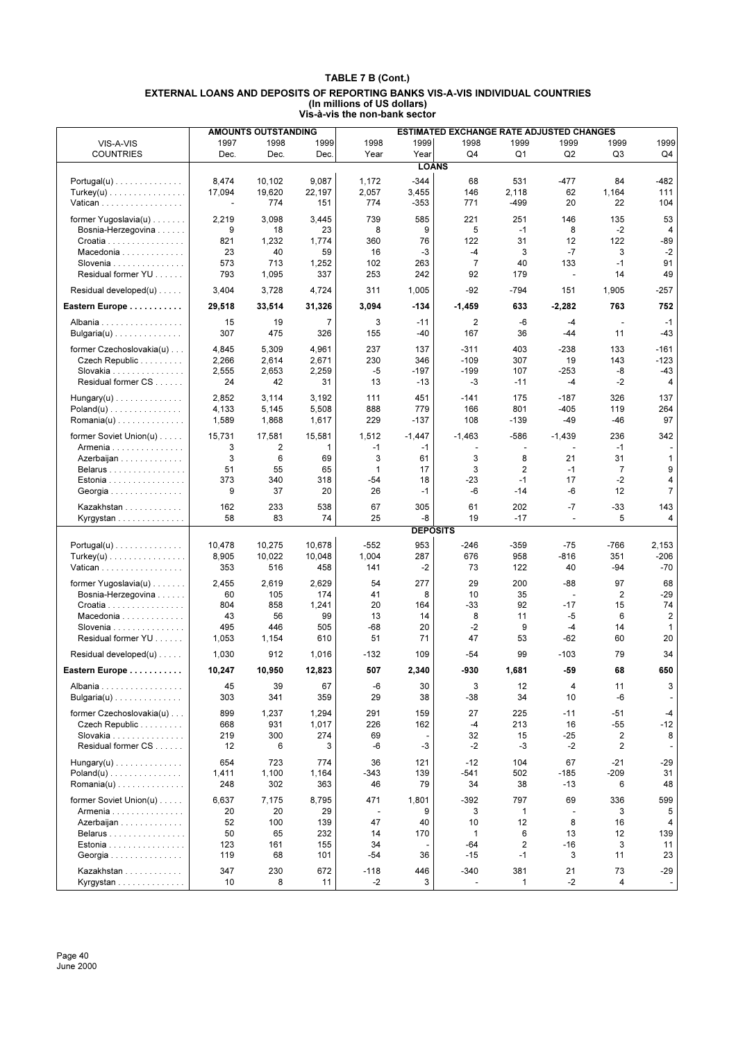# TABLE 7 B (Cont.)

## EXTERNAL LOANS AND DEPOSITS OF REPORTING BANKS VIS-A-VIS INDIVIDUAL COUNTRIES

**(In millions of US dollars)**

**Vis-à-vis the non-bank sector**

| VIS-A-VIS COUNTRIES | AMOUNTS OUTSTANDING 1997 Dec. | 1998 Dec. | 1999 Dec. | ESTIMATED EXCHANGE RATE ADJUSTED CHANGES 1998 Year | 1999 Year | 1998 Q4 | 1999 Q1 | 1999 Q2 | 1999 Q3 | 1999 Q4 |
|---|---|---|---|---|---|---|---|---|---|---|
| **LOANS** | | | | | | | | | | |
| Portugal(u) | 8,474 | 10,102 | 9,087 | 1,172 | -344 | 68 | 531 | -477 | 84 | -482 |
| Turkey(u) | 17,094 | 19,620 | 22,197 | 2,057 | 3,455 | 146 | 2,118 | 62 | 1,164 | 111 |
| Vatican | - | 774 | 151 | 774 | -353 | 771 | -499 | 20 | 22 | 104 |
| former Yugoslavia(u) | 2,219 | 3,098 | 3,445 | 739 | 585 | 221 | 251 | 146 | 135 | 53 |
| Bosnia-Herzegovina | 9 | 18 | 23 | 8 | 9 | 5 | -1 | 8 | -2 | 4 |
| Croatia | 821 | 1,232 | 1,774 | 360 | 76 | 122 | 31 | 12 | 122 | -89 |
| Macedonia | 23 | 40 | 59 | 16 | -3 | -4 | 3 | -7 | 3 | -2 |
| Slovenia | 573 | 713 | 1,252 | 102 | 263 | 7 | 40 | 133 | -1 | 91 |
| Residual former YU | 793 | 1,095 | 337 | 253 | 242 | 92 | 179 | - | 14 | 49 |
| Residual developed(u) | 3,404 | 3,728 | 4,724 | 311 | 1,005 | -92 | -794 | 151 | 1,905 | -257 |
| **Eastern Europe** | **29,518** | **33,514** | **31,326** | **3,094** | **-134** | **-1,459** | **633** | **-2,282** | **763** | **752** |
| Albania | 15 | 19 | 7 | 3 | -11 | 2 | -6 | -4 | - | -1 |
| Bulgaria(u) | 307 | 475 | 326 | 155 | -40 | 167 | 36 | -44 | 11 | -43 |
| former Czechoslovakia(u) | 4,845 | 5,309 | 4,961 | 237 | 137 | -311 | 403 | -238 | 133 | -161 |
| Czech Republic | 2,266 | 2,614 | 2,671 | 230 | 346 | -109 | 307 | 19 | 143 | -123 |
| Slovakia | 2,555 | 2,653 | 2,259 | -5 | -197 | -199 | 107 | -253 | -8 | -43 |
| Residual former CS | 24 | 42 | 31 | 13 | -13 | -3 | -11 | -4 | -2 | 4 |
| Hungary(u) | 2,852 | 3,114 | 3,192 | 111 | 451 | -141 | 175 | -187 | 326 | 137 |
| Poland(u) | 4,133 | 5,145 | 5,508 | 888 | 779 | 166 | 801 | -405 | 119 | 264 |
| Romania(u) | 1,589 | 1,868 | 1,617 | 229 | -137 | 108 | -139 | -49 | -46 | 97 |
| former Soviet Union(u) | 15,731 | 17,581 | 15,581 | 1,512 | -1,447 | -1,463 | -586 | -1,439 | 236 | 342 |
| Armenia | 3 | 2 | 1 | -1 | -1 | - | - | - | -1 | - |
| Azerbaijan | 3 | 6 | 69 | 3 | 61 | 3 | 8 | 21 | 31 | 1 |
| Belarus | 51 | 55 | 65 | 1 | 17 | 3 | 2 | -1 | 7 | 9 |
| Estonia | 373 | 340 | 318 | -54 | 18 | -23 | -1 | 17 | -2 | 4 |
| Georgia | 9 | 37 | 20 | 26 | -1 | -6 | -14 | -6 | 12 | 7 |
| Kazakhstan | 162 | 233 | 538 | 67 | 305 | 61 | 202 | -7 | -33 | 143 |
| Kyrgystan | 58 | 83 | 74 | 25 | -8 | 19 | -17 | - | 5 | 4 |
| **DEPOSITS** | | | | | | | | | | |
| Portugal(u) | 10,478 | 10,275 | 10,678 | -552 | 953 | -246 | -359 | -75 | -766 | 2,153 |
| Turkey(u) | 8,905 | 10,022 | 10,048 | 1,004 | 287 | 676 | 958 | -816 | 351 | -206 |
| Vatican | 353 | 516 | 458 | 141 | -2 | 73 | 122 | 40 | -94 | -70 |
| former Yugoslavia(u) | 2,455 | 2,619 | 2,629 | 54 | 277 | 29 | 200 | -88 | 97 | 68 |
| Bosnia-Herzegovina | 60 | 105 | 174 | 41 | 8 | 10 | 35 | - | 2 | -29 |
| Croatia | 804 | 858 | 1,241 | 20 | 164 | -33 | 92 | -17 | 15 | 74 |
| Macedonia | 43 | 56 | 99 | 13 | 14 | 8 | 11 | -5 | 6 | 2 |
| Slovenia | 495 | 446 | 505 | -68 | 20 | -2 | 9 | -4 | 14 | 1 |
| Residual former YU | 1,053 | 1,154 | 610 | 51 | 71 | 47 | 53 | -62 | 60 | 20 |
| Residual developed(u) | 1,030 | 912 | 1,016 | -132 | 109 | -54 | 99 | -103 | 79 | 34 |
| **Eastern Europe** | **10,247** | **10,950** | **12,823** | **507** | **2,340** | **-930** | **1,681** | **-59** | **68** | **650** |
| Albania | 45 | 39 | 67 | -6 | 30 | 3 | 12 | 4 | 11 | 3 |
| Bulgaria(u) | 303 | 341 | 359 | 29 | 38 | -38 | 34 | 10 | -6 | - |
| former Czechoslovakia(u) | 899 | 1,237 | 1,294 | 291 | 159 | 27 | 225 | -11 | -51 | -4 |
| Czech Republic | 668 | 931 | 1,017 | 226 | 162 | -4 | 213 | 16 | -55 | -12 |
| Slovakia | 219 | 300 | 274 | 69 | - | 32 | 15 | -25 | 2 | 8 |
| Residual former CS | 12 | 6 | 3 | -6 | -3 | -2 | -3 | -2 | 2 | - |
| Hungary(u) | 654 | 723 | 774 | 36 | 121 | -12 | 104 | 67 | -21 | -29 |
| Poland(u) | 1,411 | 1,100 | 1,164 | -343 | 139 | -541 | 502 | -185 | -209 | 31 |
| Romania(u) | 248 | 302 | 363 | 46 | 79 | 34 | 38 | -13 | 6 | 48 |
| former Soviet Union(u) | 6,637 | 7,175 | 8,795 | 471 | 1,801 | -392 | 797 | 69 | 336 | 599 |
| Armenia | 20 | 20 | 29 | - | 9 | 3 | 1 | - | 3 | 5 |
| Azerbaijan | 52 | 100 | 139 | 47 | 40 | 10 | 12 | 8 | 16 | 4 |
| Belarus | 50 | 65 | 232 | 14 | 170 | 1 | 6 | 13 | 12 | 139 |
| Estonia | 123 | 161 | 155 | 34 | - | -64 | 2 | -16 | 3 | 11 |
| Georgia | 119 | 68 | 101 | -54 | 36 | -15 | -1 | 3 | 11 | 23 |
| Kazakhstan | 347 | 230 | 672 | -118 | 446 | -340 | 381 | 21 | 73 | -29 |
| Kyrgystan | 10 | 8 | 11 | -2 | 3 | - | 1 | -2 | 4 | - |

June 2000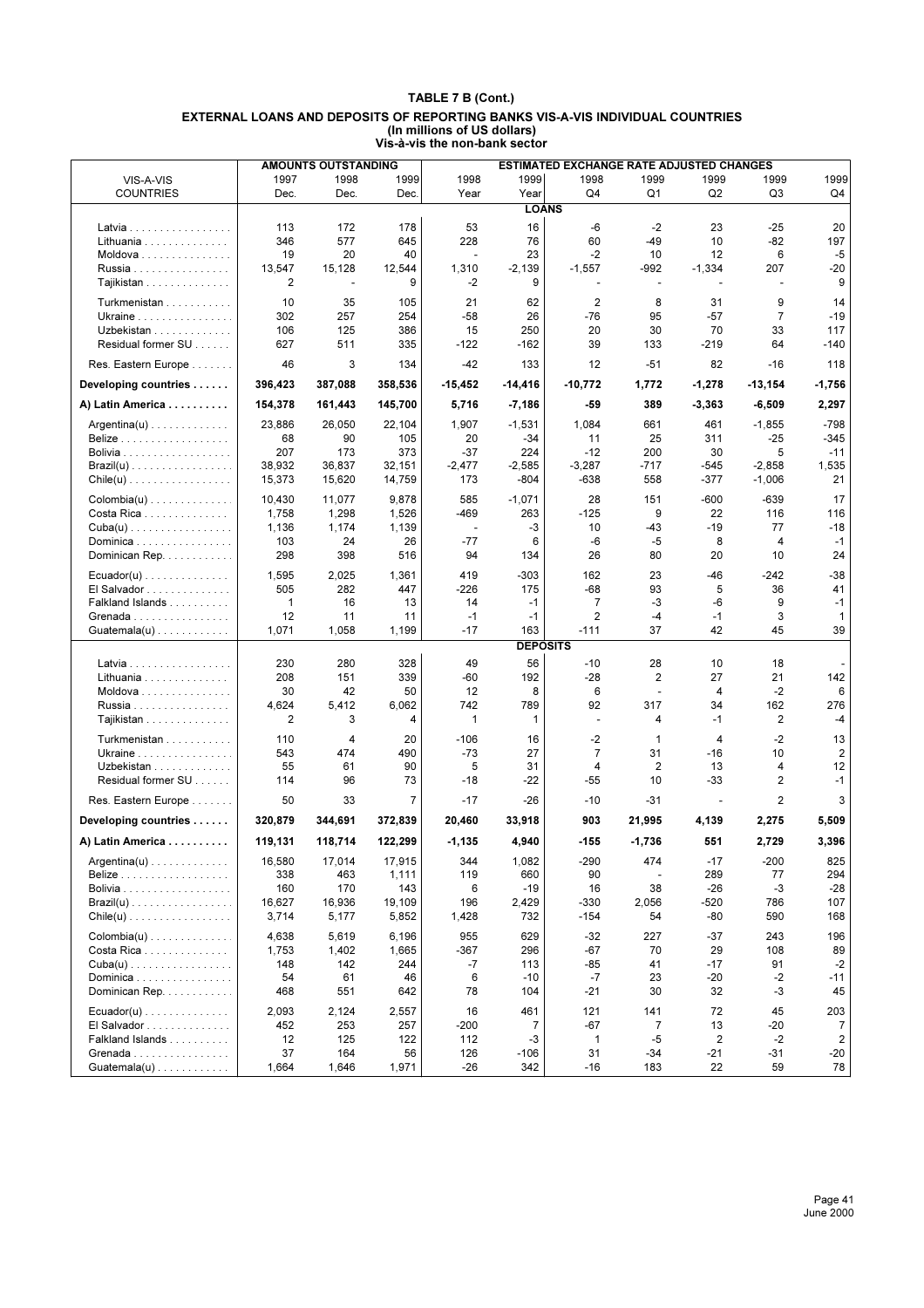# TABLE 7 B (Cont.)

## EXTERNAL LOANS AND DEPOSITS OF REPORTING BANKS VIS-A-VIS INDIVIDUAL COUNTRIES
### (In millions of US dollars)
### Vis-à-vis the non-bank sector

| VIS-A-VIS COUNTRIES | AMOUNTS OUTSTANDING 1997 Dec. | 1998 Dec. | 1999 Dec. | ESTIMATED EXCHANGE RATE ADJUSTED CHANGES 1998 Year | 1999 Year | 1998 Q4 | 1999 Q1 | 1999 Q2 | 1999 Q3 | 1999 Q4 |
|---|---|---|---|---|---|---|---|---|---|---|
| **LOANS** | | | | | | | | | | |
| Latvia | 113 | 172 | 178 | 53 | 16 | -6 | -2 | 23 | -25 | 20 |
| Lithuania | 346 | 577 | 645 | 228 | 76 | 60 | -49 | 10 | -82 | 197 |
| Moldova | 19 | 20 | 40 | - | 23 | -2 | 10 | 12 | 6 | -5 |
| Russia | 13,547 | 15,128 | 12,544 | 1,310 | -2,139 | -1,557 | -992 | -1,334 | 207 | -20 |
| Tajikistan | 2 | - | 9 | -2 | 9 | - | - | - | - | 9 |
| Turkmenistan | 10 | 35 | 105 | 21 | 62 | 2 | 8 | 31 | 9 | 14 |
| Ukraine | 302 | 257 | 254 | -58 | 26 | -76 | 95 | -57 | 7 | -19 |
| Uzbekistan | 106 | 125 | 386 | 15 | 250 | 20 | 30 | 70 | 33 | 117 |
| Residual former SU | 627 | 511 | 335 | -122 | -162 | 39 | 133 | -219 | 64 | -140 |
| Res. Eastern Europe | 46 | 3 | 134 | -42 | 133 | 12 | -51 | 82 | -16 | 118 |
| **Developing countries** | **396,423** | **387,088** | **358,536** | **-15,452** | **-14,416** | **-10,772** | **1,772** | **-1,278** | **-13,154** | **-1,756** |
| **A) Latin America** | **154,378** | **161,443** | **145,700** | **5,716** | **-7,186** | **-59** | **389** | **-3,363** | **-6,509** | **2,297** |
| Argentina(u) | 23,886 | 26,050 | 22,104 | 1,907 | -1,531 | 1,084 | 661 | 461 | -1,855 | -798 |
| Belize | 68 | 90 | 105 | 20 | -34 | 11 | 25 | 311 | -25 | -345 |
| Bolivia | 207 | 173 | 373 | -37 | 224 | -12 | 200 | 30 | 5 | -11 |
| Brazil(u) | 38,932 | 36,837 | 32,151 | -2,477 | -2,585 | -3,287 | -717 | -545 | -2,858 | 1,535 |
| Chile(u) | 15,373 | 15,620 | 14,759 | 173 | -804 | -638 | 558 | -377 | -1,006 | 21 |
| Colombia(u) | 10,430 | 11,077 | 9,878 | 585 | -1,071 | 28 | 151 | -600 | -639 | 17 |
| Costa Rica | 1,758 | 1,298 | 1,526 | -469 | 263 | -125 | 9 | 22 | 116 | 116 |
| Cuba(u) | 1,136 | 1,174 | 1,139 | - | -3 | 10 | -43 | -19 | 77 | -18 |
| Dominica | 103 | 24 | 26 | -77 | 6 | -6 | -5 | 8 | 4 | -1 |
| Dominican Rep. | 298 | 398 | 516 | 94 | 134 | 26 | 80 | 20 | 10 | 24 |
| Ecuador(u) | 1,595 | 2,025 | 1,361 | 419 | -303 | 162 | 23 | -46 | -242 | -38 |
| El Salvador | 505 | 282 | 447 | -226 | 175 | -68 | 93 | 5 | 36 | 41 |
| Falkland Islands | 1 | 16 | 13 | 14 | -1 | 7 | -3 | -6 | 9 | -1 |
| Grenada | 12 | 11 | 11 | -1 | -1 | 2 | -4 | -1 | 3 | 1 |
| Guatemala(u) | 1,071 | 1,058 | 1,199 | -17 | 163 | -111 | 37 | 42 | 45 | 39 |
| **DEPOSITS** | | | | | | | | | | |
| Latvia | 230 | 280 | 328 | 49 | 56 | -10 | 28 | 10 | 18 | - |
| Lithuania | 208 | 151 | 339 | -60 | 192 | -28 | 2 | 27 | 21 | 142 |
| Moldova | 30 | 42 | 50 | 12 | 8 | 6 | - | 4 | -2 | 6 |
| Russia | 4,624 | 5,412 | 6,062 | 742 | 789 | 92 | 317 | 34 | 162 | 276 |
| Tajikistan | 2 | 3 | 4 | 1 | 1 | - | 4 | -1 | 2 | -4 |
| Turkmenistan | 110 | 4 | 20 | -106 | 16 | -2 | 1 | 4 | -2 | 13 |
| Ukraine | 543 | 474 | 490 | -73 | 27 | 7 | 31 | -16 | 10 | 2 |
| Uzbekistan | 55 | 61 | 90 | 5 | 31 | 4 | 2 | 13 | 4 | 12 |
| Residual former SU | 114 | 96 | 73 | -18 | -22 | -55 | 10 | -33 | 2 | -1 |
| Res. Eastern Europe | 50 | 33 | 7 | -17 | -26 | -10 | -31 | - | 2 | 3 |
| **Developing countries** | **320,879** | **344,691** | **372,839** | **20,460** | **33,918** | **903** | **21,995** | **4,139** | **2,275** | **5,509** |
| **A) Latin America** | **119,131** | **118,714** | **122,299** | **-1,135** | **4,940** | **-155** | **-1,736** | **551** | **2,729** | **3,396** |
| Argentina(u) | 16,580 | 17,014 | 17,915 | 344 | 1,082 | -290 | 474 | -17 | -200 | 825 |
| Belize | 338 | 463 | 1,111 | 119 | 660 | 90 | - | 289 | 77 | 294 |
| Bolivia | 160 | 170 | 143 | 6 | -19 | 16 | 38 | -26 | -3 | -28 |
| Brazil(u) | 16,627 | 16,936 | 19,109 | 196 | 2,429 | -330 | 2,056 | -520 | 786 | 107 |
| Chile(u) | 3,714 | 5,177 | 5,852 | 1,428 | 732 | -154 | 54 | -80 | 590 | 168 |
| Colombia(u) | 4,638 | 5,619 | 6,196 | 955 | 629 | -32 | 227 | -37 | 243 | 196 |
| Costa Rica | 1,753 | 1,402 | 1,665 | -367 | 296 | -67 | 70 | 29 | 108 | 89 |
| Cuba(u) | 148 | 142 | 244 | -7 | 113 | -85 | 41 | -17 | 91 | -2 |
| Dominica | 54 | 61 | 46 | 6 | -10 | -7 | 23 | -20 | -2 | -11 |
| Dominican Rep. | 468 | 551 | 642 | 78 | 104 | -21 | 30 | 32 | -3 | 45 |
| Ecuador(u) | 2,093 | 2,124 | 2,557 | 16 | 461 | 121 | 141 | 72 | 45 | 203 |
| El Salvador | 452 | 253 | 257 | -200 | 7 | -67 | 7 | 13 | -20 | 7 |
| Falkland Islands | 12 | 125 | 122 | 112 | -3 | 1 | -5 | 2 | -2 | 2 |
| Grenada | 37 | 164 | 56 | 126 | -106 | 31 | -34 | -21 | -31 | -20 |
| Guatemala(u) | 1,664 | 1,646 | 1,971 | -26 | 342 | -16 | 183 | 22 | 59 | 78 |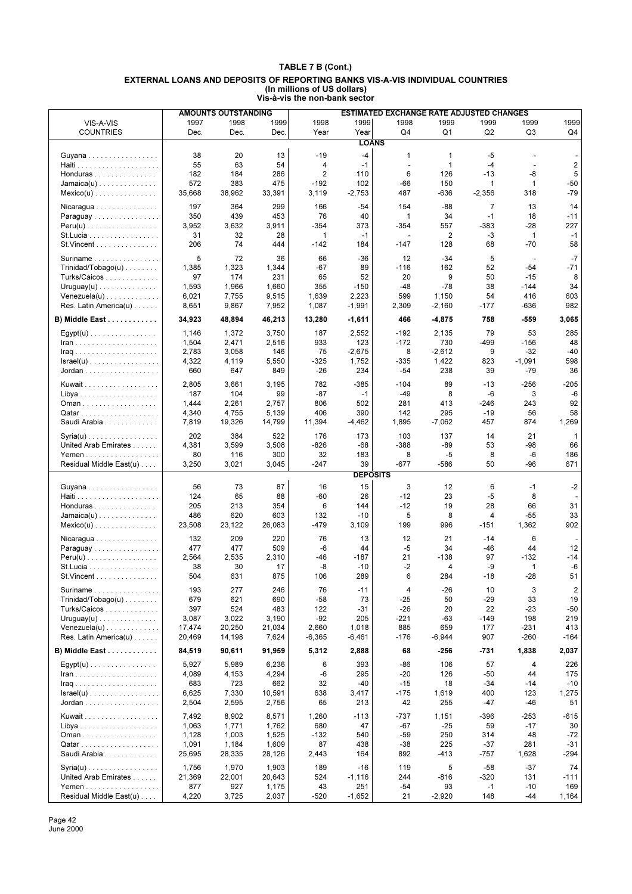# TABLE 7 B (Cont.)

## EXTERNAL LOANS AND DEPOSITS OF REPORTING BANKS VIS-A-VIS INDIVIDUAL COUNTRIES
(In millions of US dollars)
Vis-à-vis the non-bank sector

| VIS-A-VIS COUNTRIES | AMOUNTS OUTSTANDING 1997 Dec. | 1998 Dec. | 1999 Dec. | ESTIMATED EXCHANGE RATE ADJUSTED CHANGES 1998 Year | 1999 Year | 1998 Q4 | 1999 Q1 | 1999 Q2 | 1999 Q3 | 1999 Q4 |
|---|---|---|---|---|---|---|---|---|---|---|
| **LOANS** | | | | | | | | | | |
| Guyana | 38 | 20 | 13 | -19 | -4 | 1 | 1 | -5 | - | - |
| Haiti | 55 | 63 | 54 | 4 | -1 | - | 1 | -4 | - | 2 |
| Honduras | 182 | 184 | 286 | 2 | 110 | 6 | 126 | -13 | -8 | 5 |
| Jamaica(u) | 572 | 383 | 475 | -192 | 102 | -66 | 150 | 1 | 1 | -50 |
| Mexico(u) | 35,668 | 38,962 | 33,391 | 3,119 | -2,753 | 487 | -636 | -2,356 | 318 | -79 |
| Nicaragua | 197 | 364 | 299 | 166 | -54 | 154 | -88 | 7 | 13 | 14 |
| Paraguay | 350 | 439 | 453 | 76 | 40 | 1 | 34 | -1 | 18 | -11 |
| Peru(u) | 3,952 | 3,632 | 3,911 | -354 | 373 | -354 | 557 | -383 | -28 | 227 |
| St.Lucia | 31 | 32 | 28 | 1 | -1 | - | 2 | -3 | 1 | -1 |
| St.Vincent | 206 | 74 | 444 | -142 | 184 | -147 | 128 | 68 | -70 | 58 |
| Suriname | 5 | 72 | 36 | 66 | -36 | 12 | -34 | 5 | - | -7 |
| Trinidad/Tobago(u) | 1,385 | 1,323 | 1,344 | -67 | 89 | -116 | 162 | 52 | -54 | -71 |
| Turks/Caicos | 97 | 174 | 231 | 65 | 52 | 20 | 9 | 50 | -15 | 8 |
| Uruguay(u) | 1,593 | 1,966 | 1,660 | 355 | -150 | -48 | -78 | 38 | -144 | 34 |
| Venezuela(u) | 6,021 | 7,755 | 9,515 | 1,639 | 2,223 | 599 | 1,150 | 54 | 416 | 603 |
| Res. Latin America(u) | 8,651 | 9,867 | 7,952 | 1,087 | -1,991 | 2,309 | -2,160 | -177 | -636 | 982 |
| **B) Middle East** | **34,923** | **48,894** | **46,213** | **13,280** | **-1,611** | **466** | **-4,875** | **758** | **-559** | **3,065** |
| Egypt(u) | 1,146 | 1,372 | 3,750 | 187 | 2,552 | -192 | 2,135 | 79 | 53 | 285 |
| Iran | 1,504 | 2,471 | 2,516 | 933 | 123 | -172 | 730 | -499 | -156 | 48 |
| Iraq | 2,783 | 3,058 | 146 | 75 | -2,675 | 8 | -2,612 | 9 | -32 | -40 |
| Israel(u) | 4,322 | 4,119 | 5,550 | -325 | 1,752 | -335 | 1,422 | 823 | -1,091 | 598 |
| Jordan | 660 | 647 | 849 | -26 | 234 | -54 | 238 | 39 | -79 | 36 |
| Kuwait | 2,805 | 3,661 | 3,195 | 782 | -385 | -104 | 89 | -13 | -256 | -205 |
| Libya | 187 | 104 | 99 | -87 | -1 | -49 | 8 | -6 | 3 | -6 |
| Oman | 1,444 | 2,261 | 2,757 | 806 | 502 | 281 | 413 | -246 | 243 | 92 |
| Qatar | 4,340 | 4,755 | 5,139 | 406 | 390 | 142 | 295 | -19 | 56 | 58 |
| Saudi Arabia | 7,819 | 19,326 | 14,799 | 11,394 | -4,462 | 1,895 | -7,062 | 457 | 874 | 1,269 |
| Syria(u) | 202 | 384 | 522 | 176 | 173 | 103 | 137 | 14 | 21 | 1 |
| United Arab Emirates | 4,381 | 3,599 | 3,508 | -826 | -68 | -388 | -89 | 53 | -98 | 66 |
| Yemen | 80 | 116 | 300 | 32 | 183 | 8 | -5 | 8 | -6 | 186 |
| Residual Middle East(u) | 3,250 | 3,021 | 3,045 | -247 | 39 | -677 | -586 | 50 | -96 | 671 |
| **DEPOSITS** | | | | | | | | | | |
| Guyana | 56 | 73 | 87 | 16 | 15 | 3 | 12 | 6 | -1 | -2 |
| Haiti | 124 | 65 | 88 | -60 | 26 | -12 | 23 | -5 | 8 | - |
| Honduras | 205 | 213 | 354 | 6 | 144 | -12 | 19 | 28 | 66 | 31 |
| Jamaica(u) | 486 | 620 | 603 | 132 | -10 | 5 | 8 | 4 | -55 | 33 |
| Mexico(u) | 23,508 | 23,122 | 26,083 | -479 | 3,109 | 199 | 996 | -151 | 1,362 | 902 |
| Nicaragua | 132 | 209 | 220 | 76 | 13 | 12 | 21 | -14 | 6 | - |
| Paraguay | 477 | 477 | 509 | -6 | 44 | -5 | 34 | -46 | 44 | 12 |
| Peru(u) | 2,564 | 2,535 | 2,310 | -46 | -187 | 21 | -138 | 97 | -132 | -14 |
| St.Lucia | 38 | 30 | 17 | -8 | -10 | -2 | 4 | -9 | 1 | -6 |
| St.Vincent | 504 | 631 | 875 | 106 | 289 | 6 | 284 | -18 | -28 | 51 |
| Suriname | 193 | 277 | 246 | 76 | -11 | 4 | -26 | 10 | 3 | 2 |
| Trinidad/Tobago(u) | 679 | 621 | 690 | -58 | 73 | -25 | 50 | -29 | 33 | 19 |
| Turks/Caicos | 397 | 524 | 483 | 122 | -31 | -26 | 20 | 22 | -23 | -50 |
| Uruguay(u) | 3,087 | 3,022 | 3,190 | -92 | 205 | -221 | -63 | -149 | 198 | 219 |
| Venezuela(u) | 17,474 | 20,250 | 21,034 | 2,660 | 1,018 | 885 | 659 | 177 | -231 | 413 |
| Res. Latin America(u) | 20,469 | 14,198 | 7,624 | -6,365 | -6,461 | -176 | -6,944 | 907 | -260 | -164 |
| **B) Middle East** | **84,519** | **90,611** | **91,959** | **5,312** | **2,888** | **68** | **-256** | **-731** | **1,838** | **2,037** |
| Egypt(u) | 5,927 | 5,989 | 6,236 | 6 | 393 | -86 | 106 | 57 | 4 | 226 |
| Iran | 4,089 | 4,153 | 4,294 | -6 | 295 | -20 | 126 | -50 | 44 | 175 |
| Iraq | 683 | 723 | 662 | 32 | -40 | -15 | 18 | -34 | -14 | -10 |
| Israel(u) | 6,625 | 7,330 | 10,591 | 638 | 3,417 | -175 | 1,619 | 400 | 123 | 1,275 |
| Jordan | 2,504 | 2,595 | 2,756 | 65 | 213 | 42 | 255 | -47 | -46 | 51 |
| Kuwait | 7,492 | 8,902 | 8,571 | 1,260 | -113 | -737 | 1,151 | -396 | -253 | -615 |
| Libya | 1,063 | 1,771 | 1,762 | 680 | 47 | -67 | -25 | 59 | -17 | 30 |
| Oman | 1,128 | 1,003 | 1,525 | -132 | 540 | -59 | 250 | 314 | 48 | -72 |
| Qatar | 1,091 | 1,184 | 1,609 | 87 | 438 | -38 | 225 | -37 | 281 | -31 |
| Saudi Arabia | 25,695 | 28,335 | 28,126 | 2,443 | 164 | 892 | -413 | -757 | 1,628 | -294 |
| Syria(u) | 1,756 | 1,970 | 1,903 | 189 | -16 | 119 | 5 | -58 | -37 | 74 |
| United Arab Emirates | 21,369 | 22,001 | 20,643 | 524 | -1,116 | 244 | -816 | -320 | 131 | -111 |
| Yemen | 877 | 927 | 1,175 | 43 | 251 | -54 | 93 | -1 | -10 | 169 |
| Residual Middle East(u) | 4,220 | 3,725 | 2,037 | -520 | -1,652 | 21 | -2,920 | 148 | -44 | 1,164 |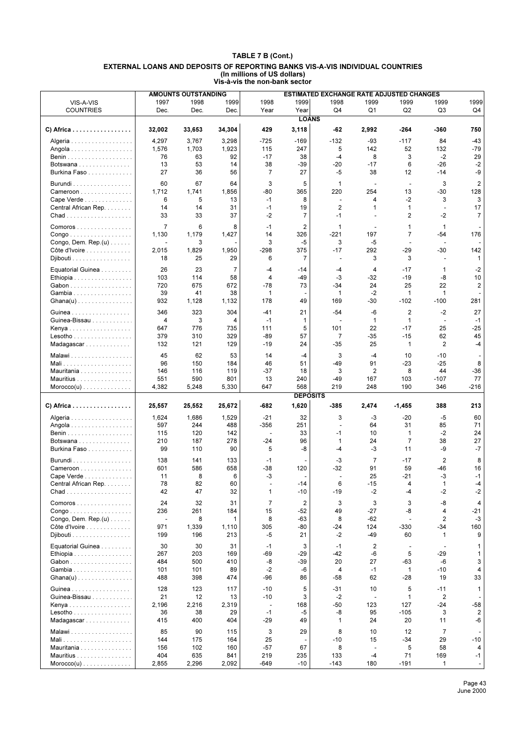# TABLE 7 B (Cont.)

## EXTERNAL LOANS AND DEPOSITS OF REPORTING BANKS VIS-A-VIS INDIVIDUAL COUNTRIES
**(In millions of US dollars)**
**Vis-à-vis the non-bank sector**

| VIS-A-VIS COUNTRIES | AMOUNTS OUTSTANDING 1997 Dec. | 1998 Dec. | 1999 Dec. | ESTIMATED EXCHANGE RATE ADJUSTED CHANGES 1998 Year | 1999 Year | 1998 Q4 | 1999 Q1 | 1999 Q2 | 1999 Q3 | 1999 Q4 |
|---|---|---|---|---|---|---|---|---|---|---|
| **LOANS** | | | | | | | | | | |
| **C) Africa** | **32,002** | **33,653** | **34,304** | **429** | **3,118** | **-62** | **2,992** | **-264** | **-360** | **750** |
| Algeria | 4,297 | 3,767 | 3,298 | -725 | -169 | -132 | -93 | -117 | 84 | -43 |
| Angola | 1,576 | 1,703 | 1,923 | 115 | 247 | 5 | 142 | 52 | 132 | -79 |
| Benin | 76 | 63 | 92 | -17 | 38 | -4 | 8 | 3 | -2 | 29 |
| Botswana | 13 | 53 | 14 | 38 | -39 | -20 | -17 | 6 | -26 | -2 |
| Burkina Faso | 27 | 36 | 56 | 7 | 27 | -5 | 38 | 12 | -14 | -9 |
| Burundi | 60 | 67 | 64 | 3 | 5 | 1 | - | - | 3 | 2 |
| Cameroon | 1,712 | 1,741 | 1,856 | -80 | 365 | 220 | 254 | 13 | -30 | 128 |
| Cape Verde | 6 | 5 | 13 | -1 | 8 | - | 4 | -2 | 3 | 3 |
| Central African Rep. | 14 | 14 | 31 | -1 | 19 | 2 | 1 | 1 | - | 17 |
| Chad | 33 | 33 | 37 | -2 | 7 | -1 | - | 2 | -2 | 7 |
| Comoros | 7 | 6 | 8 | -1 | 2 | 1 | - | 1 | 1 | - |
| Congo | 1,130 | 1,179 | 1,427 | 14 | 326 | -221 | 197 | 7 | -54 | 176 |
| Congo, Dem. Rep.(u) | - | 3 | - | 3 | -5 | 3 | -5 | - | - | - |
| Côte d'Ivoire | 2,015 | 1,829 | 1,950 | -298 | 375 | -17 | 292 | -29 | -30 | 142 |
| Djibouti | 18 | 25 | 29 | 6 | 7 | - | 3 | 3 | - | 1 |
| Equatorial Guinea | 26 | 23 | 7 | -4 | -14 | -4 | 4 | -17 | 1 | -2 |
| Ethiopia | 103 | 114 | 58 | 4 | -49 | -3 | -32 | -19 | -8 | 10 |
| Gabon | 720 | 675 | 672 | -78 | 73 | -34 | 24 | 25 | 22 | 2 |
| Gambia | 39 | 41 | 38 | 1 | - | 1 | -2 | 1 | 1 | - |
| Ghana(u) | 932 | 1,128 | 1,132 | 178 | 49 | 169 | -30 | -102 | -100 | 281 |
| Guinea | 346 | 323 | 304 | -41 | 21 | -54 | -6 | 2 | -2 | 27 |
| Guinea-Bissau | 4 | 3 | 4 | -1 | 1 | - | 1 | 1 | - | -1 |
| Kenya | 647 | 776 | 735 | 111 | 5 | 101 | 22 | -17 | 25 | -25 |
| Lesotho | 379 | 310 | 329 | -89 | 57 | 7 | -35 | -15 | 62 | 45 |
| Madagascar | 132 | 121 | 129 | -19 | 24 | -35 | 25 | 1 | 2 | -4 |
| Malawi | 45 | 62 | 53 | 14 | -4 | 3 | -4 | 10 | -10 | - |
| Mali | 96 | 150 | 184 | 46 | 51 | -49 | 91 | -23 | -25 | 8 |
| Mauritania | 146 | 116 | 119 | -37 | 18 | 3 | 2 | 8 | 44 | -36 |
| Mauritius | 551 | 590 | 801 | 13 | 240 | -49 | 167 | 103 | -107 | 77 |
| Morocco(u) | 4,382 | 5,248 | 5,330 | 647 | 568 | 219 | 248 | 190 | 346 | -216 |
| **DEPOSITS** | | | | | | | | | | |
| **C) Africa** | **25,557** | **25,552** | **25,672** | **-682** | **1,620** | **-385** | **2,474** | **-1,455** | **388** | **213** |
| Algeria | 1,624 | 1,686 | 1,529 | -21 | 32 | 3 | -3 | -20 | -5 | 60 |
| Angola | 597 | 244 | 488 | -356 | 251 | - | 64 | 31 | 85 | 71 |
| Benin | 115 | 120 | 142 | - | 33 | -1 | 10 | 1 | -2 | 24 |
| Botswana | 210 | 187 | 278 | -24 | 96 | 1 | 24 | 7 | 38 | 27 |
| Burkina Faso | 99 | 110 | 90 | 5 | -8 | -4 | -3 | 11 | -9 | -7 |
| Burundi | 138 | 141 | 133 | -1 | - | -3 | 7 | -17 | 2 | 8 |
| Cameroon | 601 | 586 | 658 | -38 | 120 | -32 | 91 | 59 | -46 | 16 |
| Cape Verde | 11 | 8 | 6 | -3 | - | - | 25 | -21 | -3 | -1 |
| Central African Rep. | 78 | 82 | 60 | - | -14 | 6 | -15 | 4 | 1 | -4 |
| Chad | 42 | 47 | 32 | 1 | -10 | -19 | -2 | -4 | -2 | -2 |
| Comoros | 24 | 32 | 31 | 7 | 2 | 3 | 3 | 3 | -8 | 4 |
| Congo | 236 | 261 | 184 | 15 | -52 | 49 | -27 | -8 | 4 | -21 |
| Congo, Dem. Rep.(u) | - | 8 | 1 | 8 | -63 | 8 | -62 | - | 2 | -3 |
| Côte d'Ivoire | 971 | 1,339 | 1,110 | 305 | -80 | -24 | 124 | -330 | -34 | 160 |
| Djibouti | 199 | 196 | 213 | -5 | 21 | -2 | -49 | 60 | 1 | 9 |
| Equatorial Guinea | 30 | 30 | 31 | -1 | 3 | -1 | 2 | - | - | 1 |
| Ethiopia | 267 | 203 | 169 | -69 | -29 | -42 | -6 | 5 | -29 | 1 |
| Gabon | 484 | 500 | 410 | -8 | -39 | 20 | 27 | -63 | -6 | 3 |
| Gambia | 101 | 101 | 89 | -2 | -6 | 4 | -1 | 1 | -10 | 4 |
| Ghana(u) | 488 | 398 | 474 | -96 | 86 | -58 | 62 | -28 | 19 | 33 |
| Guinea | 128 | 123 | 117 | -10 | 5 | -31 | 10 | 5 | -11 | 1 |
| Guinea-Bissau | 21 | 12 | 13 | -10 | 3 | -2 | - | 1 | 2 | - |
| Kenya | 2,196 | 2,216 | 2,319 | - | 168 | -50 | 123 | 127 | -24 | -58 |
| Lesotho | 36 | 38 | 29 | -1 | -5 | -8 | 95 | -105 | 3 | 2 |
| Madagascar | 415 | 400 | 404 | -29 | 49 | 1 | 24 | 20 | 11 | -6 |
| Malawi | 85 | 90 | 115 | 3 | 29 | 8 | 10 | 12 | 7 | - |
| Mali | 144 | 175 | 164 | 25 | - | -10 | 15 | -34 | 29 | -10 |
| Mauritania | 156 | 102 | 160 | -57 | 67 | 8 | - | 5 | 58 | 4 |
| Mauritius | 404 | 635 | 841 | 219 | 235 | 133 | -4 | 71 | 169 | -1 |
| Morocco(u) | 2,855 | 2,296 | 2,092 | -649 | -10 | -143 | 180 | -191 | 1 | - |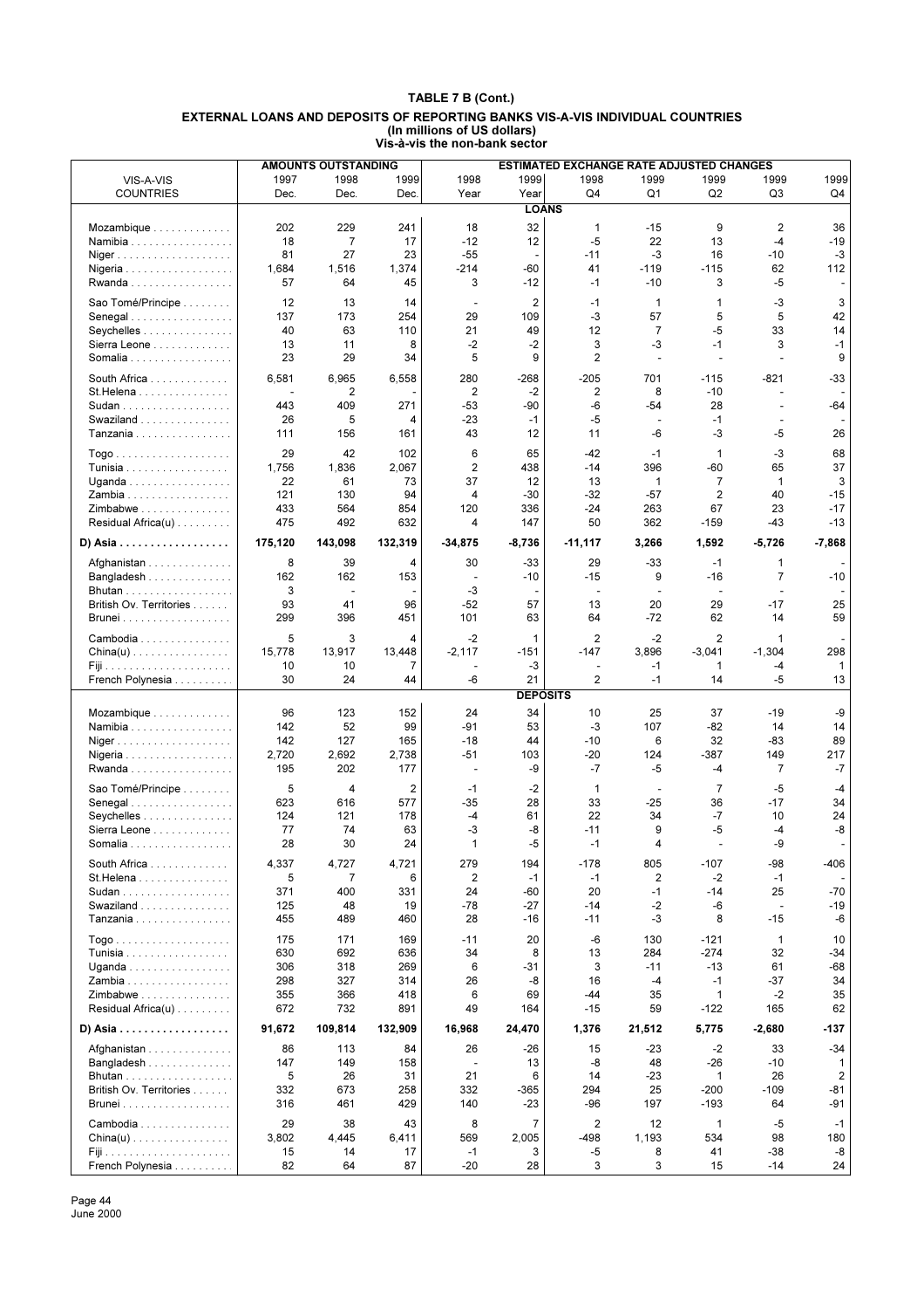# TABLE 7 B (Cont.)

## EXTERNAL LOANS AND DEPOSITS OF REPORTING BANKS VIS-A-VIS INDIVIDUAL COUNTRIES

**(In millions of US dollars)**

**Vis-à-vis the non-bank sector**

| VIS-A-VIS COUNTRIES | AMOUNTS OUTSTANDING 1997 Dec. | 1998 Dec. | 1999 Dec. | ESTIMATED EXCHANGE RATE ADJUSTED CHANGES 1998 Year | 1999 Year | 1998 Q4 | 1999 Q1 | 1999 Q2 | 1999 Q3 | 1999 Q4 |
|---|---|---|---|---|---|---|---|---|---|---|
| **LOANS** | | | | | | | | | | |
| Mozambique | 202 | 229 | 241 | 18 | 32 | 1 | -15 | 9 | 2 | 36 |
| Namibia | 18 | 7 | 17 | -12 | 12 | -5 | 22 | 13 | -4 | -19 |
| Niger | 81 | 27 | 23 | -55 | - | -11 | -3 | 16 | -10 | -3 |
| Nigeria | 1,684 | 1,516 | 1,374 | -214 | -60 | 41 | -119 | -115 | 62 | 112 |
| Rwanda | 57 | 64 | 45 | 3 | -12 | -1 | -10 | 3 | -5 | - |
| Sao Tomé/Principe | 12 | 13 | 14 | - | 2 | -1 | 1 | 1 | -3 | 3 |
| Senegal | 137 | 173 | 254 | 29 | 109 | -3 | 57 | 5 | 5 | 42 |
| Seychelles | 40 | 63 | 110 | 21 | 49 | 12 | 7 | -5 | 33 | 14 |
| Sierra Leone | 13 | 11 | 8 | -2 | -2 | 3 | -3 | -1 | 3 | -1 |
| Somalia | 23 | 29 | 34 | 5 | 9 | 2 | - | - | - | 9 |
| South Africa | 6,581 | 6,965 | 6,558 | 280 | -268 | -205 | 701 | -115 | -821 | -33 |
| St.Helena | - | 2 | - | 2 | -2 | 2 | 8 | -10 | - | - |
| Sudan | 443 | 409 | 271 | -53 | -90 | -6 | -54 | 28 | - | -64 |
| Swaziland | 26 | 5 | 4 | -23 | -1 | -5 | - | -1 | - | - |
| Tanzania | 111 | 156 | 161 | 43 | 12 | 11 | -6 | -3 | -5 | 26 |
| Togo | 29 | 42 | 102 | 6 | 65 | -42 | -1 | 1 | -3 | 68 |
| Tunisia | 1,756 | 1,836 | 2,067 | 2 | 438 | -14 | 396 | -60 | 65 | 37 |
| Uganda | 22 | 61 | 73 | 37 | 12 | 13 | 1 | 7 | 1 | 3 |
| Zambia | 121 | 130 | 94 | 4 | -30 | -32 | -57 | 2 | 40 | -15 |
| Zimbabwe | 433 | 564 | 854 | 120 | 336 | -24 | 263 | 67 | 23 | -17 |
| Residual Africa(u) | 475 | 492 | 632 | 4 | 147 | 50 | 362 | -159 | -43 | -13 |
| **D) Asia** | **175,120** | **143,098** | **132,319** | **-34,875** | **-8,736** | **-11,117** | **3,266** | **1,592** | **-5,726** | **-7,868** |
| Afghanistan | 8 | 39 | 4 | 30 | -33 | 29 | -33 | -1 | 1 | - |
| Bangladesh | 162 | 162 | 153 | - | -10 | -15 | 9 | -16 | 7 | -10 |
| Bhutan | 3 | - | - | -3 | - | - | - | - | - | - |
| British Ov. Territories | 93 | 41 | 96 | -52 | 57 | 13 | 20 | 29 | -17 | 25 |
| Brunei | 299 | 396 | 451 | 101 | 63 | 64 | -72 | 62 | 14 | 59 |
| Cambodia | 5 | 3 | 4 | -2 | 1 | 2 | -2 | 2 | 1 | - |
| China(u) | 15,778 | 13,917 | 13,448 | -2,117 | -151 | -147 | 3,896 | -3,041 | -1,304 | 298 |
| Fiji | 10 | 10 | 7 | - | -3 | - | -1 | 1 | -4 | 1 |
| French Polynesia | 30 | 24 | 44 | -6 | 21 | 2 | -1 | 14 | -5 | 13 |
| **DEPOSITS** | | | | | | | | | | |
| Mozambique | 96 | 123 | 152 | 24 | 34 | 10 | 25 | 37 | -19 | -9 |
| Namibia | 142 | 52 | 99 | -91 | 53 | -3 | 107 | -82 | 14 | 14 |
| Niger | 142 | 127 | 165 | -18 | 44 | -10 | 6 | 32 | -83 | 89 |
| Nigeria | 2,720 | 2,692 | 2,738 | -51 | 103 | -20 | 124 | -387 | 149 | 217 |
| Rwanda | 195 | 202 | 177 | - | -9 | -7 | -5 | -4 | 7 | -7 |
| Sao Tomé/Principe | 5 | 4 | 2 | -1 | -2 | 1 | - | 7 | -5 | -4 |
| Senegal | 623 | 616 | 577 | -35 | 28 | 33 | -25 | 36 | -17 | 34 |
| Seychelles | 124 | 121 | 178 | -4 | 61 | 22 | 34 | -7 | 10 | 24 |
| Sierra Leone | 77 | 74 | 63 | -3 | -8 | -11 | 9 | -5 | -4 | -8 |
| Somalia | 28 | 30 | 24 | 1 | -5 | -1 | 4 | - | -9 | - |
| South Africa | 4,337 | 4,727 | 4,721 | 279 | 194 | -178 | 805 | -107 | -98 | -406 |
| St.Helena | 5 | 7 | 6 | 2 | -1 | -1 | 2 | -2 | -1 | - |
| Sudan | 371 | 400 | 331 | 24 | -60 | 20 | -1 | -14 | 25 | -70 |
| Swaziland | 125 | 48 | 19 | -78 | -27 | -14 | -2 | -6 | - | -19 |
| Tanzania | 455 | 489 | 460 | 28 | -16 | -11 | -3 | 8 | -15 | -6 |
| Togo | 175 | 171 | 169 | -11 | 20 | -6 | 130 | -121 | 1 | 10 |
| Tunisia | 630 | 692 | 636 | 34 | 8 | 13 | 284 | -274 | 32 | -34 |
| Uganda | 306 | 318 | 269 | 6 | -31 | 3 | -11 | -13 | 61 | -68 |
| Zambia | 298 | 327 | 314 | 26 | -8 | 16 | -4 | -1 | -37 | 34 |
| Zimbabwe | 355 | 366 | 418 | 6 | 69 | -44 | 35 | 1 | -2 | 35 |
| Residual Africa(u) | 672 | 732 | 891 | 49 | 164 | -15 | 59 | -122 | 165 | 62 |
| **D) Asia** | **91,672** | **109,814** | **132,909** | **16,968** | **24,470** | **1,376** | **21,512** | **5,775** | **-2,680** | **-137** |
| Afghanistan | 86 | 113 | 84 | 26 | -26 | 15 | -23 | -2 | 33 | -34 |
| Bangladesh | 147 | 149 | 158 | - | 13 | -8 | 48 | -26 | -10 | 1 |
| Bhutan | 5 | 26 | 31 | 21 | 6 | 14 | -23 | 1 | 26 | 2 |
| British Ov. Territories | 332 | 673 | 258 | 332 | -365 | 294 | 25 | -200 | -109 | -81 |
| Brunei | 316 | 461 | 429 | 140 | -23 | -96 | 197 | -193 | 64 | -91 |
| Cambodia | 29 | 38 | 43 | 8 | 7 | 2 | 12 | 1 | -5 | -1 |
| China(u) | 3,802 | 4,445 | 6,411 | 569 | 2,005 | -498 | 1,193 | 534 | 98 | 180 |
| Fiji | 15 | 14 | 17 | -1 | 3 | -5 | 8 | 41 | -38 | -8 |
| French Polynesia | 82 | 64 | 87 | -20 | 28 | 3 | 3 | 15 | -14 | 24 |

June 2000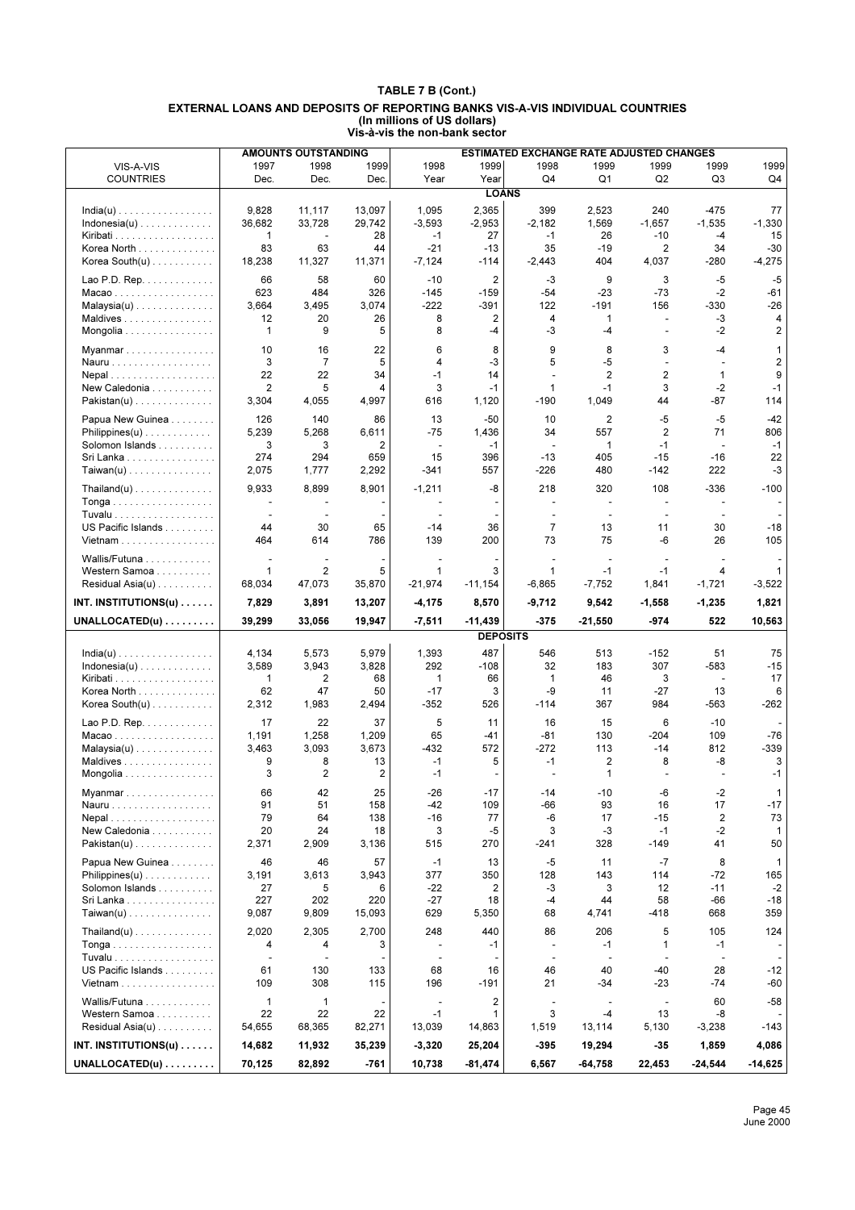# TABLE 7 B (Cont.)

## EXTERNAL LOANS AND DEPOSITS OF REPORTING BANKS VIS-A-VIS INDIVIDUAL COUNTRIES
**(In millions of US dollars)**
**Vis-à-vis the non-bank sector**

| VIS-A-VIS COUNTRIES | AMOUNTS OUTSTANDING 1997 Dec. | 1998 Dec. | 1999 Dec. | ESTIMATED EXCHANGE RATE ADJUSTED CHANGES 1998 Year | 1999 Year | 1998 Q4 | 1999 Q1 | 1999 Q2 | 1999 Q3 | 1999 Q4 |
|---|---|---|---|---|---|---|---|---|---|---|
| | | | | | **LOANS** | | | | | |
| India(u) | 9,828 | 11,117 | 13,097 | 1,095 | 2,365 | 399 | 2,523 | 240 | -475 | 77 |
| Indonesia(u) | 36,682 | 33,728 | 29,742 | -3,593 | -2,953 | -2,182 | 1,569 | -1,657 | -1,535 | -1,330 |
| Kiribati | 1 | - | 28 | -1 | 27 | -1 | 26 | -10 | -4 | 15 |
| Korea North | 83 | 63 | 44 | -21 | -13 | 35 | -19 | 2 | 34 | -30 |
| Korea South(u) | 18,238 | 11,327 | 11,371 | -7,124 | -114 | -2,443 | 404 | 4,037 | -280 | -4,275 |
| Lao P.D. Rep. | 66 | 58 | 60 | -10 | 2 | -3 | 9 | 3 | -5 | -5 |
| Macao | 623 | 484 | 326 | -145 | -159 | -54 | -23 | -73 | -2 | -61 |
| Malaysia(u) | 3,664 | 3,495 | 3,074 | -222 | -391 | 122 | -191 | 156 | -330 | -26 |
| Maldives | 12 | 20 | 26 | 8 | 2 | 4 | 1 | - | -3 | 4 |
| Mongolia | 1 | 9 | 5 | 8 | -4 | -3 | -4 | - | -2 | 2 |
| Myanmar | 10 | 16 | 22 | 6 | 8 | 9 | 8 | 3 | -4 | 1 |
| Nauru | 3 | 7 | 5 | 4 | -3 | 5 | -5 | - | - | 2 |
| Nepal | 22 | 22 | 34 | -1 | 14 | - | 2 | 2 | 1 | 9 |
| New Caledonia | 2 | 5 | 4 | 3 | -1 | 1 | -1 | 3 | -2 | -1 |
| Pakistan(u) | 3,304 | 4,055 | 4,997 | 616 | 1,120 | -190 | 1,049 | 44 | -87 | 114 |
| Papua New Guinea | 126 | 140 | 86 | 13 | -50 | 10 | 2 | -5 | -5 | -42 |
| Philippines(u) | 5,239 | 5,268 | 6,611 | -75 | 1,436 | 34 | 557 | 2 | 71 | 806 |
| Solomon Islands | 3 | 3 | 2 | - | -1 | - | 1 | -1 | - | -1 |
| Sri Lanka | 274 | 294 | 659 | 15 | 396 | -13 | 405 | -15 | -16 | 22 |
| Taiwan(u) | 2,075 | 1,777 | 2,292 | -341 | 557 | -226 | 480 | -142 | 222 | -3 |
| Thailand(u) | 9,933 | 8,899 | 8,901 | -1,211 | -8 | 218 | 320 | 108 | -336 | -100 |
| Tonga | - | - | - | - | - | - | - | - | - | - |
| Tuvalu | - | - | - | - | - | - | - | - | - | - |
| US Pacific Islands | 44 | 30 | 65 | -14 | 36 | 7 | 13 | 11 | 30 | -18 |
| Vietnam | 464 | 614 | 786 | 139 | 200 | 73 | 75 | -6 | 26 | 105 |
| Wallis/Futuna | - | - | - | - | - | - | - | - | - | - |
| Western Samoa | 1 | 2 | 5 | 1 | 3 | 1 | -1 | -1 | 4 | 1 |
| Residual Asia(u) | 68,034 | 47,073 | 35,870 | -21,974 | -11,154 | -6,865 | -7,752 | 1,841 | -1,721 | -3,522 |
| **INT. INSTITUTIONS(u)** | **7,829** | **3,891** | **13,207** | **-4,175** | **8,570** | **-9,712** | **9,542** | **-1,558** | **-1,235** | **1,821** |
| **UNALLOCATED(u)** | **39,299** | **33,056** | **19,947** | **-7,511** | **-11,439** | **-375** | **-21,550** | **-974** | **522** | **10,563** |
| | | | | | **DEPOSITS** | | | | | |
| India(u) | 4,134 | 5,573 | 5,979 | 1,393 | 487 | 546 | 513 | -152 | 51 | 75 |
| Indonesia(u) | 3,589 | 3,943 | 3,828 | 292 | -108 | 32 | 183 | 307 | -583 | -15 |
| Kiribati | 1 | 2 | 68 | 1 | 66 | 1 | 46 | 3 | - | 17 |
| Korea North | 62 | 47 | 50 | -17 | 3 | -9 | 11 | -27 | 13 | 6 |
| Korea South(u) | 2,312 | 1,983 | 2,494 | -352 | 526 | -114 | 367 | 984 | -563 | -262 |
| Lao P.D. Rep. | 17 | 22 | 37 | 5 | 11 | 16 | 15 | 6 | -10 | - |
| Macao | 1,191 | 1,258 | 1,209 | 65 | -41 | -81 | 130 | -204 | 109 | -76 |
| Malaysia(u) | 3,463 | 3,093 | 3,673 | -432 | 572 | -272 | 113 | -14 | 812 | -339 |
| Maldives | 9 | 8 | 13 | -1 | 5 | -1 | 2 | 8 | -8 | 3 |
| Mongolia | 3 | 2 | 2 | -1 | - | - | 1 | - | - | -1 |
| Myanmar | 66 | 42 | 25 | -26 | -17 | -14 | -10 | -6 | -2 | 1 |
| Nauru | 91 | 51 | 158 | -42 | 109 | -66 | 93 | 16 | 17 | -17 |
| Nepal | 79 | 64 | 138 | -16 | 77 | -6 | 17 | -15 | 2 | 73 |
| New Caledonia | 20 | 24 | 18 | 3 | -5 | 3 | -3 | -1 | -2 | 1 |
| Pakistan(u) | 2,371 | 2,909 | 3,136 | 515 | 270 | -241 | 328 | -149 | 41 | 50 |
| Papua New Guinea | 46 | 46 | 57 | -1 | 13 | -5 | 11 | -7 | 8 | 1 |
| Philippines(u) | 3,191 | 3,613 | 3,943 | 377 | 350 | 128 | 143 | 114 | -72 | 165 |
| Solomon Islands | 27 | 5 | 6 | -22 | 2 | -3 | 3 | 12 | -11 | -2 |
| Sri Lanka | 227 | 202 | 220 | -27 | 18 | -4 | 44 | 58 | -66 | -18 |
| Taiwan(u) | 9,087 | 9,809 | 15,093 | 629 | 5,350 | 68 | 4,741 | -418 | 668 | 359 |
| Thailand(u) | 2,020 | 2,305 | 2,700 | 248 | 440 | 86 | 206 | 5 | 105 | 124 |
| Tonga | 4 | 4 | 3 | - | -1 | - | -1 | 1 | -1 | - |
| Tuvalu | - | - | - | - | - | - | - | - | - | - |
| US Pacific Islands | 61 | 130 | 133 | 68 | 16 | 46 | 40 | -40 | 28 | -12 |
| Vietnam | 109 | 308 | 115 | 196 | -191 | 21 | -34 | -23 | -74 | -60 |
| Wallis/Futuna | 1 | 1 | - | - | 2 | - | - | - | 60 | -58 |
| Western Samoa | 22 | 22 | 22 | -1 | 1 | 3 | -4 | 13 | -8 | - |
| Residual Asia(u) | 54,655 | 68,365 | 82,271 | 13,039 | 14,863 | 1,519 | 13,114 | 5,130 | -3,238 | -143 |
| **INT. INSTITUTIONS(u)** | **14,682** | **11,932** | **35,239** | **-3,320** | **25,204** | **-395** | **19,294** | **-35** | **1,859** | **4,086** |
| **UNALLOCATED(u)** | **70,125** | **82,892** | **-761** | **10,738** | **-81,474** | **6,567** | **-64,758** | **22,453** | **-24,544** | **-14,625** |

June 2000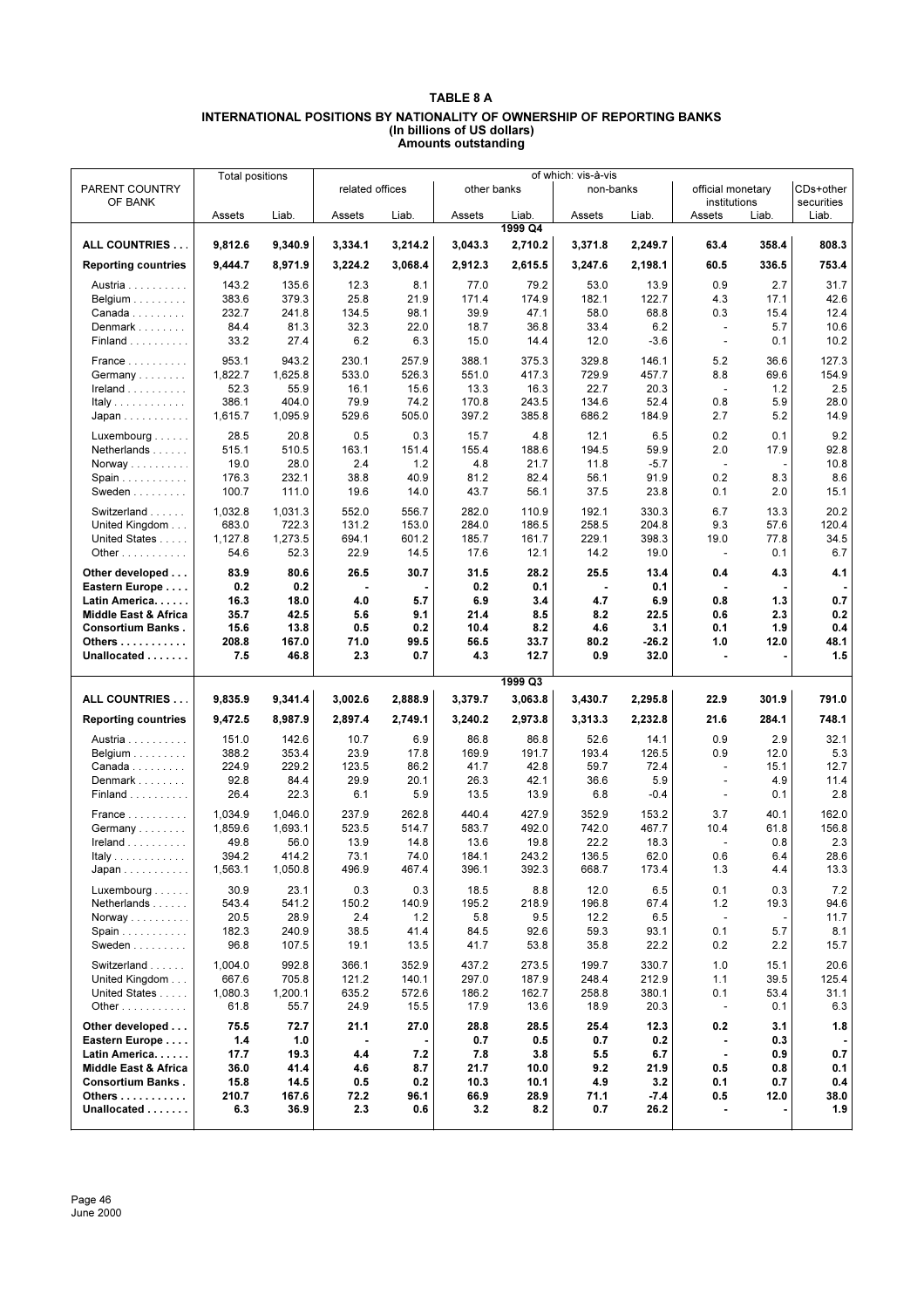# TABLE 8 A

## INTERNATIONAL POSITIONS BY NATIONALITY OF OWNERSHIP OF REPORTING BANKS
### (In billions of US dollars)
### Amounts outstanding

| PARENT COUNTRY OF BANK | Total positions | | of which: vis-à-vis | | | | | | | | |
|---|---|---|---|---|---|---|---|---|---|---|---|
| | | | related offices | | other banks | | non-banks | | official monetary institutions | | CDs+other securities |
| | Assets | Liab. | Assets | Liab. | Assets | Liab. | Assets | Liab. | Assets | Liab. | Liab. |
| | | | | | | **1999 Q4** | | | | | |
| **ALL COUNTRIES . . .** | **9,812.6** | **9,340.9** | **3,334.1** | **3,214.2** | **3,043.3** | **2,710.2** | **3,371.8** | **2,249.7** | **63.4** | **358.4** | **808.3** |
| **Reporting countries** | **9,444.7** | **8,971.9** | **3,224.2** | **3,068.4** | **2,912.3** | **2,615.5** | **3,247.6** | **2,198.1** | **60.5** | **336.5** | **753.4** |
| Austria . . . . . . . . . . | 143.2 | 135.6 | 12.3 | 8.1 | 77.0 | 79.2 | 53.0 | 13.9 | 0.9 | 2.7 | 31.7 |
| Belgium . . . . . . . . . | 383.6 | 379.3 | 25.8 | 21.9 | 171.4 | 174.9 | 182.1 | 122.7 | 4.3 | 17.1 | 42.6 |
| Canada . . . . . . . . . | 232.7 | 241.8 | 134.5 | 98.1 | 39.9 | 47.1 | 58.0 | 68.8 | 0.3 | 15.4 | 12.4 |
| Denmark . . . . . . . . | 84.4 | 81.3 | 32.3 | 22.0 | 18.7 | 36.8 | 33.4 | 6.2 | - | 5.7 | 10.6 |
| Finland . . . . . . . . . . | 33.2 | 27.4 | 6.2 | 6.3 | 15.0 | 14.4 | 12.0 | -3.6 | - | 0.1 | 10.2 |
| France . . . . . . . . . . | 953.1 | 943.2 | 230.1 | 257.9 | 388.1 | 375.3 | 329.8 | 146.1 | 5.2 | 36.6 | 127.3 |
| Germany . . . . . . . . | 1,822.7 | 1,625.8 | 533.0 | 526.3 | 551.0 | 417.3 | 729.9 | 457.7 | 8.8 | 69.6 | 154.9 |
| Ireland . . . . . . . . . . | 52.3 | 55.9 | 16.1 | 15.6 | 13.3 | 16.3 | 22.7 | 20.3 | - | 1.2 | 2.5 |
| Italy . . . . . . . . . . . . | 386.1 | 404.0 | 79.9 | 74.2 | 170.8 | 243.5 | 134.6 | 52.4 | 0.8 | 5.9 | 28.0 |
| Japan . . . . . . . . . . . | 1,615.7 | 1,095.9 | 529.6 | 505.0 | 397.2 | 385.8 | 686.2 | 184.9 | 2.7 | 5.2 | 14.9 |
| Luxembourg . . . . . . | 28.5 | 20.8 | 0.5 | 0.3 | 15.7 | 4.8 | 12.1 | 6.5 | 0.2 | 0.1 | 9.2 |
| Netherlands . . . . . . | 515.1 | 510.5 | 163.1 | 151.4 | 155.4 | 188.6 | 194.5 | 59.9 | 2.0 | 17.9 | 92.8 |
| Norway . . . . . . . . . . | 19.0 | 28.0 | 2.4 | 1.2 | 4.8 | 21.7 | 11.8 | -5.7 | - | - | 10.8 |
| Spain . . . . . . . . . . . | 176.3 | 232.1 | 38.8 | 40.9 | 81.2 | 82.4 | 56.1 | 91.9 | 0.2 | 8.3 | 8.6 |
| Sweden . . . . . . . . . | 100.7 | 111.0 | 19.6 | 14.0 | 43.7 | 56.1 | 37.5 | 23.8 | 0.1 | 2.0 | 15.1 |
| Switzerland . . . . . . | 1,032.8 | 1,031.3 | 552.0 | 556.7 | 282.0 | 110.9 | 192.1 | 330.3 | 6.7 | 13.3 | 20.2 |
| United Kingdom . . . | 683.0 | 722.3 | 131.2 | 153.0 | 284.0 | 186.5 | 258.5 | 204.8 | 9.3 | 57.6 | 120.4 |
| United States . . . . . | 1,127.8 | 1,273.5 | 694.1 | 601.2 | 185.7 | 161.7 | 229.1 | 398.3 | 19.0 | 77.8 | 34.5 |
| Other . . . . . . . . . . . | 54.6 | 52.3 | 22.9 | 14.5 | 17.6 | 12.1 | 14.2 | 19.0 | - | 0.1 | 6.7 |
| **Other developed . . .** | **83.9** | **80.6** | **26.5** | **30.7** | **31.5** | **28.2** | **25.5** | **13.4** | **0.4** | **4.3** | **4.1** |
| **Eastern Europe . . . .** | **0.2** | **0.2** | **-** | **-** | **0.2** | **0.1** | **-** | **0.1** | **-** | **-** | **-** |
| **Latin America. . . . . .** | **16.3** | **18.0** | **4.0** | **5.7** | **6.9** | **3.4** | **4.7** | **6.9** | **0.8** | **1.3** | **0.7** |
| **Middle East & Africa** | **35.7** | **42.5** | **5.6** | **9.1** | **21.4** | **8.5** | **8.2** | **22.5** | **0.6** | **2.3** | **0.2** |
| **Consortium Banks .** | **15.6** | **13.8** | **0.5** | **0.2** | **10.4** | **8.2** | **4.6** | **3.1** | **0.1** | **1.9** | **0.4** |
| **Others . . . . . . . . . . .** | **208.8** | **167.0** | **71.0** | **99.5** | **56.5** | **33.7** | **80.2** | **-26.2** | **1.0** | **12.0** | **48.1** |
| **Unallocated . . . . . . .** | **7.5** | **46.8** | **2.3** | **0.7** | **4.3** | **12.7** | **0.9** | **32.0** | **-** | **-** | **1.5** |
| | | | | | | **1999 Q3** | | | | | |
| **ALL COUNTRIES . . .** | **9,835.9** | **9,341.4** | **3,002.6** | **2,888.9** | **3,379.7** | **3,063.8** | **3,430.7** | **2,295.8** | **22.9** | **301.9** | **791.0** |
| **Reporting countries** | **9,472.5** | **8,987.9** | **2,897.4** | **2,749.1** | **3,240.2** | **2,973.8** | **3,313.3** | **2,232.8** | **21.6** | **284.1** | **748.1** |
| Austria . . . . . . . . . . | 151.0 | 142.6 | 10.7 | 6.9 | 86.8 | 86.8 | 52.6 | 14.1 | 0.9 | 2.9 | 32.1 |
| Belgium . . . . . . . . . | 388.2 | 353.4 | 23.9 | 17.8 | 169.9 | 191.7 | 193.4 | 126.5 | 0.9 | 12.0 | 5.3 |
| Canada . . . . . . . . . | 224.9 | 229.2 | 123.5 | 86.2 | 41.7 | 42.8 | 59.7 | 72.4 | - | 15.1 | 12.7 |
| Denmark . . . . . . . . | 92.8 | 84.4 | 29.9 | 20.1 | 26.3 | 42.1 | 36.6 | 5.9 | - | 4.9 | 11.4 |
| Finland . . . . . . . . . . | 26.4 | 22.3 | 6.1 | 5.9 | 13.5 | 13.9 | 6.8 | -0.4 | - | 0.1 | 2.8 |
| France . . . . . . . . . . | 1,034.9 | 1,046.0 | 237.9 | 262.8 | 440.4 | 427.9 | 352.9 | 153.2 | 3.7 | 40.1 | 162.0 |
| Germany . . . . . . . . | 1,859.6 | 1,693.1 | 523.5 | 514.7 | 583.7 | 492.0 | 742.0 | 467.7 | 10.4 | 61.8 | 156.8 |
| Ireland . . . . . . . . . . | 49.8 | 56.0 | 13.9 | 14.8 | 13.6 | 19.8 | 22.2 | 18.3 | - | 0.8 | 2.3 |
| Italy . . . . . . . . . . . . | 394.2 | 414.2 | 73.1 | 74.0 | 184.1 | 243.2 | 136.5 | 62.0 | 0.6 | 6.4 | 28.6 |
| Japan . . . . . . . . . . . | 1,563.1 | 1,050.8 | 496.9 | 467.4 | 396.1 | 392.3 | 668.7 | 173.4 | 1.3 | 4.4 | 13.3 |
| Luxembourg . . . . . . | 30.9 | 23.1 | 0.3 | 0.3 | 18.5 | 8.8 | 12.0 | 6.5 | 0.1 | 0.3 | 7.2 |
| Netherlands . . . . . . | 543.4 | 541.2 | 150.2 | 140.9 | 195.2 | 218.9 | 196.8 | 67.4 | 1.2 | 19.3 | 94.6 |
| Norway . . . . . . . . . . | 20.5 | 28.9 | 2.4 | 1.2 | 5.8 | 9.5 | 12.2 | 6.5 | - | - | 11.7 |
| Spain . . . . . . . . . . . | 182.3 | 240.9 | 38.5 | 41.4 | 84.5 | 92.6 | 59.3 | 93.1 | 0.1 | 5.7 | 8.1 |
| Sweden . . . . . . . . . | 96.8 | 107.5 | 19.1 | 13.5 | 41.7 | 53.8 | 35.8 | 22.2 | 0.2 | 2.2 | 15.7 |
| Switzerland . . . . . . | 1,004.0 | 992.8 | 366.1 | 352.9 | 437.2 | 273.5 | 199.7 | 330.7 | 1.0 | 15.1 | 20.6 |
| United Kingdom . . . | 667.6 | 705.8 | 121.2 | 140.1 | 297.0 | 187.9 | 248.4 | 212.9 | 1.1 | 39.5 | 125.4 |
| United States . . . . . | 1,080.3 | 1,200.1 | 635.2 | 572.6 | 186.2 | 162.7 | 258.8 | 380.1 | 0.1 | 53.4 | 31.1 |
| Other . . . . . . . . . . . | 61.8 | 55.7 | 24.9 | 15.5 | 17.9 | 13.6 | 18.9 | 20.3 | - | 0.1 | 6.3 |
| **Other developed . . .** | **75.5** | **72.7** | **21.1** | **27.0** | **28.8** | **28.5** | **25.4** | **12.3** | **0.2** | **3.1** | **1.8** |
| **Eastern Europe . . . .** | **1.4** | **1.0** | **-** | **-** | **0.7** | **0.5** | **0.7** | **0.2** | **-** | **0.3** | **-** |
| **Latin America. . . . . .** | **17.7** | **19.3** | **4.4** | **7.2** | **7.8** | **3.8** | **5.5** | **6.7** | **-** | **0.9** | **0.7** |
| **Middle East & Africa** | **36.0** | **41.4** | **4.6** | **8.7** | **21.7** | **10.0** | **9.2** | **21.9** | **0.5** | **0.8** | **0.1** |
| **Consortium Banks .** | **15.8** | **14.5** | **0.5** | **0.2** | **10.3** | **10.1** | **4.9** | **3.2** | **0.1** | **0.7** | **0.4** |
| **Others . . . . . . . . . . .** | **210.7** | **167.6** | **72.2** | **96.1** | **66.9** | **28.9** | **71.1** | **-7.4** | **0.5** | **12.0** | **38.0** |
| **Unallocated . . . . . . .** | **6.3** | **36.9** | **2.3** | **0.6** | **3.2** | **8.2** | **0.7** | **26.2** | **-** | **-** | **1.9** |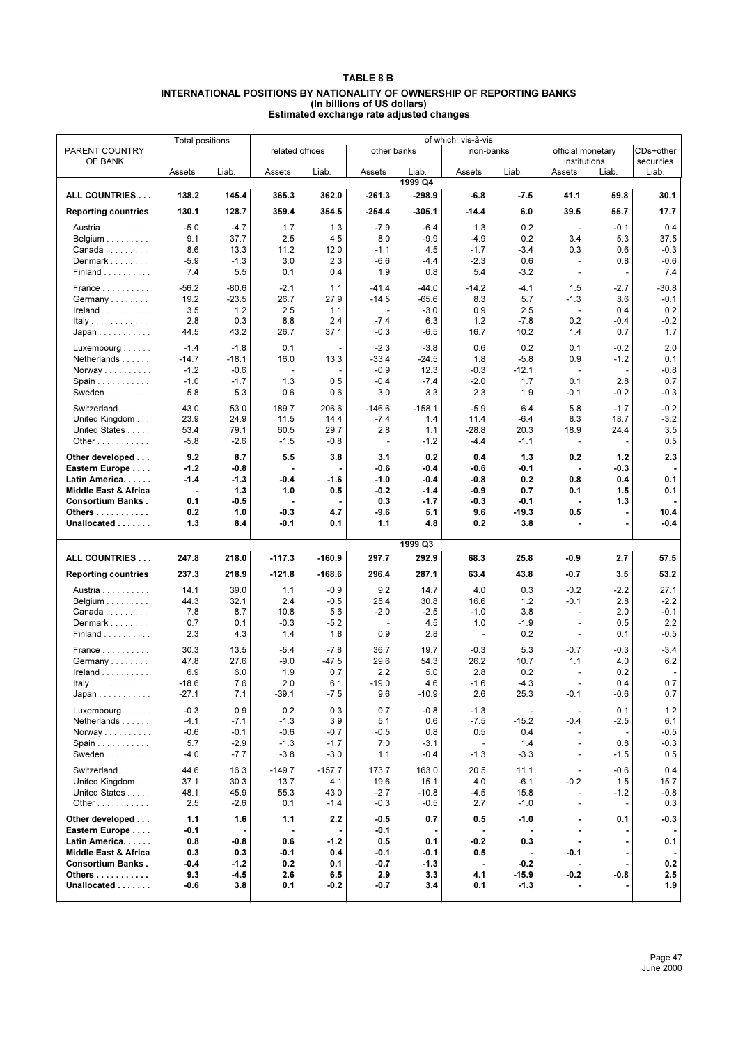# TABLE 8 B

## INTERNATIONAL POSITIONS BY NATIONALITY OF OWNERSHIP OF REPORTING BANKS
### (In billions of US dollars)
### Estimated exchange rate adjusted changes

| PARENT COUNTRY OF BANK | Total positions | | of which: vis-à-vis | | | | | | | | |
|---|---|---|---|---|---|---|---|---|---|---|---|
| | | | related offices | | other banks | | non-banks | | official monetary institutions | | CDs+other securities |
| | Assets | Liab. | Assets | Liab. | Assets | Liab. | Assets | Liab. | Assets | Liab. | Liab. |
| | | | | | | **1999 Q4** | | | | | |
| **ALL COUNTRIES . . .** | **138.2** | **145.4** | **365.3** | **362.0** | **-261.3** | **-298.9** | **-6.8** | **-7.5** | **41.1** | **59.8** | **30.1** |
| **Reporting countries** | **130.1** | **128.7** | **359.4** | **354.5** | **-254.4** | **-305.1** | **-14.4** | **6.0** | **39.5** | **55.7** | **17.7** |
| Austria . . . . . . . . . . | -5.0 | -4.7 | 1.7 | 1.3 | -7.9 | -6.4 | 1.3 | 0.2 | - | -0.1 | 0.4 |
| Belgium . . . . . . . . . | 9.1 | 37.7 | 2.5 | 4.5 | 8.0 | -9.9 | -4.9 | 0.2 | 3.4 | 5.3 | 37.5 |
| Canada . . . . . . . . . | 8.6 | 13.3 | 11.2 | 12.0 | -1.1 | 4.5 | -1.7 | -3.4 | 0.3 | 0.6 | -0.3 |
| Denmark . . . . . . . . | -5.9 | -1.3 | 3.0 | 2.3 | -6.6 | -4.4 | -2.3 | 0.6 | - | 0.8 | -0.6 |
| Finland . . . . . . . . . . | 7.4 | 5.5 | 0.1 | 0.4 | 1.9 | 0.8 | 5.4 | -3.2 | - | - | 7.4 |
| France . . . . . . . . . . | -56.2 | -80.6 | -2.1 | 1.1 | -41.4 | -44.0 | -14.2 | -4.1 | 1.5 | -2.7 | -30.8 |
| Germany . . . . . . . . | 19.2 | -23.5 | 26.7 | 27.9 | -14.5 | -65.6 | 8.3 | 5.7 | -1.3 | 8.6 | -0.1 |
| Ireland . . . . . . . . . . | 3.5 | 1.2 | 2.5 | 1.1 | - | -3.0 | 0.9 | 2.5 | - | 0.4 | 0.2 |
| Italy . . . . . . . . . . . . | 2.8 | 0.3 | 8.8 | 2.4 | -7.4 | 6.3 | 1.2 | -7.8 | 0.2 | -0.4 | -0.2 |
| Japan . . . . . . . . . . . | 44.5 | 43.2 | 26.7 | 37.1 | -0.3 | -6.5 | 16.7 | 10.2 | 1.4 | 0.7 | 1.7 |
| Luxembourg . . . . . . | -1.4 | -1.8 | 0.1 | - | -2.3 | -3.8 | 0.6 | 0.2 | 0.1 | -0.2 | 2.0 |
| Netherlands . . . . . . | -14.7 | -18.1 | 16.0 | 13.3 | -33.4 | -24.5 | 1.8 | -5.8 | 0.9 | -1.2 | 0.1 |
| Norway . . . . . . . . . . | -1.2 | -0.6 | - | - | -0.9 | 12.3 | -0.3 | -12.1 | - | - | -0.8 |
| Spain . . . . . . . . . . . | -1.0 | -1.7 | 1.3 | 0.5 | -0.4 | -7.4 | -2.0 | 1.7 | 0.1 | 2.8 | 0.7 |
| Sweden . . . . . . . . . | 5.8 | 5.3 | 0.6 | 0.6 | 3.0 | 3.3 | 2.3 | 1.9 | -0.1 | -0.2 | -0.3 |
| Switzerland . . . . . . | 43.0 | 53.0 | 189.7 | 206.6 | -146.6 | -158.1 | -5.9 | 6.4 | 5.8 | -1.7 | -0.2 |
| United Kingdom . . . | 23.9 | 24.9 | 11.5 | 14.4 | -7.4 | 1.4 | 11.4 | -6.4 | 8.3 | 18.7 | -3.2 |
| United States . . . . . | 53.4 | 79.1 | 60.5 | 29.7 | 2.8 | 1.1 | -28.8 | 20.3 | 18.9 | 24.4 | 3.5 |
| Other . . . . . . . . . . . | -5.8 | -2.6 | -1.5 | -0.8 | - | -1.2 | -4.4 | -1.1 | - | - | 0.5 |
| **Other developed . . .** | **9.2** | **8.7** | **5.5** | **3.8** | **3.1** | **0.2** | **0.4** | **1.3** | **0.2** | **1.2** | **2.3** |
| **Eastern Europe . . . .** | **-1.2** | **-0.8** | **-** | **-** | **-0.6** | **-0.4** | **-0.6** | **-0.1** | **-** | **-0.3** | **-** |
| **Latin America. . . . . .** | **-1.4** | **-1.3** | **-0.4** | **-1.6** | **-1.0** | **-0.4** | **-0.8** | **0.2** | **0.8** | **0.4** | **0.1** |
| **Middle East & Africa** | **-** | **1.3** | **1.0** | **0.5** | **-0.2** | **-1.4** | **-0.9** | **0.7** | **0.1** | **1.5** | **0.1** |
| **Consortium Banks .** | **0.1** | **-0.5** | **-** | **-** | **0.3** | **-1.7** | **-0.3** | **-0.1** | **-** | **1.3** | **-** |
| **Others . . . . . . . . . . .** | **0.2** | **1.0** | **-0.3** | **4.7** | **-9.6** | **5.1** | **9.6** | **-19.3** | **0.5** | **-** | **10.4** |
| **Unallocated . . . . . . .** | **1.3** | **8.4** | **-0.1** | **0.1** | **1.1** | **4.8** | **0.2** | **3.8** | **-** | **-** | **-0.4** |
| | | | | | | **1999 Q3** | | | | | |
| **ALL COUNTRIES . . .** | **247.8** | **218.0** | **-117.3** | **-160.9** | **297.7** | **292.9** | **68.3** | **25.8** | **-0.9** | **2.7** | **57.5** |
| **Reporting countries** | **237.3** | **218.9** | **-121.8** | **-168.6** | **296.4** | **287.1** | **63.4** | **43.8** | **-0.7** | **3.5** | **53.2** |
| Austria . . . . . . . . . . | 14.1 | 39.0 | 1.1 | -0.9 | 9.2 | 14.7 | 4.0 | 0.3 | -0.2 | -2.2 | 27.1 |
| Belgium . . . . . . . . . | 44.3 | 32.1 | 2.4 | -0.5 | 25.4 | 30.8 | 16.6 | 1.2 | -0.1 | 2.8 | -2.2 |
| Canada . . . . . . . . . | 7.8 | 8.7 | 10.8 | 5.6 | -2.0 | -2.5 | -1.0 | 3.8 | - | 2.0 | -0.1 |
| Denmark . . . . . . . . | 0.7 | 0.1 | -0.3 | -5.2 | - | 4.5 | 1.0 | -1.9 | - | 0.5 | 2.2 |
| Finland . . . . . . . . . . | 2.3 | 4.3 | 1.4 | 1.8 | 0.9 | 2.8 | - | 0.2 | - | 0.1 | -0.5 |
| France . . . . . . . . . . | 30.3 | 13.5 | -5.4 | -7.8 | 36.7 | 19.7 | -0.3 | 5.3 | -0.7 | -0.3 | -3.4 |
| Germany . . . . . . . . | 47.8 | 27.6 | -9.0 | -47.5 | 29.6 | 54.3 | 26.2 | 10.7 | 1.1 | 4.0 | 6.2 |
| Ireland . . . . . . . . . . | 6.9 | 6.0 | 1.9 | 0.7 | 2.2 | 5.0 | 2.8 | 0.2 | - | 0.2 | - |
| Italy . . . . . . . . . . . . | -18.6 | 7.6 | 2.0 | 6.1 | -19.0 | 4.6 | -1.6 | -4.3 | - | 0.4 | 0.7 |
| Japan . . . . . . . . . . . | -27.1 | 7.1 | -39.1 | -7.5 | 9.6 | -10.9 | 2.6 | 25.3 | -0.1 | -0.6 | 0.7 |
| Luxembourg . . . . . . | -0.3 | 0.9 | 0.2 | 0.3 | 0.7 | -0.8 | -1.3 | - | - | 0.1 | 1.2 |
| Netherlands . . . . . . | -4.1 | -7.1 | -1.3 | 3.9 | 5.1 | 0.6 | -7.5 | -15.2 | -0.4 | -2.5 | 6.1 |
| Norway . . . . . . . . . . | -0.6 | -0.1 | -0.6 | -0.7 | -0.5 | 0.8 | 0.5 | 0.4 | - | - | -0.5 |
| Spain . . . . . . . . . . . | 5.7 | -2.9 | -1.3 | -1.7 | 7.0 | -3.1 | - | 1.4 | - | 0.8 | -0.3 |
| Sweden . . . . . . . . . | -4.0 | -7.7 | -3.8 | -3.0 | 1.1 | -0.4 | -1.3 | -3.3 | - | -1.5 | 0.5 |
| Switzerland . . . . . . | 44.6 | 16.3 | -149.7 | -157.7 | 173.7 | 163.0 | 20.5 | 11.1 | - | -0.6 | 0.4 |
| United Kingdom . . . | 37.1 | 30.3 | 13.7 | 4.1 | 19.6 | 15.1 | 4.0 | -6.1 | -0.2 | 1.5 | 15.7 |
| United States . . . . . | 48.1 | 45.9 | 55.3 | 43.0 | -2.7 | -10.8 | -4.5 | 15.8 | - | -1.2 | -0.8 |
| Other . . . . . . . . . . . | 2.5 | -2.6 | 0.1 | -1.4 | -0.3 | -0.5 | 2.7 | -1.0 | - | - | 0.3 |
| **Other developed . . .** | **1.1** | **1.6** | **1.1** | **2.2** | **-0.5** | **0.7** | **0.5** | **-1.0** | **-** | **0.1** | **-0.3** |
| **Eastern Europe . . . .** | **-0.1** | **-** | **-** | **-** | **-0.1** | **-** | **-** | **-** | **-** | **-** | **-** |
| **Latin America. . . . . .** | **0.8** | **-0.8** | **0.6** | **-1.2** | **0.5** | **0.1** | **-0.2** | **0.3** | **-** | **-** | **0.1** |
| **Middle East & Africa** | **0.3** | **0.3** | **-0.1** | **0.4** | **-0.1** | **-0.1** | **0.5** | **-** | **-0.1** | **-** | **-** |
| **Consortium Banks .** | **-0.4** | **-1.2** | **0.2** | **0.1** | **-0.7** | **-1.3** | **-** | **-0.2** | **-** | **-** | **0.2** |
| **Others . . . . . . . . . . .** | **9.3** | **-4.5** | **2.6** | **6.5** | **2.9** | **3.3** | **4.1** | **-15.9** | **-0.2** | **-0.8** | **2.5** |
| **Unallocated . . . . . . .** | **-0.6** | **3.8** | **0.1** | **-0.2** | **-0.7** | **3.4** | **0.1** | **-1.3** | **-** | **-** | **1.9** |

June 2000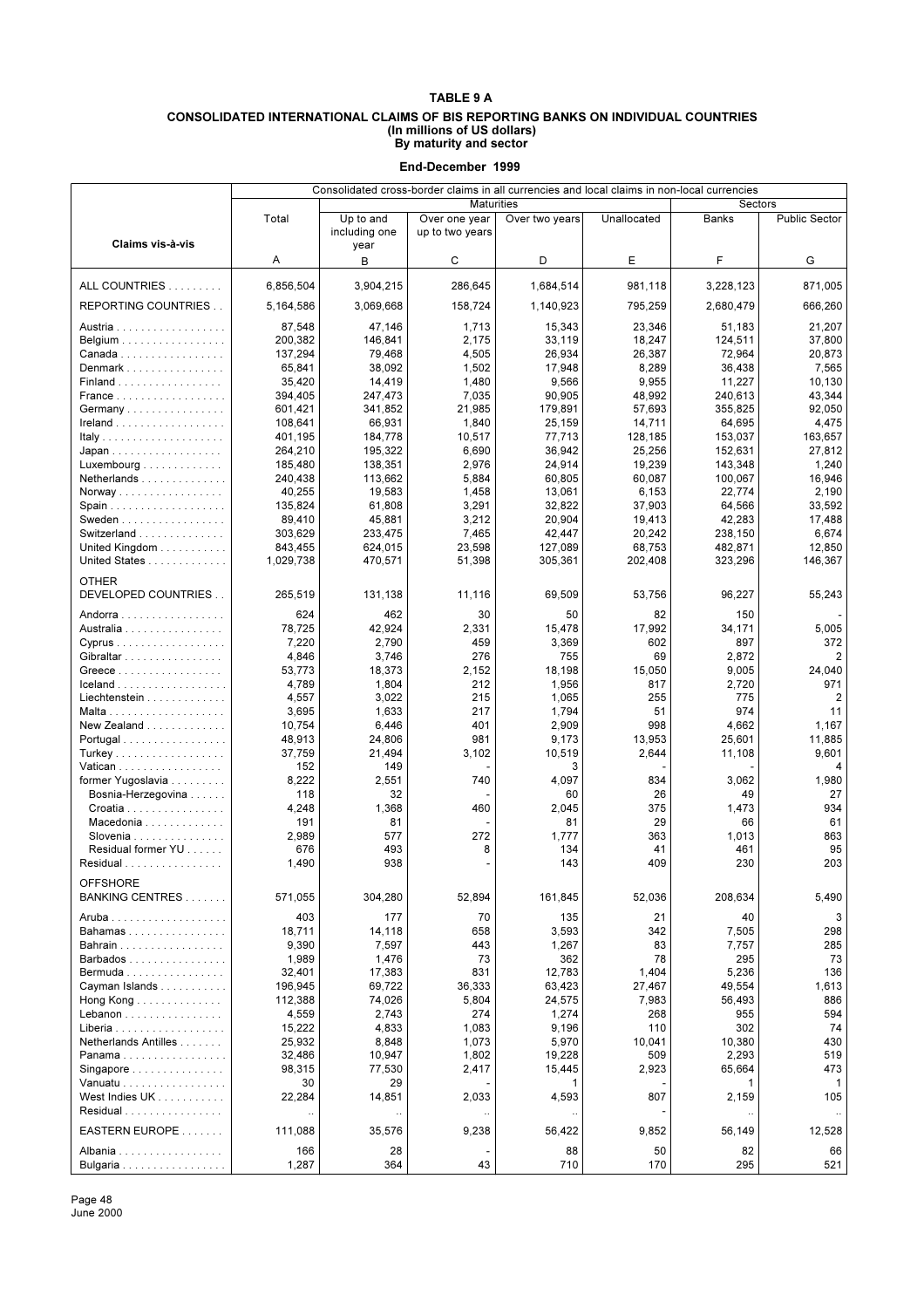# TABLE 9 A

## CONSOLIDATED INTERNATIONAL CLAIMS OF BIS REPORTING BANKS ON INDIVIDUAL COUNTRIES
**(In millions of US dollars)**
**By maturity and sector**

**End-December 1999**

| Claims vis-à-vis | Consolidated cross-border claims in all currencies and local claims in non-local currencies | | | | | | |
|---|---|---|---|---|---|---|---|
| | | Maturities | | | | Sectors | |
| | Total | Up to and including one year | Over one year up to two years | Over two years | Unallocated | Banks | Public Sector |
| | A | B | C | D | E | F | G |
| ALL COUNTRIES | 6,856,504 | 3,904,215 | 286,645 | 1,684,514 | 981,118 | 3,228,123 | 871,005 |
| REPORTING COUNTRIES | 5,164,586 | 3,069,668 | 158,724 | 1,140,923 | 795,259 | 2,680,479 | 666,260 |
| Austria | 87,548 | 47,146 | 1,713 | 15,343 | 23,346 | 51,183 | 21,207 |
| Belgium | 200,382 | 146,841 | 2,175 | 33,119 | 18,247 | 124,511 | 37,800 |
| Canada | 137,294 | 79,468 | 4,505 | 26,934 | 26,387 | 72,964 | 20,873 |
| Denmark | 65,841 | 38,092 | 1,502 | 17,948 | 8,289 | 36,438 | 7,565 |
| Finland | 35,420 | 14,419 | 1,480 | 9,566 | 9,955 | 11,227 | 10,130 |
| France | 394,405 | 247,473 | 7,035 | 90,905 | 48,992 | 240,613 | 43,344 |
| Germany | 601,421 | 341,852 | 21,985 | 179,891 | 57,693 | 355,825 | 92,050 |
| Ireland | 108,641 | 66,931 | 1,840 | 25,159 | 14,711 | 64,695 | 4,475 |
| Italy | 401,195 | 184,778 | 10,517 | 77,713 | 128,185 | 153,037 | 163,657 |
| Japan | 264,210 | 195,322 | 6,690 | 36,942 | 25,256 | 152,631 | 27,812 |
| Luxembourg | 185,480 | 138,351 | 2,976 | 24,914 | 19,239 | 143,348 | 1,240 |
| Netherlands | 240,438 | 113,662 | 5,884 | 60,805 | 60,087 | 100,067 | 16,946 |
| Norway | 40,255 | 19,583 | 1,458 | 13,061 | 6,153 | 22,774 | 2,190 |
| Spain | 135,824 | 61,808 | 3,291 | 32,822 | 37,903 | 64,566 | 33,592 |
| Sweden | 89,410 | 45,881 | 3,212 | 20,904 | 19,413 | 42,283 | 17,488 |
| Switzerland | 303,629 | 233,475 | 7,465 | 42,447 | 20,242 | 238,150 | 6,674 |
| United Kingdom | 843,455 | 624,015 | 23,598 | 127,089 | 68,753 | 482,871 | 12,850 |
| United States | 1,029,738 | 470,571 | 51,398 | 305,361 | 202,408 | 323,296 | 146,367 |
| OTHER DEVELOPED COUNTRIES | 265,519 | 131,138 | 11,116 | 69,509 | 53,756 | 96,227 | 55,243 |
| Andorra | 624 | 462 | 30 | 50 | 82 | 150 | - |
| Australia | 78,725 | 42,924 | 2,331 | 15,478 | 17,992 | 34,171 | 5,005 |
| Cyprus | 7,220 | 2,790 | 459 | 3,369 | 602 | 897 | 372 |
| Gibraltar | 4,846 | 3,746 | 276 | 755 | 69 | 2,872 | 2 |
| Greece | 53,773 | 18,373 | 2,152 | 18,198 | 15,050 | 9,005 | 24,040 |
| Iceland | 4,789 | 1,804 | 212 | 1,956 | 817 | 2,720 | 971 |
| Liechtenstein | 4,557 | 3,022 | 215 | 1,065 | 255 | 775 | 2 |
| Malta | 3,695 | 1,633 | 217 | 1,794 | 51 | 974 | 11 |
| New Zealand | 10,754 | 6,446 | 401 | 2,909 | 998 | 4,662 | 1,167 |
| Portugal | 48,913 | 24,806 | 981 | 9,173 | 13,953 | 25,601 | 11,885 |
| Turkey | 37,759 | 21,494 | 3,102 | 10,519 | 2,644 | 11,108 | 9,601 |
| Vatican | 152 | 149 | - | 3 | - | - | 4 |
| former Yugoslavia | 8,222 | 2,551 | 740 | 4,097 | 834 | 3,062 | 1,980 |
| Bosnia-Herzegovina | 118 | 32 | - | 60 | 26 | 49 | 27 |
| Croatia | 4,248 | 1,368 | 460 | 2,045 | 375 | 1,473 | 934 |
| Macedonia | 191 | 81 | - | 81 | 29 | 66 | 61 |
| Slovenia | 2,989 | 577 | 272 | 1,777 | 363 | 1,013 | 863 |
| Residual former YU | 676 | 493 | 8 | 134 | 41 | 461 | 95 |
| Residual | 1,490 | 938 | - | 143 | 409 | 230 | 203 |
| OFFSHORE BANKING CENTRES | 571,055 | 304,280 | 52,894 | 161,845 | 52,036 | 208,634 | 5,490 |
| Aruba | 403 | 177 | 70 | 135 | 21 | 40 | 3 |
| Bahamas | 18,711 | 14,118 | 658 | 3,593 | 342 | 7,505 | 298 |
| Bahrain | 9,390 | 7,597 | 443 | 1,267 | 83 | 7,757 | 285 |
| Barbados | 1,989 | 1,476 | 73 | 362 | 78 | 295 | 73 |
| Bermuda | 32,401 | 17,383 | 831 | 12,783 | 1,404 | 5,236 | 136 |
| Cayman Islands | 196,945 | 69,722 | 36,333 | 63,423 | 27,467 | 49,554 | 1,613 |
| Hong Kong | 112,388 | 74,026 | 5,804 | 24,575 | 7,983 | 56,493 | 886 |
| Lebanon | 4,559 | 2,743 | 274 | 1,274 | 268 | 955 | 594 |
| Liberia | 15,222 | 4,833 | 1,083 | 9,196 | 110 | 302 | 74 |
| Netherlands Antilles | 25,932 | 8,848 | 1,073 | 5,970 | 10,041 | 10,380 | 430 |
| Panama | 32,486 | 10,947 | 1,802 | 19,228 | 509 | 2,293 | 519 |
| Singapore | 98,315 | 77,530 | 2,417 | 15,445 | 2,923 | 65,664 | 473 |
| Vanuatu | 30 | 29 | - | 1 | - | 1 | 1 |
| West Indies UK | 22,284 | 14,851 | 2,033 | 4,593 | 807 | 2,159 | 105 |
| Residual | .. | .. | .. | .. | - | .. | .. |
| EASTERN EUROPE | 111,088 | 35,576 | 9,238 | 56,422 | 9,852 | 56,149 | 12,528 |
| Albania | 166 | 28 | - | 88 | 50 | 82 | 66 |
| Bulgaria | 1,287 | 364 | 43 | 710 | 170 | 295 | 521 |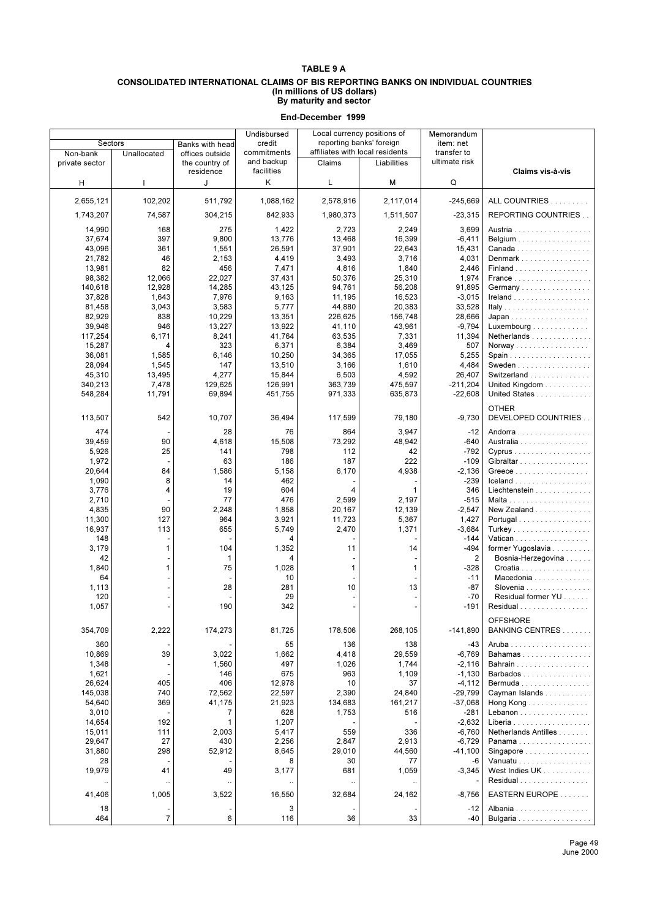# TABLE 9 A

## CONSOLIDATED INTERNATIONAL CLAIMS OF BIS REPORTING BANKS ON INDIVIDUAL COUNTRIES
### (In millions of US dollars)
### By maturity and sector

**End-December 1999**

| Sectors | | Banks with head offices outside the country of residence | Undisbursed credit commitments and backup facilities | Local currency positions of reporting banks' foreign affiliates with local residents | | Memorandum item: net transfer to ultimate risk | |
|---|---|---|---|---|---|---|---|
| Non-bank private sector | Unallocated | | | Claims | Liabilities | | Claims vis-à-vis |
| H | I | J | K | L | M | Q | |
| 2,655,121 | 102,202 | 511,792 | 1,088,162 | 2,578,916 | 2,117,014 | -245,669 | ALL COUNTRIES |
| 1,743,207 | 74,587 | 304,215 | 842,933 | 1,980,373 | 1,511,507 | -23,315 | REPORTING COUNTRIES |
| 14,990 | 168 | 275 | 1,422 | 2,723 | 2,249 | 3,699 | Austria |
| 37,674 | 397 | 9,800 | 13,776 | 13,468 | 16,399 | -6,411 | Belgium |
| 43,096 | 361 | 1,551 | 26,591 | 37,901 | 22,643 | 15,431 | Canada |
| 21,782 | 46 | 2,153 | 4,419 | 3,493 | 3,716 | 4,031 | Denmark |
| 13,981 | 82 | 456 | 7,471 | 4,816 | 1,840 | 2,446 | Finland |
| 98,382 | 12,066 | 22,027 | 37,431 | 50,376 | 25,310 | 1,974 | France |
| 140,618 | 12,928 | 14,285 | 43,125 | 94,761 | 56,208 | 91,895 | Germany |
| 37,828 | 1,643 | 7,976 | 9,163 | 11,195 | 16,523 | -3,015 | Ireland |
| 81,458 | 3,043 | 3,583 | 5,777 | 44,880 | 20,383 | 33,528 | Italy |
| 82,929 | 838 | 10,229 | 13,351 | 226,625 | 156,748 | 28,666 | Japan |
| 39,946 | 946 | 13,227 | 13,922 | 41,110 | 43,961 | -9,794 | Luxembourg |
| 117,254 | 6,171 | 8,241 | 41,764 | 63,535 | 7,331 | 11,394 | Netherlands |
| 15,287 | 4 | 323 | 6,371 | 6,384 | 3,469 | 507 | Norway |
| 36,081 | 1,585 | 6,146 | 10,250 | 34,365 | 17,055 | 5,255 | Spain |
| 28,094 | 1,545 | 147 | 13,510 | 3,166 | 1,610 | 4,484 | Sweden |
| 45,310 | 13,495 | 4,277 | 15,844 | 6,503 | 4,592 | 26,407 | Switzerland |
| 340,213 | 7,478 | 129,625 | 126,991 | 363,739 | 475,597 | -211,204 | United Kingdom |
| 548,284 | 11,791 | 69,894 | 451,755 | 971,333 | 635,873 | -22,608 | United States |
| 113,507 | 542 | 10,707 | 36,494 | 117,599 | 79,180 | -9,730 | OTHER DEVELOPED COUNTRIES |
| 474 | - | 28 | 76 | 864 | 3,947 | -12 | Andorra |
| 39,459 | 90 | 4,618 | 15,508 | 73,292 | 48,942 | -640 | Australia |
| 5,926 | 25 | 141 | 798 | 112 | 42 | -792 | Cyprus |
| 1,972 | - | 63 | 186 | 187 | 222 | -109 | Gibraltar |
| 20,644 | 84 | 1,586 | 5,158 | 6,170 | 4,938 | -2,136 | Greece |
| 1,090 | 8 | 14 | 462 | - | - | -239 | Iceland |
| 3,776 | 4 | 19 | 604 | 4 | 1 | 346 | Liechtenstein |
| 2,710 | - | 77 | 476 | 2,599 | 2,197 | -515 | Malta |
| 4,835 | 90 | 2,248 | 1,858 | 20,167 | 12,139 | -2,547 | New Zealand |
| 11,300 | 127 | 964 | 3,921 | 11,723 | 5,367 | 1,427 | Portugal |
| 16,937 | 113 | 655 | 5,749 | 2,470 | 1,371 | -3,684 | Turkey |
| 148 | - | - | 4 | - | - | -144 | Vatican |
| 3,179 | 1 | 104 | 1,352 | 11 | 14 | -494 | former Yugoslavia |
| 42 | - | 1 | 4 | - | - | 2 | Bosnia-Herzegovina |
| 1,840 | 1 | 75 | 1,028 | 1 | 1 | -328 | Croatia |
| 64 | - | - | 10 | - | - | -11 | Macedonia |
| 1,113 | - | 28 | 281 | 10 | 13 | -87 | Slovenia |
| 120 | - | - | 29 | - | - | -70 | Residual former YU |
| 1,057 | - | 190 | 342 | - | - | -191 | Residual |
| 354,709 | 2,222 | 174,273 | 81,725 | 178,506 | 268,105 | -141,890 | OFFSHORE BANKING CENTRES |
| 360 | - | - | 55 | 136 | 138 | -43 | Aruba |
| 10,869 | 39 | 3,022 | 1,662 | 4,418 | 29,559 | -6,769 | Bahamas |
| 1,348 | - | 1,560 | 497 | 1,026 | 1,744 | -2,116 | Bahrain |
| 1,621 | - | 146 | 675 | 963 | 1,109 | -1,130 | Barbados |
| 26,624 | 405 | 406 | 12,978 | 10 | 37 | -4,112 | Bermuda |
| 145,038 | 740 | 72,562 | 22,597 | 2,390 | 24,840 | -29,799 | Cayman Islands |
| 54,640 | 369 | 41,175 | 21,923 | 134,683 | 161,217 | -37,068 | Hong Kong |
| 3,010 | - | 7 | 628 | 1,753 | 516 | -281 | Lebanon |
| 14,654 | 192 | 1 | 1,207 | - | - | -2,632 | Liberia |
| 15,011 | 111 | 2,003 | 5,417 | 559 | 336 | -6,760 | Netherlands Antilles |
| 29,647 | 27 | 430 | 2,256 | 2,847 | 2,913 | -6,729 | Panama |
| 31,880 | 298 | 52,912 | 8,645 | 29,010 | 44,560 | -41,100 | Singapore |
| 28 | - | - | 8 | 30 | 77 | -6 | Vanuatu |
| 19,979 | 41 | 49 | 3,177 | 681 | 1,059 | -3,345 | West Indies UK |
| .. | .. | .. | .. | .. | .. | - | Residual |
| 41,406 | 1,005 | 3,522 | 16,550 | 32,684 | 24,162 | -8,756 | EASTERN EUROPE |
| 18 | - | - | 3 | - | - | -12 | Albania |
| 464 | 7 | 6 | 116 | 36 | 33 | -40 | Bulgaria |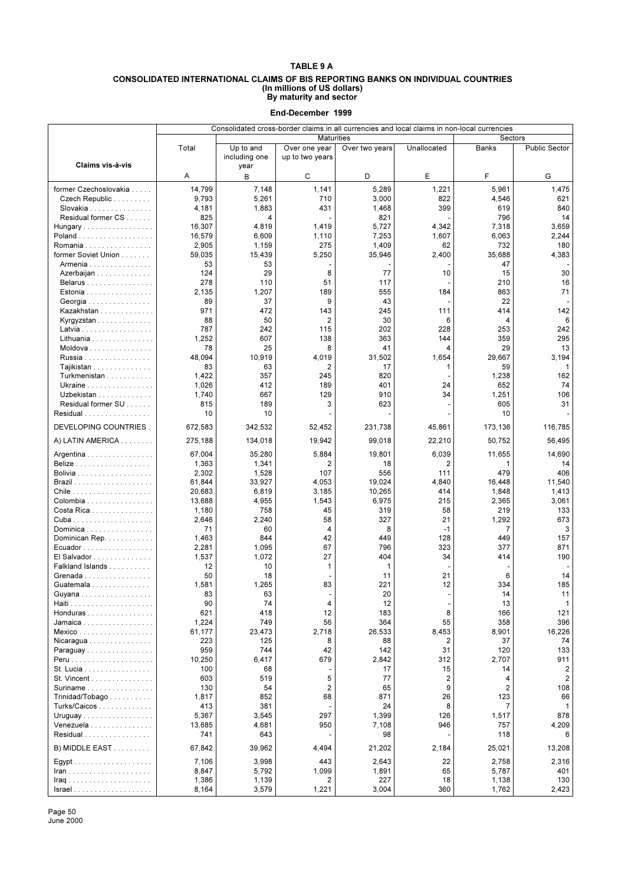# TABLE 9 A

## CONSOLIDATED INTERNATIONAL CLAIMS OF BIS REPORTING BANKS ON INDIVIDUAL COUNTRIES
### (In millions of US dollars)
### By maturity and sector

**End-December 1999**

| | Consolidated cross-border claims in all currencies and local claims in non-local currencies | | | | | | |
|---|---|---|---|---|---|---|---|
| | | Maturities | | | | Sectors | |
| Claims vis-à-vis | Total | Up to and including one year | Over one year up to two years | Over two years | Unallocated | Banks | Public Sector |
| | A | B | C | D | E | F | G |
| former Czechoslovakia | 14,799 | 7,148 | 1,141 | 5,289 | 1,221 | 5,961 | 1,475 |
| Czech Republic | 9,793 | 5,261 | 710 | 3,000 | 822 | 4,546 | 621 |
| Slovakia | 4,181 | 1,883 | 431 | 1,468 | 399 | 619 | 840 |
| Residual former CS | 825 | 4 | - | 821 | - | 796 | 14 |
| Hungary | 16,307 | 4,819 | 1,419 | 5,727 | 4,342 | 7,318 | 3,659 |
| Poland | 16,579 | 6,609 | 1,110 | 7,253 | 1,607 | 6,063 | 2,244 |
| Romania | 2,905 | 1,159 | 275 | 1,409 | 62 | 732 | 180 |
| former Soviet Union | 59,035 | 15,439 | 5,250 | 35,946 | 2,400 | 35,688 | 4,383 |
| Armenia | 53 | 53 | - | - | - | 47 | - |
| Azerbaijan | 124 | 29 | 8 | 77 | 10 | 15 | 30 |
| Belarus | 278 | 110 | 51 | 117 | - | 210 | 16 |
| Estonia | 2,135 | 1,207 | 189 | 555 | 184 | 863 | 71 |
| Georgia | 89 | 37 | 9 | 43 | - | 22 | - |
| Kazakhstan | 971 | 472 | 143 | 245 | 111 | 414 | 142 |
| Kyrgyzstan | 88 | 50 | 2 | 30 | 6 | 4 | 6 |
| Latvia | 787 | 242 | 115 | 202 | 228 | 253 | 242 |
| Lithuania | 1,252 | 607 | 138 | 363 | 144 | 359 | 295 |
| Moldova | 78 | 25 | 8 | 41 | 4 | 29 | 13 |
| Russia | 48,094 | 10,919 | 4,019 | 31,502 | 1,654 | 29,667 | 3,194 |
| Tajikistan | 83 | 63 | 2 | 17 | 1 | 59 | 1 |
| Turkmenistan | 1,422 | 357 | 245 | 820 | - | 1,238 | 162 |
| Ukraine | 1,026 | 412 | 189 | 401 | 24 | 652 | 74 |
| Uzbekistan | 1,740 | 667 | 129 | 910 | 34 | 1,251 | 106 |
| Residual former SU | 815 | 189 | 3 | 623 | - | 605 | 31 |
| Residual | 10 | 10 | - | - | - | 10 | - |
| DEVELOPING COUNTRIES | 672,583 | 342,532 | 52,452 | 231,738 | 45,861 | 173,136 | 116,785 |
| A) LATIN AMERICA | 275,188 | 134,018 | 19,942 | 99,018 | 22,210 | 50,752 | 56,495 |
| Argentina | 67,004 | 35,280 | 5,884 | 19,801 | 6,039 | 11,655 | 14,690 |
| Belize | 1,363 | 1,341 | 2 | 18 | 2 | 1 | 14 |
| Bolivia | 2,302 | 1,528 | 107 | 556 | 111 | 479 | 406 |
| Brazil | 61,844 | 33,927 | 4,053 | 19,024 | 4,840 | 16,448 | 11,540 |
| Chile | 20,683 | 6,819 | 3,185 | 10,265 | 414 | 1,848 | 1,413 |
| Colombia | 13,688 | 4,955 | 1,543 | 6,975 | 215 | 2,365 | 3,061 |
| Costa Rica | 1,180 | 758 | 45 | 319 | 58 | 219 | 133 |
| Cuba | 2,646 | 2,240 | 58 | 327 | 21 | 1,292 | 673 |
| Dominica | 71 | 60 | 4 | 8 | -1 | 7 | 3 |
| Dominican Rep. | 1,463 | 844 | 42 | 449 | 128 | 449 | 157 |
| Ecuador | 2,281 | 1,095 | 67 | 796 | 323 | 377 | 871 |
| El Salvador | 1,537 | 1,072 | 27 | 404 | 34 | 414 | 190 |
| Falkland Islands | 12 | 10 | 1 | 1 | - | - | - |
| Grenada | 50 | 18 | - | 11 | 21 | 6 | 14 |
| Guatemala | 1,581 | 1,265 | 83 | 221 | 12 | 334 | 185 |
| Guyana | 83 | 63 | - | 20 | - | 14 | 11 |
| Haiti | 90 | 74 | 4 | 12 | - | 13 | 1 |
| Honduras | 621 | 418 | 12 | 183 | 8 | 166 | 121 |
| Jamaica | 1,224 | 749 | 56 | 364 | 55 | 358 | 396 |
| Mexico | 61,177 | 23,473 | 2,718 | 26,533 | 8,453 | 8,901 | 16,226 |
| Nicaragua | 223 | 125 | 8 | 88 | 2 | 37 | 74 |
| Paraguay | 959 | 744 | 42 | 142 | 31 | 120 | 133 |
| Peru | 10,250 | 6,417 | 679 | 2,842 | 312 | 2,707 | 911 |
| St. Lucia | 100 | 68 | - | 17 | 15 | 14 | 2 |
| St. Vincent | 603 | 519 | 5 | 77 | 2 | 4 | 2 |
| Suriname | 130 | 54 | 2 | 65 | 9 | 2 | 108 |
| Trinidad/Tobago | 1,817 | 852 | 68 | 871 | 26 | 123 | 66 |
| Turks/Caicos | 413 | 381 | - | 24 | 8 | 7 | 1 |
| Uruguay | 5,367 | 3,545 | 297 | 1,399 | 126 | 1,517 | 878 |
| Venezuela | 13,685 | 4,681 | 950 | 7,108 | 946 | 757 | 4,209 |
| Residual | 741 | 643 | - | 98 | - | 118 | 6 |
| B) MIDDLE EAST | 67,842 | 39,962 | 4,494 | 21,202 | 2,184 | 25,021 | 13,208 |
| Egypt | 7,106 | 3,998 | 443 | 2,643 | 22 | 2,758 | 2,316 |
| Iran | 8,847 | 5,792 | 1,099 | 1,891 | 65 | 5,787 | 401 |
| Iraq | 1,386 | 1,139 | 2 | 227 | 18 | 1,138 | 130 |
| Israel | 8,164 | 3,579 | 1,221 | 3,004 | 360 | 1,762 | 2,423 |

June 2000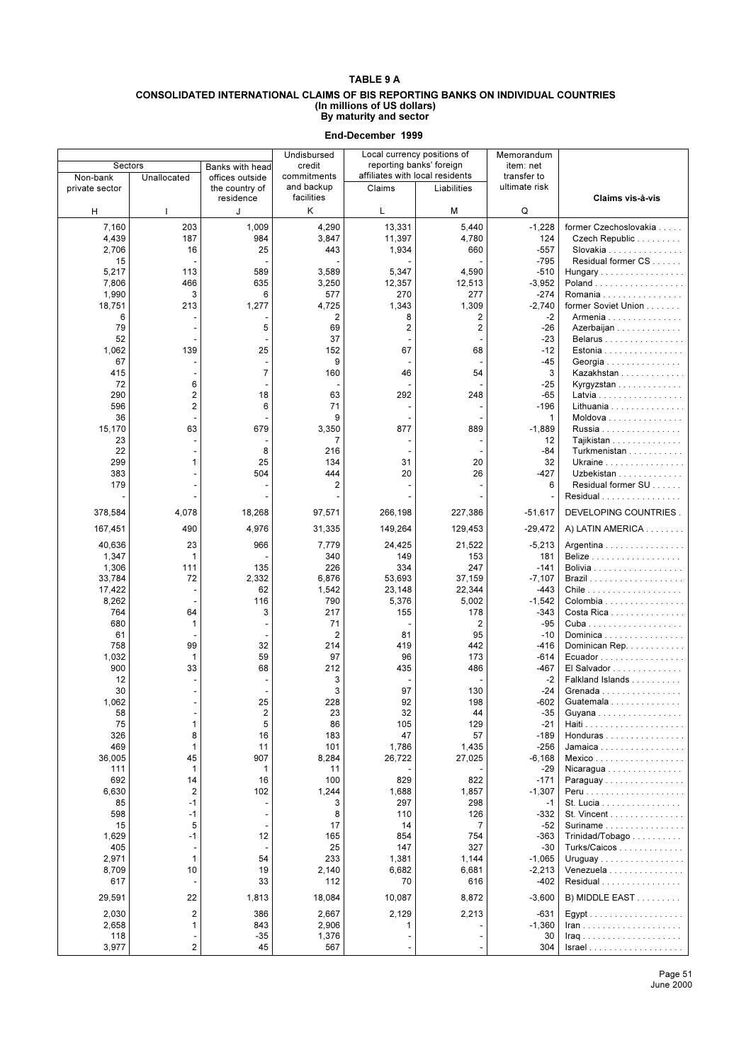# TABLE 9 A

## CONSOLIDATED INTERNATIONAL CLAIMS OF BIS REPORTING BANKS ON INDIVIDUAL COUNTRIES
### (In millions of US dollars)
### By maturity and sector

**End-December 1999**

| Sectors | | Banks with head offices outside the country of residence | Undisbursed credit commitments and backup facilities | Local currency positions of reporting banks' foreign affiliates with local residents | | Memorandum item: net transfer to ultimate risk | |
|---|---|---|---|---|---|---|---|
| Non-bank private sector | Unallocated | | | Claims | Liabilities | | Claims vis-à-vis |
| H | I | J | K | L | M | Q | |
| 7,160 | 203 | 1,009 | 4,290 | 13,331 | 5,440 | -1,228 | former Czechoslovakia |
| 4,439 | 187 | 984 | 3,847 | 11,397 | 4,780 | 124 | Czech Republic |
| 2,706 | 16 | 25 | 443 | 1,934 | 660 | -557 | Slovakia |
| 15 | - | - | - | - | - | -795 | Residual former CS |
| 5,217 | 113 | 589 | 3,589 | 5,347 | 4,590 | -510 | Hungary |
| 7,806 | 466 | 635 | 3,250 | 12,357 | 12,513 | -3,952 | Poland |
| 1,990 | 3 | 6 | 577 | 270 | 277 | -274 | Romania |
| 18,751 | 213 | 1,277 | 4,725 | 1,343 | 1,309 | -2,740 | former Soviet Union |
| 6 | - | - | 2 | 8 | 2 | -2 | Armenia |
| 79 | - | 5 | 69 | 2 | 2 | -26 | Azerbaijan |
| 52 | - | - | 37 | - | - | -23 | Belarus |
| 1,062 | 139 | 25 | 152 | 67 | 68 | -12 | Estonia |
| 67 | - | - | 9 | - | - | -45 | Georgia |
| 415 | - | 7 | 160 | 46 | 54 | 3 | Kazakhstan |
| 72 | 6 | - | - | - | - | -25 | Kyrgyzstan |
| 290 | 2 | 18 | 63 | 292 | 248 | -65 | Latvia |
| 596 | 2 | 6 | 71 | - | - | -196 | Lithuania |
| 36 | - | - | 9 | - | - | 1 | Moldova |
| 15,170 | 63 | 679 | 3,350 | 877 | 889 | -1,889 | Russia |
| 23 | - | - | 7 | - | - | 12 | Tajikistan |
| 22 | - | 8 | 216 | - | - | -84 | Turkmenistan |
| 299 | 1 | 25 | 134 | 31 | 20 | 32 | Ukraine |
| 383 | - | 504 | 444 | 20 | 26 | -427 | Uzbekistan |
| 179 | - | - | 2 | - | - | 6 | Residual former SU |
| - | - | - | - | - | - | - | Residual |
| 378,584 | 4,078 | 18,268 | 97,571 | 266,198 | 227,386 | -51,617 | DEVELOPING COUNTRIES |
| 167,451 | 490 | 4,976 | 31,335 | 149,264 | 129,453 | -29,472 | A) LATIN AMERICA |
| 40,636 | 23 | 966 | 7,779 | 24,425 | 21,522 | -5,213 | Argentina |
| 1,347 | 1 | - | 340 | 149 | 153 | 181 | Belize |
| 1,306 | 111 | 135 | 226 | 334 | 247 | -141 | Bolivia |
| 33,784 | 72 | 2,332 | 6,876 | 53,693 | 37,159 | -7,107 | Brazil |
| 17,422 | - | 62 | 1,542 | 23,148 | 22,344 | -443 | Chile |
| 8,262 | - | 116 | 790 | 5,376 | 5,002 | -1,542 | Colombia |
| 764 | 64 | 3 | 217 | 155 | 178 | -343 | Costa Rica |
| 680 | 1 | - | 71 | - | 2 | -95 | Cuba |
| 61 | - | - | 2 | 81 | 95 | -10 | Dominica |
| 758 | 99 | 32 | 214 | 419 | 442 | -416 | Dominican Rep. |
| 1,032 | 1 | 59 | 97 | 96 | 173 | -614 | Ecuador |
| 900 | 33 | 68 | 212 | 435 | 486 | -467 | El Salvador |
| 12 | - | - | 3 | - | - | -2 | Falkland Islands |
| 30 | - | - | 3 | 97 | 130 | -24 | Grenada |
| 1,062 | - | 25 | 228 | 92 | 198 | -602 | Guatemala |
| 58 | - | 2 | 23 | 32 | 44 | -35 | Guyana |
| 75 | 1 | 5 | 86 | 105 | 129 | -21 | Haiti |
| 326 | 8 | 16 | 183 | 47 | 57 | -189 | Honduras |
| 469 | 1 | 11 | 101 | 1,786 | 1,435 | -256 | Jamaica |
| 36,005 | 45 | 907 | 8,284 | 26,722 | 27,025 | -6,168 | Mexico |
| 111 | 1 | 1 | 11 | - | - | -29 | Nicaragua |
| 692 | 14 | 16 | 100 | 829 | 822 | -171 | Paraguay |
| 6,630 | 2 | 102 | 1,244 | 1,688 | 1,857 | -1,307 | Peru |
| 85 | -1 | - | 3 | 297 | 298 | -1 | St. Lucia |
| 598 | -1 | - | 8 | 110 | 126 | -332 | St. Vincent |
| 15 | 5 | - | 17 | 14 | 7 | -52 | Suriname |
| 1,629 | -1 | 12 | 165 | 854 | 754 | -363 | Trinidad/Tobago |
| 405 | - | - | 25 | 147 | 327 | -30 | Turks/Caicos |
| 2,971 | 1 | 54 | 233 | 1,381 | 1,144 | -1,065 | Uruguay |
| 8,709 | 10 | 19 | 2,140 | 6,682 | 6,681 | -2,213 | Venezuela |
| 617 | - | 33 | 112 | 70 | 616 | -402 | Residual |
| 29,591 | 22 | 1,813 | 18,084 | 10,087 | 8,872 | -3,600 | B) MIDDLE EAST |
| 2,030 | 2 | 386 | 2,667 | 2,129 | 2,213 | -631 | Egypt |
| 2,658 | 1 | 843 | 2,906 | 1 | - | -1,360 | Iran |
| 118 | - | -35 | 1,376 | - | - | 30 | Iraq |
| 3,977 | 2 | 45 | 567 | - | - | 304 | Israel |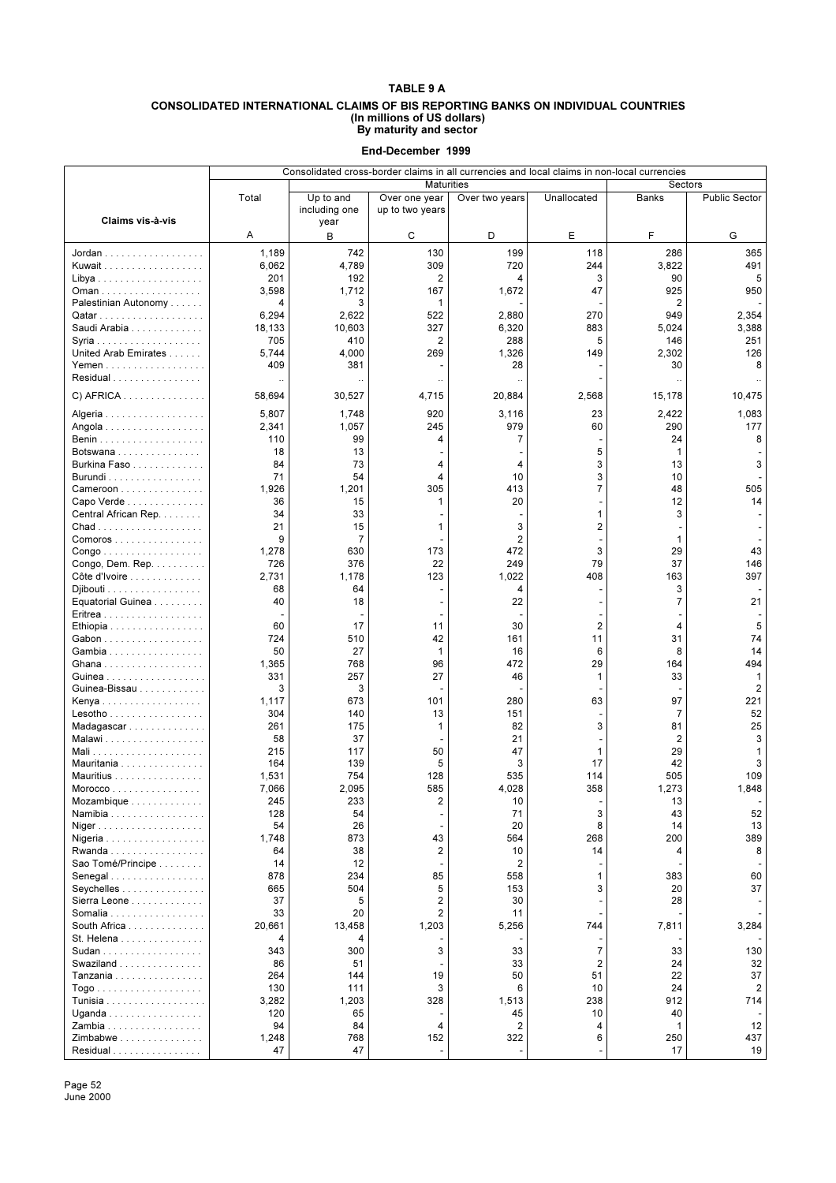# TABLE 9 A

## CONSOLIDATED INTERNATIONAL CLAIMS OF BIS REPORTING BANKS ON INDIVIDUAL COUNTRIES
### (In millions of US dollars)
### By maturity and sector

**End-December 1999**

| | Consolidated cross-border claims in all currencies and local claims in non-local currencies | | | | | | |
|---|---|---|---|---|---|---|---|
| | | Maturities | | | | Sectors | |
| Claims vis-à-vis | Total | Up to and including one year | Over one year up to two years | Over two years | Unallocated | Banks | Public Sector |
| | A | B | C | D | E | F | G |
| Jordan | 1,189 | 742 | 130 | 199 | 118 | 286 | 365 |
| Kuwait | 6,062 | 4,789 | 309 | 720 | 244 | 3,822 | 491 |
| Libya | 201 | 192 | 2 | 4 | 3 | 90 | 5 |
| Oman | 3,598 | 1,712 | 167 | 1,672 | 47 | 925 | 950 |
| Palestinian Autonomy | 4 | 3 | 1 | - | - | 2 | - |
| Qatar | 6,294 | 2,622 | 522 | 2,880 | 270 | 949 | 2,354 |
| Saudi Arabia | 18,133 | 10,603 | 327 | 6,320 | 883 | 5,024 | 3,388 |
| Syria | 705 | 410 | 2 | 288 | 5 | 146 | 251 |
| United Arab Emirates | 5,744 | 4,000 | 269 | 1,326 | 149 | 2,302 | 126 |
| Yemen | 409 | 381 | - | 28 | - | 30 | 8 |
| Residual | .. | .. | .. | .. | - | .. | .. |
| C) AFRICA | 58,694 | 30,527 | 4,715 | 20,884 | 2,568 | 15,178 | 10,475 |
| Algeria | 5,807 | 1,748 | 920 | 3,116 | 23 | 2,422 | 1,083 |
| Angola | 2,341 | 1,057 | 245 | 979 | 60 | 290 | 177 |
| Benin | 110 | 99 | 4 | 7 | - | 24 | 8 |
| Botswana | 18 | 13 | - | - | 5 | 1 | - |
| Burkina Faso | 84 | 73 | 4 | 4 | 3 | 13 | 3 |
| Burundi | 71 | 54 | 4 | 10 | 3 | 10 | - |
| Cameroon | 1,926 | 1,201 | 305 | 413 | 7 | 48 | 505 |
| Capo Verde | 36 | 15 | 1 | 20 | - | 12 | 14 |
| Central African Rep. | 34 | 33 | - | - | 1 | 3 | - |
| Chad | 21 | 15 | 1 | 3 | 2 | - | - |
| Comoros | 9 | 7 | - | 2 | - | 1 | - |
| Congo | 1,278 | 630 | 173 | 472 | 3 | 29 | 43 |
| Congo, Dem. Rep. | 726 | 376 | 22 | 249 | 79 | 37 | 146 |
| Côte d'Ivoire | 2,731 | 1,178 | 123 | 1,022 | 408 | 163 | 397 |
| Djibouti | 68 | 64 | - | 4 | - | 3 | - |
| Equatorial Guinea | 40 | 18 | - | 22 | - | 7 | 21 |
| Eritrea | - | - | - | - | - | - | - |
| Ethiopia | 60 | 17 | 11 | 30 | 2 | 4 | 5 |
| Gabon | 724 | 510 | 42 | 161 | 11 | 31 | 74 |
| Gambia | 50 | 27 | 1 | 16 | 6 | 8 | 14 |
| Ghana | 1,365 | 768 | 96 | 472 | 29 | 164 | 494 |
| Guinea | 331 | 257 | 27 | 46 | 1 | 33 | 1 |
| Guinea-Bissau | 3 | 3 | - | - | - | - | 2 |
| Kenya | 1,117 | 673 | 101 | 280 | 63 | 97 | 221 |
| Lesotho | 304 | 140 | 13 | 151 | - | 7 | 52 |
| Madagascar | 261 | 175 | 1 | 82 | 3 | 81 | 25 |
| Malawi | 58 | 37 | - | 21 | - | 2 | 3 |
| Mali | 215 | 117 | 50 | 47 | 1 | 29 | 1 |
| Mauritania | 164 | 139 | 5 | 3 | 17 | 42 | 3 |
| Mauritius | 1,531 | 754 | 128 | 535 | 114 | 505 | 109 |
| Morocco | 7,066 | 2,095 | 585 | 4,028 | 358 | 1,273 | 1,848 |
| Mozambique | 245 | 233 | 2 | 10 | - | 13 | - |
| Namibia | 128 | 54 | - | 71 | 3 | 43 | 52 |
| Niger | 54 | 26 | - | 20 | 8 | 14 | 13 |
| Nigeria | 1,748 | 873 | 43 | 564 | 268 | 200 | 389 |
| Rwanda | 64 | 38 | 2 | 10 | 14 | 4 | 8 |
| Sao Tomé/Principe | 14 | 12 | - | 2 | - | - | - |
| Senegal | 878 | 234 | 85 | 558 | 1 | 383 | 60 |
| Seychelles | 665 | 504 | 5 | 153 | 3 | 20 | 37 |
| Sierra Leone | 37 | 5 | 2 | 30 | - | 28 | - |
| Somalia | 33 | 20 | 2 | 11 | - | - | - |
| South Africa | 20,661 | 13,458 | 1,203 | 5,256 | 744 | 7,811 | 3,284 |
| St. Helena | 4 | 4 | - | - | - | - | - |
| Sudan | 343 | 300 | 3 | 33 | 7 | 33 | 130 |
| Swaziland | 86 | 51 | - | 33 | 2 | 24 | 32 |
| Tanzania | 264 | 144 | 19 | 50 | 51 | 22 | 37 |
| Togo | 130 | 111 | 3 | 6 | 10 | 24 | 2 |
| Tunisia | 3,282 | 1,203 | 328 | 1,513 | 238 | 912 | 714 |
| Uganda | 120 | 65 | - | 45 | 10 | 40 | - |
| Zambia | 94 | 84 | 4 | 2 | 4 | 1 | 12 |
| Zimbabwe | 1,248 | 768 | 152 | 322 | 6 | 250 | 437 |
| Residual | 47 | 47 | - | - | - | 17 | 19 |

June 2000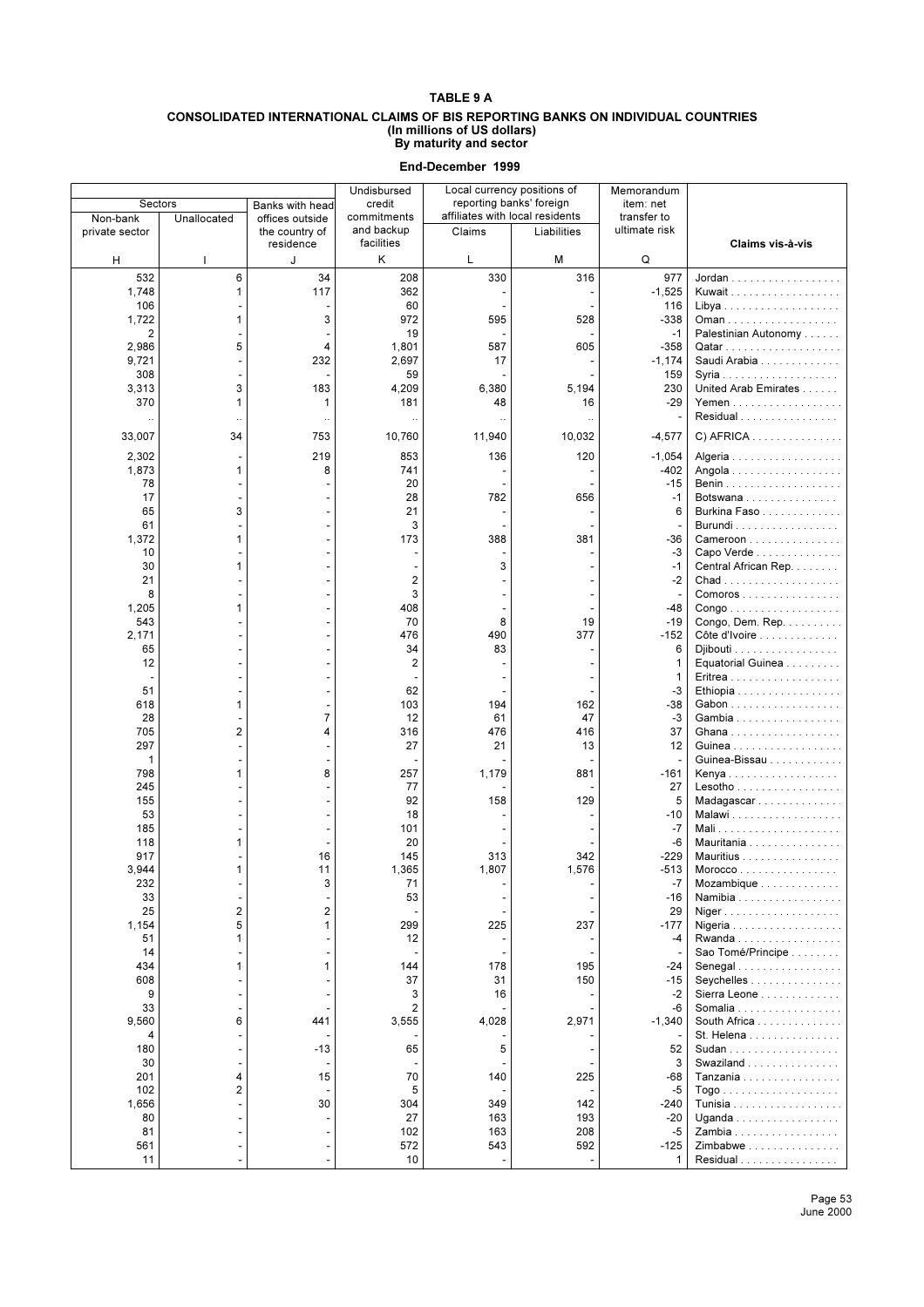# TABLE 9 A

## CONSOLIDATED INTERNATIONAL CLAIMS OF BIS REPORTING BANKS ON INDIVIDUAL COUNTRIES
### (In millions of US dollars)
### By maturity and sector

**End-December 1999**

| Sectors | | Banks with head offices outside the country of residence | Undisbursed credit commitments and backup facilities | Local currency positions of reporting banks' foreign affiliates with local residents | | Memorandum item: net transfer to ultimate risk | |
|---|---|---|---|---|---|---|---|
| Non-bank private sector | Unallocated | | | Claims | Liabilities | | Claims vis-à-vis |
| H | I | J | K | L | M | Q | |
| 532 | 6 | 34 | 208 | 330 | 316 | 977 | Jordan |
| 1,748 | 1 | 117 | 362 | - | - | -1,525 | Kuwait |
| 106 | - | - | 60 | - | - | 116 | Libya |
| 1,722 | 1 | 3 | 972 | 595 | 528 | -338 | Oman |
| 2 | - | - | 19 | - | - | -1 | Palestinian Autonomy |
| 2,986 | 5 | 4 | 1,801 | 587 | 605 | -358 | Qatar |
| 9,721 | - | 232 | 2,697 | 17 | - | -1,174 | Saudi Arabia |
| 308 | - | - | 59 | - | - | 159 | Syria |
| 3,313 | 3 | 183 | 4,209 | 6,380 | 5,194 | 230 | United Arab Emirates |
| 370 | 1 | 1 | 181 | 48 | 16 | -29 | Yemen |
| .. | .. | .. | .. | .. | .. | - | Residual |
| 33,007 | 34 | 753 | 10,760 | 11,940 | 10,032 | -4,577 | C) AFRICA |
| 2,302 | - | 219 | 853 | 136 | 120 | -1,054 | Algeria |
| 1,873 | 1 | 8 | 741 | - | - | -402 | Angola |
| 78 | - | - | 20 | - | - | -15 | Benin |
| 17 | - | - | 28 | 782 | 656 | -1 | Botswana |
| 65 | 3 | - | 21 | - | - | 6 | Burkina Faso |
| 61 | - | - | 3 | - | - | - | Burundi |
| 1,372 | 1 | - | 173 | 388 | 381 | -36 | Cameroon |
| 10 | - | - | - | - | - | -3 | Capo Verde |
| 30 | 1 | - | - | 3 | - | -1 | Central African Rep. |
| 21 | - | - | 2 | - | - | -2 | Chad |
| 8 | - | - | 3 | - | - | - | Comoros |
| 1,205 | 1 | - | 408 | - | - | -48 | Congo |
| 543 | - | - | 70 | 8 | 19 | -19 | Congo, Dem. Rep. |
| 2,171 | - | - | 476 | 490 | 377 | -152 | Côte d'Ivoire |
| 65 | - | - | 34 | 83 | - | 6 | Djibouti |
| 12 | - | - | 2 | - | - | 1 | Equatorial Guinea |
| - | - | - | - | - | - | 1 | Eritrea |
| 51 | - | - | 62 | - | - | -3 | Ethiopia |
| 618 | 1 | - | 103 | 194 | 162 | -38 | Gabon |
| 28 | - | 7 | 12 | 61 | 47 | -3 | Gambia |
| 705 | 2 | 4 | 316 | 476 | 416 | 37 | Ghana |
| 297 | - | - | 27 | 21 | 13 | 12 | Guinea |
| 1 | - | - | - | - | - | - | Guinea-Bissau |
| 798 | 1 | 8 | 257 | 1,179 | 881 | -161 | Kenya |
| 245 | - | - | 77 | - | - | 27 | Lesotho |
| 155 | - | - | 92 | 158 | 129 | 5 | Madagascar |
| 53 | - | - | 18 | - | - | -10 | Malawi |
| 185 | - | - | 101 | - | - | -7 | Mali |
| 118 | 1 | - | 20 | - | - | -6 | Mauritania |
| 917 | - | 16 | 145 | 313 | 342 | -229 | Mauritius |
| 3,944 | 1 | 11 | 1,365 | 1,807 | 1,576 | -513 | Morocco |
| 232 | - | 3 | 71 | - | - | -7 | Mozambique |
| 33 | - | - | 53 | - | - | -16 | Namibia |
| 25 | 2 | 2 | - | - | - | 29 | Niger |
| 1,154 | 5 | 1 | 299 | 225 | 237 | -177 | Nigeria |
| 51 | 1 | - | 12 | - | - | -4 | Rwanda |
| 14 | - | - | - | - | - | - | Sao Tomé/Principe |
| 434 | 1 | 1 | 144 | 178 | 195 | -24 | Senegal |
| 608 | - | - | 37 | 31 | 150 | -15 | Seychelles |
| 9 | - | - | 3 | 16 | - | -2 | Sierra Leone |
| 33 | - | - | 2 | - | - | -6 | Somalia |
| 9,560 | 6 | 441 | 3,555 | 4,028 | 2,971 | -1,340 | South Africa |
| 4 | - | - | - | - | - | - | St. Helena |
| 180 | - | -13 | 65 | 5 | - | 52 | Sudan |
| 30 | - | - | - | - | - | 3 | Swaziland |
| 201 | 4 | 15 | 70 | 140 | 225 | -68 | Tanzania |
| 102 | 2 | - | 5 | - | - | -5 | Togo |
| 1,656 | - | 30 | 304 | 349 | 142 | -240 | Tunisia |
| 80 | - | - | 27 | 163 | 193 | -20 | Uganda |
| 81 | - | - | 102 | 163 | 208 | -5 | Zambia |
| 561 | - | - | 572 | 543 | 592 | -125 | Zimbabwe |
| 11 | - | - | 10 | - | - | 1 | Residual |

June 2000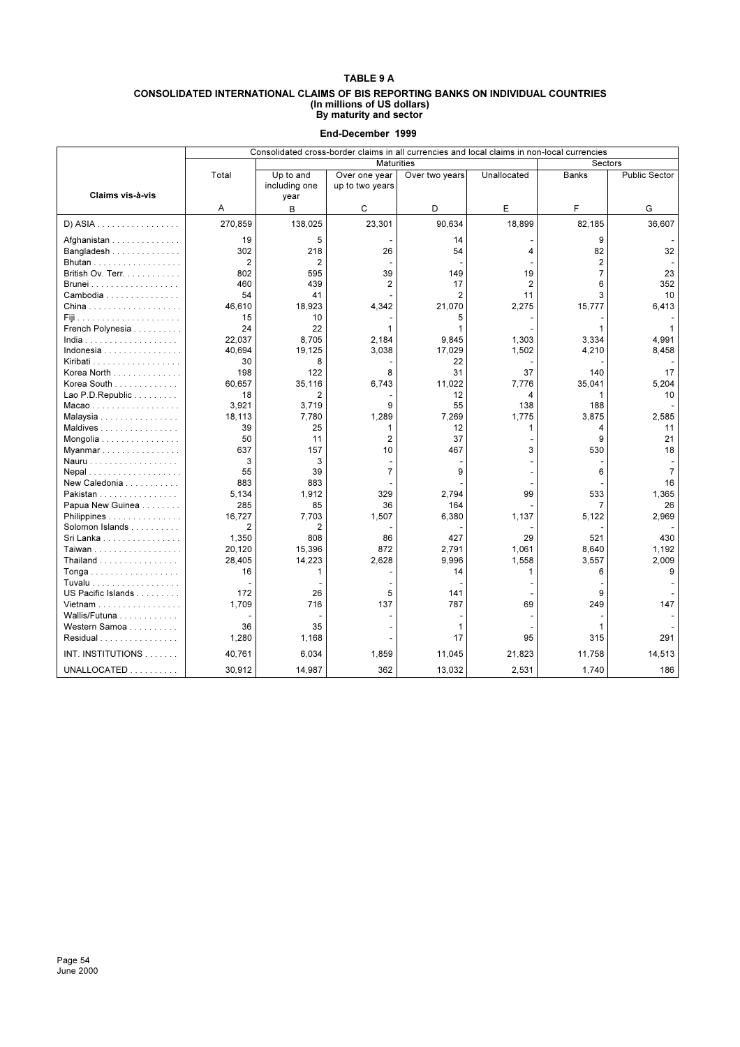# TABLE 9 A

## CONSOLIDATED INTERNATIONAL CLAIMS OF BIS REPORTING BANKS ON INDIVIDUAL COUNTRIES
### (In millions of US dollars)
### By maturity and sector

**End-December 1999**

| Claims vis-à-vis | Consolidated cross-border claims in all currencies and local claims in non-local currencies | | | | | | |
|---|---|---|---|---|---|---|---|
| | | Maturities | | | | Sectors | |
| | Total | Up to and including one year | Over one year up to two years | Over two years | Unallocated | Banks | Public Sector |
| | A | B | C | D | E | F | G |
| D) ASIA . . . . . . . . . . . . . . . . | 270,859 | 138,025 | 23,301 | 90,634 | 18,899 | 82,185 | 36,607 |
| Afghanistan . . . . . . . . . . . . . | 19 | 5 | - | 14 | - | 9 | - |
| Bangladesh . . . . . . . . . . . . . | 302 | 218 | 26 | 54 | 4 | 82 | 32 |
| Bhutan . . . . . . . . . . . . . . . . . | 2 | 2 | - | - | - | 2 | - |
| British Ov. Terr. . . . . . . . . . . | 802 | 595 | 39 | 149 | 19 | 7 | 23 |
| Brunei . . . . . . . . . . . . . . . . . | 460 | 439 | 2 | 17 | 2 | 6 | 352 |
| Cambodia . . . . . . . . . . . . . . | 54 | 41 | - | 2 | 11 | 3 | 10 |
| China . . . . . . . . . . . . . . . . . . | 46,610 | 18,923 | 4,342 | 21,070 | 2,275 | 15,777 | 6,413 |
| Fiji . . . . . . . . . . . . . . . . . . . . | 15 | 10 | - | 5 | - | - | - |
| French Polynesia . . . . . . . . . | 24 | 22 | 1 | 1 | - | 1 | 1 |
| India . . . . . . . . . . . . . . . . . . | 22,037 | 8,705 | 2,184 | 9,845 | 1,303 | 3,334 | 4,991 |
| Indonesia . . . . . . . . . . . . . . . | 40,694 | 19,125 | 3,038 | 17,029 | 1,502 | 4,210 | 8,458 |
| Kiribati . . . . . . . . . . . . . . . . . | 30 | 8 | - | 22 | - | - | - |
| Korea North . . . . . . . . . . . . . | 198 | 122 | 8 | 31 | 37 | 140 | 17 |
| Korea South . . . . . . . . . . . . . | 60,657 | 35,116 | 6,743 | 11,022 | 7,776 | 35,041 | 5,204 |
| Lao P.D.Republic . . . . . . . . . | 18 | 2 | - | 12 | 4 | 1 | 10 |
| Macao . . . . . . . . . . . . . . . . . | 3,921 | 3,719 | 9 | 55 | 138 | 188 | - |
| Malaysia . . . . . . . . . . . . . . . . | 18,113 | 7,780 | 1,289 | 7,269 | 1,775 | 3,875 | 2,585 |
| Maldives . . . . . . . . . . . . . . . . | 39 | 25 | 1 | 12 | 1 | 4 | 11 |
| Mongolia . . . . . . . . . . . . . . . . | 50 | 11 | 2 | 37 | - | 9 | 21 |
| Myanmar . . . . . . . . . . . . . . . . | 637 | 157 | 10 | 467 | 3 | 530 | 18 |
| Nauru . . . . . . . . . . . . . . . . . . | 3 | 3 | - | - | - | - | - |
| Nepal . . . . . . . . . . . . . . . . . . | 55 | 39 | 7 | 9 | - | 6 | 7 |
| New Caledonia . . . . . . . . . . . | 883 | 883 | - | - | - | - | 16 |
| Pakistan . . . . . . . . . . . . . . . . | 5,134 | 1,912 | 329 | 2,794 | 99 | 533 | 1,365 |
| Papua New Guinea . . . . . . . . | 285 | 85 | 36 | 164 | - | 7 | 26 |
| Philippines . . . . . . . . . . . . . . | 16,727 | 7,703 | 1,507 | 6,380 | 1,137 | 5,122 | 2,969 |
| Solomon Islands . . . . . . . . . . | 2 | 2 | - | - | - | - | - |
| Sri Lanka . . . . . . . . . . . . . . . | 1,350 | 808 | 86 | 427 | 29 | 521 | 430 |
| Taiwan . . . . . . . . . . . . . . . . . | 20,120 | 15,396 | 872 | 2,791 | 1,061 | 8,640 | 1,192 |
| Thailand . . . . . . . . . . . . . . . . | 28,405 | 14,223 | 2,628 | 9,996 | 1,558 | 3,557 | 2,009 |
| Tonga . . . . . . . . . . . . . . . . . . | 16 | 1 | - | 14 | 1 | 6 | 9 |
| Tuvalu . . . . . . . . . . . . . . . . . . | - | - | - | - | - | - | - |
| US Pacific Islands . . . . . . . . . | 172 | 26 | 5 | 141 | - | 9 | - |
| Vietnam . . . . . . . . . . . . . . . . . | 1,709 | 716 | 137 | 787 | 69 | 249 | 147 |
| Wallis/Futuna . . . . . . . . . . . . | - | - | - | - | - | - | - |
| Western Samoa . . . . . . . . . . | 36 | 35 | - | 1 | - | 1 | - |
| Residual . . . . . . . . . . . . . . . . | 1,280 | 1,168 | - | 17 | 95 | 315 | 291 |
| INT. INSTITUTIONS . . . . . . . | 40,761 | 6,034 | 1,859 | 11,045 | 21,823 | 11,758 | 14,513 |
| UNALLOCATED . . . . . . . . . . | 30,912 | 14,987 | 362 | 13,032 | 2,531 | 1,740 | 186 |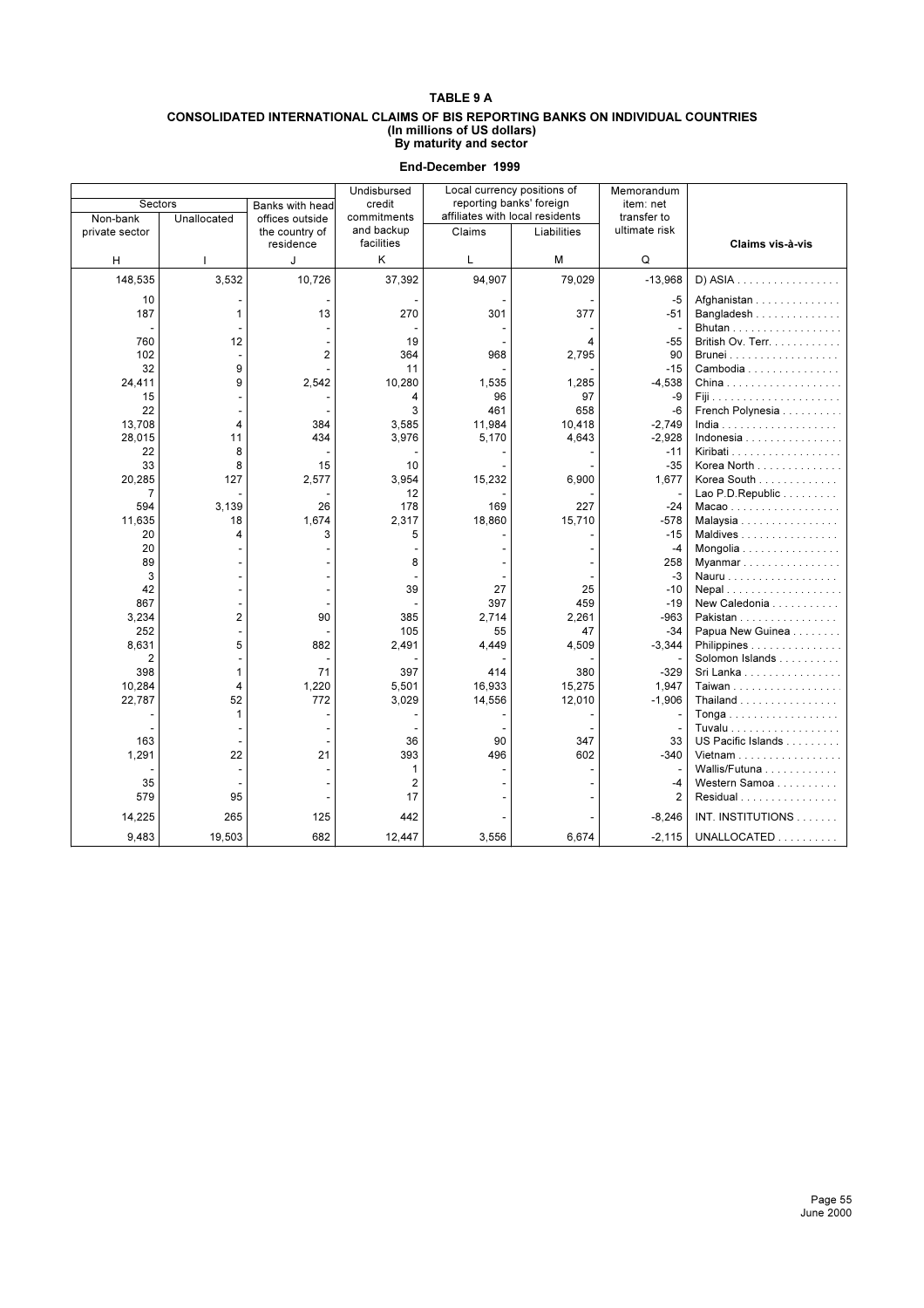# TABLE 9 A

## CONSOLIDATED INTERNATIONAL CLAIMS OF BIS REPORTING BANKS ON INDIVIDUAL COUNTRIES

### (In millions of US dollars)

### By maturity and sector

**End-December 1999**

| Sectors | | Banks with head offices outside the country of residence | Undisbursed credit commitments and backup facilities | Local currency positions of reporting banks' foreign affiliates with local residents | | Memorandum item: net transfer to ultimate risk | |
|---|---|---|---|---|---|---|---|
| Non-bank private sector | Unallocated | | | Claims | Liabilities | | Claims vis-à-vis |
| H | I | J | K | L | M | Q | |
| 148,535 | 3,532 | 10,726 | 37,392 | 94,907 | 79,029 | -13,968 | D) ASIA |
| 10 | - | - | - | - | - | -5 | Afghanistan |
| 187 | 1 | 13 | 270 | 301 | 377 | -51 | Bangladesh |
| - | - | - | - | - | - | - | Bhutan |
| 760 | 12 | - | 19 | - | 4 | -55 | British Ov. Terr. |
| 102 | - | 2 | 364 | 968 | 2,795 | 90 | Brunei |
| 32 | 9 | - | 11 | - | - | -15 | Cambodia |
| 24,411 | 9 | 2,542 | 10,280 | 1,535 | 1,285 | -4,538 | China |
| 15 | - | - | 4 | 96 | 97 | -9 | Fiji |
| 22 | - | - | 3 | 461 | 658 | -6 | French Polynesia |
| 13,708 | 4 | 384 | 3,585 | 11,984 | 10,418 | -2,749 | India |
| 28,015 | 11 | 434 | 3,976 | 5,170 | 4,643 | -2,928 | Indonesia |
| 22 | 8 | - | - | - | - | -11 | Kiribati |
| 33 | 8 | 15 | 10 | - | - | -35 | Korea North |
| 20,285 | 127 | 2,577 | 3,954 | 15,232 | 6,900 | 1,677 | Korea South |
| 7 | - | - | 12 | - | - | - | Lao P.D.Republic |
| 594 | 3,139 | 26 | 178 | 169 | 227 | -24 | Macao |
| 11,635 | 18 | 1,674 | 2,317 | 18,860 | 15,710 | -578 | Malaysia |
| 20 | 4 | 3 | 5 | - | - | -15 | Maldives |
| 20 | - | - | - | - | - | -4 | Mongolia |
| 89 | - | - | 8 | - | - | 258 | Myanmar |
| 3 | - | - | - | - | - | -3 | Nauru |
| 42 | - | - | 39 | 27 | 25 | -10 | Nepal |
| 867 | - | - | - | 397 | 459 | -19 | New Caledonia |
| 3,234 | 2 | 90 | 385 | 2,714 | 2,261 | -963 | Pakistan |
| 252 | - | - | 105 | 55 | 47 | -34 | Papua New Guinea |
| 8,631 | 5 | 882 | 2,491 | 4,449 | 4,509 | -3,344 | Philippines |
| 2 | - | - | - | - | - | - | Solomon Islands |
| 398 | 1 | 71 | 397 | 414 | 380 | -329 | Sri Lanka |
| 10,284 | 4 | 1,220 | 5,501 | 16,933 | 15,275 | 1,947 | Taiwan |
| 22,787 | 52 | 772 | 3,029 | 14,556 | 12,010 | -1,906 | Thailand |
| - | 1 | - | - | - | - | - | Tonga |
| - | - | - | - | - | - | - | Tuvalu |
| 163 | - | - | 36 | 90 | 347 | 33 | US Pacific Islands |
| 1,291 | 22 | 21 | 393 | 496 | 602 | -340 | Vietnam |
| - | - | - | 1 | - | - | - | Wallis/Futuna |
| 35 | - | - | 2 | - | - | -4 | Western Samoa |
| 579 | 95 | - | 17 | - | - | 2 | Residual |
| 14,225 | 265 | 125 | 442 | - | - | -8,246 | INT. INSTITUTIONS |
| 9,483 | 19,503 | 682 | 12,447 | 3,556 | 6,674 | -2,115 | UNALLOCATED |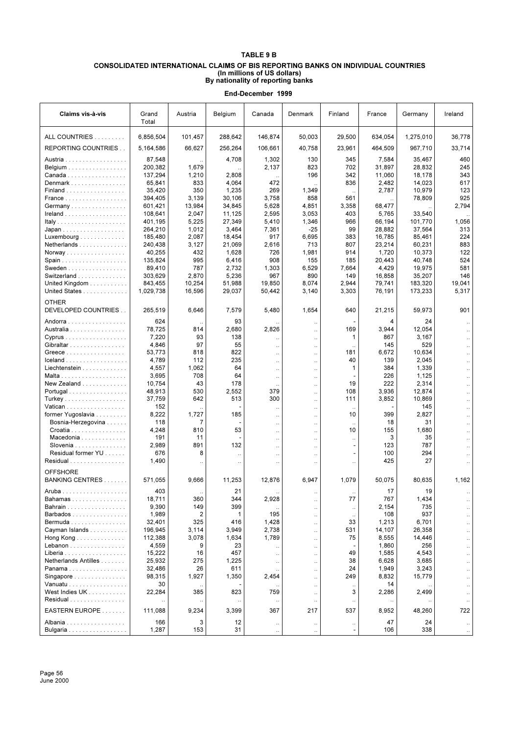**TABLE 9 B**

**CONSOLIDATED INTERNATIONAL CLAIMS OF BIS REPORTING BANKS ON INDIVIDUAL COUNTRIES**
**(In millions of US dollars)**
**By nationality of reporting banks**

**End-December 1999**

| Claims vis-à-vis | Grand Total | Austria | Belgium | Canada | Denmark | Finland | France | Germany | Ireland |
|---|---|---|---|---|---|---|---|---|---|
| ALL COUNTRIES | 6,856,504 | 101,457 | 288,642 | 146,874 | 50,003 | 29,500 | 634,054 | 1,275,010 | 36,778 |
| REPORTING COUNTRIES | 5,164,586 | 66,627 | 256,264 | 106,661 | 40,758 | 23,961 | 464,509 | 967,710 | 33,714 |
| Austria | 87,548 | .. | 4,708 | 1,302 | 130 | 345 | 7,584 | 35,467 | 460 |
| Belgium | 200,382 | 1,679 | .. | 2,137 | 823 | 702 | 31,897 | 28,832 | 245 |
| Canada | 137,294 | 1,210 | 2,808 | .. | 196 | 342 | 11,060 | 18,178 | 343 |
| Denmark | 65,841 | 833 | 4,064 | 472 | .. | 836 | 2,482 | 14,023 | 617 |
| Finland | 35,420 | 350 | 1,235 | 269 | 1,349 | .. | 2,787 | 10,979 | 123 |
| France | 394,405 | 3,139 | 30,106 | 3,758 | 858 | 561 | .. | 78,809 | 925 |
| Germany | 601,421 | 13,984 | 34,845 | 5,628 | 4,851 | 3,358 | 68,477 | .. | 2,794 |
| Ireland | 108,641 | 2,047 | 11,125 | 2,595 | 3,053 | 403 | 5,765 | 33,540 | .. |
| Italy | 401,195 | 5,225 | 27,349 | 5,410 | 1,346 | 966 | 66,194 | 101,770 | 1,056 |
| Japan | 264,210 | 1,012 | 3,464 | 7,361 | -25 | 99 | 28,882 | 37,564 | 313 |
| Luxembourg | 185,480 | 2,087 | 18,454 | 917 | 6,695 | 383 | 16,785 | 85,461 | 224 |
| Netherlands | 240,438 | 3,127 | 21,069 | 2,616 | 713 | 807 | 23,214 | 60,231 | 883 |
| Norway | 40,255 | 432 | 1,628 | 726 | 1,981 | 914 | 1,720 | 10,373 | 122 |
| Spain | 135,824 | 995 | 6,416 | 908 | 155 | 185 | 20,443 | 40,748 | 524 |
| Sweden | 89,410 | 787 | 2,732 | 1,303 | 6,529 | 7,664 | 4,429 | 19,975 | 581 |
| Switzerland | 303,629 | 2,870 | 5,236 | 967 | 890 | 149 | 16,858 | 35,207 | 146 |
| United Kingdom | 843,455 | 10,254 | 51,988 | 19,850 | 8,074 | 2,944 | 79,741 | 183,320 | 19,041 |
| United States | 1,029,738 | 16,596 | 29,037 | 50,442 | 3,140 | 3,303 | 76,191 | 173,233 | 5,317 |
| OTHER DEVELOPED COUNTRIES | 265,519 | 6,646 | 7,579 | 5,480 | 1,654 | 640 | 21,215 | 59,973 | 901 |
| Andorra | 624 | .. | 93 | .. | .. | - | 4 | 24 | .. |
| Australia | 78,725 | 814 | 2,680 | 2,826 | .. | 169 | 3,944 | 12,054 | .. |
| Cyprus | 7,220 | 93 | 138 | .. | .. | 1 | 867 | 3,167 | .. |
| Gibraltar | 4,846 | 97 | 55 | .. | .. | .. | 145 | 529 | .. |
| Greece | 53,773 | 818 | 822 | .. | .. | 181 | 6,672 | 10,634 | .. |
| Iceland | 4,789 | 112 | 235 | .. | .. | 40 | 139 | 2,045 | .. |
| Liechtenstein | 4,557 | 1,062 | 64 | .. | .. | 1 | 384 | 1,339 | .. |
| Malta | 3,695 | 708 | 64 | .. | .. | - | 226 | 1,125 | .. |
| New Zealand | 10,754 | 43 | 178 | .. | .. | 19 | 222 | 2,314 | .. |
| Portugal | 48,913 | 530 | 2,552 | 379 | .. | 108 | 3,936 | 12,874 | .. |
| Turkey | 37,759 | 642 | 513 | 300 | .. | 111 | 3,852 | 10,869 | .. |
| Vatican | 152 | .. | - | .. | .. | .. | - | 145 | .. |
| former Yugoslavia | 8,222 | 1,727 | 185 | .. | .. | 10 | 399 | 2,827 | .. |
| Bosnia-Herzegovina | 118 | 7 | - | .. | .. | .. | 18 | 31 | .. |
| Croatia | 4,248 | 810 | 53 | .. | .. | 10 | 155 | 1,680 | .. |
| Macedonia | 191 | 11 | - | .. | .. | .. | 3 | 35 | .. |
| Slovenia | 2,989 | 891 | 132 | .. | .. | - | 123 | 787 | .. |
| Residual former YU | 676 | 8 | .. | .. | .. | - | 100 | 294 | .. |
| Residual | 1,490 | .. | .. | .. | .. | .. | 425 | 27 | .. |
| OFFSHORE BANKING CENTRES | 571,055 | 9,666 | 11,253 | 12,876 | 6,947 | 1,079 | 50,075 | 80,635 | 1,162 |
| Aruba | 403 | .. | 21 | .. | .. | .. | 17 | 19 | .. |
| Bahamas | 18,711 | 360 | 344 | 2,928 | .. | 77 | 767 | 1,434 | .. |
| Bahrain | 9,390 | 149 | 399 | .. | .. | .. | 2,154 | 735 | .. |
| Barbados | 1,989 | 2 | 1 | 195 | .. | .. | 108 | 937 | .. |
| Bermuda | 32,401 | 325 | 416 | 1,428 | .. | 33 | 1,213 | 6,701 | .. |
| Cayman Islands | 196,945 | 3,114 | 3,949 | 2,738 | .. | 531 | 14,107 | 26,358 | .. |
| Hong Kong | 112,388 | 3,078 | 1,634 | 1,789 | .. | 75 | 8,555 | 14,446 | .. |
| Lebanon | 4,559 | 9 | 23 | .. | .. | - | 1,860 | 256 | .. |
| Liberia | 15,222 | 16 | 457 | .. | .. | 49 | 1,585 | 4,543 | .. |
| Netherlands Antilles | 25,932 | 275 | 1,225 | .. | .. | 38 | 6,628 | 3,685 | .. |
| Panama | 32,486 | 26 | 611 | .. | .. | 24 | 1,949 | 3,243 | .. |
| Singapore | 98,315 | 1,927 | 1,350 | 2,454 | .. | 249 | 8,832 | 15,779 | .. |
| Vanuatu | 30 | .. | - | .. | .. | .. | 14 | .. | .. |
| West Indies UK | 22,284 | 385 | 823 | 759 | .. | 3 | 2,286 | 2,499 | .. |
| Residual | .. | .. | .. | .. | .. | .. | .. | .. | .. |
| EASTERN EUROPE | 111,088 | 9,234 | 3,399 | 367 | 217 | 537 | 8,952 | 48,260 | 722 |
| Albania | 166 | 3 | 12 | .. | .. | .. | 47 | 24 | .. |
| Bulgaria | 1,287 | 153 | 31 | .. | .. | - | 106 | 338 | .. |

Page 56
June 2000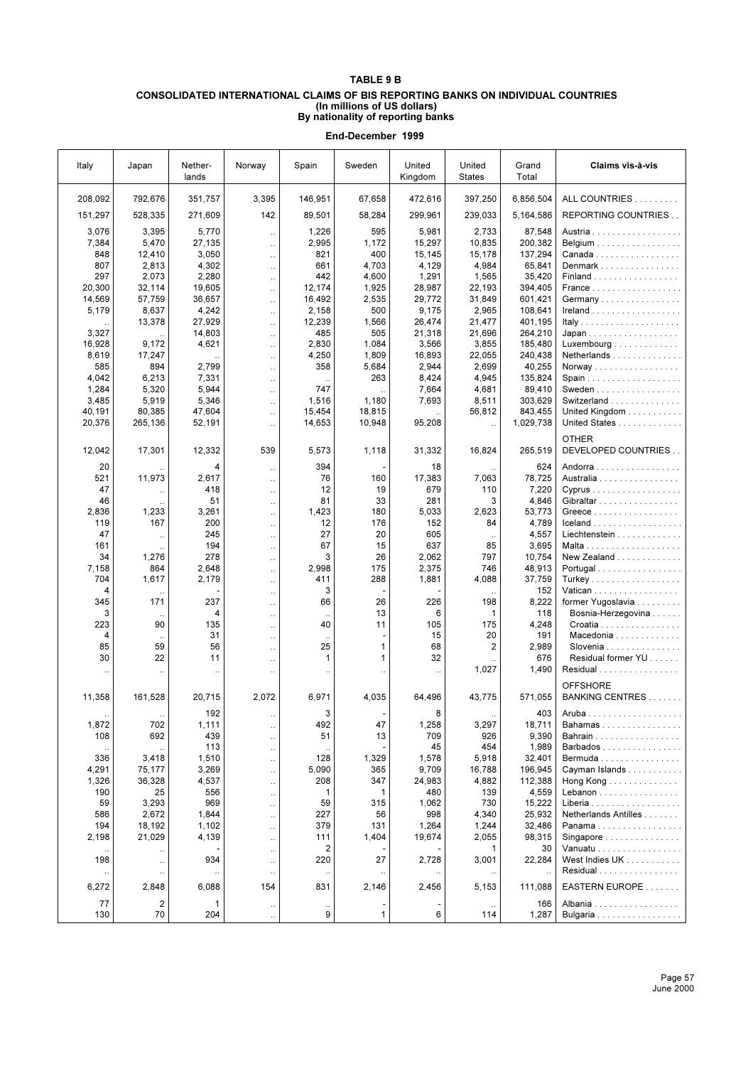# TABLE 9 B

## CONSOLIDATED INTERNATIONAL CLAIMS OF BIS REPORTING BANKS ON INDIVIDUAL COUNTRIES
### (In millions of US dollars)
### By nationality of reporting banks

### End-December 1999

| Italy | Japan | Nether-lands | Norway | Spain | Sweden | United Kingdom | United States | Grand Total | Claims vis-à-vis |
|---|---|---|---|---|---|---|---|---|---|
| 208,092 | 792,676 | 351,757 | 3,395 | 146,951 | 67,658 | 472,616 | 397,250 | 6,856,504 | ALL COUNTRIES |
| 151,297 | 528,335 | 271,609 | 142 | 89,501 | 58,284 | 299,961 | 239,033 | 5,164,586 | REPORTING COUNTRIES |
| 3,076 | 3,395 | 5,770 | .. | 1,226 | 595 | 5,981 | 2,733 | 87,548 | Austria |
| 7,384 | 5,470 | 27,135 | .. | 2,995 | 1,172 | 15,297 | 10,835 | 200,382 | Belgium |
| 848 | 12,410 | 3,050 | .. | 821 | 400 | 15,145 | 15,178 | 137,294 | Canada |
| 807 | 2,813 | 4,302 | .. | 661 | 4,703 | 4,129 | 4,984 | 65,841 | Denmark |
| 297 | 2,073 | 2,280 | .. | 442 | 4,600 | 1,291 | 1,565 | 35,420 | Finland |
| 20,300 | 32,114 | 19,605 | .. | 12,174 | 1,925 | 28,987 | 22,193 | 394,405 | France |
| 14,569 | 57,759 | 36,657 | .. | 16,492 | 2,535 | 29,772 | 31,849 | 601,421 | Germany |
| 5,179 | 8,637 | 4,242 | .. | 2,158 | 500 | 9,175 | 2,965 | 108,641 | Ireland |
| .. | 13,378 | 27,929 | .. | 12,239 | 1,566 | 26,474 | 21,477 | 401,195 | Italy |
| 3,327 | .. | 14,803 | .. | 485 | 505 | 21,318 | 21,696 | 264,210 | Japan |
| 16,928 | 9,172 | 4,621 | .. | 2,830 | 1,084 | 3,566 | 3,855 | 185,480 | Luxembourg |
| 8,619 | 17,247 | .. | .. | 4,250 | 1,809 | 16,893 | 22,055 | 240,438 | Netherlands |
| 585 | 894 | 2,799 | .. | 358 | 5,684 | 2,944 | 2,699 | 40,255 | Norway |
| 4,042 | 6,213 | 7,331 | .. | .. | 263 | 8,424 | 4,945 | 135,824 | Spain |
| 1,284 | 5,320 | 5,944 | .. | 747 | .. | 7,664 | 4,681 | 89,410 | Sweden |
| 3,485 | 5,919 | 5,346 | .. | 1,516 | 1,180 | 7,693 | 8,511 | 303,629 | Switzerland |
| 40,191 | 80,385 | 47,604 | .. | 15,454 | 18,815 | .. | 56,812 | 843,455 | United Kingdom |
| 20,376 | 265,136 | 52,191 | .. | 14,653 | 10,948 | 95,208 | .. | 1,029,738 | United States |
| 12,042 | 17,301 | 12,332 | 539 | 5,573 | 1,118 | 31,332 | 16,824 | 265,519 | OTHER DEVELOPED COUNTRIES |
| 20 | .. | 4 | .. | 394 | - | 18 | .. | 624 | Andorra |
| 521 | 11,973 | 2,617 | .. | 76 | 160 | 17,383 | 7,063 | 78,725 | Australia |
| 47 | .. | 418 | .. | 12 | 19 | 679 | 110 | 7,220 | Cyprus |
| 46 | .. | 51 | .. | 81 | 33 | 281 | 3 | 4,846 | Gibraltar |
| 2,836 | 1,233 | 3,261 | .. | 1,423 | 180 | 5,033 | 2,623 | 53,773 | Greece |
| 119 | 167 | 200 | .. | 12 | 176 | 152 | 84 | 4,789 | Iceland |
| 47 | .. | 245 | .. | 27 | 20 | 605 | .. | 4,557 | Liechtenstein |
| 161 | .. | 194 | .. | 67 | 15 | 637 | 85 | 3,695 | Malta |
| 34 | 1,276 | 278 | .. | 3 | 26 | 2,062 | 797 | 10,754 | New Zealand |
| 7,158 | 864 | 2,648 | .. | 2,998 | 175 | 2,375 | 746 | 48,913 | Portugal |
| 704 | 1,617 | 2,179 | .. | 411 | 288 | 1,881 | 4,088 | 37,759 | Turkey |
| 4 | .. | - | .. | 3 | - | - | .. | 152 | Vatican |
| 345 | 171 | 237 | .. | 66 | 26 | 226 | 198 | 8,222 | former Yugoslavia |
| 3 | .. | 4 | .. | .. | 13 | 6 | 1 | 118 | Bosnia-Herzegovina |
| 223 | 90 | 135 | .. | 40 | 11 | 105 | 175 | 4,248 | Croatia |
| 4 | .. | 31 | .. | .. | - | 15 | 20 | 191 | Macedonia |
| 85 | 59 | 56 | .. | 25 | 1 | 68 | 2 | 2,989 | Slovenia |
| 30 | 22 | 11 | .. | 1 | 1 | 32 | .. | 676 | Residual former YU |
| .. | .. | .. | .. | .. | .. | .. | 1,027 | 1,490 | Residual |
| 11,358 | 161,528 | 20,715 | 2,072 | 6,971 | 4,035 | 64,496 | 43,775 | 571,055 | OFFSHORE BANKING CENTRES |
| .. | .. | 192 | .. | 3 | - | 8 | .. | 403 | Aruba |
| 1,872 | 702 | 1,111 | .. | 492 | 47 | 1,258 | 3,297 | 18,711 | Bahamas |
| 108 | 692 | 439 | .. | 51 | 13 | 709 | 926 | 9,390 | Bahrain |
| .. | .. | 113 | .. | .. | - | 45 | 454 | 1,989 | Barbados |
| 336 | 3,418 | 1,510 | .. | 128 | 1,329 | 1,578 | 5,918 | 32,401 | Bermuda |
| 4,291 | 75,177 | 3,269 | .. | 5,090 | 365 | 9,709 | 16,788 | 196,945 | Cayman Islands |
| 1,326 | 36,328 | 4,537 | .. | 208 | 347 | 24,983 | 4,882 | 112,388 | Hong Kong |
| 190 | 25 | 556 | .. | 1 | 1 | 480 | 139 | 4,559 | Lebanon |
| 59 | 3,293 | 969 | .. | 59 | 315 | 1,062 | 730 | 15,222 | Liberia |
| 586 | 2,672 | 1,844 | .. | 227 | 56 | 998 | 4,340 | 25,932 | Netherlands Antilles |
| 194 | 18,192 | 1,102 | .. | 379 | 131 | 1,264 | 1,244 | 32,486 | Panama |
| 2,198 | 21,029 | 4,139 | .. | 111 | 1,404 | 19,674 | 2,055 | 98,315 | Singapore |
| .. | .. | - | .. | 2 | - | - | 1 | 30 | Vanuatu |
| 198 | .. | 934 | .. | 220 | 27 | 2,728 | 3,001 | 22,284 | West Indies UK |
| .. | .. | .. | .. | .. | .. | .. | .. | .. | Residual |
| 6,272 | 2,848 | 6,088 | 154 | 831 | 2,146 | 2,456 | 5,153 | 111,088 | EASTERN EUROPE |
| 77 | 2 | 1 | .. | .. | - | - | .. | 166 | Albania |
| 130 | 70 | 204 | .. | 9 | 1 | 6 | 114 | 1,287 | Bulgaria |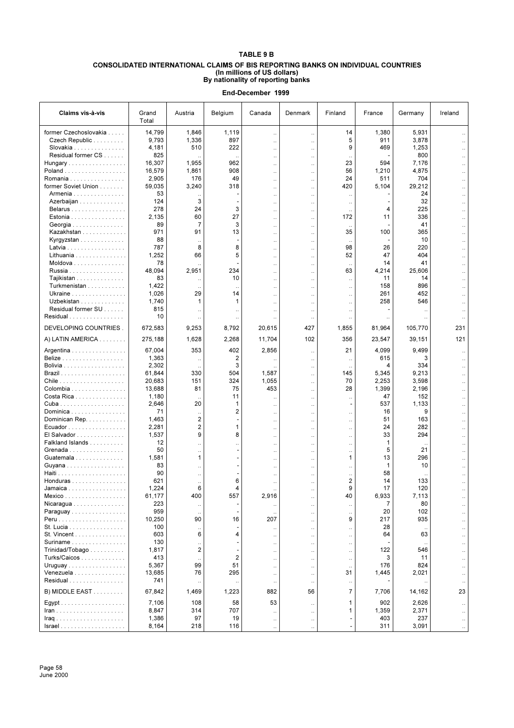# TABLE 9 B

## CONSOLIDATED INTERNATIONAL CLAIMS OF BIS REPORTING BANKS ON INDIVIDUAL COUNTRIES
### (In millions of US dollars)
### By nationality of reporting banks

**End-December 1999**

| Claims vis-à-vis | Grand Total | Austria | Belgium | Canada | Denmark | Finland | France | Germany | Ireland |
|---|---|---|---|---|---|---|---|---|---|
| former Czechoslovakia | 14,799 | 1,846 | 1,119 | .. | .. | 14 | 1,380 | 5,931 | .. |
| Czech Republic | 9,793 | 1,336 | 897 | .. | .. | 5 | 911 | 3,878 | .. |
| Slovakia | 4,181 | 510 | 222 | .. | .. | 9 | 469 | 1,253 | .. |
| Residual former CS | 825 | .. | .. | .. | .. | .. | - | 800 | .. |
| Hungary | 16,307 | 1,955 | 962 | .. | .. | 23 | 594 | 7,176 | .. |
| Poland | 16,579 | 1,861 | 908 | .. | .. | 56 | 1,210 | 4,875 | .. |
| Romania | 2,905 | 176 | 49 | .. | .. | 24 | 511 | 704 | .. |
| former Soviet Union | 59,035 | 3,240 | 318 | .. | .. | 420 | 5,104 | 29,212 | .. |
| Armenia | 53 | .. | - | .. | .. | .. | - | 24 | .. |
| Azerbaijan | 124 | 3 | - | .. | .. | .. | - | 32 | .. |
| Belarus | 278 | 24 | 3 | .. | .. | .. | 4 | 225 | .. |
| Estonia | 2,135 | 60 | 27 | .. | .. | 172 | 11 | 336 | .. |
| Georgia | 89 | 7 | 3 | .. | .. | .. | - | 41 | .. |
| Kazakhstan | 971 | 91 | 13 | .. | .. | 35 | 100 | 365 | .. |
| Kyrgyzstan | 88 | .. | - | .. | .. | .. | - | 10 | .. |
| Latvia | 787 | 8 | 8 | .. | .. | 98 | 26 | 220 | .. |
| Lithuania | 1,252 | 66 | 5 | .. | .. | 52 | 47 | 404 | .. |
| Moldova | 78 | .. | - | .. | .. | .. | 14 | 41 | .. |
| Russia | 48,094 | 2,951 | 234 | .. | .. | 63 | 4,214 | 25,606 | .. |
| Tajikistan | 83 | .. | 10 | .. | .. | .. | 11 | 14 | .. |
| Turkmenistan | 1,422 | .. | .. | .. | .. | .. | 158 | 896 | .. |
| Ukraine | 1,026 | 29 | 14 | .. | .. | .. | 261 | 452 | .. |
| Uzbekistan | 1,740 | 1 | 1 | .. | .. | .. | 258 | 546 | .. |
| Residual former SU | 815 | .. | .. | .. | .. | .. | - | .. | .. |
| Residual | 10 | .. | .. | .. | .. | .. | .. | .. | .. |
| DEVELOPING COUNTRIES | 672,583 | 9,253 | 8,792 | 20,615 | 427 | 1,855 | 81,964 | 105,770 | 231 |
| A) LATIN AMERICA | 275,188 | 1,628 | 2,268 | 11,704 | 102 | 356 | 23,547 | 39,151 | 121 |
| Argentina | 67,004 | 353 | 402 | 2,856 | .. | 21 | 4,099 | 9,499 | .. |
| Belize | 1,363 | .. | 2 | .. | .. | .. | 615 | 3 | .. |
| Bolivia | 2,302 | .. | 3 | .. | .. | .. | 4 | 334 | .. |
| Brazil | 61,844 | 330 | 504 | 1,587 | .. | 145 | 5,345 | 9,213 | .. |
| Chile | 20,683 | 151 | 324 | 1,055 | .. | 70 | 2,253 | 3,598 | .. |
| Colombia | 13,688 | 81 | 75 | 453 | .. | 28 | 1,399 | 2,196 | .. |
| Costa Rica | 1,180 | .. | 11 | .. | .. | .. | 47 | 152 | .. |
| Cuba | 2,646 | 20 | 1 | .. | .. | - | 537 | 1,133 | .. |
| Dominica | 71 | .. | 2 | .. | .. | .. | 16 | 9 | .. |
| Dominican Rep. | 1,463 | 2 | - | .. | .. | .. | 51 | 163 | .. |
| Ecuador | 2,281 | 2 | 1 | .. | .. | .. | 24 | 282 | .. |
| El Salvador | 1,537 | 9 | 8 | .. | .. | .. | 33 | 294 | .. |
| Falkland Islands | 12 | .. | .. | .. | .. | .. | 1 | .. | .. |
| Grenada | 50 | .. | - | .. | .. | .. | 5 | 21 | .. |
| Guatemala | 1,581 | 1 | - | .. | .. | 1 | 13 | 296 | .. |
| Guyana | 83 | .. | - | .. | .. | .. | 1 | 10 | .. |
| Haiti | 90 | .. | - | .. | .. | .. | 58 | .. | .. |
| Honduras | 621 | .. | 6 | .. | .. | 2 | 14 | 133 | .. |
| Jamaica | 1,224 | 6 | 4 | .. | .. | 9 | 17 | 120 | .. |
| Mexico | 61,177 | 400 | 557 | 2,916 | .. | 40 | 6,933 | 7,113 | .. |
| Nicaragua | 223 | .. | - | .. | .. | .. | 7 | 80 | .. |
| Paraguay | 959 | .. | - | .. | .. | .. | 20 | 102 | .. |
| Peru | 10,250 | 90 | 16 | 207 | .. | 9 | 217 | 935 | .. |
| St. Lucia | 100 | .. | - | .. | .. | .. | 28 | .. | .. |
| St. Vincent | 603 | 6 | 4 | .. | .. | .. | 64 | 63 | .. |
| Suriname | 130 | .. | - | .. | .. | .. | - | .. | .. |
| Trinidad/Tobago | 1,817 | 2 | - | .. | .. | .. | 122 | 546 | .. |
| Turks/Caicos | 413 | .. | 2 | .. | .. | .. | 3 | 11 | .. |
| Uruguay | 5,367 | 99 | 51 | .. | .. | .. | 176 | 824 | .. |
| Venezuela | 13,685 | 76 | 295 | .. | .. | 31 | 1,445 | 2,021 | .. |
| Residual | 741 | .. | .. | .. | .. | .. | - | .. | .. |
| B) MIDDLE EAST | 67,842 | 1,469 | 1,223 | 882 | 56 | 7 | 7,706 | 14,162 | 23 |
| Egypt | 7,106 | 108 | 58 | 53 | .. | 1 | 902 | 2,626 | .. |
| Iran | 8,847 | 314 | 707 | .. | .. | 1 | 1,359 | 2,371 | .. |
| Iraq | 1,386 | 97 | 19 | .. | .. | - | 403 | 237 | .. |
| Israel | 8,164 | 218 | 116 | .. | .. | - | 311 | 3,091 | .. |

Page 58
June 2000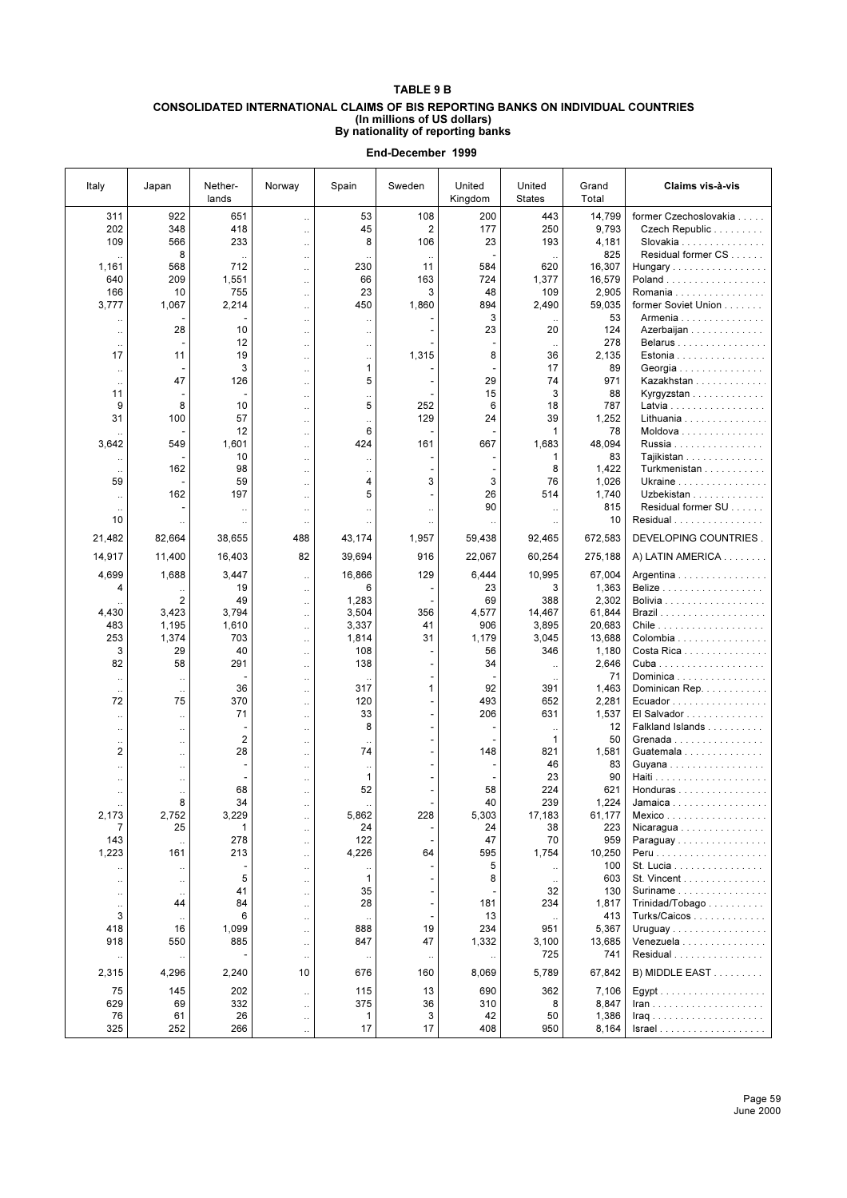# TABLE 9 B

## CONSOLIDATED INTERNATIONAL CLAIMS OF BIS REPORTING BANKS ON INDIVIDUAL COUNTRIES
### (In millions of US dollars)
### By nationality of reporting banks

**End-December 1999**

| Italy | Japan | Nether-lands | Norway | Spain | Sweden | United Kingdom | United States | Grand Total | Claims vis-à-vis |
|---|---|---|---|---|---|---|---|---|---|
| 311 | 922 | 651 | .. | 53 | 108 | 200 | 443 | 14,799 | former Czechoslovakia |
| 202 | 348 | 418 | .. | 45 | 2 | 177 | 250 | 9,793 | Czech Republic |
| 109 | 566 | 233 | .. | 8 | 106 | 23 | 193 | 4,181 | Slovakia |
| .. | 8 | .. | .. | .. | .. | - | .. | 825 | Residual former CS |
| 1,161 | 568 | 712 | .. | 230 | 11 | 584 | 620 | 16,307 | Hungary |
| 640 | 209 | 1,551 | .. | 66 | 163 | 724 | 1,377 | 16,579 | Poland |
| 166 | 10 | 755 | .. | 23 | 3 | 48 | 109 | 2,905 | Romania |
| 3,777 | 1,067 | 2,214 | .. | 450 | 1,860 | 894 | 2,490 | 59,035 | former Soviet Union |
| .. | - | - | .. | .. | - | 3 | .. | 53 | Armenia |
| .. | 28 | 10 | .. | .. | - | 23 | 20 | 124 | Azerbaijan |
| .. | - | 12 | .. | .. | - | - | .. | 278 | Belarus |
| 17 | 11 | 19 | .. | .. | 1,315 | 8 | 36 | 2,135 | Estonia |
| .. | - | 3 | .. | 1 | - | - | 17 | 89 | Georgia |
| .. | 47 | 126 | .. | 5 | - | 29 | 74 | 971 | Kazakhstan |
| 11 | - | - | .. | .. | - | 15 | 3 | 88 | Kyrgyzstan |
| 9 | 8 | 10 | .. | 5 | 252 | 6 | 18 | 787 | Latvia |
| 31 | 100 | 57 | .. | .. | 129 | 24 | 39 | 1,252 | Lithuania |
| .. | - | 12 | .. | 6 | - | - | 1 | 78 | Moldova |
| 3,642 | 549 | 1,601 | .. | 424 | 161 | 667 | 1,683 | 48,094 | Russia |
| .. | - | 10 | .. | .. | - | - | 1 | 83 | Tajikistan |
| .. | 162 | 98 | .. | .. | - | - | 8 | 1,422 | Turkmenistan |
| 59 | - | 59 | .. | 4 | 3 | 3 | 76 | 1,026 | Ukraine |
| .. | 162 | 197 | .. | 5 | - | 26 | 514 | 1,740 | Uzbekistan |
| .. | - | .. | .. | .. | .. | 90 | .. | 815 | Residual former SU |
| 10 | .. | .. | .. | .. | .. | .. | .. | 10 | Residual |
| 21,482 | 82,664 | 38,655 | 488 | 43,174 | 1,957 | 59,438 | 92,465 | 672,583 | DEVELOPING COUNTRIES |
| 14,917 | 11,400 | 16,403 | 82 | 39,694 | 916 | 22,067 | 60,254 | 275,188 | A) LATIN AMERICA |
| 4,699 | 1,688 | 3,447 | .. | 16,866 | 129 | 6,444 | 10,995 | 67,004 | Argentina |
| 4 | .. | 19 | .. | 6 | - | 23 | 3 | 1,363 | Belize |
| .. | 2 | 49 | .. | 1,283 | - | 69 | 388 | 2,302 | Bolivia |
| 4,430 | 3,423 | 3,794 | .. | 3,504 | 356 | 4,577 | 14,467 | 61,844 | Brazil |
| 483 | 1,195 | 1,610 | .. | 3,337 | 41 | 906 | 3,895 | 20,683 | Chile |
| 253 | 1,374 | 703 | .. | 1,814 | 31 | 1,179 | 3,045 | 13,688 | Colombia |
| 3 | 29 | 40 | .. | 108 | - | 56 | 346 | 1,180 | Costa Rica |
| 82 | 58 | 291 | .. | 138 | - | 34 | .. | 2,646 | Cuba |
| .. | .. | - | .. | .. | - | - | .. | 71 | Dominica |
| .. | .. | 36 | .. | 317 | 1 | 92 | 391 | 1,463 | Dominican Rep. |
| 72 | 75 | 370 | .. | 120 | - | 493 | 652 | 2,281 | Ecuador |
| .. | .. | 71 | .. | 33 | - | 206 | 631 | 1,537 | El Salvador |
| .. | .. | - | .. | 8 | - | - | .. | 12 | Falkland Islands |
| .. | .. | 2 | .. | .. | - | - | 1 | 50 | Grenada |
| 2 | .. | 28 | .. | 74 | - | 148 | 821 | 1,581 | Guatemala |
| .. | .. | - | .. | .. | - | - | 46 | 83 | Guyana |
| .. | .. | - | .. | 1 | - | - | 23 | 90 | Haiti |
| .. | .. | 68 | .. | 52 | - | 58 | 224 | 621 | Honduras |
| .. | 8 | 34 | .. | .. | - | 40 | 239 | 1,224 | Jamaica |
| 2,173 | 2,752 | 3,229 | .. | 5,862 | 228 | 5,303 | 17,183 | 61,177 | Mexico |
| 7 | 25 | 1 | .. | 24 | - | 24 | 38 | 223 | Nicaragua |
| 143 | .. | 278 | .. | 122 | - | 47 | 70 | 959 | Paraguay |
| 1,223 | 161 | 213 | .. | 4,226 | 64 | 595 | 1,754 | 10,250 | Peru |
| .. | .. | - | .. | .. | - | 5 | .. | 100 | St. Lucia |
| .. | .. | 5 | .. | 1 | - | 8 | .. | 603 | St. Vincent |
| .. | .. | 41 | .. | 35 | - | - | 32 | 130 | Suriname |
| .. | 44 | 84 | .. | 28 | - | 181 | 234 | 1,817 | Trinidad/Tobago |
| 3 | .. | 6 | .. | .. | - | 13 | .. | 413 | Turks/Caicos |
| 418 | 16 | 1,099 | .. | 888 | 19 | 234 | 951 | 5,367 | Uruguay |
| 918 | 550 | 885 | .. | 847 | 47 | 1,332 | 3,100 | 13,685 | Venezuela |
| .. | .. | - | .. | .. | .. | .. | 725 | 741 | Residual |
| 2,315 | 4,296 | 2,240 | 10 | 676 | 160 | 8,069 | 5,789 | 67,842 | B) MIDDLE EAST |
| 75 | 145 | 202 | .. | 115 | 13 | 690 | 362 | 7,106 | Egypt |
| 629 | 69 | 332 | .. | 375 | 36 | 310 | 8 | 8,847 | Iran |
| 76 | 61 | 26 | .. | 1 | 3 | 42 | 50 | 1,386 | Iraq |
| 325 | 252 | 266 | .. | 17 | 17 | 408 | 950 | 8,164 | Israel |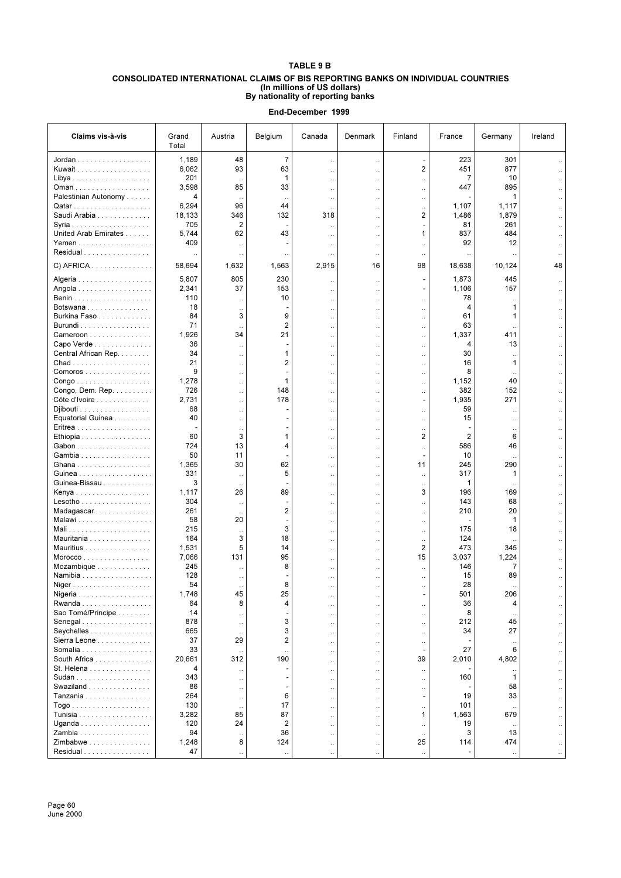**TABLE 9 B**

**CONSOLIDATED INTERNATIONAL CLAIMS OF BIS REPORTING BANKS ON INDIVIDUAL COUNTRIES**
**(In millions of US dollars)**
**By nationality of reporting banks**

**End-December 1999**

| Claims vis-à-vis | Grand Total | Austria | Belgium | Canada | Denmark | Finland | France | Germany | Ireland |
|---|---|---|---|---|---|---|---|---|---|
| Jordan | 1,189 | 48 | 7 | .. | .. | - | 223 | 301 | .. |
| Kuwait | 6,062 | 93 | 63 | .. | .. | 2 | 451 | 877 | .. |
| Libya | 201 | .. | 1 | .. | .. | .. | 7 | 10 | .. |
| Oman | 3,598 | 85 | 33 | .. | .. | .. | 447 | 895 | .. |
| Palestinian Autonomy | 4 | .. | .. | .. | .. | .. | - | 1 | .. |
| Qatar | 6,294 | 96 | 44 | .. | .. | .. | 1,107 | 1,117 | .. |
| Saudi Arabia | 18,133 | 346 | 132 | 318 | .. | 2 | 1,486 | 1,879 | .. |
| Syria | 705 | 2 | - | .. | .. | - | 81 | 261 | .. |
| United Arab Emirates | 5,744 | 62 | 43 | .. | .. | 1 | 837 | 484 | .. |
| Yemen | 409 | .. | - | .. | .. | .. | 92 | 12 | .. |
| Residual | .. | .. | .. | .. | .. | .. | .. | .. | .. |
| C) AFRICA | 58,694 | 1,632 | 1,563 | 2,915 | 16 | 98 | 18,638 | 10,124 | 48 |
| Algeria | 5,807 | 805 | 230 | .. | .. | - | 1,873 | 445 | .. |
| Angola | 2,341 | 37 | 153 | .. | .. | - | 1,106 | 157 | .. |
| Benin | 110 | .. | 10 | .. | .. | .. | 78 | .. | .. |
| Botswana | 18 | .. | - | .. | .. | .. | 4 | 1 | .. |
| Burkina Faso | 84 | 3 | 9 | .. | .. | .. | 61 | 1 | .. |
| Burundi | 71 | .. | 2 | .. | .. | .. | 63 | .. | .. |
| Cameroon | 1,926 | 34 | 21 | .. | .. | .. | 1,337 | 411 | .. |
| Capo Verde | 36 | .. | - | .. | .. | .. | 4 | 13 | .. |
| Central African Rep. | 34 | .. | 1 | .. | .. | .. | 30 | .. | .. |
| Chad | 21 | .. | 2 | .. | .. | .. | 16 | 1 | .. |
| Comoros | 9 | .. | - | .. | .. | .. | 8 | .. | .. |
| Congo | 1,278 | .. | 1 | .. | .. | .. | 1,152 | 40 | .. |
| Congo, Dem. Rep. | 726 | .. | 148 | .. | .. | .. | 382 | 152 | .. |
| Côte d'Ivoire | 2,731 | .. | 178 | .. | .. | - | 1,935 | 271 | .. |
| Djibouti | 68 | .. | - | .. | .. | .. | 59 | .. | .. |
| Equatorial Guinea | 40 | .. | - | .. | .. | .. | 15 | .. | .. |
| Eritrea | - | .. | - | .. | .. | .. | - | .. | .. |
| Ethiopia | 60 | 3 | 1 | .. | .. | 2 | 2 | 6 | .. |
| Gabon | 724 | 13 | 4 | .. | .. | .. | 586 | 46 | .. |
| Gambia | 50 | 11 | - | .. | .. | - | 10 | .. | .. |
| Ghana | 1,365 | 30 | 62 | .. | .. | 11 | 245 | 290 | .. |
| Guinea | 331 | .. | 5 | .. | .. | .. | 317 | 1 | .. |
| Guinea-Bissau | 3 | .. | - | .. | .. | .. | 1 | .. | .. |
| Kenya | 1,117 | 26 | 89 | .. | .. | 3 | 196 | 169 | .. |
| Lesotho | 304 | .. | - | .. | .. | .. | 143 | 68 | .. |
| Madagascar | 261 | .. | 2 | .. | .. | .. | 210 | 20 | .. |
| Malawi | 58 | 20 | - | .. | .. | .. | - | 1 | .. |
| Mali | 215 | .. | 3 | .. | .. | .. | 175 | 18 | .. |
| Mauritania | 164 | 3 | 18 | .. | .. | .. | 124 | .. | .. |
| Mauritius | 1,531 | 5 | 14 | .. | .. | 2 | 473 | 345 | .. |
| Morocco | 7,066 | 131 | 95 | .. | .. | 15 | 3,037 | 1,224 | .. |
| Mozambique | 245 | .. | 8 | .. | .. | .. | 146 | 7 | .. |
| Namibia | 128 | .. | - | .. | .. | .. | 15 | 89 | .. |
| Niger | 54 | .. | 8 | .. | .. | .. | 28 | .. | .. |
| Nigeria | 1,748 | 45 | 25 | .. | .. | - | 501 | 206 | .. |
| Rwanda | 64 | 8 | 4 | .. | .. | .. | 36 | 4 | .. |
| Sao Tomé/Principe | 14 | .. | - | .. | .. | .. | 8 | .. | .. |
| Senegal | 878 | .. | 3 | .. | .. | .. | 212 | 45 | .. |
| Seychelles | 665 | .. | 3 | .. | .. | .. | 34 | 27 | .. |
| Sierra Leone | 37 | 29 | 2 | .. | .. | .. | - | .. | .. |
| Somalia | 33 | .. | .. | .. | .. | - | 27 | 6 | .. |
| South Africa | 20,661 | 312 | 190 | .. | .. | 39 | 2,010 | 4,802 | .. |
| St. Helena | 4 | .. | - | .. | .. | .. | - | .. | .. |
| Sudan | 343 | .. | - | .. | .. | .. | 160 | 1 | .. |
| Swaziland | 86 | .. | - | .. | .. | .. | - | 58 | .. |
| Tanzania | 264 | .. | 6 | .. | .. | - | 19 | 33 | .. |
| Togo | 130 | .. | 17 | .. | .. | .. | 101 | .. | .. |
| Tunisia | 3,282 | 85 | 87 | .. | .. | 1 | 1,563 | 679 | .. |
| Uganda | 120 | 24 | 2 | .. | .. | .. | 19 | .. | .. |
| Zambia | 94 | .. | 36 | .. | .. | .. | 3 | 13 | .. |
| Zimbabwe | 1,248 | 8 | 124 | .. | .. | 25 | 114 | 474 | .. |
| Residual | 47 | .. | .. | .. | .. | .. | - | .. | .. |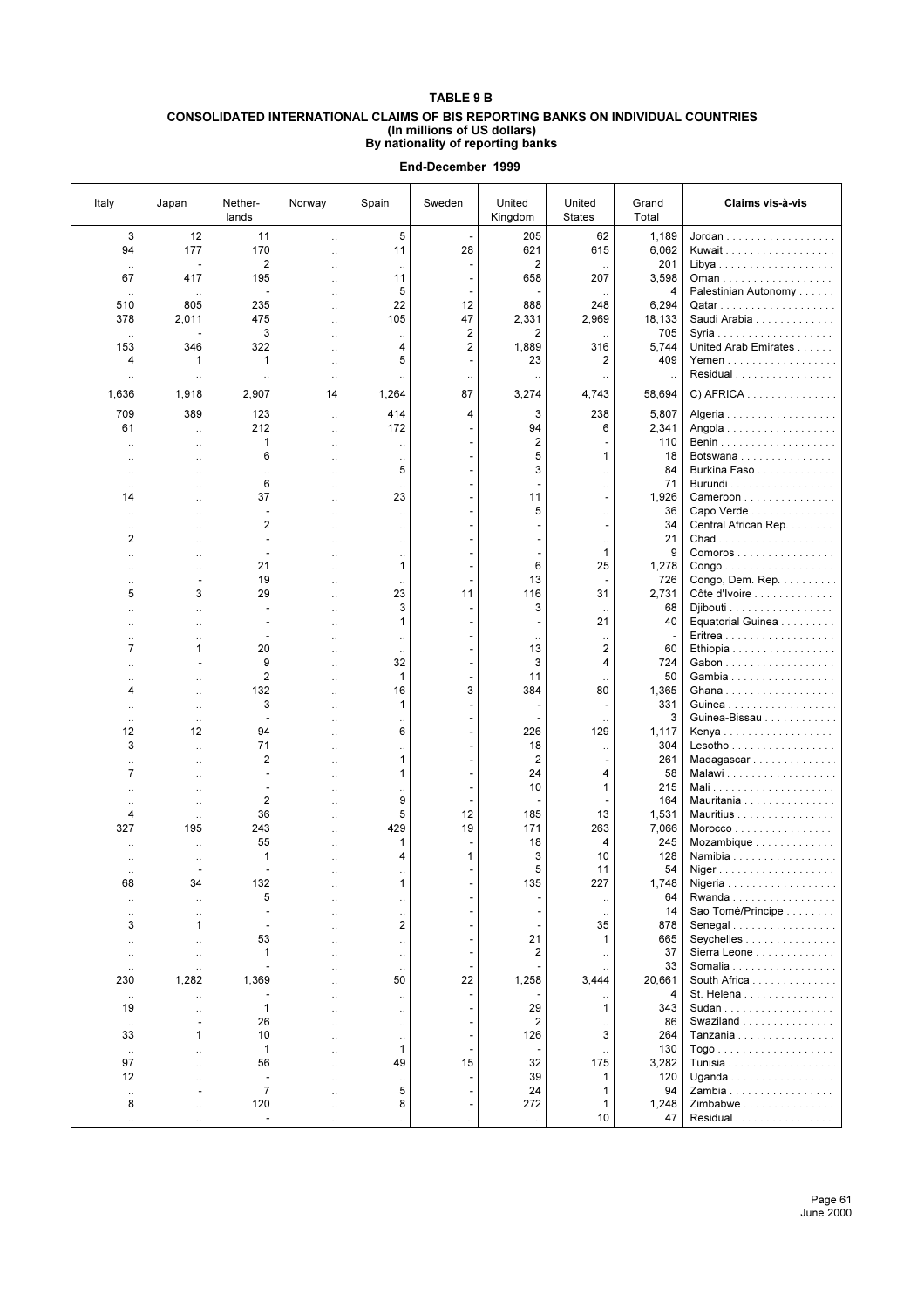**TABLE 9 B**

**CONSOLIDATED INTERNATIONAL CLAIMS OF BIS REPORTING BANKS ON INDIVIDUAL COUNTRIES**
**(In millions of US dollars)**
**By nationality of reporting banks**

**End-December 1999**

| Italy | Japan | Nether-lands | Norway | Spain | Sweden | United Kingdom | United States | Grand Total | Claims vis-à-vis |
|---|---|---|---|---|---|---|---|---|---|
| 3 | 12 | 11 | .. | 5 | - | 205 | 62 | 1,189 | Jordan |
| 94 | 177 | 170 | .. | 11 | 28 | 621 | 615 | 6,062 | Kuwait |
| .. | - | 2 | .. | .. | - | 2 | .. | 201 | Libya |
| 67 | 417 | 195 | .. | 11 | - | 658 | 207 | 3,598 | Oman |
| .. | .. | - | .. | 5 | - | - | .. | 4 | Palestinian Autonomy |
| 510 | 805 | 235 | .. | 22 | 12 | 888 | 248 | 6,294 | Qatar |
| 378 | 2,011 | 475 | .. | 105 | 47 | 2,331 | 2,969 | 18,133 | Saudi Arabia |
| .. | - | 3 | .. | .. | 2 | 2 | .. | 705 | Syria |
| 153 | 346 | 322 | .. | 4 | 2 | 1,889 | 316 | 5,744 | United Arab Emirates |
| 4 | 1 | 1 | .. | 5 | - | 23 | 2 | 409 | Yemen |
| .. | .. | .. | .. | .. | .. | .. | .. | .. | Residual |
| 1,636 | 1,918 | 2,907 | 14 | 1,264 | 87 | 3,274 | 4,743 | 58,694 | C) AFRICA |
| 709 | 389 | 123 | .. | 414 | 4 | 3 | 238 | 5,807 | Algeria |
| 61 | .. | 212 | .. | 172 | - | 94 | 6 | 2,341 | Angola |
| .. | .. | 1 | .. | .. | - | 2 | - | 110 | Benin |
| .. | .. | 6 | .. | .. | - | 5 | 1 | 18 | Botswana |
| .. | .. | .. | .. | 5 | - | 3 | .. | 84 | Burkina Faso |
| .. | .. | 6 | .. | .. | - | - | .. | 71 | Burundi |
| 14 | .. | 37 | .. | 23 | - | 11 | - | 1,926 | Cameroon |
| .. | .. | - | .. | .. | - | 5 | .. | 36 | Capo Verde |
| .. | .. | 2 | .. | .. | - | - | - | 34 | Central African Rep. |
| 2 | .. | - | .. | .. | - | - | .. | 21 | Chad |
| .. | .. | - | .. | .. | - | - | 1 | 9 | Comoros |
| .. | .. | 21 | .. | 1 | - | 6 | 25 | 1,278 | Congo |
| .. | - | 19 | .. | .. | - | 13 | - | 726 | Congo, Dem. Rep. |
| 5 | 3 | 29 | .. | 23 | 11 | 116 | 31 | 2,731 | Côte d'Ivoire |
| .. | .. | - | .. | 3 | - | 3 | .. | 68 | Djibouti |
| .. | .. | - | .. | 1 | - | - | 21 | 40 | Equatorial Guinea |
| .. | .. | - | .. | .. | - | .. | .. | - | Eritrea |
| 7 | 1 | 20 | .. | .. | - | 13 | 2 | 60 | Ethiopia |
| .. | - | 9 | .. | 32 | - | 3 | 4 | 724 | Gabon |
| .. | .. | 2 | .. | 1 | - | 11 | .. | 50 | Gambia |
| 4 | .. | 132 | .. | 16 | 3 | 384 | 80 | 1,365 | Ghana |
| .. | .. | 3 | .. | 1 | - | - | - | 331 | Guinea |
| .. | .. | - | .. | .. | - | - | .. | 3 | Guinea-Bissau |
| 12 | 12 | 94 | .. | 6 | - | 226 | 129 | 1,117 | Kenya |
| 3 | .. | 71 | .. | .. | - | 18 | .. | 304 | Lesotho |
| .. | .. | 2 | .. | 1 | - | 2 | - | 261 | Madagascar |
| 7 | .. | - | .. | 1 | - | 24 | 4 | 58 | Malawi |
| .. | .. | - | .. | .. | - | 10 | 1 | 215 | Mali |
| .. | .. | 2 | .. | 9 | - | - | - | 164 | Mauritania |
| 4 | .. | 36 | .. | 5 | 12 | 185 | 13 | 1,531 | Mauritius |
| 327 | 195 | 243 | .. | 429 | 19 | 171 | 263 | 7,066 | Morocco |
| .. | .. | 55 | .. | 1 | - | 18 | 4 | 245 | Mozambique |
| .. | .. | 1 | .. | 4 | 1 | 3 | 10 | 128 | Namibia |
| .. | - | - | .. | .. | - | 5 | 11 | 54 | Niger |
| 68 | 34 | 132 | .. | 1 | - | 135 | 227 | 1,748 | Nigeria |
| .. | .. | 5 | .. | .. | - | - | .. | 64 | Rwanda |
| .. | .. | - | .. | .. | - | - | .. | 14 | Sao Tomé/Principe |
| 3 | 1 | - | .. | 2 | - | - | 35 | 878 | Senegal |
| .. | .. | 53 | .. | .. | - | 21 | 1 | 665 | Seychelles |
| .. | .. | 1 | .. | .. | - | 2 | .. | 37 | Sierra Leone |
| .. | .. | - | .. | .. | - | - | .. | 33 | Somalia |
| 230 | 1,282 | 1,369 | .. | 50 | 22 | 1,258 | 3,444 | 20,661 | South Africa |
| .. | .. | - | .. | .. | - | - | .. | 4 | St. Helena |
| 19 | .. | 1 | .. | .. | - | 29 | 1 | 343 | Sudan |
| .. | - | 26 | .. | .. | - | 2 | .. | 86 | Swaziland |
| 33 | 1 | 10 | .. | .. | - | 126 | 3 | 264 | Tanzania |
| .. | .. | 1 | .. | 1 | - | - | .. | 130 | Togo |
| 97 | .. | 56 | .. | 49 | 15 | 32 | 175 | 3,282 | Tunisia |
| 12 | .. | - | .. | .. | - | 39 | 1 | 120 | Uganda |
| .. | - | 7 | .. | 5 | - | 24 | 1 | 94 | Zambia |
| 8 | .. | 120 | .. | 8 | - | 272 | 1 | 1,248 | Zimbabwe |
| .. | .. | - | .. | .. | .. | .. | 10 | 47 | Residual |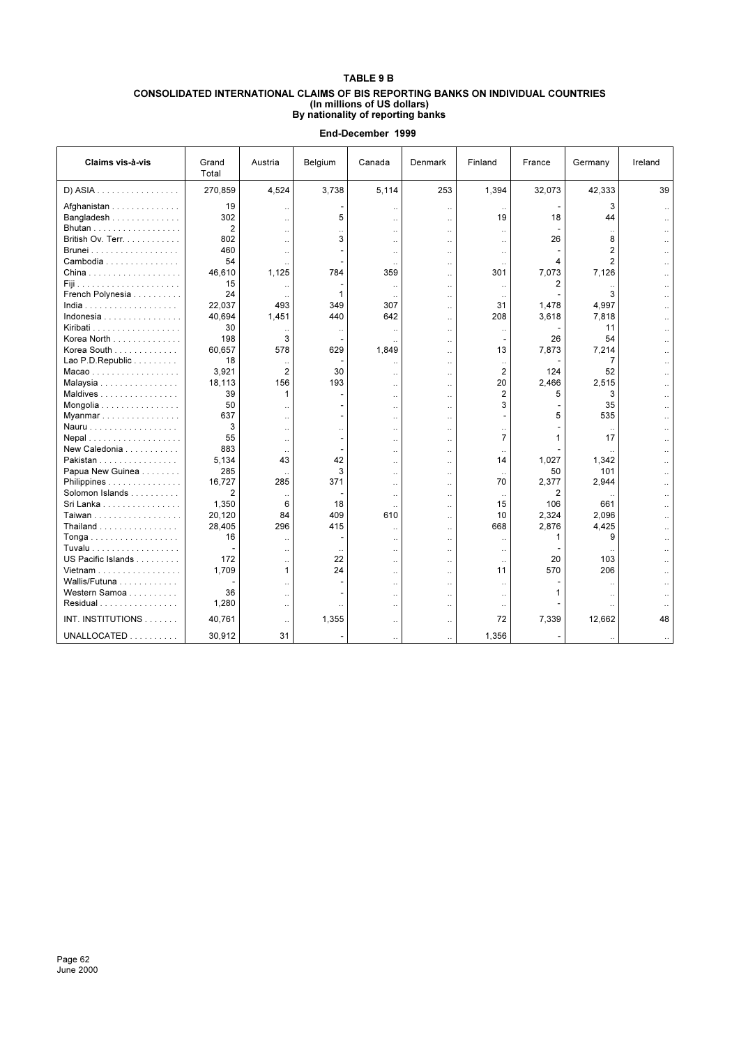**TABLE 9 B**

**CONSOLIDATED INTERNATIONAL CLAIMS OF BIS REPORTING BANKS ON INDIVIDUAL COUNTRIES**
**(In millions of US dollars)**
**By nationality of reporting banks**

**End-December 1999**

| Claims vis-à-vis | Grand Total | Austria | Belgium | Canada | Denmark | Finland | France | Germany | Ireland |
|---|---|---|---|---|---|---|---|---|---|
| D) ASIA | 270,859 | 4,524 | 3,738 | 5,114 | 253 | 1,394 | 32,073 | 42,333 | 39 |
| Afghanistan | 19 | .. | - | .. | .. | .. | - | 3 | .. |
| Bangladesh | 302 | .. | 5 | .. | .. | 19 | 18 | 44 | .. |
| Bhutan | 2 | .. | .. | .. | .. | .. | - | .. | .. |
| British Ov. Terr. | 802 | .. | 3 | .. | .. | .. | 26 | 8 | .. |
| Brunei | 460 | .. | - | .. | .. | .. | - | 2 | .. |
| Cambodia | 54 | .. | - | .. | .. | .. | 4 | 2 | .. |
| China | 46,610 | 1,125 | 784 | 359 | .. | 301 | 7,073 | 7,126 | .. |
| Fiji | 15 | .. | - | .. | .. | .. | 2 | .. | .. |
| French Polynesia | 24 | .. | 1 | .. | .. | .. | - | 3 | .. |
| India | 22,037 | 493 | 349 | 307 | .. | 31 | 1,478 | 4,997 | .. |
| Indonesia | 40,694 | 1,451 | 440 | 642 | .. | 208 | 3,618 | 7,818 | .. |
| Kiribati | 30 | .. | .. | .. | .. | .. | - | 11 | .. |
| Korea North | 198 | 3 | - | .. | .. | - | 26 | 54 | .. |
| Korea South | 60,657 | 578 | 629 | 1,849 | .. | 13 | 7,873 | 7,214 | .. |
| Lao P.D.Republic | 18 | .. | - | .. | .. | .. | - | 7 | .. |
| Macao | 3,921 | 2 | 30 | .. | .. | 2 | 124 | 52 | .. |
| Malaysia | 18,113 | 156 | 193 | .. | .. | 20 | 2,466 | 2,515 | .. |
| Maldives | 39 | 1 | - | .. | .. | 2 | 5 | 3 | .. |
| Mongolia | 50 | .. | - | .. | .. | 3 | - | 35 | .. |
| Myanmar | 637 | .. | - | .. | .. | - | 5 | 535 | .. |
| Nauru | 3 | .. | .. | .. | .. | .. | - | .. | .. |
| Nepal | 55 | .. | - | .. | .. | 7 | 1 | 17 | .. |
| New Caledonia | 883 | .. | - | .. | .. | .. | - | .. | .. |
| Pakistan | 5,134 | 43 | 42 | .. | .. | 14 | 1,027 | 1,342 | .. |
| Papua New Guinea | 285 | .. | 3 | .. | .. | .. | 50 | 101 | .. |
| Philippines | 16,727 | 285 | 371 | .. | .. | 70 | 2,377 | 2,944 | .. |
| Solomon Islands | 2 | .. | - | .. | .. | .. | 2 | .. | .. |
| Sri Lanka | 1,350 | 6 | 18 | .. | .. | 15 | 106 | 661 | .. |
| Taiwan | 20,120 | 84 | 409 | 610 | .. | 10 | 2,324 | 2,096 | .. |
| Thailand | 28,405 | 296 | 415 | .. | .. | 668 | 2,876 | 4,425 | .. |
| Tonga | 16 | .. | - | .. | .. | .. | 1 | 9 | .. |
| Tuvalu | - | .. | .. | .. | .. | .. | - | .. | .. |
| US Pacific Islands | 172 | .. | 22 | .. | .. | .. | 20 | 103 | .. |
| Vietnam | 1,709 | 1 | 24 | .. | .. | 11 | 570 | 206 | .. |
| Wallis/Futuna | - | .. | - | .. | .. | .. | - | .. | .. |
| Western Samoa | 36 | .. | - | .. | .. | .. | 1 | .. | .. |
| Residual | 1,280 | .. | .. | .. | .. | .. | - | .. | .. |
| INT. INSTITUTIONS | 40,761 | .. | 1,355 | .. | .. | 72 | 7,339 | 12,662 | 48 |
| UNALLOCATED | 30,912 | 31 | - | .. | .. | 1,356 | - | .. | .. |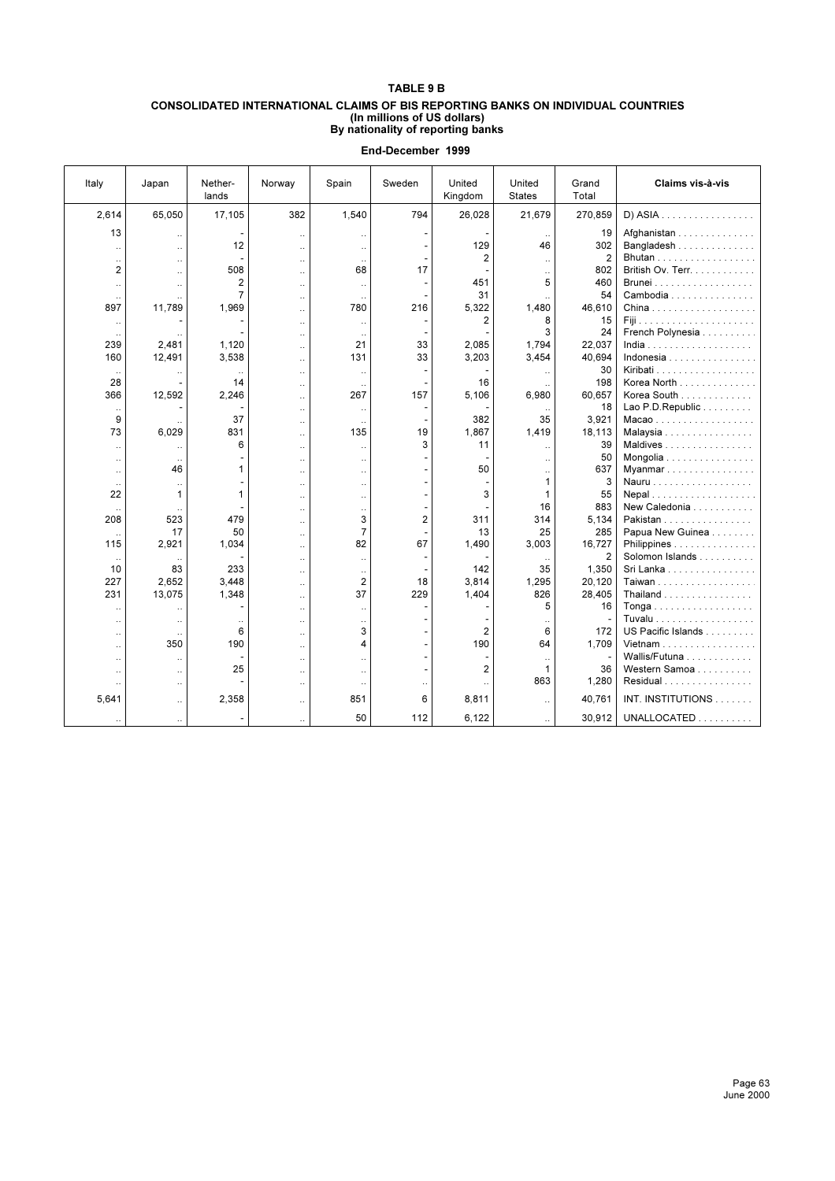**TABLE 9 B**

**CONSOLIDATED INTERNATIONAL CLAIMS OF BIS REPORTING BANKS ON INDIVIDUAL COUNTRIES**
**(In millions of US dollars)**
**By nationality of reporting banks**

**End-December 1999**

| Italy | Japan | Nether-lands | Norway | Spain | Sweden | United Kingdom | United States | Grand Total | Claims vis-à-vis |
|---|---|---|---|---|---|---|---|---|---|
| 2,614 | 65,050 | 17,105 | 382 | 1,540 | 794 | 26,028 | 21,679 | 270,859 | D) ASIA |
| 13 | .. | - | .. | .. | - | - | .. | 19 | Afghanistan |
| .. | .. | 12 | .. | .. | - | 129 | 46 | 302 | Bangladesh |
| .. | .. | - | .. | .. | - | 2 | .. | 2 | Bhutan |
| 2 | .. | 508 | .. | 68 | 17 | - | .. | 802 | British Ov. Terr. |
| .. | .. | 2 | .. | .. | - | 451 | 5 | 460 | Brunei |
| .. | .. | 7 | .. | .. | - | 31 | .. | 54 | Cambodia |
| 897 | 11,789 | 1,969 | .. | 780 | 216 | 5,322 | 1,480 | 46,610 | China |
| .. | - | - | .. | .. | - | 2 | 8 | 15 | Fiji |
| .. | .. | - | .. | .. | - | - | 3 | 24 | French Polynesia |
| 239 | 2,481 | 1,120 | .. | 21 | 33 | 2,085 | 1,794 | 22,037 | India |
| 160 | 12,491 | 3,538 | .. | 131 | 33 | 3,203 | 3,454 | 40,694 | Indonesia |
| .. | .. | .. | .. | .. | - | - | .. | 30 | Kiribati |
| 28 | - | 14 | .. | .. | - | 16 | .. | 198 | Korea North |
| 366 | 12,592 | 2,246 | .. | 267 | 157 | 5,106 | 6,980 | 60,657 | Korea South |
| .. | - | - | .. | .. | - | - | .. | 18 | Lao P.D.Republic |
| 9 | .. | 37 | .. | .. | - | 382 | 35 | 3,921 | Macao |
| 73 | 6,029 | 831 | .. | 135 | 19 | 1,867 | 1,419 | 18,113 | Malaysia |
| .. | .. | 6 | .. | .. | 3 | 11 | .. | 39 | Maldives |
| .. | .. | - | .. | .. | - | - | .. | 50 | Mongolia |
| .. | 46 | 1 | .. | .. | - | 50 | .. | 637 | Myanmar |
| .. | .. | - | .. | .. | - | - | 1 | 3 | Nauru |
| 22 | 1 | 1 | .. | .. | - | 3 | 1 | 55 | Nepal |
| .. | .. | - | .. | .. | - | - | 16 | 883 | New Caledonia |
| 208 | 523 | 479 | .. | 3 | 2 | 311 | 314 | 5,134 | Pakistan |
| .. | 17 | 50 | .. | 7 | - | 13 | 25 | 285 | Papua New Guinea |
| 115 | 2,921 | 1,034 | .. | 82 | 67 | 1,490 | 3,003 | 16,727 | Philippines |
| .. | .. | - | .. | .. | - | - | .. | 2 | Solomon Islands |
| 10 | 83 | 233 | .. | .. | - | 142 | 35 | 1,350 | Sri Lanka |
| 227 | 2,652 | 3,448 | .. | 2 | 18 | 3,814 | 1,295 | 20,120 | Taiwan |
| 231 | 13,075 | 1,348 | .. | 37 | 229 | 1,404 | 826 | 28,405 | Thailand |
| .. | .. | - | .. | .. | - | - | 5 | 16 | Tonga |
| .. | .. | .. | .. | .. | - | - | .. | - | Tuvalu |
| .. | .. | 6 | .. | 3 | - | 2 | 6 | 172 | US Pacific Islands |
| .. | 350 | 190 | .. | 4 | - | 190 | 64 | 1,709 | Vietnam |
| .. | .. | - | .. | .. | - | - | .. | - | Wallis/Futuna |
| .. | .. | 25 | .. | .. | - | 2 | 1 | 36 | Western Samoa |
| .. | .. | - | .. | .. | .. | .. | 863 | 1,280 | Residual |
| 5,641 | .. | 2,358 | .. | 851 | 6 | 8,811 | .. | 40,761 | INT. INSTITUTIONS |
| .. | .. | - | .. | 50 | 112 | 6,122 | .. | 30,912 | UNALLOCATED |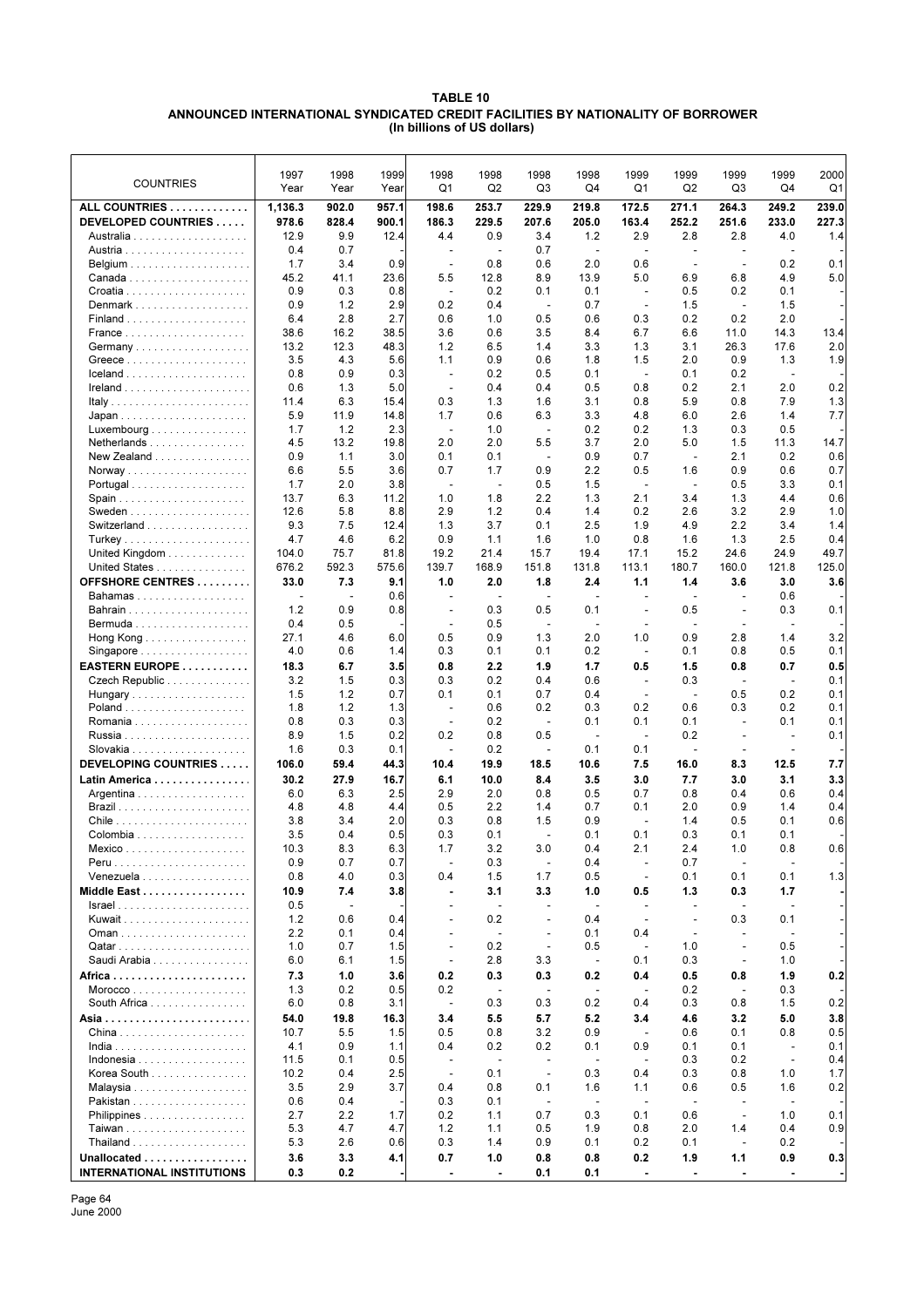**TABLE 10**
**ANNOUNCED INTERNATIONAL SYNDICATED CREDIT FACILITIES BY NATIONALITY OF BORROWER**
**(In billions of US dollars)**

| COUNTRIES | 1997 Year | 1998 Year | 1999 Year | 1998 Q1 | 1998 Q2 | 1998 Q3 | 1998 Q4 | 1999 Q1 | 1999 Q2 | 1999 Q3 | 1999 Q4 | 2000 Q1 |
|---|---|---|---|---|---|---|---|---|---|---|---|---|
| **ALL COUNTRIES** | **1,136.3** | **902.0** | **957.1** | **198.6** | **253.7** | **229.9** | **219.8** | **172.5** | **271.1** | **264.3** | **249.2** | **239.0** |
| **DEVELOPED COUNTRIES** | **978.6** | **828.4** | **900.1** | **186.3** | **229.5** | **207.6** | **205.0** | **163.4** | **252.2** | **251.6** | **233.0** | **227.3** |
| Australia | 12.9 | 9.9 | 12.4 | 4.4 | 0.9 | 3.4 | 1.2 | 2.9 | 2.8 | 2.8 | 4.0 | 1.4 |
| Austria | 0.4 | 0.7 | - | - | - | 0.7 | - | - | - | - | - | - |
| Belgium | 1.7 | 3.4 | 0.9 | - | 0.8 | 0.6 | 2.0 | 0.6 | - | - | 0.2 | 0.1 |
| Canada | 45.2 | 41.1 | 23.6 | 5.5 | 12.8 | 8.9 | 13.9 | 5.0 | 6.9 | 6.8 | 4.9 | 5.0 |
| Croatia | 0.9 | 0.3 | 0.8 | - | 0.2 | 0.1 | 0.1 | - | 0.5 | 0.2 | 0.1 | - |
| Denmark | 0.9 | 1.2 | 2.9 | 0.2 | 0.4 | - | 0.7 | - | 1.5 | - | 1.5 | - |
| Finland | 6.4 | 2.8 | 2.7 | 0.6 | 1.0 | 0.5 | 0.6 | 0.3 | 0.2 | 0.2 | 2.0 | - |
| France | 38.6 | 16.2 | 38.5 | 3.6 | 0.6 | 3.5 | 8.4 | 6.7 | 6.6 | 11.0 | 14.3 | 13.4 |
| Germany | 13.2 | 12.3 | 48.3 | 1.2 | 6.5 | 1.4 | 3.3 | 1.3 | 3.1 | 26.3 | 17.6 | 2.0 |
| Greece | 3.5 | 4.3 | 5.6 | 1.1 | 0.9 | 0.6 | 1.8 | 1.5 | 2.0 | 0.9 | 1.3 | 1.9 |
| Iceland | 0.8 | 0.9 | 0.3 | - | 0.2 | 0.5 | 0.1 | - | 0.1 | 0.2 | - | - |
| Ireland | 0.6 | 1.3 | 5.0 | - | 0.4 | 0.4 | 0.5 | 0.8 | 0.2 | 2.1 | 2.0 | 0.2 |
| Italy | 11.4 | 6.3 | 15.4 | 0.3 | 1.3 | 1.6 | 3.1 | 0.8 | 5.9 | 0.8 | 7.9 | 1.3 |
| Japan | 5.9 | 11.9 | 14.8 | 1.7 | 0.6 | 6.3 | 3.3 | 4.8 | 6.0 | 2.6 | 1.4 | 7.7 |
| Luxembourg | 1.7 | 1.2 | 2.3 | - | 1.0 | - | 0.2 | 0.2 | 1.3 | 0.3 | 0.5 | - |
| Netherlands | 4.5 | 13.2 | 19.8 | 2.0 | 2.0 | 5.5 | 3.7 | 2.0 | 5.0 | 1.5 | 11.3 | 14.7 |
| New Zealand | 0.9 | 1.1 | 3.0 | 0.1 | 0.1 | - | 0.9 | 0.7 | - | 2.1 | 0.2 | 0.6 |
| Norway | 6.6 | 5.5 | 3.6 | 0.7 | 1.7 | 0.9 | 2.2 | 0.5 | 1.6 | 0.9 | 0.6 | 0.7 |
| Portugal | 1.7 | 2.0 | 3.8 | - | - | 0.5 | 1.5 | - | - | 0.5 | 3.3 | 0.1 |
| Spain | 13.7 | 6.3 | 11.2 | 1.0 | 1.8 | 2.2 | 1.3 | 2.1 | 3.4 | 1.3 | 4.4 | 0.6 |
| Sweden | 12.6 | 5.8 | 8.8 | 2.9 | 1.2 | 0.4 | 1.4 | 0.2 | 2.6 | 3.2 | 2.9 | 1.0 |
| Switzerland | 9.3 | 7.5 | 12.4 | 1.3 | 3.7 | 0.1 | 2.5 | 1.9 | 4.9 | 2.2 | 3.4 | 1.4 |
| Turkey | 4.7 | 4.6 | 6.2 | 0.9 | 1.1 | 1.6 | 1.0 | 0.8 | 1.6 | 1.3 | 2.5 | 0.4 |
| United Kingdom | 104.0 | 75.7 | 81.8 | 19.2 | 21.4 | 15.7 | 19.4 | 17.1 | 15.2 | 24.6 | 24.9 | 49.7 |
| United States | 676.2 | 592.3 | 575.6 | 139.7 | 168.9 | 151.8 | 131.8 | 113.1 | 180.7 | 160.0 | 121.8 | 125.0 |
| **OFFSHORE CENTRES** | **33.0** | **7.3** | **9.1** | **1.0** | **2.0** | **1.8** | **2.4** | **1.1** | **1.4** | **3.6** | **3.0** | **3.6** |
| Bahamas | - | - | 0.6 | - | - | - | - | - | - | - | 0.6 | - |
| Bahrain | 1.2 | 0.9 | 0.8 | - | 0.3 | 0.5 | 0.1 | - | 0.5 | - | 0.3 | 0.1 |
| Bermuda | 0.4 | 0.5 | - | - | 0.5 | - | - | - | - | - | - | - |
| Hong Kong | 27.1 | 4.6 | 6.0 | 0.5 | 0.9 | 1.3 | 2.0 | 1.0 | 0.9 | 2.8 | 1.4 | 3.2 |
| Singapore | 4.0 | 0.6 | 1.4 | 0.3 | 0.1 | 0.1 | 0.2 | - | 0.1 | 0.8 | 0.5 | 0.1 |
| **EASTERN EUROPE** | **18.3** | **6.7** | **3.5** | **0.8** | **2.2** | **1.9** | **1.7** | **0.5** | **1.5** | **0.8** | **0.7** | **0.5** |
| Czech Republic | 3.2 | 1.5 | 0.3 | 0.3 | 0.2 | 0.4 | 0.6 | - | 0.3 | - | - | 0.1 |
| Hungary | 1.5 | 1.2 | 0.7 | 0.1 | 0.1 | 0.7 | 0.4 | - | - | 0.5 | 0.2 | 0.1 |
| Poland | 1.8 | 1.2 | 1.3 | - | 0.6 | 0.2 | 0.3 | 0.2 | 0.6 | 0.3 | 0.2 | 0.1 |
| Romania | 0.8 | 0.3 | 0.3 | - | 0.2 | - | 0.1 | 0.1 | 0.1 | - | 0.1 | 0.1 |
| Russia | 8.9 | 1.5 | 0.2 | 0.2 | 0.8 | 0.5 | - | - | 0.2 | - | - | 0.1 |
| Slovakia | 1.6 | 0.3 | 0.1 | - | 0.2 | - | 0.1 | 0.1 | - | - | - | - |
| **DEVELOPING COUNTRIES** | **106.0** | **59.4** | **44.3** | **10.4** | **19.9** | **18.5** | **10.6** | **7.5** | **16.0** | **8.3** | **12.5** | **7.7** |
| **Latin America** | **30.2** | **27.9** | **16.7** | **6.1** | **10.0** | **8.4** | **3.5** | **3.0** | **7.7** | **3.0** | **3.1** | **3.3** |
| Argentina | 6.0 | 6.3 | 2.5 | 2.9 | 2.0 | 0.8 | 0.5 | 0.7 | 0.8 | 0.4 | 0.6 | 0.4 |
| Brazil | 4.8 | 4.8 | 4.4 | 0.5 | 2.2 | 1.4 | 0.7 | 0.1 | 2.0 | 0.9 | 1.4 | 0.4 |
| Chile | 3.8 | 3.4 | 2.0 | 0.3 | 0.8 | 1.5 | 0.9 | - | 1.4 | 0.5 | 0.1 | 0.6 |
| Colombia | 3.5 | 0.4 | 0.5 | 0.3 | 0.1 | - | 0.1 | 0.1 | 0.3 | 0.1 | 0.1 | - |
| Mexico | 10.3 | 8.3 | 6.3 | 1.7 | 3.2 | 3.0 | 0.4 | 2.1 | 2.4 | 1.0 | 0.8 | 0.6 |
| Peru | 0.9 | 0.7 | 0.7 | - | 0.3 | - | 0.4 | - | 0.7 | - | - | - |
| Venezuela | 0.8 | 4.0 | 0.3 | 0.4 | 1.5 | 1.7 | 0.5 | - | 0.1 | 0.1 | 0.1 | 1.3 |
| **Middle East** | **10.9** | **7.4** | **3.8** | **-** | **3.1** | **3.3** | **1.0** | **0.5** | **1.3** | **0.3** | **1.7** | **-** |
| Israel | 0.5 | - | - | - | - | - | - | - | - | - | - | - |
| Kuwait | 1.2 | 0.6 | 0.4 | - | 0.2 | - | 0.4 | - | - | 0.3 | 0.1 | - |
| Oman | 2.2 | 0.1 | 0.4 | - | - | - | 0.1 | 0.4 | - | - | - | - |
| Qatar | 1.0 | 0.7 | 1.5 | - | 0.2 | - | 0.5 | - | 1.0 | - | 0.5 | - |
| Saudi Arabia | 6.0 | 6.1 | 1.5 | - | 2.8 | 3.3 | - | 0.1 | 0.3 | - | 1.0 | - |
| **Africa** | **7.3** | **1.0** | **3.6** | **0.2** | **0.3** | **0.3** | **0.2** | **0.4** | **0.5** | **0.8** | **1.9** | **0.2** |
| Morocco | 1.3 | 0.2 | 0.5 | 0.2 | - | - | - | - | 0.2 | - | 0.3 | - |
| South Africa | 6.0 | 0.8 | 3.1 | - | 0.3 | 0.3 | 0.2 | 0.4 | 0.3 | 0.8 | 1.5 | 0.2 |
| **Asia** | **54.0** | **19.8** | **16.3** | **3.4** | **5.5** | **5.7** | **5.2** | **3.4** | **4.6** | **3.2** | **5.0** | **3.8** |
| China | 10.7 | 5.5 | 1.5 | 0.5 | 0.8 | 3.2 | 0.9 | - | 0.6 | 0.1 | 0.8 | 0.5 |
| India | 4.1 | 0.9 | 1.1 | 0.4 | 0.2 | 0.2 | 0.1 | 0.9 | 0.1 | 0.1 | - | 0.1 |
| Indonesia | 11.5 | 0.1 | 0.5 | - | - | - | - | - | 0.3 | 0.2 | - | 0.4 |
| Korea South | 10.2 | 0.4 | 2.5 | - | 0.1 | - | 0.3 | 0.4 | 0.3 | 0.8 | 1.0 | 1.7 |
| Malaysia | 3.5 | 2.9 | 3.7 | 0.4 | 0.8 | 0.1 | 1.6 | 1.1 | 0.6 | 0.5 | 1.6 | 0.2 |
| Pakistan | 0.6 | 0.4 | - | 0.3 | 0.1 | - | - | - | - | - | - | - |
| Philippines | 2.7 | 2.2 | 1.7 | 0.2 | 1.1 | 0.7 | 0.3 | 0.1 | 0.6 | - | 1.0 | 0.1 |
| Taiwan | 5.3 | 4.7 | 4.7 | 1.2 | 1.1 | 0.5 | 1.9 | 0.8 | 2.0 | 1.4 | 0.4 | 0.9 |
| Thailand | 5.3 | 2.6 | 0.6 | 0.3 | 1.4 | 0.9 | 0.1 | 0.2 | 0.1 | - | 0.2 | - |
| **Unallocated** | **3.6** | **3.3** | **4.1** | **0.7** | **1.0** | **0.8** | **0.8** | **0.2** | **1.9** | **1.1** | **0.9** | **0.3** |
| **INTERNATIONAL INSTITUTIONS** | **0.3** | **0.2** | **-** | **-** | **-** | **0.1** | **0.1** | **-** | **-** | **-** | **-** | **-** |

June 2000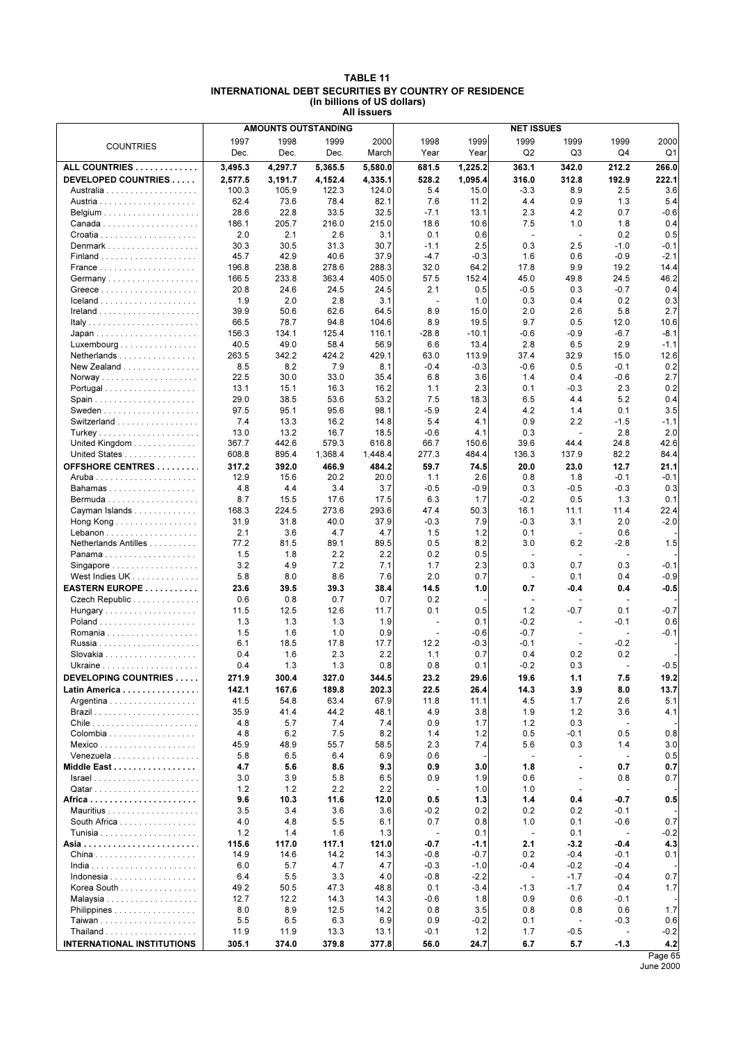# TABLE 11
## INTERNATIONAL DEBT SECURITIES BY COUNTRY OF RESIDENCE
### (In billions of US dollars)
### All issuers

| COUNTRIES | AMOUNTS OUTSTANDING | | | | NET ISSUES | | | | | |
|---|---|---|---|---|---|---|---|---|---|---|
| | 1997 Dec. | 1998 Dec. | 1999 Dec. | 2000 March | 1998 Year | 1999 Year | 1999 Q2 | 1999 Q3 | 1999 Q4 | 2000 Q1 |
| **ALL COUNTRIES** | **3,495.3** | **4,297.7** | **5,365.5** | **5,580.0** | **681.5** | **1,225.2** | **363.1** | **342.0** | **212.2** | **266.0** |
| **DEVELOPED COUNTRIES** | **2,577.5** | **3,191.7** | **4,152.4** | **4,335.1** | **528.2** | **1,095.4** | **316.0** | **312.8** | **192.9** | **222.1** |
| Australia | 100.3 | 105.9 | 122.3 | 124.0 | 5.4 | 15.0 | -3.3 | 8.9 | 2.5 | 3.6 |
| Austria | 62.4 | 73.6 | 78.4 | 82.1 | 7.6 | 11.2 | 4.4 | 0.9 | 1.3 | 5.4 |
| Belgium | 28.6 | 22.8 | 33.5 | 32.5 | -7.1 | 13.1 | 2.3 | 4.2 | 0.7 | -0.6 |
| Canada | 186.1 | 205.7 | 216.0 | 215.0 | 18.6 | 10.6 | 7.5 | 1.0 | 1.8 | 0.4 |
| Croatia | 2.0 | 2.1 | 2.6 | 3.1 | 0.1 | 0.6 | - | - | 0.2 | 0.5 |
| Denmark | 30.3 | 30.5 | 31.3 | 30.7 | -1.1 | 2.5 | 0.3 | 2.5 | -1.0 | -0.1 |
| Finland | 45.7 | 42.9 | 40.6 | 37.9 | -4.7 | -0.3 | 1.6 | 0.6 | -0.9 | -2.1 |
| France | 196.8 | 238.8 | 278.6 | 288.3 | 32.0 | 64.2 | 17.8 | 9.9 | 19.2 | 14.4 |
| Germany | 166.5 | 233.8 | 363.4 | 405.0 | 57.5 | 152.4 | 45.0 | 49.8 | 24.5 | 46.2 |
| Greece | 20.8 | 24.6 | 24.5 | 24.5 | 2.1 | 0.5 | -0.5 | 0.3 | -0.7 | 0.4 |
| Iceland | 1.9 | 2.0 | 2.8 | 3.1 | - | 1.0 | 0.3 | 0.4 | 0.2 | 0.3 |
| Ireland | 39.9 | 50.6 | 62.6 | 64.5 | 8.9 | 15.0 | 2.0 | 2.6 | 5.8 | 2.7 |
| Italy | 66.5 | 78.7 | 94.8 | 104.6 | 8.9 | 19.5 | 9.7 | 0.5 | 12.0 | 10.6 |
| Japan | 156.3 | 134.1 | 125.4 | 116.1 | -28.8 | -10.1 | -0.6 | -0.9 | -6.7 | -8.1 |
| Luxembourg | 40.5 | 49.0 | 58.4 | 56.9 | 6.6 | 13.4 | 2.8 | 6.5 | 2.9 | -1.1 |
| Netherlands | 263.5 | 342.2 | 424.2 | 429.1 | 63.0 | 113.9 | 37.4 | 32.9 | 15.0 | 12.6 |
| New Zealand | 8.5 | 8.2 | 7.9 | 8.1 | -0.4 | -0.3 | -0.6 | 0.5 | -0.1 | 0.2 |
| Norway | 22.5 | 30.0 | 33.0 | 35.4 | 6.8 | 3.6 | 1.4 | 0.4 | -0.6 | 2.7 |
| Portugal | 13.1 | 15.1 | 16.3 | 16.2 | 1.1 | 2.3 | 0.1 | -0.3 | 2.3 | 0.2 |
| Spain | 29.0 | 38.5 | 53.6 | 53.2 | 7.5 | 18.3 | 6.5 | 4.4 | 5.2 | 0.4 |
| Sweden | 97.5 | 95.1 | 95.6 | 98.1 | -5.9 | 2.4 | 4.2 | 1.4 | 0.1 | 3.5 |
| Switzerland | 7.4 | 13.3 | 16.2 | 14.8 | 5.4 | 4.1 | 0.9 | 2.2 | -1.5 | -1.1 |
| Turkey | 13.0 | 13.2 | 16.7 | 18.5 | -0.6 | 4.1 | 0.3 | - | 2.8 | 2.0 |
| United Kingdom | 367.7 | 442.6 | 579.3 | 616.8 | 66.7 | 150.6 | 39.6 | 44.4 | 24.8 | 42.6 |
| United States | 608.8 | 895.4 | 1,368.4 | 1,448.4 | 277.3 | 484.4 | 136.3 | 137.9 | 82.2 | 84.4 |
| **OFFSHORE CENTRES** | **317.2** | **392.0** | **466.9** | **484.2** | **59.7** | **74.5** | **20.0** | **23.0** | **12.7** | **21.1** |
| Aruba | 12.9 | 15.6 | 20.2 | 20.0 | 1.1 | 2.6 | 0.8 | 1.8 | -0.1 | -0.1 |
| Bahamas | 4.8 | 4.4 | 3.4 | 3.7 | -0.5 | -0.9 | 0.3 | -0.5 | -0.3 | 0.3 |
| Bermuda | 8.7 | 15.5 | 17.6 | 17.5 | 6.3 | 1.7 | -0.2 | 0.5 | 1.3 | 0.1 |
| Cayman Islands | 168.3 | 224.5 | 273.6 | 293.6 | 47.4 | 50.3 | 16.1 | 11.1 | 11.4 | 22.4 |
| Hong Kong | 31.9 | 31.8 | 40.0 | 37.9 | -0.3 | 7.9 | -0.3 | 3.1 | 2.0 | -2.0 |
| Lebanon | 2.1 | 3.6 | 4.7 | 4.7 | 1.5 | 1.2 | 0.1 | - | 0.6 | - |
| Netherlands Antilles | 77.2 | 81.5 | 89.1 | 89.5 | 0.5 | 8.2 | 3.0 | 6.2 | -2.8 | 1.5 |
| Panama | 1.5 | 1.8 | 2.2 | 2.2 | 0.2 | 0.5 | - | - | - | - |
| Singapore | 3.2 | 4.9 | 7.2 | 7.1 | 1.7 | 2.3 | 0.3 | 0.7 | 0.3 | -0.1 |
| West Indies UK | 5.8 | 8.0 | 8.6 | 7.6 | 2.0 | 0.7 | - | 0.1 | 0.4 | -0.9 |
| **EASTERN EUROPE** | **23.6** | **39.5** | **39.3** | **38.4** | **14.5** | **1.0** | **0.7** | **-0.4** | **0.4** | **-0.5** |
| Czech Republic | 0.6 | 0.8 | 0.7 | 0.7 | 0.2 | - | - | - | - | - |
| Hungary | 11.5 | 12.5 | 12.6 | 11.7 | 0.1 | 0.5 | 1.2 | -0.7 | 0.1 | -0.7 |
| Poland | 1.3 | 1.3 | 1.3 | 1.9 | - | 0.1 | -0.2 | - | -0.1 | 0.6 |
| Romania | 1.5 | 1.6 | 1.0 | 0.9 | - | -0.6 | -0.7 | - | - | -0.1 |
| Russia | 6.1 | 18.5 | 17.8 | 17.7 | 12.2 | -0.3 | -0.1 | - | -0.2 | - |
| Slovakia | 0.4 | 1.6 | 2.3 | 2.2 | 1.1 | 0.7 | 0.4 | 0.2 | 0.2 | - |
| Ukraine | 0.4 | 1.3 | 1.3 | 0.8 | 0.8 | 0.1 | -0.2 | 0.3 | - | -0.5 |
| **DEVELOPING COUNTRIES** | **271.9** | **300.4** | **327.0** | **344.5** | **23.2** | **29.6** | **19.6** | **1.1** | **7.5** | **19.2** |
| **Latin America** | **142.1** | **167.6** | **189.8** | **202.3** | **22.5** | **26.4** | **14.3** | **3.9** | **8.0** | **13.7** |
| Argentina | 41.5 | 54.8 | 63.4 | 67.9 | 11.8 | 11.1 | 4.5 | 1.7 | 2.6 | 5.1 |
| Brazil | 35.9 | 41.4 | 44.2 | 48.1 | 4.9 | 3.8 | 1.9 | 1.2 | 3.6 | 4.1 |
| Chile | 4.8 | 5.7 | 7.4 | 7.4 | 0.9 | 1.7 | 1.2 | 0.3 | - | - |
| Colombia | 4.8 | 6.2 | 7.5 | 8.2 | 1.4 | 1.2 | 0.5 | -0.1 | 0.5 | 0.8 |
| Mexico | 45.9 | 48.9 | 55.7 | 58.5 | 2.3 | 7.4 | 5.6 | 0.3 | 1.4 | 3.0 |
| Venezuela | 5.8 | 6.5 | 6.4 | 6.9 | 0.6 | - | - | - | - | 0.5 |
| **Middle East** | **4.7** | **5.6** | **8.6** | **9.3** | **0.9** | **3.0** | **1.8** | **-** | **0.7** | **0.7** |
| Israel | 3.0 | 3.9 | 5.8 | 6.5 | 0.9 | 1.9 | 0.6 | - | 0.8 | 0.7 |
| Qatar | 1.2 | 1.2 | 2.2 | 2.2 | - | 1.0 | 1.0 | - | - | - |
| **Africa** | **9.6** | **10.3** | **11.6** | **12.0** | **0.5** | **1.3** | **1.4** | **0.4** | **-0.7** | **0.5** |
| Mauritius | 3.5 | 3.4 | 3.6 | 3.6 | -0.2 | 0.2 | 0.2 | 0.2 | -0.1 | - |
| South Africa | 4.0 | 4.8 | 5.5 | 6.1 | 0.7 | 0.8 | 1.0 | 0.1 | -0.6 | 0.7 |
| Tunisia | 1.2 | 1.4 | 1.6 | 1.3 | - | 0.1 | - | 0.1 | - | -0.2 |
| **Asia** | **115.6** | **117.0** | **117.1** | **121.0** | **-0.7** | **-1.1** | **2.1** | **-3.2** | **-0.4** | **4.3** |
| China | 14.9 | 14.6 | 14.2 | 14.3 | -0.8 | -0.7 | 0.2 | -0.4 | -0.1 | 0.1 |
| India | 6.0 | 5.7 | 4.7 | 4.7 | -0.3 | -1.0 | -0.4 | -0.2 | -0.4 | - |
| Indonesia | 6.4 | 5.5 | 3.3 | 4.0 | -0.8 | -2.2 | - | -1.7 | -0.4 | 0.7 |
| Korea South | 49.2 | 50.5 | 47.3 | 48.8 | 0.1 | -3.4 | -1.3 | -1.7 | 0.4 | 1.7 |
| Malaysia | 12.7 | 12.2 | 14.3 | 14.3 | -0.6 | 1.8 | 0.9 | 0.6 | -0.1 | - |
| Philippines | 8.0 | 8.9 | 12.5 | 14.2 | 0.8 | 3.5 | 0.8 | 0.8 | 0.6 | 1.7 |
| Taiwan | 5.5 | 6.5 | 6.3 | 6.9 | 0.9 | -0.2 | 0.1 | - | -0.3 | 0.6 |
| Thailand | 11.9 | 11.9 | 13.3 | 13.1 | -0.1 | 1.2 | 1.7 | -0.5 | - | -0.2 |
| **INTERNATIONAL INSTITUTIONS** | **305.1** | **374.0** | **379.8** | **377.8** | **56.0** | **24.7** | **6.7** | **5.7** | **-1.3** | **4.2** |

June 2000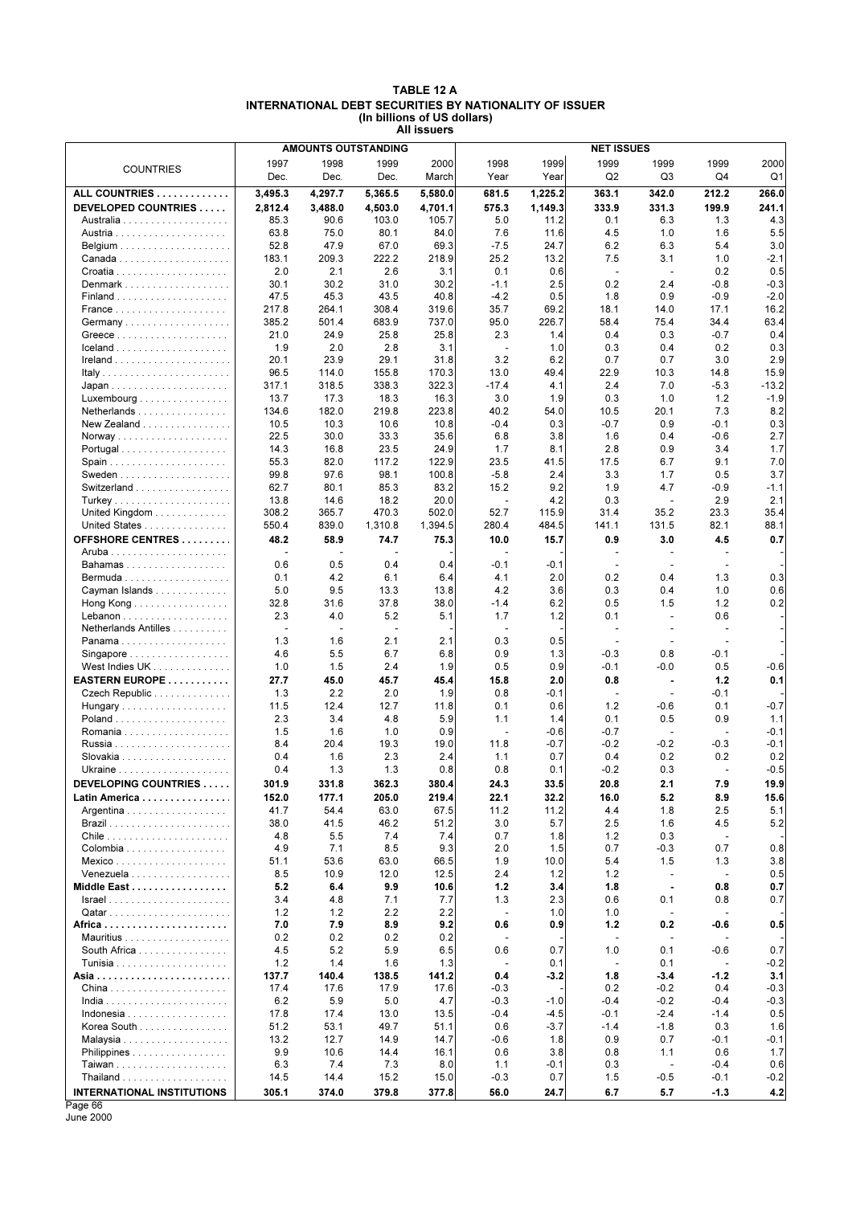**TABLE 12 A**
**INTERNATIONAL DEBT SECURITIES BY NATIONALITY OF ISSUER**
**(In billions of US dollars)**
**All issuers**

| COUNTRIES | AMOUNTS OUTSTANDING | | | | NET ISSUES | | | | | |
|---|---|---|---|---|---|---|---|---|---|---|
| | 1997 Dec. | 1998 Dec. | 1999 Dec. | 2000 March | 1998 Year | 1999 Year | 1999 Q2 | 1999 Q3 | 1999 Q4 | 2000 Q1 |
| **ALL COUNTRIES** | **3,495.3** | **4,297.7** | **5,365.5** | **5,580.0** | **681.5** | **1,225.2** | **363.1** | **342.0** | **212.2** | **266.0** |
| **DEVELOPED COUNTRIES** | **2,812.4** | **3,488.0** | **4,503.0** | **4,701.1** | **575.3** | **1,149.3** | **333.9** | **331.3** | **199.9** | **241.1** |
| Australia | 85.3 | 90.6 | 103.0 | 105.7 | 5.0 | 11.2 | 0.1 | 6.3 | 1.3 | 4.3 |
| Austria | 63.8 | 75.0 | 80.1 | 84.0 | 7.6 | 11.6 | 4.5 | 1.0 | 1.6 | 5.5 |
| Belgium | 52.8 | 47.9 | 67.0 | 69.3 | -7.5 | 24.7 | 6.2 | 6.3 | 5.4 | 3.0 |
| Canada | 183.1 | 209.3 | 222.2 | 218.9 | 25.2 | 13.2 | 7.5 | 3.1 | 1.0 | -2.1 |
| Croatia | 2.0 | 2.1 | 2.6 | 3.1 | 0.1 | 0.6 | - | - | 0.2 | 0.5 |
| Denmark | 30.1 | 30.2 | 31.0 | 30.2 | -1.1 | 2.5 | 0.2 | 2.4 | -0.8 | -0.3 |
| Finland | 47.5 | 45.3 | 43.5 | 40.8 | -4.2 | 0.5 | 1.8 | 0.9 | -0.9 | -2.0 |
| France | 217.8 | 264.1 | 308.4 | 319.6 | 35.7 | 69.2 | 18.1 | 14.0 | 17.1 | 16.2 |
| Germany | 385.2 | 501.4 | 683.9 | 737.0 | 95.0 | 226.7 | 58.4 | 75.4 | 34.4 | 63.4 |
| Greece | 21.0 | 24.9 | 25.8 | 25.8 | 2.3 | 1.4 | 0.4 | 0.3 | -0.7 | 0.4 |
| Iceland | 1.9 | 2.0 | 2.8 | 3.1 | - | 1.0 | 0.3 | 0.4 | 0.2 | 0.3 |
| Ireland | 20.1 | 23.9 | 29.1 | 31.8 | 3.2 | 6.2 | 0.7 | 0.7 | 3.0 | 2.9 |
| Italy | 96.5 | 114.0 | 155.8 | 170.3 | 13.0 | 49.4 | 22.9 | 10.3 | 14.8 | 15.9 |
| Japan | 317.1 | 318.5 | 338.3 | 322.3 | -17.4 | 4.1 | 2.4 | 7.0 | -5.3 | -13.2 |
| Luxembourg | 13.7 | 17.3 | 18.3 | 16.3 | 3.0 | 1.9 | 0.3 | 1.0 | 1.2 | -1.9 |
| Netherlands | 134.6 | 182.0 | 219.8 | 223.8 | 40.2 | 54.0 | 10.5 | 20.1 | 7.3 | 8.2 |
| New Zealand | 10.5 | 10.3 | 10.6 | 10.8 | -0.4 | 0.3 | -0.7 | 0.9 | -0.1 | 0.3 |
| Norway | 22.5 | 30.0 | 33.3 | 35.6 | 6.8 | 3.8 | 1.6 | 0.4 | -0.6 | 2.7 |
| Portugal | 14.3 | 16.8 | 23.5 | 24.9 | 1.7 | 8.1 | 2.8 | 0.9 | 3.4 | 1.7 |
| Spain | 55.3 | 82.0 | 117.2 | 122.9 | 23.5 | 41.5 | 17.5 | 6.7 | 9.1 | 7.0 |
| Sweden | 99.8 | 97.6 | 98.1 | 100.8 | -5.8 | 2.4 | 3.3 | 1.7 | 0.5 | 3.7 |
| Switzerland | 62.7 | 80.1 | 85.3 | 83.2 | 15.2 | 9.2 | 1.9 | 4.7 | -0.9 | -1.1 |
| Turkey | 13.8 | 14.6 | 18.2 | 20.0 | - | 4.2 | 0.3 | - | 2.9 | 2.1 |
| United Kingdom | 308.2 | 365.7 | 470.3 | 502.0 | 52.7 | 115.9 | 31.4 | 35.2 | 23.3 | 35.4 |
| United States | 550.4 | 839.0 | 1,310.8 | 1,394.5 | 280.4 | 484.5 | 141.1 | 131.5 | 82.1 | 88.1 |
| **OFFSHORE CENTRES** | **48.2** | **58.9** | **74.7** | **75.3** | **10.0** | **15.7** | **0.9** | **3.0** | **4.5** | **0.7** |
| Aruba | - | - | - | - | - | - | - | - | - | - |
| Bahamas | 0.6 | 0.5 | 0.4 | 0.4 | -0.1 | -0.1 | - | - | - | - |
| Bermuda | 0.1 | 4.2 | 6.1 | 6.4 | 4.1 | 2.0 | 0.2 | 0.4 | 1.3 | 0.3 |
| Cayman Islands | 5.0 | 9.5 | 13.3 | 13.8 | 4.2 | 3.6 | 0.3 | 0.4 | 1.0 | 0.6 |
| Hong Kong | 32.8 | 31.6 | 37.8 | 38.0 | -1.4 | 6.2 | 0.5 | 1.5 | 1.2 | 0.2 |
| Lebanon | 2.3 | 4.0 | 5.2 | 5.1 | 1.7 | 1.2 | 0.1 | - | 0.6 | - |
| Netherlands Antilles | - | - | - | - | - | - | - | - | - | - |
| Panama | 1.3 | 1.6 | 2.1 | 2.1 | 0.3 | 0.5 | - | - | - | - |
| Singapore | 4.6 | 5.5 | 6.7 | 6.8 | 0.9 | 1.3 | -0.3 | 0.8 | -0.1 | - |
| West Indies UK | 1.0 | 1.5 | 2.4 | 1.9 | 0.5 | 0.9 | -0.1 | -0.0 | 0.5 | -0.6 |
| **EASTERN EUROPE** | **27.7** | **45.0** | **45.7** | **45.4** | **15.8** | **2.0** | **0.8** | **-** | **1.2** | **0.1** |
| Czech Republic | 1.3 | 2.2 | 2.0 | 1.9 | 0.8 | -0.1 | - | - | -0.1 | - |
| Hungary | 11.5 | 12.4 | 12.7 | 11.8 | 0.1 | 0.6 | 1.2 | -0.6 | 0.1 | -0.7 |
| Poland | 2.3 | 3.4 | 4.8 | 5.9 | 1.1 | 1.4 | 0.1 | 0.5 | 0.9 | 1.1 |
| Romania | 1.5 | 1.6 | 1.0 | 0.9 | - | -0.6 | -0.7 | - | - | -0.1 |
| Russia | 8.4 | 20.4 | 19.3 | 19.0 | 11.8 | -0.7 | -0.2 | -0.2 | -0.3 | -0.1 |
| Slovakia | 0.4 | 1.6 | 2.3 | 2.4 | 1.1 | 0.7 | 0.4 | 0.2 | 0.2 | 0.2 |
| Ukraine | 0.4 | 1.3 | 1.3 | 0.8 | 0.8 | 0.1 | -0.2 | 0.3 | - | -0.5 |
| **DEVELOPING COUNTRIES** | **301.9** | **331.8** | **362.3** | **380.4** | **24.3** | **33.5** | **20.8** | **2.1** | **7.9** | **19.9** |
| **Latin America** | **152.0** | **177.1** | **205.0** | **219.4** | **22.1** | **32.2** | **16.0** | **5.2** | **8.9** | **15.6** |
| Argentina | 41.7 | 54.4 | 63.0 | 67.5 | 11.2 | 11.2 | 4.4 | 1.8 | 2.5 | 5.1 |
| Brazil | 38.0 | 41.5 | 46.2 | 51.2 | 3.0 | 5.7 | 2.5 | 1.6 | 4.5 | 5.2 |
| Chile | 4.8 | 5.5 | 7.4 | 7.4 | 0.7 | 1.8 | 1.2 | 0.3 | - | - |
| Colombia | 4.9 | 7.1 | 8.5 | 9.3 | 2.0 | 1.5 | 0.7 | -0.3 | 0.7 | 0.8 |
| Mexico | 51.1 | 53.6 | 63.0 | 66.5 | 1.9 | 10.0 | 5.4 | 1.5 | 1.3 | 3.8 |
| Venezuela | 8.5 | 10.9 | 12.0 | 12.5 | 2.4 | 1.2 | 1.2 | - | - | 0.5 |
| **Middle East** | **5.2** | **6.4** | **9.9** | **10.6** | **1.2** | **3.4** | **1.8** | **-** | **0.8** | **0.7** |
| Israel | 3.4 | 4.8 | 7.1 | 7.7 | 1.3 | 2.3 | 0.6 | 0.1 | 0.8 | 0.7 |
| Qatar | 1.2 | 1.2 | 2.2 | 2.2 | - | 1.0 | 1.0 | - | - | - |
| **Africa** | **7.0** | **7.9** | **8.9** | **9.2** | **0.6** | **0.9** | **1.2** | **0.2** | **-0.6** | **0.5** |
| Mauritius | 0.2 | 0.2 | 0.2 | 0.2 | - | - | - | - | - | - |
| South Africa | 4.5 | 5.2 | 5.9 | 6.5 | 0.6 | 0.7 | 1.0 | 0.1 | -0.6 | 0.7 |
| Tunisia | 1.2 | 1.4 | 1.6 | 1.3 | - | 0.1 | - | 0.1 | - | -0.2 |
| **Asia** | **137.7** | **140.4** | **138.5** | **141.2** | **0.4** | **-3.2** | **1.8** | **-3.4** | **-1.2** | **3.1** |
| China | 17.4 | 17.6 | 17.9 | 17.6 | -0.3 | - | 0.2 | -0.2 | 0.4 | -0.3 |
| India | 6.2 | 5.9 | 5.0 | 4.7 | -0.3 | -1.0 | -0.4 | -0.2 | -0.4 | -0.3 |
| Indonesia | 17.8 | 17.4 | 13.0 | 13.5 | -0.4 | -4.5 | -0.1 | -2.4 | -1.4 | 0.5 |
| Korea South | 51.2 | 53.1 | 49.7 | 51.1 | 0.6 | -3.7 | -1.4 | -1.8 | 0.3 | 1.6 |
| Malaysia | 13.2 | 12.7 | 14.9 | 14.7 | -0.6 | 1.8 | 0.9 | 0.7 | -0.1 | -0.1 |
| Philippines | 9.9 | 10.6 | 14.4 | 16.1 | 0.6 | 3.8 | 0.8 | 1.1 | 0.6 | 1.7 |
| Taiwan | 6.3 | 7.4 | 7.3 | 8.0 | 1.1 | -0.1 | 0.3 | - | -0.4 | 0.6 |
| Thailand | 14.5 | 14.4 | 15.2 | 15.0 | -0.3 | 0.7 | 1.5 | -0.5 | -0.1 | -0.2 |
| **INTERNATIONAL INSTITUTIONS** | **305.1** | **374.0** | **379.8** | **377.8** | **56.0** | **24.7** | **6.7** | **5.7** | **-1.3** | **4.2** |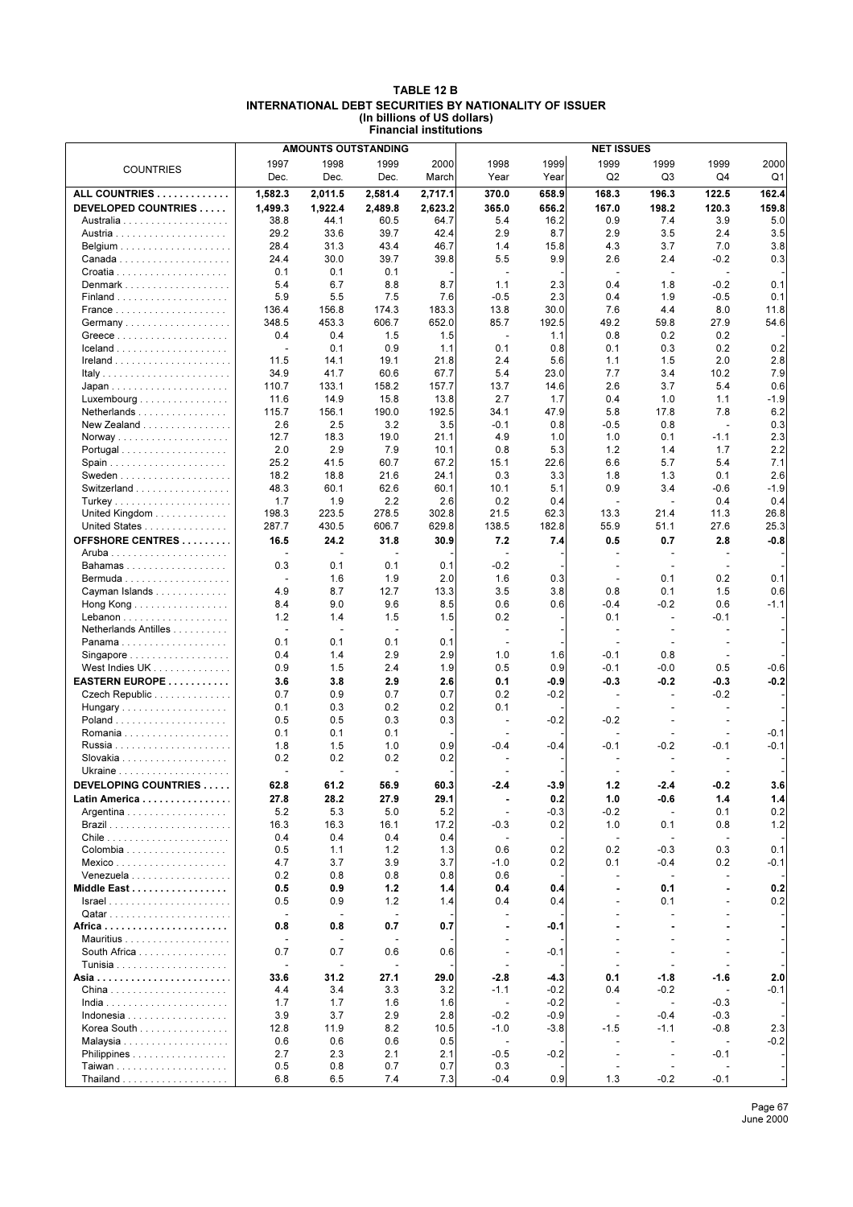# TABLE 12 B
## INTERNATIONAL DEBT SECURITIES BY NATIONALITY OF ISSUER
### (In billions of US dollars)
### Financial institutions

| COUNTRIES | AMOUNTS OUTSTANDING | | | | NET ISSUES | | | | | |
|---|---|---|---|---|---|---|---|---|---|---|
| | 1997 Dec. | 1998 Dec. | 1999 Dec. | 2000 March | 1998 Year | 1999 Year | 1999 Q2 | 1999 Q3 | 1999 Q4 | 2000 Q1 |
| **ALL COUNTRIES** | **1,582.3** | **2,011.5** | **2,581.4** | **2,717.1** | **370.0** | **658.9** | **168.3** | **196.3** | **122.5** | **162.4** |
| **DEVELOPED COUNTRIES** | **1,499.3** | **1,922.4** | **2,489.8** | **2,623.2** | **365.0** | **656.2** | **167.0** | **198.2** | **120.3** | **159.8** |
| Australia | 38.8 | 44.1 | 60.5 | 64.7 | 5.4 | 16.2 | 0.9 | 7.4 | 3.9 | 5.0 |
| Austria | 29.2 | 33.6 | 39.7 | 42.4 | 2.9 | 8.7 | 2.9 | 3.5 | 2.4 | 3.5 |
| Belgium | 28.4 | 31.3 | 43.4 | 46.7 | 1.4 | 15.8 | 4.3 | 3.7 | 7.0 | 3.8 |
| Canada | 24.4 | 30.0 | 39.7 | 39.8 | 5.5 | 9.9 | 2.6 | 2.4 | -0.2 | 0.3 |
| Croatia | 0.1 | 0.1 | 0.1 | - | - | - | - | - | - | - |
| Denmark | 5.4 | 6.7 | 8.8 | 8.7 | 1.1 | 2.3 | 0.4 | 1.8 | -0.2 | 0.1 |
| Finland | 5.9 | 5.5 | 7.5 | 7.6 | -0.5 | 2.3 | 0.4 | 1.9 | -0.5 | 0.1 |
| France | 136.4 | 156.8 | 174.3 | 183.3 | 13.8 | 30.0 | 7.6 | 4.4 | 8.0 | 11.8 |
| Germany | 348.5 | 453.3 | 606.7 | 652.0 | 85.7 | 192.5 | 49.2 | 59.8 | 27.9 | 54.6 |
| Greece | 0.4 | 0.4 | 1.5 | 1.5 | - | 1.1 | 0.8 | 0.2 | 0.2 | - |
| Iceland | - | 0.1 | 0.9 | 1.1 | 0.1 | 0.8 | 0.1 | 0.3 | 0.2 | 0.2 |
| Ireland | 11.5 | 14.1 | 19.1 | 21.8 | 2.4 | 5.6 | 1.1 | 1.5 | 2.0 | 2.8 |
| Italy | 34.9 | 41.7 | 60.6 | 67.7 | 5.4 | 23.0 | 7.7 | 3.4 | 10.2 | 7.9 |
| Japan | 110.7 | 133.1 | 158.2 | 157.7 | 13.7 | 14.6 | 2.6 | 3.7 | 5.4 | 0.6 |
| Luxembourg | 11.6 | 14.9 | 15.8 | 13.8 | 2.7 | 1.7 | 0.4 | 1.0 | 1.1 | -1.9 |
| Netherlands | 115.7 | 156.1 | 190.0 | 192.5 | 34.1 | 47.9 | 5.8 | 17.8 | 7.8 | 6.2 |
| New Zealand | 2.6 | 2.5 | 3.2 | 3.5 | -0.1 | 0.8 | -0.5 | 0.8 | - | 0.3 |
| Norway | 12.7 | 18.3 | 19.0 | 21.1 | 4.9 | 1.0 | 1.0 | 0.1 | -1.1 | 2.3 |
| Portugal | 2.0 | 2.9 | 7.9 | 10.1 | 0.8 | 5.3 | 1.2 | 1.4 | 1.7 | 2.2 |
| Spain | 25.2 | 41.5 | 60.7 | 67.2 | 15.1 | 22.6 | 6.6 | 5.7 | 5.4 | 7.1 |
| Sweden | 18.2 | 18.8 | 21.6 | 24.1 | 0.3 | 3.3 | 1.8 | 1.3 | 0.1 | 2.6 |
| Switzerland | 48.3 | 60.1 | 62.6 | 60.1 | 10.1 | 5.1 | 0.9 | 3.4 | -0.6 | -1.9 |
| Turkey | 1.7 | 1.9 | 2.2 | 2.6 | 0.2 | 0.4 | - | - | 0.4 | 0.4 |
| United Kingdom | 198.3 | 223.5 | 278.5 | 302.8 | 21.5 | 62.3 | 13.3 | 21.4 | 11.3 | 26.8 |
| United States | 287.7 | 430.5 | 606.7 | 629.8 | 138.5 | 182.8 | 55.9 | 51.1 | 27.6 | 25.3 |
| **OFFSHORE CENTRES** | **16.5** | **24.2** | **31.8** | **30.9** | **7.2** | **7.4** | **0.5** | **0.7** | **2.8** | **-0.8** |
| Aruba | - | - | - | - | - | - | - | - | - | - |
| Bahamas | 0.3 | 0.1 | 0.1 | 0.1 | -0.2 | - | - | - | - | - |
| Bermuda | - | 1.6 | 1.9 | 2.0 | 1.6 | 0.3 | - | 0.1 | 0.2 | 0.1 |
| Cayman Islands | 4.9 | 8.7 | 12.7 | 13.3 | 3.5 | 3.8 | 0.8 | 0.1 | 1.5 | 0.6 |
| Hong Kong | 8.4 | 9.0 | 9.6 | 8.5 | 0.6 | 0.6 | -0.4 | -0.2 | 0.6 | -1.1 |
| Lebanon | 1.2 | 1.4 | 1.5 | 1.5 | 0.2 | - | 0.1 | - | -0.1 | - |
| Netherlands Antilles | - | - | - | - | - | - | - | - | - | - |
| Panama | 0.1 | 0.1 | 0.1 | 0.1 | - | - | - | - | - | - |
| Singapore | 0.4 | 1.4 | 2.9 | 2.9 | 1.0 | 1.6 | -0.1 | 0.8 | - | - |
| West Indies UK | 0.9 | 1.5 | 2.4 | 1.9 | 0.5 | 0.9 | -0.1 | -0.0 | 0.5 | -0.6 |
| **EASTERN EUROPE** | **3.6** | **3.8** | **2.9** | **2.6** | **0.1** | **-0.9** | **-0.3** | **-0.2** | **-0.3** | **-0.2** |
| Czech Republic | 0.7 | 0.9 | 0.7 | 0.7 | 0.2 | -0.2 | - | - | -0.2 | - |
| Hungary | 0.1 | 0.3 | 0.2 | 0.2 | 0.1 | - | - | - | - | - |
| Poland | 0.5 | 0.5 | 0.3 | 0.3 | - | -0.2 | -0.2 | - | - | - |
| Romania | 0.1 | 0.1 | 0.1 | - | - | - | - | - | - | -0.1 |
| Russia | 1.8 | 1.5 | 1.0 | 0.9 | -0.4 | -0.4 | -0.1 | -0.2 | -0.1 | -0.1 |
| Slovakia | 0.2 | 0.2 | 0.2 | 0.2 | - | - | - | - | - | - |
| Ukraine | - | - | - | - | - | - | - | - | - | - |
| **DEVELOPING COUNTRIES** | **62.8** | **61.2** | **56.9** | **60.3** | **-2.4** | **-3.9** | **1.2** | **-2.4** | **-0.2** | **3.6** |
| **Latin America** | **27.8** | **28.2** | **27.9** | **29.1** | **-** | **0.2** | **1.0** | **-0.6** | **1.4** | **1.4** |
| Argentina | 5.2 | 5.3 | 5.0 | 5.2 | - | -0.3 | -0.2 | - | 0.1 | 0.2 |
| Brazil | 16.3 | 16.3 | 16.1 | 17.2 | -0.3 | 0.2 | 1.0 | 0.1 | 0.8 | 1.2 |
| Chile | 0.4 | 0.4 | 0.4 | 0.4 | - | - | - | - | - | - |
| Colombia | 0.5 | 1.1 | 1.2 | 1.3 | 0.6 | 0.2 | 0.2 | -0.3 | 0.3 | 0.1 |
| Mexico | 4.7 | 3.7 | 3.9 | 3.7 | -1.0 | 0.2 | 0.1 | -0.4 | 0.2 | -0.1 |
| Venezuela | 0.2 | 0.8 | 0.8 | 0.8 | 0.6 | - | - | - | - | - |
| **Middle East** | **0.5** | **0.9** | **1.2** | **1.4** | **0.4** | **0.4** | **-** | **0.1** | **-** | **0.2** |
| Israel | 0.5 | 0.9 | 1.2 | 1.4 | 0.4 | 0.4 | - | 0.1 | - | 0.2 |
| Qatar | - | - | - | - | - | - | - | - | - | - |
| **Africa** | **0.8** | **0.8** | **0.7** | **0.7** | **-** | **-0.1** | **-** | **-** | **-** | **-** |
| Mauritius | - | - | - | - | - | - | - | - | - | - |
| South Africa | 0.7 | 0.7 | 0.6 | 0.6 | - | -0.1 | - | - | - | - |
| Tunisia | - | - | - | - | - | - | - | - | - | - |
| **Asia** | **33.6** | **31.2** | **27.1** | **29.0** | **-2.8** | **-4.3** | **0.1** | **-1.8** | **-1.6** | **2.0** |
| China | 4.4 | 3.4 | 3.3 | 3.2 | -1.1 | -0.2 | 0.4 | -0.2 | - | -0.1 |
| India | 1.7 | 1.7 | 1.6 | 1.6 | - | -0.2 | - | - | -0.3 | - |
| Indonesia | 3.9 | 3.7 | 2.9 | 2.8 | -0.2 | -0.9 | - | -0.4 | -0.3 | - |
| Korea South | 12.8 | 11.9 | 8.2 | 10.5 | -1.0 | -3.8 | -1.5 | -1.1 | -0.8 | 2.3 |
| Malaysia | 0.6 | 0.6 | 0.6 | 0.5 | - | - | - | - | - | -0.2 |
| Philippines | 2.7 | 2.3 | 2.1 | 2.1 | -0.5 | -0.2 | - | - | -0.1 | - |
| Taiwan | 0.5 | 0.8 | 0.7 | 0.7 | 0.3 | - | - | - | - | - |
| Thailand | 6.8 | 6.5 | 7.4 | 7.3 | -0.4 | 0.9 | 1.3 | -0.2 | -0.1 | - |

June 2000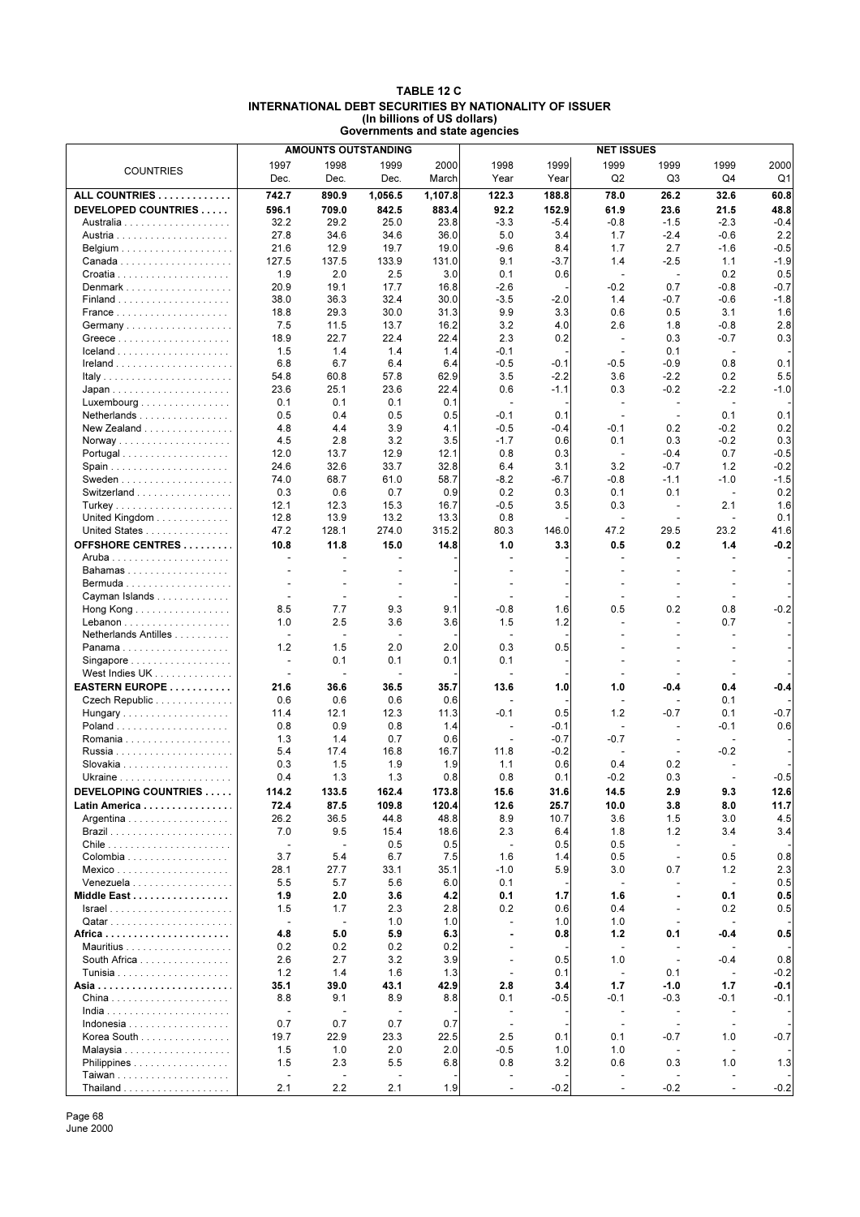# TABLE 12 C
## INTERNATIONAL DEBT SECURITIES BY NATIONALITY OF ISSUER
### (In billions of US dollars)
### Governments and state agencies

| COUNTRIES | AMOUNTS OUTSTANDING | | | | NET ISSUES | | | | | |
|---|---|---|---|---|---|---|---|---|---|---|
| | 1997 Dec. | 1998 Dec. | 1999 Dec. | 2000 March | 1998 Year | 1999 Year | 1999 Q2 | 1999 Q3 | 1999 Q4 | 2000 Q1 |
| **ALL COUNTRIES** | **742.7** | **890.9** | **1,056.5** | **1,107.8** | **122.3** | **188.8** | **78.0** | **26.2** | **32.6** | **60.8** |
| **DEVELOPED COUNTRIES** | **596.1** | **709.0** | **842.5** | **883.4** | **92.2** | **152.9** | **61.9** | **23.6** | **21.5** | **48.8** |
| Australia | 32.2 | 29.2 | 25.0 | 23.8 | -3.3 | -5.4 | -0.8 | -1.5 | -2.3 | -0.4 |
| Austria | 27.8 | 34.6 | 34.6 | 36.0 | 5.0 | 3.4 | 1.7 | -2.4 | -0.6 | 2.2 |
| Belgium | 21.6 | 12.9 | 19.7 | 19.0 | -9.6 | 8.4 | 1.7 | 2.7 | -1.6 | -0.5 |
| Canada | 127.5 | 137.5 | 133.9 | 131.0 | 9.1 | -3.7 | 1.4 | -2.5 | 1.1 | -1.9 |
| Croatia | 1.9 | 2.0 | 2.5 | 3.0 | 0.1 | 0.6 | - | - | 0.2 | 0.5 |
| Denmark | 20.9 | 19.1 | 17.7 | 16.8 | -2.6 | - | -0.2 | 0.7 | -0.8 | -0.7 |
| Finland | 38.0 | 36.3 | 32.4 | 30.0 | -3.5 | -2.0 | 1.4 | -0.7 | -0.6 | -1.8 |
| France | 18.8 | 29.3 | 30.0 | 31.3 | 9.9 | 3.3 | 0.6 | 0.5 | 3.1 | 1.6 |
| Germany | 7.5 | 11.5 | 13.7 | 16.2 | 3.2 | 4.0 | 2.6 | 1.8 | -0.8 | 2.8 |
| Greece | 18.9 | 22.7 | 22.4 | 22.4 | 2.3 | 0.2 | - | 0.3 | -0.7 | 0.3 |
| Iceland | 1.5 | 1.4 | 1.4 | 1.4 | -0.1 | - | - | 0.1 | - | - |
| Ireland | 6.8 | 6.7 | 6.4 | 6.4 | -0.5 | -0.1 | -0.5 | -0.9 | 0.8 | 0.1 |
| Italy | 54.8 | 60.8 | 57.8 | 62.9 | 3.5 | -2.2 | 3.6 | -2.2 | 0.2 | 5.5 |
| Japan | 23.6 | 25.1 | 23.6 | 22.4 | 0.6 | -1.1 | 0.3 | -0.2 | -2.2 | -1.0 |
| Luxembourg | 0.1 | 0.1 | 0.1 | 0.1 | - | - | - | - | - | - |
| Netherlands | 0.5 | 0.4 | 0.5 | 0.5 | -0.1 | 0.1 | - | - | 0.1 | 0.1 |
| New Zealand | 4.8 | 4.4 | 3.9 | 4.1 | -0.5 | -0.4 | -0.1 | 0.2 | -0.2 | 0.2 |
| Norway | 4.5 | 2.8 | 3.2 | 3.5 | -1.7 | 0.6 | 0.1 | 0.3 | -0.2 | 0.3 |
| Portugal | 12.0 | 13.7 | 12.9 | 12.1 | 0.8 | 0.3 | - | -0.4 | 0.7 | -0.5 |
| Spain | 24.6 | 32.6 | 33.7 | 32.8 | 6.4 | 3.1 | 3.2 | -0.7 | 1.2 | -0.2 |
| Sweden | 74.0 | 68.7 | 61.0 | 58.7 | -8.2 | -6.7 | -0.8 | -1.1 | -1.0 | -1.5 |
| Switzerland | 0.3 | 0.6 | 0.7 | 0.9 | 0.2 | 0.3 | 0.1 | 0.1 | - | 0.2 |
| Turkey | 12.1 | 12.3 | 15.3 | 16.7 | -0.5 | 3.5 | 0.3 | - | 2.1 | 1.6 |
| United Kingdom | 12.8 | 13.9 | 13.2 | 13.3 | 0.8 | - | - | - | - | 0.1 |
| United States | 47.2 | 128.1 | 274.0 | 315.2 | 80.3 | 146.0 | 47.2 | 29.5 | 23.2 | 41.6 |
| **OFFSHORE CENTRES** | **10.8** | **11.8** | **15.0** | **14.8** | **1.0** | **3.3** | **0.5** | **0.2** | **1.4** | **-0.2** |
| Aruba | - | - | - | - | - | - | - | - | - | - |
| Bahamas | - | - | - | - | - | - | - | - | - | - |
| Bermuda | - | - | - | - | - | - | - | - | - | - |
| Cayman Islands | - | - | - | - | - | - | - | - | - | - |
| Hong Kong | 8.5 | 7.7 | 9.3 | 9.1 | -0.8 | 1.6 | 0.5 | 0.2 | 0.8 | -0.2 |
| Lebanon | 1.0 | 2.5 | 3.6 | 3.6 | 1.5 | 1.2 | - | - | 0.7 | - |
| Netherlands Antilles | - | - | - | - | - | - | - | - | - | - |
| Panama | 1.2 | 1.5 | 2.0 | 2.0 | 0.3 | 0.5 | - | - | - | - |
| Singapore | - | 0.1 | 0.1 | 0.1 | 0.1 | - | - | - | - | - |
| West Indies UK | - | - | - | - | - | - | - | - | - | - |
| **EASTERN EUROPE** | **21.6** | **36.6** | **36.5** | **35.7** | **13.6** | **1.0** | **1.0** | **-0.4** | **0.4** | **-0.4** |
| Czech Republic | 0.6 | 0.6 | 0.6 | 0.6 | - | - | - | - | 0.1 | - |
| Hungary | 11.4 | 12.1 | 12.3 | 11.3 | -0.1 | 0.5 | 1.2 | -0.7 | 0.1 | -0.7 |
| Poland | 0.8 | 0.9 | 0.8 | 1.4 | - | -0.1 | - | - | -0.1 | 0.6 |
| Romania | 1.3 | 1.4 | 0.7 | 0.6 | - | -0.7 | -0.7 | - | - | - |
| Russia | 5.4 | 17.4 | 16.8 | 16.7 | 11.8 | -0.2 | - | - | -0.2 | - |
| Slovakia | 0.3 | 1.5 | 1.9 | 1.9 | 1.1 | 0.6 | 0.4 | 0.2 | - | - |
| Ukraine | 0.4 | 1.3 | 1.3 | 0.8 | 0.8 | 0.1 | -0.2 | 0.3 | - | -0.5 |
| **DEVELOPING COUNTRIES** | **114.2** | **133.5** | **162.4** | **173.8** | **15.6** | **31.6** | **14.5** | **2.9** | **9.3** | **12.6** |
| **Latin America** | **72.4** | **87.5** | **109.8** | **120.4** | **12.6** | **25.7** | **10.0** | **3.8** | **8.0** | **11.7** |
| Argentina | 26.2 | 36.5 | 44.8 | 48.8 | 8.9 | 10.7 | 3.6 | 1.5 | 3.0 | 4.5 |
| Brazil | 7.0 | 9.5 | 15.4 | 18.6 | 2.3 | 6.4 | 1.8 | 1.2 | 3.4 | 3.4 |
| Chile | - | - | 0.5 | 0.5 | - | 0.5 | 0.5 | - | - | - |
| Colombia | 3.7 | 5.4 | 6.7 | 7.5 | 1.6 | 1.4 | 0.5 | - | 0.5 | 0.8 |
| Mexico | 28.1 | 27.7 | 33.1 | 35.1 | -1.0 | 5.9 | 3.0 | 0.7 | 1.2 | 2.3 |
| Venezuela | 5.5 | 5.7 | 5.6 | 6.0 | 0.1 | - | - | - | - | 0.5 |
| **Middle East** | **1.9** | **2.0** | **3.6** | **4.2** | **0.1** | **1.7** | **1.6** | **-** | **0.1** | **0.5** |
| Israel | 1.5 | 1.7 | 2.3 | 2.8 | 0.2 | 0.6 | 0.4 | - | 0.2 | 0.5 |
| Qatar | - | - | 1.0 | 1.0 | - | 1.0 | 1.0 | - | - | - |
| **Africa** | **4.8** | **5.0** | **5.9** | **6.3** | **-** | **0.8** | **1.2** | **0.1** | **-0.4** | **0.5** |
| Mauritius | 0.2 | 0.2 | 0.2 | 0.2 | - | - | - | - | - | - |
| South Africa | 2.6 | 2.7 | 3.2 | 3.9 | - | 0.5 | 1.0 | - | -0.4 | 0.8 |
| Tunisia | 1.2 | 1.4 | 1.6 | 1.3 | - | 0.1 | - | 0.1 | - | -0.2 |
| **Asia** | **35.1** | **39.0** | **43.1** | **42.9** | **2.8** | **3.4** | **1.7** | **-1.0** | **1.7** | **-0.1** |
| China | 8.8 | 9.1 | 8.9 | 8.8 | 0.1 | -0.5 | -0.1 | -0.3 | -0.1 | -0.1 |
| India | - | - | - | - | - | - | - | - | - | - |
| Indonesia | 0.7 | 0.7 | 0.7 | 0.7 | - | - | - | - | - | - |
| Korea South | 19.7 | 22.9 | 23.3 | 22.5 | 2.5 | 0.1 | 0.1 | -0.7 | 1.0 | -0.7 |
| Malaysia | 1.5 | 1.0 | 2.0 | 2.0 | -0.5 | 1.0 | 1.0 | - | - | - |
| Philippines | 1.5 | 2.3 | 5.5 | 6.8 | 0.8 | 3.2 | 0.6 | 0.3 | 1.0 | 1.3 |
| Taiwan | - | - | - | - | - | - | - | - | - | - |
| Thailand | 2.1 | 2.2 | 2.1 | 1.9 | - | -0.2 | - | -0.2 | - | -0.2 |

June 2000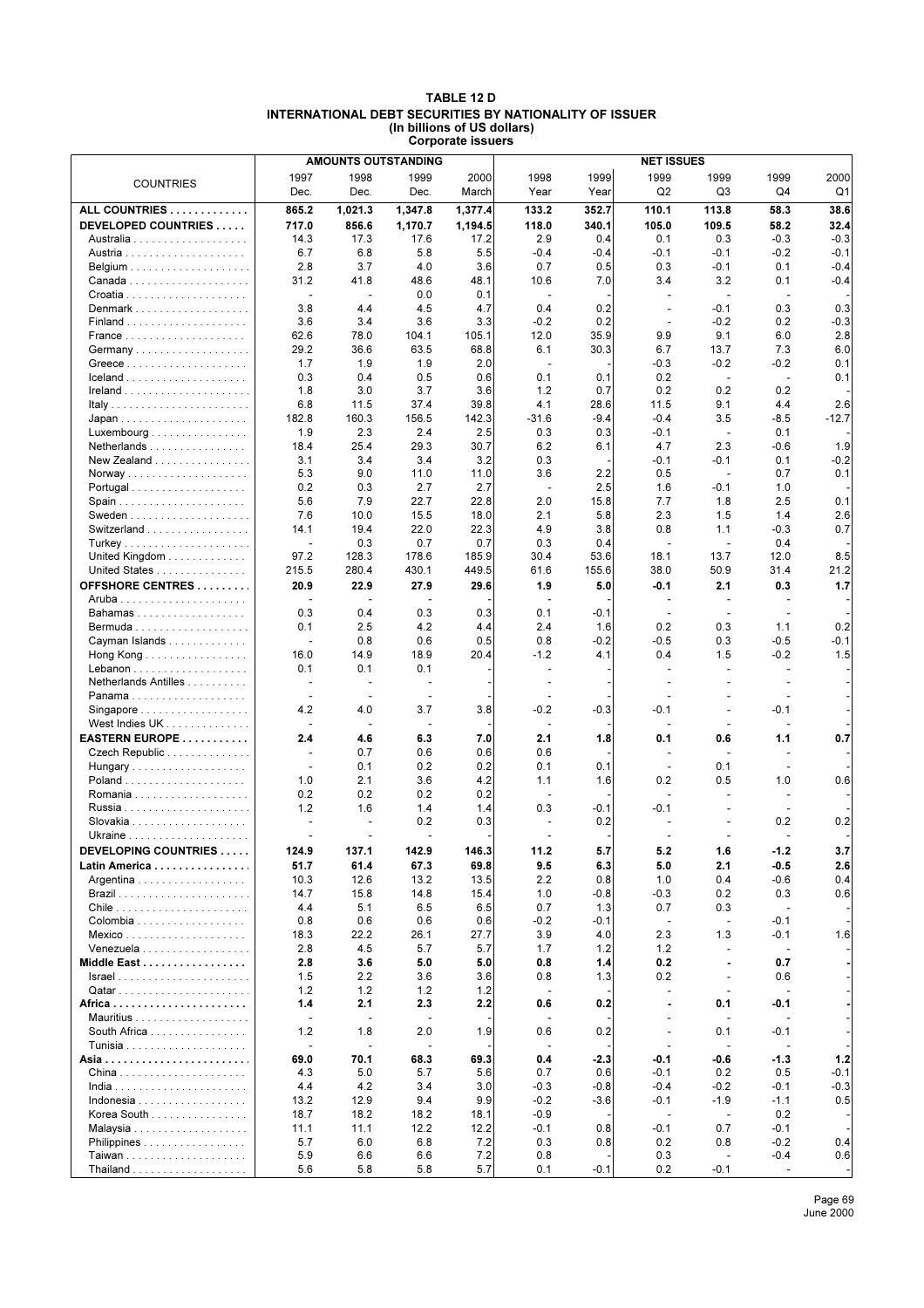**TABLE 12 D**
**INTERNATIONAL DEBT SECURITIES BY NATIONALITY OF ISSUER**
**(In billions of US dollars)**
**Corporate issuers**

| COUNTRIES | AMOUNTS OUTSTANDING | | | | NET ISSUES | | | | | |
|---|---|---|---|---|---|---|---|---|---|---|
| | 1997 Dec. | 1998 Dec. | 1999 Dec. | 2000 March | 1998 Year | 1999 Year | 1999 Q2 | 1999 Q3 | 1999 Q4 | 2000 Q1 |
| **ALL COUNTRIES** | **865.2** | **1,021.3** | **1,347.8** | **1,377.4** | **133.2** | **352.7** | **110.1** | **113.8** | **58.3** | **38.6** |
| **DEVELOPED COUNTRIES** | **717.0** | **856.6** | **1,170.7** | **1,194.5** | **118.0** | **340.1** | **105.0** | **109.5** | **58.2** | **32.4** |
| Australia | 14.3 | 17.3 | 17.6 | 17.2 | 2.9 | 0.4 | 0.1 | 0.3 | -0.3 | -0.3 |
| Austria | 6.7 | 6.8 | 5.8 | 5.5 | -0.4 | -0.4 | -0.1 | -0.1 | -0.2 | -0.1 |
| Belgium | 2.8 | 3.7 | 4.0 | 3.6 | 0.7 | 0.5 | 0.3 | -0.1 | 0.1 | -0.4 |
| Canada | 31.2 | 41.8 | 48.6 | 48.1 | 10.6 | 7.0 | 3.4 | 3.2 | 0.1 | -0.4 |
| Croatia | - | - | 0.0 | 0.1 | - | - | - | - | - | - |
| Denmark | 3.8 | 4.4 | 4.5 | 4.7 | 0.4 | 0.2 | - | -0.1 | 0.3 | 0.3 |
| Finland | 3.6 | 3.4 | 3.6 | 3.3 | -0.2 | 0.2 | - | -0.2 | 0.2 | -0.3 |
| France | 62.6 | 78.0 | 104.1 | 105.1 | 12.0 | 35.9 | 9.9 | 9.1 | 6.0 | 2.8 |
| Germany | 29.2 | 36.6 | 63.5 | 68.8 | 6.1 | 30.3 | 6.7 | 13.7 | 7.3 | 6.0 |
| Greece | 1.7 | 1.9 | 1.9 | 2.0 | - | - | -0.3 | -0.2 | -0.2 | 0.1 |
| Iceland | 0.3 | 0.4 | 0.5 | 0.6 | 0.1 | 0.1 | 0.2 | - | - | 0.1 |
| Ireland | 1.8 | 3.0 | 3.7 | 3.6 | 1.2 | 0.7 | 0.2 | 0.2 | 0.2 | - |
| Italy | 6.8 | 11.5 | 37.4 | 39.8 | 4.1 | 28.6 | 11.5 | 9.1 | 4.4 | 2.6 |
| Japan | 182.8 | 160.3 | 156.5 | 142.3 | -31.6 | -9.4 | -0.4 | 3.5 | -8.5 | -12.7 |
| Luxembourg | 1.9 | 2.3 | 2.4 | 2.5 | 0.3 | 0.3 | -0.1 | - | 0.1 | - |
| Netherlands | 18.4 | 25.4 | 29.3 | 30.7 | 6.2 | 6.1 | 4.7 | 2.3 | -0.6 | 1.9 |
| New Zealand | 3.1 | 3.4 | 3.4 | 3.2 | 0.3 | - | -0.1 | -0.1 | 0.1 | -0.2 |
| Norway | 5.3 | 9.0 | 11.0 | 11.0 | 3.6 | 2.2 | 0.5 | - | 0.7 | 0.1 |
| Portugal | 0.2 | 0.3 | 2.7 | 2.7 | - | 2.5 | 1.6 | -0.1 | 1.0 | - |
| Spain | 5.6 | 7.9 | 22.7 | 22.8 | 2.0 | 15.8 | 7.7 | 1.8 | 2.5 | 0.1 |
| Sweden | 7.6 | 10.0 | 15.5 | 18.0 | 2.1 | 5.8 | 2.3 | 1.5 | 1.4 | 2.6 |
| Switzerland | 14.1 | 19.4 | 22.0 | 22.3 | 4.9 | 3.8 | 0.8 | 1.1 | -0.3 | 0.7 |
| Turkey | - | 0.3 | 0.7 | 0.7 | 0.3 | 0.4 | - | - | 0.4 | - |
| United Kingdom | 97.2 | 128.3 | 178.6 | 185.9 | 30.4 | 53.6 | 18.1 | 13.7 | 12.0 | 8.5 |
| United States | 215.5 | 280.4 | 430.1 | 449.5 | 61.6 | 155.6 | 38.0 | 50.9 | 31.4 | 21.2 |
| **OFFSHORE CENTRES** | **20.9** | **22.9** | **27.9** | **29.6** | **1.9** | **5.0** | **-0.1** | **2.1** | **0.3** | **1.7** |
| Aruba | - | - | - | - | - | - | - | - | - | - |
| Bahamas | 0.3 | 0.4 | 0.3 | 0.3 | 0.1 | -0.1 | - | - | - | - |
| Bermuda | 0.1 | 2.5 | 4.2 | 4.4 | 2.4 | 1.6 | 0.2 | 0.3 | 1.1 | 0.2 |
| Cayman Islands | - | 0.8 | 0.6 | 0.5 | 0.8 | -0.2 | -0.5 | 0.3 | -0.5 | -0.1 |
| Hong Kong | 16.0 | 14.9 | 18.9 | 20.4 | -1.2 | 4.1 | 0.4 | 1.5 | -0.2 | 1.5 |
| Lebanon | 0.1 | 0.1 | 0.1 | - | - | - | - | - | - | - |
| Netherlands Antilles | - | - | - | - | - | - | - | - | - | - |
| Panama | - | - | - | - | - | - | - | - | - | - |
| Singapore | 4.2 | 4.0 | 3.7 | 3.8 | -0.2 | -0.3 | -0.1 | - | -0.1 | - |
| West Indies UK | - | - | - | - | - | - | - | - | - | - |
| **EASTERN EUROPE** | **2.4** | **4.6** | **6.3** | **7.0** | **2.1** | **1.8** | **0.1** | **0.6** | **1.1** | **0.7** |
| Czech Republic | - | 0.7 | 0.6 | 0.6 | 0.6 | - | - | - | - | - |
| Hungary | - | 0.1 | 0.2 | 0.2 | 0.1 | 0.1 | - | 0.1 | - | - |
| Poland | 1.0 | 2.1 | 3.6 | 4.2 | 1.1 | 1.6 | 0.2 | 0.5 | 1.0 | 0.6 |
| Romania | 0.2 | 0.2 | 0.2 | 0.2 | - | - | - | - | - | - |
| Russia | 1.2 | 1.6 | 1.4 | 1.4 | 0.3 | -0.1 | -0.1 | - | - | - |
| Slovakia | - | - | 0.2 | 0.3 | - | 0.2 | - | - | 0.2 | 0.2 |
| Ukraine | - | - | - | - | - | - | - | - | - | - |
| **DEVELOPING COUNTRIES** | **124.9** | **137.1** | **142.9** | **146.3** | **11.2** | **5.7** | **5.2** | **1.6** | **-1.2** | **3.7** |
| **Latin America** | **51.7** | **61.4** | **67.3** | **69.8** | **9.5** | **6.3** | **5.0** | **2.1** | **-0.5** | **2.6** |
| Argentina | 10.3 | 12.6 | 13.2 | 13.5 | 2.2 | 0.8 | 1.0 | 0.4 | -0.6 | 0.4 |
| Brazil | 14.7 | 15.8 | 14.8 | 15.4 | 1.0 | -0.8 | -0.3 | 0.2 | 0.3 | 0.6 |
| Chile | 4.4 | 5.1 | 6.5 | 6.5 | 0.7 | 1.3 | 0.7 | 0.3 | - | - |
| Colombia | 0.8 | 0.6 | 0.6 | 0.6 | -0.2 | -0.1 | - | - | -0.1 | - |
| Mexico | 18.3 | 22.2 | 26.1 | 27.7 | 3.9 | 4.0 | 2.3 | 1.3 | -0.1 | 1.6 |
| Venezuela | 2.8 | 4.5 | 5.7 | 5.7 | 1.7 | 1.2 | 1.2 | - | - | - |
| **Middle East** | **2.8** | **3.6** | **5.0** | **5.0** | **0.8** | **1.4** | **0.2** | **-** | **0.7** | **-** |
| Israel | 1.5 | 2.2 | 3.6 | 3.6 | 0.8 | 1.3 | 0.2 | - | 0.6 | - |
| Qatar | 1.2 | 1.2 | 1.2 | 1.2 | - | - | - | - | - | - |
| **Africa** | **1.4** | **2.1** | **2.3** | **2.2** | **0.6** | **0.2** | **-** | **0.1** | **-0.1** | **-** |
| Mauritius | - | - | - | - | - | - | - | - | - | - |
| South Africa | 1.2 | 1.8 | 2.0 | 1.9 | 0.6 | 0.2 | - | 0.1 | -0.1 | - |
| Tunisia | - | - | - | - | - | - | - | - | - | - |
| **Asia** | **69.0** | **70.1** | **68.3** | **69.3** | **0.4** | **-2.3** | **-0.1** | **-0.6** | **-1.3** | **1.2** |
| China | 4.3 | 5.0 | 5.7 | 5.6 | 0.7 | 0.6 | -0.1 | 0.2 | 0.5 | -0.1 |
| India | 4.4 | 4.2 | 3.4 | 3.0 | -0.3 | -0.8 | -0.4 | -0.2 | -0.1 | -0.3 |
| Indonesia | 13.2 | 12.9 | 9.4 | 9.9 | -0.2 | -3.6 | -0.1 | -1.9 | -1.1 | 0.5 |
| Korea South | 18.7 | 18.2 | 18.2 | 18.1 | -0.9 | - | - | - | 0.2 | - |
| Malaysia | 11.1 | 11.1 | 12.2 | 12.2 | -0.1 | 0.8 | -0.1 | 0.7 | -0.1 | - |
| Philippines | 5.7 | 6.0 | 6.8 | 7.2 | 0.3 | 0.8 | 0.2 | 0.8 | -0.2 | 0.4 |
| Taiwan | 5.9 | 6.6 | 6.6 | 7.2 | 0.8 | - | 0.3 | - | -0.4 | 0.6 |
| Thailand | 5.6 | 5.8 | 5.8 | 5.7 | 0.1 | -0.1 | 0.2 | -0.1 | - | - |

June 2000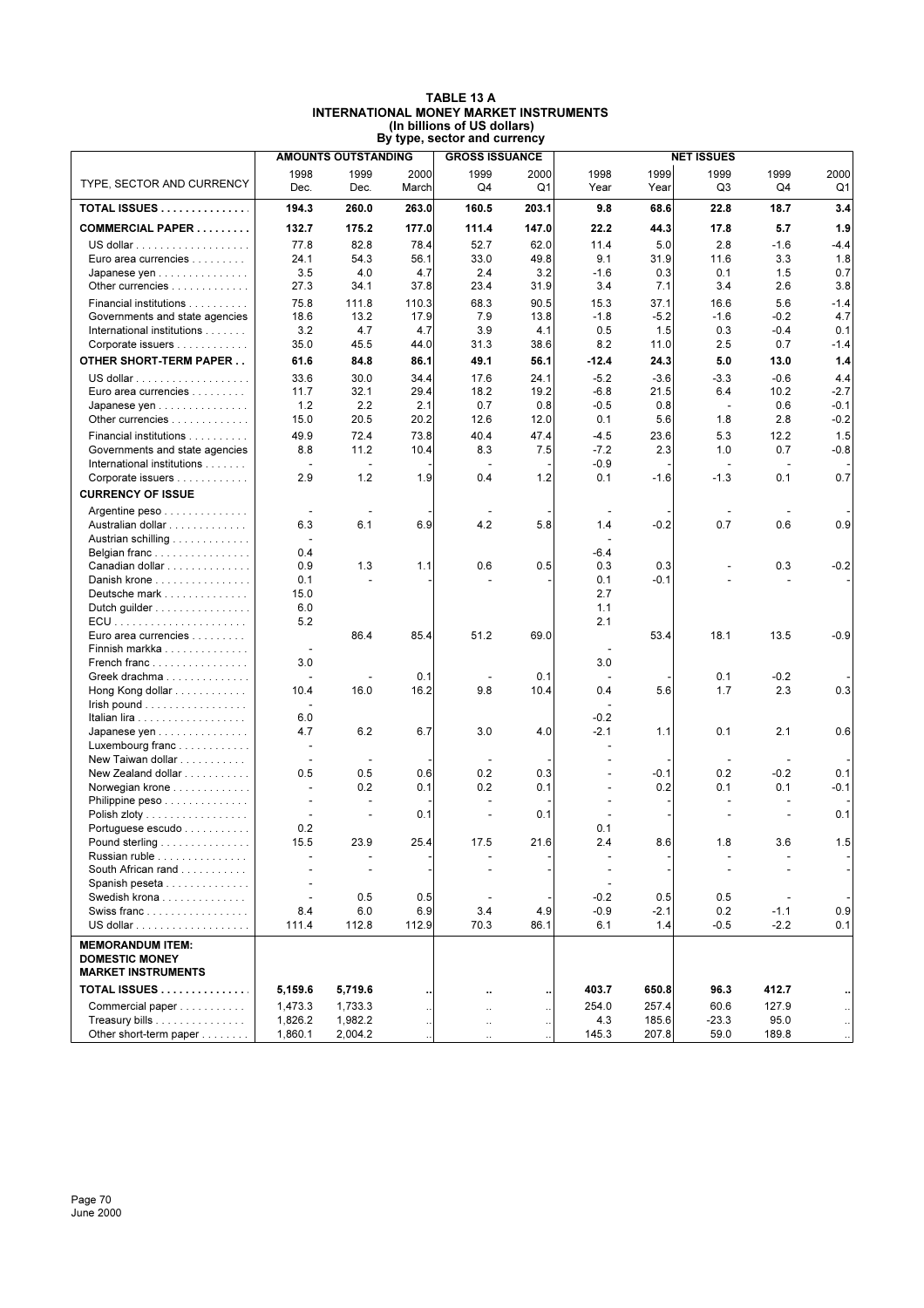# TABLE 13 A
## INTERNATIONAL MONEY MARKET INSTRUMENTS
### (In billions of US dollars)
### By type, sector and currency

| TYPE, SECTOR AND CURRENCY | AMOUNTS OUTSTANDING | | | GROSS ISSUANCE | | NET ISSUES | | | | |
|---|---|---|---|---|---|---|---|---|---|---|
| | 1998 Dec. | 1999 Dec. | 2000 March | 1999 Q4 | 2000 Q1 | 1998 Year | 1999 Year | 1999 Q3 | 1999 Q4 | 2000 Q1 |
| **TOTAL ISSUES** | **194.3** | **260.0** | **263.0** | **160.5** | **203.1** | **9.8** | **68.6** | **22.8** | **18.7** | **3.4** |
| **COMMERCIAL PAPER** | **132.7** | **175.2** | **177.0** | **111.4** | **147.0** | **22.2** | **44.3** | **17.8** | **5.7** | **1.9** |
| US dollar | 77.8 | 82.8 | 78.4 | 52.7 | 62.0 | 11.4 | 5.0 | 2.8 | -1.6 | -4.4 |
| Euro area currencies | 24.1 | 54.3 | 56.1 | 33.0 | 49.8 | 9.1 | 31.9 | 11.6 | 3.3 | 1.8 |
| Japanese yen | 3.5 | 4.0 | 4.7 | 2.4 | 3.2 | -1.6 | 0.3 | 0.1 | 1.5 | 0.7 |
| Other currencies | 27.3 | 34.1 | 37.8 | 23.4 | 31.9 | 3.4 | 7.1 | 3.4 | 2.6 | 3.8 |
| Financial institutions | 75.8 | 111.8 | 110.3 | 68.3 | 90.5 | 15.3 | 37.1 | 16.6 | 5.6 | -1.4 |
| Governments and state agencies | 18.6 | 13.2 | 17.9 | 7.9 | 13.8 | -1.8 | -5.2 | -1.6 | -0.2 | 4.7 |
| International institutions | 3.2 | 4.7 | 4.7 | 3.9 | 4.1 | 0.5 | 1.5 | 0.3 | -0.4 | 0.1 |
| Corporate issuers | 35.0 | 45.5 | 44.0 | 31.3 | 38.6 | 8.2 | 11.0 | 2.5 | 0.7 | -1.4 |
| **OTHER SHORT-TERM PAPER** | **61.6** | **84.8** | **86.1** | **49.1** | **56.1** | **-12.4** | **24.3** | **5.0** | **13.0** | **1.4** |
| US dollar | 33.6 | 30.0 | 34.4 | 17.6 | 24.1 | -5.2 | -3.6 | -3.3 | -0.6 | 4.4 |
| Euro area currencies | 11.7 | 32.1 | 29.4 | 18.2 | 19.2 | -6.8 | 21.5 | 6.4 | 10.2 | -2.7 |
| Japanese yen | 1.2 | 2.2 | 2.1 | 0.7 | 0.8 | -0.5 | 0.8 | - | 0.6 | -0.1 |
| Other currencies | 15.0 | 20.5 | 20.2 | 12.6 | 12.0 | 0.1 | 5.6 | 1.8 | 2.8 | -0.2 |
| Financial institutions | 49.9 | 72.4 | 73.8 | 40.4 | 47.4 | -4.5 | 23.6 | 5.3 | 12.2 | 1.5 |
| Governments and state agencies | 8.8 | 11.2 | 10.4 | 8.3 | 7.5 | -7.2 | 2.3 | 1.0 | 0.7 | -0.8 |
| International institutions | - | - | - | - | - | -0.9 | - | - | - | - |
| Corporate issuers | 2.9 | 1.2 | 1.9 | 0.4 | 1.2 | 0.1 | -1.6 | -1.3 | 0.1 | 0.7 |
| **CURRENCY OF ISSUE** | | | | | | | | | | |
| Argentine peso | - | - | - | - | - | - | - | - | - | - |
| Australian dollar | 6.3 | 6.1 | 6.9 | 4.2 | 5.8 | 1.4 | -0.2 | 0.7 | 0.6 | 0.9 |
| Austrian schilling | - | | | | | - | | | | |
| Belgian franc | 0.4 | | | | | -6.4 | | | | |
| Canadian dollar | 0.9 | 1.3 | 1.1 | 0.6 | 0.5 | 0.3 | 0.3 | - | 0.3 | -0.2 |
| Danish krone | 0.1 | - | - | - | - | 0.1 | -0.1 | - | - | - |
| Deutsche mark | 15.0 | | | | | 2.7 | | | | |
| Dutch guilder | 6.0 | | | | | 1.1 | | | | |
| ECU | 5.2 | | | | | 2.1 | | | | |
| Euro area currencies | | 86.4 | 85.4 | 51.2 | 69.0 | | 53.4 | 18.1 | 13.5 | -0.9 |
| Finnish markka | - | | | | | - | | | | |
| French franc | 3.0 | | | | | 3.0 | | | | |
| Greek drachma | - | - | 0.1 | - | 0.1 | - | - | 0.1 | -0.2 | - |
| Hong Kong dollar | 10.4 | 16.0 | 16.2 | 9.8 | 10.4 | 0.4 | 5.6 | 1.7 | 2.3 | 0.3 |
| Irish pound | - | | | | | - | | | | |
| Italian lira | 6.0 | | | | | -0.2 | | | | |
| Japanese yen | 4.7 | 6.2 | 6.7 | 3.0 | 4.0 | -2.1 | 1.1 | 0.1 | 2.1 | 0.6 |
| Luxembourg franc | - | | | | | - | | | | |
| New Taiwan dollar | - | - | - | - | - | - | - | - | - | - |
| New Zealand dollar | 0.5 | 0.5 | 0.6 | 0.2 | 0.3 | - | -0.1 | 0.2 | -0.2 | 0.1 |
| Norwegian krone | - | 0.2 | 0.1 | 0.2 | 0.1 | - | 0.2 | 0.1 | 0.1 | -0.1 |
| Philippine peso | - | - | - | - | - | - | - | - | - | - |
| Polish zloty | - | - | 0.1 | - | 0.1 | - | - | - | - | 0.1 |
| Portuguese escudo | 0.2 | | | | | 0.1 | | | | |
| Pound sterling | 15.5 | 23.9 | 25.4 | 17.5 | 21.6 | 2.4 | 8.6 | 1.8 | 3.6 | 1.5 |
| Russian ruble | - | - | - | - | - | - | - | - | - | - |
| South African rand | - | - | - | - | - | - | - | - | - | - |
| Spanish peseta | - | | | | | - | | | | |
| Swedish krona | - | 0.5 | 0.5 | - | - | -0.2 | 0.5 | 0.5 | - | - |
| Swiss franc | 8.4 | 6.0 | 6.9 | 3.4 | 4.9 | -0.9 | -2.1 | 0.2 | -1.1 | 0.9 |
| US dollar | 111.4 | 112.8 | 112.9 | 70.3 | 86.1 | 6.1 | 1.4 | -0.5 | -2.2 | 0.1 |
| **MEMORANDUM ITEM: DOMESTIC MONEY MARKET INSTRUMENTS** | | | | | | | | | | |
| **TOTAL ISSUES** | **5,159.6** | **5,719.6** | **..** | **..** | **..** | **403.7** | **650.8** | **96.3** | **412.7** | **..** |
| Commercial paper | 1,473.3 | 1,733.3 | .. | .. | .. | 254.0 | 257.4 | 60.6 | 127.9 | .. |
| Treasury bills | 1,826.2 | 1,982.2 | .. | .. | .. | 4.3 | 185.6 | -23.3 | 95.0 | .. |
| Other short-term paper | 1,860.1 | 2,004.2 | .. | .. | .. | 145.3 | 207.8 | 59.0 | 189.8 | .. |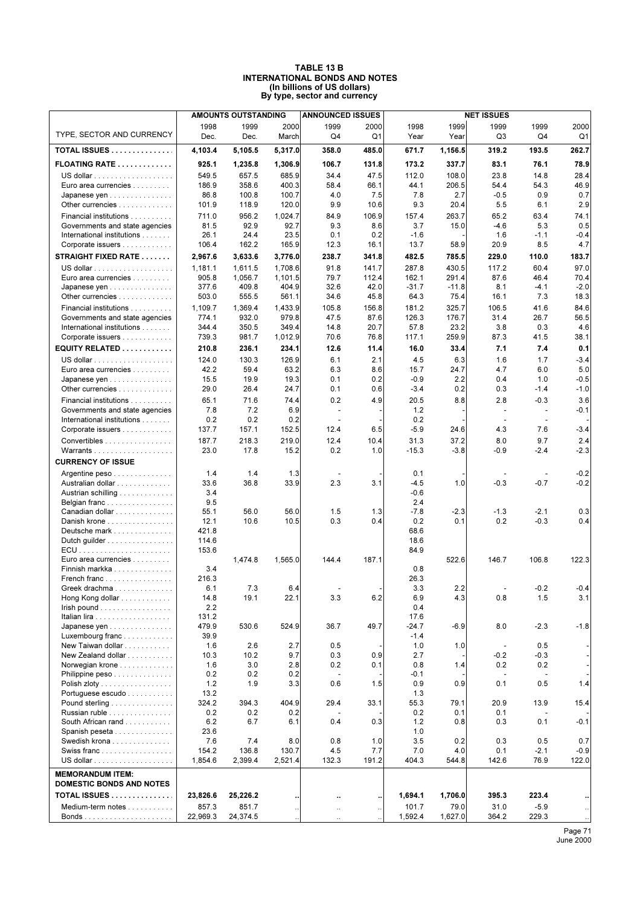# TABLE 13 B
## INTERNATIONAL BONDS AND NOTES
### (In billions of US dollars)
### By type, sector and currency

| TYPE, SECTOR AND CURRENCY | AMOUNTS OUTSTANDING | | | ANNOUNCED ISSUES | | NET ISSUES | | | | |
|---|---|---|---|---|---|---|---|---|---|---|
| | 1998 Dec. | 1999 Dec. | 2000 March | 1999 Q4 | 2000 Q1 | 1998 Year | 1999 Year | 1999 Q3 | 1999 Q4 | 2000 Q1 |
| **TOTAL ISSUES** | **4,103.4** | **5,105.5** | **5,317.0** | **358.0** | **485.0** | **671.7** | **1,156.5** | **319.2** | **193.5** | **262.7** |
| **FLOATING RATE** | **925.1** | **1,235.8** | **1,306.9** | **106.7** | **131.8** | **173.2** | **337.7** | **83.1** | **76.1** | **78.9** |
| US dollar | 549.5 | 657.5 | 685.9 | 34.4 | 47.5 | 112.0 | 108.0 | 23.8 | 14.8 | 28.4 |
| Euro area currencies | 186.9 | 358.6 | 400.3 | 58.4 | 66.1 | 44.1 | 206.5 | 54.4 | 54.3 | 46.9 |
| Japanese yen | 86.8 | 100.8 | 100.7 | 4.0 | 7.5 | 7.8 | 2.7 | -0.5 | 0.9 | 0.7 |
| Other currencies | 101.9 | 118.9 | 120.0 | 9.9 | 10.6 | 9.3 | 20.4 | 5.5 | 6.1 | 2.9 |
| Financial institutions | 711.0 | 956.2 | 1,024.7 | 84.9 | 106.9 | 157.4 | 263.7 | 65.2 | 63.4 | 74.1 |
| Governments and state agencies | 81.5 | 92.9 | 92.7 | 9.3 | 8.6 | 3.7 | 15.0 | -4.6 | 5.3 | 0.5 |
| International institutions | 26.1 | 24.4 | 23.5 | 0.1 | 0.2 | -1.6 | - | 1.6 | -1.1 | -0.4 |
| Corporate issuers | 106.4 | 162.2 | 165.9 | 12.3 | 16.1 | 13.7 | 58.9 | 20.9 | 8.5 | 4.7 |
| **STRAIGHT FIXED RATE** | **2,967.6** | **3,633.6** | **3,776.0** | **238.7** | **341.8** | **482.5** | **785.5** | **229.0** | **110.0** | **183.7** |
| US dollar | 1,181.1 | 1,611.5 | 1,708.6 | 91.8 | 141.7 | 287.8 | 430.5 | 117.2 | 60.4 | 97.0 |
| Euro area currencies | 905.8 | 1,056.7 | 1,101.5 | 79.7 | 112.4 | 162.1 | 291.4 | 87.6 | 46.4 | 70.4 |
| Japanese yen | 377.6 | 409.8 | 404.9 | 32.6 | 42.0 | -31.7 | -11.8 | 8.1 | -4.1 | -2.0 |
| Other currencies | 503.0 | 555.5 | 561.1 | 34.6 | 45.8 | 64.3 | 75.4 | 16.1 | 7.3 | 18.3 |
| Financial institutions | 1,109.7 | 1,369.4 | 1,433.9 | 105.8 | 156.8 | 181.2 | 325.7 | 106.5 | 41.6 | 84.6 |
| Governments and state agencies | 774.1 | 932.0 | 979.8 | 47.5 | 87.6 | 126.3 | 176.7 | 31.4 | 26.7 | 56.5 |
| International institutions | 344.4 | 350.5 | 349.4 | 14.8 | 20.7 | 57.8 | 23.2 | 3.8 | 0.3 | 4.6 |
| Corporate issuers | 739.3 | 981.7 | 1,012.9 | 70.6 | 76.8 | 117.1 | 259.9 | 87.3 | 41.5 | 38.1 |
| **EQUITY RELATED** | **210.8** | **236.1** | **234.1** | **12.6** | **11.4** | **16.0** | **33.4** | **7.1** | **7.4** | **0.1** |
| US dollar | 124.0 | 130.3 | 126.9 | 6.1 | 2.1 | 4.5 | 6.3 | 1.6 | 1.7 | -3.4 |
| Euro area currencies | 42.2 | 59.4 | 63.2 | 6.3 | 8.6 | 15.7 | 24.7 | 4.7 | 6.0 | 5.0 |
| Japanese yen | 15.5 | 19.9 | 19.3 | 0.1 | 0.2 | -0.9 | 2.2 | 0.4 | 1.0 | -0.5 |
| Other currencies | 29.0 | 26.4 | 24.7 | 0.1 | 0.6 | -3.4 | 0.2 | 0.3 | -1.4 | -1.0 |
| Financial institutions | 65.1 | 71.6 | 74.4 | 0.2 | 4.9 | 20.5 | 8.8 | 2.8 | -0.3 | 3.6 |
| Governments and state agencies | 7.8 | 7.2 | 6.9 | - | - | 1.2 | - | - | - | -0.1 |
| International institutions | 0.2 | 0.2 | 0.2 | - | - | 0.2 | - | - | - | - |
| Corporate issuers | 137.7 | 157.1 | 152.5 | 12.4 | 6.5 | -5.9 | 24.6 | 4.3 | 7.6 | -3.4 |
| Convertibles | 187.7 | 218.3 | 219.0 | 12.4 | 10.4 | 31.3 | 37.2 | 8.0 | 9.7 | 2.4 |
| Warrants | 23.0 | 17.8 | 15.2 | 0.2 | 1.0 | -15.3 | -3.8 | -0.9 | -2.4 | -2.3 |
| **CURRENCY OF ISSUE** | | | | | | | | | | |
| Argentine peso | 1.4 | 1.4 | 1.3 | - | - | 0.1 | - | - | - | -0.2 |
| Australian dollar | 33.6 | 36.8 | 33.9 | 2.3 | 3.1 | -4.5 | 1.0 | -0.3 | -0.7 | -0.2 |
| Austrian schilling | 3.4 | | | | | -0.6 | | | | |
| Belgian franc | 9.5 | | | | | 2.4 | | | | |
| Canadian dollar | 55.1 | 56.0 | 56.0 | 1.5 | 1.3 | -7.8 | -2.3 | -1.3 | -2.1 | 0.3 |
| Danish krone | 12.1 | 10.6 | 10.5 | 0.3 | 0.4 | 0.2 | 0.1 | 0.2 | -0.3 | 0.4 |
| Deutsche mark | 421.8 | | | | | 68.6 | | | | |
| Dutch guilder | 114.6 | | | | | 18.6 | | | | |
| ECU | 153.6 | | | | | 84.9 | | | | |
| Euro area currencies | | 1,474.8 | 1,565.0 | 144.4 | 187.1 | | 522.6 | 146.7 | 106.8 | 122.3 |
| Finnish markka | 3.4 | | | | | 0.8 | | | | |
| French franc | 216.3 | | | | | 26.3 | | | | |
| Greek drachma | 6.1 | 7.3 | 6.4 | - | - | 3.3 | 2.2 | - | -0.2 | -0.4 |
| Hong Kong dollar | 14.8 | 19.1 | 22.1 | 3.3 | 6.2 | 6.9 | 4.3 | 0.8 | 1.5 | 3.1 |
| Irish pound | 2.2 | | | | | 0.4 | | | | |
| Italian lira | 131.2 | | | | | 17.6 | | | | |
| Japanese yen | 479.9 | 530.6 | 524.9 | 36.7 | 49.7 | -24.7 | -6.9 | 8.0 | -2.3 | -1.8 |
| Luxembourg franc | 39.9 | | | | | -1.4 | | | | |
| New Taiwan dollar | 1.6 | 2.6 | 2.7 | 0.5 | - | 1.0 | 1.0 | - | 0.5 | - |
| New Zealand dollar | 10.3 | 10.2 | 9.7 | 0.3 | 0.9 | 2.7 | - | -0.2 | -0.3 | - |
| Norwegian krone | 1.6 | 3.0 | 2.8 | 0.2 | 0.1 | 0.8 | 1.4 | 0.2 | 0.2 | - |
| Philippine peso | 0.2 | 0.2 | 0.2 | - | - | -0.1 | - | - | - | - |
| Polish zloty | 1.2 | 1.9 | 3.3 | 0.6 | 1.5 | 0.9 | 0.9 | 0.1 | 0.5 | 1.4 |
| Portuguese escudo | 13.2 | | | | | 1.3 | | | | |
| Pound sterling | 324.2 | 394.3 | 404.9 | 29.4 | 33.1 | 55.3 | 79.1 | 20.9 | 13.9 | 15.4 |
| Russian ruble | 0.2 | 0.2 | 0.2 | - | - | 0.2 | 0.1 | 0.1 | - | - |
| South African rand | 6.2 | 6.7 | 6.1 | 0.4 | 0.3 | 1.2 | 0.8 | 0.3 | 0.1 | -0.1 |
| Spanish peseta | 23.6 | | | | | 1.0 | | | | |
| Swedish krona | 7.6 | 7.4 | 8.0 | 0.8 | 1.0 | 3.5 | 0.2 | 0.3 | 0.5 | 0.7 |
| Swiss franc | 154.2 | 136.8 | 130.7 | 4.5 | 7.7 | 7.0 | 4.0 | 0.1 | -2.1 | -0.9 |
| US dollar | 1,854.6 | 2,399.4 | 2,521.4 | 132.3 | 191.2 | 404.3 | 544.8 | 142.6 | 76.9 | 122.0 |
| **MEMORANDUM ITEM: DOMESTIC BONDS AND NOTES** | | | | | | | | | | |
| **TOTAL ISSUES** | **23,826.6** | **25,226.2** | **..** | **..** | **..** | **1,694.1** | **1,706.0** | **395.3** | **223.4** | **..** |
| Medium-term notes | 857.3 | 851.7 | .. | .. | .. | 101.7 | 79.0 | 31.0 | -5.9 | .. |
| Bonds | 22,969.3 | 24,374.5 | .. | .. | .. | 1,592.4 | 1,627.0 | 364.2 | 229.3 | .. |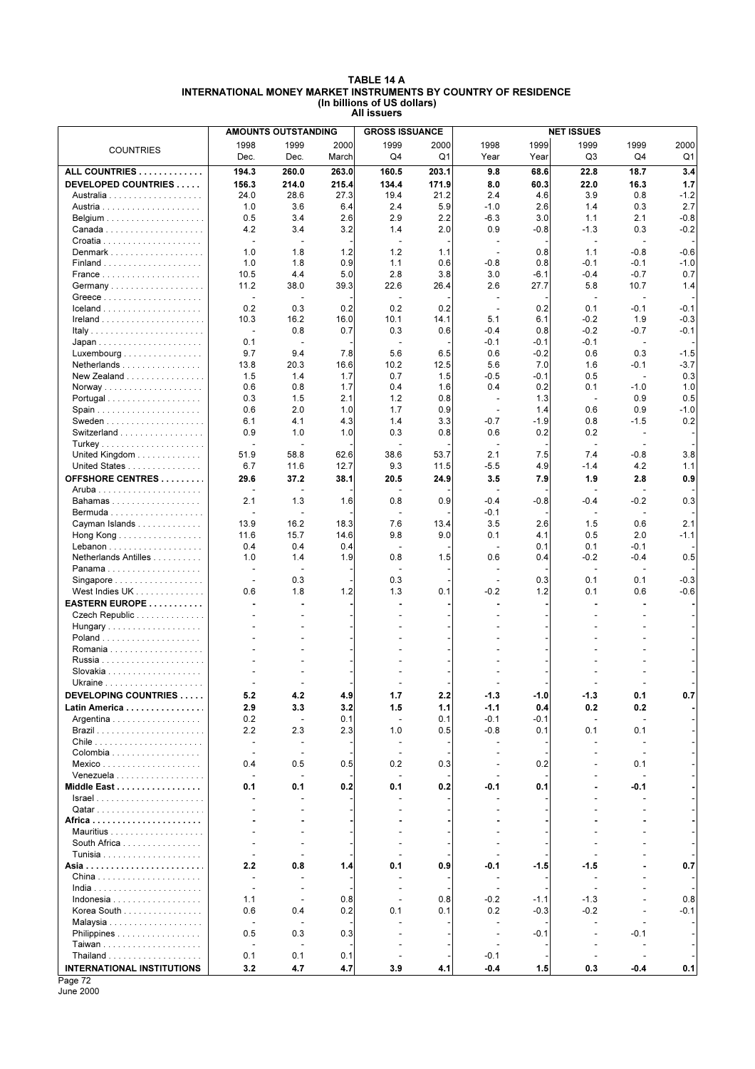# TABLE 14 A
## INTERNATIONAL MONEY MARKET INSTRUMENTS BY COUNTRY OF RESIDENCE
### (In billions of US dollars)
### All issuers

| COUNTRIES | AMOUNTS OUTSTANDING | | | GROSS ISSUANCE | | NET ISSUES | | | | |
|---|---|---|---|---|---|---|---|---|---|---|
| | 1998 Dec. | 1999 Dec. | 2000 March | 1999 Q4 | 2000 Q1 | 1998 Year | 1999 Year | 1999 Q3 | 1999 Q4 | 2000 Q1 |
| **ALL COUNTRIES** | **194.3** | **260.0** | **263.0** | **160.5** | **203.1** | **9.8** | **68.6** | **22.8** | **18.7** | **3.4** |
| **DEVELOPED COUNTRIES** | **156.3** | **214.0** | **215.4** | **134.4** | **171.9** | **8.0** | **60.3** | **22.0** | **16.3** | **1.7** |
| Australia | 24.0 | 28.6 | 27.3 | 19.4 | 21.2 | 2.4 | 4.6 | 3.9 | 0.8 | -1.2 |
| Austria | 1.0 | 3.6 | 6.4 | 2.4 | 5.9 | -1.0 | 2.6 | 1.4 | 0.3 | 2.7 |
| Belgium | 0.5 | 3.4 | 2.6 | 2.9 | 2.2 | -6.3 | 3.0 | 1.1 | 2.1 | -0.8 |
| Canada | 4.2 | 3.4 | 3.2 | 1.4 | 2.0 | 0.9 | -0.8 | -1.3 | 0.3 | -0.2 |
| Croatia | - | - | - | - | - | - | - | - | - | - |
| Denmark | 1.0 | 1.8 | 1.2 | 1.2 | 1.1 | - | 0.8 | 1.1 | -0.8 | -0.6 |
| Finland | 1.0 | 1.8 | 0.9 | 1.1 | 0.6 | -0.8 | 0.8 | -0.1 | -0.1 | -1.0 |
| France | 10.5 | 4.4 | 5.0 | 2.8 | 3.8 | 3.0 | -6.1 | -0.4 | -0.7 | 0.7 |
| Germany | 11.2 | 38.0 | 39.3 | 22.6 | 26.4 | 2.6 | 27.7 | 5.8 | 10.7 | 1.4 |
| Greece | - | - | - | - | - | - | - | - | - | - |
| Iceland | 0.2 | 0.3 | 0.2 | 0.2 | 0.2 | - | 0.2 | 0.1 | -0.1 | -0.1 |
| Ireland | 10.3 | 16.2 | 16.0 | 10.1 | 14.1 | 5.1 | 6.1 | -0.2 | 1.9 | -0.3 |
| Italy | - | 0.8 | 0.7 | 0.3 | 0.6 | -0.4 | 0.8 | -0.2 | -0.7 | -0.1 |
| Japan | 0.1 | - | - | - | - | -0.1 | -0.1 | -0.1 | - | - |
| Luxembourg | 9.7 | 9.4 | 7.8 | 5.6 | 6.5 | 0.6 | -0.2 | 0.6 | 0.3 | -1.5 |
| Netherlands | 13.8 | 20.3 | 16.6 | 10.2 | 12.5 | 5.6 | 7.0 | 1.6 | -0.1 | -3.7 |
| New Zealand | 1.5 | 1.4 | 1.7 | 0.7 | 1.5 | -0.5 | -0.1 | 0.5 | - | 0.3 |
| Norway | 0.6 | 0.8 | 1.7 | 0.4 | 1.6 | 0.4 | 0.2 | 0.1 | -1.0 | 1.0 |
| Portugal | 0.3 | 1.5 | 2.1 | 1.2 | 0.8 | - | 1.3 | - | 0.9 | 0.5 |
| Spain | 0.6 | 2.0 | 1.0 | 1.7 | 0.9 | - | 1.4 | 0.6 | 0.9 | -1.0 |
| Sweden | 6.1 | 4.1 | 4.3 | 1.4 | 3.3 | -0.7 | -1.9 | 0.8 | -1.5 | 0.2 |
| Switzerland | 0.9 | 1.0 | 1.0 | 0.3 | 0.8 | 0.6 | 0.2 | 0.2 | - | - |
| Turkey | - | - | - | - | - | - | - | - | - | - |
| United Kingdom | 51.9 | 58.8 | 62.6 | 38.6 | 53.7 | 2.1 | 7.5 | 7.4 | -0.8 | 3.8 |
| United States | 6.7 | 11.6 | 12.7 | 9.3 | 11.5 | -5.5 | 4.9 | -1.4 | 4.2 | 1.1 |
| **OFFSHORE CENTRES** | **29.6** | **37.2** | **38.1** | **20.5** | **24.9** | **3.5** | **7.9** | **1.9** | **2.8** | **0.9** |
| Aruba | - | - | - | - | - | - | - | - | - | - |
| Bahamas | 2.1 | 1.3 | 1.6 | 0.8 | 0.9 | -0.4 | -0.8 | -0.4 | -0.2 | 0.3 |
| Bermuda | - | - | - | - | - | -0.1 | - | - | - | - |
| Cayman Islands | 13.9 | 16.2 | 18.3 | 7.6 | 13.4 | 3.5 | 2.6 | 1.5 | 0.6 | 2.1 |
| Hong Kong | 11.6 | 15.7 | 14.6 | 9.8 | 9.0 | 0.1 | 4.1 | 0.5 | 2.0 | -1.1 |
| Lebanon | 0.4 | 0.4 | 0.4 | - | - | - | 0.1 | 0.1 | -0.1 | - |
| Netherlands Antilles | 1.0 | 1.4 | 1.9 | 0.8 | 1.5 | 0.6 | 0.4 | -0.2 | -0.4 | 0.5 |
| Panama | - | - | - | - | - | - | - | - | - | - |
| Singapore | - | 0.3 | - | 0.3 | - | - | 0.3 | 0.1 | 0.1 | -0.3 |
| West Indies UK | 0.6 | 1.8 | 1.2 | 1.3 | 0.1 | -0.2 | 1.2 | 0.1 | 0.6 | -0.6 |
| **EASTERN EUROPE** | **-** | **-** | **-** | **-** | **-** | **-** | **-** | **-** | **-** | **-** |
| Czech Republic | - | - | - | - | - | - | - | - | - | - |
| Hungary | - | - | - | - | - | - | - | - | - | - |
| Poland | - | - | - | - | - | - | - | - | - | - |
| Romania | - | - | - | - | - | - | - | - | - | - |
| Russia | - | - | - | - | - | - | - | - | - | - |
| Slovakia | - | - | - | - | - | - | - | - | - | - |
| Ukraine | - | - | - | - | - | - | - | - | - | - |
| **DEVELOPING COUNTRIES** | **5.2** | **4.2** | **4.9** | **1.7** | **2.2** | **-1.3** | **-1.0** | **-1.3** | **0.1** | **0.7** |
| **Latin America** | **2.9** | **3.3** | **3.2** | **1.5** | **1.1** | **-1.1** | **0.4** | **0.2** | **0.2** | **-** |
| Argentina | 0.2 | - | 0.1 | - | 0.1 | -0.1 | -0.1 | - | - | - |
| Brazil | 2.2 | 2.3 | 2.3 | 1.0 | 0.5 | -0.8 | 0.1 | 0.1 | 0.1 | - |
| Chile | - | - | - | - | - | - | - | - | - | - |
| Colombia | - | - | - | - | - | - | - | - | - | - |
| Mexico | 0.4 | 0.5 | 0.5 | 0.2 | 0.3 | - | 0.2 | - | 0.1 | - |
| Venezuela | - | - | - | - | - | - | - | - | - | - |
| **Middle East** | **0.1** | **0.1** | **0.2** | **0.1** | **0.2** | **-0.1** | **0.1** | **-** | **-0.1** | **-** |
| Israel | - | - | - | - | - | - | - | - | - | - |
| Qatar | - | - | - | - | - | - | - | - | - | - |
| **Africa** | **-** | **-** | **-** | **-** | **-** | **-** | **-** | **-** | **-** | **-** |
| Mauritius | - | - | - | - | - | - | - | - | - | - |
| South Africa | - | - | - | - | - | - | - | - | - | - |
| Tunisia | - | - | - | - | - | - | - | - | - | - |
| **Asia** | **2.2** | **0.8** | **1.4** | **0.1** | **0.9** | **-0.1** | **-1.5** | **-1.5** | **-** | **0.7** |
| China | - | - | - | - | - | - | - | - | - | - |
| India | - | - | - | - | - | - | - | - | - | - |
| Indonesia | 1.1 | - | 0.8 | - | 0.8 | -0.2 | -1.1 | -1.3 | - | 0.8 |
| Korea South | 0.6 | 0.4 | 0.2 | 0.1 | 0.1 | 0.2 | -0.3 | -0.2 | - | -0.1 |
| Malaysia | - | - | - | - | - | - | - | - | - | - |
| Philippines | 0.5 | 0.3 | 0.3 | - | - | - | -0.1 | - | -0.1 | - |
| Taiwan | - | - | - | - | - | - | - | - | - | - |
| Thailand | 0.1 | 0.1 | 0.1 | - | - | -0.1 | - | - | - | - |
| **INTERNATIONAL INSTITUTIONS** | **3.2** | **4.7** | **4.7** | **3.9** | **4.1** | **-0.4** | **1.5** | **0.3** | **-0.4** | **0.1** |

June 2000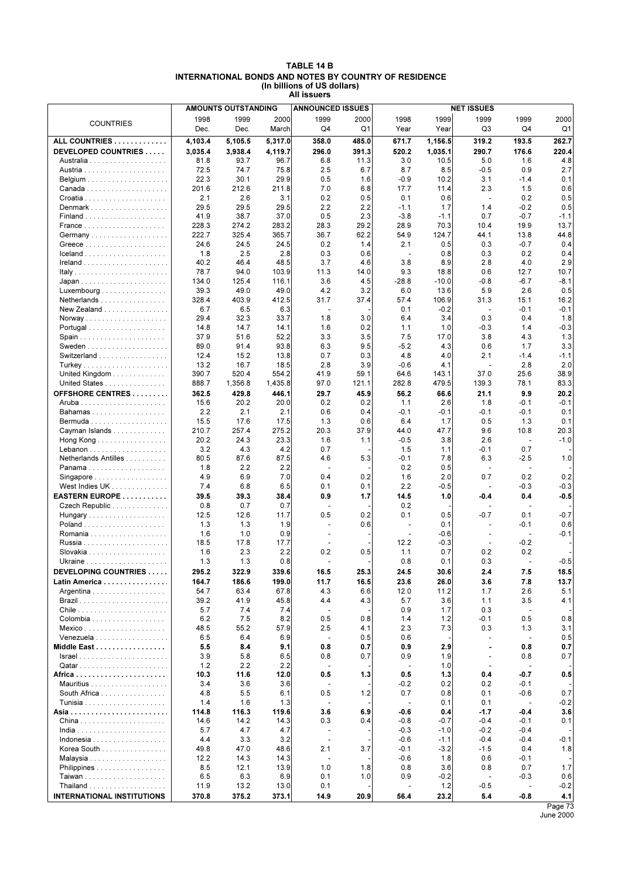# TABLE 14 B
## INTERNATIONAL BONDS AND NOTES BY COUNTRY OF RESIDENCE
### (In billions of US dollars)
### All issuers

| COUNTRIES | AMOUNTS OUTSTANDING | | | ANNOUNCED ISSUES | | NET ISSUES | | | | |
|---|---|---|---|---|---|---|---|---|---|---|
| | 1998 Dec. | 1999 Dec. | 2000 March | 1999 Q4 | 2000 Q1 | 1998 Year | 1999 Year | 1999 Q3 | 1999 Q4 | 2000 Q1 |
| **ALL COUNTRIES** | **4,103.4** | **5,105.5** | **5,317.0** | **358.0** | **485.0** | **671.7** | **1,156.5** | **319.2** | **193.5** | **262.7** |
| **DEVELOPED COUNTRIES** | **3,035.4** | **3,938.4** | **4,119.7** | **296.0** | **391.3** | **520.2** | **1,035.1** | **290.7** | **176.6** | **220.4** |
| Australia | 81.8 | 93.7 | 96.7 | 6.8 | 11.3 | 3.0 | 10.5 | 5.0 | 1.6 | 4.8 |
| Austria | 72.5 | 74.7 | 75.8 | 2.5 | 6.7 | 8.7 | 8.5 | -0.5 | 0.9 | 2.7 |
| Belgium | 22.3 | 30.1 | 29.9 | 0.5 | 1.6 | -0.9 | 10.2 | 3.1 | -1.4 | 0.1 |
| Canada | 201.6 | 212.6 | 211.8 | 7.0 | 6.8 | 17.7 | 11.4 | 2.3 | 1.5 | 0.6 |
| Croatia | 2.1 | 2.6 | 3.1 | 0.2 | 0.5 | 0.1 | 0.6 | - | 0.2 | 0.5 |
| Denmark | 29.5 | 29.5 | 29.5 | 2.2 | 2.2 | -1.1 | 1.7 | 1.4 | -0.2 | 0.5 |
| Finland | 41.9 | 38.7 | 37.0 | 0.5 | 2.3 | -3.8 | -1.1 | 0.7 | -0.7 | -1.1 |
| France | 228.3 | 274.2 | 283.2 | 28.3 | 29.2 | 28.9 | 70.3 | 10.4 | 19.9 | 13.7 |
| Germany | 222.7 | 325.4 | 365.7 | 36.7 | 62.2 | 54.9 | 124.7 | 44.1 | 13.8 | 44.8 |
| Greece | 24.6 | 24.5 | 24.5 | 0.2 | 1.4 | 2.1 | 0.5 | 0.3 | -0.7 | 0.4 |
| Iceland | 1.8 | 2.5 | 2.8 | 0.3 | 0.6 | - | 0.8 | 0.3 | 0.2 | 0.4 |
| Ireland | 40.2 | 46.4 | 48.5 | 3.7 | 4.6 | 3.8 | 8.9 | 2.8 | 4.0 | 2.9 |
| Italy | 78.7 | 94.0 | 103.9 | 11.3 | 14.0 | 9.3 | 18.8 | 0.6 | 12.7 | 10.7 |
| Japan | 134.0 | 125.4 | 116.1 | 3.6 | 4.5 | -28.8 | -10.0 | -0.8 | -6.7 | -8.1 |
| Luxembourg | 39.3 | 49.0 | 49.0 | 4.2 | 3.2 | 6.0 | 13.6 | 5.9 | 2.6 | 0.5 |
| Netherlands | 328.4 | 403.9 | 412.5 | 31.7 | 37.4 | 57.4 | 106.9 | 31.3 | 15.1 | 16.2 |
| New Zealand | 6.7 | 6.5 | 6.3 | - | - | 0.1 | -0.2 | - | -0.1 | -0.1 |
| Norway | 29.4 | 32.3 | 33.7 | 1.8 | 3.0 | 6.4 | 3.4 | 0.3 | 0.4 | 1.8 |
| Portugal | 14.8 | 14.7 | 14.1 | 1.6 | 0.2 | 1.1 | 1.0 | -0.3 | 1.4 | -0.3 |
| Spain | 37.9 | 51.6 | 52.2 | 3.3 | 3.5 | 7.5 | 17.0 | 3.8 | 4.3 | 1.3 |
| Sweden | 89.0 | 91.4 | 93.8 | 6.3 | 9.5 | -5.2 | 4.3 | 0.6 | 1.7 | 3.3 |
| Switzerland | 12.4 | 15.2 | 13.8 | 0.7 | 0.3 | 4.8 | 4.0 | 2.1 | -1.4 | -1.1 |
| Turkey | 13.2 | 16.7 | 18.5 | 2.8 | 3.9 | -0.6 | 4.1 | - | 2.8 | 2.0 |
| United Kingdom | 390.7 | 520.4 | 554.2 | 41.9 | 59.1 | 64.6 | 143.1 | 37.0 | 25.6 | 38.9 |
| United States | 888.7 | 1,356.8 | 1,435.8 | 97.0 | 121.1 | 282.8 | 479.5 | 139.3 | 78.1 | 83.3 |
| **OFFSHORE CENTRES** | **362.5** | **429.8** | **446.1** | **29.7** | **45.9** | **56.2** | **66.6** | **21.1** | **9.9** | **20.2** |
| Aruba | 15.6 | 20.2 | 20.0 | 0.2 | 0.2 | 1.1 | 2.6 | 1.8 | -0.1 | -0.1 |
| Bahamas | 2.2 | 2.1 | 2.1 | 0.6 | 0.4 | -0.1 | -0.1 | -0.1 | -0.1 | 0.1 |
| Bermuda | 15.5 | 17.6 | 17.5 | 1.3 | 0.6 | 6.4 | 1.7 | 0.5 | 1.3 | 0.1 |
| Cayman Islands | 210.7 | 257.4 | 275.2 | 20.3 | 37.9 | 44.0 | 47.7 | 9.6 | 10.8 | 20.3 |
| Hong Kong | 20.2 | 24.3 | 23.3 | 1.6 | 1.1 | -0.5 | 3.8 | 2.6 | - | -1.0 |
| Lebanon | 3.2 | 4.3 | 4.2 | 0.7 | - | 1.5 | 1.1 | -0.1 | 0.7 | - |
| Netherlands Antilles | 80.5 | 87.6 | 87.5 | 4.6 | 5.3 | -0.1 | 7.8 | 6.3 | -2.5 | 1.0 |
| Panama | 1.8 | 2.2 | 2.2 | - | - | 0.2 | 0.5 | - | - | - |
| Singapore | 4.9 | 6.9 | 7.0 | 0.4 | 0.2 | 1.6 | 2.0 | 0.7 | 0.2 | 0.2 |
| West Indies UK | 7.4 | 6.8 | 6.5 | 0.1 | 0.1 | 2.2 | -0.5 | - | -0.3 | -0.3 |
| **EASTERN EUROPE** | **39.5** | **39.3** | **38.4** | **0.9** | **1.7** | **14.5** | **1.0** | **-0.4** | **0.4** | **-0.5** |
| Czech Republic | 0.8 | 0.7 | 0.7 | - | - | 0.2 | - | - | - | - |
| Hungary | 12.5 | 12.6 | 11.7 | 0.5 | 0.2 | 0.1 | 0.5 | -0.7 | 0.1 | -0.7 |
| Poland | 1.3 | 1.3 | 1.9 | - | 0.6 | - | 0.1 | - | -0.1 | 0.6 |
| Romania | 1.6 | 1.0 | 0.9 | - | - | - | -0.6 | - | - | -0.1 |
| Russia | 18.5 | 17.8 | 17.7 | - | - | 12.2 | -0.3 | - | -0.2 | - |
| Slovakia | 1.6 | 2.3 | 2.2 | 0.2 | 0.5 | 1.1 | 0.7 | 0.2 | 0.2 | - |
| Ukraine | 1.3 | 1.3 | 0.8 | - | - | 0.8 | 0.1 | 0.3 | - | -0.5 |
| **DEVELOPING COUNTRIES** | **295.2** | **322.9** | **339.6** | **16.5** | **25.3** | **24.5** | **30.6** | **2.4** | **7.5** | **18.5** |
| **Latin America** | **164.7** | **186.6** | **199.0** | **11.7** | **16.5** | **23.6** | **26.0** | **3.6** | **7.8** | **13.7** |
| Argentina | 54.7 | 63.4 | 67.8 | 4.3 | 6.6 | 12.0 | 11.2 | 1.7 | 2.6 | 5.1 |
| Brazil | 39.2 | 41.9 | 45.8 | 4.4 | 4.3 | 5.7 | 3.6 | 1.1 | 3.5 | 4.1 |
| Chile | 5.7 | 7.4 | 7.4 | - | - | 0.9 | 1.7 | 0.3 | - | - |
| Colombia | 6.2 | 7.5 | 8.2 | 0.5 | 0.8 | 1.4 | 1.2 | -0.1 | 0.5 | 0.8 |
| Mexico | 48.5 | 55.2 | 57.9 | 2.5 | 4.1 | 2.3 | 7.3 | 0.3 | 1.3 | 3.1 |
| Venezuela | 6.5 | 6.4 | 6.9 | - | 0.5 | 0.6 | - | - | - | 0.5 |
| **Middle East** | **5.5** | **8.4** | **9.1** | **0.8** | **0.7** | **0.9** | **2.9** | **-** | **0.8** | **0.7** |
| Israel | 3.9 | 5.8 | 6.5 | 0.8 | 0.7 | 0.9 | 1.9 | - | 0.8 | 0.7 |
| Qatar | 1.2 | 2.2 | 2.2 | - | - | - | 1.0 | - | - | - |
| **Africa** | **10.3** | **11.6** | **12.0** | **0.5** | **1.3** | **0.5** | **1.3** | **0.4** | **-0.7** | **0.5** |
| Mauritius | 3.4 | 3.6 | 3.6 | - | - | -0.2 | 0.2 | 0.2 | -0.1 | - |
| South Africa | 4.8 | 5.5 | 6.1 | 0.5 | 1.2 | 0.7 | 0.8 | 0.1 | -0.6 | 0.7 |
| Tunisia | 1.4 | 1.6 | 1.3 | - | - | - | 0.1 | 0.1 | - | -0.2 |
| **Asia** | **114.8** | **116.3** | **119.6** | **3.6** | **6.9** | **-0.6** | **0.4** | **-1.7** | **-0.4** | **3.6** |
| China | 14.6 | 14.2 | 14.3 | 0.3 | 0.4 | -0.8 | -0.7 | -0.4 | -0.1 | 0.1 |
| India | 5.7 | 4.7 | 4.7 | - | - | -0.3 | -1.0 | -0.2 | -0.4 | - |
| Indonesia | 4.4 | 3.3 | 3.2 | - | - | -0.6 | -1.1 | -0.4 | -0.4 | -0.1 |
| Korea South | 49.8 | 47.0 | 48.6 | 2.1 | 3.7 | -0.1 | -3.2 | -1.5 | 0.4 | 1.8 |
| Malaysia | 12.2 | 14.3 | 14.3 | - | - | -0.6 | 1.8 | 0.6 | -0.1 | - |
| Philippines | 8.5 | 12.1 | 13.9 | 1.0 | 1.8 | 0.8 | 3.6 | 0.8 | 0.7 | 1.7 |
| Taiwan | 6.5 | 6.3 | 6.9 | 0.1 | 1.0 | 0.9 | -0.2 | - | -0.3 | 0.6 |
| Thailand | 11.9 | 13.2 | 13.0 | 0.1 | - | - | 1.2 | -0.5 | - | -0.2 |
| **INTERNATIONAL INSTITUTIONS** | **370.8** | **375.2** | **373.1** | **14.9** | **20.9** | **56.4** | **23.2** | **5.4** | **-0.8** | **4.1** |

June 2000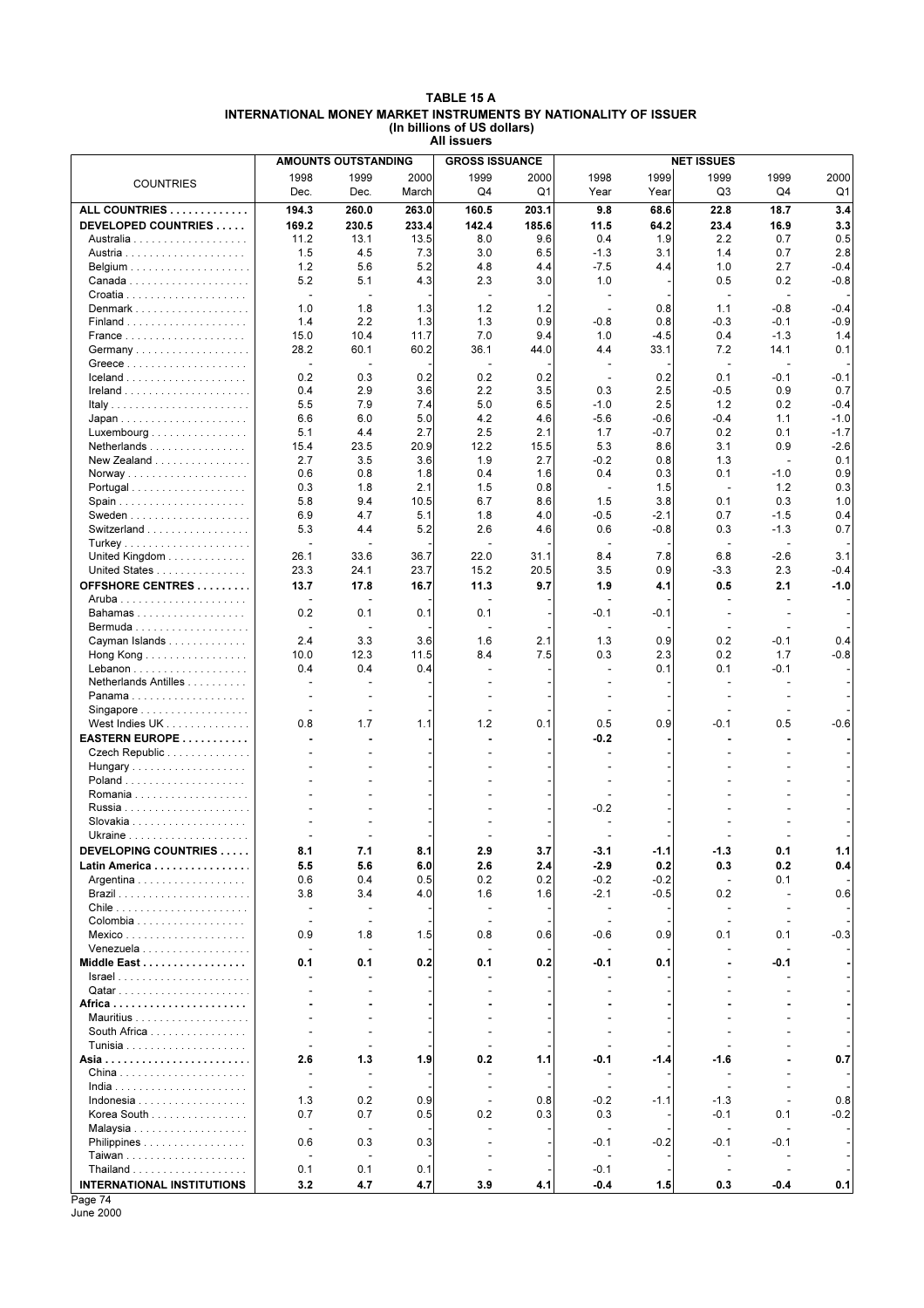# TABLE 15 A
## INTERNATIONAL MONEY MARKET INSTRUMENTS BY NATIONALITY OF ISSUER
### (In billions of US dollars)
### All issuers

| COUNTRIES | AMOUNTS OUTSTANDING | | | GROSS ISSUANCE | | NET ISSUES | | | | |
|---|---|---|---|---|---|---|---|---|---|---|
| | 1998 Dec. | 1999 Dec. | 2000 March | 1999 Q4 | 2000 Q1 | 1998 Year | 1999 Year | 1999 Q3 | 1999 Q4 | 2000 Q1 |
| **ALL COUNTRIES** | **194.3** | **260.0** | **263.0** | **160.5** | **203.1** | **9.8** | **68.6** | **22.8** | **18.7** | **3.4** |
| **DEVELOPED COUNTRIES** | **169.2** | **230.5** | **233.4** | **142.4** | **185.6** | **11.5** | **64.2** | **23.4** | **16.9** | **3.3** |
| Australia | 11.2 | 13.1 | 13.5 | 8.0 | 9.6 | 0.4 | 1.9 | 2.2 | 0.7 | 0.5 |
| Austria | 1.5 | 4.5 | 7.3 | 3.0 | 6.5 | -1.3 | 3.1 | 1.4 | 0.7 | 2.8 |
| Belgium | 1.2 | 5.6 | 5.2 | 4.8 | 4.4 | -7.5 | 4.4 | 1.0 | 2.7 | -0.4 |
| Canada | 5.2 | 5.1 | 4.3 | 2.3 | 3.0 | 1.0 | - | 0.5 | 0.2 | -0.8 |
| Croatia | - | - | - | - | - | - | - | - | - | - |
| Denmark | 1.0 | 1.8 | 1.3 | 1.2 | 1.2 | - | 0.8 | 1.1 | -0.8 | -0.4 |
| Finland | 1.4 | 2.2 | 1.3 | 1.3 | 0.9 | -0.8 | 0.8 | -0.3 | -0.1 | -0.9 |
| France | 15.0 | 10.4 | 11.7 | 7.0 | 9.4 | 1.0 | -4.5 | 0.4 | -1.3 | 1.4 |
| Germany | 28.2 | 60.1 | 60.2 | 36.1 | 44.0 | 4.4 | 33.1 | 7.2 | 14.1 | 0.1 |
| Greece | - | - | - | - | - | - | - | - | - | - |
| Iceland | 0.2 | 0.3 | 0.2 | 0.2 | 0.2 | - | 0.2 | 0.1 | -0.1 | -0.1 |
| Ireland | 0.4 | 2.9 | 3.6 | 2.2 | 3.5 | 0.3 | 2.5 | -0.5 | 0.9 | 0.7 |
| Italy | 5.5 | 7.9 | 7.4 | 5.0 | 6.5 | -1.0 | 2.5 | 1.2 | 0.2 | -0.4 |
| Japan | 6.6 | 6.0 | 5.0 | 4.2 | 4.6 | -5.6 | -0.6 | -0.4 | 1.1 | -1.0 |
| Luxembourg | 5.1 | 4.4 | 2.7 | 2.5 | 2.1 | 1.7 | -0.7 | 0.2 | 0.1 | -1.7 |
| Netherlands | 15.4 | 23.5 | 20.9 | 12.2 | 15.5 | 5.3 | 8.6 | 3.1 | 0.9 | -2.6 |
| New Zealand | 2.7 | 3.5 | 3.6 | 1.9 | 2.7 | -0.2 | 0.8 | 1.3 | - | 0.1 |
| Norway | 0.6 | 0.8 | 1.8 | 0.4 | 1.6 | 0.4 | 0.3 | 0.1 | -1.0 | 0.9 |
| Portugal | 0.3 | 1.8 | 2.1 | 1.5 | 0.8 | - | 1.5 | - | 1.2 | 0.3 |
| Spain | 5.8 | 9.4 | 10.5 | 6.7 | 8.6 | 1.5 | 3.8 | 0.1 | 0.3 | 1.0 |
| Sweden | 6.9 | 4.7 | 5.1 | 1.8 | 4.0 | -0.5 | -2.1 | 0.7 | -1.5 | 0.4 |
| Switzerland | 5.3 | 4.4 | 5.2 | 2.6 | 4.6 | 0.6 | -0.8 | 0.3 | -1.3 | 0.7 |
| Turkey | - | - | - | - | - | - | - | - | - | - |
| United Kingdom | 26.1 | 33.6 | 36.7 | 22.0 | 31.1 | 8.4 | 7.8 | 6.8 | -2.6 | 3.1 |
| United States | 23.3 | 24.1 | 23.7 | 15.2 | 20.5 | 3.5 | 0.9 | -3.3 | 2.3 | -0.4 |
| **OFFSHORE CENTRES** | **13.7** | **17.8** | **16.7** | **11.3** | **9.7** | **1.9** | **4.1** | **0.5** | **2.1** | **-1.0** |
| Aruba | - | - | - | - | - | - | - | - | - | - |
| Bahamas | 0.2 | 0.1 | 0.1 | 0.1 | - | -0.1 | -0.1 | - | - | - |
| Bermuda | - | - | - | - | - | - | - | - | - | - |
| Cayman Islands | 2.4 | 3.3 | 3.6 | 1.6 | 2.1 | 1.3 | 0.9 | 0.2 | -0.1 | 0.4 |
| Hong Kong | 10.0 | 12.3 | 11.5 | 8.4 | 7.5 | 0.3 | 2.3 | 0.2 | 1.7 | -0.8 |
| Lebanon | 0.4 | 0.4 | 0.4 | - | - | - | 0.1 | 0.1 | -0.1 | - |
| Netherlands Antilles | - | - | - | - | - | - | - | - | - | - |
| Panama | - | - | - | - | - | - | - | - | - | - |
| Singapore | - | - | - | - | - | - | - | - | - | - |
| West Indies UK | 0.8 | 1.7 | 1.1 | 1.2 | 0.1 | 0.5 | 0.9 | -0.1 | 0.5 | -0.6 |
| **EASTERN EUROPE** | **-** | **-** | **-** | **-** | **-** | **-0.2** | **-** | **-** | **-** | **-** |
| Czech Republic | - | - | - | - | - | - | - | - | - | - |
| Hungary | - | - | - | - | - | - | - | - | - | - |
| Poland | - | - | - | - | - | - | - | - | - | - |
| Romania | - | - | - | - | - | - | - | - | - | - |
| Russia | - | - | - | - | - | -0.2 | - | - | - | - |
| Slovakia | - | - | - | - | - | - | - | - | - | - |
| Ukraine | - | - | - | - | - | - | - | - | - | - |
| **DEVELOPING COUNTRIES** | **8.1** | **7.1** | **8.1** | **2.9** | **3.7** | **-3.1** | **-1.1** | **-1.3** | **0.1** | **1.1** |
| **Latin America** | **5.5** | **5.6** | **6.0** | **2.6** | **2.4** | **-2.9** | **0.2** | **0.3** | **0.2** | **0.4** |
| Argentina | 0.6 | 0.4 | 0.5 | 0.2 | 0.2 | -0.2 | -0.2 | - | 0.1 | - |
| Brazil | 3.8 | 3.4 | 4.0 | 1.6 | 1.6 | -2.1 | -0.5 | 0.2 | - | 0.6 |
| Chile | - | - | - | - | - | - | - | - | - | - |
| Colombia | - | - | - | - | - | - | - | - | - | - |
| Mexico | 0.9 | 1.8 | 1.5 | 0.8 | 0.6 | -0.6 | 0.9 | 0.1 | 0.1 | -0.3 |
| Venezuela | - | - | - | - | - | - | - | - | - | - |
| **Middle East** | **0.1** | **0.1** | **0.2** | **0.1** | **0.2** | **-0.1** | **0.1** | **-** | **-0.1** | **-** |
| Israel | - | - | - | - | - | - | - | - | - | - |
| Qatar | - | - | - | - | - | - | - | - | - | - |
| **Africa** | **-** | **-** | **-** | **-** | **-** | **-** | **-** | **-** | **-** | **-** |
| Mauritius | - | - | - | - | - | - | - | - | - | - |
| South Africa | - | - | - | - | - | - | - | - | - | - |
| Tunisia | - | - | - | - | - | - | - | - | - | - |
| **Asia** | **2.6** | **1.3** | **1.9** | **0.2** | **1.1** | **-0.1** | **-1.4** | **-1.6** | **-** | **0.7** |
| China | - | - | - | - | - | - | - | - | - | - |
| India | - | - | - | - | - | - | - | - | - | - |
| Indonesia | 1.3 | 0.2 | 0.9 | - | 0.8 | -0.2 | -1.1 | -1.3 | - | 0.8 |
| Korea South | 0.7 | 0.7 | 0.5 | 0.2 | 0.3 | 0.3 | - | -0.1 | 0.1 | -0.2 |
| Malaysia | - | - | - | - | - | - | - | - | - | - |
| Philippines | 0.6 | 0.3 | 0.3 | - | - | -0.1 | -0.2 | -0.1 | -0.1 | - |
| Taiwan | - | - | - | - | - | - | - | - | - | - |
| Thailand | 0.1 | 0.1 | 0.1 | - | - | -0.1 | - | - | - | - |
| **INTERNATIONAL INSTITUTIONS** | **3.2** | **4.7** | **4.7** | **3.9** | **4.1** | **-0.4** | **1.5** | **0.3** | **-0.4** | **0.1** |

June 2000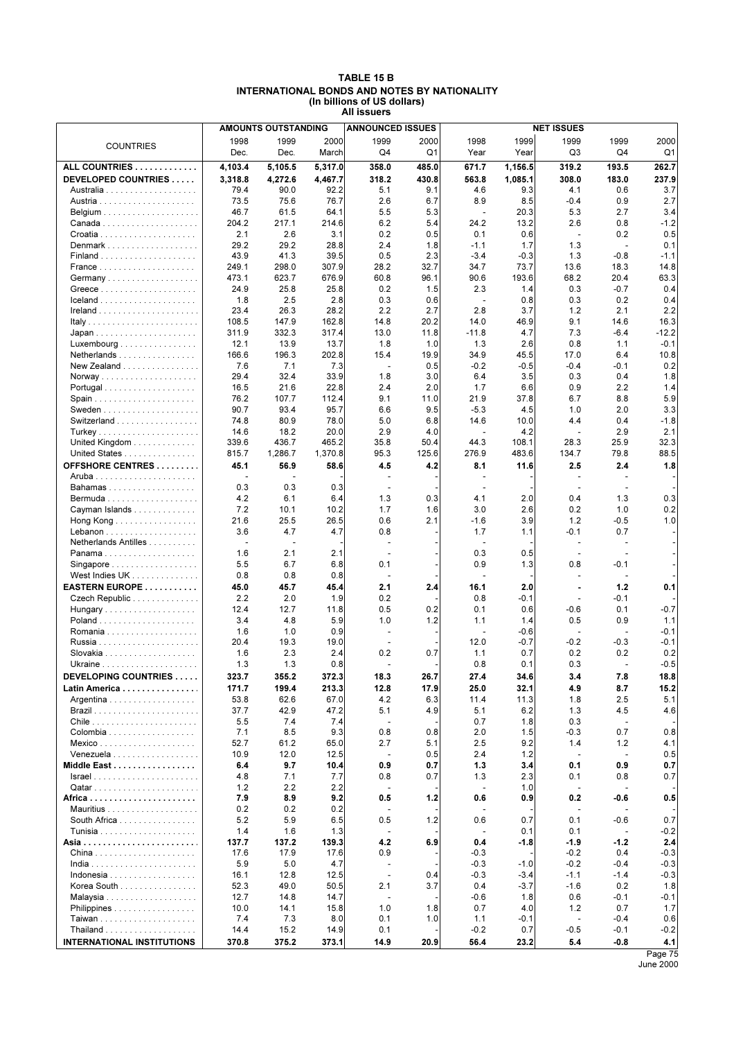# TABLE 15 B
## INTERNATIONAL BONDS AND NOTES BY NATIONALITY
### (In billions of US dollars)
### All issuers

| COUNTRIES | AMOUNTS OUTSTANDING | | | ANNOUNCED ISSUES | | NET ISSUES | | | | |
|---|---|---|---|---|---|---|---|---|---|---|
| | 1998 Dec. | 1999 Dec. | 2000 March | 1999 Q4 | 2000 Q1 | 1998 Year | 1999 Year | 1999 Q3 | 1999 Q4 | 2000 Q1 |
| **ALL COUNTRIES** | **4,103.4** | **5,105.5** | **5,317.0** | **358.0** | **485.0** | **671.7** | **1,156.5** | **319.2** | **193.5** | **262.7** |
| **DEVELOPED COUNTRIES** | **3,318.8** | **4,272.6** | **4,467.7** | **318.2** | **430.8** | **563.8** | **1,085.1** | **308.0** | **183.0** | **237.9** |
| Australia | 79.4 | 90.0 | 92.2 | 5.1 | 9.1 | 4.6 | 9.3 | 4.1 | 0.6 | 3.7 |
| Austria | 73.5 | 75.6 | 76.7 | 2.6 | 6.7 | 8.9 | 8.5 | -0.4 | 0.9 | 2.7 |
| Belgium | 46.7 | 61.5 | 64.1 | 5.5 | 5.3 | - | 20.3 | 5.3 | 2.7 | 3.4 |
| Canada | 204.2 | 217.1 | 214.6 | 6.2 | 5.4 | 24.2 | 13.2 | 2.6 | 0.8 | -1.2 |
| Croatia | 2.1 | 2.6 | 3.1 | 0.2 | 0.5 | 0.1 | 0.6 | - | 0.2 | 0.5 |
| Denmark | 29.2 | 29.2 | 28.8 | 2.4 | 1.8 | -1.1 | 1.7 | 1.3 | - | 0.1 |
| Finland | 43.9 | 41.3 | 39.5 | 0.5 | 2.3 | -3.4 | -0.3 | 1.3 | -0.8 | -1.1 |
| France | 249.1 | 298.0 | 307.9 | 28.2 | 32.7 | 34.7 | 73.7 | 13.6 | 18.3 | 14.8 |
| Germany | 473.1 | 623.7 | 676.9 | 60.8 | 96.1 | 90.6 | 193.6 | 68.2 | 20.4 | 63.3 |
| Greece | 24.9 | 25.8 | 25.8 | 0.2 | 1.5 | 2.3 | 1.4 | 0.3 | -0.7 | 0.4 |
| Iceland | 1.8 | 2.5 | 2.8 | 0.3 | 0.6 | - | 0.8 | 0.3 | 0.2 | 0.4 |
| Ireland | 23.4 | 26.3 | 28.2 | 2.2 | 2.7 | 2.8 | 3.7 | 1.2 | 2.1 | 2.2 |
| Italy | 108.5 | 147.9 | 162.8 | 14.8 | 20.2 | 14.0 | 46.9 | 9.1 | 14.6 | 16.3 |
| Japan | 311.9 | 332.3 | 317.4 | 13.0 | 11.8 | -11.8 | 4.7 | 7.3 | -6.4 | -12.2 |
| Luxembourg | 12.1 | 13.9 | 13.7 | 1.8 | 1.0 | 1.3 | 2.6 | 0.8 | 1.1 | -0.1 |
| Netherlands | 166.6 | 196.3 | 202.8 | 15.4 | 19.9 | 34.9 | 45.5 | 17.0 | 6.4 | 10.8 |
| New Zealand | 7.6 | 7.1 | 7.3 | - | 0.5 | -0.2 | -0.5 | -0.4 | -0.1 | 0.2 |
| Norway | 29.4 | 32.4 | 33.9 | 1.8 | 3.0 | 6.4 | 3.5 | 0.3 | 0.4 | 1.8 |
| Portugal | 16.5 | 21.6 | 22.8 | 2.4 | 2.0 | 1.7 | 6.6 | 0.9 | 2.2 | 1.4 |
| Spain | 76.2 | 107.7 | 112.4 | 9.1 | 11.0 | 21.9 | 37.8 | 6.7 | 8.8 | 5.9 |
| Sweden | 90.7 | 93.4 | 95.7 | 6.6 | 9.5 | -5.3 | 4.5 | 1.0 | 2.0 | 3.3 |
| Switzerland | 74.8 | 80.9 | 78.0 | 5.0 | 6.8 | 14.6 | 10.0 | 4.4 | 0.4 | -1.8 |
| Turkey | 14.6 | 18.2 | 20.0 | 2.9 | 4.0 | - | 4.2 | - | 2.9 | 2.1 |
| United Kingdom | 339.6 | 436.7 | 465.2 | 35.8 | 50.4 | 44.3 | 108.1 | 28.3 | 25.9 | 32.3 |
| United States | 815.7 | 1,286.7 | 1,370.8 | 95.3 | 125.6 | 276.9 | 483.6 | 134.7 | 79.8 | 88.5 |
| **OFFSHORE CENTRES** | **45.1** | **56.9** | **58.6** | **4.5** | **4.2** | **8.1** | **11.6** | **2.5** | **2.4** | **1.8** |
| Aruba | - | - | - | - | - | - | - | - | - | - |
| Bahamas | 0.3 | 0.3 | 0.3 | - | - | - | - | - | - | - |
| Bermuda | 4.2 | 6.1 | 6.4 | 1.3 | 0.3 | 4.1 | 2.0 | 0.4 | 1.3 | 0.3 |
| Cayman Islands | 7.2 | 10.1 | 10.2 | 1.7 | 1.6 | 3.0 | 2.6 | 0.2 | 1.0 | 0.2 |
| Hong Kong | 21.6 | 25.5 | 26.5 | 0.6 | 2.1 | -1.6 | 3.9 | 1.2 | -0.5 | 1.0 |
| Lebanon | 3.6 | 4.7 | 4.7 | 0.8 | - | 1.7 | 1.1 | -0.1 | 0.7 | - |
| Netherlands Antilles | - | - | - | - | - | - | - | - | - | - |
| Panama | 1.6 | 2.1 | 2.1 | - | - | 0.3 | 0.5 | - | - | - |
| Singapore | 5.5 | 6.7 | 6.8 | 0.1 | - | 0.9 | 1.3 | 0.8 | -0.1 | - |
| West Indies UK | 0.8 | 0.8 | 0.8 | - | - | - | - | - | - | - |
| **EASTERN EUROPE** | **45.0** | **45.7** | **45.4** | **2.1** | **2.4** | **16.1** | **2.0** | **-** | **1.2** | **0.1** |
| Czech Republic | 2.2 | 2.0 | 1.9 | 0.2 | - | 0.8 | -0.1 | - | -0.1 | - |
| Hungary | 12.4 | 12.7 | 11.8 | 0.5 | 0.2 | 0.1 | 0.6 | -0.6 | 0.1 | -0.7 |
| Poland | 3.4 | 4.8 | 5.9 | 1.0 | 1.2 | 1.1 | 1.4 | 0.5 | 0.9 | 1.1 |
| Romania | 1.6 | 1.0 | 0.9 | - | - | - | -0.6 | - | - | -0.1 |
| Russia | 20.4 | 19.3 | 19.0 | - | - | 12.0 | -0.7 | -0.2 | -0.3 | -0.1 |
| Slovakia | 1.6 | 2.3 | 2.4 | 0.2 | 0.7 | 1.1 | 0.7 | 0.2 | 0.2 | 0.2 |
| Ukraine | 1.3 | 1.3 | 0.8 | - | - | 0.8 | 0.1 | 0.3 | - | -0.5 |
| **DEVELOPING COUNTRIES** | **323.7** | **355.2** | **372.3** | **18.3** | **26.7** | **27.4** | **34.6** | **3.4** | **7.8** | **18.8** |
| **Latin America** | **171.7** | **199.4** | **213.3** | **12.8** | **17.9** | **25.0** | **32.1** | **4.9** | **8.7** | **15.2** |
| Argentina | 53.8 | 62.6 | 67.0 | 4.2 | 6.3 | 11.4 | 11.3 | 1.8 | 2.5 | 5.1 |
| Brazil | 37.7 | 42.9 | 47.2 | 5.1 | 4.9 | 5.1 | 6.2 | 1.3 | 4.5 | 4.6 |
| Chile | 5.5 | 7.4 | 7.4 | - | - | 0.7 | 1.8 | 0.3 | - | - |
| Colombia | 7.1 | 8.5 | 9.3 | 0.8 | 0.8 | 2.0 | 1.5 | -0.3 | 0.7 | 0.8 |
| Mexico | 52.7 | 61.2 | 65.0 | 2.7 | 5.1 | 2.5 | 9.2 | 1.4 | 1.2 | 4.1 |
| Venezuela | 10.9 | 12.0 | 12.5 | - | 0.5 | 2.4 | 1.2 | - | - | 0.5 |
| **Middle East** | **6.4** | **9.7** | **10.4** | **0.9** | **0.7** | **1.3** | **3.4** | **0.1** | **0.9** | **0.7** |
| Israel | 4.8 | 7.1 | 7.7 | 0.8 | 0.7 | 1.3 | 2.3 | 0.1 | 0.8 | 0.7 |
| Qatar | 1.2 | 2.2 | 2.2 | - | - | - | 1.0 | - | - | - |
| **Africa** | **7.9** | **8.9** | **9.2** | **0.5** | **1.2** | **0.6** | **0.9** | **0.2** | **-0.6** | **0.5** |
| Mauritius | 0.2 | 0.2 | 0.2 | - | - | - | - | - | - | - |
| South Africa | 5.2 | 5.9 | 6.5 | 0.5 | 1.2 | 0.6 | 0.7 | 0.1 | -0.6 | 0.7 |
| Tunisia | 1.4 | 1.6 | 1.3 | - | - | - | 0.1 | 0.1 | - | -0.2 |
| **Asia** | **137.7** | **137.2** | **139.3** | **4.2** | **6.9** | **0.4** | **-1.8** | **-1.9** | **-1.2** | **2.4** |
| China | 17.6 | 17.9 | 17.6 | 0.9 | - | -0.3 | - | -0.2 | 0.4 | -0.3 |
| India | 5.9 | 5.0 | 4.7 | - | - | -0.3 | -1.0 | -0.2 | -0.4 | -0.3 |
| Indonesia | 16.1 | 12.8 | 12.5 | - | 0.4 | -0.3 | -3.4 | -1.1 | -1.4 | -0.3 |
| Korea South | 52.3 | 49.0 | 50.5 | 2.1 | 3.7 | 0.4 | -3.7 | -1.6 | 0.2 | 1.8 |
| Malaysia | 12.7 | 14.8 | 14.7 | - | - | -0.6 | 1.8 | 0.6 | -0.1 | -0.1 |
| Philippines | 10.0 | 14.1 | 15.8 | 1.0 | 1.8 | 0.7 | 4.0 | 1.2 | 0.7 | 1.7 |
| Taiwan | 7.4 | 7.3 | 8.0 | 0.1 | 1.0 | 1.1 | -0.1 | - | -0.4 | 0.6 |
| Thailand | 14.4 | 15.2 | 14.9 | 0.1 | - | -0.2 | 0.7 | -0.5 | -0.1 | -0.2 |
| **INTERNATIONAL INSTITUTIONS** | **370.8** | **375.2** | **373.1** | **14.9** | **20.9** | **56.4** | **23.2** | **5.4** | **-0.8** | **4.1** |

June 2000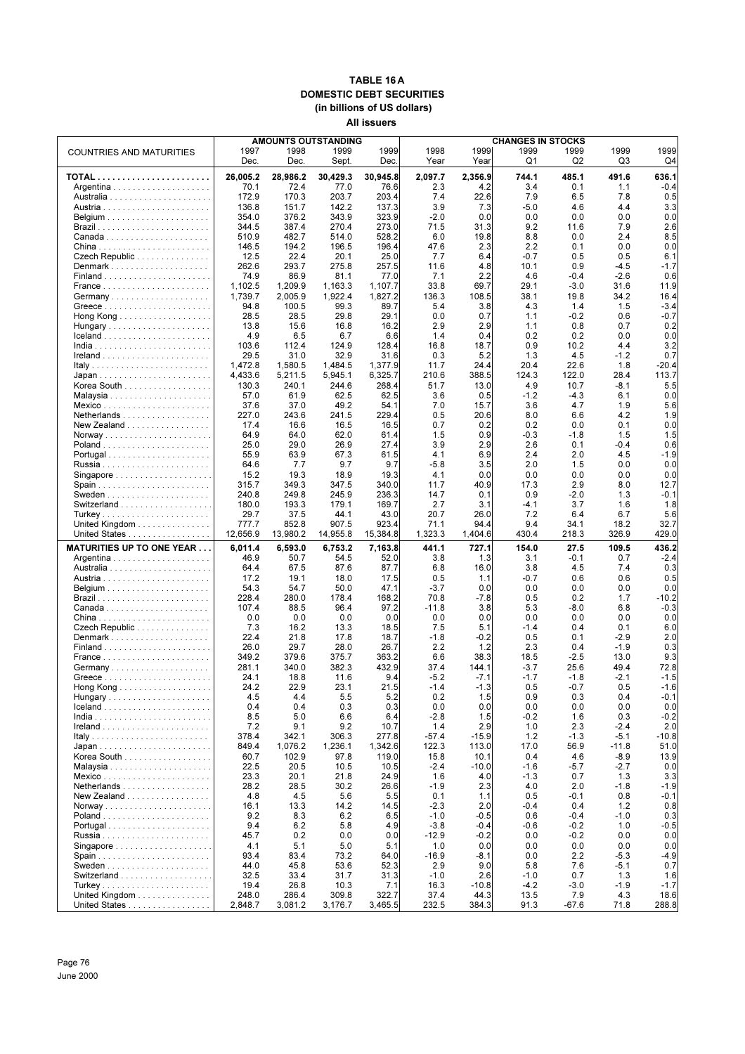# TABLE 16 A
## DOMESTIC DEBT SECURITIES
### (in billions of US dollars)
### All issuers

| COUNTRIES AND MATURITIES | AMOUNTS OUTSTANDING | | | | CHANGES IN STOCKS | | | | | |
|---|---|---|---|---|---|---|---|---|---|---|
| | 1997 Dec. | 1998 Dec. | 1999 Sept. | 1999 Dec. | 1998 Year | 1999 Year | 1999 Q1 | 1999 Q2 | 1999 Q3 | 1999 Q4 |
| **TOTAL** | **26,005.2** | **28,986.2** | **30,429.3** | **30,945.8** | **2,097.7** | **2,356.9** | **744.1** | **485.1** | **491.6** | **636.1** |
| Argentina | 70.1 | 72.4 | 77.0 | 76.6 | 2.3 | 4.2 | 3.4 | 0.1 | 1.1 | -0.4 |
| Australia | 172.9 | 170.3 | 203.7 | 203.4 | 7.4 | 22.6 | 7.9 | 6.5 | 7.8 | 0.5 |
| Austria | 136.8 | 151.7 | 142.2 | 137.3 | 3.9 | 7.3 | -5.0 | 4.6 | 4.4 | 3.3 |
| Belgium | 354.0 | 376.2 | 343.9 | 323.9 | -2.0 | 0.0 | 0.0 | 0.0 | 0.0 | 0.0 |
| Brazil | 344.5 | 387.4 | 270.4 | 273.0 | 71.5 | 31.3 | 9.2 | 11.6 | 7.9 | 2.6 |
| Canada | 510.9 | 482.7 | 514.0 | 528.2 | 6.0 | 19.8 | 8.8 | 0.0 | 2.4 | 8.5 |
| China | 146.5 | 194.2 | 196.5 | 196.4 | 47.6 | 2.3 | 2.2 | 0.1 | 0.0 | 0.0 |
| Czech Republic | 12.5 | 22.4 | 20.1 | 25.0 | 7.7 | 6.4 | -0.7 | 0.5 | 0.5 | 6.1 |
| Denmark | 262.6 | 293.7 | 275.8 | 257.5 | 11.6 | 4.8 | 10.1 | 0.9 | -4.5 | -1.7 |
| Finland | 74.9 | 86.9 | 81.1 | 77.0 | 7.1 | 2.2 | 4.6 | -0.4 | -2.6 | 0.6 |
| France | 1,102.5 | 1,209.9 | 1,163.3 | 1,107.7 | 33.8 | 69.7 | 29.1 | -3.0 | 31.6 | 11.9 |
| Germany | 1,739.7 | 2,005.9 | 1,922.4 | 1,827.2 | 136.3 | 108.5 | 38.1 | 19.8 | 34.2 | 16.4 |
| Greece | 94.8 | 100.5 | 99.3 | 89.7 | 5.4 | 3.8 | 4.3 | 1.4 | 1.5 | -3.4 |
| Hong Kong | 28.5 | 28.5 | 29.8 | 29.1 | 0.0 | 0.7 | 1.1 | -0.2 | 0.6 | -0.7 |
| Hungary | 13.8 | 15.6 | 16.8 | 16.2 | 2.9 | 2.9 | 1.1 | 0.8 | 0.7 | 0.2 |
| Iceland | 4.9 | 6.5 | 6.7 | 6.6 | 1.4 | 0.4 | 0.2 | 0.2 | 0.0 | 0.0 |
| India | 103.6 | 112.4 | 124.9 | 128.4 | 16.8 | 18.7 | 0.9 | 10.2 | 4.4 | 3.2 |
| Ireland | 29.5 | 31.0 | 32.9 | 31.6 | 0.3 | 5.2 | 1.3 | 4.5 | -1.2 | 0.7 |
| Italy | 1,472.8 | 1,580.5 | 1,484.5 | 1,377.9 | 11.7 | 24.4 | 20.4 | 22.6 | 1.8 | -20.4 |
| Japan | 4,433.6 | 5,211.5 | 5,945.1 | 6,325.7 | 210.6 | 388.5 | 124.3 | 122.0 | 28.4 | 113.7 |
| Korea South | 130.3 | 240.1 | 244.6 | 268.4 | 51.7 | 13.0 | 4.9 | 10.7 | -8.1 | 5.5 |
| Malaysia | 57.0 | 61.9 | 62.5 | 62.5 | 3.6 | 0.5 | -1.2 | -4.3 | 6.1 | 0.0 |
| Mexico | 37.6 | 37.0 | 49.2 | 54.1 | 7.0 | 15.7 | 3.6 | 4.7 | 1.9 | 5.6 |
| Netherlands | 227.0 | 243.6 | 241.5 | 229.4 | 0.5 | 20.6 | 8.0 | 6.6 | 4.2 | 1.9 |
| New Zealand | 17.4 | 16.6 | 16.5 | 16.5 | 0.7 | 0.2 | 0.2 | 0.0 | 0.1 | 0.0 |
| Norway | 64.9 | 64.0 | 62.0 | 61.4 | 1.5 | 0.9 | -0.3 | -1.8 | 1.5 | 1.5 |
| Poland | 25.0 | 29.0 | 26.9 | 27.4 | 3.9 | 2.9 | 2.6 | 0.1 | -0.4 | 0.6 |
| Portugal | 55.9 | 63.9 | 67.3 | 61.5 | 4.1 | 6.9 | 2.4 | 2.0 | 4.5 | -1.9 |
| Russia | 64.6 | 7.7 | 9.7 | 9.7 | -5.8 | 3.5 | 2.0 | 1.5 | 0.0 | 0.0 |
| Singapore | 15.2 | 19.3 | 18.9 | 19.3 | 4.1 | 0.0 | 0.0 | 0.0 | 0.0 | 0.0 |
| Spain | 315.7 | 349.3 | 347.5 | 340.0 | 11.7 | 40.9 | 17.3 | 2.9 | 8.0 | 12.7 |
| Sweden | 240.8 | 249.8 | 245.9 | 236.3 | 14.7 | 0.1 | 0.9 | -2.0 | 1.3 | -0.1 |
| Switzerland | 180.0 | 193.3 | 179.1 | 169.7 | 2.7 | 3.1 | -4.1 | 3.7 | 1.6 | 1.8 |
| Turkey | 29.7 | 37.5 | 44.1 | 43.0 | 20.7 | 26.0 | 7.2 | 6.4 | 6.7 | 5.6 |
| United Kingdom | 777.7 | 852.8 | 907.5 | 923.4 | 71.1 | 94.4 | 9.4 | 34.1 | 18.2 | 32.7 |
| United States | 12,656.9 | 13,980.2 | 14,955.8 | 15,384.8 | 1,323.3 | 1,404.6 | 430.4 | 218.3 | 326.9 | 429.0 |
| **MATURITIES UP TO ONE YEAR** | **6,011.4** | **6,593.0** | **6,753.2** | **7,163.8** | **441.1** | **727.1** | **154.0** | **27.5** | **109.5** | **436.2** |
| Argentina | 46.9 | 50.7 | 54.5 | 52.0 | 3.8 | 1.3 | 3.1 | -0.1 | 0.7 | -2.4 |
| Australia | 64.4 | 67.5 | 87.6 | 87.7 | 6.8 | 16.0 | 3.8 | 4.5 | 7.4 | 0.3 |
| Austria | 17.2 | 19.1 | 18.0 | 17.5 | 0.5 | 1.1 | -0.7 | 0.6 | 0.6 | 0.5 |
| Belgium | 54.3 | 54.7 | 50.0 | 47.1 | -3.7 | 0.0 | 0.0 | 0.0 | 0.0 | 0.0 |
| Brazil | 228.4 | 280.0 | 178.4 | 168.2 | 70.8 | -7.8 | 0.5 | 0.2 | 1.7 | -10.2 |
| Canada | 107.4 | 88.5 | 96.4 | 97.2 | -11.8 | 3.8 | 5.3 | -8.0 | 6.8 | -0.3 |
| China | 0.0 | 0.0 | 0.0 | 0.0 | 0.0 | 0.0 | 0.0 | 0.0 | 0.0 | 0.0 |
| Czech Republic | 7.3 | 16.2 | 13.3 | 18.5 | 7.5 | 5.1 | -1.4 | 0.4 | 0.1 | 6.0 |
| Denmark | 22.4 | 21.8 | 17.8 | 18.7 | -1.8 | -0.2 | 0.5 | 0.1 | -2.9 | 2.0 |
| Finland | 26.0 | 29.7 | 28.0 | 26.7 | 2.2 | 1.2 | 2.3 | 0.4 | -1.9 | 0.3 |
| France | 349.2 | 379.6 | 375.7 | 363.2 | 6.6 | 38.3 | 18.5 | -2.5 | 13.0 | 9.3 |
| Germany | 281.1 | 340.0 | 382.3 | 432.9 | 37.4 | 144.1 | -3.7 | 25.6 | 49.4 | 72.8 |
| Greece | 24.1 | 18.8 | 11.6 | 9.4 | -5.2 | -7.1 | -1.7 | -1.8 | -2.1 | -1.5 |
| Hong Kong | 24.2 | 22.9 | 23.1 | 21.5 | -1.4 | -1.3 | 0.5 | -0.7 | 0.5 | -1.6 |
| Hungary | 4.5 | 4.4 | 5.5 | 5.2 | 0.2 | 1.5 | 0.9 | 0.3 | 0.4 | -0.1 |
| Iceland | 0.4 | 0.4 | 0.3 | 0.3 | 0.0 | 0.0 | 0.0 | 0.0 | 0.0 | 0.0 |
| India | 8.5 | 5.0 | 6.6 | 6.4 | -2.8 | 1.5 | -0.2 | 1.6 | 0.3 | -0.2 |
| Ireland | 7.2 | 9.1 | 9.2 | 10.7 | 1.4 | 2.9 | 1.0 | 2.3 | -2.4 | 2.0 |
| Italy | 378.4 | 342.1 | 306.3 | 277.8 | -57.4 | -15.9 | 1.2 | -1.3 | -5.1 | -10.8 |
| Japan | 849.4 | 1,076.2 | 1,236.1 | 1,342.6 | 122.3 | 113.0 | 17.0 | 56.9 | -11.8 | 51.0 |
| Korea South | 60.7 | 102.9 | 97.8 | 119.0 | 15.8 | 10.1 | 0.4 | 4.6 | -8.9 | 13.9 |
| Malaysia | 22.5 | 20.5 | 10.5 | 10.5 | -2.4 | -10.0 | -1.6 | -5.7 | -2.7 | 0.0 |
| Mexico | 23.3 | 20.1 | 21.8 | 24.9 | 1.6 | 4.0 | -1.3 | 0.7 | 1.3 | 3.3 |
| Netherlands | 28.2 | 28.5 | 30.2 | 26.6 | -1.9 | 2.3 | 4.0 | 2.0 | -1.8 | -1.9 |
| New Zealand | 4.8 | 4.5 | 5.6 | 5.5 | 0.1 | 1.1 | 0.5 | -0.1 | 0.8 | -0.1 |
| Norway | 16.1 | 13.3 | 14.2 | 14.5 | -2.3 | 2.0 | -0.4 | 0.4 | 1.2 | 0.8 |
| Poland | 9.2 | 8.3 | 6.2 | 6.5 | -1.0 | -0.5 | 0.6 | -0.4 | -1.0 | 0.3 |
| Portugal | 9.4 | 6.2 | 5.8 | 4.9 | -3.8 | -0.4 | -0.6 | -0.2 | 1.0 | -0.5 |
| Russia | 45.7 | 0.2 | 0.0 | 0.0 | -12.9 | -0.2 | 0.0 | -0.2 | 0.0 | 0.0 |
| Singapore | 4.1 | 5.1 | 5.0 | 5.1 | 1.0 | 0.0 | 0.0 | 0.0 | 0.0 | 0.0 |
| Spain | 93.4 | 83.4 | 73.2 | 64.0 | -16.9 | -8.1 | 0.0 | 2.2 | -5.3 | -4.9 |
| Sweden | 44.0 | 45.8 | 53.6 | 52.3 | 2.9 | 9.0 | 5.8 | 7.6 | -5.1 | 0.7 |
| Switzerland | 32.5 | 33.4 | 31.7 | 31.3 | -1.0 | 2.6 | -1.0 | 0.7 | 1.3 | 1.6 |
| Turkey | 19.4 | 26.8 | 10.3 | 7.1 | 16.3 | -10.8 | -4.2 | -3.0 | -1.9 | -1.7 |
| United Kingdom | 248.0 | 286.4 | 309.8 | 322.7 | 37.4 | 44.3 | 13.5 | 7.9 | 4.3 | 18.6 |
| United States | 2,848.7 | 3,081.2 | 3,176.7 | 3,465.5 | 232.5 | 384.3 | 91.3 | -67.6 | 71.8 | 288.8 |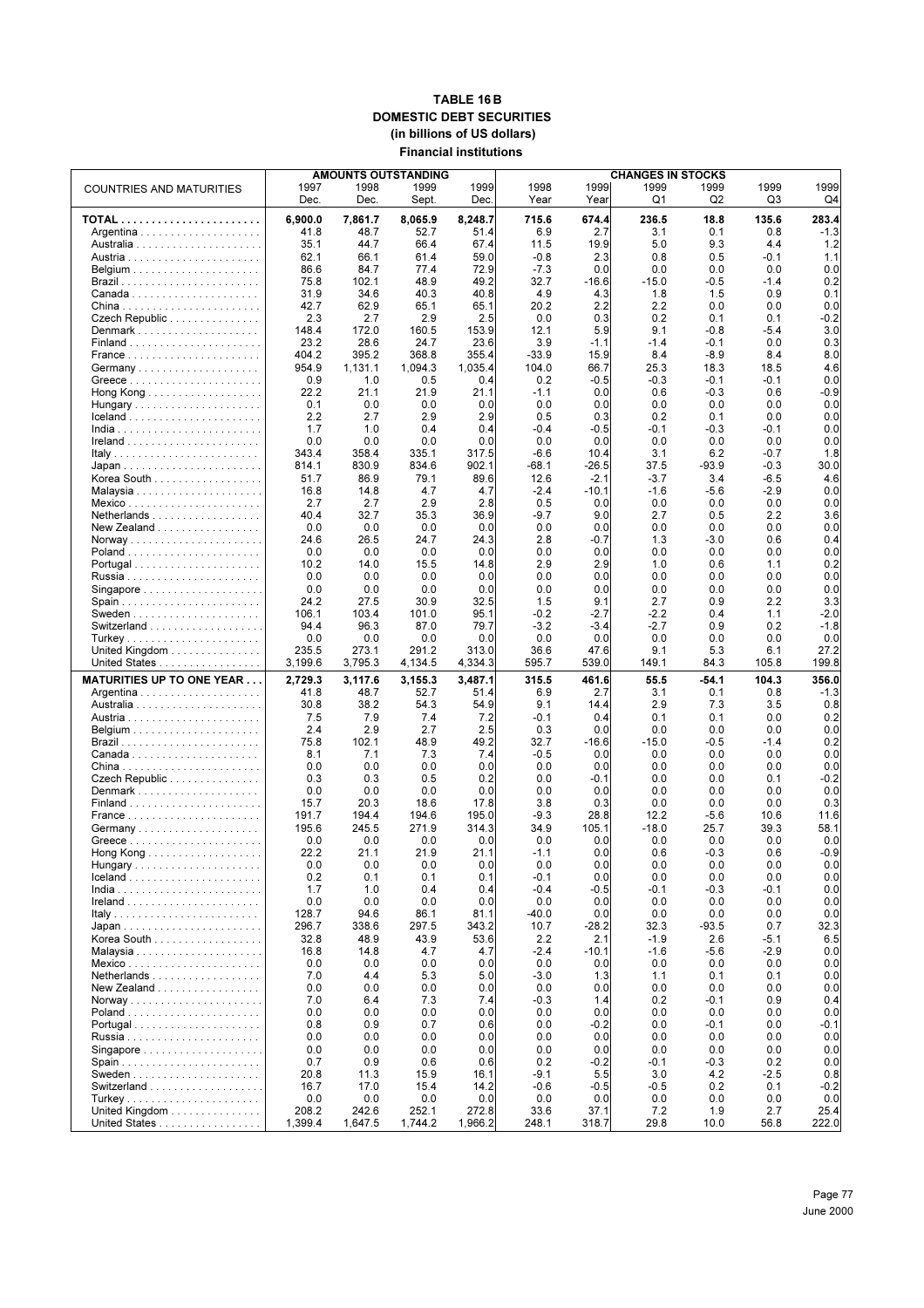# TABLE 16 B
## DOMESTIC DEBT SECURITIES
### (in billions of US dollars)
### Financial institutions

| COUNTRIES AND MATURITIES | AMOUNTS OUTSTANDING | | | | CHANGES IN STOCKS | | | | | |
|---|---|---|---|---|---|---|---|---|---|---|
| | 1997 Dec. | 1998 Dec. | 1999 Sept. | 1999 Dec. | 1998 Year | 1999 Year | 1999 Q1 | 1999 Q2 | 1999 Q3 | 1999 Q4 |
| **TOTAL** | **6,900.0** | **7,861.7** | **8,065.9** | **8,248.7** | **715.6** | **674.4** | **236.5** | **18.8** | **135.6** | **283.4** |
| Argentina | 41.8 | 48.7 | 52.7 | 51.4 | 6.9 | 2.7 | 3.1 | 0.1 | 0.8 | -1.3 |
| Australia | 35.1 | 44.7 | 66.4 | 67.4 | 11.5 | 19.9 | 5.0 | 9.3 | 4.4 | 1.2 |
| Austria | 62.1 | 66.1 | 61.4 | 59.0 | -0.8 | 2.3 | 0.8 | 0.5 | -0.1 | 1.1 |
| Belgium | 86.6 | 84.7 | 77.4 | 72.9 | -7.3 | 0.0 | 0.0 | 0.0 | 0.0 | 0.0 |
| Brazil | 75.8 | 102.1 | 48.9 | 49.2 | 32.7 | -16.6 | -15.0 | -0.5 | -1.4 | 0.2 |
| Canada | 31.9 | 34.6 | 40.3 | 40.8 | 4.9 | 4.3 | 1.8 | 1.5 | 0.9 | 0.1 |
| China | 42.7 | 62.9 | 65.1 | 65.1 | 20.2 | 2.2 | 2.2 | 0.0 | 0.0 | 0.0 |
| Czech Republic | 2.3 | 2.7 | 2.9 | 2.5 | 0.0 | 0.3 | 0.2 | 0.1 | 0.1 | -0.2 |
| Denmark | 148.4 | 172.0 | 160.5 | 153.9 | 12.1 | 5.9 | 9.1 | -0.8 | -5.4 | 3.0 |
| Finland | 23.2 | 28.6 | 24.7 | 23.6 | 3.9 | -1.1 | -1.4 | -0.1 | 0.0 | 0.3 |
| France | 404.2 | 395.2 | 368.8 | 355.4 | -33.9 | 15.9 | 8.4 | -8.9 | 8.4 | 8.0 |
| Germany | 954.9 | 1,131.1 | 1,094.3 | 1,035.4 | 104.0 | 66.7 | 25.3 | 18.3 | 18.5 | 4.6 |
| Greece | 0.9 | 1.0 | 0.5 | 0.4 | 0.2 | -0.5 | -0.3 | -0.1 | -0.1 | 0.0 |
| Hong Kong | 22.2 | 21.1 | 21.9 | 21.1 | -1.1 | 0.0 | 0.6 | -0.3 | 0.6 | -0.9 |
| Hungary | 0.1 | 0.0 | 0.0 | 0.0 | 0.0 | 0.0 | 0.0 | 0.0 | 0.0 | 0.0 |
| Iceland | 2.2 | 2.7 | 2.9 | 2.9 | 0.5 | 0.3 | 0.2 | 0.1 | 0.0 | 0.0 |
| India | 1.7 | 1.0 | 0.4 | 0.4 | -0.4 | -0.5 | -0.1 | -0.3 | -0.1 | 0.0 |
| Ireland | 0.0 | 0.0 | 0.0 | 0.0 | 0.0 | 0.0 | 0.0 | 0.0 | 0.0 | 0.0 |
| Italy | 343.4 | 358.4 | 335.1 | 317.5 | -6.6 | 10.4 | 3.1 | 6.2 | -0.7 | 1.8 |
| Japan | 814.1 | 830.9 | 834.6 | 902.1 | -68.1 | -26.5 | 37.5 | -93.9 | -0.3 | 30.0 |
| Korea South | 51.7 | 86.9 | 79.1 | 89.6 | 12.6 | -2.1 | -3.7 | 3.4 | -6.5 | 4.6 |
| Malaysia | 16.8 | 14.8 | 4.7 | 4.7 | -2.4 | -10.1 | -1.6 | -5.6 | -2.9 | 0.0 |
| Mexico | 2.7 | 2.7 | 2.9 | 2.8 | 0.5 | 0.0 | 0.0 | 0.0 | 0.0 | 0.0 |
| Netherlands | 40.4 | 32.7 | 35.3 | 36.9 | -9.7 | 9.0 | 2.7 | 0.5 | 2.2 | 3.6 |
| New Zealand | 0.0 | 0.0 | 0.0 | 0.0 | 0.0 | 0.0 | 0.0 | 0.0 | 0.0 | 0.0 |
| Norway | 24.6 | 26.5 | 24.7 | 24.3 | 2.8 | -0.7 | 1.3 | -3.0 | 0.6 | 0.4 |
| Poland | 0.0 | 0.0 | 0.0 | 0.0 | 0.0 | 0.0 | 0.0 | 0.0 | 0.0 | 0.0 |
| Portugal | 10.2 | 14.0 | 15.5 | 14.8 | 2.9 | 2.9 | 1.0 | 0.6 | 1.1 | 0.2 |
| Russia | 0.0 | 0.0 | 0.0 | 0.0 | 0.0 | 0.0 | 0.0 | 0.0 | 0.0 | 0.0 |
| Singapore | 0.0 | 0.0 | 0.0 | 0.0 | 0.0 | 0.0 | 0.0 | 0.0 | 0.0 | 0.0 |
| Spain | 24.2 | 27.5 | 30.9 | 32.5 | 1.5 | 9.1 | 2.7 | 0.9 | 2.2 | 3.3 |
| Sweden | 106.1 | 103.4 | 101.0 | 95.1 | -0.2 | -2.7 | -2.2 | 0.4 | 1.1 | -2.0 |
| Switzerland | 94.4 | 96.3 | 87.0 | 79.7 | -3.2 | -3.4 | -2.7 | 0.9 | 0.2 | -1.8 |
| Turkey | 0.0 | 0.0 | 0.0 | 0.0 | 0.0 | 0.0 | 0.0 | 0.0 | 0.0 | 0.0 |
| United Kingdom | 235.5 | 273.1 | 291.2 | 313.0 | 36.6 | 47.6 | 9.1 | 5.3 | 6.1 | 27.2 |
| United States | 3,199.6 | 3,795.3 | 4,134.5 | 4,334.3 | 595.7 | 539.0 | 149.1 | 84.3 | 105.8 | 199.8 |
| **MATURITIES UP TO ONE YEAR** | **2,729.3** | **3,117.6** | **3,155.3** | **3,487.1** | **315.5** | **461.6** | **55.5** | **-54.1** | **104.3** | **356.0** |
| Argentina | 41.8 | 48.7 | 52.7 | 51.4 | 6.9 | 2.7 | 3.1 | 0.1 | 0.8 | -1.3 |
| Australia | 30.8 | 38.2 | 54.3 | 54.9 | 9.1 | 14.4 | 2.9 | 7.3 | 3.5 | 0.8 |
| Austria | 7.5 | 7.9 | 7.4 | 7.2 | -0.1 | 0.4 | 0.1 | 0.1 | 0.0 | 0.2 |
| Belgium | 2.4 | 2.9 | 2.7 | 2.5 | 0.3 | 0.0 | 0.0 | 0.0 | 0.0 | 0.0 |
| Brazil | 75.8 | 102.1 | 48.9 | 49.2 | 32.7 | -16.6 | -15.0 | -0.5 | -1.4 | 0.2 |
| Canada | 8.1 | 7.1 | 7.3 | 7.4 | -0.5 | 0.0 | 0.0 | 0.0 | 0.0 | 0.0 |
| China | 0.0 | 0.0 | 0.0 | 0.0 | 0.0 | 0.0 | 0.0 | 0.0 | 0.0 | 0.0 |
| Czech Republic | 0.3 | 0.3 | 0.5 | 0.2 | 0.0 | -0.1 | 0.0 | 0.0 | 0.1 | -0.2 |
| Denmark | 0.0 | 0.0 | 0.0 | 0.0 | 0.0 | 0.0 | 0.0 | 0.0 | 0.0 | 0.0 |
| Finland | 15.7 | 20.3 | 18.6 | 17.8 | 3.8 | 0.3 | 0.0 | 0.0 | 0.0 | 0.3 |
| France | 191.7 | 194.4 | 194.6 | 195.0 | -9.3 | 28.8 | 12.2 | -5.6 | 10.6 | 11.6 |
| Germany | 195.6 | 245.5 | 271.9 | 314.3 | 34.9 | 105.1 | -18.0 | 25.7 | 39.3 | 58.1 |
| Greece | 0.0 | 0.0 | 0.0 | 0.0 | 0.0 | 0.0 | 0.0 | 0.0 | 0.0 | 0.0 |
| Hong Kong | 22.2 | 21.1 | 21.9 | 21.1 | -1.1 | 0.0 | 0.6 | -0.3 | 0.6 | -0.9 |
| Hungary | 0.0 | 0.0 | 0.0 | 0.0 | 0.0 | 0.0 | 0.0 | 0.0 | 0.0 | 0.0 |
| Iceland | 0.2 | 0.1 | 0.1 | 0.1 | -0.1 | 0.0 | 0.0 | 0.0 | 0.0 | 0.0 |
| India | 1.7 | 1.0 | 0.4 | 0.4 | -0.4 | -0.5 | -0.1 | -0.3 | -0.1 | 0.0 |
| Ireland | 0.0 | 0.0 | 0.0 | 0.0 | 0.0 | 0.0 | 0.0 | 0.0 | 0.0 | 0.0 |
| Italy | 128.7 | 94.6 | 86.1 | 81.1 | -40.0 | 0.0 | 0.0 | 0.0 | 0.0 | 0.0 |
| Japan | 296.7 | 338.6 | 297.5 | 343.2 | 10.7 | -28.2 | 32.3 | -93.5 | 0.7 | 32.3 |
| Korea South | 32.8 | 48.9 | 43.9 | 53.6 | 2.2 | 2.1 | -1.9 | 2.6 | -5.1 | 6.5 |
| Malaysia | 16.8 | 14.8 | 4.7 | 4.7 | -2.4 | -10.1 | -1.6 | -5.6 | -2.9 | 0.0 |
| Mexico | 0.0 | 0.0 | 0.0 | 0.0 | 0.0 | 0.0 | 0.0 | 0.0 | 0.0 | 0.0 |
| Netherlands | 7.0 | 4.4 | 5.3 | 5.0 | -3.0 | 1.3 | 1.1 | 0.1 | 0.1 | 0.0 |
| New Zealand | 0.0 | 0.0 | 0.0 | 0.0 | 0.0 | 0.0 | 0.0 | 0.0 | 0.0 | 0.0 |
| Norway | 7.0 | 6.4 | 7.3 | 7.4 | -0.3 | 1.4 | 0.2 | -0.1 | 0.9 | 0.4 |
| Poland | 0.0 | 0.0 | 0.0 | 0.0 | 0.0 | 0.0 | 0.0 | 0.0 | 0.0 | 0.0 |
| Portugal | 0.8 | 0.9 | 0.7 | 0.6 | 0.0 | -0.2 | 0.0 | -0.1 | 0.0 | -0.1 |
| Russia | 0.0 | 0.0 | 0.0 | 0.0 | 0.0 | 0.0 | 0.0 | 0.0 | 0.0 | 0.0 |
| Singapore | 0.0 | 0.0 | 0.0 | 0.0 | 0.0 | 0.0 | 0.0 | 0.0 | 0.0 | 0.0 |
| Spain | 0.7 | 0.9 | 0.6 | 0.6 | 0.2 | -0.2 | -0.1 | -0.3 | 0.2 | 0.0 |
| Sweden | 20.8 | 11.3 | 15.9 | 16.1 | -9.1 | 5.5 | 3.0 | 4.2 | -2.5 | 0.8 |
| Switzerland | 16.7 | 17.0 | 15.4 | 14.2 | -0.6 | -0.5 | -0.5 | 0.2 | 0.1 | -0.2 |
| Turkey | 0.0 | 0.0 | 0.0 | 0.0 | 0.0 | 0.0 | 0.0 | 0.0 | 0.0 | 0.0 |
| United Kingdom | 208.2 | 242.6 | 252.1 | 272.8 | 33.6 | 37.1 | 7.2 | 1.9 | 2.7 | 25.4 |
| United States | 1,399.4 | 1,647.5 | 1,744.2 | 1,966.2 | 248.1 | 318.7 | 29.8 | 10.0 | 56.8 | 222.0 |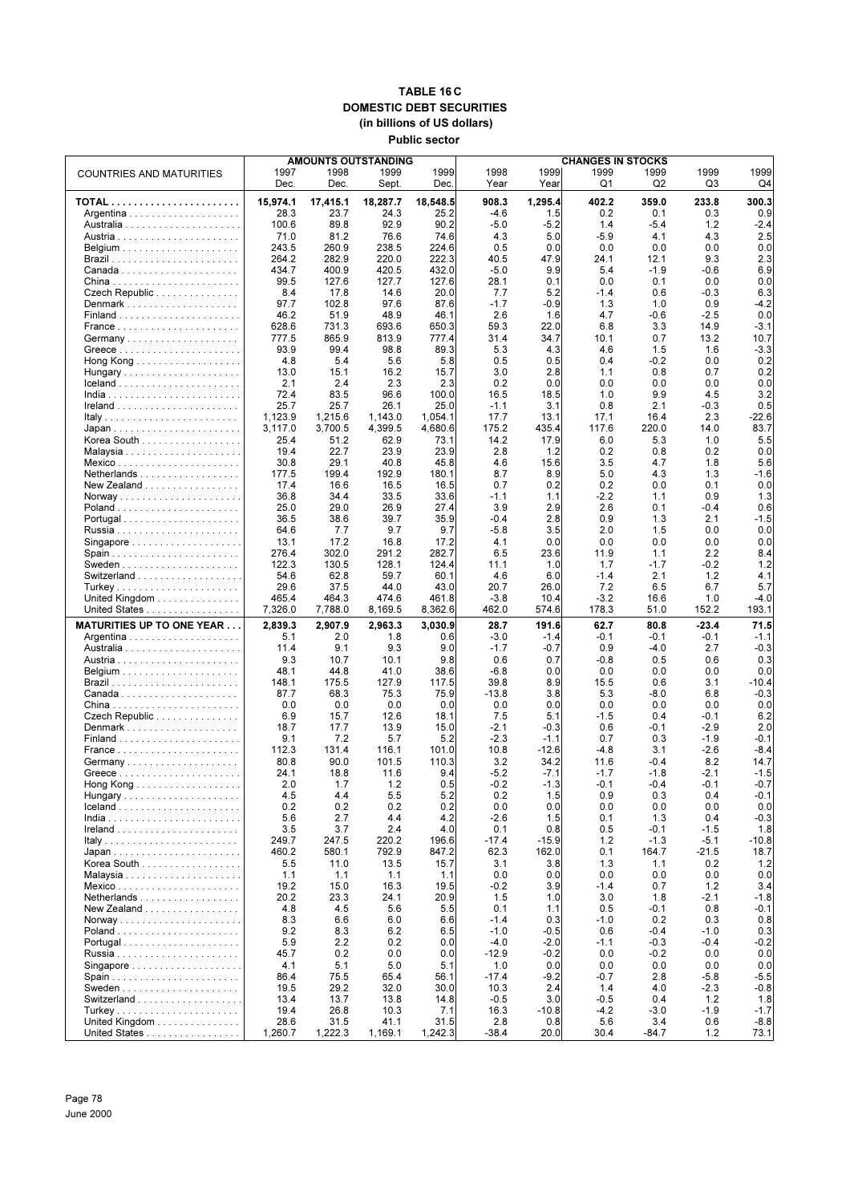# TABLE 16 C
## DOMESTIC DEBT SECURITIES
### (in billions of US dollars)
### Public sector

| COUNTRIES AND MATURITIES | AMOUNTS OUTSTANDING | | | | CHANGES IN STOCKS | | | | | |
|---|---|---|---|---|---|---|---|---|---|---|
| | 1997 Dec. | 1998 Dec. | 1999 Sept. | 1999 Dec. | 1998 Year | 1999 Year | 1999 Q1 | 1999 Q2 | 1999 Q3 | 1999 Q4 |
| **TOTAL** | **15,974.1** | **17,415.1** | **18,287.7** | **18,548.5** | **908.3** | **1,295.4** | **402.2** | **359.0** | **233.8** | **300.3** |
| Argentina | 28.3 | 23.7 | 24.3 | 25.2 | -4.6 | 1.5 | 0.2 | 0.1 | 0.3 | 0.9 |
| Australia | 100.6 | 89.8 | 92.9 | 90.2 | -5.0 | -5.2 | 1.4 | -5.4 | 1.2 | -2.4 |
| Austria | 71.0 | 81.2 | 76.6 | 74.6 | 4.3 | 5.0 | -5.9 | 4.1 | 4.3 | 2.5 |
| Belgium | 243.5 | 260.9 | 238.5 | 224.6 | 0.5 | 0.0 | 0.0 | 0.0 | 0.0 | 0.0 |
| Brazil | 264.2 | 282.9 | 220.0 | 222.3 | 40.5 | 47.9 | 24.1 | 12.1 | 9.3 | 2.3 |
| Canada | 434.7 | 400.9 | 420.5 | 432.0 | -5.0 | 9.9 | 5.4 | -1.9 | -0.6 | 6.9 |
| China | 99.5 | 127.6 | 127.7 | 127.6 | 28.1 | 0.1 | 0.0 | 0.1 | 0.0 | 0.0 |
| Czech Republic | 8.4 | 17.8 | 14.6 | 20.0 | 7.7 | 5.2 | -1.4 | 0.6 | -0.3 | 6.3 |
| Denmark | 97.7 | 102.8 | 97.6 | 87.6 | -1.7 | -0.9 | 1.3 | 1.0 | 0.9 | -4.2 |
| Finland | 46.2 | 51.9 | 48.9 | 46.1 | 2.6 | 1.6 | 4.7 | -0.6 | -2.5 | 0.0 |
| France | 628.6 | 731.3 | 693.6 | 650.3 | 59.3 | 22.0 | 6.8 | 3.3 | 14.9 | -3.1 |
| Germany | 777.5 | 865.9 | 813.9 | 777.4 | 31.4 | 34.7 | 10.1 | 0.7 | 13.2 | 10.7 |
| Greece | 93.9 | 99.4 | 98.8 | 89.3 | 5.3 | 4.3 | 4.6 | 1.5 | 1.6 | -3.3 |
| Hong Kong | 4.8 | 5.4 | 5.6 | 5.8 | 0.5 | 0.5 | 0.4 | -0.2 | 0.0 | 0.2 |
| Hungary | 13.0 | 15.1 | 16.2 | 15.7 | 3.0 | 2.8 | 1.1 | 0.8 | 0.7 | 0.2 |
| Iceland | 2.1 | 2.4 | 2.3 | 2.3 | 0.2 | 0.0 | 0.0 | 0.0 | 0.0 | 0.0 |
| India | 72.4 | 83.5 | 96.6 | 100.0 | 16.5 | 18.5 | 1.0 | 9.9 | 4.5 | 3.2 |
| Ireland | 25.7 | 25.7 | 26.1 | 25.0 | -1.1 | 3.1 | 0.8 | 2.1 | -0.3 | 0.5 |
| Italy | 1,123.9 | 1,215.6 | 1,143.0 | 1,054.1 | 17.7 | 13.1 | 17.1 | 16.4 | 2.3 | -22.6 |
| Japan | 3,117.0 | 3,700.5 | 4,399.5 | 4,680.6 | 175.2 | 435.4 | 117.6 | 220.0 | 14.0 | 83.7 |
| Korea South | 25.4 | 51.2 | 62.9 | 73.1 | 14.2 | 17.9 | 6.0 | 5.3 | 1.0 | 5.5 |
| Malaysia | 19.4 | 22.7 | 23.9 | 23.9 | 2.8 | 1.2 | 0.2 | 0.8 | 0.2 | 0.0 |
| Mexico | 30.8 | 29.1 | 40.8 | 45.8 | 4.6 | 15.6 | 3.5 | 4.7 | 1.8 | 5.6 |
| Netherlands | 177.5 | 199.4 | 192.9 | 180.1 | 8.7 | 8.9 | 5.0 | 4.3 | 1.3 | -1.6 |
| New Zealand | 17.4 | 16.6 | 16.5 | 16.5 | 0.7 | 0.2 | 0.2 | 0.0 | 0.1 | 0.0 |
| Norway | 36.8 | 34.4 | 33.5 | 33.6 | -1.1 | 1.1 | -2.2 | 1.1 | 0.9 | 1.3 |
| Poland | 25.0 | 29.0 | 26.9 | 27.4 | 3.9 | 2.9 | 2.6 | 0.1 | -0.4 | 0.6 |
| Portugal | 36.5 | 38.6 | 39.7 | 35.9 | -0.4 | 2.8 | 0.9 | 1.3 | 2.1 | -1.5 |
| Russia | 64.6 | 7.7 | 9.7 | 9.7 | -5.8 | 3.5 | 2.0 | 1.5 | 0.0 | 0.0 |
| Singapore | 13.1 | 17.2 | 16.8 | 17.2 | 4.1 | 0.0 | 0.0 | 0.0 | 0.0 | 0.0 |
| Spain | 276.4 | 302.0 | 291.2 | 282.7 | 6.5 | 23.6 | 11.9 | 1.1 | 2.2 | 8.4 |
| Sweden | 122.3 | 130.5 | 128.1 | 124.4 | 11.1 | 1.0 | 1.7 | -1.7 | -0.2 | 1.2 |
| Switzerland | 54.6 | 62.8 | 59.7 | 60.1 | 4.6 | 6.0 | -1.4 | 2.1 | 1.2 | 4.1 |
| Turkey | 29.6 | 37.5 | 44.0 | 43.0 | 20.7 | 26.0 | 7.2 | 6.5 | 6.7 | 5.7 |
| United Kingdom | 465.4 | 464.3 | 474.6 | 461.8 | -3.8 | 10.4 | -3.2 | 16.6 | 1.0 | -4.0 |
| United States | 7,326.0 | 7,788.0 | 8,169.5 | 8,362.6 | 462.0 | 574.6 | 178.3 | 51.0 | 152.2 | 193.1 |
| **MATURITIES UP TO ONE YEAR** | **2,839.3** | **2,907.9** | **2,963.3** | **3,030.9** | **28.7** | **191.6** | **62.7** | **80.8** | **-23.4** | **71.5** |
| Argentina | 5.1 | 2.0 | 1.8 | 0.6 | -3.0 | -1.4 | -0.1 | -0.1 | -0.1 | -1.1 |
| Australia | 11.4 | 9.1 | 9.3 | 9.0 | -1.7 | -0.7 | 0.9 | -4.0 | 2.7 | -0.3 |
| Austria | 9.3 | 10.7 | 10.1 | 9.8 | 0.6 | 0.7 | -0.8 | 0.5 | 0.6 | 0.3 |
| Belgium | 48.1 | 44.8 | 41.0 | 38.6 | -6.8 | 0.0 | 0.0 | 0.0 | 0.0 | 0.0 |
| Brazil | 148.1 | 175.5 | 127.9 | 117.5 | 39.8 | 8.9 | 15.5 | 0.6 | 3.1 | -10.4 |
| Canada | 87.7 | 68.3 | 75.3 | 75.9 | -13.8 | 3.8 | 5.3 | -8.0 | 6.8 | -0.3 |
| China | 0.0 | 0.0 | 0.0 | 0.0 | 0.0 | 0.0 | 0.0 | 0.0 | 0.0 | 0.0 |
| Czech Republic | 6.9 | 15.7 | 12.6 | 18.1 | 7.5 | 5.1 | -1.5 | 0.4 | -0.1 | 6.2 |
| Denmark | 18.7 | 17.7 | 13.9 | 15.0 | -2.1 | -0.3 | 0.6 | -0.1 | -2.9 | 2.0 |
| Finland | 9.1 | 7.2 | 5.7 | 5.2 | -2.3 | -1.1 | 0.7 | 0.3 | -1.9 | -0.1 |
| France | 112.3 | 131.4 | 116.1 | 101.0 | 10.8 | -12.6 | -4.8 | 3.1 | -2.6 | -8.4 |
| Germany | 80.8 | 90.0 | 101.5 | 110.3 | 3.2 | 34.2 | 11.6 | -0.4 | 8.2 | 14.7 |
| Greece | 24.1 | 18.8 | 11.6 | 9.4 | -5.2 | -7.1 | -1.7 | -1.8 | -2.1 | -1.5 |
| Hong Kong | 2.0 | 1.7 | 1.2 | 0.5 | -0.2 | -1.3 | -0.1 | -0.4 | -0.1 | -0.7 |
| Hungary | 4.5 | 4.4 | 5.5 | 5.2 | 0.2 | 1.5 | 0.9 | 0.3 | 0.4 | -0.1 |
| Iceland | 0.2 | 0.2 | 0.2 | 0.2 | 0.0 | 0.0 | 0.0 | 0.0 | 0.0 | 0.0 |
| India | 5.6 | 2.7 | 4.4 | 4.2 | -2.6 | 1.5 | 0.1 | 1.3 | 0.4 | -0.3 |
| Ireland | 3.5 | 3.7 | 2.4 | 4.0 | 0.1 | 0.8 | 0.5 | -0.1 | -1.5 | 1.8 |
| Italy | 249.7 | 247.5 | 220.2 | 196.6 | -17.4 | -15.9 | 1.2 | -1.3 | -5.1 | -10.8 |
| Japan | 460.2 | 580.1 | 792.9 | 847.2 | 62.3 | 162.0 | 0.1 | 164.7 | -21.5 | 18.7 |
| Korea South | 5.5 | 11.0 | 13.5 | 15.7 | 3.1 | 3.8 | 1.3 | 1.1 | 0.2 | 1.2 |
| Malaysia | 1.1 | 1.1 | 1.1 | 1.1 | 0.0 | 0.0 | 0.0 | 0.0 | 0.0 | 0.0 |
| Mexico | 19.2 | 15.0 | 16.3 | 19.5 | -0.2 | 3.9 | -1.4 | 0.7 | 1.2 | 3.4 |
| Netherlands | 20.2 | 23.3 | 24.1 | 20.9 | 1.5 | 1.0 | 3.0 | 1.8 | -2.1 | -1.8 |
| New Zealand | 4.8 | 4.5 | 5.6 | 5.5 | 0.1 | 1.1 | 0.5 | -0.1 | 0.8 | -0.1 |
| Norway | 8.3 | 6.6 | 6.0 | 6.6 | -1.4 | 0.3 | -1.0 | 0.2 | 0.3 | 0.8 |
| Poland | 9.2 | 8.3 | 6.2 | 6.5 | -1.0 | -0.5 | 0.6 | -0.4 | -1.0 | 0.3 |
| Portugal | 5.9 | 2.2 | 0.2 | 0.0 | -4.0 | -2.0 | -1.1 | -0.3 | -0.4 | -0.2 |
| Russia | 45.7 | 0.2 | 0.0 | 0.0 | -12.9 | -0.2 | 0.0 | -0.2 | 0.0 | 0.0 |
| Singapore | 4.1 | 5.1 | 5.0 | 5.1 | 1.0 | 0.0 | 0.0 | 0.0 | 0.0 | 0.0 |
| Spain | 86.4 | 75.5 | 65.4 | 56.1 | -17.4 | -9.2 | -0.7 | 2.8 | -5.8 | -5.5 |
| Sweden | 19.5 | 29.2 | 32.0 | 30.0 | 10.3 | 2.4 | 1.4 | 4.0 | -2.3 | -0.8 |
| Switzerland | 13.4 | 13.7 | 13.8 | 14.8 | -0.5 | 3.0 | -0.5 | 0.4 | 1.2 | 1.8 |
| Turkey | 19.4 | 26.8 | 10.3 | 7.1 | 16.3 | -10.8 | -4.2 | -3.0 | -1.9 | -1.7 |
| United Kingdom | 28.6 | 31.5 | 41.1 | 31.5 | 2.8 | 0.8 | 5.6 | 3.4 | 0.6 | -8.8 |
| United States | 1,260.7 | 1,222.3 | 1,169.1 | 1,242.3 | -38.4 | 20.0 | 30.4 | -84.7 | 1.2 | 73.1 |

June 2000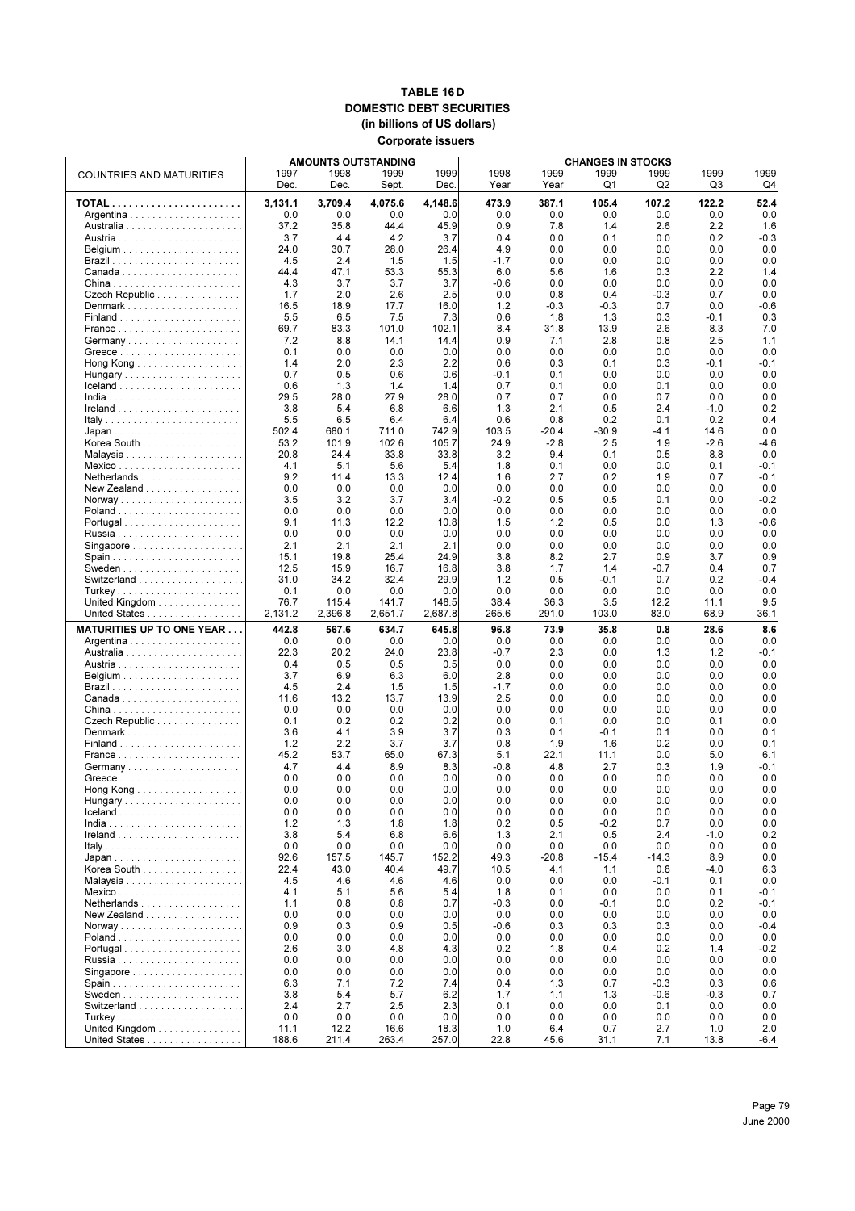# TABLE 16 D
## DOMESTIC DEBT SECURITIES
### (in billions of US dollars)
### Corporate issuers

| COUNTRIES AND MATURITIES | AMOUNTS OUTSTANDING | | | | CHANGES IN STOCKS | | | | | |
|---|---|---|---|---|---|---|---|---|---|---|
| | 1997 Dec. | 1998 Dec. | 1999 Sept. | 1999 Dec. | 1998 Year | 1999 Year | 1999 Q1 | 1999 Q2 | 1999 Q3 | 1999 Q4 |
| **TOTAL** | **3,131.1** | **3,709.4** | **4,075.6** | **4,148.6** | **473.9** | **387.1** | **105.4** | **107.2** | **122.2** | **52.4** |
| Argentina | 0.0 | 0.0 | 0.0 | 0.0 | 0.0 | 0.0 | 0.0 | 0.0 | 0.0 | 0.0 |
| Australia | 37.2 | 35.8 | 44.4 | 45.9 | 0.9 | 7.8 | 1.4 | 2.6 | 2.2 | 1.6 |
| Austria | 3.7 | 4.4 | 4.2 | 3.7 | 0.4 | 0.0 | 0.1 | 0.0 | 0.2 | -0.3 |
| Belgium | 24.0 | 30.7 | 28.0 | 26.4 | 4.9 | 0.0 | 0.0 | 0.0 | 0.0 | 0.0 |
| Brazil | 4.5 | 2.4 | 1.5 | 1.5 | -1.7 | 0.0 | 0.0 | 0.0 | 0.0 | 0.0 |
| Canada | 44.4 | 47.1 | 53.3 | 55.3 | 6.0 | 5.6 | 1.6 | 0.3 | 2.2 | 1.4 |
| China | 4.3 | 3.7 | 3.7 | 3.7 | -0.6 | 0.0 | 0.0 | 0.0 | 0.0 | 0.0 |
| Czech Republic | 1.7 | 2.0 | 2.6 | 2.5 | 0.0 | 0.8 | 0.4 | -0.3 | 0.7 | 0.0 |
| Denmark | 16.5 | 18.9 | 17.7 | 16.0 | 1.2 | -0.3 | -0.3 | 0.7 | 0.0 | -0.6 |
| Finland | 5.5 | 6.5 | 7.5 | 7.3 | 0.6 | 1.8 | 1.3 | 0.3 | -0.1 | 0.3 |
| France | 69.7 | 83.3 | 101.0 | 102.1 | 8.4 | 31.8 | 13.9 | 2.6 | 8.3 | 7.0 |
| Germany | 7.2 | 8.8 | 14.1 | 14.4 | 0.9 | 7.1 | 2.8 | 0.8 | 2.5 | 1.1 |
| Greece | 0.1 | 0.0 | 0.0 | 0.0 | 0.0 | 0.0 | 0.0 | 0.0 | 0.0 | 0.0 |
| Hong Kong | 1.4 | 2.0 | 2.3 | 2.2 | 0.6 | 0.3 | 0.1 | 0.3 | -0.1 | -0.1 |
| Hungary | 0.7 | 0.5 | 0.6 | 0.6 | -0.1 | 0.1 | 0.0 | 0.0 | 0.0 | 0.0 |
| Iceland | 0.6 | 1.3 | 1.4 | 1.4 | 0.7 | 0.1 | 0.0 | 0.1 | 0.0 | 0.0 |
| India | 29.5 | 28.0 | 27.9 | 28.0 | 0.7 | 0.7 | 0.0 | 0.7 | 0.0 | 0.0 |
| Ireland | 3.8 | 5.4 | 6.8 | 6.6 | 1.3 | 2.1 | 0.5 | 2.4 | -1.0 | 0.2 |
| Italy | 5.5 | 6.5 | 6.4 | 6.4 | 0.6 | 0.8 | 0.2 | 0.1 | 0.2 | 0.4 |
| Japan | 502.4 | 680.1 | 711.0 | 742.9 | 103.5 | -20.4 | -30.9 | -4.1 | 14.6 | 0.0 |
| Korea South | 53.2 | 101.9 | 102.6 | 105.7 | 24.9 | -2.8 | 2.5 | 1.9 | -2.6 | -4.6 |
| Malaysia | 20.8 | 24.4 | 33.8 | 33.8 | 3.2 | 9.4 | 0.1 | 0.5 | 8.8 | 0.0 |
| Mexico | 4.1 | 5.1 | 5.6 | 5.4 | 1.8 | 0.1 | 0.0 | 0.0 | 0.1 | -0.1 |
| Netherlands | 9.2 | 11.4 | 13.3 | 12.4 | 1.6 | 2.7 | 0.2 | 1.9 | 0.7 | -0.1 |
| New Zealand | 0.0 | 0.0 | 0.0 | 0.0 | 0.0 | 0.0 | 0.0 | 0.0 | 0.0 | 0.0 |
| Norway | 3.5 | 3.2 | 3.7 | 3.4 | -0.2 | 0.5 | 0.5 | 0.1 | 0.0 | -0.2 |
| Poland | 0.0 | 0.0 | 0.0 | 0.0 | 0.0 | 0.0 | 0.0 | 0.0 | 0.0 | 0.0 |
| Portugal | 9.1 | 11.3 | 12.2 | 10.8 | 1.5 | 1.2 | 0.5 | 0.0 | 1.3 | -0.6 |
| Russia | 0.0 | 0.0 | 0.0 | 0.0 | 0.0 | 0.0 | 0.0 | 0.0 | 0.0 | 0.0 |
| Singapore | 2.1 | 2.1 | 2.1 | 2.1 | 0.0 | 0.0 | 0.0 | 0.0 | 0.0 | 0.0 |
| Spain | 15.1 | 19.8 | 25.4 | 24.9 | 3.8 | 8.2 | 2.7 | 0.9 | 3.7 | 0.9 |
| Sweden | 12.5 | 15.9 | 16.7 | 16.8 | 3.8 | 1.7 | 1.4 | -0.7 | 0.4 | 0.7 |
| Switzerland | 31.0 | 34.2 | 32.4 | 29.9 | 1.2 | 0.5 | -0.1 | 0.7 | 0.2 | -0.4 |
| Turkey | 0.1 | 0.0 | 0.0 | 0.0 | 0.0 | 0.0 | 0.0 | 0.0 | 0.0 | 0.0 |
| United Kingdom | 76.7 | 115.4 | 141.7 | 148.5 | 38.4 | 36.3 | 3.5 | 12.2 | 11.1 | 9.5 |
| United States | 2,131.2 | 2,396.8 | 2,651.7 | 2,687.8 | 265.6 | 291.0 | 103.0 | 83.0 | 68.9 | 36.1 |
| **MATURITIES UP TO ONE YEAR** | **442.8** | **567.6** | **634.7** | **645.8** | **96.8** | **73.9** | **35.8** | **0.8** | **28.6** | **8.6** |
| Argentina | 0.0 | 0.0 | 0.0 | 0.0 | 0.0 | 0.0 | 0.0 | 0.0 | 0.0 | 0.0 |
| Australia | 22.3 | 20.2 | 24.0 | 23.8 | -0.7 | 2.3 | 0.0 | 1.3 | 1.2 | -0.1 |
| Austria | 0.4 | 0.5 | 0.5 | 0.5 | 0.0 | 0.0 | 0.0 | 0.0 | 0.0 | 0.0 |
| Belgium | 3.7 | 6.9 | 6.3 | 6.0 | 2.8 | 0.0 | 0.0 | 0.0 | 0.0 | 0.0 |
| Brazil | 4.5 | 2.4 | 1.5 | 1.5 | -1.7 | 0.0 | 0.0 | 0.0 | 0.0 | 0.0 |
| Canada | 11.6 | 13.2 | 13.7 | 13.9 | 2.5 | 0.0 | 0.0 | 0.0 | 0.0 | 0.0 |
| China | 0.0 | 0.0 | 0.0 | 0.0 | 0.0 | 0.0 | 0.0 | 0.0 | 0.0 | 0.0 |
| Czech Republic | 0.1 | 0.2 | 0.2 | 0.2 | 0.0 | 0.1 | 0.0 | 0.0 | 0.1 | 0.0 |
| Denmark | 3.6 | 4.1 | 3.9 | 3.7 | 0.3 | 0.1 | -0.1 | 0.1 | 0.0 | 0.1 |
| Finland | 1.2 | 2.2 | 3.7 | 3.7 | 0.8 | 1.9 | 1.6 | 0.2 | 0.0 | 0.1 |
| France | 45.2 | 53.7 | 65.0 | 67.3 | 5.1 | 22.1 | 11.1 | 0.0 | 5.0 | 6.1 |
| Germany | 4.7 | 4.4 | 8.9 | 8.3 | -0.8 | 4.8 | 2.7 | 0.3 | 1.9 | -0.1 |
| Greece | 0.0 | 0.0 | 0.0 | 0.0 | 0.0 | 0.0 | 0.0 | 0.0 | 0.0 | 0.0 |
| Hong Kong | 0.0 | 0.0 | 0.0 | 0.0 | 0.0 | 0.0 | 0.0 | 0.0 | 0.0 | 0.0 |
| Hungary | 0.0 | 0.0 | 0.0 | 0.0 | 0.0 | 0.0 | 0.0 | 0.0 | 0.0 | 0.0 |
| Iceland | 0.0 | 0.0 | 0.0 | 0.0 | 0.0 | 0.0 | 0.0 | 0.0 | 0.0 | 0.0 |
| India | 1.2 | 1.3 | 1.8 | 1.8 | 0.2 | 0.5 | -0.2 | 0.7 | 0.0 | 0.0 |
| Ireland | 3.8 | 5.4 | 6.8 | 6.6 | 1.3 | 2.1 | 0.5 | 2.4 | -1.0 | 0.2 |
| Italy | 0.0 | 0.0 | 0.0 | 0.0 | 0.0 | 0.0 | 0.0 | 0.0 | 0.0 | 0.0 |
| Japan | 92.6 | 157.5 | 145.7 | 152.2 | 49.3 | -20.8 | -15.4 | -14.3 | 8.9 | 0.0 |
| Korea South | 22.4 | 43.0 | 40.4 | 49.7 | 10.5 | 4.1 | 1.1 | 0.8 | -4.0 | 6.3 |
| Malaysia | 4.5 | 4.6 | 4.6 | 4.6 | 0.0 | 0.0 | 0.0 | -0.1 | 0.1 | 0.0 |
| Mexico | 4.1 | 5.1 | 5.6 | 5.4 | 1.8 | 0.1 | 0.0 | 0.0 | 0.1 | -0.1 |
| Netherlands | 1.1 | 0.8 | 0.8 | 0.7 | -0.3 | 0.0 | -0.1 | 0.0 | 0.2 | -0.1 |
| New Zealand | 0.0 | 0.0 | 0.0 | 0.0 | 0.0 | 0.0 | 0.0 | 0.0 | 0.0 | 0.0 |
| Norway | 0.9 | 0.3 | 0.9 | 0.5 | -0.6 | 0.3 | 0.3 | 0.3 | 0.0 | -0.4 |
| Poland | 0.0 | 0.0 | 0.0 | 0.0 | 0.0 | 0.0 | 0.0 | 0.0 | 0.0 | 0.0 |
| Portugal | 2.6 | 3.0 | 4.8 | 4.3 | 0.2 | 1.8 | 0.4 | 0.2 | 1.4 | -0.2 |
| Russia | 0.0 | 0.0 | 0.0 | 0.0 | 0.0 | 0.0 | 0.0 | 0.0 | 0.0 | 0.0 |
| Singapore | 0.0 | 0.0 | 0.0 | 0.0 | 0.0 | 0.0 | 0.0 | 0.0 | 0.0 | 0.0 |
| Spain | 6.3 | 7.1 | 7.2 | 7.4 | 0.4 | 1.3 | 0.7 | -0.3 | 0.3 | 0.6 |
| Sweden | 3.8 | 5.4 | 5.7 | 6.2 | 1.7 | 1.1 | 1.3 | -0.6 | -0.3 | 0.7 |
| Switzerland | 2.4 | 2.7 | 2.5 | 2.3 | 0.1 | 0.0 | 0.0 | 0.1 | 0.0 | 0.0 |
| Turkey | 0.0 | 0.0 | 0.0 | 0.0 | 0.0 | 0.0 | 0.0 | 0.0 | 0.0 | 0.0 |
| United Kingdom | 11.1 | 12.2 | 16.6 | 18.3 | 1.0 | 6.4 | 0.7 | 2.7 | 1.0 | 2.0 |
| United States | 188.6 | 211.4 | 263.4 | 257.0 | 22.8 | 45.6 | 31.1 | 7.1 | 13.8 | -6.4 |

June 2000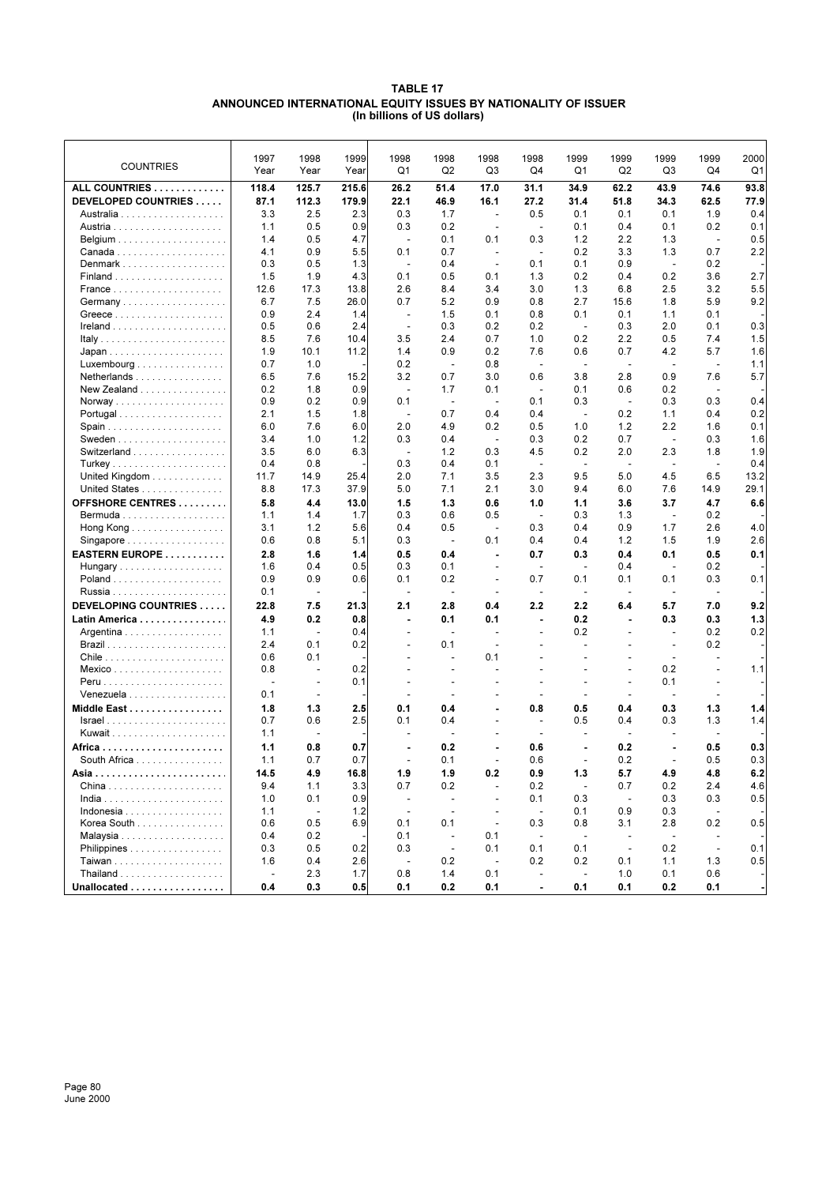**TABLE 17**
**ANNOUNCED INTERNATIONAL EQUITY ISSUES BY NATIONALITY OF ISSUER**
**(In billions of US dollars)**

| COUNTRIES | 1997 Year | 1998 Year | 1999 Year | 1998 Q1 | 1998 Q2 | 1998 Q3 | 1998 Q4 | 1999 Q1 | 1999 Q2 | 1999 Q3 | 1999 Q4 | 2000 Q1 |
|---|---|---|---|---|---|---|---|---|---|---|---|---|
| **ALL COUNTRIES** | **118.4** | **125.7** | **215.6** | **26.2** | **51.4** | **17.0** | **31.1** | **34.9** | **62.2** | **43.9** | **74.6** | **93.8** |
| **DEVELOPED COUNTRIES** | **87.1** | **112.3** | **179.9** | **22.1** | **46.9** | **16.1** | **27.2** | **31.4** | **51.8** | **34.3** | **62.5** | **77.9** |
| Australia | 3.3 | 2.5 | 2.3 | 0.3 | 1.7 | - | 0.5 | 0.1 | 0.1 | 0.1 | 1.9 | 0.4 |
| Austria | 1.1 | 0.5 | 0.9 | 0.3 | 0.2 | - | - | 0.1 | 0.4 | 0.1 | 0.2 | 0.1 |
| Belgium | 1.4 | 0.5 | 4.7 | - | 0.1 | 0.1 | 0.3 | 1.2 | 2.2 | 1.3 | - | 0.5 |
| Canada | 4.1 | 0.9 | 5.5 | 0.1 | 0.7 | - | - | 0.2 | 3.3 | 1.3 | 0.7 | 2.2 |
| Denmark | 0.3 | 0.5 | 1.3 | - | 0.4 | - | 0.1 | 0.1 | 0.9 | - | 0.2 | - |
| Finland | 1.5 | 1.9 | 4.3 | 0.1 | 0.5 | 0.1 | 1.3 | 0.2 | 0.4 | 0.2 | 3.6 | 2.7 |
| France | 12.6 | 17.3 | 13.8 | 2.6 | 8.4 | 3.4 | 3.0 | 1.3 | 6.8 | 2.5 | 3.2 | 5.5 |
| Germany | 6.7 | 7.5 | 26.0 | 0.7 | 5.2 | 0.9 | 0.8 | 2.7 | 15.6 | 1.8 | 5.9 | 9.2 |
| Greece | 0.9 | 2.4 | 1.4 | - | 1.5 | 0.1 | 0.8 | 0.1 | 0.1 | 1.1 | 0.1 | - |
| Ireland | 0.5 | 0.6 | 2.4 | - | 0.3 | 0.2 | 0.2 | - | 0.3 | 2.0 | 0.1 | 0.3 |
| Italy | 8.5 | 7.6 | 10.4 | 3.5 | 2.4 | 0.7 | 1.0 | 0.2 | 2.2 | 0.5 | 7.4 | 1.5 |
| Japan | 1.9 | 10.1 | 11.2 | 1.4 | 0.9 | 0.2 | 7.6 | 0.6 | 0.7 | 4.2 | 5.7 | 1.6 |
| Luxembourg | 0.7 | 1.0 | - | 0.2 | - | 0.8 | - | - | - | - | - | 1.1 |
| Netherlands | 6.5 | 7.6 | 15.2 | 3.2 | 0.7 | 3.0 | 0.6 | 3.8 | 2.8 | 0.9 | 7.6 | 5.7 |
| New Zealand | 0.2 | 1.8 | 0.9 | - | 1.7 | 0.1 | - | 0.1 | 0.6 | 0.2 | - | - |
| Norway | 0.9 | 0.2 | 0.9 | 0.1 | - | - | 0.1 | 0.3 | - | 0.3 | 0.3 | 0.4 |
| Portugal | 2.1 | 1.5 | 1.8 | - | 0.7 | 0.4 | 0.4 | - | 0.2 | 1.1 | 0.4 | 0.2 |
| Spain | 6.0 | 7.6 | 6.0 | 2.0 | 4.9 | 0.2 | 0.5 | 1.0 | 1.2 | 2.2 | 1.6 | 0.1 |
| Sweden | 3.4 | 1.0 | 1.2 | 0.3 | 0.4 | - | 0.3 | 0.2 | 0.7 | - | 0.3 | 1.6 |
| Switzerland | 3.5 | 6.0 | 6.3 | - | 1.2 | 0.3 | 4.5 | 0.2 | 2.0 | 2.3 | 1.8 | 1.9 |
| Turkey | 0.4 | 0.8 | - | 0.3 | 0.4 | 0.1 | - | - | - | - | - | 0.4 |
| United Kingdom | 11.7 | 14.9 | 25.4 | 2.0 | 7.1 | 3.5 | 2.3 | 9.5 | 5.0 | 4.5 | 6.5 | 13.2 |
| United States | 8.8 | 17.3 | 37.9 | 5.0 | 7.1 | 2.1 | 3.0 | 9.4 | 6.0 | 7.6 | 14.9 | 29.1 |
| **OFFSHORE CENTRES** | **5.8** | **4.4** | **13.0** | **1.5** | **1.3** | **0.6** | **1.0** | **1.1** | **3.6** | **3.7** | **4.7** | **6.6** |
| Bermuda | 1.1 | 1.4 | 1.7 | 0.3 | 0.6 | 0.5 | - | 0.3 | 1.3 | - | 0.2 | - |
| Hong Kong | 3.1 | 1.2 | 5.6 | 0.4 | 0.5 | - | 0.3 | 0.4 | 0.9 | 1.7 | 2.6 | 4.0 |
| Singapore | 0.6 | 0.8 | 5.1 | 0.3 | - | 0.1 | 0.4 | 0.4 | 1.2 | 1.5 | 1.9 | 2.6 |
| **EASTERN EUROPE** | **2.8** | **1.6** | **1.4** | **0.5** | **0.4** | **-** | **0.7** | **0.3** | **0.4** | **0.1** | **0.5** | **0.1** |
| Hungary | 1.6 | 0.4 | 0.5 | 0.3 | 0.1 | - | - | - | 0.4 | - | 0.2 | - |
| Poland | 0.9 | 0.9 | 0.6 | 0.1 | 0.2 | - | 0.7 | 0.1 | 0.1 | 0.1 | 0.3 | 0.1 |
| Russia | 0.1 | - | - | - | - | - | - | - | - | - | - | - |
| **DEVELOPING COUNTRIES** | **22.8** | **7.5** | **21.3** | **2.1** | **2.8** | **0.4** | **2.2** | **2.2** | **6.4** | **5.7** | **7.0** | **9.2** |
| **Latin America** | **4.9** | **0.2** | **0.8** | **-** | **0.1** | **0.1** | **-** | **0.2** | **-** | **0.3** | **0.3** | **1.3** |
| Argentina | 1.1 | - | 0.4 | - | - | - | - | 0.2 | - | - | 0.2 | 0.2 |
| Brazil | 2.4 | 0.1 | 0.2 | - | 0.1 | - | - | - | - | - | 0.2 | - |
| Chile | 0.6 | 0.1 | - | - | - | 0.1 | - | - | - | - | - | - |
| Mexico | 0.8 | - | 0.2 | - | - | - | - | - | - | 0.2 | - | 1.1 |
| Peru | - | - | 0.1 | - | - | - | - | - | - | 0.1 | - | - |
| Venezuela | 0.1 | - | - | - | - | - | - | - | - | - | - | - |
| **Middle East** | **1.8** | **1.3** | **2.5** | **0.1** | **0.4** | **-** | **0.8** | **0.5** | **0.4** | **0.3** | **1.3** | **1.4** |
| Israel | 0.7 | 0.6 | 2.5 | 0.1 | 0.4 | - | - | 0.5 | 0.4 | 0.3 | 1.3 | 1.4 |
| Kuwait | 1.1 | - | - | - | - | - | - | - | - | - | - | - |
| **Africa** | **1.1** | **0.8** | **0.7** | **-** | **0.2** | **-** | **0.6** | **-** | **0.2** | **-** | **0.5** | **0.3** |
| South Africa | 1.1 | 0.7 | 0.7 | - | 0.1 | - | 0.6 | - | 0.2 | - | 0.5 | 0.3 |
| **Asia** | **14.5** | **4.9** | **16.8** | **1.9** | **1.9** | **0.2** | **0.9** | **1.3** | **5.7** | **4.9** | **4.8** | **6.2** |
| China | 9.4 | 1.1 | 3.3 | 0.7 | 0.2 | - | 0.2 | - | 0.7 | 0.2 | 2.4 | 4.6 |
| India | 1.0 | 0.1 | 0.9 | - | - | - | 0.1 | 0.3 | - | 0.3 | 0.3 | 0.5 |
| Indonesia | 1.1 | - | 1.2 | - | - | - | - | 0.1 | 0.9 | 0.3 | - | - |
| Korea South | 0.6 | 0.5 | 6.9 | 0.1 | 0.1 | - | 0.3 | 0.8 | 3.1 | 2.8 | 0.2 | 0.5 |
| Malaysia | 0.4 | 0.2 | - | 0.1 | - | 0.1 | - | - | - | - | - | - |
| Philippines | 0.3 | 0.5 | 0.2 | 0.3 | - | 0.1 | 0.1 | 0.1 | - | 0.2 | - | 0.1 |
| Taiwan | 1.6 | 0.4 | 2.6 | - | 0.2 | - | 0.2 | 0.2 | 0.1 | 1.1 | 1.3 | 0.5 |
| Thailand | - | 2.3 | 1.7 | 0.8 | 1.4 | 0.1 | - | - | 1.0 | 0.1 | 0.6 | - |
| **Unallocated** | **0.4** | **0.3** | **0.5** | **0.1** | **0.2** | **0.1** | **-** | **0.1** | **0.1** | **0.2** | **0.1** | **-** |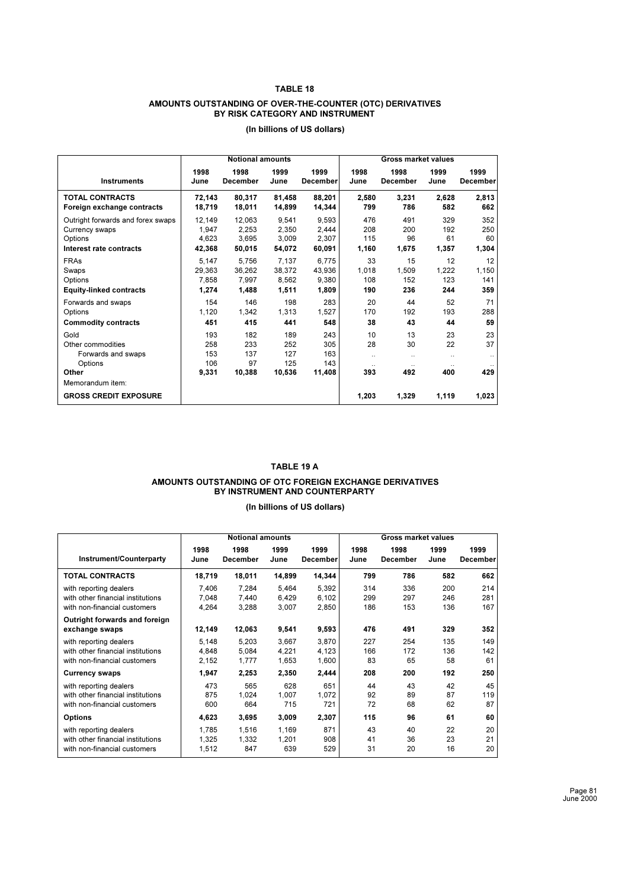# TABLE 18

## AMOUNTS OUTSTANDING OF OVER-THE-COUNTER (OTC) DERIVATIVES BY RISK CATEGORY AND INSTRUMENT

### (In billions of US dollars)

| Instruments | Notional amounts | | | | Gross market values | | | |
|---|---|---|---|---|---|---|---|---|
| | 1998 June | 1998 December | 1999 June | 1999 December | 1998 June | 1998 December | 1999 June | 1999 December |
| **TOTAL CONTRACTS** | **72,143** | **80,317** | **81,458** | **88,201** | **2,580** | **3,231** | **2,628** | **2,813** |
| **Foreign exchange contracts** | **18,719** | **18,011** | **14,899** | **14,344** | **799** | **786** | **582** | **662** |
| Outright forwards and forex swaps | 12,149 | 12,063 | 9,541 | 9,593 | 476 | 491 | 329 | 352 |
| Currency swaps | 1,947 | 2,253 | 2,350 | 2,444 | 208 | 200 | 192 | 250 |
| Options | 4,623 | 3,695 | 3,009 | 2,307 | 115 | 96 | 61 | 60 |
| **Interest rate contracts** | **42,368** | **50,015** | **54,072** | **60,091** | **1,160** | **1,675** | **1,357** | **1,304** |
| FRAs | 5,147 | 5,756 | 7,137 | 6,775 | 33 | 15 | 12 | 12 |
| Swaps | 29,363 | 36,262 | 38,372 | 43,936 | 1,018 | 1,509 | 1,222 | 1,150 |
| Options | 7,858 | 7,997 | 8,562 | 9,380 | 108 | 152 | 123 | 141 |
| **Equity-linked contracts** | **1,274** | **1,488** | **1,511** | **1,809** | **190** | **236** | **244** | **359** |
| Forwards and swaps | 154 | 146 | 198 | 283 | 20 | 44 | 52 | 71 |
| Options | 1,120 | 1,342 | 1,313 | 1,527 | 170 | 192 | 193 | 288 |
| **Commodity contracts** | **451** | **415** | **441** | **548** | **38** | **43** | **44** | **59** |
| Gold | 193 | 182 | 189 | 243 | 10 | 13 | 23 | 23 |
| Other commodities | 258 | 233 | 252 | 305 | 28 | 30 | 22 | 37 |
| Forwards and swaps | 153 | 137 | 127 | 163 | .. | .. | .. | .. |
| Options | 106 | 97 | 125 | 143 | .. | .. | .. | .. |
| **Other** | **9,331** | **10,388** | **10,536** | **11,408** | **393** | **492** | **400** | **429** |
| Memorandum item: | | | | | | | | |
| **GROSS CREDIT EXPOSURE** | | | | | **1,203** | **1,329** | **1,119** | **1,023** |

# TABLE 19 A

## AMOUNTS OUTSTANDING OF OTC FOREIGN EXCHANGE DERIVATIVES BY INSTRUMENT AND COUNTERPARTY

### (In billions of US dollars)

| Instrument/Counterparty | Notional amounts | | | | Gross market values | | | |
|---|---|---|---|---|---|---|---|---|
| | 1998 June | 1998 December | 1999 June | 1999 December | 1998 June | 1998 December | 1999 June | 1999 December |
| **TOTAL CONTRACTS** | **18,719** | **18,011** | **14,899** | **14,344** | **799** | **786** | **582** | **662** |
| with reporting dealers | 7,406 | 7,284 | 5,464 | 5,392 | 314 | 336 | 200 | 214 |
| with other financial institutions | 7,048 | 7,440 | 6,429 | 6,102 | 299 | 297 | 246 | 281 |
| with non-financial customers | 4,264 | 3,288 | 3,007 | 2,850 | 186 | 153 | 136 | 167 |
| **Outright forwards and foreign exchange swaps** | **12,149** | **12,063** | **9,541** | **9,593** | **476** | **491** | **329** | **352** |
| with reporting dealers | 5,148 | 5,203 | 3,667 | 3,870 | 227 | 254 | 135 | 149 |
| with other financial institutions | 4,848 | 5,084 | 4,221 | 4,123 | 166 | 172 | 136 | 142 |
| with non-financial customers | 2,152 | 1,777 | 1,653 | 1,600 | 83 | 65 | 58 | 61 |
| **Currency swaps** | **1,947** | **2,253** | **2,350** | **2,444** | **208** | **200** | **192** | **250** |
| with reporting dealers | 473 | 565 | 628 | 651 | 44 | 43 | 42 | 45 |
| with other financial institutions | 875 | 1,024 | 1,007 | 1,072 | 92 | 89 | 87 | 119 |
| with non-financial customers | 600 | 664 | 715 | 721 | 72 | 68 | 62 | 87 |
| **Options** | **4,623** | **3,695** | **3,009** | **2,307** | **115** | **96** | **61** | **60** |
| with reporting dealers | 1,785 | 1,516 | 1,169 | 871 | 43 | 40 | 22 | 20 |
| with other financial institutions | 1,325 | 1,332 | 1,201 | 908 | 41 | 36 | 23 | 21 |
| with non-financial customers | 1,512 | 847 | 639 | 529 | 31 | 20 | 16 | 20 |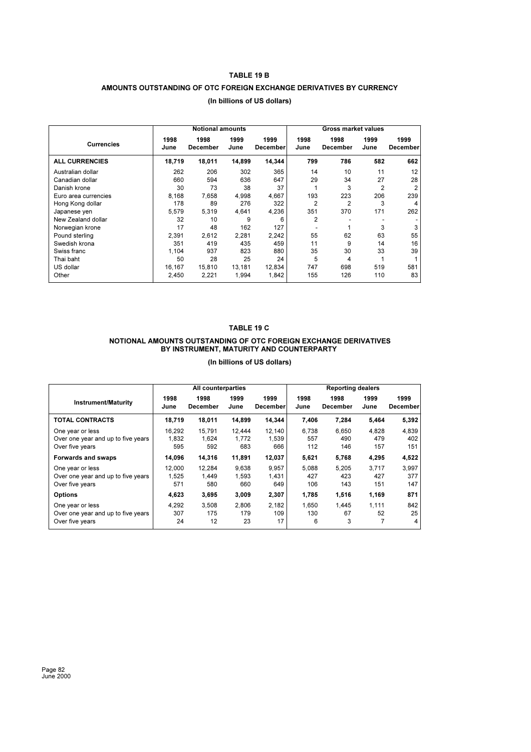## TABLE 19 B

### AMOUNTS OUTSTANDING OF OTC FOREIGN EXCHANGE DERIVATIVES BY CURRENCY

**(In billions of US dollars)**

| Currencies | Notional amounts | | | | Gross market values | | | |
|---|---|---|---|---|---|---|---|---|
| | 1998 June | 1998 December | 1999 June | 1999 December | 1998 June | 1998 December | 1999 June | 1999 December |
| **ALL CURRENCIES** | **18,719** | **18,011** | **14,899** | **14,344** | **799** | **786** | **582** | **662** |
| Australian dollar | 262 | 206 | 302 | 365 | 14 | 10 | 11 | 12 |
| Canadian dollar | 660 | 594 | 636 | 647 | 29 | 34 | 27 | 28 |
| Danish krone | 30 | 73 | 38 | 37 | 1 | 3 | 2 | 2 |
| Euro area currencies | 8,168 | 7,658 | 4,998 | 4,667 | 193 | 223 | 206 | 239 |
| Hong Kong dollar | 178 | 89 | 276 | 322 | 2 | 2 | 3 | 4 |
| Japanese yen | 5,579 | 5,319 | 4,641 | 4,236 | 351 | 370 | 171 | 262 |
| New Zealand dollar | 32 | 10 | 9 | 6 | 2 | - | - | - |
| Norwegian krone | 17 | 48 | 162 | 127 | - | 1 | 3 | 3 |
| Pound sterling | 2,391 | 2,612 | 2,281 | 2,242 | 55 | 62 | 63 | 55 |
| Swedish krona | 351 | 419 | 435 | 459 | 11 | 9 | 14 | 16 |
| Swiss franc | 1,104 | 937 | 823 | 880 | 35 | 30 | 33 | 39 |
| Thai baht | 50 | 28 | 25 | 24 | 5 | 4 | 1 | 1 |
| US dollar | 16,167 | 15,810 | 13,181 | 12,834 | 747 | 698 | 519 | 581 |
| Other | 2,450 | 2,221 | 1,994 | 1,842 | 155 | 126 | 110 | 83 |

## TABLE 19 C

### NOTIONAL AMOUNTS OUTSTANDING OF OTC FOREIGN EXCHANGE DERIVATIVES BY INSTRUMENT, MATURITY AND COUNTERPARTY

**(In billions of US dollars)**

| Instrument/Maturity | All counterparties | | | | Reporting dealers | | | |
|---|---|---|---|---|---|---|---|---|
| | 1998 June | 1998 December | 1999 June | 1999 December | 1998 June | 1998 December | 1999 June | 1999 December |
| **TOTAL CONTRACTS** | **18,719** | **18,011** | **14,899** | **14,344** | **7,406** | **7,284** | **5,464** | **5,392** |
| One year or less | 16,292 | 15,791 | 12,444 | 12,140 | 6,738 | 6,650 | 4,828 | 4,839 |
| Over one year and up to five years | 1,832 | 1,624 | 1,772 | 1,539 | 557 | 490 | 479 | 402 |
| Over five years | 595 | 592 | 683 | 666 | 112 | 146 | 157 | 151 |
| **Forwards and swaps** | **14,096** | **14,316** | **11,891** | **12,037** | **5,621** | **5,768** | **4,295** | **4,522** |
| One year or less | 12,000 | 12,284 | 9,638 | 9,957 | 5,088 | 5,205 | 3,717 | 3,997 |
| Over one year and up to five years | 1,525 | 1,449 | 1,593 | 1,431 | 427 | 423 | 427 | 377 |
| Over five years | 571 | 580 | 660 | 649 | 106 | 143 | 151 | 147 |
| **Options** | **4,623** | **3,695** | **3,009** | **2,307** | **1,785** | **1,516** | **1,169** | **871** |
| One year or less | 4,292 | 3,508 | 2,806 | 2,182 | 1,650 | 1,445 | 1,111 | 842 |
| Over one year and up to five years | 307 | 175 | 179 | 109 | 130 | 67 | 52 | 25 |
| Over five years | 24 | 12 | 23 | 17 | 6 | 3 | 7 | 4 |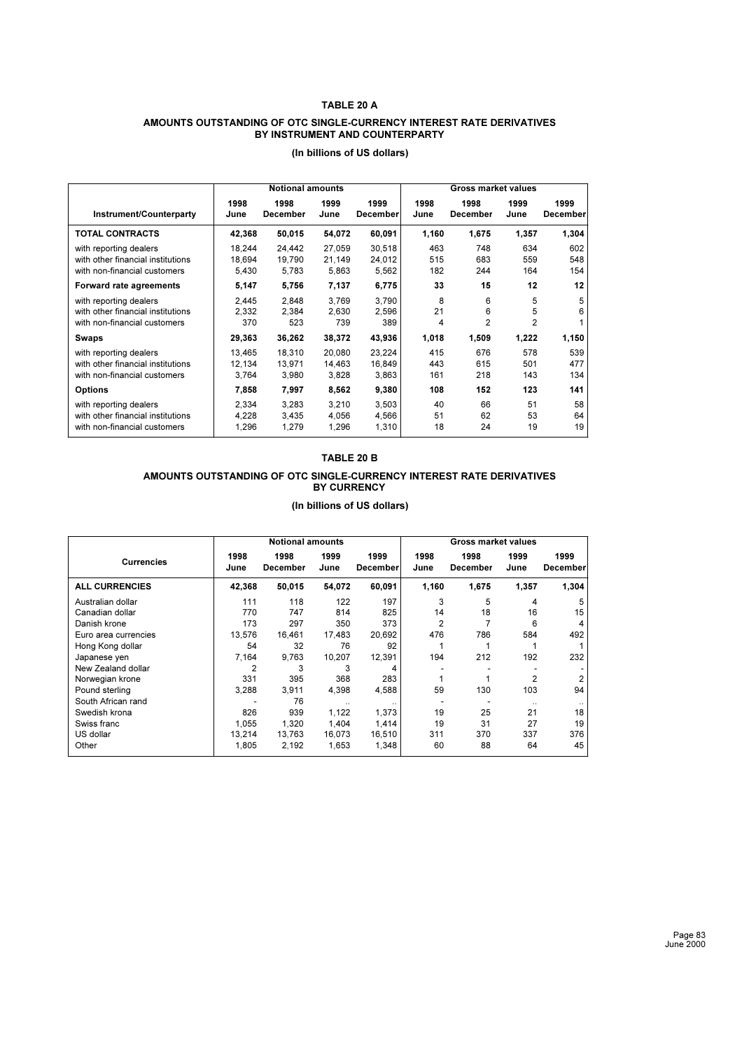## TABLE 20 A

### AMOUNTS OUTSTANDING OF OTC SINGLE-CURRENCY INTEREST RATE DERIVATIVES BY INSTRUMENT AND COUNTERPARTY

**(In billions of US dollars)**

| Instrument/Counterparty | Notional amounts | | | | Gross market values | | | |
|---|---|---|---|---|---|---|---|---|
| | 1998 June | 1998 December | 1999 June | 1999 December | 1998 June | 1998 December | 1999 June | 1999 December |
| **TOTAL CONTRACTS** | **42,368** | **50,015** | **54,072** | **60,091** | **1,160** | **1,675** | **1,357** | **1,304** |
| with reporting dealers | 18,244 | 24,442 | 27,059 | 30,518 | 463 | 748 | 634 | 602 |
| with other financial institutions | 18,694 | 19,790 | 21,149 | 24,012 | 515 | 683 | 559 | 548 |
| with non-financial customers | 5,430 | 5,783 | 5,863 | 5,562 | 182 | 244 | 164 | 154 |
| **Forward rate agreements** | **5,147** | **5,756** | **7,137** | **6,775** | **33** | **15** | **12** | **12** |
| with reporting dealers | 2,445 | 2,848 | 3,769 | 3,790 | 8 | 6 | 5 | 5 |
| with other financial institutions | 2,332 | 2,384 | 2,630 | 2,596 | 21 | 6 | 5 | 6 |
| with non-financial customers | 370 | 523 | 739 | 389 | 4 | 2 | 2 | 1 |
| **Swaps** | **29,363** | **36,262** | **38,372** | **43,936** | **1,018** | **1,509** | **1,222** | **1,150** |
| with reporting dealers | 13,465 | 18,310 | 20,080 | 23,224 | 415 | 676 | 578 | 539 |
| with other financial institutions | 12,134 | 13,971 | 14,463 | 16,849 | 443 | 615 | 501 | 477 |
| with non-financial customers | 3,764 | 3,980 | 3,828 | 3,863 | 161 | 218 | 143 | 134 |
| **Options** | **7,858** | **7,997** | **8,562** | **9,380** | **108** | **152** | **123** | **141** |
| with reporting dealers | 2,334 | 3,283 | 3,210 | 3,503 | 40 | 66 | 51 | 58 |
| with other financial institutions | 4,228 | 3,435 | 4,056 | 4,566 | 51 | 62 | 53 | 64 |
| with non-financial customers | 1,296 | 1,279 | 1,296 | 1,310 | 18 | 24 | 19 | 19 |

## TABLE 20 B

### AMOUNTS OUTSTANDING OF OTC SINGLE-CURRENCY INTEREST RATE DERIVATIVES BY CURRENCY

**(In billions of US dollars)**

| Currencies | Notional amounts | | | | Gross market values | | | |
|---|---|---|---|---|---|---|---|---|
| | 1998 June | 1998 December | 1999 June | 1999 December | 1998 June | 1998 December | 1999 June | 1999 December |
| **ALL CURRENCIES** | **42,368** | **50,015** | **54,072** | **60,091** | **1,160** | **1,675** | **1,357** | **1,304** |
| Australian dollar | 111 | 118 | 122 | 197 | 3 | 5 | 4 | 5 |
| Canadian dollar | 770 | 747 | 814 | 825 | 14 | 18 | 16 | 15 |
| Danish krone | 173 | 297 | 350 | 373 | 2 | 7 | 6 | 4 |
| Euro area currencies | 13,576 | 16,461 | 17,483 | 20,692 | 476 | 786 | 584 | 492 |
| Hong Kong dollar | 54 | 32 | 76 | 92 | 1 | 1 | 1 | 1 |
| Japanese yen | 7,164 | 9,763 | 10,207 | 12,391 | 194 | 212 | 192 | 232 |
| New Zealand dollar | 2 | 3 | 3 | 4 | - | - | - | - |
| Norwegian krone | 331 | 395 | 368 | 283 | 1 | 1 | 2 | 2 |
| Pound sterling | 3,288 | 3,911 | 4,398 | 4,588 | 59 | 130 | 103 | 94 |
| South African rand | - | 76 | .. | .. | - | - | .. | .. |
| Swedish krona | 826 | 939 | 1,122 | 1,373 | 19 | 25 | 21 | 18 |
| Swiss franc | 1,055 | 1,320 | 1,404 | 1,414 | 19 | 31 | 27 | 19 |
| US dollar | 13,214 | 13,763 | 16,073 | 16,510 | 311 | 370 | 337 | 376 |
| Other | 1,805 | 2,192 | 1,653 | 1,348 | 60 | 88 | 64 | 45 |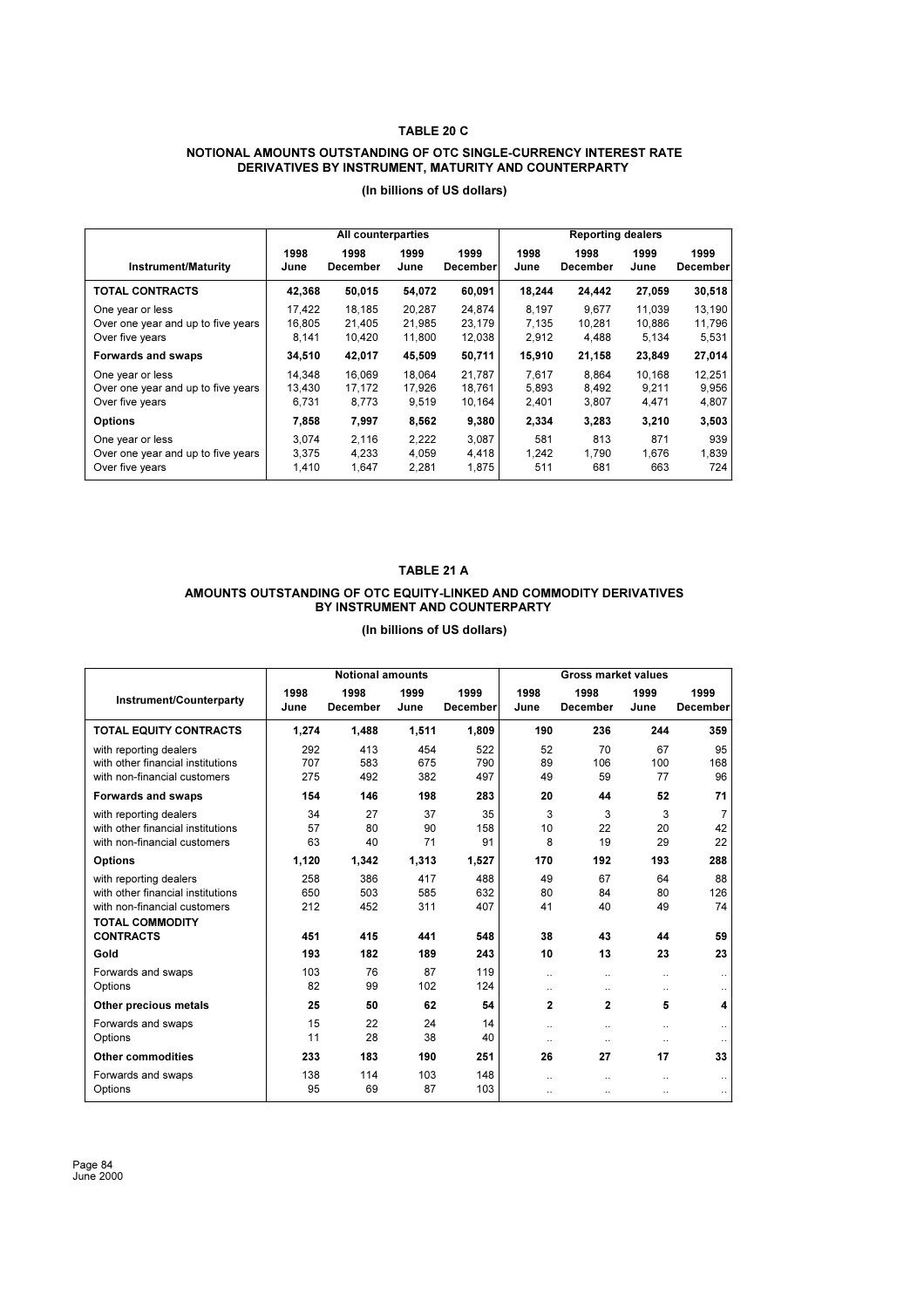## TABLE 20 C

### NOTIONAL AMOUNTS OUTSTANDING OF OTC SINGLE-CURRENCY INTEREST RATE DERIVATIVES BY INSTRUMENT, MATURITY AND COUNTERPARTY

**(In billions of US dollars)**

| Instrument/Maturity | All counterparties | | | | Reporting dealers | | | |
|---|---|---|---|---|---|---|---|---|
| | 1998 June | 1998 December | 1999 June | 1999 December | 1998 June | 1998 December | 1999 June | 1999 December |
| **TOTAL CONTRACTS** | **42,368** | **50,015** | **54,072** | **60,091** | **18,244** | **24,442** | **27,059** | **30,518** |
| One year or less | 17,422 | 18,185 | 20,287 | 24,874 | 8,197 | 9,677 | 11,039 | 13,190 |
| Over one year and up to five years | 16,805 | 21,405 | 21,985 | 23,179 | 7,135 | 10,281 | 10,886 | 11,796 |
| Over five years | 8,141 | 10,420 | 11,800 | 12,038 | 2,912 | 4,488 | 5,134 | 5,531 |
| **Forwards and swaps** | **34,510** | **42,017** | **45,509** | **50,711** | **15,910** | **21,158** | **23,849** | **27,014** |
| One year or less | 14,348 | 16,069 | 18,064 | 21,787 | 7,617 | 8,864 | 10,168 | 12,251 |
| Over one year and up to five years | 13,430 | 17,172 | 17,926 | 18,761 | 5,893 | 8,492 | 9,211 | 9,956 |
| Over five years | 6,731 | 8,773 | 9,519 | 10,164 | 2,401 | 3,807 | 4,471 | 4,807 |
| **Options** | **7,858** | **7,997** | **8,562** | **9,380** | **2,334** | **3,283** | **3,210** | **3,503** |
| One year or less | 3,074 | 2,116 | 2,222 | 3,087 | 581 | 813 | 871 | 939 |
| Over one year and up to five years | 3,375 | 4,233 | 4,059 | 4,418 | 1,242 | 1,790 | 1,676 | 1,839 |
| Over five years | 1,410 | 1,647 | 2,281 | 1,875 | 511 | 681 | 663 | 724 |

## TABLE 21 A

### AMOUNTS OUTSTANDING OF OTC EQUITY-LINKED AND COMMODITY DERIVATIVES BY INSTRUMENT AND COUNTERPARTY

**(In billions of US dollars)**

| Instrument/Counterparty | Notional amounts | | | | Gross market values | | | |
|---|---|---|---|---|---|---|---|---|
| | 1998 June | 1998 December | 1999 June | 1999 December | 1998 June | 1998 December | 1999 June | 1999 December |
| **TOTAL EQUITY CONTRACTS** | **1,274** | **1,488** | **1,511** | **1,809** | **190** | **236** | **244** | **359** |
| with reporting dealers | 292 | 413 | 454 | 522 | 52 | 70 | 67 | 95 |
| with other financial institutions | 707 | 583 | 675 | 790 | 89 | 106 | 100 | 168 |
| with non-financial customers | 275 | 492 | 382 | 497 | 49 | 59 | 77 | 96 |
| **Forwards and swaps** | **154** | **146** | **198** | **283** | **20** | **44** | **52** | **71** |
| with reporting dealers | 34 | 27 | 37 | 35 | 3 | 3 | 3 | 7 |
| with other financial institutions | 57 | 80 | 90 | 158 | 10 | 22 | 20 | 42 |
| with non-financial customers | 63 | 40 | 71 | 91 | 8 | 19 | 29 | 22 |
| **Options** | **1,120** | **1,342** | **1,313** | **1,527** | **170** | **192** | **193** | **288** |
| with reporting dealers | 258 | 386 | 417 | 488 | 49 | 67 | 64 | 88 |
| with other financial institutions | 650 | 503 | 585 | 632 | 80 | 84 | 80 | 126 |
| with non-financial customers | 212 | 452 | 311 | 407 | 41 | 40 | 49 | 74 |
| **TOTAL COMMODITY CONTRACTS** | **451** | **415** | **441** | **548** | **38** | **43** | **44** | **59** |
| **Gold** | **193** | **182** | **189** | **243** | **10** | **13** | **23** | **23** |
| Forwards and swaps | 103 | 76 | 87 | 119 | .. | .. | .. | .. |
| Options | 82 | 99 | 102 | 124 | .. | .. | .. | .. |
| **Other precious metals** | **25** | **50** | **62** | **54** | **2** | **2** | **5** | **4** |
| Forwards and swaps | 15 | 22 | 24 | 14 | .. | .. | .. | .. |
| Options | 11 | 28 | 38 | 40 | .. | .. | .. | .. |
| **Other commodities** | **233** | **183** | **190** | **251** | **26** | **27** | **17** | **33** |
| Forwards and swaps | 138 | 114 | 103 | 148 | .. | .. | .. | .. |
| Options | 95 | 69 | 87 | 103 | .. | .. | .. | .. |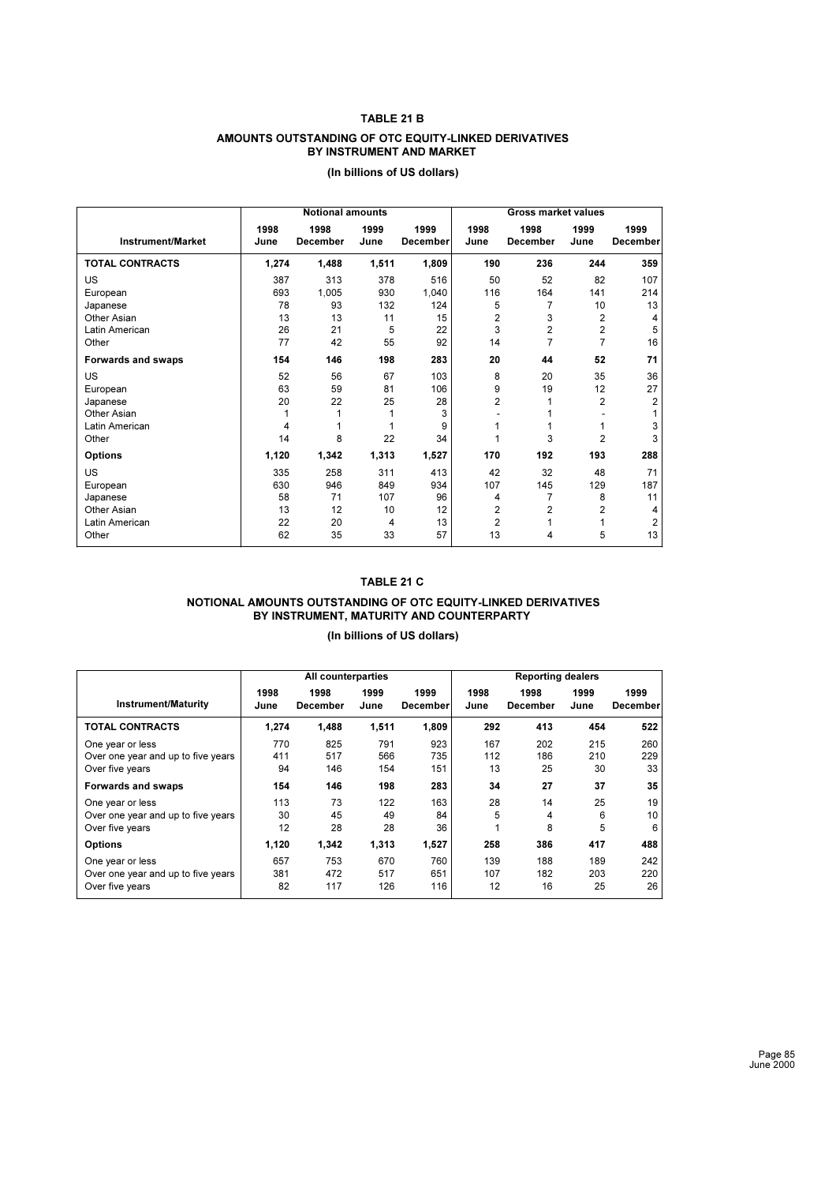## TABLE 21 B

### AMOUNTS OUTSTANDING OF OTC EQUITY-LINKED DERIVATIVES BY INSTRUMENT AND MARKET

**(In billions of US dollars)**

| Instrument/Market | Notional amounts | | | | Gross market values | | | |
|---|---|---|---|---|---|---|---|---|
| | 1998 June | 1998 December | 1999 June | 1999 December | 1998 June | 1998 December | 1999 June | 1999 December |
| **TOTAL CONTRACTS** | **1,274** | **1,488** | **1,511** | **1,809** | **190** | **236** | **244** | **359** |
| US | 387 | 313 | 378 | 516 | 50 | 52 | 82 | 107 |
| European | 693 | 1,005 | 930 | 1,040 | 116 | 164 | 141 | 214 |
| Japanese | 78 | 93 | 132 | 124 | 5 | 7 | 10 | 13 |
| Other Asian | 13 | 13 | 11 | 15 | 2 | 3 | 2 | 4 |
| Latin American | 26 | 21 | 5 | 22 | 3 | 2 | 2 | 5 |
| Other | 77 | 42 | 55 | 92 | 14 | 7 | 7 | 16 |
| **Forwards and swaps** | **154** | **146** | **198** | **283** | **20** | **44** | **52** | **71** |
| US | 52 | 56 | 67 | 103 | 8 | 20 | 35 | 36 |
| European | 63 | 59 | 81 | 106 | 9 | 19 | 12 | 27 |
| Japanese | 20 | 22 | 25 | 28 | 2 | 1 | 2 | 2 |
| Other Asian | 1 | 1 | 1 | 3 | - | 1 | - | 1 |
| Latin American | 4 | 1 | 1 | 9 | 1 | 1 | 1 | 3 |
| Other | 14 | 8 | 22 | 34 | 1 | 3 | 2 | 3 |
| **Options** | **1,120** | **1,342** | **1,313** | **1,527** | **170** | **192** | **193** | **288** |
| US | 335 | 258 | 311 | 413 | 42 | 32 | 48 | 71 |
| European | 630 | 946 | 849 | 934 | 107 | 145 | 129 | 187 |
| Japanese | 58 | 71 | 107 | 96 | 4 | 7 | 8 | 11 |
| Other Asian | 13 | 12 | 10 | 12 | 2 | 2 | 2 | 4 |
| Latin American | 22 | 20 | 4 | 13 | 2 | 1 | 1 | 2 |
| Other | 62 | 35 | 33 | 57 | 13 | 4 | 5 | 13 |

## TABLE 21 C

### NOTIONAL AMOUNTS OUTSTANDING OF OTC EQUITY-LINKED DERIVATIVES BY INSTRUMENT, MATURITY AND COUNTERPARTY

**(In billions of US dollars)**

| Instrument/Maturity | All counterparties | | | | Reporting dealers | | | |
|---|---|---|---|---|---|---|---|---|
| | 1998 June | 1998 December | 1999 June | 1999 December | 1998 June | 1998 December | 1999 June | 1999 December |
| **TOTAL CONTRACTS** | **1,274** | **1,488** | **1,511** | **1,809** | **292** | **413** | **454** | **522** |
| One year or less | 770 | 825 | 791 | 923 | 167 | 202 | 215 | 260 |
| Over one year and up to five years | 411 | 517 | 566 | 735 | 112 | 186 | 210 | 229 |
| Over five years | 94 | 146 | 154 | 151 | 13 | 25 | 30 | 33 |
| **Forwards and swaps** | **154** | **146** | **198** | **283** | **34** | **27** | **37** | **35** |
| One year or less | 113 | 73 | 122 | 163 | 28 | 14 | 25 | 19 |
| Over one year and up to five years | 30 | 45 | 49 | 84 | 5 | 4 | 6 | 10 |
| Over five years | 12 | 28 | 28 | 36 | 1 | 8 | 5 | 6 |
| **Options** | **1,120** | **1,342** | **1,313** | **1,527** | **258** | **386** | **417** | **488** |
| One year or less | 657 | 753 | 670 | 760 | 139 | 188 | 189 | 242 |
| Over one year and up to five years | 381 | 472 | 517 | 651 | 107 | 182 | 203 | 220 |
| Over five years | 82 | 117 | 126 | 116 | 12 | 16 | 25 | 26 |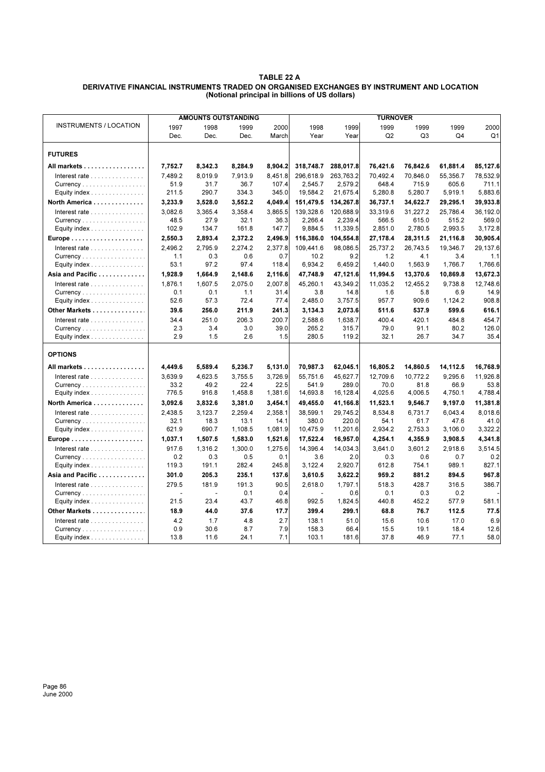**TABLE 22 A**

**DERIVATIVE FINANCIAL INSTRUMENTS TRADED ON ORGANISED EXCHANGES BY INSTRUMENT AND LOCATION**

**(Notional principal in billions of US dollars)**

| INSTRUMENTS / LOCATION | AMOUNTS OUTSTANDING | | | | TURNOVER | | | | | |
|---|---|---|---|---|---|---|---|---|---|---|
| | 1997 Dec. | 1998 Dec. | 1999 Dec. | 2000 March | 1998 Year | 1999 Year | 1999 Q2 | 1999 Q3 | 1999 Q4 | 2000 Q1 |
| **FUTURES** | | | | | | | | | | |
| **All markets** | **7,752.7** | **8,342.3** | **8,284.9** | **8,904.2** | **318,748.7** | **288,017.8** | **76,421.6** | **76,842.6** | **61,881.4** | **85,127.6** |
| Interest rate | 7,489.2 | 8,019.9 | 7,913.9 | 8,451.8 | 296,618.9 | 263,763.2 | 70,492.4 | 70,846.0 | 55,356.7 | 78,532.9 |
| Currency | 51.9 | 31.7 | 36.7 | 107.4 | 2,545.7 | 2,579.2 | 648.4 | 715.9 | 605.6 | 711.1 |
| Equity index | 211.5 | 290.7 | 334.3 | 345.0 | 19,584.2 | 21,675.4 | 5,280.8 | 5,280.7 | 5,919.1 | 5,883.6 |
| **North America** | **3,233.9** | **3,528.0** | **3,552.2** | **4,049.4** | **151,479.5** | **134,267.8** | **36,737.1** | **34,622.7** | **29,295.1** | **39,933.8** |
| Interest rate | 3,082.6 | 3,365.4 | 3,358.4 | 3,865.5 | 139,328.6 | 120,688.9 | 33,319.6 | 31,227.2 | 25,786.4 | 36,192.0 |
| Currency | 48.5 | 27.9 | 32.1 | 36.3 | 2,266.4 | 2,239.4 | 566.5 | 615.0 | 515.2 | 569.0 |
| Equity index | 102.9 | 134.7 | 161.8 | 147.7 | 9,884.5 | 11,339.5 | 2,851.0 | 2,780.5 | 2,993.5 | 3,172.8 |
| **Europe** | **2,550.3** | **2,893.4** | **2,372.2** | **2,496.9** | **116,386.0** | **104,554.8** | **27,178.4** | **28,311.5** | **21,116.8** | **30,905.4** |
| Interest rate | 2,496.2 | 2,795.9 | 2,274.2 | 2,377.8 | 109,441.6 | 98,086.5 | 25,737.2 | 26,743.5 | 19,346.7 | 29,137.6 |
| Currency | 1.1 | 0.3 | 0.6 | 0.7 | 10.2 | 9.2 | 1.2 | 4.1 | 3.4 | 1.1 |
| Equity index | 53.1 | 97.2 | 97.4 | 118.4 | 6,934.2 | 6,459.2 | 1,440.0 | 1,563.9 | 1,766.7 | 1,766.6 |
| **Asia and Pacific** | **1,928.9** | **1,664.9** | **2,148.6** | **2,116.6** | **47,748.9** | **47,121.6** | **11,994.5** | **13,370.6** | **10,869.8** | **13,672.3** |
| Interest rate | 1,876.1 | 1,607.5 | 2,075.0 | 2,007.8 | 45,260.1 | 43,349.2 | 11,035.2 | 12,455.2 | 9,738.8 | 12,748.6 |
| Currency | 0.1 | 0.1 | 1.1 | 31.4 | 3.8 | 14.8 | 1.6 | 5.8 | 6.9 | 14.9 |
| Equity index | 52.6 | 57.3 | 72.4 | 77.4 | 2,485.0 | 3,757.5 | 957.7 | 909.6 | 1,124.2 | 908.8 |
| **Other Markets** | **39.6** | **256.0** | **211.9** | **241.3** | **3,134.3** | **2,073.6** | **511.6** | **537.9** | **599.6** | **616.1** |
| Interest rate | 34.4 | 251.0 | 206.3 | 200.7 | 2,588.6 | 1,638.7 | 400.4 | 420.1 | 484.8 | 454.7 |
| Currency | 2.3 | 3.4 | 3.0 | 39.0 | 265.2 | 315.7 | 79.0 | 91.1 | 80.2 | 126.0 |
| Equity index | 2.9 | 1.5 | 2.6 | 1.5 | 280.5 | 119.2 | 32.1 | 26.7 | 34.7 | 35.4 |
| **OPTIONS** | | | | | | | | | | |
| **All markets** | **4,449.6** | **5,589.4** | **5,236.7** | **5,131.0** | **70,987.3** | **62,045.1** | **16,805.2** | **14,860.5** | **14,112.5** | **16,768.9** |
| Interest rate | 3,639.9 | 4,623.5 | 3,755.5 | 3,726.9 | 55,751.6 | 45,627.7 | 12,709.6 | 10,772.2 | 9,295.6 | 11,926.8 |
| Currency | 33.2 | 49.2 | 22.4 | 22.5 | 541.9 | 289.0 | 70.0 | 81.8 | 66.9 | 53.8 |
| Equity index | 776.5 | 916.8 | 1,458.8 | 1,381.6 | 14,693.8 | 16,128.4 | 4,025.6 | 4,006.5 | 4,750.1 | 4,788.4 |
| **North America** | **3,092.6** | **3,832.6** | **3,381.0** | **3,454.1** | **49,455.0** | **41,166.8** | **11,523.1** | **9,546.7** | **9,197.0** | **11,381.8** |
| Interest rate | 2,438.5 | 3,123.7 | 2,259.4 | 2,358.1 | 38,599.1 | 29,745.2 | 8,534.8 | 6,731.7 | 6,043.4 | 8,018.6 |
| Currency | 32.1 | 18.3 | 13.1 | 14.1 | 380.0 | 220.0 | 54.1 | 61.7 | 47.6 | 41.0 |
| Equity index | 621.9 | 690.7 | 1,108.5 | 1,081.9 | 10,475.9 | 11,201.6 | 2,934.2 | 2,753.3 | 3,106.0 | 3,322.2 |
| **Europe** | **1,037.1** | **1,507.5** | **1,583.0** | **1,521.6** | **17,522.4** | **16,957.0** | **4,254.1** | **4,355.9** | **3,908.5** | **4,341.8** |
| Interest rate | 917.6 | 1,316.2 | 1,300.0 | 1,275.6 | 14,396.4 | 14,034.3 | 3,641.0 | 3,601.2 | 2,918.6 | 3,514.5 |
| Currency | 0.2 | 0.3 | 0.5 | 0.1 | 3.6 | 2.0 | 0.3 | 0.6 | 0.7 | 0.2 |
| Equity index | 119.3 | 191.1 | 282.4 | 245.8 | 3,122.4 | 2,920.7 | 612.8 | 754.1 | 989.1 | 827.1 |
| **Asia and Pacific** | **301.0** | **205.3** | **235.1** | **137.6** | **3,610.5** | **3,622.2** | **959.2** | **881.2** | **894.5** | **967.8** |
| Interest rate | 279.5 | 181.9 | 191.3 | 90.5 | 2,618.0 | 1,797.1 | 518.3 | 428.7 | 316.5 | 386.7 |
| Currency | - | - | 0.1 | 0.4 | - | 0.6 | 0.1 | 0.3 | 0.2 | - |
| Equity index | 21.5 | 23.4 | 43.7 | 46.8 | 992.5 | 1,824.5 | 440.8 | 452.2 | 577.9 | 581.1 |
| **Other Markets** | **18.9** | **44.0** | **37.6** | **17.7** | **399.4** | **299.1** | **68.8** | **76.7** | **112.5** | **77.5** |
| Interest rate | 4.2 | 1.7 | 4.8 | 2.7 | 138.1 | 51.0 | 15.6 | 10.6 | 17.0 | 6.9 |
| Currency | 0.9 | 30.6 | 8.7 | 7.9 | 158.3 | 66.4 | 15.5 | 19.1 | 18.4 | 12.6 |
| Equity index | 13.8 | 11.6 | 24.1 | 7.1 | 103.1 | 181.6 | 37.8 | 46.9 | 77.1 | 58.0 |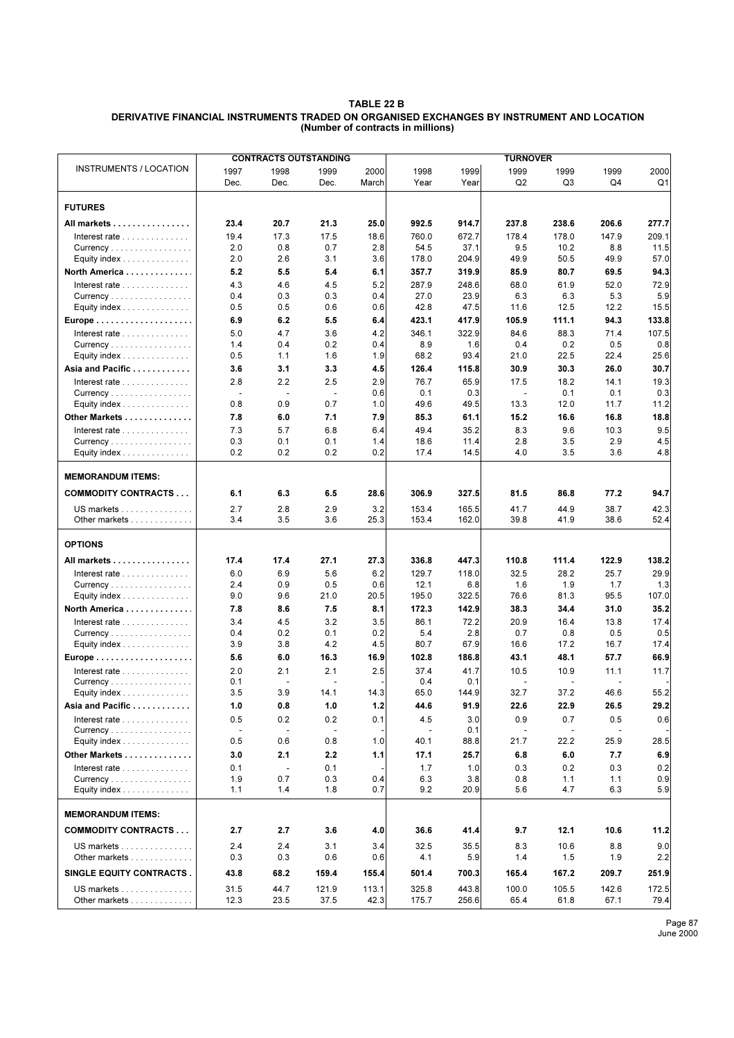**TABLE 22 B**

**DERIVATIVE FINANCIAL INSTRUMENTS TRADED ON ORGANISED EXCHANGES BY INSTRUMENT AND LOCATION**
**(Number of contracts in millions)**

| INSTRUMENTS / LOCATION | CONTRACTS OUTSTANDING | | | | TURNOVER | | | | | |
|---|---|---|---|---|---|---|---|---|---|---|
| | 1997 Dec. | 1998 Dec. | 1999 Dec. | 2000 March | 1998 Year | 1999 Year | 1999 Q2 | 1999 Q3 | 1999 Q4 | 2000 Q1 |
| **FUTURES** | | | | | | | | | | |
| **All markets** | **23.4** | **20.7** | **21.3** | **25.0** | **992.5** | **914.7** | **237.8** | **238.6** | **206.6** | **277.7** |
| Interest rate | 19.4 | 17.3 | 17.5 | 18.6 | 760.0 | 672.7 | 178.4 | 178.0 | 147.9 | 209.1 |
| Currency | 2.0 | 0.8 | 0.7 | 2.8 | 54.5 | 37.1 | 9.5 | 10.2 | 8.8 | 11.5 |
| Equity index | 2.0 | 2.6 | 3.1 | 3.6 | 178.0 | 204.9 | 49.9 | 50.5 | 49.9 | 57.0 |
| **North America** | **5.2** | **5.5** | **5.4** | **6.1** | **357.7** | **319.9** | **85.9** | **80.7** | **69.5** | **94.3** |
| Interest rate | 4.3 | 4.6 | 4.5 | 5.2 | 287.9 | 248.6 | 68.0 | 61.9 | 52.0 | 72.9 |
| Currency | 0.4 | 0.3 | 0.3 | 0.4 | 27.0 | 23.9 | 6.3 | 6.3 | 5.3 | 5.9 |
| Equity index | 0.5 | 0.5 | 0.6 | 0.6 | 42.8 | 47.5 | 11.6 | 12.5 | 12.2 | 15.5 |
| **Europe** | **6.9** | **6.2** | **5.5** | **6.4** | **423.1** | **417.9** | **105.9** | **111.1** | **94.3** | **133.8** |
| Interest rate | 5.0 | 4.7 | 3.6 | 4.2 | 346.1 | 322.9 | 84.6 | 88.3 | 71.4 | 107.5 |
| Currency | 1.4 | 0.4 | 0.2 | 0.4 | 8.9 | 1.6 | 0.4 | 0.2 | 0.5 | 0.8 |
| Equity index | 0.5 | 1.1 | 1.6 | 1.9 | 68.2 | 93.4 | 21.0 | 22.5 | 22.4 | 25.6 |
| **Asia and Pacific** | **3.6** | **3.1** | **3.3** | **4.5** | **126.4** | **115.8** | **30.9** | **30.3** | **26.0** | **30.7** |
| Interest rate | 2.8 | 2.2 | 2.5 | 2.9 | 76.7 | 65.9 | 17.5 | 18.2 | 14.1 | 19.3 |
| Currency | - | - | - | 0.6 | 0.1 | 0.3 | - | 0.1 | 0.1 | 0.3 |
| Equity index | 0.8 | 0.9 | 0.7 | 1.0 | 49.6 | 49.5 | 13.3 | 12.0 | 11.7 | 11.2 |
| **Other Markets** | **7.8** | **6.0** | **7.1** | **7.9** | **85.3** | **61.1** | **15.2** | **16.6** | **16.8** | **18.8** |
| Interest rate | 7.3 | 5.7 | 6.8 | 6.4 | 49.4 | 35.2 | 8.3 | 9.6 | 10.3 | 9.5 |
| Currency | 0.3 | 0.1 | 0.1 | 1.4 | 18.6 | 11.4 | 2.8 | 3.5 | 2.9 | 4.5 |
| Equity index | 0.2 | 0.2 | 0.2 | 0.2 | 17.4 | 14.5 | 4.0 | 3.5 | 3.6 | 4.8 |
| **MEMORANDUM ITEMS:** | | | | | | | | | | |
| **COMMODITY CONTRACTS** | **6.1** | **6.3** | **6.5** | **28.6** | **306.9** | **327.5** | **81.5** | **86.8** | **77.2** | **94.7** |
| US markets | 2.7 | 2.8 | 2.9 | 3.2 | 153.4 | 165.5 | 41.7 | 44.9 | 38.7 | 42.3 |
| Other markets | 3.4 | 3.5 | 3.6 | 25.3 | 153.4 | 162.0 | 39.8 | 41.9 | 38.6 | 52.4 |
| **OPTIONS** | | | | | | | | | | |
| **All markets** | **17.4** | **17.4** | **27.1** | **27.3** | **336.8** | **447.3** | **110.8** | **111.4** | **122.9** | **138.2** |
| Interest rate | 6.0 | 6.9 | 5.6 | 6.2 | 129.7 | 118.0 | 32.5 | 28.2 | 25.7 | 29.9 |
| Currency | 2.4 | 0.9 | 0.5 | 0.6 | 12.1 | 6.8 | 1.6 | 1.9 | 1.7 | 1.3 |
| Equity index | 9.0 | 9.6 | 21.0 | 20.5 | 195.0 | 322.5 | 76.6 | 81.3 | 95.5 | 107.0 |
| **North America** | **7.8** | **8.6** | **7.5** | **8.1** | **172.3** | **142.9** | **38.3** | **34.4** | **31.0** | **35.2** |
| Interest rate | 3.4 | 4.5 | 3.2 | 3.5 | 86.1 | 72.2 | 20.9 | 16.4 | 13.8 | 17.4 |
| Currency | 0.4 | 0.2 | 0.1 | 0.2 | 5.4 | 2.8 | 0.7 | 0.8 | 0.5 | 0.5 |
| Equity index | 3.9 | 3.8 | 4.2 | 4.5 | 80.7 | 67.9 | 16.6 | 17.2 | 16.7 | 17.4 |
| **Europe** | **5.6** | **6.0** | **16.3** | **16.9** | **102.8** | **186.8** | **43.1** | **48.1** | **57.7** | **66.9** |
| Interest rate | 2.0 | 2.1 | 2.1 | 2.5 | 37.4 | 41.7 | 10.5 | 10.9 | 11.1 | 11.7 |
| Currency | 0.1 | - | - | - | 0.4 | 0.1 | - | - | - | - |
| Equity index | 3.5 | 3.9 | 14.1 | 14.3 | 65.0 | 144.9 | 32.7 | 37.2 | 46.6 | 55.2 |
| **Asia and Pacific** | **1.0** | **0.8** | **1.0** | **1.2** | **44.6** | **91.9** | **22.6** | **22.9** | **26.5** | **29.2** |
| Interest rate | 0.5 | 0.2 | 0.2 | 0.1 | 4.5 | 3.0 | 0.9 | 0.7 | 0.5 | 0.6 |
| Currency | - | - | - | - | - | 0.1 | - | - | - | - |
| Equity index | 0.5 | 0.6 | 0.8 | 1.0 | 40.1 | 88.8 | 21.7 | 22.2 | 25.9 | 28.5 |
| **Other Markets** | **3.0** | **2.1** | **2.2** | **1.1** | **17.1** | **25.7** | **6.8** | **6.0** | **7.7** | **6.9** |
| Interest rate | 0.1 | - | 0.1 | - | 1.7 | 1.0 | 0.3 | 0.2 | 0.3 | 0.2 |
| Currency | 1.9 | 0.7 | 0.3 | 0.4 | 6.3 | 3.8 | 0.8 | 1.1 | 1.1 | 0.9 |
| Equity index | 1.1 | 1.4 | 1.8 | 0.7 | 9.2 | 20.9 | 5.6 | 4.7 | 6.3 | 5.9 |
| **MEMORANDUM ITEMS:** | | | | | | | | | | |
| **COMMODITY CONTRACTS** | **2.7** | **2.7** | **3.6** | **4.0** | **36.6** | **41.4** | **9.7** | **12.1** | **10.6** | **11.2** |
| US markets | 2.4 | 2.4 | 3.1 | 3.4 | 32.5 | 35.5 | 8.3 | 10.6 | 8.8 | 9.0 |
| Other markets | 0.3 | 0.3 | 0.6 | 0.6 | 4.1 | 5.9 | 1.4 | 1.5 | 1.9 | 2.2 |
| **SINGLE EQUITY CONTRACTS** | **43.8** | **68.2** | **159.4** | **155.4** | **501.4** | **700.3** | **165.4** | **167.2** | **209.7** | **251.9** |
| US markets | 31.5 | 44.7 | 121.9 | 113.1 | 325.8 | 443.8 | 100.0 | 105.5 | 142.6 | 172.5 |
| Other markets | 12.3 | 23.5 | 37.5 | 42.3 | 175.7 | 256.6 | 65.4 | 61.8 | 67.1 | 79.4 |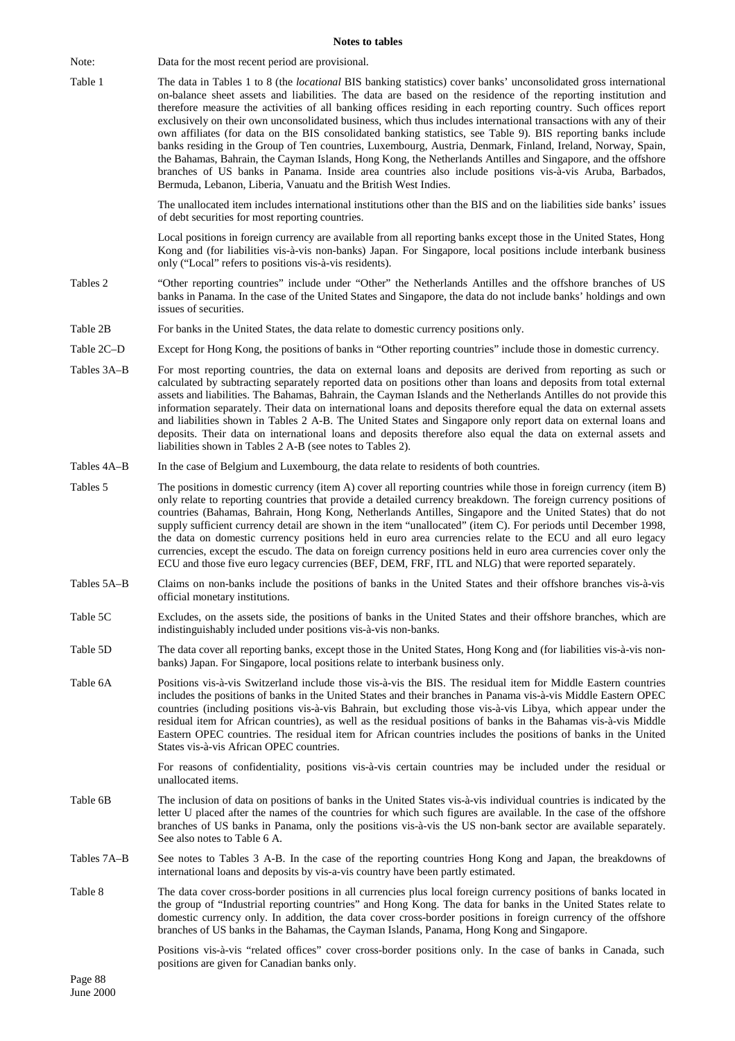**Notes to tables**

| | |
|---|---|
| Note: | Data for the most recent period are provisional. |
| Table 1 | The data in Tables 1 to 8 (the *locational* BIS banking statistics) cover banks' unconsolidated gross international on-balance sheet assets and liabilities. The data are based on the residence of the reporting institution and therefore measure the activities of all banking offices residing in each reporting country. Such offices report exclusively on their own unconsolidated business, which thus includes international transactions with any of their own affiliates (for data on the BIS consolidated banking statistics, see Table 9). BIS reporting banks include banks residing in the Group of Ten countries, Luxembourg, Austria, Denmark, Finland, Ireland, Norway, Spain, the Bahamas, Bahrain, the Cayman Islands, Hong Kong, the Netherlands Antilles and Singapore, and the offshore branches of US banks in Panama. Inside area countries also include positions vis-à-vis Aruba, Barbados, Bermuda, Lebanon, Liberia, Vanuatu and the British West Indies. |
| | The unallocated item includes international institutions other than the BIS and on the liabilities side banks' issues of debt securities for most reporting countries. |
| | Local positions in foreign currency are available from all reporting banks except those in the United States, Hong Kong and (for liabilities vis-à-vis non-banks) Japan. For Singapore, local positions include interbank business only ("Local" refers to positions vis-à-vis residents). |
| Tables 2 | "Other reporting countries" include under "Other" the Netherlands Antilles and the offshore branches of US banks in Panama. In the case of the United States and Singapore, the data do not include banks' holdings and own issues of securities. |
| Table 2B | For banks in the United States, the data relate to domestic currency positions only. |
| Table 2C–D | Except for Hong Kong, the positions of banks in "Other reporting countries" include those in domestic currency. |
| Tables 3A–B | For most reporting countries, the data on external loans and deposits are derived from reporting as such or calculated by subtracting separately reported data on positions other than loans and deposits from total external assets and liabilities. The Bahamas, Bahrain, the Cayman Islands and the Netherlands Antilles do not provide this information separately. Their data on international loans and deposits therefore equal the data on external assets and liabilities shown in Tables 2 A-B. The United States and Singapore only report data on external loans and deposits. Their data on international loans and deposits therefore also equal the data on external assets and liabilities shown in Tables 2 A-B (see notes to Tables 2). |
| Tables 4A–B | In the case of Belgium and Luxembourg, the data relate to residents of both countries. |
| Tables 5 | The positions in domestic currency (item A) cover all reporting countries while those in foreign currency (item B) only relate to reporting countries that provide a detailed currency breakdown. The foreign currency positions of countries (Bahamas, Bahrain, Hong Kong, Netherlands Antilles, Singapore and the United States) that do not supply sufficient currency detail are shown in the item "unallocated" (item C). For periods until December 1998, the data on domestic currency positions held in euro area currencies relate to the ECU and all euro legacy currencies, except the escudo. The data on foreign currency positions held in euro area currencies cover only the ECU and those five euro legacy currencies (BEF, DEM, FRF, ITL and NLG) that were reported separately. |
| Tables 5A–B | Claims on non-banks include the positions of banks in the United States and their offshore branches vis-à-vis official monetary institutions. |
| Table 5C | Excludes, on the assets side, the positions of banks in the United States and their offshore branches, which are indistinguishably included under positions vis-à-vis non-banks. |
| Table 5D | The data cover all reporting banks, except those in the United States, Hong Kong and (for liabilities vis-à-vis non-banks) Japan. For Singapore, local positions relate to interbank business only. |
| Table 6A | Positions vis-à-vis Switzerland include those vis-à-vis the BIS. The residual item for Middle Eastern countries includes the positions of banks in the United States and their branches in Panama vis-à-vis Middle Eastern OPEC countries (including positions vis-à-vis Bahrain, but excluding those vis-à-vis Libya, which appear under the residual item for African countries), as well as the residual positions of banks in the Bahamas vis-à-vis Middle Eastern OPEC countries. The residual item for African countries includes the positions of banks in the United States vis-à-vis African OPEC countries. |
| | For reasons of confidentiality, positions vis-à-vis certain countries may be included under the residual or unallocated items. |
| Table 6B | The inclusion of data on positions of banks in the United States vis-à-vis individual countries is indicated by the letter U placed after the names of the countries for which such figures are available. In the case of the offshore branches of US banks in Panama, only the positions vis-à-vis the US non-bank sector are available separately. See also notes to Table 6 A. |
| Tables 7A–B | See notes to Tables 3 A-B. In the case of the reporting countries Hong Kong and Japan, the breakdowns of international loans and deposits by vis-a-vis country have been partly estimated. |
| Table 8 | The data cover cross-border positions in all currencies plus local foreign currency positions of banks located in the group of "Industrial reporting countries" and Hong Kong. The data for banks in the United States relate to domestic currency only. In addition, the data cover cross-border positions in foreign currency of the offshore branches of US banks in the Bahamas, the Cayman Islands, Panama, Hong Kong and Singapore. |
| | Positions vis-à-vis "related offices" cover cross-border positions only. In the case of banks in Canada, such positions are given for Canadian banks only. |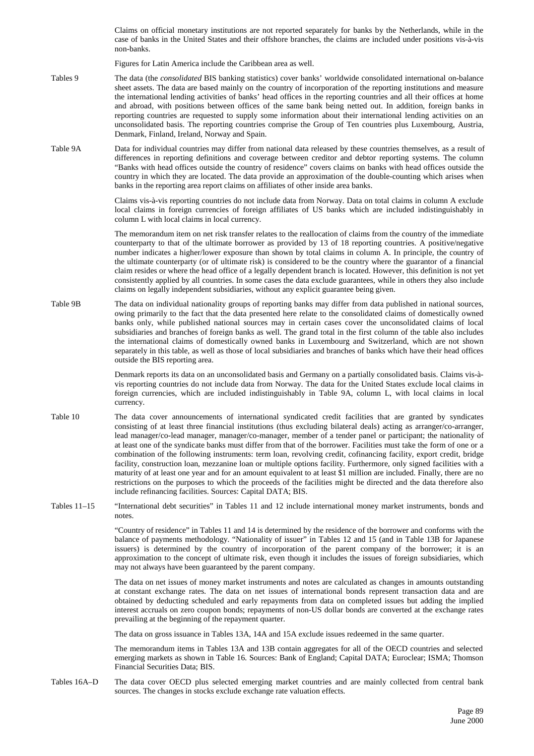Claims on official monetary institutions are not reported separately for banks by the Netherlands, while in the case of banks in the United States and their offshore branches, the claims are included under positions vis-à-vis non-banks.

Figures for Latin America include the Caribbean area as well.

**Tables 9**

The data (the *consolidated* BIS banking statistics) cover banks' worldwide consolidated international on-balance sheet assets. The data are based mainly on the country of incorporation of the reporting institutions and measure the international lending activities of banks' head offices in the reporting countries and all their offices at home and abroad, with positions between offices of the same bank being netted out. In addition, foreign banks in reporting countries are requested to supply some information about their international lending activities on an unconsolidated basis. The reporting countries comprise the Group of Ten countries plus Luxembourg, Austria, Denmark, Finland, Ireland, Norway and Spain.

**Table 9A**

Data for individual countries may differ from national data released by these countries themselves, as a result of differences in reporting definitions and coverage between creditor and debtor reporting systems. The column "Banks with head offices outside the country of residence" covers claims on banks with head offices outside the country in which they are located. The data provide an approximation of the double-counting which arises when banks in the reporting area report claims on affiliates of other inside area banks.

Claims vis-à-vis reporting countries do not include data from Norway. Data on total claims in column A exclude local claims in foreign currencies of foreign affiliates of US banks which are included indistinguishably in column L with local claims in local currency.

The memorandum item on net risk transfer relates to the reallocation of claims from the country of the immediate counterparty to that of the ultimate borrower as provided by 13 of 18 reporting countries. A positive/negative number indicates a higher/lower exposure than shown by total claims in column A. In principle, the country of the ultimate counterparty (or of ultimate risk) is considered to be the country where the guarantor of a financial claim resides or where the head office of a legally dependent branch is located. However, this definition is not yet consistently applied by all countries. In some cases the data exclude guarantees, while in others they also include claims on legally independent subsidiaries, without any explicit guarantee being given.

**Table 9B**

The data on individual nationality groups of reporting banks may differ from data published in national sources, owing primarily to the fact that the data presented here relate to the consolidated claims of domestically owned banks only, while published national sources may in certain cases cover the unconsolidated claims of local subsidiaries and branches of foreign banks as well. The grand total in the first column of the table also includes the international claims of domestically owned banks in Luxembourg and Switzerland, which are not shown separately in this table, as well as those of local subsidiaries and branches of banks which have their head offices outside the BIS reporting area.

Denmark reports its data on an unconsolidated basis and Germany on a partially consolidated basis. Claims vis-à-vis reporting countries do not include data from Norway. The data for the United States exclude local claims in foreign currencies, which are included indistinguishably in Table 9A, column L, with local claims in local currency.

**Table 10**

The data cover announcements of international syndicated credit facilities that are granted by syndicates consisting of at least three financial institutions (thus excluding bilateral deals) acting as arranger/co-arranger, lead manager/co-lead manager, manager/co-manager, member of a tender panel or participant; the nationality of at least one of the syndicate banks must differ from that of the borrower. Facilities must take the form of one or a combination of the following instruments: term loan, revolving credit, cofinancing facility, export credit, bridge facility, construction loan, mezzanine loan or multiple options facility. Furthermore, only signed facilities with a maturity of at least one year and for an amount equivalent to at least $1 million are included. Finally, there are no restrictions on the purposes to which the proceeds of the facilities might be directed and the data therefore also include refinancing facilities. Sources: Capital DATA; BIS.

**Tables 11–15**

"International debt securities" in Tables 11 and 12 include international money market instruments, bonds and notes.

"Country of residence" in Tables 11 and 14 is determined by the residence of the borrower and conforms with the balance of payments methodology. "Nationality of issuer" in Tables 12 and 15 (and in Table 13B for Japanese issuers) is determined by the country of incorporation of the parent company of the borrower; it is an approximation to the concept of ultimate risk, even though it includes the issues of foreign subsidiaries, which may not always have been guaranteed by the parent company.

The data on net issues of money market instruments and notes are calculated as changes in amounts outstanding at constant exchange rates. The data on net issues of international bonds represent transaction data and are obtained by deducting scheduled and early repayments from data on completed issues but adding the implied interest accruals on zero coupon bonds; repayments of non-US dollar bonds are converted at the exchange rates prevailing at the beginning of the repayment quarter.

The data on gross issuance in Tables 13A, 14A and 15A exclude issues redeemed in the same quarter.

The memorandum items in Tables 13A and 13B contain aggregates for all of the OECD countries and selected emerging markets as shown in Table 16. Sources: Bank of England; Capital DATA; Euroclear; ISMA; Thomson Financial Securities Data; BIS.

**Tables 16A–D**

The data cover OECD plus selected emerging market countries and are mainly collected from central bank sources. The changes in stocks exclude exchange rate valuation effects.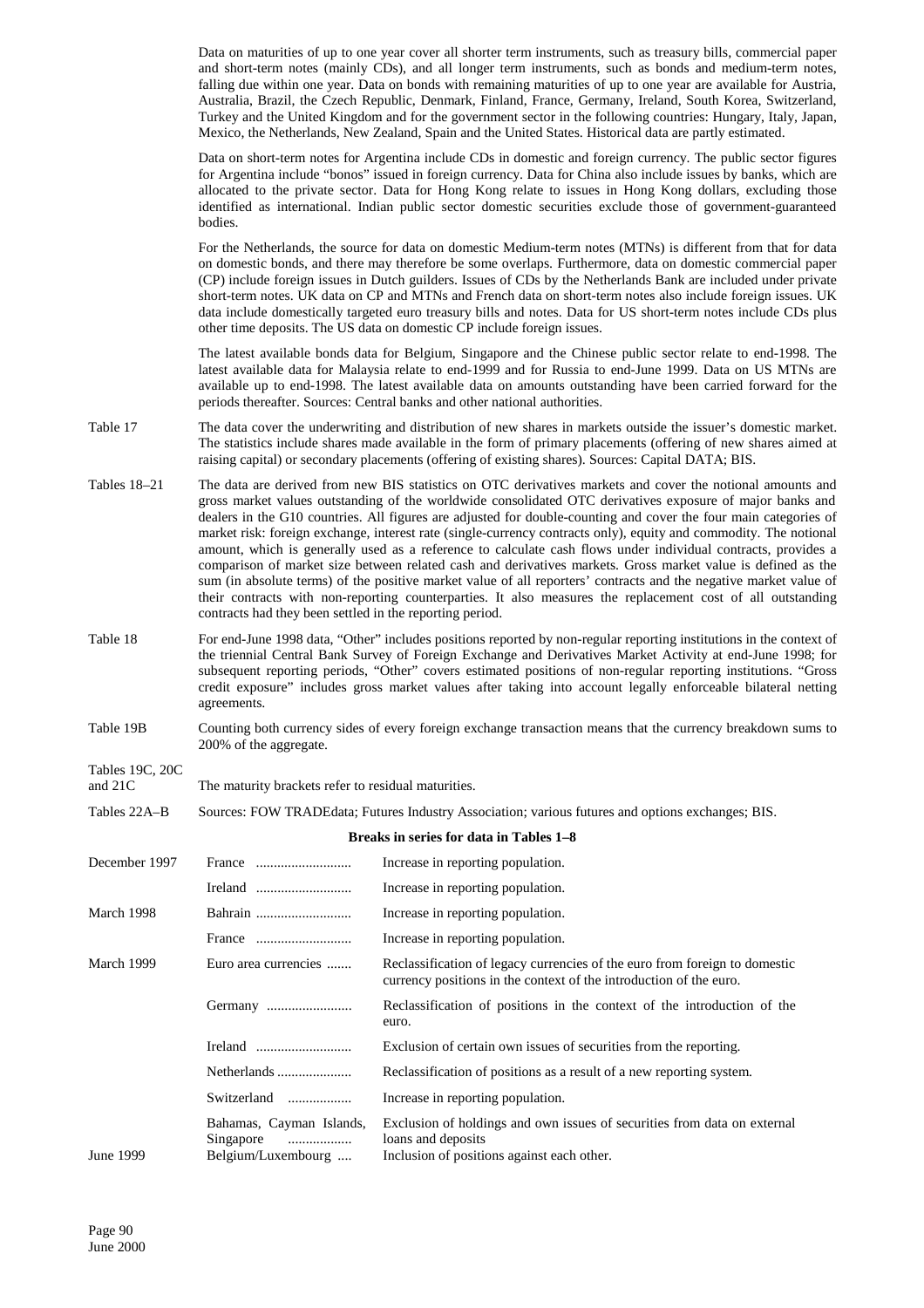Data on maturities of up to one year cover all shorter term instruments, such as treasury bills, commercial paper and short-term notes (mainly CDs), and all longer term instruments, such as bonds and medium-term notes, falling due within one year. Data on bonds with remaining maturities of up to one year are available for Austria, Australia, Brazil, the Czech Republic, Denmark, Finland, France, Germany, Ireland, South Korea, Switzerland, Turkey and the United Kingdom and for the government sector in the following countries: Hungary, Italy, Japan, Mexico, the Netherlands, New Zealand, Spain and the United States. Historical data are partly estimated.

Data on short-term notes for Argentina include CDs in domestic and foreign currency. The public sector figures for Argentina include "bonos" issued in foreign currency. Data for China also include issues by banks, which are allocated to the private sector. Data for Hong Kong relate to issues in Hong Kong dollars, excluding those identified as international. Indian public sector domestic securities exclude those of government-guaranteed bodies.

For the Netherlands, the source for data on domestic Medium-term notes (MTNs) is different from that for data on domestic bonds, and there may therefore be some overlaps. Furthermore, data on domestic commercial paper (CP) include foreign issues in Dutch guilders. Issues of CDs by the Netherlands Bank are included under private short-term notes. UK data on CP and MTNs and French data on short-term notes also include foreign issues. UK data include domestically targeted euro treasury bills and notes. Data for US short-term notes include CDs plus other time deposits. The US data on domestic CP include foreign issues.

The latest available bonds data for Belgium, Singapore and the Chinese public sector relate to end-1998. The latest available data for Malaysia relate to end-1999 and for Russia to end-June 1999. Data on US MTNs are available up to end-1998. The latest available data on amounts outstanding have been carried forward for the periods thereafter. Sources: Central banks and other national authorities.

**Table 17** — The data cover the underwriting and distribution of new shares in markets outside the issuer's domestic market. The statistics include shares made available in the form of primary placements (offering of new shares aimed at raising capital) or secondary placements (offering of existing shares). Sources: Capital DATA; BIS.

**Tables 18–21** — The data are derived from new BIS statistics on OTC derivatives markets and cover the notional amounts and gross market values outstanding of the worldwide consolidated OTC derivatives exposure of major banks and dealers in the G10 countries. All figures are adjusted for double-counting and cover the four main categories of market risk: foreign exchange, interest rate (single-currency contracts only), equity and commodity. The notional amount, which is generally used as a reference to calculate cash flows under individual contracts, provides a comparison of market size between related cash and derivatives markets. Gross market value is defined as the sum (in absolute terms) of the positive market value of all reporters' contracts and the negative market value of their contracts with non-reporting counterparties. It also measures the replacement cost of all outstanding contracts had they been settled in the reporting period.

**Table 18** — For end-June 1998 data, "Other" includes positions reported by non-regular reporting institutions in the context of the triennial Central Bank Survey of Foreign Exchange and Derivatives Market Activity at end-June 1998; for subsequent reporting periods, "Other" covers estimated positions of non-regular reporting institutions. "Gross credit exposure" includes gross market values after taking into account legally enforceable bilateral netting agreements.

**Table 19B** — Counting both currency sides of every foreign exchange transaction means that the currency breakdown sums to 200% of the aggregate.

**Tables 19C, 20C and 21C** — The maturity brackets refer to residual maturities.

**Tables 22A–B** — Sources: FOW TRADEdata; Futures Industry Association; various futures and options exchanges; BIS.

## Breaks in series for data in Tables 1–8

| | | |
|---|---|---|
| December 1997 | France | Increase in reporting population. |
| | Ireland | Increase in reporting population. |
| March 1998 | Bahrain | Increase in reporting population. |
| | France | Increase in reporting population. |
| March 1999 | Euro area currencies | Reclassification of legacy currencies of the euro from foreign to domestic currency positions in the context of the introduction of the euro. |
| | Germany | Reclassification of positions in the context of the introduction of the euro. |
| | Ireland | Exclusion of certain own issues of securities from the reporting. |
| | Netherlands | Reclassification of positions as a result of a new reporting system. |
| | Switzerland | Increase in reporting population. |
| | Bahamas, Cayman Islands, Singapore | Exclusion of holdings and own issues of securities from data on external loans and deposits |
| June 1999 | Belgium/Luxembourg | Inclusion of positions against each other. |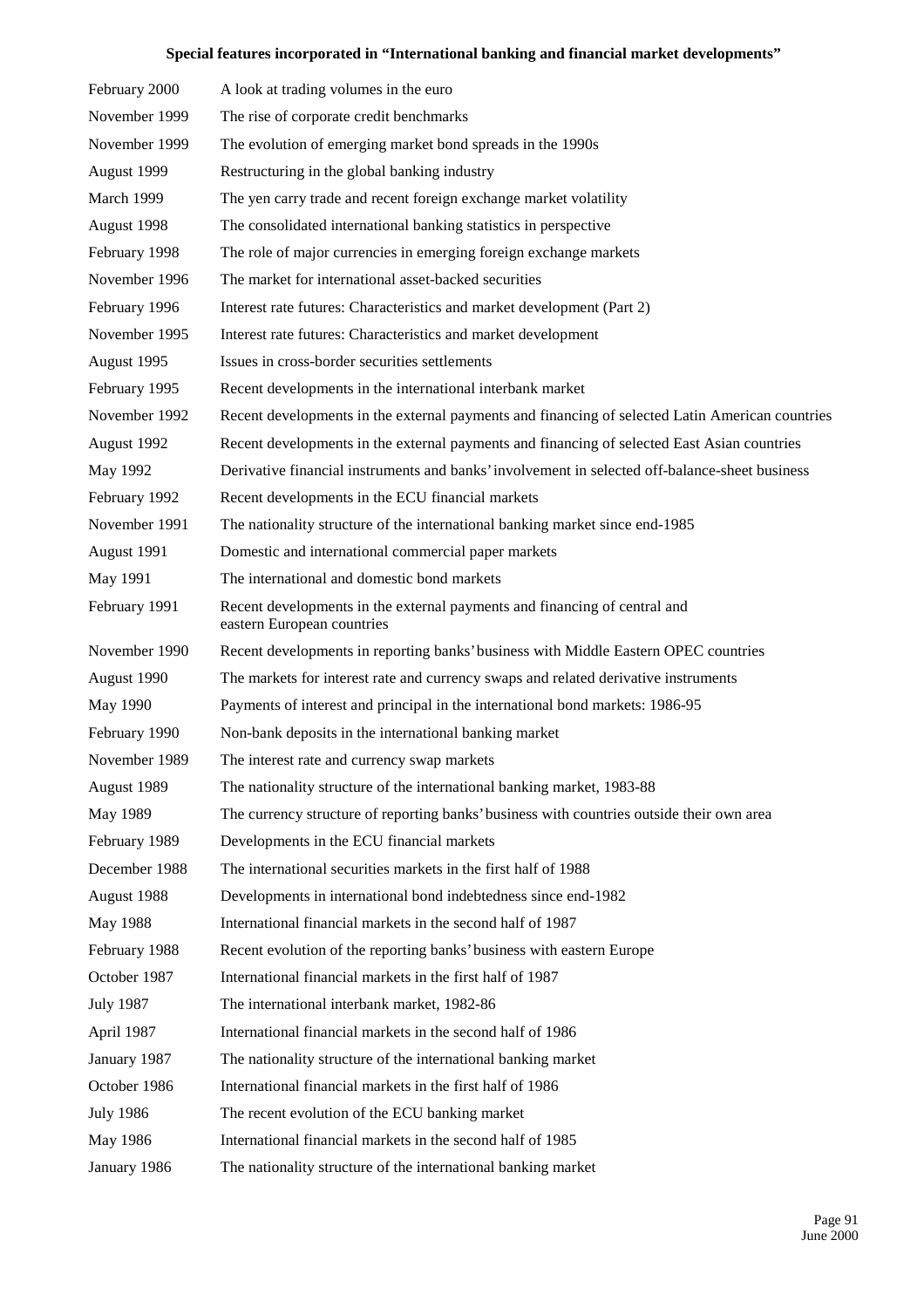**Special features incorporated in "International banking and financial market developments"**

| | |
|---|---|
| February 2000 | A look at trading volumes in the euro |
| November 1999 | The rise of corporate credit benchmarks |
| November 1999 | The evolution of emerging market bond spreads in the 1990s |
| August 1999 | Restructuring in the global banking industry |
| March 1999 | The yen carry trade and recent foreign exchange market volatility |
| August 1998 | The consolidated international banking statistics in perspective |
| February 1998 | The role of major currencies in emerging foreign exchange markets |
| November 1996 | The market for international asset-backed securities |
| February 1996 | Interest rate futures: Characteristics and market development (Part 2) |
| November 1995 | Interest rate futures: Characteristics and market development |
| August 1995 | Issues in cross-border securities settlements |
| February 1995 | Recent developments in the international interbank market |
| November 1992 | Recent developments in the external payments and financing of selected Latin American countries |
| August 1992 | Recent developments in the external payments and financing of selected East Asian countries |
| May 1992 | Derivative financial instruments and banks' involvement in selected off-balance-sheet business |
| February 1992 | Recent developments in the ECU financial markets |
| November 1991 | The nationality structure of the international banking market since end-1985 |
| August 1991 | Domestic and international commercial paper markets |
| May 1991 | The international and domestic bond markets |
| February 1991 | Recent developments in the external payments and financing of central and eastern European countries |
| November 1990 | Recent developments in reporting banks' business with Middle Eastern OPEC countries |
| August 1990 | The markets for interest rate and currency swaps and related derivative instruments |
| May 1990 | Payments of interest and principal in the international bond markets: 1986-95 |
| February 1990 | Non-bank deposits in the international banking market |
| November 1989 | The interest rate and currency swap markets |
| August 1989 | The nationality structure of the international banking market, 1983-88 |
| May 1989 | The currency structure of reporting banks' business with countries outside their own area |
| February 1989 | Developments in the ECU financial markets |
| December 1988 | The international securities markets in the first half of 1988 |
| August 1988 | Developments in international bond indebtedness since end-1982 |
| May 1988 | International financial markets in the second half of 1987 |
| February 1988 | Recent evolution of the reporting banks' business with eastern Europe |
| October 1987 | International financial markets in the first half of 1987 |
| July 1987 | The international interbank market, 1982-86 |
| April 1987 | International financial markets in the second half of 1986 |
| January 1987 | The nationality structure of the international banking market |
| October 1986 | International financial markets in the first half of 1986 |
| July 1986 | The recent evolution of the ECU banking market |
| May 1986 | International financial markets in the second half of 1985 |
| January 1986 | The nationality structure of the international banking market |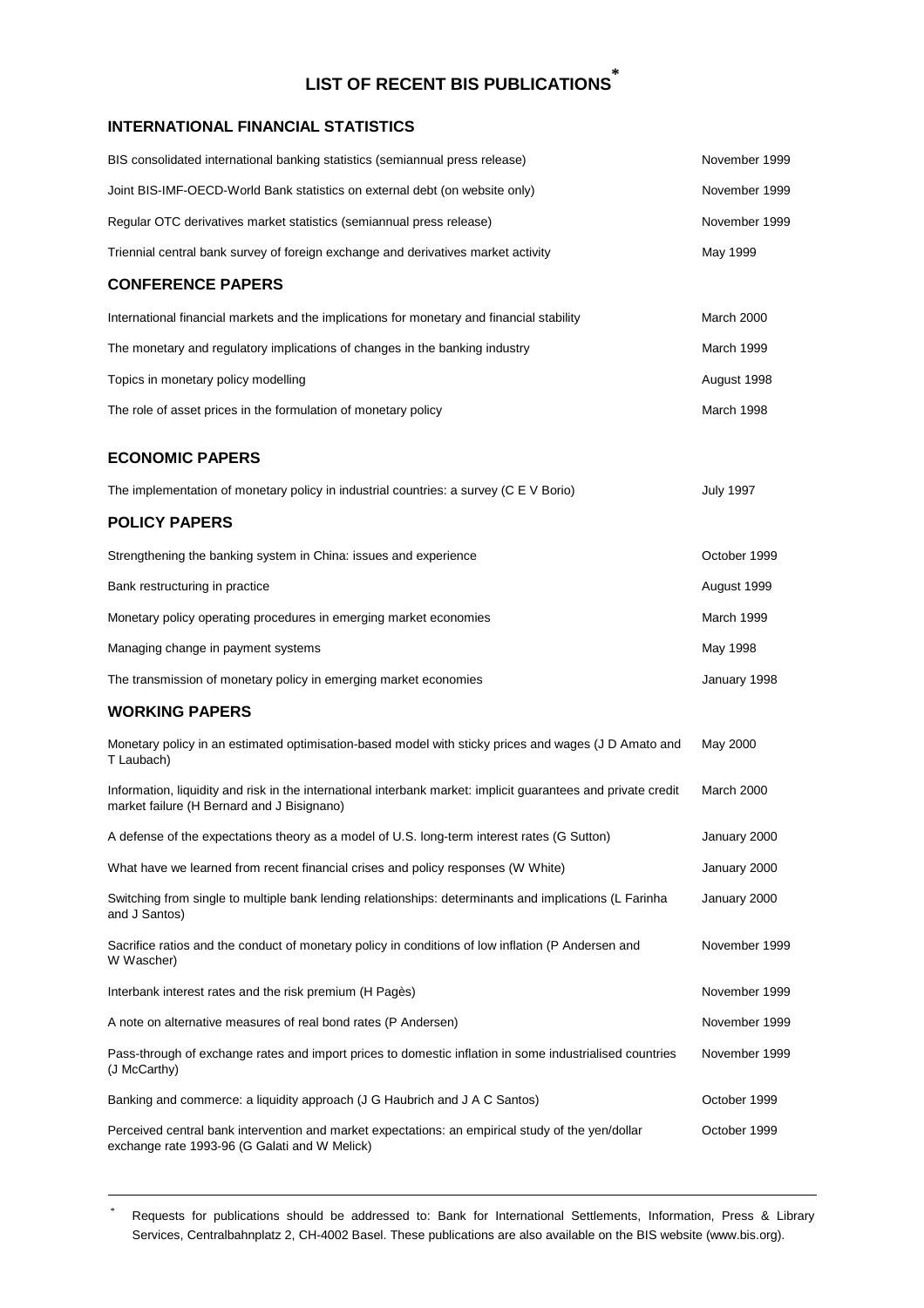# LIST OF RECENT BIS PUBLICATIONS[*]

## INTERNATIONAL FINANCIAL STATISTICS

| | |
|---|---|
| BIS consolidated international banking statistics (semiannual press release) | November 1999 |
| Joint BIS-IMF-OECD-World Bank statistics on external debt (on website only) | November 1999 |
| Regular OTC derivatives market statistics (semiannual press release) | November 1999 |
| Triennial central bank survey of foreign exchange and derivatives market activity | May 1999 |

## CONFERENCE PAPERS

| | |
|---|---|
| International financial markets and the implications for monetary and financial stability | March 2000 |
| The monetary and regulatory implications of changes in the banking industry | March 1999 |
| Topics in monetary policy modelling | August 1998 |
| The role of asset prices in the formulation of monetary policy | March 1998 |

## ECONOMIC PAPERS

| | |
|---|---|
| The implementation of monetary policy in industrial countries: a survey (C E V Borio) | July 1997 |

## POLICY PAPERS

| | |
|---|---|
| Strengthening the banking system in China: issues and experience | October 1999 |
| Bank restructuring in practice | August 1999 |
| Monetary policy operating procedures in emerging market economies | March 1999 |
| Managing change in payment systems | May 1998 |
| The transmission of monetary policy in emerging market economies | January 1998 |

## WORKING PAPERS

| | |
|---|---|
| Monetary policy in an estimated optimisation-based model with sticky prices and wages (J D Amato and T Laubach) | May 2000 |
| Information, liquidity and risk in the international interbank market: implicit guarantees and private credit market failure (H Bernard and J Bisignano) | March 2000 |
| A defense of the expectations theory as a model of U.S. long-term interest rates (G Sutton) | January 2000 |
| What have we learned from recent financial crises and policy responses (W White) | January 2000 |
| Switching from single to multiple bank lending relationships: determinants and implications (L Farinha and J Santos) | January 2000 |
| Sacrifice ratios and the conduct of monetary policy in conditions of low inflation (P Andersen and W Wascher) | November 1999 |
| Interbank interest rates and the risk premium (H Pagès) | November 1999 |
| A note on alternative measures of real bond rates (P Andersen) | November 1999 |
| Pass-through of exchange rates and import prices to domestic inflation in some industrialised countries (J McCarthy) | November 1999 |
| Banking and commerce: a liquidity approach (J G Haubrich and J A C Santos) | October 1999 |
| Perceived central bank intervention and market expectations: an empirical study of the yen/dollar exchange rate 1993-96 (G Galati and W Melick) | October 1999 |

---

[*] Requests for publications should be addressed to: Bank for International Settlements, Information, Press & Library Services, Centralbahnplatz 2, CH-4002 Basel. These publications are also available on the BIS website (www.bis.org).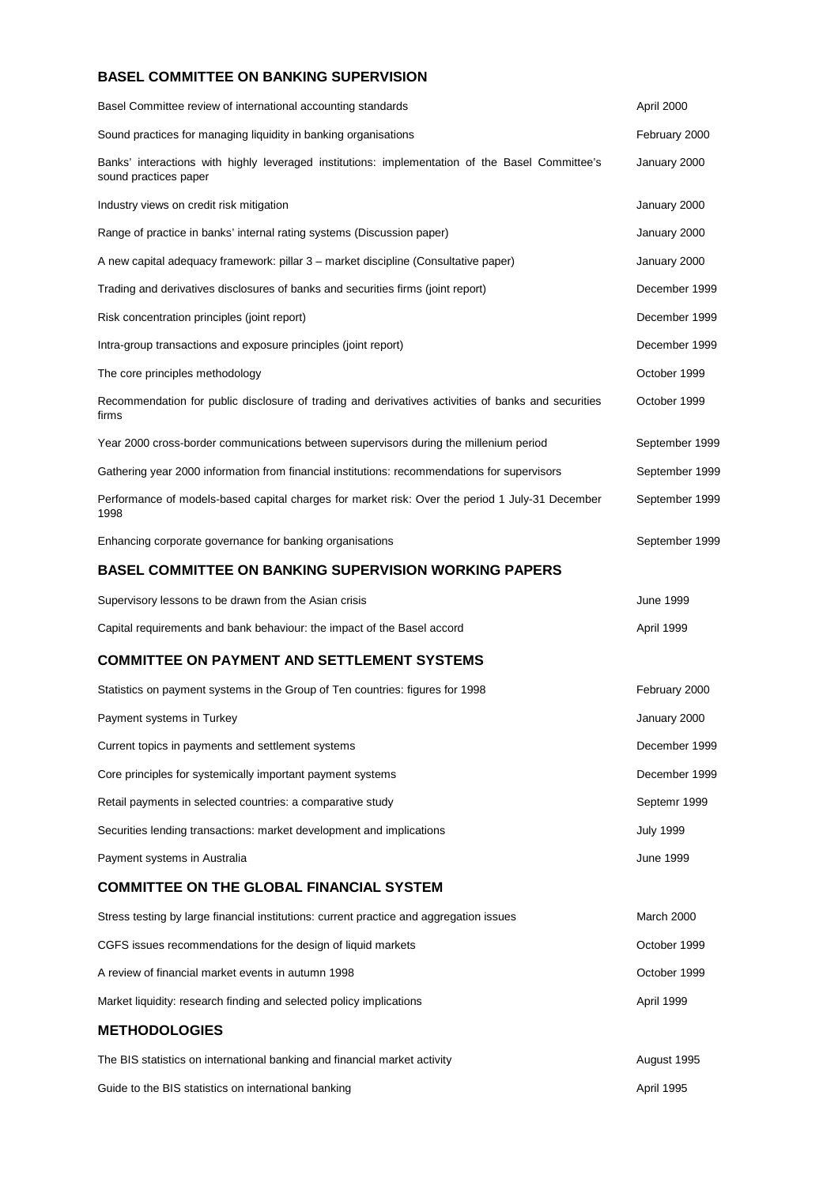## BASEL COMMITTEE ON BANKING SUPERVISION

| | |
|---|---|
| Basel Committee review of international accounting standards | April 2000 |
| Sound practices for managing liquidity in banking organisations | February 2000 |
| Banks' interactions with highly leveraged institutions: implementation of the Basel Committee's sound practices paper | January 2000 |
| Industry views on credit risk mitigation | January 2000 |
| Range of practice in banks' internal rating systems (Discussion paper) | January 2000 |
| A new capital adequacy framework: pillar 3 – market discipline (Consultative paper) | January 2000 |
| Trading and derivatives disclosures of banks and securities firms (joint report) | December 1999 |
| Risk concentration principles (joint report) | December 1999 |
| Intra-group transactions and exposure principles (joint report) | December 1999 |
| The core principles methodology | October 1999 |
| Recommendation for public disclosure of trading and derivatives activities of banks and securities firms | October 1999 |
| Year 2000 cross-border communications between supervisors during the millenium period | September 1999 |
| Gathering year 2000 information from financial institutions: recommendations for supervisors | September 1999 |
| Performance of models-based capital charges for market risk: Over the period 1 July-31 December 1998 | September 1999 |
| Enhancing corporate governance for banking organisations | September 1999 |

## BASEL COMMITTEE ON BANKING SUPERVISION WORKING PAPERS

| | |
|---|---|
| Supervisory lessons to be drawn from the Asian crisis | June 1999 |
| Capital requirements and bank behaviour: the impact of the Basel accord | April 1999 |

## COMMITTEE ON PAYMENT AND SETTLEMENT SYSTEMS

| | |
|---|---|
| Statistics on payment systems in the Group of Ten countries: figures for 1998 | February 2000 |
| Payment systems in Turkey | January 2000 |
| Current topics in payments and settlement systems | December 1999 |
| Core principles for systemically important payment systems | December 1999 |
| Retail payments in selected countries: a comparative study | Septemr 1999 |
| Securities lending transactions: market development and implications | July 1999 |
| Payment systems in Australia | June 1999 |

## COMMITTEE ON THE GLOBAL FINANCIAL SYSTEM

| | |
|---|---|
| Stress testing by large financial institutions: current practice and aggregation issues | March 2000 |
| CGFS issues recommendations for the design of liquid markets | October 1999 |
| A review of financial market events in autumn 1998 | October 1999 |
| Market liquidity: research finding and selected policy implications | April 1999 |

## METHODOLOGIES

| | |
|---|---|
| The BIS statistics on international banking and financial market activity | August 1995 |
| Guide to the BIS statistics on international banking | April 1995 |